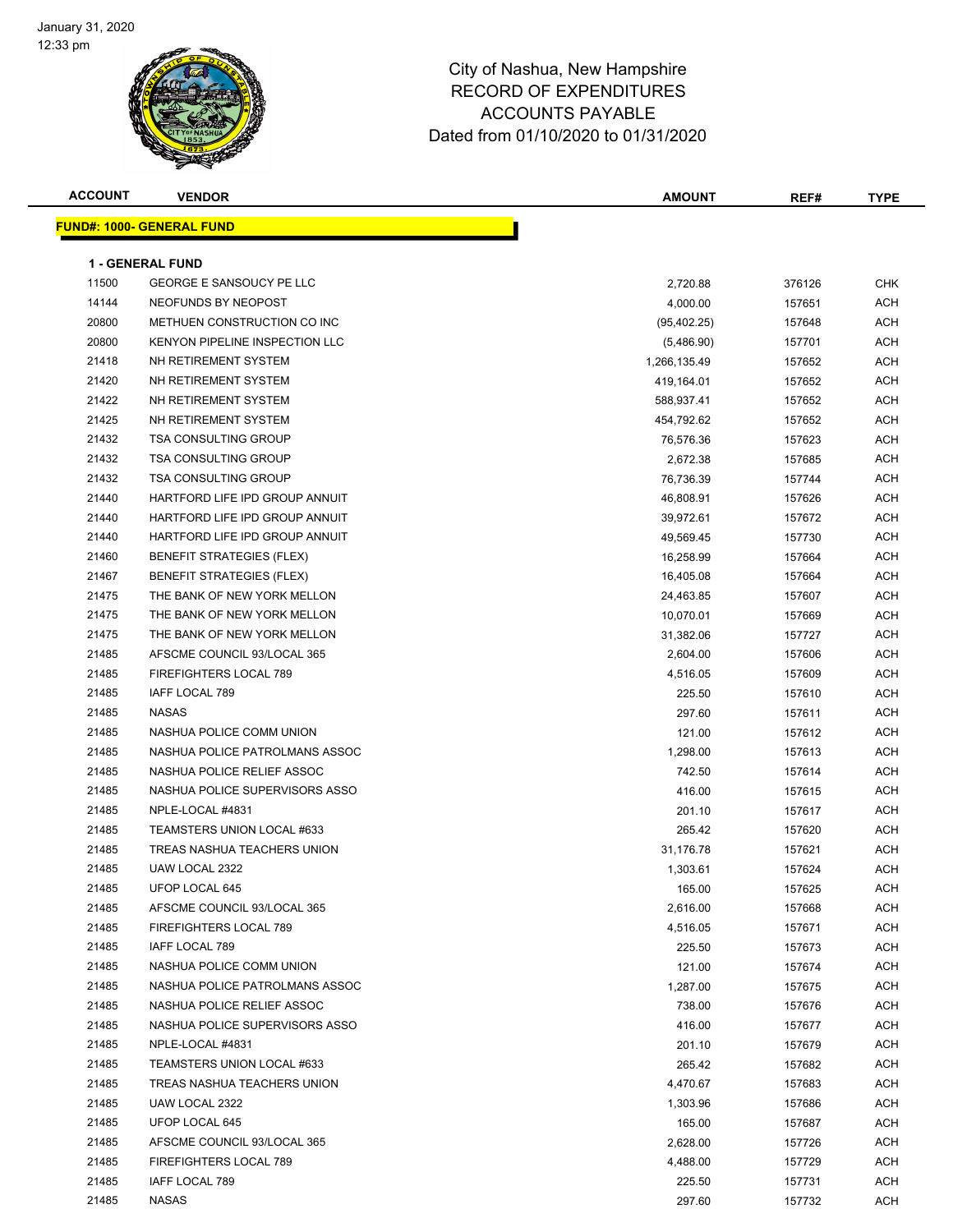January 31, 2020
12:33 pm

# City of Nashua, New Hampshire
# RECORD OF EXPENDITURES
# ACCOUNTS PAYABLE
# Dated from 01/10/2020 to 01/31/2020

## FUND#: 1000- GENERAL FUND

### 1 - GENERAL FUND

| ACCOUNT | VENDOR | AMOUNT | REF# | TYPE |
|---|---|---|---|---|
| 11500 | GEORGE E SANSOUCY PE LLC | 2,720.88 | 376126 | CHK |
| 14144 | NEOFUNDS BY NEOPOST | 4,000.00 | 157651 | ACH |
| 20800 | METHUEN CONSTRUCTION CO INC | (95,402.25) | 157648 | ACH |
| 20800 | KENYON PIPELINE INSPECTION LLC | (5,486.90) | 157701 | ACH |
| 21418 | NH RETIREMENT SYSTEM | 1,266,135.49 | 157652 | ACH |
| 21420 | NH RETIREMENT SYSTEM | 419,164.01 | 157652 | ACH |
| 21422 | NH RETIREMENT SYSTEM | 588,937.41 | 157652 | ACH |
| 21425 | NH RETIREMENT SYSTEM | 454,792.62 | 157652 | ACH |
| 21432 | TSA CONSULTING GROUP | 76,576.36 | 157623 | ACH |
| 21432 | TSA CONSULTING GROUP | 2,672.38 | 157685 | ACH |
| 21432 | TSA CONSULTING GROUP | 76,736.39 | 157744 | ACH |
| 21440 | HARTFORD LIFE IPD GROUP ANNUIT | 46,808.91 | 157626 | ACH |
| 21440 | HARTFORD LIFE IPD GROUP ANNUIT | 39,972.61 | 157672 | ACH |
| 21440 | HARTFORD LIFE IPD GROUP ANNUIT | 49,569.45 | 157730 | ACH |
| 21460 | BENEFIT STRATEGIES (FLEX) | 16,258.99 | 157664 | ACH |
| 21467 | BENEFIT STRATEGIES (FLEX) | 16,405.08 | 157664 | ACH |
| 21475 | THE BANK OF NEW YORK MELLON | 24,463.85 | 157607 | ACH |
| 21475 | THE BANK OF NEW YORK MELLON | 10,070.01 | 157669 | ACH |
| 21475 | THE BANK OF NEW YORK MELLON | 31,382.06 | 157727 | ACH |
| 21485 | AFSCME COUNCIL 93/LOCAL 365 | 2,604.00 | 157606 | ACH |
| 21485 | FIREFIGHTERS LOCAL 789 | 4,516.05 | 157609 | ACH |
| 21485 | IAFF LOCAL 789 | 225.50 | 157610 | ACH |
| 21485 | NASAS | 297.60 | 157611 | ACH |
| 21485 | NASHUA POLICE COMM UNION | 121.00 | 157612 | ACH |
| 21485 | NASHUA POLICE PATROLMANS ASSOC | 1,298.00 | 157613 | ACH |
| 21485 | NASHUA POLICE RELIEF ASSOC | 742.50 | 157614 | ACH |
| 21485 | NASHUA POLICE SUPERVISORS ASSO | 416.00 | 157615 | ACH |
| 21485 | NPLE-LOCAL #4831 | 201.10 | 157617 | ACH |
| 21485 | TEAMSTERS UNION LOCAL #633 | 265.42 | 157620 | ACH |
| 21485 | TREAS NASHUA TEACHERS UNION | 31,176.78 | 157621 | ACH |
| 21485 | UAW LOCAL 2322 | 1,303.61 | 157624 | ACH |
| 21485 | UFOP LOCAL 645 | 165.00 | 157625 | ACH |
| 21485 | AFSCME COUNCIL 93/LOCAL 365 | 2,616.00 | 157668 | ACH |
| 21485 | FIREFIGHTERS LOCAL 789 | 4,516.05 | 157671 | ACH |
| 21485 | IAFF LOCAL 789 | 225.50 | 157673 | ACH |
| 21485 | NASHUA POLICE COMM UNION | 121.00 | 157674 | ACH |
| 21485 | NASHUA POLICE PATROLMANS ASSOC | 1,287.00 | 157675 | ACH |
| 21485 | NASHUA POLICE RELIEF ASSOC | 738.00 | 157676 | ACH |
| 21485 | NASHUA POLICE SUPERVISORS ASSO | 416.00 | 157677 | ACH |
| 21485 | NPLE-LOCAL #4831 | 201.10 | 157679 | ACH |
| 21485 | TEAMSTERS UNION LOCAL #633 | 265.42 | 157682 | ACH |
| 21485 | TREAS NASHUA TEACHERS UNION | 4,470.67 | 157683 | ACH |
| 21485 | UAW LOCAL 2322 | 1,303.96 | 157686 | ACH |
| 21485 | UFOP LOCAL 645 | 165.00 | 157687 | ACH |
| 21485 | AFSCME COUNCIL 93/LOCAL 365 | 2,628.00 | 157726 | ACH |
| 21485 | FIREFIGHTERS LOCAL 789 | 4,488.00 | 157729 | ACH |
| 21485 | IAFF LOCAL 789 | 225.50 | 157731 | ACH |
| 21485 | NASAS | 297.60 | 157732 | ACH |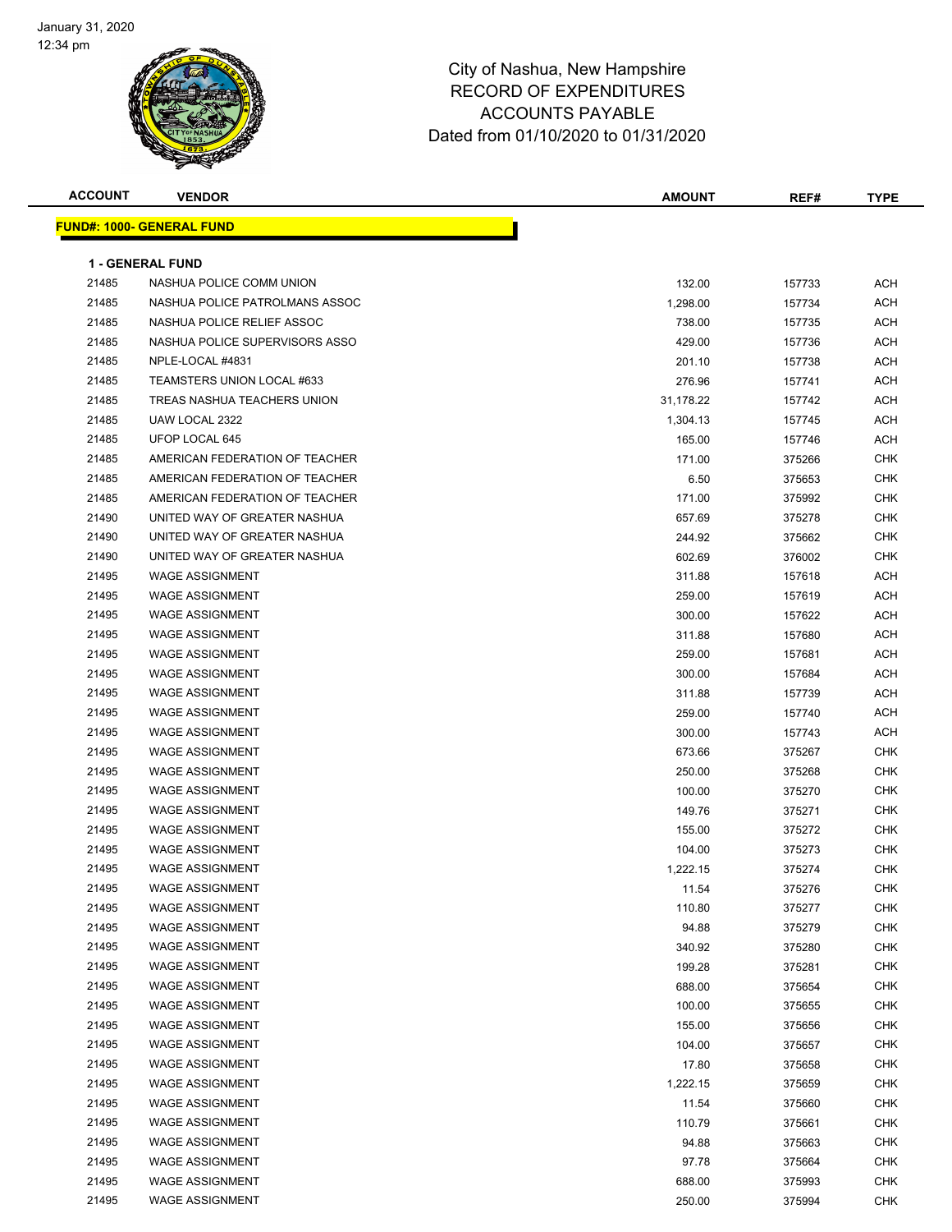City of Nashua, New Hampshire
RECORD OF EXPENDITURES
ACCOUNTS PAYABLE
Dated from 01/10/2020 to 01/31/2020

| ACCOUNT | VENDOR | AMOUNT | REF# | TYPE |
|---|---|---|---|---|

**FUND#: 1000- GENERAL FUND**

**1 - GENERAL FUND**

| ACCOUNT | VENDOR | AMOUNT | REF# | TYPE |
|---|---|---|---|---|
| 21485 | NASHUA POLICE COMM UNION | 132.00 | 157733 | ACH |
| 21485 | NASHUA POLICE PATROLMANS ASSOC | 1,298.00 | 157734 | ACH |
| 21485 | NASHUA POLICE RELIEF ASSOC | 738.00 | 157735 | ACH |
| 21485 | NASHUA POLICE SUPERVISORS ASSO | 429.00 | 157736 | ACH |
| 21485 | NPLE-LOCAL #4831 | 201.10 | 157738 | ACH |
| 21485 | TEAMSTERS UNION LOCAL #633 | 276.96 | 157741 | ACH |
| 21485 | TREAS NASHUA TEACHERS UNION | 31,178.22 | 157742 | ACH |
| 21485 | UAW LOCAL 2322 | 1,304.13 | 157745 | ACH |
| 21485 | UFOP LOCAL 645 | 165.00 | 157746 | ACH |
| 21485 | AMERICAN FEDERATION OF TEACHER | 171.00 | 375266 | CHK |
| 21485 | AMERICAN FEDERATION OF TEACHER | 6.50 | 375653 | CHK |
| 21485 | AMERICAN FEDERATION OF TEACHER | 171.00 | 375992 | CHK |
| 21490 | UNITED WAY OF GREATER NASHUA | 657.69 | 375278 | CHK |
| 21490 | UNITED WAY OF GREATER NASHUA | 244.92 | 375662 | CHK |
| 21490 | UNITED WAY OF GREATER NASHUA | 602.69 | 376002 | CHK |
| 21495 | WAGE ASSIGNMENT | 311.88 | 157618 | ACH |
| 21495 | WAGE ASSIGNMENT | 259.00 | 157619 | ACH |
| 21495 | WAGE ASSIGNMENT | 300.00 | 157622 | ACH |
| 21495 | WAGE ASSIGNMENT | 311.88 | 157680 | ACH |
| 21495 | WAGE ASSIGNMENT | 259.00 | 157681 | ACH |
| 21495 | WAGE ASSIGNMENT | 300.00 | 157684 | ACH |
| 21495 | WAGE ASSIGNMENT | 311.88 | 157739 | ACH |
| 21495 | WAGE ASSIGNMENT | 259.00 | 157740 | ACH |
| 21495 | WAGE ASSIGNMENT | 300.00 | 157743 | ACH |
| 21495 | WAGE ASSIGNMENT | 673.66 | 375267 | CHK |
| 21495 | WAGE ASSIGNMENT | 250.00 | 375268 | CHK |
| 21495 | WAGE ASSIGNMENT | 100.00 | 375270 | CHK |
| 21495 | WAGE ASSIGNMENT | 149.76 | 375271 | CHK |
| 21495 | WAGE ASSIGNMENT | 155.00 | 375272 | CHK |
| 21495 | WAGE ASSIGNMENT | 104.00 | 375273 | CHK |
| 21495 | WAGE ASSIGNMENT | 1,222.15 | 375274 | CHK |
| 21495 | WAGE ASSIGNMENT | 11.54 | 375276 | CHK |
| 21495 | WAGE ASSIGNMENT | 110.80 | 375277 | CHK |
| 21495 | WAGE ASSIGNMENT | 94.88 | 375279 | CHK |
| 21495 | WAGE ASSIGNMENT | 340.92 | 375280 | CHK |
| 21495 | WAGE ASSIGNMENT | 199.28 | 375281 | CHK |
| 21495 | WAGE ASSIGNMENT | 688.00 | 375654 | CHK |
| 21495 | WAGE ASSIGNMENT | 100.00 | 375655 | CHK |
| 21495 | WAGE ASSIGNMENT | 155.00 | 375656 | CHK |
| 21495 | WAGE ASSIGNMENT | 104.00 | 375657 | CHK |
| 21495 | WAGE ASSIGNMENT | 17.80 | 375658 | CHK |
| 21495 | WAGE ASSIGNMENT | 1,222.15 | 375659 | CHK |
| 21495 | WAGE ASSIGNMENT | 11.54 | 375660 | CHK |
| 21495 | WAGE ASSIGNMENT | 110.79 | 375661 | CHK |
| 21495 | WAGE ASSIGNMENT | 94.88 | 375663 | CHK |
| 21495 | WAGE ASSIGNMENT | 97.78 | 375664 | CHK |
| 21495 | WAGE ASSIGNMENT | 688.00 | 375993 | CHK |
| 21495 | WAGE ASSIGNMENT | 250.00 | 375994 | CHK |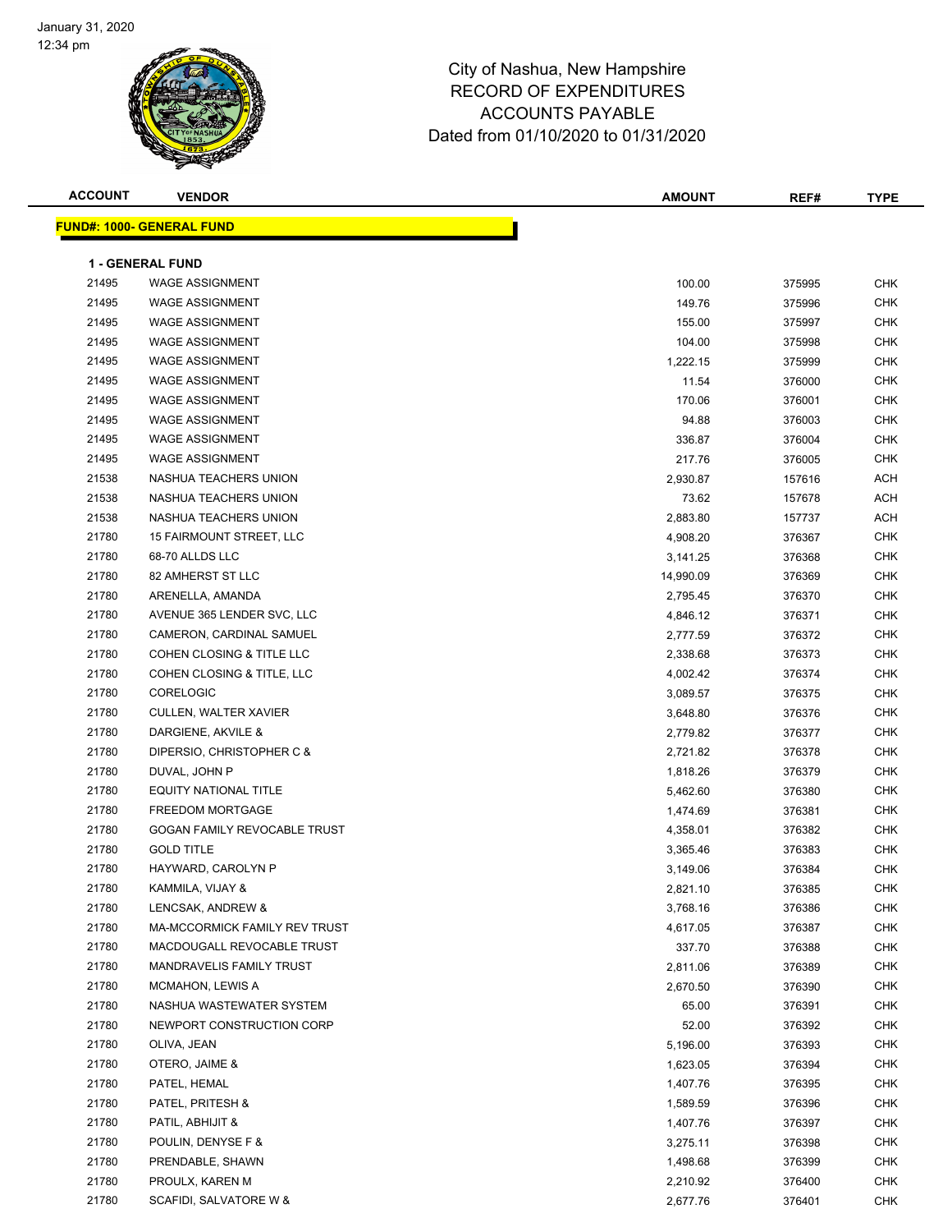# City of Nashua, New Hampshire
## RECORD OF EXPENDITURES
## ACCOUNTS PAYABLE
## Dated from 01/10/2020 to 01/31/2020

| ACCOUNT | VENDOR | AMOUNT | REF# | TYPE |
|---|---|---|---|---|
| **FUND#: 1000- GENERAL FUND** | | | | |
| **1 - GENERAL FUND** | | | | |
| 21495 | WAGE ASSIGNMENT | 100.00 | 375995 | CHK |
| 21495 | WAGE ASSIGNMENT | 149.76 | 375996 | CHK |
| 21495 | WAGE ASSIGNMENT | 155.00 | 375997 | CHK |
| 21495 | WAGE ASSIGNMENT | 104.00 | 375998 | CHK |
| 21495 | WAGE ASSIGNMENT | 1,222.15 | 375999 | CHK |
| 21495 | WAGE ASSIGNMENT | 11.54 | 376000 | CHK |
| 21495 | WAGE ASSIGNMENT | 170.06 | 376001 | CHK |
| 21495 | WAGE ASSIGNMENT | 94.88 | 376003 | CHK |
| 21495 | WAGE ASSIGNMENT | 336.87 | 376004 | CHK |
| 21495 | WAGE ASSIGNMENT | 217.76 | 376005 | CHK |
| 21538 | NASHUA TEACHERS UNION | 2,930.87 | 157616 | ACH |
| 21538 | NASHUA TEACHERS UNION | 73.62 | 157678 | ACH |
| 21538 | NASHUA TEACHERS UNION | 2,883.80 | 157737 | ACH |
| 21780 | 15 FAIRMOUNT STREET, LLC | 4,908.20 | 376367 | CHK |
| 21780 | 68-70 ALLDS LLC | 3,141.25 | 376368 | CHK |
| 21780 | 82 AMHERST ST LLC | 14,990.09 | 376369 | CHK |
| 21780 | ARENELLA, AMANDA | 2,795.45 | 376370 | CHK |
| 21780 | AVENUE 365 LENDER SVC, LLC | 4,846.12 | 376371 | CHK |
| 21780 | CAMERON, CARDINAL SAMUEL | 2,777.59 | 376372 | CHK |
| 21780 | COHEN CLOSING & TITLE LLC | 2,338.68 | 376373 | CHK |
| 21780 | COHEN CLOSING & TITLE, LLC | 4,002.42 | 376374 | CHK |
| 21780 | CORELOGIC | 3,089.57 | 376375 | CHK |
| 21780 | CULLEN, WALTER XAVIER | 3,648.80 | 376376 | CHK |
| 21780 | DARGIENE, AKVILE & | 2,779.82 | 376377 | CHK |
| 21780 | DIPERSIO, CHRISTOPHER C & | 2,721.82 | 376378 | CHK |
| 21780 | DUVAL, JOHN P | 1,818.26 | 376379 | CHK |
| 21780 | EQUITY NATIONAL TITLE | 5,462.60 | 376380 | CHK |
| 21780 | FREEDOM MORTGAGE | 1,474.69 | 376381 | CHK |
| 21780 | GOGAN FAMILY REVOCABLE TRUST | 4,358.01 | 376382 | CHK |
| 21780 | GOLD TITLE | 3,365.46 | 376383 | CHK |
| 21780 | HAYWARD, CAROLYN P | 3,149.06 | 376384 | CHK |
| 21780 | KAMMILA, VIJAY & | 2,821.10 | 376385 | CHK |
| 21780 | LENCSAK, ANDREW & | 3,768.16 | 376386 | CHK |
| 21780 | MA-MCCORMICK FAMILY REV TRUST | 4,617.05 | 376387 | CHK |
| 21780 | MACDOUGALL REVOCABLE TRUST | 337.70 | 376388 | CHK |
| 21780 | MANDRAVELIS FAMILY TRUST | 2,811.06 | 376389 | CHK |
| 21780 | MCMAHON, LEWIS A | 2,670.50 | 376390 | CHK |
| 21780 | NASHUA WASTEWATER SYSTEM | 65.00 | 376391 | CHK |
| 21780 | NEWPORT CONSTRUCTION CORP | 52.00 | 376392 | CHK |
| 21780 | OLIVA, JEAN | 5,196.00 | 376393 | CHK |
| 21780 | OTERO, JAIME & | 1,623.05 | 376394 | CHK |
| 21780 | PATEL, HEMAL | 1,407.76 | 376395 | CHK |
| 21780 | PATEL, PRITESH & | 1,589.59 | 376396 | CHK |
| 21780 | PATIL, ABHIJIT & | 1,407.76 | 376397 | CHK |
| 21780 | POULIN, DENYSE F & | 3,275.11 | 376398 | CHK |
| 21780 | PRENDABLE, SHAWN | 1,498.68 | 376399 | CHK |
| 21780 | PROULX, KAREN M | 2,210.92 | 376400 | CHK |
| 21780 | SCAFIDI, SALVATORE W & | 2,677.76 | 376401 | CHK |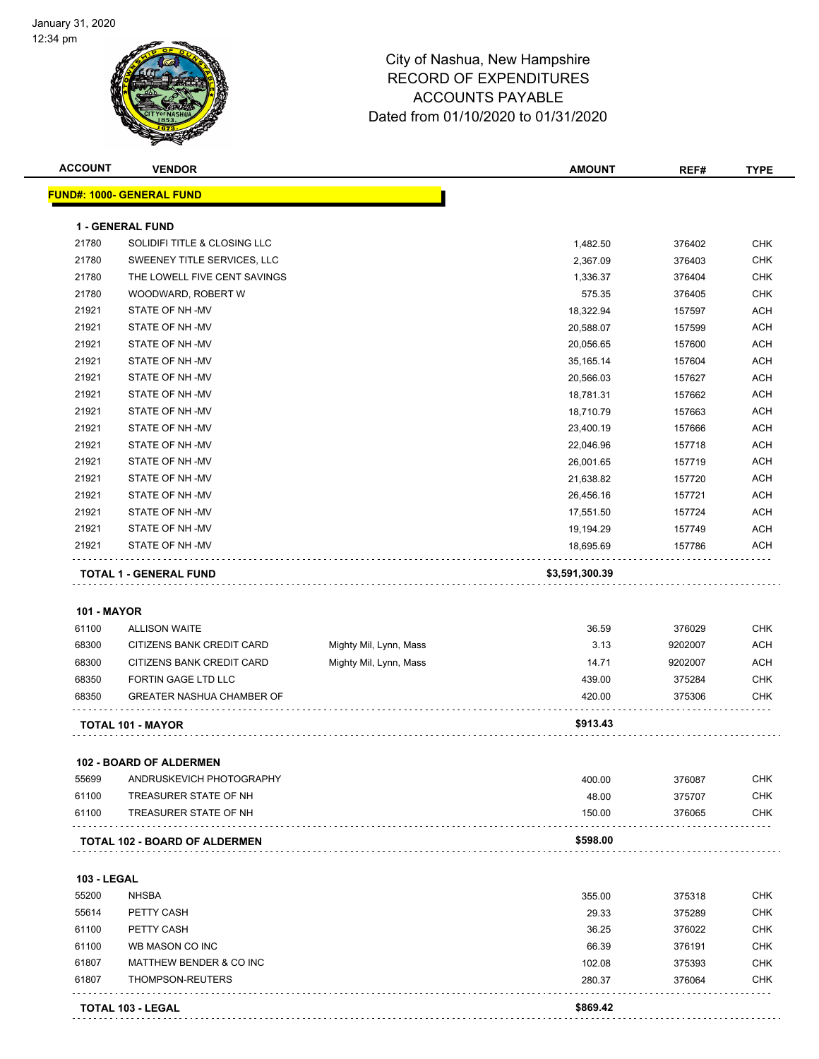January 31, 2020
12:34 pm

# City of Nashua, New Hampshire
# RECORD OF EXPENDITURES
# ACCOUNTS PAYABLE
# Dated from 01/10/2020 to 01/31/2020

| ACCOUNT | VENDOR | | AMOUNT | REF# | TYPE |
|---|---|---|---|---|---|
| **FUND#: 1000- GENERAL FUND** | | | | | |
| **1 - GENERAL FUND** | | | | | |
| 21780 | SOLIDIFI TITLE & CLOSING LLC | | 1,482.50 | 376402 | CHK |
| 21780 | SWEENEY TITLE SERVICES, LLC | | 2,367.09 | 376403 | CHK |
| 21780 | THE LOWELL FIVE CENT SAVINGS | | 1,336.37 | 376404 | CHK |
| 21780 | WOODWARD, ROBERT W | | 575.35 | 376405 | CHK |
| 21921 | STATE OF NH -MV | | 18,322.94 | 157597 | ACH |
| 21921 | STATE OF NH -MV | | 20,588.07 | 157599 | ACH |
| 21921 | STATE OF NH -MV | | 20,056.65 | 157600 | ACH |
| 21921 | STATE OF NH -MV | | 35,165.14 | 157604 | ACH |
| 21921 | STATE OF NH -MV | | 20,566.03 | 157627 | ACH |
| 21921 | STATE OF NH -MV | | 18,781.31 | 157662 | ACH |
| 21921 | STATE OF NH -MV | | 18,710.79 | 157663 | ACH |
| 21921 | STATE OF NH -MV | | 23,400.19 | 157666 | ACH |
| 21921 | STATE OF NH -MV | | 22,046.96 | 157718 | ACH |
| 21921 | STATE OF NH -MV | | 26,001.65 | 157719 | ACH |
| 21921 | STATE OF NH -MV | | 21,638.82 | 157720 | ACH |
| 21921 | STATE OF NH -MV | | 26,456.16 | 157721 | ACH |
| 21921 | STATE OF NH -MV | | 17,551.50 | 157724 | ACH |
| 21921 | STATE OF NH -MV | | 19,194.29 | 157749 | ACH |
| 21921 | STATE OF NH -MV | | 18,695.69 | 157786 | ACH |
| **TOTAL 1 - GENERAL FUND** | | | **$3,591,300.39** | | |
| **101 - MAYOR** | | | | | |
| 61100 | ALLISON WAITE | | 36.59 | 376029 | CHK |
| 68300 | CITIZENS BANK CREDIT CARD | Mighty Mil, Lynn, Mass | 3.13 | 9202007 | ACH |
| 68300 | CITIZENS BANK CREDIT CARD | Mighty Mil, Lynn, Mass | 14.71 | 9202007 | ACH |
| 68350 | FORTIN GAGE LTD LLC | | 439.00 | 375284 | CHK |
| 68350 | GREATER NASHUA CHAMBER OF | | 420.00 | 375306 | CHK |
| **TOTAL 101 - MAYOR** | | | **$913.43** | | |
| **102 - BOARD OF ALDERMEN** | | | | | |
| 55699 | ANDRUSKEVICH PHOTOGRAPHY | | 400.00 | 376087 | CHK |
| 61100 | TREASURER STATE OF NH | | 48.00 | 375707 | CHK |
| 61100 | TREASURER STATE OF NH | | 150.00 | 376065 | CHK |
| **TOTAL 102 - BOARD OF ALDERMEN** | | | **$598.00** | | |
| **103 - LEGAL** | | | | | |
| 55200 | NHSBA | | 355.00 | 375318 | CHK |
| 55614 | PETTY CASH | | 29.33 | 375289 | CHK |
| 61100 | PETTY CASH | | 36.25 | 376022 | CHK |
| 61100 | WB MASON CO INC | | 66.39 | 376191 | CHK |
| 61807 | MATTHEW BENDER & CO INC | | 102.08 | 375393 | CHK |
| 61807 | THOMPSON-REUTERS | | 280.37 | 376064 | CHK |
| **TOTAL 103 - LEGAL** | | | **$869.42** | | |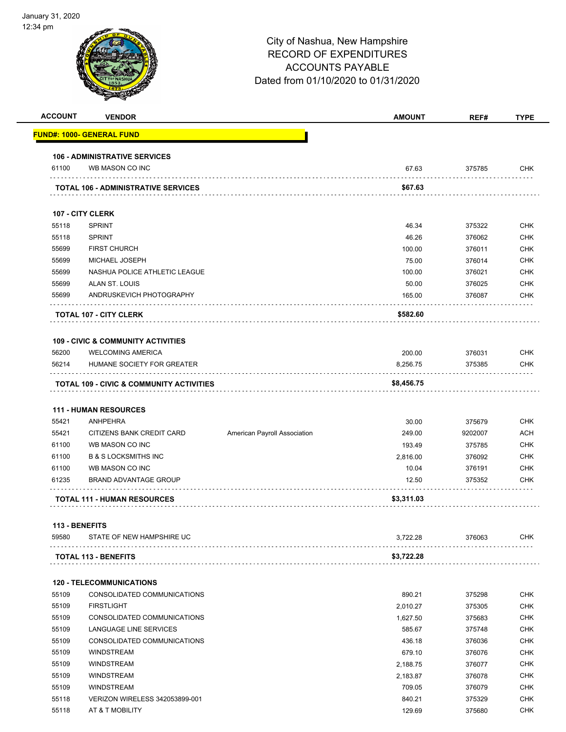January 31, 2020
12:34 pm

# City of Nashua, New Hampshire
## RECORD OF EXPENDITURES
## ACCOUNTS PAYABLE
## Dated from 01/10/2020 to 01/31/2020

| ACCOUNT | VENDOR | | AMOUNT | REF# | TYPE |
|---|---|---|---|---|---|
| **FUND#: 1000- GENERAL FUND** | | | | | |
| **106 - ADMINISTRATIVE SERVICES** | | | | | |
| 61100 | WB MASON CO INC | | 67.63 | 375785 | CHK |
| | **TOTAL 106 - ADMINISTRATIVE SERVICES** | | **$67.63** | | |
| **107 - CITY CLERK** | | | | | |
| 55118 | SPRINT | | 46.34 | 375322 | CHK |
| 55118 | SPRINT | | 46.26 | 376062 | CHK |
| 55699 | FIRST CHURCH | | 100.00 | 376011 | CHK |
| 55699 | MICHAEL JOSEPH | | 75.00 | 376014 | CHK |
| 55699 | NASHUA POLICE ATHLETIC LEAGUE | | 100.00 | 376021 | CHK |
| 55699 | ALAN ST. LOUIS | | 50.00 | 376025 | CHK |
| 55699 | ANDRUSKEVICH PHOTOGRAPHY | | 165.00 | 376087 | CHK |
| | **TOTAL 107 - CITY CLERK** | | **$582.60** | | |
| **109 - CIVIC & COMMUNITY ACTIVITIES** | | | | | |
| 56200 | WELCOMING AMERICA | | 200.00 | 376031 | CHK |
| 56214 | HUMANE SOCIETY FOR GREATER | | 8,256.75 | 375385 | CHK |
| | **TOTAL 109 - CIVIC & COMMUNITY ACTIVITIES** | | **$8,456.75** | | |
| **111 - HUMAN RESOURCES** | | | | | |
| 55421 | ANHPEHRA | | 30.00 | 375679 | CHK |
| 55421 | CITIZENS BANK CREDIT CARD | American Payroll Association | 249.00 | 9202007 | ACH |
| 61100 | WB MASON CO INC | | 193.49 | 375785 | CHK |
| 61100 | B & S LOCKSMITHS INC | | 2,816.00 | 376092 | CHK |
| 61100 | WB MASON CO INC | | 10.04 | 376191 | CHK |
| 61235 | BRAND ADVANTAGE GROUP | | 12.50 | 375352 | CHK |
| | **TOTAL 111 - HUMAN RESOURCES** | | **$3,311.03** | | |
| **113 - BENEFITS** | | | | | |
| 59580 | STATE OF NEW HAMPSHIRE UC | | 3,722.28 | 376063 | CHK |
| | **TOTAL 113 - BENEFITS** | | **$3,722.28** | | |
| **120 - TELECOMMUNICATIONS** | | | | | |
| 55109 | CONSOLIDATED COMMUNICATIONS | | 890.21 | 375298 | CHK |
| 55109 | FIRSTLIGHT | | 2,010.27 | 375305 | CHK |
| 55109 | CONSOLIDATED COMMUNICATIONS | | 1,627.50 | 375683 | CHK |
| 55109 | LANGUAGE LINE SERVICES | | 585.67 | 375748 | CHK |
| 55109 | CONSOLIDATED COMMUNICATIONS | | 436.18 | 376036 | CHK |
| 55109 | WINDSTREAM | | 679.10 | 376076 | CHK |
| 55109 | WINDSTREAM | | 2,188.75 | 376077 | CHK |
| 55109 | WINDSTREAM | | 2,183.87 | 376078 | CHK |
| 55109 | WINDSTREAM | | 709.05 | 376079 | CHK |
| 55118 | VERIZON WIRELESS 342053899-001 | | 840.21 | 375329 | CHK |
| 55118 | AT & T MOBILITY | | 129.69 | 375680 | CHK |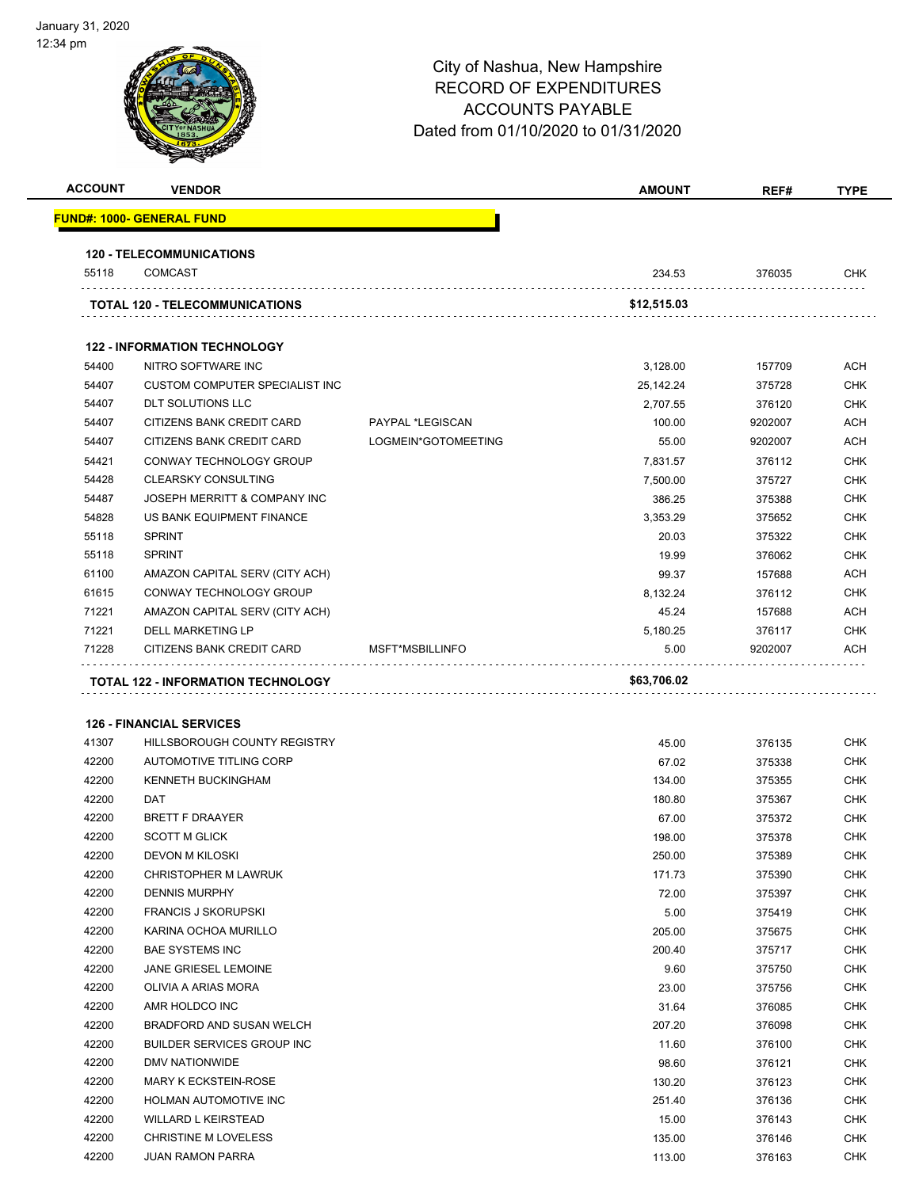City of Nashua, New Hampshire
RECORD OF EXPENDITURES
ACCOUNTS PAYABLE
Dated from 01/10/2020 to 01/31/2020

| ACCOUNT | VENDOR | | AMOUNT | REF# | TYPE |
|---|---|---|---|---|---|
| **FUND#: 1000- GENERAL FUND** | | | | | |
| **120 - TELECOMMUNICATIONS** | | | | | |
| 55118 | COMCAST | | 234.53 | 376035 | CHK |
| **TOTAL 120 - TELECOMMUNICATIONS** | | | **$12,515.03** | | |
| **122 - INFORMATION TECHNOLOGY** | | | | | |
| 54400 | NITRO SOFTWARE INC | | 3,128.00 | 157709 | ACH |
| 54407 | CUSTOM COMPUTER SPECIALIST INC | | 25,142.24 | 375728 | CHK |
| 54407 | DLT SOLUTIONS LLC | | 2,707.55 | 376120 | CHK |
| 54407 | CITIZENS BANK CREDIT CARD | PAYPAL *LEGISCAN | 100.00 | 9202007 | ACH |
| 54407 | CITIZENS BANK CREDIT CARD | LOGMEIN*GOTOMEETING | 55.00 | 9202007 | ACH |
| 54421 | CONWAY TECHNOLOGY GROUP | | 7,831.57 | 376112 | CHK |
| 54428 | CLEARSKY CONSULTING | | 7,500.00 | 375727 | CHK |
| 54487 | JOSEPH MERRITT & COMPANY INC | | 386.25 | 375388 | CHK |
| 54828 | US BANK EQUIPMENT FINANCE | | 3,353.29 | 375652 | CHK |
| 55118 | SPRINT | | 20.03 | 375322 | CHK |
| 55118 | SPRINT | | 19.99 | 376062 | CHK |
| 61100 | AMAZON CAPITAL SERV (CITY ACH) | | 99.37 | 157688 | ACH |
| 61615 | CONWAY TECHNOLOGY GROUP | | 8,132.24 | 376112 | CHK |
| 71221 | AMAZON CAPITAL SERV (CITY ACH) | | 45.24 | 157688 | ACH |
| 71221 | DELL MARKETING LP | | 5,180.25 | 376117 | CHK |
| 71228 | CITIZENS BANK CREDIT CARD | MSFT*MSBILLINFO | 5.00 | 9202007 | ACH |
| **TOTAL 122 - INFORMATION TECHNOLOGY** | | | **$63,706.02** | | |
| **126 - FINANCIAL SERVICES** | | | | | |
| 41307 | HILLSBOROUGH COUNTY REGISTRY | | 45.00 | 376135 | CHK |
| 42200 | AUTOMOTIVE TITLING CORP | | 67.02 | 375338 | CHK |
| 42200 | KENNETH BUCKINGHAM | | 134.00 | 375355 | CHK |
| 42200 | DAT | | 180.80 | 375367 | CHK |
| 42200 | BRETT F DRAAYER | | 67.00 | 375372 | CHK |
| 42200 | SCOTT M GLICK | | 198.00 | 375378 | CHK |
| 42200 | DEVON M KILOSKI | | 250.00 | 375389 | CHK |
| 42200 | CHRISTOPHER M LAWRUK | | 171.73 | 375390 | CHK |
| 42200 | DENNIS MURPHY | | 72.00 | 375397 | CHK |
| 42200 | FRANCIS J SKORUPSKI | | 5.00 | 375419 | CHK |
| 42200 | KARINA OCHOA MURILLO | | 205.00 | 375675 | CHK |
| 42200 | BAE SYSTEMS INC | | 200.40 | 375717 | CHK |
| 42200 | JANE GRIESEL LEMOINE | | 9.60 | 375750 | CHK |
| 42200 | OLIVIA A ARIAS MORA | | 23.00 | 375756 | CHK |
| 42200 | AMR HOLDCO INC | | 31.64 | 376085 | CHK |
| 42200 | BRADFORD AND SUSAN WELCH | | 207.20 | 376098 | CHK |
| 42200 | BUILDER SERVICES GROUP INC | | 11.60 | 376100 | CHK |
| 42200 | DMV NATIONWIDE | | 98.60 | 376121 | CHK |
| 42200 | MARY K ECKSTEIN-ROSE | | 130.20 | 376123 | CHK |
| 42200 | HOLMAN AUTOMOTIVE INC | | 251.40 | 376136 | CHK |
| 42200 | WILLARD L KEIRSTEAD | | 15.00 | 376143 | CHK |
| 42200 | CHRISTINE M LOVELESS | | 135.00 | 376146 | CHK |
| 42200 | JUAN RAMON PARRA | | 113.00 | 376163 | CHK |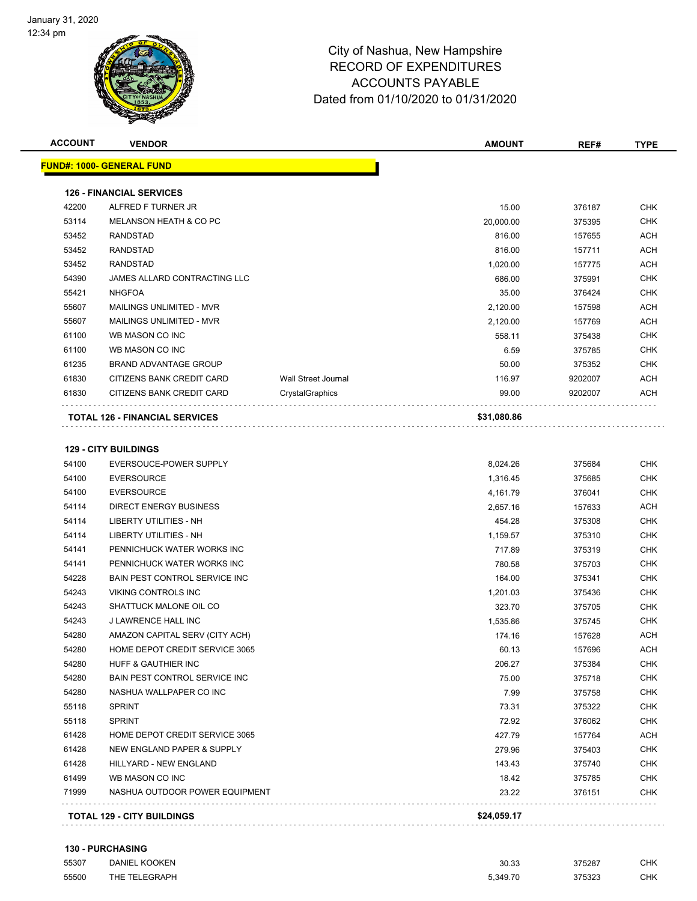City of Nashua, New Hampshire
RECORD OF EXPENDITURES
ACCOUNTS PAYABLE
Dated from 01/10/2020 to 01/31/2020

| ACCOUNT | VENDOR | | AMOUNT | REF# | TYPE |
|---|---|---|---|---|---|
| **FUND#: 1000- GENERAL FUND** | | | | | |
| **126 - FINANCIAL SERVICES** | | | | | |
| 42200 | ALFRED F TURNER JR | | 15.00 | 376187 | CHK |
| 53114 | MELANSON HEATH & CO PC | | 20,000.00 | 375395 | CHK |
| 53452 | RANDSTAD | | 816.00 | 157655 | ACH |
| 53452 | RANDSTAD | | 816.00 | 157711 | ACH |
| 53452 | RANDSTAD | | 1,020.00 | 157775 | ACH |
| 54390 | JAMES ALLARD CONTRACTING LLC | | 686.00 | 375991 | CHK |
| 55421 | NHGFOA | | 35.00 | 376424 | CHK |
| 55607 | MAILINGS UNLIMITED - MVR | | 2,120.00 | 157598 | ACH |
| 55607 | MAILINGS UNLIMITED - MVR | | 2,120.00 | 157769 | ACH |
| 61100 | WB MASON CO INC | | 558.11 | 375438 | CHK |
| 61100 | WB MASON CO INC | | 6.59 | 375785 | CHK |
| 61235 | BRAND ADVANTAGE GROUP | | 50.00 | 375352 | CHK |
| 61830 | CITIZENS BANK CREDIT CARD | Wall Street Journal | 116.97 | 9202007 | ACH |
| 61830 | CITIZENS BANK CREDIT CARD | CrystalGraphics | 99.00 | 9202007 | ACH |
| **TOTAL 126 - FINANCIAL SERVICES** | | | **$31,080.86** | | |
| **129 - CITY BUILDINGS** | | | | | |
| 54100 | EVERSOUCE-POWER SUPPLY | | 8,024.26 | 375684 | CHK |
| 54100 | EVERSOURCE | | 1,316.45 | 375685 | CHK |
| 54100 | EVERSOURCE | | 4,161.79 | 376041 | CHK |
| 54114 | DIRECT ENERGY BUSINESS | | 2,657.16 | 157633 | ACH |
| 54114 | LIBERTY UTILITIES - NH | | 454.28 | 375308 | CHK |
| 54114 | LIBERTY UTILITIES - NH | | 1,159.57 | 375310 | CHK |
| 54141 | PENNICHUCK WATER WORKS INC | | 717.89 | 375319 | CHK |
| 54141 | PENNICHUCK WATER WORKS INC | | 780.58 | 375703 | CHK |
| 54228 | BAIN PEST CONTROL SERVICE INC | | 164.00 | 375341 | CHK |
| 54243 | VIKING CONTROLS INC | | 1,201.03 | 375436 | CHK |
| 54243 | SHATTUCK MALONE OIL CO | | 323.70 | 375705 | CHK |
| 54243 | J LAWRENCE HALL INC | | 1,535.86 | 375745 | CHK |
| 54280 | AMAZON CAPITAL SERV (CITY ACH) | | 174.16 | 157628 | ACH |
| 54280 | HOME DEPOT CREDIT SERVICE 3065 | | 60.13 | 157696 | ACH |
| 54280 | HUFF & GAUTHIER INC | | 206.27 | 375384 | CHK |
| 54280 | BAIN PEST CONTROL SERVICE INC | | 75.00 | 375718 | CHK |
| 54280 | NASHUA WALLPAPER CO INC | | 7.99 | 375758 | CHK |
| 55118 | SPRINT | | 73.31 | 375322 | CHK |
| 55118 | SPRINT | | 72.92 | 376062 | CHK |
| 61428 | HOME DEPOT CREDIT SERVICE 3065 | | 427.79 | 157764 | ACH |
| 61428 | NEW ENGLAND PAPER & SUPPLY | | 279.96 | 375403 | CHK |
| 61428 | HILLYARD - NEW ENGLAND | | 143.43 | 375740 | CHK |
| 61499 | WB MASON CO INC | | 18.42 | 375785 | CHK |
| 71999 | NASHUA OUTDOOR POWER EQUIPMENT | | 23.22 | 376151 | CHK |
| **TOTAL 129 - CITY BUILDINGS** | | | **$24,059.17** | | |
| **130 - PURCHASING** | | | | | |
| 55307 | DANIEL KOOKEN | | 30.33 | 375287 | CHK |
| 55500 | THE TELEGRAPH | | 5,349.70 | 375323 | CHK |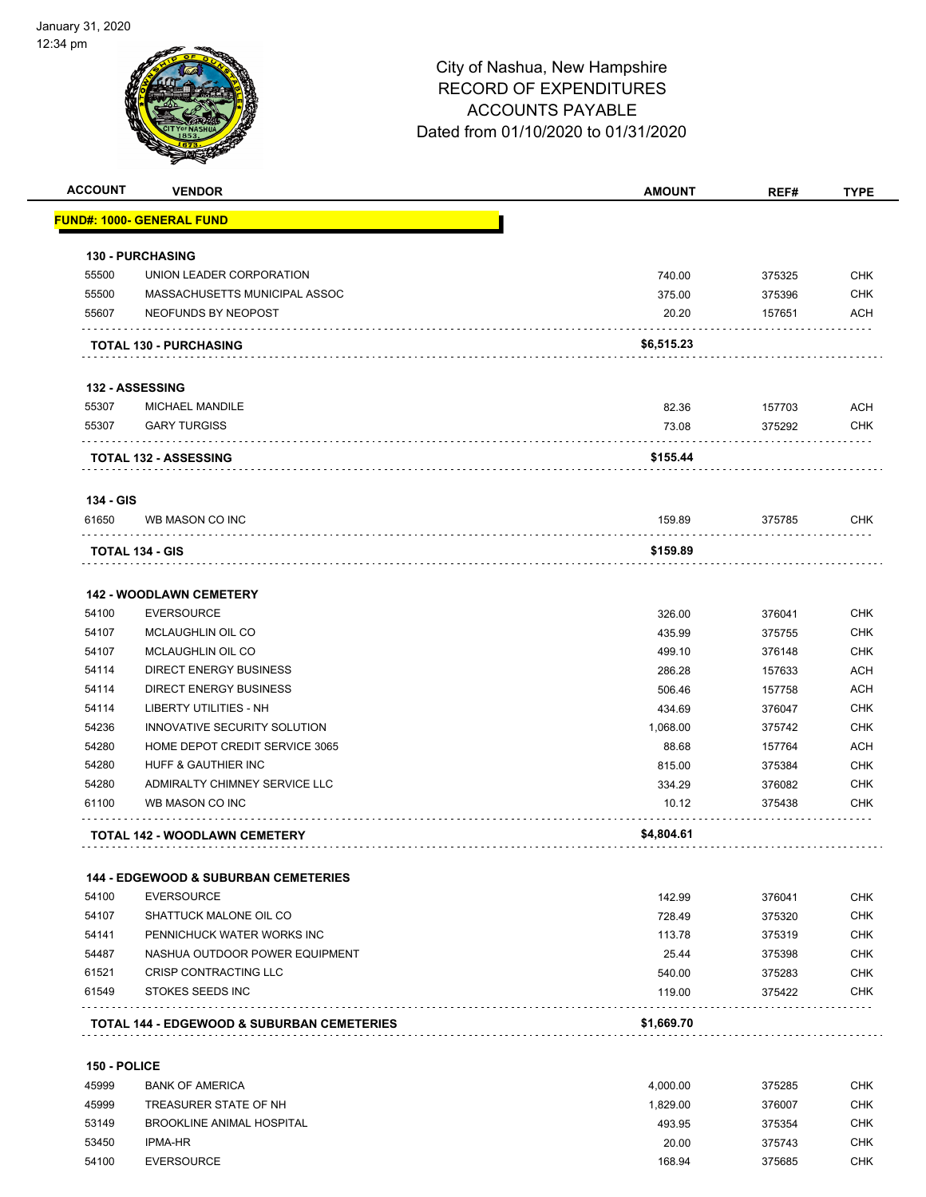City of Nashua, New Hampshire
RECORD OF EXPENDITURES
ACCOUNTS PAYABLE
Dated from 01/10/2020 to 01/31/2020

| ACCOUNT | VENDOR | AMOUNT | REF# | TYPE |
|---|---|---|---|---|
| **FUND#: 1000- GENERAL FUND** | | | | |
| **130 - PURCHASING** | | | | |
| 55500 | UNION LEADER CORPORATION | 740.00 | 375325 | CHK |
| 55500 | MASSACHUSETTS MUNICIPAL ASSOC | 375.00 | 375396 | CHK |
| 55607 | NEOFUNDS BY NEOPOST | 20.20 | 157651 | ACH |
| **TOTAL 130 - PURCHASING** | | **$6,515.23** | | |
| **132 - ASSESSING** | | | | |
| 55307 | MICHAEL MANDILE | 82.36 | 157703 | ACH |
| 55307 | GARY TURGISS | 73.08 | 375292 | CHK |
| **TOTAL 132 - ASSESSING** | | **$155.44** | | |
| **134 - GIS** | | | | |
| 61650 | WB MASON CO INC | 159.89 | 375785 | CHK |
| **TOTAL 134 - GIS** | | **$159.89** | | |
| **142 - WOODLAWN CEMETERY** | | | | |
| 54100 | EVERSOURCE | 326.00 | 376041 | CHK |
| 54107 | MCLAUGHLIN OIL CO | 435.99 | 375755 | CHK |
| 54107 | MCLAUGHLIN OIL CO | 499.10 | 376148 | CHK |
| 54114 | DIRECT ENERGY BUSINESS | 286.28 | 157633 | ACH |
| 54114 | DIRECT ENERGY BUSINESS | 506.46 | 157758 | ACH |
| 54114 | LIBERTY UTILITIES - NH | 434.69 | 376047 | CHK |
| 54236 | INNOVATIVE SECURITY SOLUTION | 1,068.00 | 375742 | CHK |
| 54280 | HOME DEPOT CREDIT SERVICE 3065 | 88.68 | 157764 | ACH |
| 54280 | HUFF & GAUTHIER INC | 815.00 | 375384 | CHK |
| 54280 | ADMIRALTY CHIMNEY SERVICE LLC | 334.29 | 376082 | CHK |
| 61100 | WB MASON CO INC | 10.12 | 375438 | CHK |
| **TOTAL 142 - WOODLAWN CEMETERY** | | **$4,804.61** | | |
| **144 - EDGEWOOD & SUBURBAN CEMETERIES** | | | | |
| 54100 | EVERSOURCE | 142.99 | 376041 | CHK |
| 54107 | SHATTUCK MALONE OIL CO | 728.49 | 375320 | CHK |
| 54141 | PENNICHUCK WATER WORKS INC | 113.78 | 375319 | CHK |
| 54487 | NASHUA OUTDOOR POWER EQUIPMENT | 25.44 | 375398 | CHK |
| 61521 | CRISP CONTRACTING LLC | 540.00 | 375283 | CHK |
| 61549 | STOKES SEEDS INC | 119.00 | 375422 | CHK |
| **TOTAL 144 - EDGEWOOD & SUBURBAN CEMETERIES** | | **$1,669.70** | | |
| **150 - POLICE** | | | | |
| 45999 | BANK OF AMERICA | 4,000.00 | 375285 | CHK |
| 45999 | TREASURER STATE OF NH | 1,829.00 | 376007 | CHK |
| 53149 | BROOKLINE ANIMAL HOSPITAL | 493.95 | 375354 | CHK |
| 53450 | IPMA-HR | 20.00 | 375743 | CHK |
| 54100 | EVERSOURCE | 168.94 | 375685 | CHK |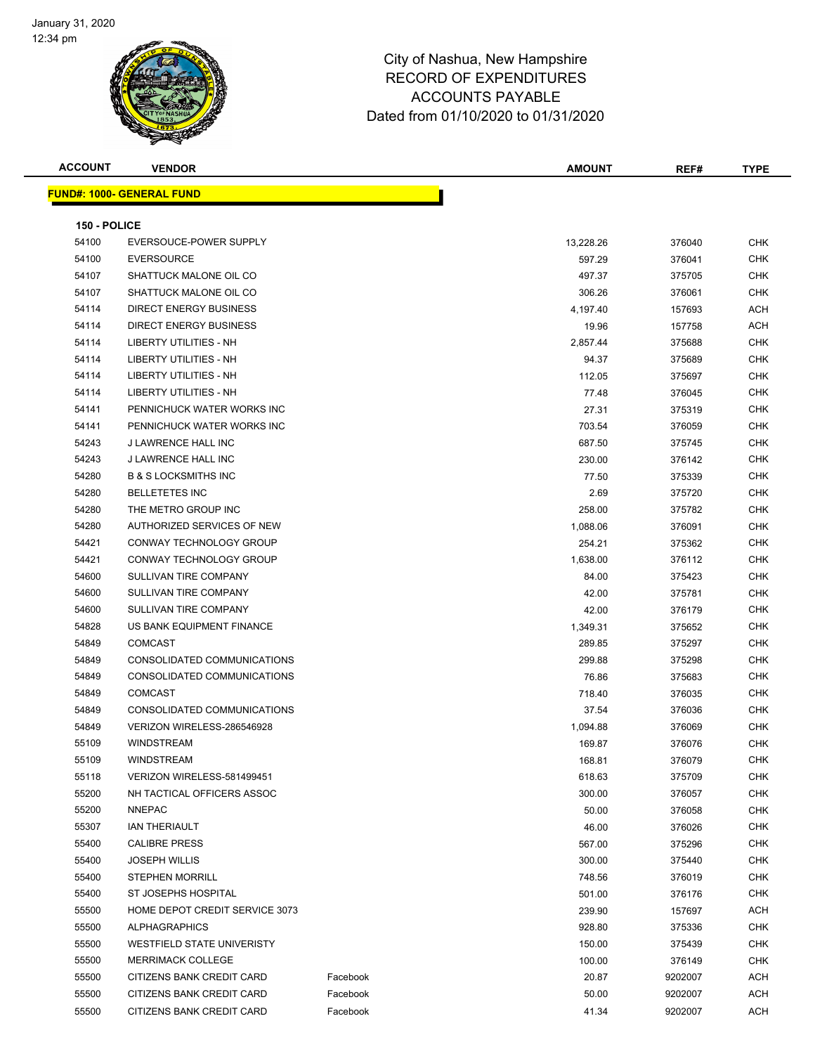# City of Nashua, New Hampshire
## RECORD OF EXPENDITURES
## ACCOUNTS PAYABLE
## Dated from 01/10/2020 to 01/31/2020

| ACCOUNT | VENDOR | | AMOUNT | REF# | TYPE |
|---|---|---|---|---|---|
| **FUND#: 1000- GENERAL FUND** | | | | | |
| **150 - POLICE** | | | | | |
| 54100 | EVERSOUCE-POWER SUPPLY | | 13,228.26 | 376040 | CHK |
| 54100 | EVERSOURCE | | 597.29 | 376041 | CHK |
| 54107 | SHATTUCK MALONE OIL CO | | 497.37 | 375705 | CHK |
| 54107 | SHATTUCK MALONE OIL CO | | 306.26 | 376061 | CHK |
| 54114 | DIRECT ENERGY BUSINESS | | 4,197.40 | 157693 | ACH |
| 54114 | DIRECT ENERGY BUSINESS | | 19.96 | 157758 | ACH |
| 54114 | LIBERTY UTILITIES - NH | | 2,857.44 | 375688 | CHK |
| 54114 | LIBERTY UTILITIES - NH | | 94.37 | 375689 | CHK |
| 54114 | LIBERTY UTILITIES - NH | | 112.05 | 375697 | CHK |
| 54114 | LIBERTY UTILITIES - NH | | 77.48 | 376045 | CHK |
| 54141 | PENNICHUCK WATER WORKS INC | | 27.31 | 375319 | CHK |
| 54141 | PENNICHUCK WATER WORKS INC | | 703.54 | 376059 | CHK |
| 54243 | J LAWRENCE HALL INC | | 687.50 | 375745 | CHK |
| 54243 | J LAWRENCE HALL INC | | 230.00 | 376142 | CHK |
| 54280 | B & S LOCKSMITHS INC | | 77.50 | 375339 | CHK |
| 54280 | BELLETETES INC | | 2.69 | 375720 | CHK |
| 54280 | THE METRO GROUP INC | | 258.00 | 375782 | CHK |
| 54280 | AUTHORIZED SERVICES OF NEW | | 1,088.06 | 376091 | CHK |
| 54421 | CONWAY TECHNOLOGY GROUP | | 254.21 | 375362 | CHK |
| 54421 | CONWAY TECHNOLOGY GROUP | | 1,638.00 | 376112 | CHK |
| 54600 | SULLIVAN TIRE COMPANY | | 84.00 | 375423 | CHK |
| 54600 | SULLIVAN TIRE COMPANY | | 42.00 | 375781 | CHK |
| 54600 | SULLIVAN TIRE COMPANY | | 42.00 | 376179 | CHK |
| 54828 | US BANK EQUIPMENT FINANCE | | 1,349.31 | 375652 | CHK |
| 54849 | COMCAST | | 289.85 | 375297 | CHK |
| 54849 | CONSOLIDATED COMMUNICATIONS | | 299.88 | 375298 | CHK |
| 54849 | CONSOLIDATED COMMUNICATIONS | | 76.86 | 375683 | CHK |
| 54849 | COMCAST | | 718.40 | 376035 | CHK |
| 54849 | CONSOLIDATED COMMUNICATIONS | | 37.54 | 376036 | CHK |
| 54849 | VERIZON WIRELESS-286546928 | | 1,094.88 | 376069 | CHK |
| 55109 | WINDSTREAM | | 169.87 | 376076 | CHK |
| 55109 | WINDSTREAM | | 168.81 | 376079 | CHK |
| 55118 | VERIZON WIRELESS-581499451 | | 618.63 | 375709 | CHK |
| 55200 | NH TACTICAL OFFICERS ASSOC | | 300.00 | 376057 | CHK |
| 55200 | NNEPAC | | 50.00 | 376058 | CHK |
| 55307 | IAN THERIAULT | | 46.00 | 376026 | CHK |
| 55400 | CALIBRE PRESS | | 567.00 | 375296 | CHK |
| 55400 | JOSEPH WILLIS | | 300.00 | 375440 | CHK |
| 55400 | STEPHEN MORRILL | | 748.56 | 376019 | CHK |
| 55400 | ST JOSEPHS HOSPITAL | | 501.00 | 376176 | CHK |
| 55500 | HOME DEPOT CREDIT SERVICE 3073 | | 239.90 | 157697 | ACH |
| 55500 | ALPHAGRAPHICS | | 928.80 | 375336 | CHK |
| 55500 | WESTFIELD STATE UNIVERISTY | | 150.00 | 375439 | CHK |
| 55500 | MERRIMACK COLLEGE | | 100.00 | 376149 | CHK |
| 55500 | CITIZENS BANK CREDIT CARD | Facebook | 20.87 | 9202007 | ACH |
| 55500 | CITIZENS BANK CREDIT CARD | Facebook | 50.00 | 9202007 | ACH |
| 55500 | CITIZENS BANK CREDIT CARD | Facebook | 41.34 | 9202007 | ACH |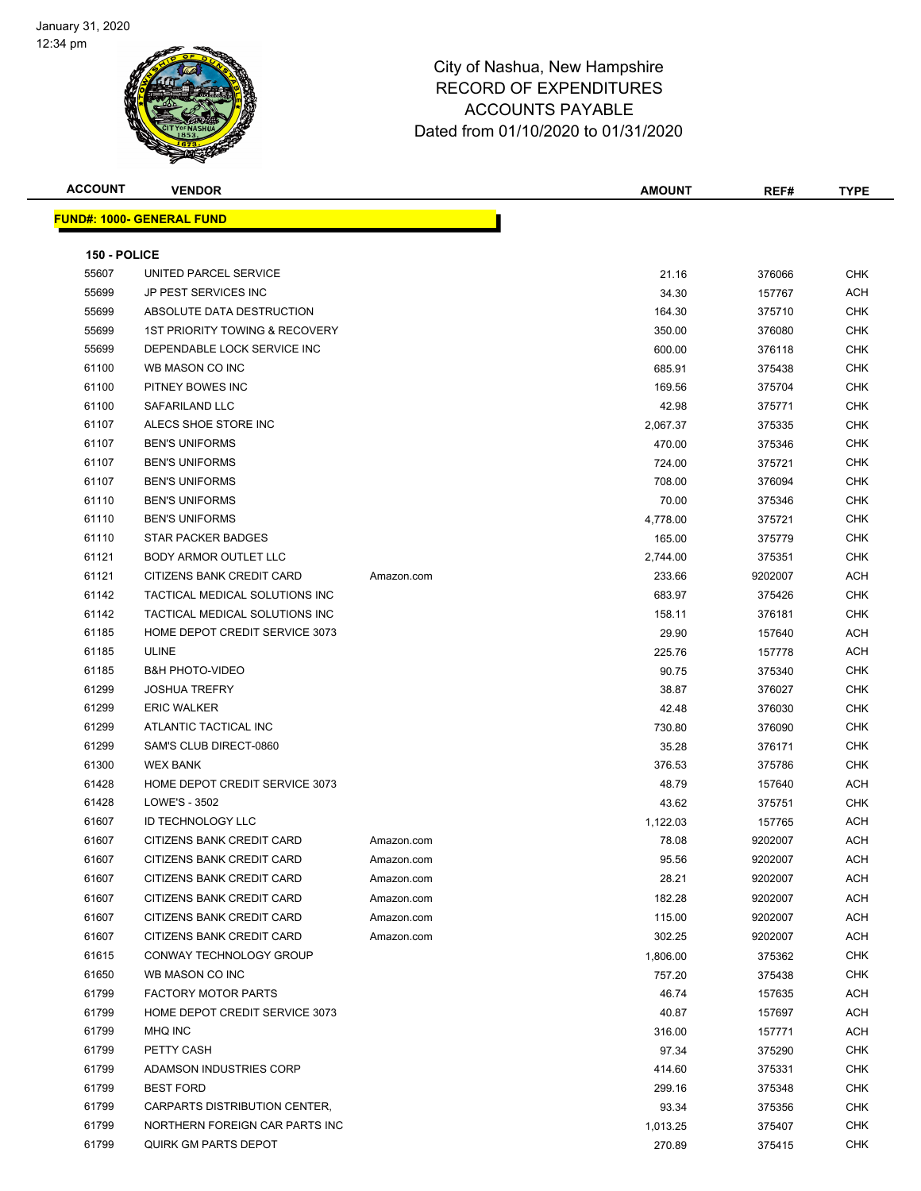January 31, 2020
12:34 pm

# City of Nashua, New Hampshire
## RECORD OF EXPENDITURES
## ACCOUNTS PAYABLE
## Dated from 01/10/2020 to 01/31/2020

**FUND#: 1000- GENERAL FUND**

**150 - POLICE**

| ACCOUNT | VENDOR | | AMOUNT | REF# | TYPE |
|---|---|---|---|---|---|
| 55607 | UNITED PARCEL SERVICE | | 21.16 | 376066 | CHK |
| 55699 | JP PEST SERVICES INC | | 34.30 | 157767 | ACH |
| 55699 | ABSOLUTE DATA DESTRUCTION | | 164.30 | 375710 | CHK |
| 55699 | 1ST PRIORITY TOWING & RECOVERY | | 350.00 | 376080 | CHK |
| 55699 | DEPENDABLE LOCK SERVICE INC | | 600.00 | 376118 | CHK |
| 61100 | WB MASON CO INC | | 685.91 | 375438 | CHK |
| 61100 | PITNEY BOWES INC | | 169.56 | 375704 | CHK |
| 61100 | SAFARILAND LLC | | 42.98 | 375771 | CHK |
| 61107 | ALECS SHOE STORE INC | | 2,067.37 | 375335 | CHK |
| 61107 | BEN'S UNIFORMS | | 470.00 | 375346 | CHK |
| 61107 | BEN'S UNIFORMS | | 724.00 | 375721 | CHK |
| 61107 | BEN'S UNIFORMS | | 708.00 | 376094 | CHK |
| 61110 | BEN'S UNIFORMS | | 70.00 | 375346 | CHK |
| 61110 | BEN'S UNIFORMS | | 4,778.00 | 375721 | CHK |
| 61110 | STAR PACKER BADGES | | 165.00 | 375779 | CHK |
| 61121 | BODY ARMOR OUTLET LLC | | 2,744.00 | 375351 | CHK |
| 61121 | CITIZENS BANK CREDIT CARD | Amazon.com | 233.66 | 9202007 | ACH |
| 61142 | TACTICAL MEDICAL SOLUTIONS INC | | 683.97 | 375426 | CHK |
| 61142 | TACTICAL MEDICAL SOLUTIONS INC | | 158.11 | 376181 | CHK |
| 61185 | HOME DEPOT CREDIT SERVICE 3073 | | 29.90 | 157640 | ACH |
| 61185 | ULINE | | 225.76 | 157778 | ACH |
| 61185 | B&H PHOTO-VIDEO | | 90.75 | 375340 | CHK |
| 61299 | JOSHUA TREFRY | | 38.87 | 376027 | CHK |
| 61299 | ERIC WALKER | | 42.48 | 376030 | CHK |
| 61299 | ATLANTIC TACTICAL INC | | 730.80 | 376090 | CHK |
| 61299 | SAM'S CLUB DIRECT-0860 | | 35.28 | 376171 | CHK |
| 61300 | WEX BANK | | 376.53 | 375786 | CHK |
| 61428 | HOME DEPOT CREDIT SERVICE 3073 | | 48.79 | 157640 | ACH |
| 61428 | LOWE'S - 3502 | | 43.62 | 375751 | CHK |
| 61607 | ID TECHNOLOGY LLC | | 1,122.03 | 157765 | ACH |
| 61607 | CITIZENS BANK CREDIT CARD | Amazon.com | 78.08 | 9202007 | ACH |
| 61607 | CITIZENS BANK CREDIT CARD | Amazon.com | 95.56 | 9202007 | ACH |
| 61607 | CITIZENS BANK CREDIT CARD | Amazon.com | 28.21 | 9202007 | ACH |
| 61607 | CITIZENS BANK CREDIT CARD | Amazon.com | 182.28 | 9202007 | ACH |
| 61607 | CITIZENS BANK CREDIT CARD | Amazon.com | 115.00 | 9202007 | ACH |
| 61607 | CITIZENS BANK CREDIT CARD | Amazon.com | 302.25 | 9202007 | ACH |
| 61615 | CONWAY TECHNOLOGY GROUP | | 1,806.00 | 375362 | CHK |
| 61650 | WB MASON CO INC | | 757.20 | 375438 | CHK |
| 61799 | FACTORY MOTOR PARTS | | 46.74 | 157635 | ACH |
| 61799 | HOME DEPOT CREDIT SERVICE 3073 | | 40.87 | 157697 | ACH |
| 61799 | MHQ INC | | 316.00 | 157771 | ACH |
| 61799 | PETTY CASH | | 97.34 | 375290 | CHK |
| 61799 | ADAMSON INDUSTRIES CORP | | 414.60 | 375331 | CHK |
| 61799 | BEST FORD | | 299.16 | 375348 | CHK |
| 61799 | CARPARTS DISTRIBUTION CENTER, | | 93.34 | 375356 | CHK |
| 61799 | NORTHERN FOREIGN CAR PARTS INC | | 1,013.25 | 375407 | CHK |
| 61799 | QUIRK GM PARTS DEPOT | | 270.89 | 375415 | CHK |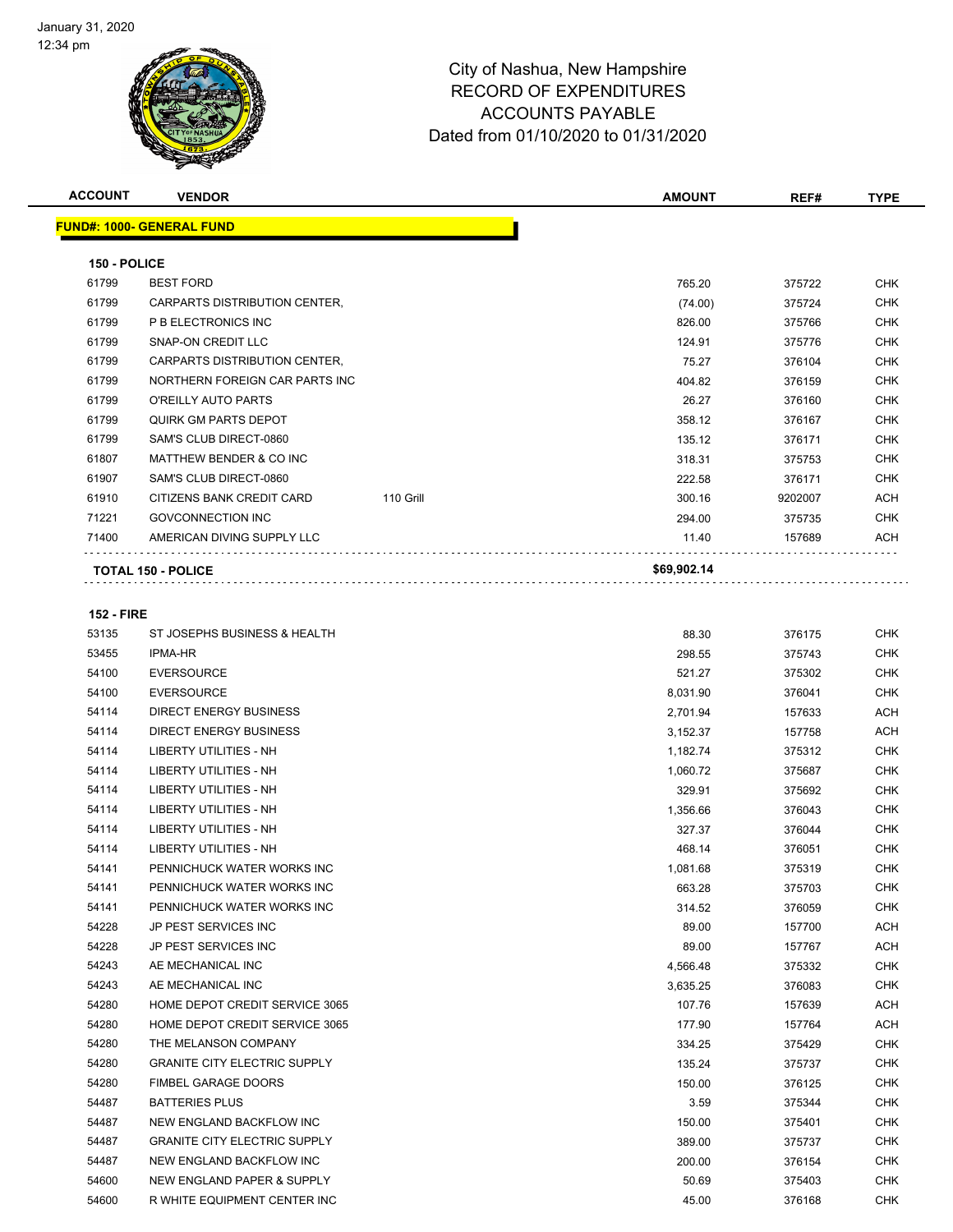# City of Nashua, New Hampshire
## RECORD OF EXPENDITURES
## ACCOUNTS PAYABLE
## Dated from 01/10/2020 to 01/31/2020

| ACCOUNT | VENDOR | | AMOUNT | REF# | TYPE |
|---|---|---|---|---|---|
| **FUND#: 1000- GENERAL FUND** | | | | | |
| **150 - POLICE** | | | | | |
| 61799 | BEST FORD | | 765.20 | 375722 | CHK |
| 61799 | CARPARTS DISTRIBUTION CENTER, | | (74.00) | 375724 | CHK |
| 61799 | P B ELECTRONICS INC | | 826.00 | 375766 | CHK |
| 61799 | SNAP-ON CREDIT LLC | | 124.91 | 375776 | CHK |
| 61799 | CARPARTS DISTRIBUTION CENTER, | | 75.27 | 376104 | CHK |
| 61799 | NORTHERN FOREIGN CAR PARTS INC | | 404.82 | 376159 | CHK |
| 61799 | O'REILLY AUTO PARTS | | 26.27 | 376160 | CHK |
| 61799 | QUIRK GM PARTS DEPOT | | 358.12 | 376167 | CHK |
| 61799 | SAM'S CLUB DIRECT-0860 | | 135.12 | 376171 | CHK |
| 61807 | MATTHEW BENDER & CO INC | | 318.31 | 375753 | CHK |
| 61907 | SAM'S CLUB DIRECT-0860 | | 222.58 | 376171 | CHK |
| 61910 | CITIZENS BANK CREDIT CARD | 110 Grill | 300.16 | 9202007 | ACH |
| 71221 | GOVCONNECTION INC | | 294.00 | 375735 | CHK |
| 71400 | AMERICAN DIVING SUPPLY LLC | | 11.40 | 157689 | ACH |
| **TOTAL 150 - POLICE** | | | **$69,902.14** | | |
| **152 - FIRE** | | | | | |
| 53135 | ST JOSEPHS BUSINESS & HEALTH | | 88.30 | 376175 | CHK |
| 53455 | IPMA-HR | | 298.55 | 375743 | CHK |
| 54100 | EVERSOURCE | | 521.27 | 375302 | CHK |
| 54100 | EVERSOURCE | | 8,031.90 | 376041 | CHK |
| 54114 | DIRECT ENERGY BUSINESS | | 2,701.94 | 157633 | ACH |
| 54114 | DIRECT ENERGY BUSINESS | | 3,152.37 | 157758 | ACH |
| 54114 | LIBERTY UTILITIES - NH | | 1,182.74 | 375312 | CHK |
| 54114 | LIBERTY UTILITIES - NH | | 1,060.72 | 375687 | CHK |
| 54114 | LIBERTY UTILITIES - NH | | 329.91 | 375692 | CHK |
| 54114 | LIBERTY UTILITIES - NH | | 1,356.66 | 376043 | CHK |
| 54114 | LIBERTY UTILITIES - NH | | 327.37 | 376044 | CHK |
| 54114 | LIBERTY UTILITIES - NH | | 468.14 | 376051 | CHK |
| 54141 | PENNICHUCK WATER WORKS INC | | 1,081.68 | 375319 | CHK |
| 54141 | PENNICHUCK WATER WORKS INC | | 663.28 | 375703 | CHK |
| 54141 | PENNICHUCK WATER WORKS INC | | 314.52 | 376059 | CHK |
| 54228 | JP PEST SERVICES INC | | 89.00 | 157700 | ACH |
| 54228 | JP PEST SERVICES INC | | 89.00 | 157767 | ACH |
| 54243 | AE MECHANICAL INC | | 4,566.48 | 375332 | CHK |
| 54243 | AE MECHANICAL INC | | 3,635.25 | 376083 | CHK |
| 54280 | HOME DEPOT CREDIT SERVICE 3065 | | 107.76 | 157639 | ACH |
| 54280 | HOME DEPOT CREDIT SERVICE 3065 | | 177.90 | 157764 | ACH |
| 54280 | THE MELANSON COMPANY | | 334.25 | 375429 | CHK |
| 54280 | GRANITE CITY ELECTRIC SUPPLY | | 135.24 | 375737 | CHK |
| 54280 | FIMBEL GARAGE DOORS | | 150.00 | 376125 | CHK |
| 54487 | BATTERIES PLUS | | 3.59 | 375344 | CHK |
| 54487 | NEW ENGLAND BACKFLOW INC | | 150.00 | 375401 | CHK |
| 54487 | GRANITE CITY ELECTRIC SUPPLY | | 389.00 | 375737 | CHK |
| 54487 | NEW ENGLAND BACKFLOW INC | | 200.00 | 376154 | CHK |
| 54600 | NEW ENGLAND PAPER & SUPPLY | | 50.69 | 375403 | CHK |
| 54600 | R WHITE EQUIPMENT CENTER INC | | 45.00 | 376168 | CHK |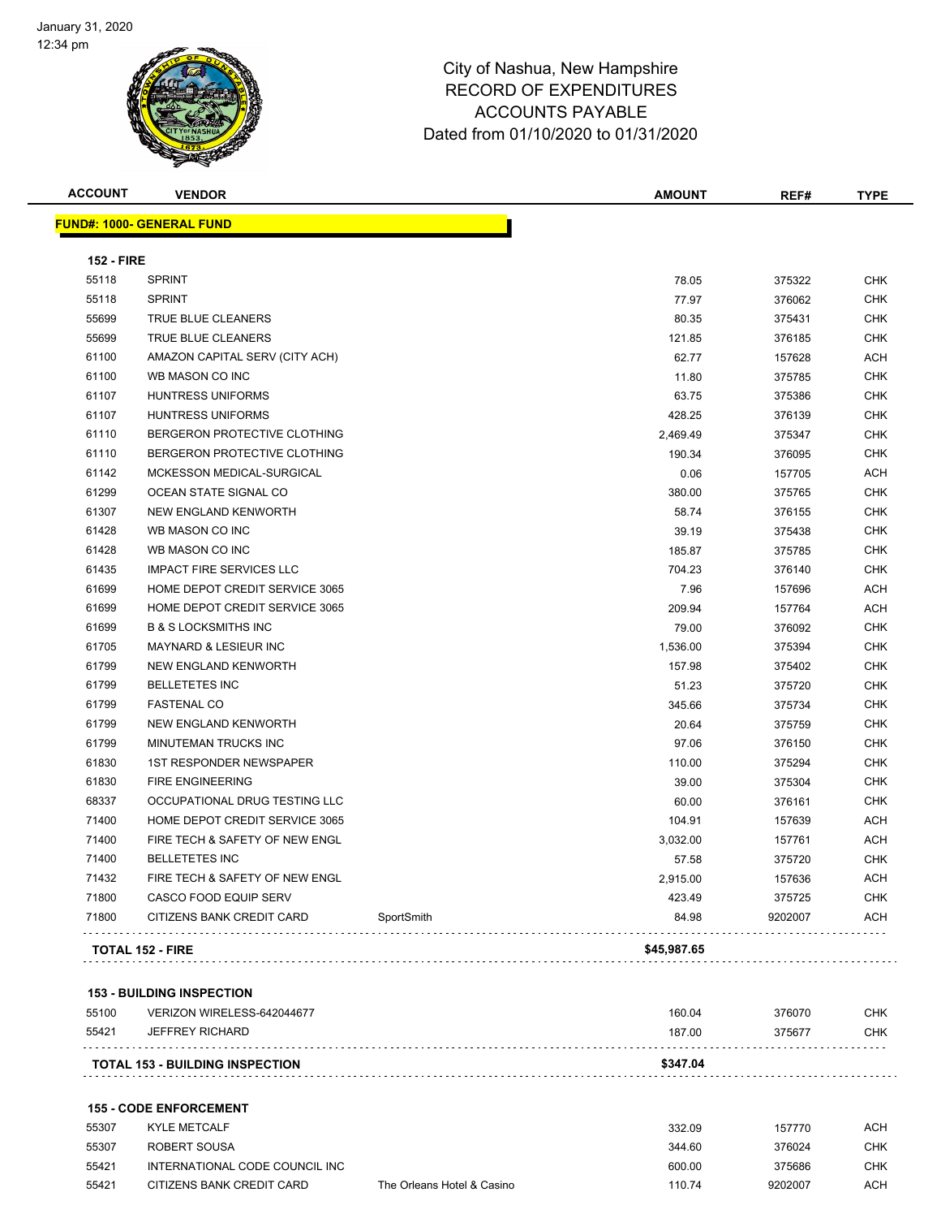City of Nashua, New Hampshire
RECORD OF EXPENDITURES
ACCOUNTS PAYABLE
Dated from 01/10/2020 to 01/31/2020

| ACCOUNT | VENDOR | | AMOUNT | REF# | TYPE |
|---|---|---|---|---|---|
| **FUND#: 1000- GENERAL FUND** | | | | | |
| **152 - FIRE** | | | | | |
| 55118 | SPRINT | | 78.05 | 375322 | CHK |
| 55118 | SPRINT | | 77.97 | 376062 | CHK |
| 55699 | TRUE BLUE CLEANERS | | 80.35 | 375431 | CHK |
| 55699 | TRUE BLUE CLEANERS | | 121.85 | 376185 | CHK |
| 61100 | AMAZON CAPITAL SERV (CITY ACH) | | 62.77 | 157628 | ACH |
| 61100 | WB MASON CO INC | | 11.80 | 375785 | CHK |
| 61107 | HUNTRESS UNIFORMS | | 63.75 | 375386 | CHK |
| 61107 | HUNTRESS UNIFORMS | | 428.25 | 376139 | CHK |
| 61110 | BERGERON PROTECTIVE CLOTHING | | 2,469.49 | 375347 | CHK |
| 61110 | BERGERON PROTECTIVE CLOTHING | | 190.34 | 376095 | CHK |
| 61142 | MCKESSON MEDICAL-SURGICAL | | 0.06 | 157705 | ACH |
| 61299 | OCEAN STATE SIGNAL CO | | 380.00 | 375765 | CHK |
| 61307 | NEW ENGLAND KENWORTH | | 58.74 | 376155 | CHK |
| 61428 | WB MASON CO INC | | 39.19 | 375438 | CHK |
| 61428 | WB MASON CO INC | | 185.87 | 375785 | CHK |
| 61435 | IMPACT FIRE SERVICES LLC | | 704.23 | 376140 | CHK |
| 61699 | HOME DEPOT CREDIT SERVICE 3065 | | 7.96 | 157696 | ACH |
| 61699 | HOME DEPOT CREDIT SERVICE 3065 | | 209.94 | 157764 | ACH |
| 61699 | B & S LOCKSMITHS INC | | 79.00 | 376092 | CHK |
| 61705 | MAYNARD & LESIEUR INC | | 1,536.00 | 375394 | CHK |
| 61799 | NEW ENGLAND KENWORTH | | 157.98 | 375402 | CHK |
| 61799 | BELLETETES INC | | 51.23 | 375720 | CHK |
| 61799 | FASTENAL CO | | 345.66 | 375734 | CHK |
| 61799 | NEW ENGLAND KENWORTH | | 20.64 | 375759 | CHK |
| 61799 | MINUTEMAN TRUCKS INC | | 97.06 | 376150 | CHK |
| 61830 | 1ST RESPONDER NEWSPAPER | | 110.00 | 375294 | CHK |
| 61830 | FIRE ENGINEERING | | 39.00 | 375304 | CHK |
| 68337 | OCCUPATIONAL DRUG TESTING LLC | | 60.00 | 376161 | CHK |
| 71400 | HOME DEPOT CREDIT SERVICE 3065 | | 104.91 | 157639 | ACH |
| 71400 | FIRE TECH & SAFETY OF NEW ENGL | | 3,032.00 | 157761 | ACH |
| 71400 | BELLETETES INC | | 57.58 | 375720 | CHK |
| 71432 | FIRE TECH & SAFETY OF NEW ENGL | | 2,915.00 | 157636 | ACH |
| 71800 | CASCO FOOD EQUIP SERV | | 423.49 | 375725 | CHK |
| 71800 | CITIZENS BANK CREDIT CARD | SportSmith | 84.98 | 9202007 | ACH |
| **TOTAL 152 - FIRE** | | | **$45,987.65** | | |
| **153 - BUILDING INSPECTION** | | | | | |
| 55100 | VERIZON WIRELESS-642044677 | | 160.04 | 376070 | CHK |
| 55421 | JEFFREY RICHARD | | 187.00 | 375677 | CHK |
| **TOTAL 153 - BUILDING INSPECTION** | | | **$347.04** | | |
| **155 - CODE ENFORCEMENT** | | | | | |
| 55307 | KYLE METCALF | | 332.09 | 157770 | ACH |
| 55307 | ROBERT SOUSA | | 344.60 | 376024 | CHK |
| 55421 | INTERNATIONAL CODE COUNCIL INC | | 600.00 | 375686 | CHK |
| 55421 | CITIZENS BANK CREDIT CARD | The Orleans Hotel & Casino | 110.74 | 9202007 | ACH |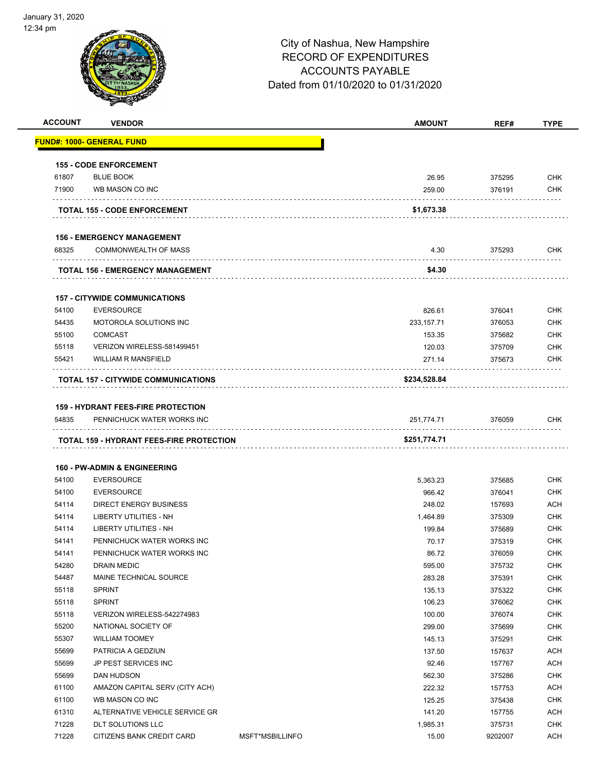January 31, 2020
12:34 pm

# City of Nashua, New Hampshire
## RECORD OF EXPENDITURES
## ACCOUNTS PAYABLE
## Dated from 01/10/2020 to 01/31/2020

| ACCOUNT | VENDOR | | AMOUNT | REF# | TYPE |
|---|---|---|---|---|---|
| **FUND#: 1000- GENERAL FUND** | | | | | |
| **155 - CODE ENFORCEMENT** | | | | | |
| 61807 | BLUE BOOK | | 26.95 | 375295 | CHK |
| 71900 | WB MASON CO INC | | 259.00 | 376191 | CHK |
| **TOTAL 155 - CODE ENFORCEMENT** | | | **$1,673.38** | | |
| **156 - EMERGENCY MANAGEMENT** | | | | | |
| 68325 | COMMONWEALTH OF MASS | | 4.30 | 375293 | CHK |
| **TOTAL 156 - EMERGENCY MANAGEMENT** | | | **$4.30** | | |
| **157 - CITYWIDE COMMUNICATIONS** | | | | | |
| 54100 | EVERSOURCE | | 826.61 | 376041 | CHK |
| 54435 | MOTOROLA SOLUTIONS INC | | 233,157.71 | 376053 | CHK |
| 55100 | COMCAST | | 153.35 | 375682 | CHK |
| 55118 | VERIZON WIRELESS-581499451 | | 120.03 | 375709 | CHK |
| 55421 | WILLIAM R MANSFIELD | | 271.14 | 375673 | CHK |
| **TOTAL 157 - CITYWIDE COMMUNICATIONS** | | | **$234,528.84** | | |
| **159 - HYDRANT FEES-FIRE PROTECTION** | | | | | |
| 54835 | PENNICHUCK WATER WORKS INC | | 251,774.71 | 376059 | CHK |
| **TOTAL 159 - HYDRANT FEES-FIRE PROTECTION** | | | **$251,774.71** | | |
| **160 - PW-ADMIN & ENGINEERING** | | | | | |
| 54100 | EVERSOURCE | | 5,363.23 | 375685 | CHK |
| 54100 | EVERSOURCE | | 966.42 | 376041 | CHK |
| 54114 | DIRECT ENERGY BUSINESS | | 248.02 | 157693 | ACH |
| 54114 | LIBERTY UTILITIES - NH | | 1,464.89 | 375309 | CHK |
| 54114 | LIBERTY UTILITIES - NH | | 199.84 | 375689 | CHK |
| 54141 | PENNICHUCK WATER WORKS INC | | 70.17 | 375319 | CHK |
| 54141 | PENNICHUCK WATER WORKS INC | | 86.72 | 376059 | CHK |
| 54280 | DRAIN MEDIC | | 595.00 | 375732 | CHK |
| 54487 | MAINE TECHNICAL SOURCE | | 283.28 | 375391 | CHK |
| 55118 | SPRINT | | 135.13 | 375322 | CHK |
| 55118 | SPRINT | | 106.23 | 376062 | CHK |
| 55118 | VERIZON WIRELESS-542274983 | | 100.00 | 376074 | CHK |
| 55200 | NATIONAL SOCIETY OF | | 299.00 | 375699 | CHK |
| 55307 | WILLIAM TOOMEY | | 145.13 | 375291 | CHK |
| 55699 | PATRICIA A GEDZIUN | | 137.50 | 157637 | ACH |
| 55699 | JP PEST SERVICES INC | | 92.46 | 157767 | ACH |
| 55699 | DAN HUDSON | | 562.30 | 375286 | CHK |
| 61100 | AMAZON CAPITAL SERV (CITY ACH) | | 222.32 | 157753 | ACH |
| 61100 | WB MASON CO INC | | 125.25 | 375438 | CHK |
| 61310 | ALTERNATIVE VEHICLE SERVICE GR | | 141.20 | 157755 | ACH |
| 71228 | DLT SOLUTIONS LLC | | 1,985.31 | 375731 | CHK |
| 71228 | CITIZENS BANK CREDIT CARD | MSFT*MSBILLINFO | 15.00 | 9202007 | ACH |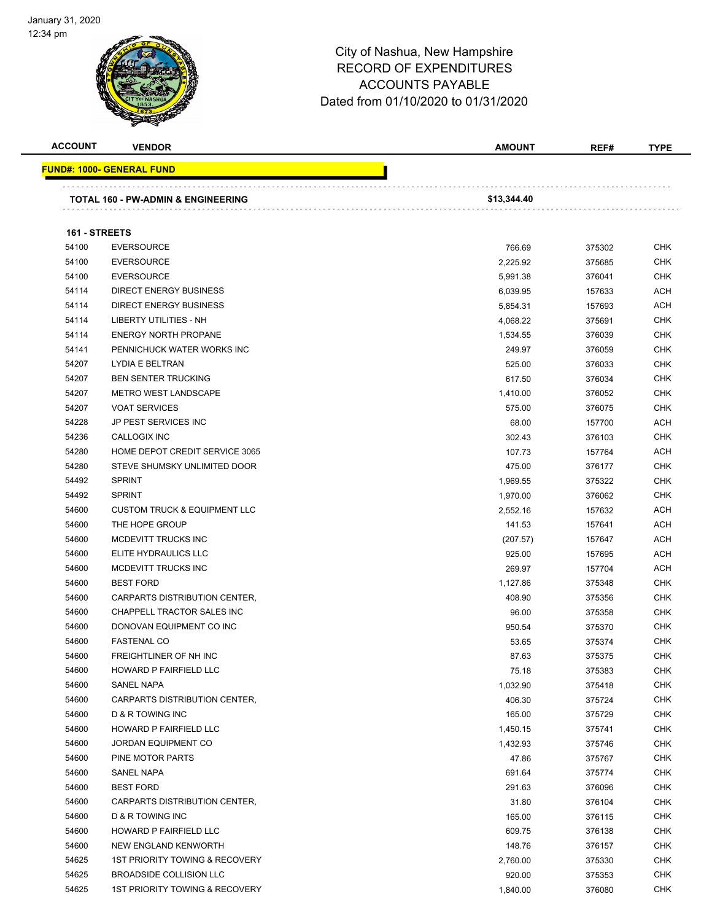City of Nashua, New Hampshire
RECORD OF EXPENDITURES
ACCOUNTS PAYABLE
Dated from 01/10/2020 to 01/31/2020

| ACCOUNT | VENDOR | AMOUNT | REF# | TYPE |
|---|---|---|---|---|
| **FUND#: 1000- GENERAL FUND** | | | | |
| | **TOTAL 160 - PW-ADMIN & ENGINEERING** | **$13,344.40** | | |
| **161 - STREETS** | | | | |
| 54100 | EVERSOURCE | 766.69 | 375302 | CHK |
| 54100 | EVERSOURCE | 2,225.92 | 375685 | CHK |
| 54100 | EVERSOURCE | 5,991.38 | 376041 | CHK |
| 54114 | DIRECT ENERGY BUSINESS | 6,039.95 | 157633 | ACH |
| 54114 | DIRECT ENERGY BUSINESS | 5,854.31 | 157693 | ACH |
| 54114 | LIBERTY UTILITIES - NH | 4,068.22 | 375691 | CHK |
| 54114 | ENERGY NORTH PROPANE | 1,534.55 | 376039 | CHK |
| 54141 | PENNICHUCK WATER WORKS INC | 249.97 | 376059 | CHK |
| 54207 | LYDIA E BELTRAN | 525.00 | 376033 | CHK |
| 54207 | BEN SENTER TRUCKING | 617.50 | 376034 | CHK |
| 54207 | METRO WEST LANDSCAPE | 1,410.00 | 376052 | CHK |
| 54207 | VOAT SERVICES | 575.00 | 376075 | CHK |
| 54228 | JP PEST SERVICES INC | 68.00 | 157700 | ACH |
| 54236 | CALLOGIX INC | 302.43 | 376103 | CHK |
| 54280 | HOME DEPOT CREDIT SERVICE 3065 | 107.73 | 157764 | ACH |
| 54280 | STEVE SHUMSKY UNLIMITED DOOR | 475.00 | 376177 | CHK |
| 54492 | SPRINT | 1,969.55 | 375322 | CHK |
| 54492 | SPRINT | 1,970.00 | 376062 | CHK |
| 54600 | CUSTOM TRUCK & EQUIPMENT LLC | 2,552.16 | 157632 | ACH |
| 54600 | THE HOPE GROUP | 141.53 | 157641 | ACH |
| 54600 | MCDEVITT TRUCKS INC | (207.57) | 157647 | ACH |
| 54600 | ELITE HYDRAULICS LLC | 925.00 | 157695 | ACH |
| 54600 | MCDEVITT TRUCKS INC | 269.97 | 157704 | ACH |
| 54600 | BEST FORD | 1,127.86 | 375348 | CHK |
| 54600 | CARPARTS DISTRIBUTION CENTER, | 408.90 | 375356 | CHK |
| 54600 | CHAPPELL TRACTOR SALES INC | 96.00 | 375358 | CHK |
| 54600 | DONOVAN EQUIPMENT CO INC | 950.54 | 375370 | CHK |
| 54600 | FASTENAL CO | 53.65 | 375374 | CHK |
| 54600 | FREIGHTLINER OF NH INC | 87.63 | 375375 | CHK |
| 54600 | HOWARD P FAIRFIELD LLC | 75.18 | 375383 | CHK |
| 54600 | SANEL NAPA | 1,032.90 | 375418 | CHK |
| 54600 | CARPARTS DISTRIBUTION CENTER, | 406.30 | 375724 | CHK |
| 54600 | D & R TOWING INC | 165.00 | 375729 | CHK |
| 54600 | HOWARD P FAIRFIELD LLC | 1,450.15 | 375741 | CHK |
| 54600 | JORDAN EQUIPMENT CO | 1,432.93 | 375746 | CHK |
| 54600 | PINE MOTOR PARTS | 47.86 | 375767 | CHK |
| 54600 | SANEL NAPA | 691.64 | 375774 | CHK |
| 54600 | BEST FORD | 291.63 | 376096 | CHK |
| 54600 | CARPARTS DISTRIBUTION CENTER, | 31.80 | 376104 | CHK |
| 54600 | D & R TOWING INC | 165.00 | 376115 | CHK |
| 54600 | HOWARD P FAIRFIELD LLC | 609.75 | 376138 | CHK |
| 54600 | NEW ENGLAND KENWORTH | 148.76 | 376157 | CHK |
| 54625 | 1ST PRIORITY TOWING & RECOVERY | 2,760.00 | 375330 | CHK |
| 54625 | BROADSIDE COLLISION LLC | 920.00 | 375353 | CHK |
| 54625 | 1ST PRIORITY TOWING & RECOVERY | 1,840.00 | 376080 | CHK |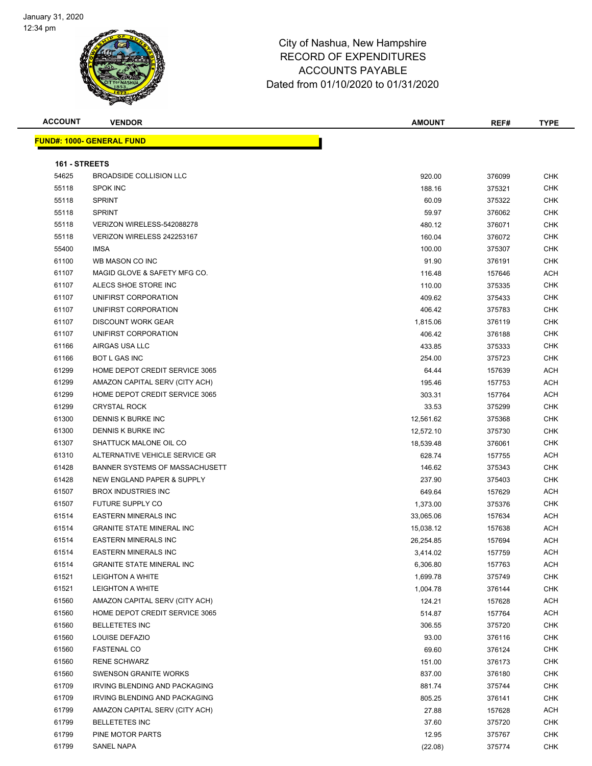January 31, 2020
12:34 pm

# City of Nashua, New Hampshire
# RECORD OF EXPENDITURES
# ACCOUNTS PAYABLE
# Dated from 01/10/2020 to 01/31/2020

| ACCOUNT | VENDOR | AMOUNT | REF# | TYPE |
|---|---|---|---|---|
| **FUND#: 1000- GENERAL FUND** | | | | |
| **161 - STREETS** | | | | |
| 54625 | BROADSIDE COLLISION LLC | 920.00 | 376099 | CHK |
| 55118 | SPOK INC | 188.16 | 375321 | CHK |
| 55118 | SPRINT | 60.09 | 375322 | CHK |
| 55118 | SPRINT | 59.97 | 376062 | CHK |
| 55118 | VERIZON WIRELESS-542088278 | 480.12 | 376071 | CHK |
| 55118 | VERIZON WIRELESS 242253167 | 160.04 | 376072 | CHK |
| 55400 | IMSA | 100.00 | 375307 | CHK |
| 61100 | WB MASON CO INC | 91.90 | 376191 | CHK |
| 61107 | MAGID GLOVE & SAFETY MFG CO. | 116.48 | 157646 | ACH |
| 61107 | ALECS SHOE STORE INC | 110.00 | 375335 | CHK |
| 61107 | UNIFIRST CORPORATION | 409.62 | 375433 | CHK |
| 61107 | UNIFIRST CORPORATION | 406.42 | 375783 | CHK |
| 61107 | DISCOUNT WORK GEAR | 1,815.06 | 376119 | CHK |
| 61107 | UNIFIRST CORPORATION | 406.42 | 376188 | CHK |
| 61166 | AIRGAS USA LLC | 433.85 | 375333 | CHK |
| 61166 | BOT L GAS INC | 254.00 | 375723 | CHK |
| 61299 | HOME DEPOT CREDIT SERVICE 3065 | 64.44 | 157639 | ACH |
| 61299 | AMAZON CAPITAL SERV (CITY ACH) | 195.46 | 157753 | ACH |
| 61299 | HOME DEPOT CREDIT SERVICE 3065 | 303.31 | 157764 | ACH |
| 61299 | CRYSTAL ROCK | 33.53 | 375299 | CHK |
| 61300 | DENNIS K BURKE INC | 12,561.62 | 375368 | CHK |
| 61300 | DENNIS K BURKE INC | 12,572.10 | 375730 | CHK |
| 61307 | SHATTUCK MALONE OIL CO | 18,539.48 | 376061 | CHK |
| 61310 | ALTERNATIVE VEHICLE SERVICE GR | 628.74 | 157755 | ACH |
| 61428 | BANNER SYSTEMS OF MASSACHUSETT | 146.62 | 375343 | CHK |
| 61428 | NEW ENGLAND PAPER & SUPPLY | 237.90 | 375403 | CHK |
| 61507 | BROX INDUSTRIES INC | 649.64 | 157629 | ACH |
| 61507 | FUTURE SUPPLY CO | 1,373.00 | 375376 | CHK |
| 61514 | EASTERN MINERALS INC | 33,065.06 | 157634 | ACH |
| 61514 | GRANITE STATE MINERAL INC | 15,038.12 | 157638 | ACH |
| 61514 | EASTERN MINERALS INC | 26,254.85 | 157694 | ACH |
| 61514 | EASTERN MINERALS INC | 3,414.02 | 157759 | ACH |
| 61514 | GRANITE STATE MINERAL INC | 6,306.80 | 157763 | ACH |
| 61521 | LEIGHTON A WHITE | 1,699.78 | 375749 | CHK |
| 61521 | LEIGHTON A WHITE | 1,004.78 | 376144 | CHK |
| 61560 | AMAZON CAPITAL SERV (CITY ACH) | 124.21 | 157628 | ACH |
| 61560 | HOME DEPOT CREDIT SERVICE 3065 | 514.87 | 157764 | ACH |
| 61560 | BELLETETES INC | 306.55 | 375720 | CHK |
| 61560 | LOUISE DEFAZIO | 93.00 | 376116 | CHK |
| 61560 | FASTENAL CO | 69.60 | 376124 | CHK |
| 61560 | RENE SCHWARZ | 151.00 | 376173 | CHK |
| 61560 | SWENSON GRANITE WORKS | 837.00 | 376180 | CHK |
| 61709 | IRVING BLENDING AND PACKAGING | 881.74 | 375744 | CHK |
| 61709 | IRVING BLENDING AND PACKAGING | 805.25 | 376141 | CHK |
| 61799 | AMAZON CAPITAL SERV (CITY ACH) | 27.88 | 157628 | ACH |
| 61799 | BELLETETES INC | 37.60 | 375720 | CHK |
| 61799 | PINE MOTOR PARTS | 12.95 | 375767 | CHK |
| 61799 | SANEL NAPA | (22.08) | 375774 | CHK |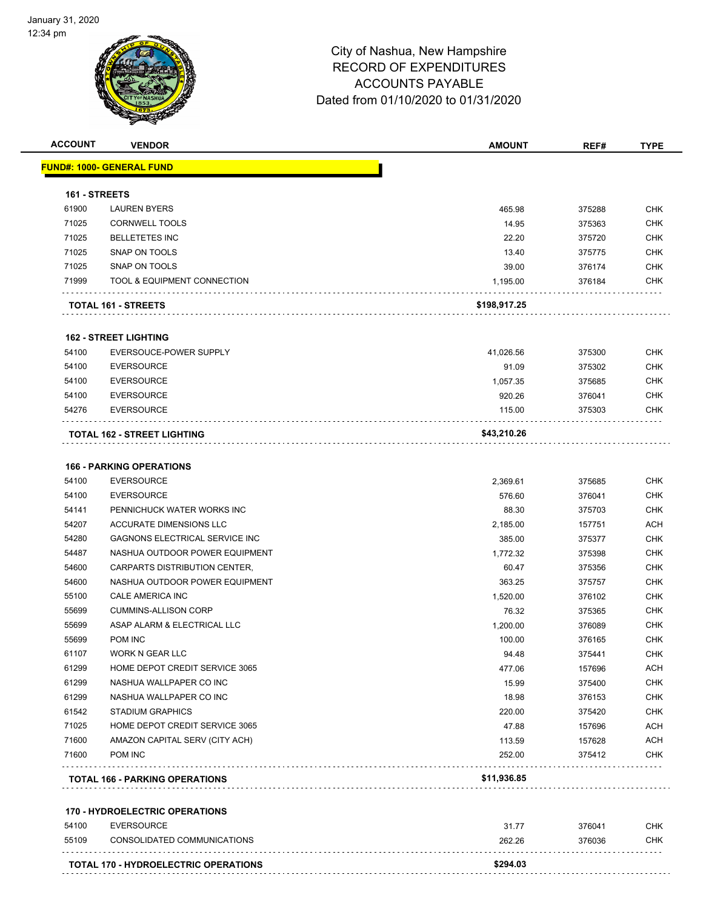# City of Nashua, New Hampshire
## RECORD OF EXPENDITURES
## ACCOUNTS PAYABLE
## Dated from 01/10/2020 to 01/31/2020

| ACCOUNT | VENDOR | AMOUNT | REF# | TYPE |
|---|---|---|---|---|
| **FUND#: 1000- GENERAL FUND** | | | | |
| **161 - STREETS** | | | | |
| 61900 | LAUREN BYERS | 465.98 | 375288 | CHK |
| 71025 | CORNWELL TOOLS | 14.95 | 375363 | CHK |
| 71025 | BELLETETES INC | 22.20 | 375720 | CHK |
| 71025 | SNAP ON TOOLS | 13.40 | 375775 | CHK |
| 71025 | SNAP ON TOOLS | 39.00 | 376174 | CHK |
| 71999 | TOOL & EQUIPMENT CONNECTION | 1,195.00 | 376184 | CHK |
| **TOTAL 161 - STREETS** | | **$198,917.25** | | |
| **162 - STREET LIGHTING** | | | | |
| 54100 | EVERSOUCE-POWER SUPPLY | 41,026.56 | 375300 | CHK |
| 54100 | EVERSOURCE | 91.09 | 375302 | CHK |
| 54100 | EVERSOURCE | 1,057.35 | 375685 | CHK |
| 54100 | EVERSOURCE | 920.26 | 376041 | CHK |
| 54276 | EVERSOURCE | 115.00 | 375303 | CHK |
| **TOTAL 162 - STREET LIGHTING** | | **$43,210.26** | | |
| **166 - PARKING OPERATIONS** | | | | |
| 54100 | EVERSOURCE | 2,369.61 | 375685 | CHK |
| 54100 | EVERSOURCE | 576.60 | 376041 | CHK |
| 54141 | PENNICHUCK WATER WORKS INC | 88.30 | 375703 | CHK |
| 54207 | ACCURATE DIMENSIONS LLC | 2,185.00 | 157751 | ACH |
| 54280 | GAGNONS ELECTRICAL SERVICE INC | 385.00 | 375377 | CHK |
| 54487 | NASHUA OUTDOOR POWER EQUIPMENT | 1,772.32 | 375398 | CHK |
| 54600 | CARPARTS DISTRIBUTION CENTER, | 60.47 | 375356 | CHK |
| 54600 | NASHUA OUTDOOR POWER EQUIPMENT | 363.25 | 375757 | CHK |
| 55100 | CALE AMERICA INC | 1,520.00 | 376102 | CHK |
| 55699 | CUMMINS-ALLISON CORP | 76.32 | 375365 | CHK |
| 55699 | ASAP ALARM & ELECTRICAL LLC | 1,200.00 | 376089 | CHK |
| 55699 | POM INC | 100.00 | 376165 | CHK |
| 61107 | WORK N GEAR LLC | 94.48 | 375441 | CHK |
| 61299 | HOME DEPOT CREDIT SERVICE 3065 | 477.06 | 157696 | ACH |
| 61299 | NASHUA WALLPAPER CO INC | 15.99 | 375400 | CHK |
| 61299 | NASHUA WALLPAPER CO INC | 18.98 | 376153 | CHK |
| 61542 | STADIUM GRAPHICS | 220.00 | 375420 | CHK |
| 71025 | HOME DEPOT CREDIT SERVICE 3065 | 47.88 | 157696 | ACH |
| 71600 | AMAZON CAPITAL SERV (CITY ACH) | 113.59 | 157628 | ACH |
| 71600 | POM INC | 252.00 | 375412 | CHK |
| **TOTAL 166 - PARKING OPERATIONS** | | **$11,936.85** | | |
| **170 - HYDROELECTRIC OPERATIONS** | | | | |
| 54100 | EVERSOURCE | 31.77 | 376041 | CHK |
| 55109 | CONSOLIDATED COMMUNICATIONS | 262.26 | 376036 | CHK |
| **TOTAL 170 - HYDROELECTRIC OPERATIONS** | | **$294.03** | | |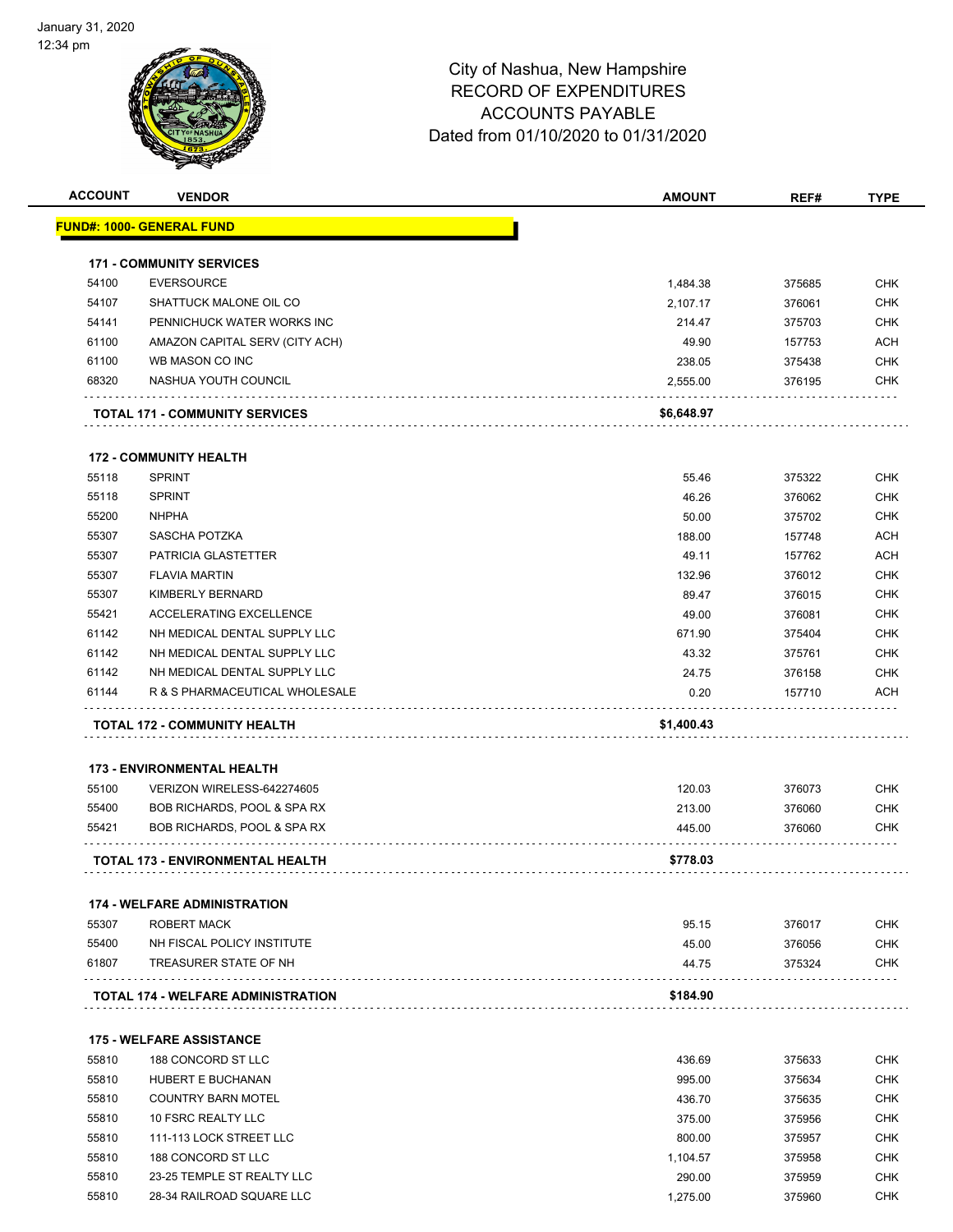City of Nashua, New Hampshire
RECORD OF EXPENDITURES
ACCOUNTS PAYABLE
Dated from 01/10/2020 to 01/31/2020

| ACCOUNT | VENDOR | AMOUNT | REF# | TYPE |
|---|---|---|---|---|
| **FUND#: 1000- GENERAL FUND** | | | | |
| **171 - COMMUNITY SERVICES** | | | | |
| 54100 | EVERSOURCE | 1,484.38 | 375685 | CHK |
| 54107 | SHATTUCK MALONE OIL CO | 2,107.17 | 376061 | CHK |
| 54141 | PENNICHUCK WATER WORKS INC | 214.47 | 375703 | CHK |
| 61100 | AMAZON CAPITAL SERV (CITY ACH) | 49.90 | 157753 | ACH |
| 61100 | WB MASON CO INC | 238.05 | 375438 | CHK |
| 68320 | NASHUA YOUTH COUNCIL | 2,555.00 | 376195 | CHK |
| **TOTAL 171 - COMMUNITY SERVICES** | | **$6,648.97** | | |
| **172 - COMMUNITY HEALTH** | | | | |
| 55118 | SPRINT | 55.46 | 375322 | CHK |
| 55118 | SPRINT | 46.26 | 376062 | CHK |
| 55200 | NHPHA | 50.00 | 375702 | CHK |
| 55307 | SASCHA POTZKA | 188.00 | 157748 | ACH |
| 55307 | PATRICIA GLASTETTER | 49.11 | 157762 | ACH |
| 55307 | FLAVIA MARTIN | 132.96 | 376012 | CHK |
| 55307 | KIMBERLY BERNARD | 89.47 | 376015 | CHK |
| 55421 | ACCELERATING EXCELLENCE | 49.00 | 376081 | CHK |
| 61142 | NH MEDICAL DENTAL SUPPLY LLC | 671.90 | 375404 | CHK |
| 61142 | NH MEDICAL DENTAL SUPPLY LLC | 43.32 | 375761 | CHK |
| 61142 | NH MEDICAL DENTAL SUPPLY LLC | 24.75 | 376158 | CHK |
| 61144 | R & S PHARMACEUTICAL WHOLESALE | 0.20 | 157710 | ACH |
| **TOTAL 172 - COMMUNITY HEALTH** | | **$1,400.43** | | |
| **173 - ENVIRONMENTAL HEALTH** | | | | |
| 55100 | VERIZON WIRELESS-642274605 | 120.03 | 376073 | CHK |
| 55400 | BOB RICHARDS, POOL & SPA RX | 213.00 | 376060 | CHK |
| 55421 | BOB RICHARDS, POOL & SPA RX | 445.00 | 376060 | CHK |
| **TOTAL 173 - ENVIRONMENTAL HEALTH** | | **$778.03** | | |
| **174 - WELFARE ADMINISTRATION** | | | | |
| 55307 | ROBERT MACK | 95.15 | 376017 | CHK |
| 55400 | NH FISCAL POLICY INSTITUTE | 45.00 | 376056 | CHK |
| 61807 | TREASURER STATE OF NH | 44.75 | 375324 | CHK |
| **TOTAL 174 - WELFARE ADMINISTRATION** | | **$184.90** | | |
| **175 - WELFARE ASSISTANCE** | | | | |
| 55810 | 188 CONCORD ST LLC | 436.69 | 375633 | CHK |
| 55810 | HUBERT E BUCHANAN | 995.00 | 375634 | CHK |
| 55810 | COUNTRY BARN MOTEL | 436.70 | 375635 | CHK |
| 55810 | 10 FSRC REALTY LLC | 375.00 | 375956 | CHK |
| 55810 | 111-113 LOCK STREET LLC | 800.00 | 375957 | CHK |
| 55810 | 188 CONCORD ST LLC | 1,104.57 | 375958 | CHK |
| 55810 | 23-25 TEMPLE ST REALTY LLC | 290.00 | 375959 | CHK |
| 55810 | 28-34 RAILROAD SQUARE LLC | 1,275.00 | 375960 | CHK |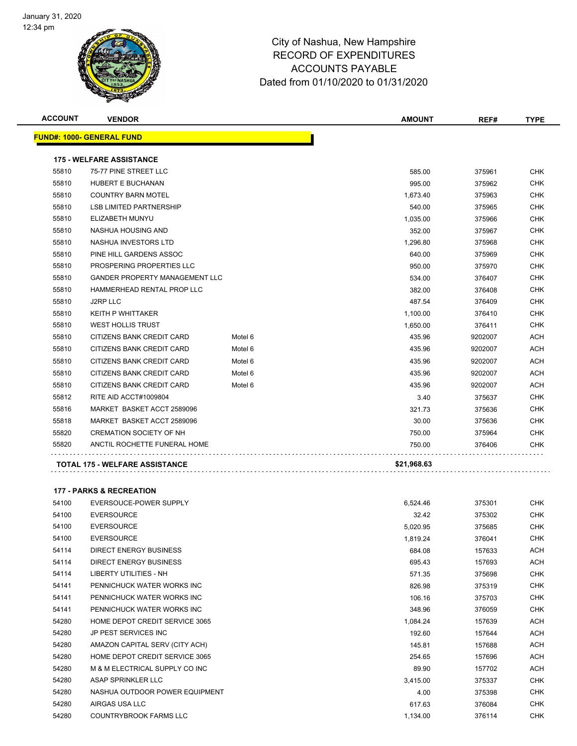January 31, 2020
12:34 pm

# City of Nashua, New Hampshire
## RECORD OF EXPENDITURES
## ACCOUNTS PAYABLE
## Dated from 01/10/2020 to 01/31/2020

**FUND#: 1000- GENERAL FUND**

**175 - WELFARE ASSISTANCE**

| ACCOUNT | VENDOR | | AMOUNT | REF# | TYPE |
|---|---|---|---|---|---|
| 55810 | 75-77 PINE STREET LLC | | 585.00 | 375961 | CHK |
| 55810 | HUBERT E BUCHANAN | | 995.00 | 375962 | CHK |
| 55810 | COUNTRY BARN MOTEL | | 1,673.40 | 375963 | CHK |
| 55810 | LSB LIMITED PARTNERSHIP | | 540.00 | 375965 | CHK |
| 55810 | ELIZABETH MUNYU | | 1,035.00 | 375966 | CHK |
| 55810 | NASHUA HOUSING AND | | 352.00 | 375967 | CHK |
| 55810 | NASHUA INVESTORS LTD | | 1,296.80 | 375968 | CHK |
| 55810 | PINE HILL GARDENS ASSOC | | 640.00 | 375969 | CHK |
| 55810 | PROSPERING PROPERTIES LLC | | 950.00 | 375970 | CHK |
| 55810 | GANDER PROPERTY MANAGEMENT LLC | | 534.00 | 376407 | CHK |
| 55810 | HAMMERHEAD RENTAL PROP LLC | | 382.00 | 376408 | CHK |
| 55810 | J2RP LLC | | 487.54 | 376409 | CHK |
| 55810 | KEITH P WHITTAKER | | 1,100.00 | 376410 | CHK |
| 55810 | WEST HOLLIS TRUST | | 1,650.00 | 376411 | CHK |
| 55810 | CITIZENS BANK CREDIT CARD | Motel 6 | 435.96 | 9202007 | ACH |
| 55810 | CITIZENS BANK CREDIT CARD | Motel 6 | 435.96 | 9202007 | ACH |
| 55810 | CITIZENS BANK CREDIT CARD | Motel 6 | 435.96 | 9202007 | ACH |
| 55810 | CITIZENS BANK CREDIT CARD | Motel 6 | 435.96 | 9202007 | ACH |
| 55810 | CITIZENS BANK CREDIT CARD | Motel 6 | 435.96 | 9202007 | ACH |
| 55812 | RITE AID ACCT#1009804 | | 3.40 | 375637 | CHK |
| 55816 | MARKET BASKET ACCT 2589096 | | 321.73 | 375636 | CHK |
| 55818 | MARKET BASKET ACCT 2589096 | | 30.00 | 375636 | CHK |
| 55820 | CREMATION SOCIETY OF NH | | 750.00 | 375964 | CHK |
| 55820 | ANCTIL ROCHETTE FUNERAL HOME | | 750.00 | 376406 | CHK |
| | **TOTAL 175 - WELFARE ASSISTANCE** | | **$21,968.63** | | |

**177 - PARKS & RECREATION**

| ACCOUNT | VENDOR | AMOUNT | REF# | TYPE |
|---|---|---|---|---|
| 54100 | EVERSOUCE-POWER SUPPLY | 6,524.46 | 375301 | CHK |
| 54100 | EVERSOURCE | 32.42 | 375302 | CHK |
| 54100 | EVERSOURCE | 5,020.95 | 375685 | CHK |
| 54100 | EVERSOURCE | 1,819.24 | 376041 | CHK |
| 54114 | DIRECT ENERGY BUSINESS | 684.08 | 157633 | ACH |
| 54114 | DIRECT ENERGY BUSINESS | 695.43 | 157693 | ACH |
| 54114 | LIBERTY UTILITIES - NH | 571.35 | 375698 | CHK |
| 54141 | PENNICHUCK WATER WORKS INC | 826.98 | 375319 | CHK |
| 54141 | PENNICHUCK WATER WORKS INC | 106.16 | 375703 | CHK |
| 54141 | PENNICHUCK WATER WORKS INC | 348.96 | 376059 | CHK |
| 54280 | HOME DEPOT CREDIT SERVICE 3065 | 1,084.24 | 157639 | ACH |
| 54280 | JP PEST SERVICES INC | 192.60 | 157644 | ACH |
| 54280 | AMAZON CAPITAL SERV (CITY ACH) | 145.81 | 157688 | ACH |
| 54280 | HOME DEPOT CREDIT SERVICE 3065 | 254.65 | 157696 | ACH |
| 54280 | M & M ELECTRICAL SUPPLY CO INC | 89.90 | 157702 | ACH |
| 54280 | ASAP SPRINKLER LLC | 3,415.00 | 375337 | CHK |
| 54280 | NASHUA OUTDOOR POWER EQUIPMENT | 4.00 | 375398 | CHK |
| 54280 | AIRGAS USA LLC | 617.63 | 376084 | CHK |
| 54280 | COUNTRYBROOK FARMS LLC | 1,134.00 | 376114 | CHK |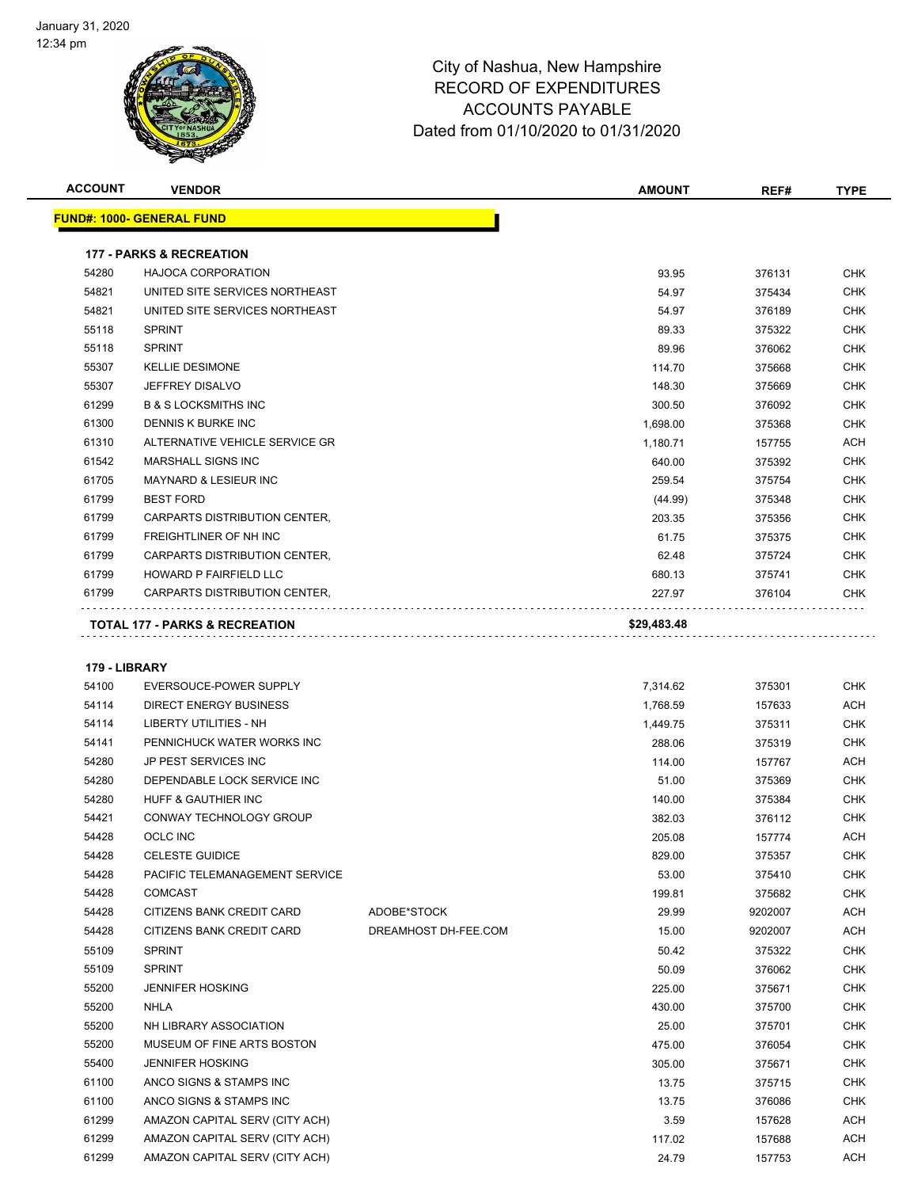City of Nashua, New Hampshire
RECORD OF EXPENDITURES
ACCOUNTS PAYABLE
Dated from 01/10/2020 to 01/31/2020

**FUND#: 1000- GENERAL FUND**

**177 - PARKS & RECREATION**

| ACCOUNT | VENDOR | | AMOUNT | REF# | TYPE |
|---|---|---|---|---|---|
| 54280 | HAJOCA CORPORATION | | 93.95 | 376131 | CHK |
| 54821 | UNITED SITE SERVICES NORTHEAST | | 54.97 | 375434 | CHK |
| 54821 | UNITED SITE SERVICES NORTHEAST | | 54.97 | 376189 | CHK |
| 55118 | SPRINT | | 89.33 | 375322 | CHK |
| 55118 | SPRINT | | 89.96 | 376062 | CHK |
| 55307 | KELLIE DESIMONE | | 114.70 | 375668 | CHK |
| 55307 | JEFFREY DISALVO | | 148.30 | 375669 | CHK |
| 61299 | B & S LOCKSMITHS INC | | 300.50 | 376092 | CHK |
| 61300 | DENNIS K BURKE INC | | 1,698.00 | 375368 | CHK |
| 61310 | ALTERNATIVE VEHICLE SERVICE GR | | 1,180.71 | 157755 | ACH |
| 61542 | MARSHALL SIGNS INC | | 640.00 | 375392 | CHK |
| 61705 | MAYNARD & LESIEUR INC | | 259.54 | 375754 | CHK |
| 61799 | BEST FORD | | (44.99) | 375348 | CHK |
| 61799 | CARPARTS DISTRIBUTION CENTER, | | 203.35 | 375356 | CHK |
| 61799 | FREIGHTLINER OF NH INC | | 61.75 | 375375 | CHK |
| 61799 | CARPARTS DISTRIBUTION CENTER, | | 62.48 | 375724 | CHK |
| 61799 | HOWARD P FAIRFIELD LLC | | 680.13 | 375741 | CHK |
| 61799 | CARPARTS DISTRIBUTION CENTER, | | 227.97 | 376104 | CHK |
| | **TOTAL 177 - PARKS & RECREATION** | | **$29,483.48** | | |

**179 - LIBRARY**

| ACCOUNT | VENDOR | | AMOUNT | REF# | TYPE |
|---|---|---|---|---|---|
| 54100 | EVERSOUCE-POWER SUPPLY | | 7,314.62 | 375301 | CHK |
| 54114 | DIRECT ENERGY BUSINESS | | 1,768.59 | 157633 | ACH |
| 54114 | LIBERTY UTILITIES - NH | | 1,449.75 | 375311 | CHK |
| 54141 | PENNICHUCK WATER WORKS INC | | 288.06 | 375319 | CHK |
| 54280 | JP PEST SERVICES INC | | 114.00 | 157767 | ACH |
| 54280 | DEPENDABLE LOCK SERVICE INC | | 51.00 | 375369 | CHK |
| 54280 | HUFF & GAUTHIER INC | | 140.00 | 375384 | CHK |
| 54421 | CONWAY TECHNOLOGY GROUP | | 382.03 | 376112 | CHK |
| 54428 | OCLC INC | | 205.08 | 157774 | ACH |
| 54428 | CELESTE GUIDICE | | 829.00 | 375357 | CHK |
| 54428 | PACIFIC TELEMANAGEMENT SERVICE | | 53.00 | 375410 | CHK |
| 54428 | COMCAST | | 199.81 | 375682 | CHK |
| 54428 | CITIZENS BANK CREDIT CARD | ADOBE*STOCK | 29.99 | 9202007 | ACH |
| 54428 | CITIZENS BANK CREDIT CARD | DREAMHOST DH-FEE.COM | 15.00 | 9202007 | ACH |
| 55109 | SPRINT | | 50.42 | 375322 | CHK |
| 55109 | SPRINT | | 50.09 | 376062 | CHK |
| 55200 | JENNIFER HOSKING | | 225.00 | 375671 | CHK |
| 55200 | NHLA | | 430.00 | 375700 | CHK |
| 55200 | NH LIBRARY ASSOCIATION | | 25.00 | 375701 | CHK |
| 55200 | MUSEUM OF FINE ARTS BOSTON | | 475.00 | 376054 | CHK |
| 55400 | JENNIFER HOSKING | | 305.00 | 375671 | CHK |
| 61100 | ANCO SIGNS & STAMPS INC | | 13.75 | 375715 | CHK |
| 61100 | ANCO SIGNS & STAMPS INC | | 13.75 | 376086 | CHK |
| 61299 | AMAZON CAPITAL SERV (CITY ACH) | | 3.59 | 157628 | ACH |
| 61299 | AMAZON CAPITAL SERV (CITY ACH) | | 117.02 | 157688 | ACH |
| 61299 | AMAZON CAPITAL SERV (CITY ACH) | | 24.79 | 157753 | ACH |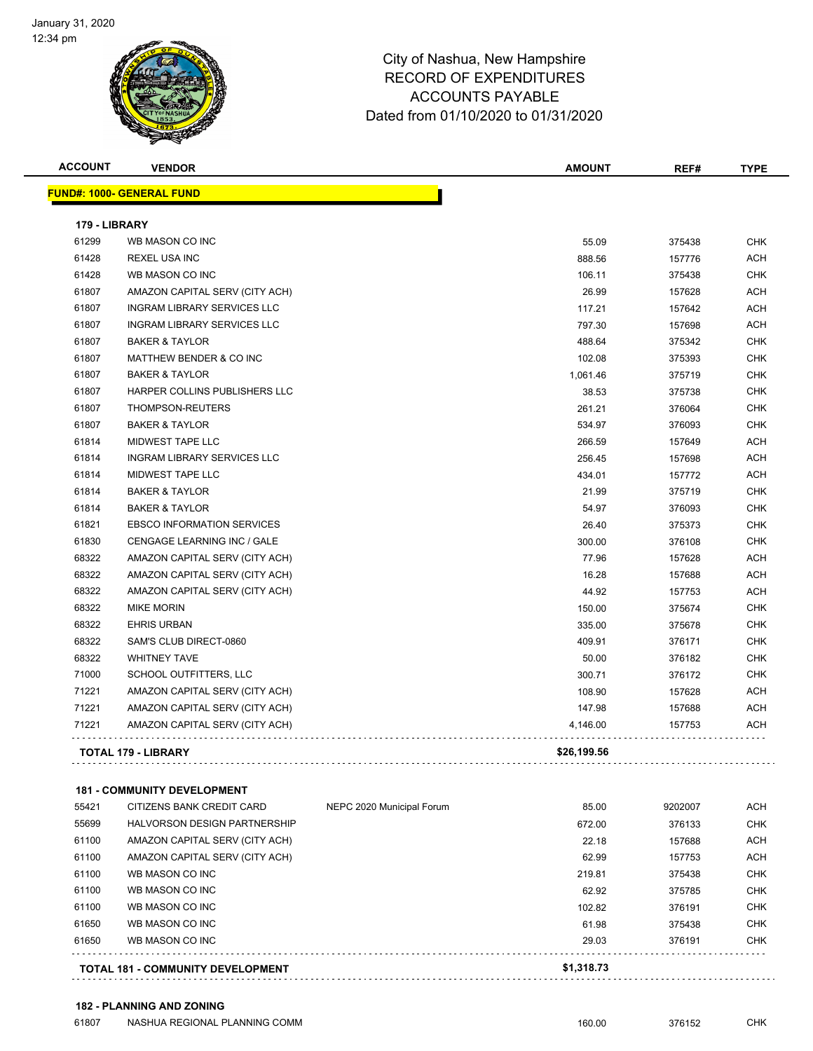# City of Nashua, New Hampshire
## RECORD OF EXPENDITURES
## ACCOUNTS PAYABLE
## Dated from 01/10/2020 to 01/31/2020

January 31, 2020
12:34 pm

| ACCOUNT | VENDOR | | AMOUNT | REF# | TYPE |
|---|---|---|---|---|---|
| **FUND#: 1000- GENERAL FUND** | | | | | |
| **179 - LIBRARY** | | | | | |
| 61299 | WB MASON CO INC | | 55.09 | 375438 | CHK |
| 61428 | REXEL USA INC | | 888.56 | 157776 | ACH |
| 61428 | WB MASON CO INC | | 106.11 | 375438 | CHK |
| 61807 | AMAZON CAPITAL SERV (CITY ACH) | | 26.99 | 157628 | ACH |
| 61807 | INGRAM LIBRARY SERVICES LLC | | 117.21 | 157642 | ACH |
| 61807 | INGRAM LIBRARY SERVICES LLC | | 797.30 | 157698 | ACH |
| 61807 | BAKER & TAYLOR | | 488.64 | 375342 | CHK |
| 61807 | MATTHEW BENDER & CO INC | | 102.08 | 375393 | CHK |
| 61807 | BAKER & TAYLOR | | 1,061.46 | 375719 | CHK |
| 61807 | HARPER COLLINS PUBLISHERS LLC | | 38.53 | 375738 | CHK |
| 61807 | THOMPSON-REUTERS | | 261.21 | 376064 | CHK |
| 61807 | BAKER & TAYLOR | | 534.97 | 376093 | CHK |
| 61814 | MIDWEST TAPE LLC | | 266.59 | 157649 | ACH |
| 61814 | INGRAM LIBRARY SERVICES LLC | | 256.45 | 157698 | ACH |
| 61814 | MIDWEST TAPE LLC | | 434.01 | 157772 | ACH |
| 61814 | BAKER & TAYLOR | | 21.99 | 375719 | CHK |
| 61814 | BAKER & TAYLOR | | 54.97 | 376093 | CHK |
| 61821 | EBSCO INFORMATION SERVICES | | 26.40 | 375373 | CHK |
| 61830 | CENGAGE LEARNING INC / GALE | | 300.00 | 376108 | CHK |
| 68322 | AMAZON CAPITAL SERV (CITY ACH) | | 77.96 | 157628 | ACH |
| 68322 | AMAZON CAPITAL SERV (CITY ACH) | | 16.28 | 157688 | ACH |
| 68322 | AMAZON CAPITAL SERV (CITY ACH) | | 44.92 | 157753 | ACH |
| 68322 | MIKE MORIN | | 150.00 | 375674 | CHK |
| 68322 | EHRIS URBAN | | 335.00 | 375678 | CHK |
| 68322 | SAM'S CLUB DIRECT-0860 | | 409.91 | 376171 | CHK |
| 68322 | WHITNEY TAVE | | 50.00 | 376182 | CHK |
| 71000 | SCHOOL OUTFITTERS, LLC | | 300.71 | 376172 | CHK |
| 71221 | AMAZON CAPITAL SERV (CITY ACH) | | 108.90 | 157628 | ACH |
| 71221 | AMAZON CAPITAL SERV (CITY ACH) | | 147.98 | 157688 | ACH |
| 71221 | AMAZON CAPITAL SERV (CITY ACH) | | 4,146.00 | 157753 | ACH |
| **TOTAL 179 - LIBRARY** | | | **$26,199.56** | | |
| **181 - COMMUNITY DEVELOPMENT** | | | | | |
| 55421 | CITIZENS BANK CREDIT CARD | NEPC 2020 Municipal Forum | 85.00 | 9202007 | ACH |
| 55699 | HALVORSON DESIGN PARTNERSHIP | | 672.00 | 376133 | CHK |
| 61100 | AMAZON CAPITAL SERV (CITY ACH) | | 22.18 | 157688 | ACH |
| 61100 | AMAZON CAPITAL SERV (CITY ACH) | | 62.99 | 157753 | ACH |
| 61100 | WB MASON CO INC | | 219.81 | 375438 | CHK |
| 61100 | WB MASON CO INC | | 62.92 | 375785 | CHK |
| 61100 | WB MASON CO INC | | 102.82 | 376191 | CHK |
| 61650 | WB MASON CO INC | | 61.98 | 375438 | CHK |
| 61650 | WB MASON CO INC | | 29.03 | 376191 | CHK |
| **TOTAL 181 - COMMUNITY DEVELOPMENT** | | | **$1,318.73** | | |
| **182 - PLANNING AND ZONING** | | | | | |
| 61807 | NASHUA REGIONAL PLANNING COMM | | 160.00 | 376152 | CHK |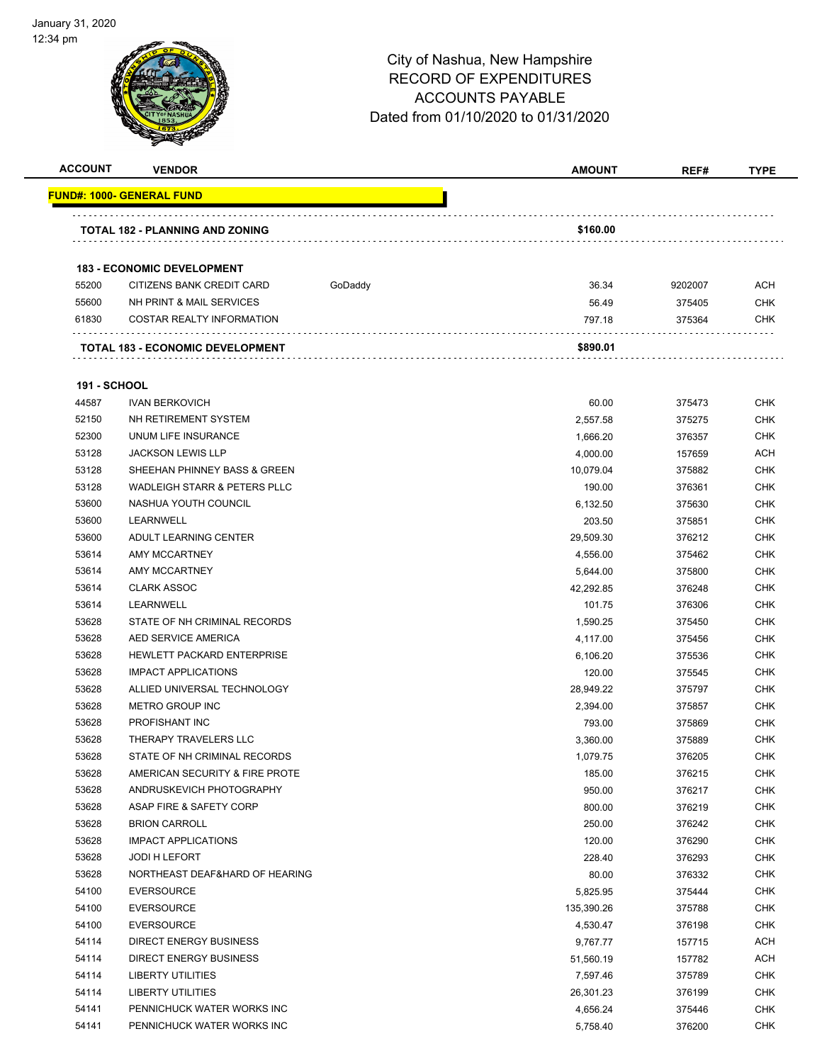City of Nashua, New Hampshire
RECORD OF EXPENDITURES
ACCOUNTS PAYABLE
Dated from 01/10/2020 to 01/31/2020

| ACCOUNT | VENDOR | | AMOUNT | REF# | TYPE |
|---|---|---|---|---|---|
| **FUND#: 1000- GENERAL FUND** | | | | | |
| **TOTAL 182 - PLANNING AND ZONING** | | | **$160.00** | | |
| **183 - ECONOMIC DEVELOPMENT** | | | | | |
| 55200 | CITIZENS BANK CREDIT CARD | GoDaddy | 36.34 | 9202007 | ACH |
| 55600 | NH PRINT & MAIL SERVICES | | 56.49 | 375405 | CHK |
| 61830 | COSTAR REALTY INFORMATION | | 797.18 | 375364 | CHK |
| **TOTAL 183 - ECONOMIC DEVELOPMENT** | | | **$890.01** | | |
| **191 - SCHOOL** | | | | | |
| 44587 | IVAN BERKOVICH | | 60.00 | 375473 | CHK |
| 52150 | NH RETIREMENT SYSTEM | | 2,557.58 | 375275 | CHK |
| 52300 | UNUM LIFE INSURANCE | | 1,666.20 | 376357 | CHK |
| 53128 | JACKSON LEWIS LLP | | 4,000.00 | 157659 | ACH |
| 53128 | SHEEHAN PHINNEY BASS & GREEN | | 10,079.04 | 375882 | CHK |
| 53128 | WADLEIGH STARR & PETERS PLLC | | 190.00 | 376361 | CHK |
| 53600 | NASHUA YOUTH COUNCIL | | 6,132.50 | 375630 | CHK |
| 53600 | LEARNWELL | | 203.50 | 375851 | CHK |
| 53600 | ADULT LEARNING CENTER | | 29,509.30 | 376212 | CHK |
| 53614 | AMY MCCARTNEY | | 4,556.00 | 375462 | CHK |
| 53614 | AMY MCCARTNEY | | 5,644.00 | 375800 | CHK |
| 53614 | CLARK ASSOC | | 42,292.85 | 376248 | CHK |
| 53614 | LEARNWELL | | 101.75 | 376306 | CHK |
| 53628 | STATE OF NH CRIMINAL RECORDS | | 1,590.25 | 375450 | CHK |
| 53628 | AED SERVICE AMERICA | | 4,117.00 | 375456 | CHK |
| 53628 | HEWLETT PACKARD ENTERPRISE | | 6,106.20 | 375536 | CHK |
| 53628 | IMPACT APPLICATIONS | | 120.00 | 375545 | CHK |
| 53628 | ALLIED UNIVERSAL TECHNOLOGY | | 28,949.22 | 375797 | CHK |
| 53628 | METRO GROUP INC | | 2,394.00 | 375857 | CHK |
| 53628 | PROFISHANT INC | | 793.00 | 375869 | CHK |
| 53628 | THERAPY TRAVELERS LLC | | 3,360.00 | 375889 | CHK |
| 53628 | STATE OF NH CRIMINAL RECORDS | | 1,079.75 | 376205 | CHK |
| 53628 | AMERICAN SECURITY & FIRE PROTE | | 185.00 | 376215 | CHK |
| 53628 | ANDRUSKEVICH PHOTOGRAPHY | | 950.00 | 376217 | CHK |
| 53628 | ASAP FIRE & SAFETY CORP | | 800.00 | 376219 | CHK |
| 53628 | BRION CARROLL | | 250.00 | 376242 | CHK |
| 53628 | IMPACT APPLICATIONS | | 120.00 | 376290 | CHK |
| 53628 | JODI H LEFORT | | 228.40 | 376293 | CHK |
| 53628 | NORTHEAST DEAF&HARD OF HEARING | | 80.00 | 376332 | CHK |
| 54100 | EVERSOURCE | | 5,825.95 | 375444 | CHK |
| 54100 | EVERSOURCE | | 135,390.26 | 375788 | CHK |
| 54100 | EVERSOURCE | | 4,530.47 | 376198 | CHK |
| 54114 | DIRECT ENERGY BUSINESS | | 9,767.77 | 157715 | ACH |
| 54114 | DIRECT ENERGY BUSINESS | | 51,560.19 | 157782 | ACH |
| 54114 | LIBERTY UTILITIES | | 7,597.46 | 375789 | CHK |
| 54114 | LIBERTY UTILITIES | | 26,301.23 | 376199 | CHK |
| 54141 | PENNICHUCK WATER WORKS INC | | 4,656.24 | 375446 | CHK |
| 54141 | PENNICHUCK WATER WORKS INC | | 5,758.40 | 376200 | CHK |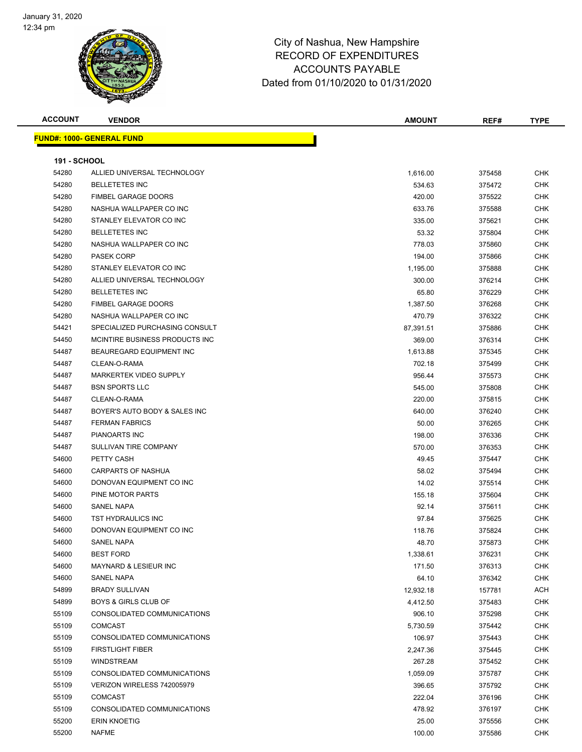# City of Nashua, New Hampshire
## RECORD OF EXPENDITURES
## ACCOUNTS PAYABLE
### Dated from 01/10/2020 to 01/31/2020

| ACCOUNT | VENDOR | AMOUNT | REF# | TYPE |
|---|---|---|---|---|
| **FUND#: 1000- GENERAL FUND** | | | | |
| **191 - SCHOOL** | | | | |
| 54280 | ALLIED UNIVERSAL TECHNOLOGY | 1,616.00 | 375458 | CHK |
| 54280 | BELLETETES INC | 534.63 | 375472 | CHK |
| 54280 | FIMBEL GARAGE DOORS | 420.00 | 375522 | CHK |
| 54280 | NASHUA WALLPAPER CO INC | 633.76 | 375588 | CHK |
| 54280 | STANLEY ELEVATOR CO INC | 335.00 | 375621 | CHK |
| 54280 | BELLETETES INC | 53.32 | 375804 | CHK |
| 54280 | NASHUA WALLPAPER CO INC | 778.03 | 375860 | CHK |
| 54280 | PASEK CORP | 194.00 | 375866 | CHK |
| 54280 | STANLEY ELEVATOR CO INC | 1,195.00 | 375888 | CHK |
| 54280 | ALLIED UNIVERSAL TECHNOLOGY | 300.00 | 376214 | CHK |
| 54280 | BELLETETES INC | 65.80 | 376229 | CHK |
| 54280 | FIMBEL GARAGE DOORS | 1,387.50 | 376268 | CHK |
| 54280 | NASHUA WALLPAPER CO INC | 470.79 | 376322 | CHK |
| 54421 | SPECIALIZED PURCHASING CONSULT | 87,391.51 | 375886 | CHK |
| 54450 | MCINTIRE BUSINESS PRODUCTS INC | 369.00 | 376314 | CHK |
| 54487 | BEAUREGARD EQUIPMENT INC | 1,613.88 | 375345 | CHK |
| 54487 | CLEAN-O-RAMA | 702.18 | 375499 | CHK |
| 54487 | MARKERTEK VIDEO SUPPLY | 956.44 | 375573 | CHK |
| 54487 | BSN SPORTS LLC | 545.00 | 375808 | CHK |
| 54487 | CLEAN-O-RAMA | 220.00 | 375815 | CHK |
| 54487 | BOYER'S AUTO BODY & SALES INC | 640.00 | 376240 | CHK |
| 54487 | FERMAN FABRICS | 50.00 | 376265 | CHK |
| 54487 | PIANOARTS INC | 198.00 | 376336 | CHK |
| 54487 | SULLIVAN TIRE COMPANY | 570.00 | 376353 | CHK |
| 54600 | PETTY CASH | 49.45 | 375447 | CHK |
| 54600 | CARPARTS OF NASHUA | 58.02 | 375494 | CHK |
| 54600 | DONOVAN EQUIPMENT CO INC | 14.02 | 375514 | CHK |
| 54600 | PINE MOTOR PARTS | 155.18 | 375604 | CHK |
| 54600 | SANEL NAPA | 92.14 | 375611 | CHK |
| 54600 | TST HYDRAULICS INC | 97.84 | 375625 | CHK |
| 54600 | DONOVAN EQUIPMENT CO INC | 118.76 | 375824 | CHK |
| 54600 | SANEL NAPA | 48.70 | 375873 | CHK |
| 54600 | BEST FORD | 1,338.61 | 376231 | CHK |
| 54600 | MAYNARD & LESIEUR INC | 171.50 | 376313 | CHK |
| 54600 | SANEL NAPA | 64.10 | 376342 | CHK |
| 54899 | BRADY SULLIVAN | 12,932.18 | 157781 | ACH |
| 54899 | BOYS & GIRLS CLUB OF | 4,412.50 | 375483 | CHK |
| 55109 | CONSOLIDATED COMMUNICATIONS | 906.10 | 375298 | CHK |
| 55109 | COMCAST | 5,730.59 | 375442 | CHK |
| 55109 | CONSOLIDATED COMMUNICATIONS | 106.97 | 375443 | CHK |
| 55109 | FIRSTLIGHT FIBER | 2,247.36 | 375445 | CHK |
| 55109 | WINDSTREAM | 267.28 | 375452 | CHK |
| 55109 | CONSOLIDATED COMMUNICATIONS | 1,059.09 | 375787 | CHK |
| 55109 | VERIZON WIRELESS 742005979 | 396.65 | 375792 | CHK |
| 55109 | COMCAST | 222.04 | 376196 | CHK |
| 55109 | CONSOLIDATED COMMUNICATIONS | 478.92 | 376197 | CHK |
| 55200 | ERIN KNOETIG | 25.00 | 375556 | CHK |
| 55200 | NAFME | 100.00 | 375586 | CHK |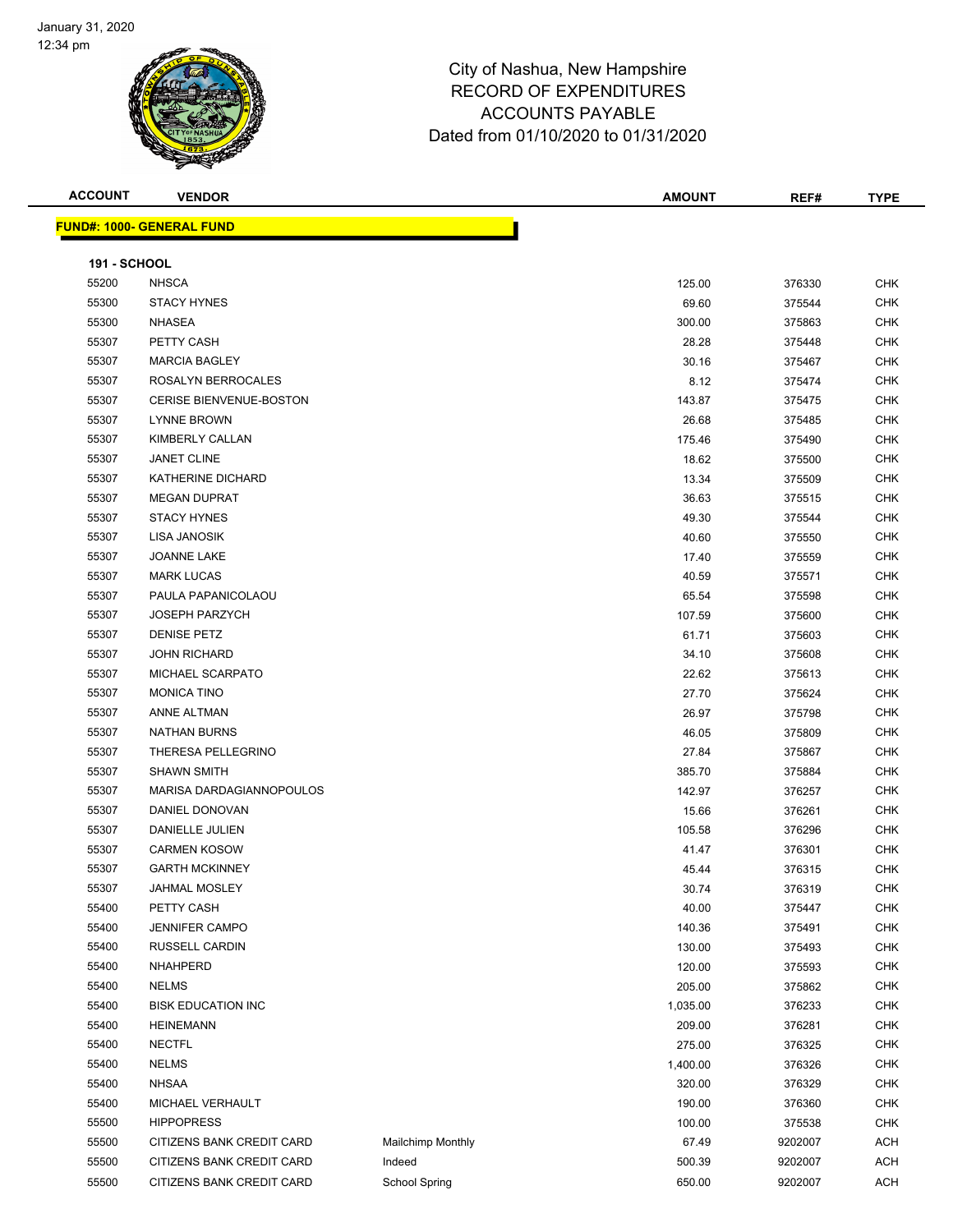City of Nashua, New Hampshire
RECORD OF EXPENDITURES
ACCOUNTS PAYABLE
Dated from 01/10/2020 to 01/31/2020

**FUND#: 1000- GENERAL FUND**

**191 - SCHOOL**

| ACCOUNT | VENDOR | | AMOUNT | REF# | TYPE |
|---|---|---|---|---|---|
| 55200 | NHSCA | | 125.00 | 376330 | CHK |
| 55300 | STACY HYNES | | 69.60 | 375544 | CHK |
| 55300 | NHASEA | | 300.00 | 375863 | CHK |
| 55307 | PETTY CASH | | 28.28 | 375448 | CHK |
| 55307 | MARCIA BAGLEY | | 30.16 | 375467 | CHK |
| 55307 | ROSALYN BERROCALES | | 8.12 | 375474 | CHK |
| 55307 | CERISE BIENVENUE-BOSTON | | 143.87 | 375475 | CHK |
| 55307 | LYNNE BROWN | | 26.68 | 375485 | CHK |
| 55307 | KIMBERLY CALLAN | | 175.46 | 375490 | CHK |
| 55307 | JANET CLINE | | 18.62 | 375500 | CHK |
| 55307 | KATHERINE DICHARD | | 13.34 | 375509 | CHK |
| 55307 | MEGAN DUPRAT | | 36.63 | 375515 | CHK |
| 55307 | STACY HYNES | | 49.30 | 375544 | CHK |
| 55307 | LISA JANOSIK | | 40.60 | 375550 | CHK |
| 55307 | JOANNE LAKE | | 17.40 | 375559 | CHK |
| 55307 | MARK LUCAS | | 40.59 | 375571 | CHK |
| 55307 | PAULA PAPANICOLAOU | | 65.54 | 375598 | CHK |
| 55307 | JOSEPH PARZYCH | | 107.59 | 375600 | CHK |
| 55307 | DENISE PETZ | | 61.71 | 375603 | CHK |
| 55307 | JOHN RICHARD | | 34.10 | 375608 | CHK |
| 55307 | MICHAEL SCARPATO | | 22.62 | 375613 | CHK |
| 55307 | MONICA TINO | | 27.70 | 375624 | CHK |
| 55307 | ANNE ALTMAN | | 26.97 | 375798 | CHK |
| 55307 | NATHAN BURNS | | 46.05 | 375809 | CHK |
| 55307 | THERESA PELLEGRINO | | 27.84 | 375867 | CHK |
| 55307 | SHAWN SMITH | | 385.70 | 375884 | CHK |
| 55307 | MARISA DARDAGIANNOPOULOS | | 142.97 | 376257 | CHK |
| 55307 | DANIEL DONOVAN | | 15.66 | 376261 | CHK |
| 55307 | DANIELLE JULIEN | | 105.58 | 376296 | CHK |
| 55307 | CARMEN KOSOW | | 41.47 | 376301 | CHK |
| 55307 | GARTH MCKINNEY | | 45.44 | 376315 | CHK |
| 55307 | JAHMAL MOSLEY | | 30.74 | 376319 | CHK |
| 55400 | PETTY CASH | | 40.00 | 375447 | CHK |
| 55400 | JENNIFER CAMPO | | 140.36 | 375491 | CHK |
| 55400 | RUSSELL CARDIN | | 130.00 | 375493 | CHK |
| 55400 | NHAHPERD | | 120.00 | 375593 | CHK |
| 55400 | NELMS | | 205.00 | 375862 | CHK |
| 55400 | BISK EDUCATION INC | | 1,035.00 | 376233 | CHK |
| 55400 | HEINEMANN | | 209.00 | 376281 | CHK |
| 55400 | NECTFL | | 275.00 | 376325 | CHK |
| 55400 | NELMS | | 1,400.00 | 376326 | CHK |
| 55400 | NHSAA | | 320.00 | 376329 | CHK |
| 55400 | MICHAEL VERHAULT | | 190.00 | 376360 | CHK |
| 55500 | HIPPOPRESS | | 100.00 | 375538 | CHK |
| 55500 | CITIZENS BANK CREDIT CARD | Mailchimp Monthly | 67.49 | 9202007 | ACH |
| 55500 | CITIZENS BANK CREDIT CARD | Indeed | 500.39 | 9202007 | ACH |
| 55500 | CITIZENS BANK CREDIT CARD | School Spring | 650.00 | 9202007 | ACH |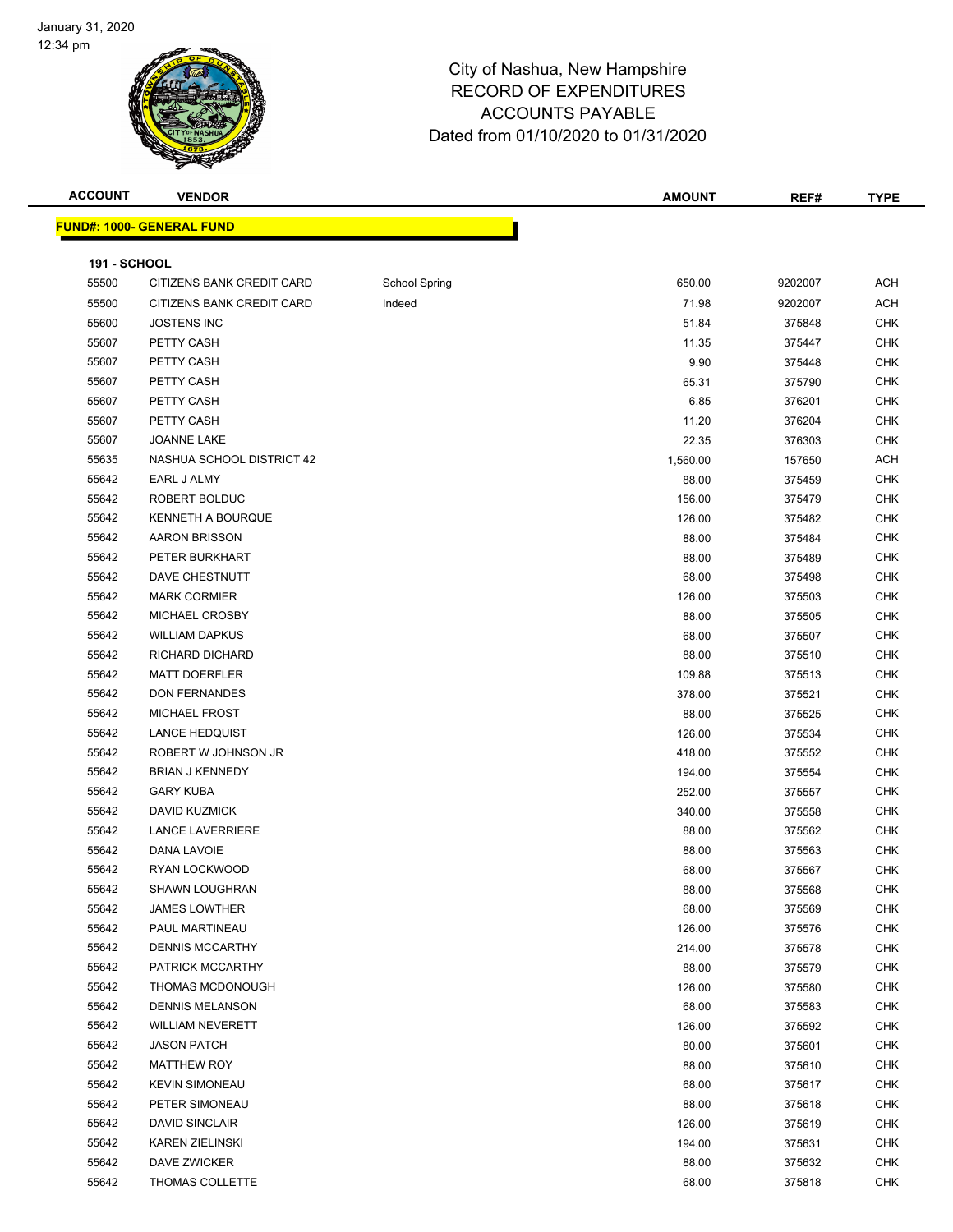January 31, 2020
12:34 pm

# City of Nashua, New Hampshire
# RECORD OF EXPENDITURES
# ACCOUNTS PAYABLE
# Dated from 01/10/2020 to 01/31/2020

| ACCOUNT | VENDOR | | AMOUNT | REF# | TYPE |
|---|---|---|---|---|---|
| **FUND#: 1000- GENERAL FUND** | | | | | |
| **191 - SCHOOL** | | | | | |
| 55500 | CITIZENS BANK CREDIT CARD | School Spring | 650.00 | 9202007 | ACH |
| 55500 | CITIZENS BANK CREDIT CARD | Indeed | 71.98 | 9202007 | ACH |
| 55600 | JOSTENS INC | | 51.84 | 375848 | CHK |
| 55607 | PETTY CASH | | 11.35 | 375447 | CHK |
| 55607 | PETTY CASH | | 9.90 | 375448 | CHK |
| 55607 | PETTY CASH | | 65.31 | 375790 | CHK |
| 55607 | PETTY CASH | | 6.85 | 376201 | CHK |
| 55607 | PETTY CASH | | 11.20 | 376204 | CHK |
| 55607 | JOANNE LAKE | | 22.35 | 376303 | CHK |
| 55635 | NASHUA SCHOOL DISTRICT 42 | | 1,560.00 | 157650 | ACH |
| 55642 | EARL J ALMY | | 88.00 | 375459 | CHK |
| 55642 | ROBERT BOLDUC | | 156.00 | 375479 | CHK |
| 55642 | KENNETH A BOURQUE | | 126.00 | 375482 | CHK |
| 55642 | AARON BRISSON | | 88.00 | 375484 | CHK |
| 55642 | PETER BURKHART | | 88.00 | 375489 | CHK |
| 55642 | DAVE CHESTNUTT | | 68.00 | 375498 | CHK |
| 55642 | MARK CORMIER | | 126.00 | 375503 | CHK |
| 55642 | MICHAEL CROSBY | | 88.00 | 375505 | CHK |
| 55642 | WILLIAM DAPKUS | | 68.00 | 375507 | CHK |
| 55642 | RICHARD DICHARD | | 88.00 | 375510 | CHK |
| 55642 | MATT DOERFLER | | 109.88 | 375513 | CHK |
| 55642 | DON FERNANDES | | 378.00 | 375521 | CHK |
| 55642 | MICHAEL FROST | | 88.00 | 375525 | CHK |
| 55642 | LANCE HEDQUIST | | 126.00 | 375534 | CHK |
| 55642 | ROBERT W JOHNSON JR | | 418.00 | 375552 | CHK |
| 55642 | BRIAN J KENNEDY | | 194.00 | 375554 | CHK |
| 55642 | GARY KUBA | | 252.00 | 375557 | CHK |
| 55642 | DAVID KUZMICK | | 340.00 | 375558 | CHK |
| 55642 | LANCE LAVERRIERE | | 88.00 | 375562 | CHK |
| 55642 | DANA LAVOIE | | 88.00 | 375563 | CHK |
| 55642 | RYAN LOCKWOOD | | 68.00 | 375567 | CHK |
| 55642 | SHAWN LOUGHRAN | | 88.00 | 375568 | CHK |
| 55642 | JAMES LOWTHER | | 68.00 | 375569 | CHK |
| 55642 | PAUL MARTINEAU | | 126.00 | 375576 | CHK |
| 55642 | DENNIS MCCARTHY | | 214.00 | 375578 | CHK |
| 55642 | PATRICK MCCARTHY | | 88.00 | 375579 | CHK |
| 55642 | THOMAS MCDONOUGH | | 126.00 | 375580 | CHK |
| 55642 | DENNIS MELANSON | | 68.00 | 375583 | CHK |
| 55642 | WILLIAM NEVERETT | | 126.00 | 375592 | CHK |
| 55642 | JASON PATCH | | 80.00 | 375601 | CHK |
| 55642 | MATTHEW ROY | | 88.00 | 375610 | CHK |
| 55642 | KEVIN SIMONEAU | | 68.00 | 375617 | CHK |
| 55642 | PETER SIMONEAU | | 88.00 | 375618 | CHK |
| 55642 | DAVID SINCLAIR | | 126.00 | 375619 | CHK |
| 55642 | KAREN ZIELINSKI | | 194.00 | 375631 | CHK |
| 55642 | DAVE ZWICKER | | 88.00 | 375632 | CHK |
| 55642 | THOMAS COLLETTE | | 68.00 | 375818 | CHK |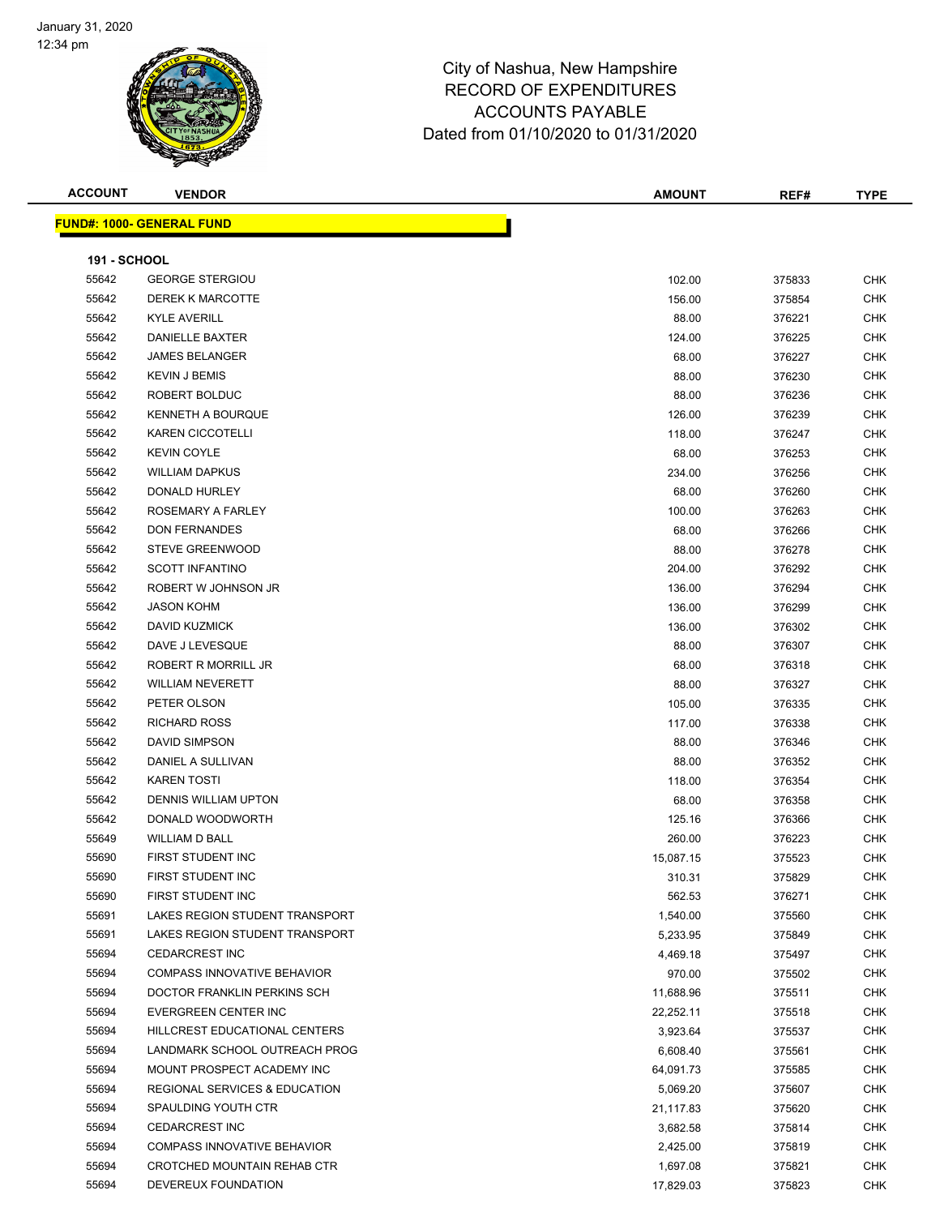City of Nashua, New Hampshire
RECORD OF EXPENDITURES
ACCOUNTS PAYABLE
Dated from 01/10/2020 to 01/31/2020

| ACCOUNT | VENDOR | AMOUNT | REF# | TYPE |
|---|---|---|---|---|
| **FUND#: 1000- GENERAL FUND** | | | | |
| **191 - SCHOOL** | | | | |
| 55642 | GEORGE STERGIOU | 102.00 | 375833 | CHK |
| 55642 | DEREK K MARCOTTE | 156.00 | 375854 | CHK |
| 55642 | KYLE AVERILL | 88.00 | 376221 | CHK |
| 55642 | DANIELLE BAXTER | 124.00 | 376225 | CHK |
| 55642 | JAMES BELANGER | 68.00 | 376227 | CHK |
| 55642 | KEVIN J BEMIS | 88.00 | 376230 | CHK |
| 55642 | ROBERT BOLDUC | 88.00 | 376236 | CHK |
| 55642 | KENNETH A BOURQUE | 126.00 | 376239 | CHK |
| 55642 | KAREN CICCOTELLI | 118.00 | 376247 | CHK |
| 55642 | KEVIN COYLE | 68.00 | 376253 | CHK |
| 55642 | WILLIAM DAPKUS | 234.00 | 376256 | CHK |
| 55642 | DONALD HURLEY | 68.00 | 376260 | CHK |
| 55642 | ROSEMARY A FARLEY | 100.00 | 376263 | CHK |
| 55642 | DON FERNANDES | 68.00 | 376266 | CHK |
| 55642 | STEVE GREENWOOD | 88.00 | 376278 | CHK |
| 55642 | SCOTT INFANTINO | 204.00 | 376292 | CHK |
| 55642 | ROBERT W JOHNSON JR | 136.00 | 376294 | CHK |
| 55642 | JASON KOHM | 136.00 | 376299 | CHK |
| 55642 | DAVID KUZMICK | 136.00 | 376302 | CHK |
| 55642 | DAVE J LEVESQUE | 88.00 | 376307 | CHK |
| 55642 | ROBERT R MORRILL JR | 68.00 | 376318 | CHK |
| 55642 | WILLIAM NEVERETT | 88.00 | 376327 | CHK |
| 55642 | PETER OLSON | 105.00 | 376335 | CHK |
| 55642 | RICHARD ROSS | 117.00 | 376338 | CHK |
| 55642 | DAVID SIMPSON | 88.00 | 376346 | CHK |
| 55642 | DANIEL A SULLIVAN | 88.00 | 376352 | CHK |
| 55642 | KAREN TOSTI | 118.00 | 376354 | CHK |
| 55642 | DENNIS WILLIAM UPTON | 68.00 | 376358 | CHK |
| 55642 | DONALD WOODWORTH | 125.16 | 376366 | CHK |
| 55649 | WILLIAM D BALL | 260.00 | 376223 | CHK |
| 55690 | FIRST STUDENT INC | 15,087.15 | 375523 | CHK |
| 55690 | FIRST STUDENT INC | 310.31 | 375829 | CHK |
| 55690 | FIRST STUDENT INC | 562.53 | 376271 | CHK |
| 55691 | LAKES REGION STUDENT TRANSPORT | 1,540.00 | 375560 | CHK |
| 55691 | LAKES REGION STUDENT TRANSPORT | 5,233.95 | 375849 | CHK |
| 55694 | CEDARCREST INC | 4,469.18 | 375497 | CHK |
| 55694 | COMPASS INNOVATIVE BEHAVIOR | 970.00 | 375502 | CHK |
| 55694 | DOCTOR FRANKLIN PERKINS SCH | 11,688.96 | 375511 | CHK |
| 55694 | EVERGREEN CENTER INC | 22,252.11 | 375518 | CHK |
| 55694 | HILLCREST EDUCATIONAL CENTERS | 3,923.64 | 375537 | CHK |
| 55694 | LANDMARK SCHOOL OUTREACH PROG | 6,608.40 | 375561 | CHK |
| 55694 | MOUNT PROSPECT ACADEMY INC | 64,091.73 | 375585 | CHK |
| 55694 | REGIONAL SERVICES & EDUCATION | 5,069.20 | 375607 | CHK |
| 55694 | SPAULDING YOUTH CTR | 21,117.83 | 375620 | CHK |
| 55694 | CEDARCREST INC | 3,682.58 | 375814 | CHK |
| 55694 | COMPASS INNOVATIVE BEHAVIOR | 2,425.00 | 375819 | CHK |
| 55694 | CROTCHED MOUNTAIN REHAB CTR | 1,697.08 | 375821 | CHK |
| 55694 | DEVEREUX FOUNDATION | 17,829.03 | 375823 | CHK |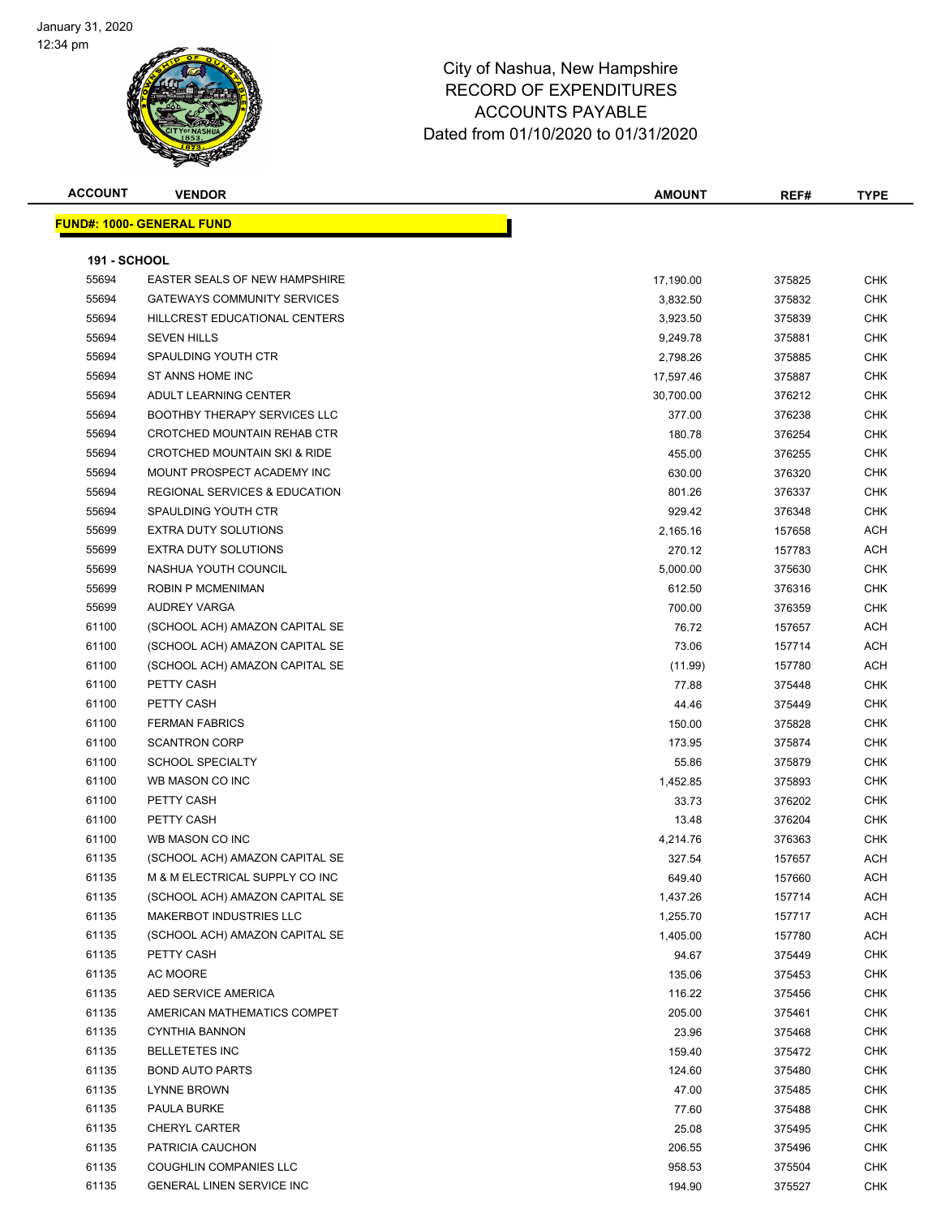# City of Nashua, New Hampshire
## RECORD OF EXPENDITURES
## ACCOUNTS PAYABLE
## Dated from 01/10/2020 to 01/31/2020

| ACCOUNT | VENDOR | AMOUNT | REF# | TYPE |
|---|---|---|---|---|
| **FUND#: 1000- GENERAL FUND** | | | | |
| **191 - SCHOOL** | | | | |
| 55694 | EASTER SEALS OF NEW HAMPSHIRE | 17,190.00 | 375825 | CHK |
| 55694 | GATEWAYS COMMUNITY SERVICES | 3,832.50 | 375832 | CHK |
| 55694 | HILLCREST EDUCATIONAL CENTERS | 3,923.50 | 375839 | CHK |
| 55694 | SEVEN HILLS | 9,249.78 | 375881 | CHK |
| 55694 | SPAULDING YOUTH CTR | 2,798.26 | 375885 | CHK |
| 55694 | ST ANNS HOME INC | 17,597.46 | 375887 | CHK |
| 55694 | ADULT LEARNING CENTER | 30,700.00 | 376212 | CHK |
| 55694 | BOOTHBY THERAPY SERVICES LLC | 377.00 | 376238 | CHK |
| 55694 | CROTCHED MOUNTAIN REHAB CTR | 180.78 | 376254 | CHK |
| 55694 | CROTCHED MOUNTAIN SKI & RIDE | 455.00 | 376255 | CHK |
| 55694 | MOUNT PROSPECT ACADEMY INC | 630.00 | 376320 | CHK |
| 55694 | REGIONAL SERVICES & EDUCATION | 801.26 | 376337 | CHK |
| 55694 | SPAULDING YOUTH CTR | 929.42 | 376348 | CHK |
| 55699 | EXTRA DUTY SOLUTIONS | 2,165.16 | 157658 | ACH |
| 55699 | EXTRA DUTY SOLUTIONS | 270.12 | 157783 | ACH |
| 55699 | NASHUA YOUTH COUNCIL | 5,000.00 | 375630 | CHK |
| 55699 | ROBIN P MCMENIMAN | 612.50 | 376316 | CHK |
| 55699 | AUDREY VARGA | 700.00 | 376359 | CHK |
| 61100 | (SCHOOL ACH) AMAZON CAPITAL SE | 76.72 | 157657 | ACH |
| 61100 | (SCHOOL ACH) AMAZON CAPITAL SE | 73.06 | 157714 | ACH |
| 61100 | (SCHOOL ACH) AMAZON CAPITAL SE | (11.99) | 157780 | ACH |
| 61100 | PETTY CASH | 77.88 | 375448 | CHK |
| 61100 | PETTY CASH | 44.46 | 375449 | CHK |
| 61100 | FERMAN FABRICS | 150.00 | 375828 | CHK |
| 61100 | SCANTRON CORP | 173.95 | 375874 | CHK |
| 61100 | SCHOOL SPECIALTY | 55.86 | 375879 | CHK |
| 61100 | WB MASON CO INC | 1,452.85 | 375893 | CHK |
| 61100 | PETTY CASH | 33.73 | 376202 | CHK |
| 61100 | PETTY CASH | 13.48 | 376204 | CHK |
| 61100 | WB MASON CO INC | 4,214.76 | 376363 | CHK |
| 61135 | (SCHOOL ACH) AMAZON CAPITAL SE | 327.54 | 157657 | ACH |
| 61135 | M & M ELECTRICAL SUPPLY CO INC | 649.40 | 157660 | ACH |
| 61135 | (SCHOOL ACH) AMAZON CAPITAL SE | 1,437.26 | 157714 | ACH |
| 61135 | MAKERBOT INDUSTRIES LLC | 1,255.70 | 157717 | ACH |
| 61135 | (SCHOOL ACH) AMAZON CAPITAL SE | 1,405.00 | 157780 | ACH |
| 61135 | PETTY CASH | 94.67 | 375449 | CHK |
| 61135 | AC MOORE | 135.06 | 375453 | CHK |
| 61135 | AED SERVICE AMERICA | 116.22 | 375456 | CHK |
| 61135 | AMERICAN MATHEMATICS COMPET | 205.00 | 375461 | CHK |
| 61135 | CYNTHIA BANNON | 23.96 | 375468 | CHK |
| 61135 | BELLETETES INC | 159.40 | 375472 | CHK |
| 61135 | BOND AUTO PARTS | 124.60 | 375480 | CHK |
| 61135 | LYNNE BROWN | 47.00 | 375485 | CHK |
| 61135 | PAULA BURKE | 77.60 | 375488 | CHK |
| 61135 | CHERYL CARTER | 25.08 | 375495 | CHK |
| 61135 | PATRICIA CAUCHON | 206.55 | 375496 | CHK |
| 61135 | COUGHLIN COMPANIES LLC | 958.53 | 375504 | CHK |
| 61135 | GENERAL LINEN SERVICE INC | 194.90 | 375527 | CHK |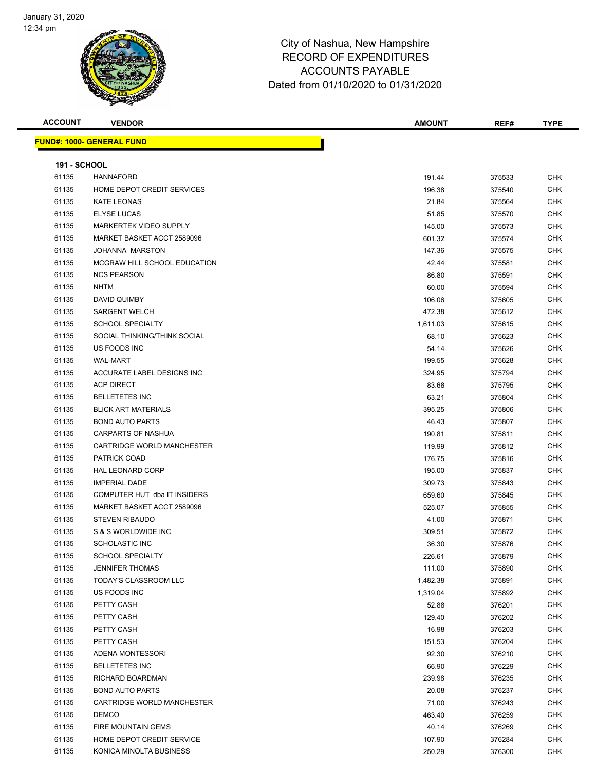# City of Nashua, New Hampshire
## RECORD OF EXPENDITURES
## ACCOUNTS PAYABLE
## Dated from 01/10/2020 to 01/31/2020

| ACCOUNT | VENDOR | AMOUNT | REF# | TYPE |
|---|---|---|---|---|
| **FUND#: 1000- GENERAL FUND** | | | | |
| **191 - SCHOOL** | | | | |
| 61135 | HANNAFORD | 191.44 | 375533 | CHK |
| 61135 | HOME DEPOT CREDIT SERVICES | 196.38 | 375540 | CHK |
| 61135 | KATE LEONAS | 21.84 | 375564 | CHK |
| 61135 | ELYSE LUCAS | 51.85 | 375570 | CHK |
| 61135 | MARKERTEK VIDEO SUPPLY | 145.00 | 375573 | CHK |
| 61135 | MARKET BASKET ACCT 2589096 | 601.32 | 375574 | CHK |
| 61135 | JOHANNA MARSTON | 147.36 | 375575 | CHK |
| 61135 | MCGRAW HILL SCHOOL EDUCATION | 42.44 | 375581 | CHK |
| 61135 | NCS PEARSON | 86.80 | 375591 | CHK |
| 61135 | NHTM | 60.00 | 375594 | CHK |
| 61135 | DAVID QUIMBY | 106.06 | 375605 | CHK |
| 61135 | SARGENT WELCH | 472.38 | 375612 | CHK |
| 61135 | SCHOOL SPECIALTY | 1,611.03 | 375615 | CHK |
| 61135 | SOCIAL THINKING/THINK SOCIAL | 68.10 | 375623 | CHK |
| 61135 | US FOODS INC | 54.14 | 375626 | CHK |
| 61135 | WAL-MART | 199.55 | 375628 | CHK |
| 61135 | ACCURATE LABEL DESIGNS INC | 324.95 | 375794 | CHK |
| 61135 | ACP DIRECT | 83.68 | 375795 | CHK |
| 61135 | BELLETETES INC | 63.21 | 375804 | CHK |
| 61135 | BLICK ART MATERIALS | 395.25 | 375806 | CHK |
| 61135 | BOND AUTO PARTS | 46.43 | 375807 | CHK |
| 61135 | CARPARTS OF NASHUA | 190.81 | 375811 | CHK |
| 61135 | CARTRIDGE WORLD MANCHESTER | 119.99 | 375812 | CHK |
| 61135 | PATRICK COAD | 176.75 | 375816 | CHK |
| 61135 | HAL LEONARD CORP | 195.00 | 375837 | CHK |
| 61135 | IMPERIAL DADE | 309.73 | 375843 | CHK |
| 61135 | COMPUTER HUT dba IT INSIDERS | 659.60 | 375845 | CHK |
| 61135 | MARKET BASKET ACCT 2589096 | 525.07 | 375855 | CHK |
| 61135 | STEVEN RIBAUDO | 41.00 | 375871 | CHK |
| 61135 | S & S WORLDWIDE INC | 309.51 | 375872 | CHK |
| 61135 | SCHOLASTIC INC | 36.30 | 375876 | CHK |
| 61135 | SCHOOL SPECIALTY | 226.61 | 375879 | CHK |
| 61135 | JENNIFER THOMAS | 111.00 | 375890 | CHK |
| 61135 | TODAY'S CLASSROOM LLC | 1,482.38 | 375891 | CHK |
| 61135 | US FOODS INC | 1,319.04 | 375892 | CHK |
| 61135 | PETTY CASH | 52.88 | 376201 | CHK |
| 61135 | PETTY CASH | 129.40 | 376202 | CHK |
| 61135 | PETTY CASH | 16.98 | 376203 | CHK |
| 61135 | PETTY CASH | 151.53 | 376204 | CHK |
| 61135 | ADENA MONTESSORI | 92.30 | 376210 | CHK |
| 61135 | BELLETETES INC | 66.90 | 376229 | CHK |
| 61135 | RICHARD BOARDMAN | 239.98 | 376235 | CHK |
| 61135 | BOND AUTO PARTS | 20.08 | 376237 | CHK |
| 61135 | CARTRIDGE WORLD MANCHESTER | 71.00 | 376243 | CHK |
| 61135 | DEMCO | 463.40 | 376259 | CHK |
| 61135 | FIRE MOUNTAIN GEMS | 40.14 | 376269 | CHK |
| 61135 | HOME DEPOT CREDIT SERVICE | 107.90 | 376284 | CHK |
| 61135 | KONICA MINOLTA BUSINESS | 250.29 | 376300 | CHK |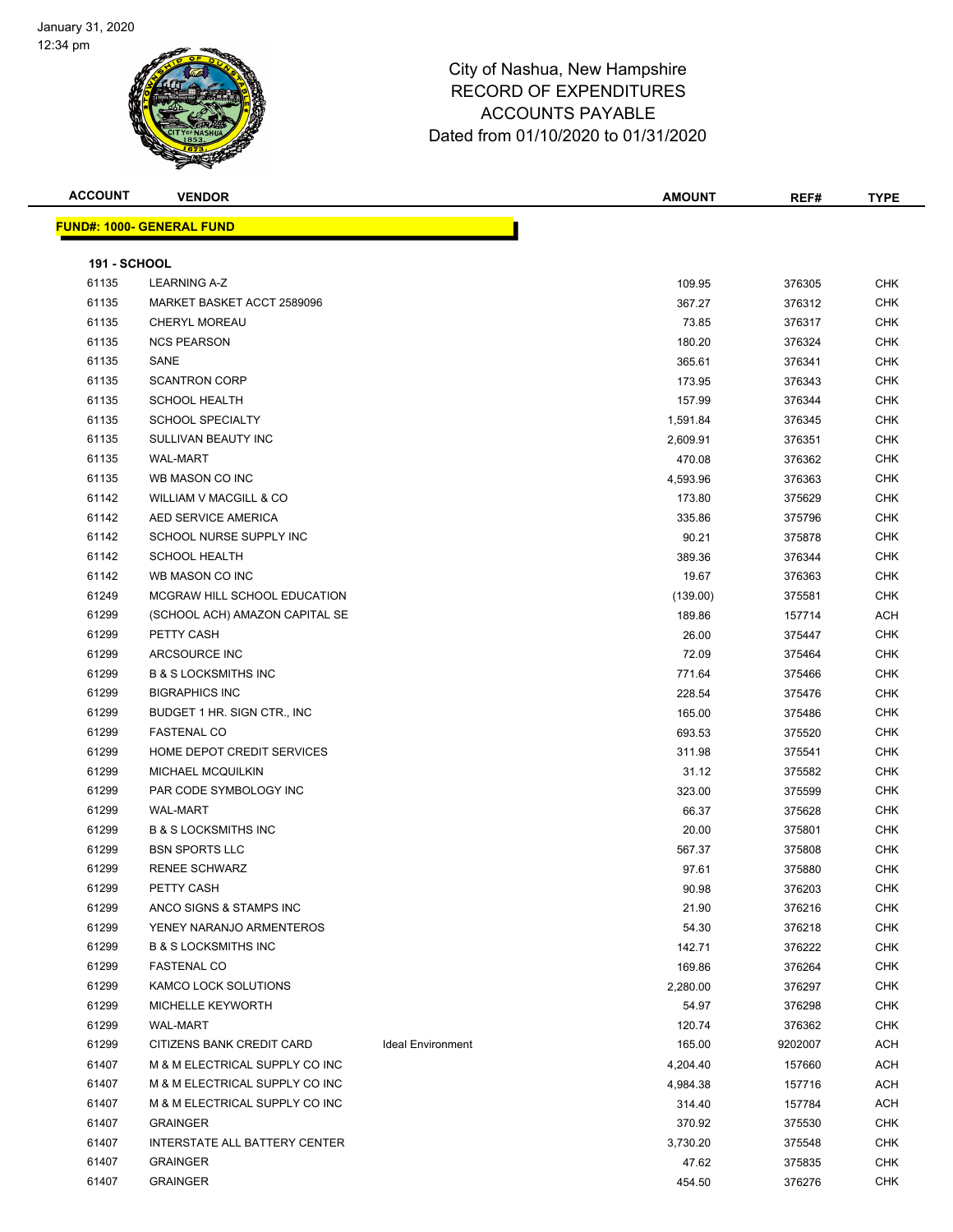# City of Nashua, New Hampshire
# RECORD OF EXPENDITURES
# ACCOUNTS PAYABLE
# Dated from 01/10/2020 to 01/31/2020

| ACCOUNT | VENDOR | | AMOUNT | REF# | TYPE |
|---|---|---|---|---|---|
| **FUND#: 1000- GENERAL FUND** | | | | | |
| **191 - SCHOOL** | | | | | |
| 61135 | LEARNING A-Z | | 109.95 | 376305 | CHK |
| 61135 | MARKET BASKET ACCT 2589096 | | 367.27 | 376312 | CHK |
| 61135 | CHERYL MOREAU | | 73.85 | 376317 | CHK |
| 61135 | NCS PEARSON | | 180.20 | 376324 | CHK |
| 61135 | SANE | | 365.61 | 376341 | CHK |
| 61135 | SCANTRON CORP | | 173.95 | 376343 | CHK |
| 61135 | SCHOOL HEALTH | | 157.99 | 376344 | CHK |
| 61135 | SCHOOL SPECIALTY | | 1,591.84 | 376345 | CHK |
| 61135 | SULLIVAN BEAUTY INC | | 2,609.91 | 376351 | CHK |
| 61135 | WAL-MART | | 470.08 | 376362 | CHK |
| 61135 | WB MASON CO INC | | 4,593.96 | 376363 | CHK |
| 61142 | WILLIAM V MACGILL & CO | | 173.80 | 375629 | CHK |
| 61142 | AED SERVICE AMERICA | | 335.86 | 375796 | CHK |
| 61142 | SCHOOL NURSE SUPPLY INC | | 90.21 | 375878 | CHK |
| 61142 | SCHOOL HEALTH | | 389.36 | 376344 | CHK |
| 61142 | WB MASON CO INC | | 19.67 | 376363 | CHK |
| 61249 | MCGRAW HILL SCHOOL EDUCATION | | (139.00) | 375581 | CHK |
| 61299 | (SCHOOL ACH) AMAZON CAPITAL SE | | 189.86 | 157714 | ACH |
| 61299 | PETTY CASH | | 26.00 | 375447 | CHK |
| 61299 | ARCSOURCE INC | | 72.09 | 375464 | CHK |
| 61299 | B & S LOCKSMITHS INC | | 771.64 | 375466 | CHK |
| 61299 | BIGRAPHICS INC | | 228.54 | 375476 | CHK |
| 61299 | BUDGET 1 HR. SIGN CTR., INC | | 165.00 | 375486 | CHK |
| 61299 | FASTENAL CO | | 693.53 | 375520 | CHK |
| 61299 | HOME DEPOT CREDIT SERVICES | | 311.98 | 375541 | CHK |
| 61299 | MICHAEL MCQUILKIN | | 31.12 | 375582 | CHK |
| 61299 | PAR CODE SYMBOLOGY INC | | 323.00 | 375599 | CHK |
| 61299 | WAL-MART | | 66.37 | 375628 | CHK |
| 61299 | B & S LOCKSMITHS INC | | 20.00 | 375801 | CHK |
| 61299 | BSN SPORTS LLC | | 567.37 | 375808 | CHK |
| 61299 | RENEE SCHWARZ | | 97.61 | 375880 | CHK |
| 61299 | PETTY CASH | | 90.98 | 376203 | CHK |
| 61299 | ANCO SIGNS & STAMPS INC | | 21.90 | 376216 | CHK |
| 61299 | YENEY NARANJO ARMENTEROS | | 54.30 | 376218 | CHK |
| 61299 | B & S LOCKSMITHS INC | | 142.71 | 376222 | CHK |
| 61299 | FASTENAL CO | | 169.86 | 376264 | CHK |
| 61299 | KAMCO LOCK SOLUTIONS | | 2,280.00 | 376297 | CHK |
| 61299 | MICHELLE KEYWORTH | | 54.97 | 376298 | CHK |
| 61299 | WAL-MART | | 120.74 | 376362 | CHK |
| 61299 | CITIZENS BANK CREDIT CARD | Ideal Environment | 165.00 | 9202007 | ACH |
| 61407 | M & M ELECTRICAL SUPPLY CO INC | | 4,204.40 | 157660 | ACH |
| 61407 | M & M ELECTRICAL SUPPLY CO INC | | 4,984.38 | 157716 | ACH |
| 61407 | M & M ELECTRICAL SUPPLY CO INC | | 314.40 | 157784 | ACH |
| 61407 | GRAINGER | | 370.92 | 375530 | CHK |
| 61407 | INTERSTATE ALL BATTERY CENTER | | 3,730.20 | 375548 | CHK |
| 61407 | GRAINGER | | 47.62 | 375835 | CHK |
| 61407 | GRAINGER | | 454.50 | 376276 | CHK |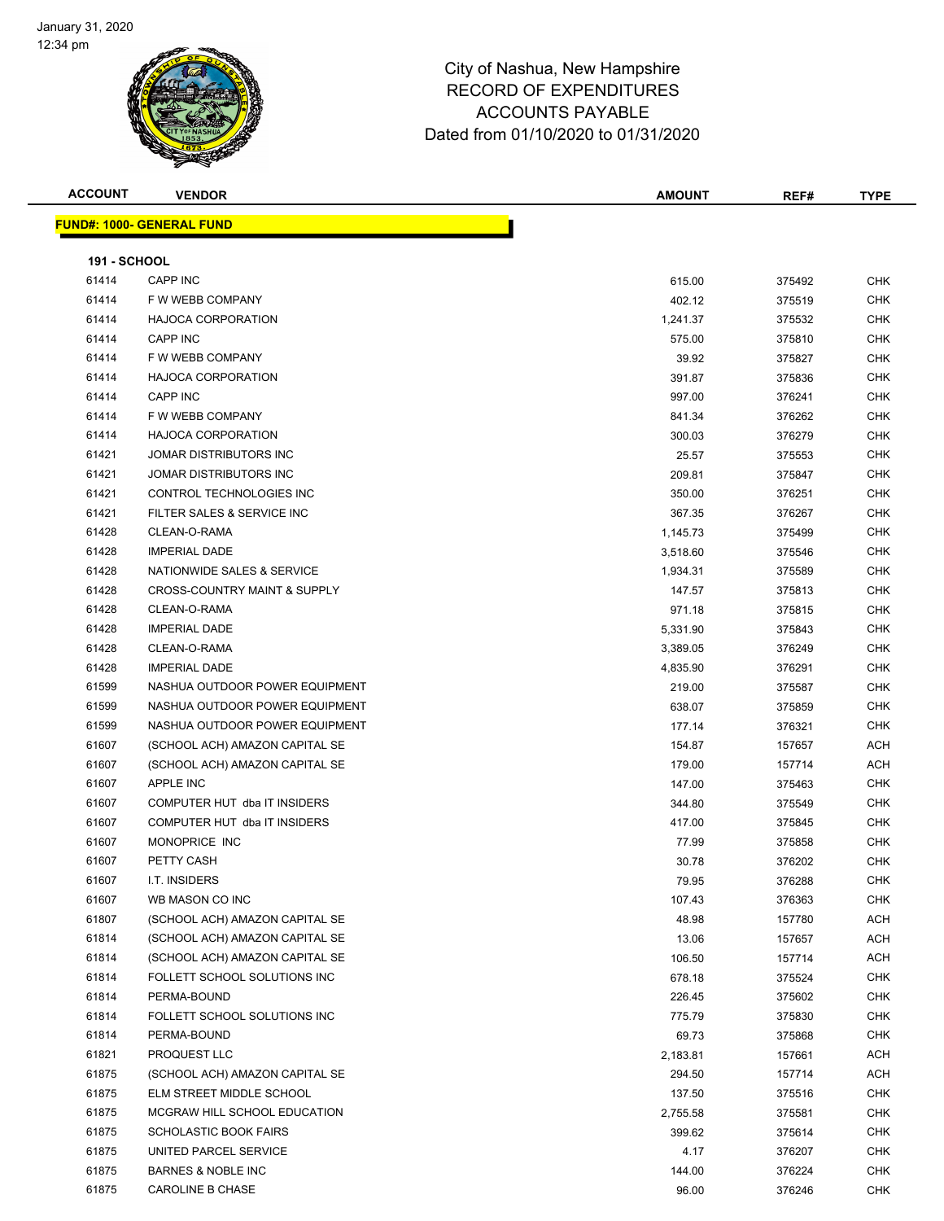January 31, 2020
12:34 pm

# City of Nashua, New Hampshire
## RECORD OF EXPENDITURES
## ACCOUNTS PAYABLE
## Dated from 01/10/2020 to 01/31/2020

| ACCOUNT | VENDOR | AMOUNT | REF# | TYPE |
|---|---|---|---|---|
| **FUND#: 1000- GENERAL FUND** | | | | |
| **191 - SCHOOL** | | | | |
| 61414 | CAPP INC | 615.00 | 375492 | CHK |
| 61414 | F W WEBB COMPANY | 402.12 | 375519 | CHK |
| 61414 | HAJOCA CORPORATION | 1,241.37 | 375532 | CHK |
| 61414 | CAPP INC | 575.00 | 375810 | CHK |
| 61414 | F W WEBB COMPANY | 39.92 | 375827 | CHK |
| 61414 | HAJOCA CORPORATION | 391.87 | 375836 | CHK |
| 61414 | CAPP INC | 997.00 | 376241 | CHK |
| 61414 | F W WEBB COMPANY | 841.34 | 376262 | CHK |
| 61414 | HAJOCA CORPORATION | 300.03 | 376279 | CHK |
| 61421 | JOMAR DISTRIBUTORS INC | 25.57 | 375553 | CHK |
| 61421 | JOMAR DISTRIBUTORS INC | 209.81 | 375847 | CHK |
| 61421 | CONTROL TECHNOLOGIES INC | 350.00 | 376251 | CHK |
| 61421 | FILTER SALES & SERVICE INC | 367.35 | 376267 | CHK |
| 61428 | CLEAN-O-RAMA | 1,145.73 | 375499 | CHK |
| 61428 | IMPERIAL DADE | 3,518.60 | 375546 | CHK |
| 61428 | NATIONWIDE SALES & SERVICE | 1,934.31 | 375589 | CHK |
| 61428 | CROSS-COUNTRY MAINT & SUPPLY | 147.57 | 375813 | CHK |
| 61428 | CLEAN-O-RAMA | 971.18 | 375815 | CHK |
| 61428 | IMPERIAL DADE | 5,331.90 | 375843 | CHK |
| 61428 | CLEAN-O-RAMA | 3,389.05 | 376249 | CHK |
| 61428 | IMPERIAL DADE | 4,835.90 | 376291 | CHK |
| 61599 | NASHUA OUTDOOR POWER EQUIPMENT | 219.00 | 375587 | CHK |
| 61599 | NASHUA OUTDOOR POWER EQUIPMENT | 638.07 | 375859 | CHK |
| 61599 | NASHUA OUTDOOR POWER EQUIPMENT | 177.14 | 376321 | CHK |
| 61607 | (SCHOOL ACH) AMAZON CAPITAL SE | 154.87 | 157657 | ACH |
| 61607 | (SCHOOL ACH) AMAZON CAPITAL SE | 179.00 | 157714 | ACH |
| 61607 | APPLE INC | 147.00 | 375463 | CHK |
| 61607 | COMPUTER HUT dba IT INSIDERS | 344.80 | 375549 | CHK |
| 61607 | COMPUTER HUT dba IT INSIDERS | 417.00 | 375845 | CHK |
| 61607 | MONOPRICE INC | 77.99 | 375858 | CHK |
| 61607 | PETTY CASH | 30.78 | 376202 | CHK |
| 61607 | I.T. INSIDERS | 79.95 | 376288 | CHK |
| 61607 | WB MASON CO INC | 107.43 | 376363 | CHK |
| 61807 | (SCHOOL ACH) AMAZON CAPITAL SE | 48.98 | 157780 | ACH |
| 61814 | (SCHOOL ACH) AMAZON CAPITAL SE | 13.06 | 157657 | ACH |
| 61814 | (SCHOOL ACH) AMAZON CAPITAL SE | 106.50 | 157714 | ACH |
| 61814 | FOLLETT SCHOOL SOLUTIONS INC | 678.18 | 375524 | CHK |
| 61814 | PERMA-BOUND | 226.45 | 375602 | CHK |
| 61814 | FOLLETT SCHOOL SOLUTIONS INC | 775.79 | 375830 | CHK |
| 61814 | PERMA-BOUND | 69.73 | 375868 | CHK |
| 61821 | PROQUEST LLC | 2,183.81 | 157661 | ACH |
| 61875 | (SCHOOL ACH) AMAZON CAPITAL SE | 294.50 | 157714 | ACH |
| 61875 | ELM STREET MIDDLE SCHOOL | 137.50 | 375516 | CHK |
| 61875 | MCGRAW HILL SCHOOL EDUCATION | 2,755.58 | 375581 | CHK |
| 61875 | SCHOLASTIC BOOK FAIRS | 399.62 | 375614 | CHK |
| 61875 | UNITED PARCEL SERVICE | 4.17 | 376207 | CHK |
| 61875 | BARNES & NOBLE INC | 144.00 | 376224 | CHK |
| 61875 | CAROLINE B CHASE | 96.00 | 376246 | CHK |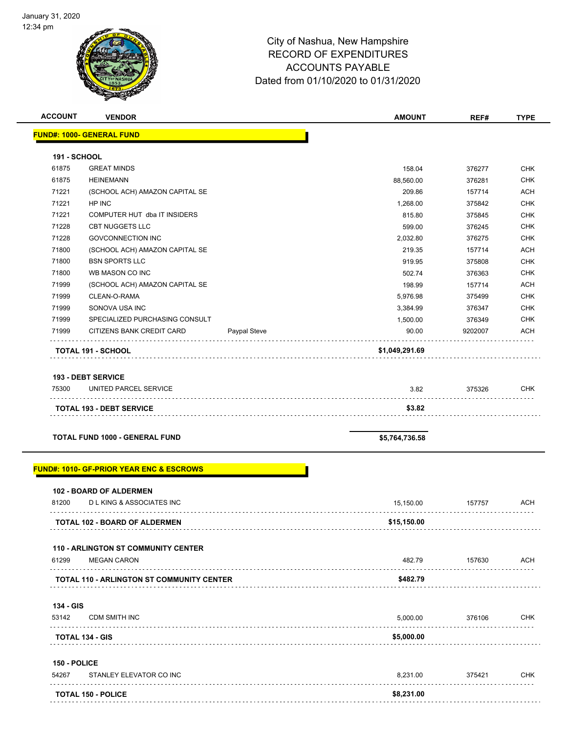City of Nashua, New Hampshire
RECORD OF EXPENDITURES
ACCOUNTS PAYABLE
Dated from 01/10/2020 to 01/31/2020

| ACCOUNT | VENDOR | | AMOUNT | REF# | TYPE |
|---|---|---|---|---|---|
| **FUND#: 1000- GENERAL FUND** | | | | | |
| **191 - SCHOOL** | | | | | |
| 61875 | GREAT MINDS | | 158.04 | 376277 | CHK |
| 61875 | HEINEMANN | | 88,560.00 | 376281 | CHK |
| 71221 | (SCHOOL ACH) AMAZON CAPITAL SE | | 209.86 | 157714 | ACH |
| 71221 | HP INC | | 1,268.00 | 375842 | CHK |
| 71221 | COMPUTER HUT dba IT INSIDERS | | 815.80 | 375845 | CHK |
| 71228 | CBT NUGGETS LLC | | 599.00 | 376245 | CHK |
| 71228 | GOVCONNECTION INC | | 2,032.80 | 376275 | CHK |
| 71800 | (SCHOOL ACH) AMAZON CAPITAL SE | | 219.35 | 157714 | ACH |
| 71800 | BSN SPORTS LLC | | 919.95 | 375808 | CHK |
| 71800 | WB MASON CO INC | | 502.74 | 376363 | CHK |
| 71999 | (SCHOOL ACH) AMAZON CAPITAL SE | | 198.99 | 157714 | ACH |
| 71999 | CLEAN-O-RAMA | | 5,976.98 | 375499 | CHK |
| 71999 | SONOVA USA INC | | 3,384.99 | 376347 | CHK |
| 71999 | SPECIALIZED PURCHASING CONSULT | | 1,500.00 | 376349 | CHK |
| 71999 | CITIZENS BANK CREDIT CARD | Paypal Steve | 90.00 | 9202007 | ACH |
| **TOTAL 191 - SCHOOL** | | | **$1,049,291.69** | | |
| **193 - DEBT SERVICE** | | | | | |
| 75300 | UNITED PARCEL SERVICE | | 3.82 | 375326 | CHK |
| **TOTAL 193 - DEBT SERVICE** | | | **$3.82** | | |
| **TOTAL FUND 1000 - GENERAL FUND** | | | **$5,764,736.58** | | |
| **FUND#: 1010- GF-PRIOR YEAR ENC & ESCROWS** | | | | | |
| **102 - BOARD OF ALDERMEN** | | | | | |
| 81200 | D L KING & ASSOCIATES INC | | 15,150.00 | 157757 | ACH |
| **TOTAL 102 - BOARD OF ALDERMEN** | | | **$15,150.00** | | |
| **110 - ARLINGTON ST COMMUNITY CENTER** | | | | | |
| 61299 | MEGAN CARON | | 482.79 | 157630 | ACH |
| **TOTAL 110 - ARLINGTON ST COMMUNITY CENTER** | | | **$482.79** | | |
| **134 - GIS** | | | | | |
| 53142 | CDM SMITH INC | | 5,000.00 | 376106 | CHK |
| **TOTAL 134 - GIS** | | | **$5,000.00** | | |
| **150 - POLICE** | | | | | |
| 54267 | STANLEY ELEVATOR CO INC | | 8,231.00 | 375421 | CHK |
| **TOTAL 150 - POLICE** | | | **$8,231.00** | | |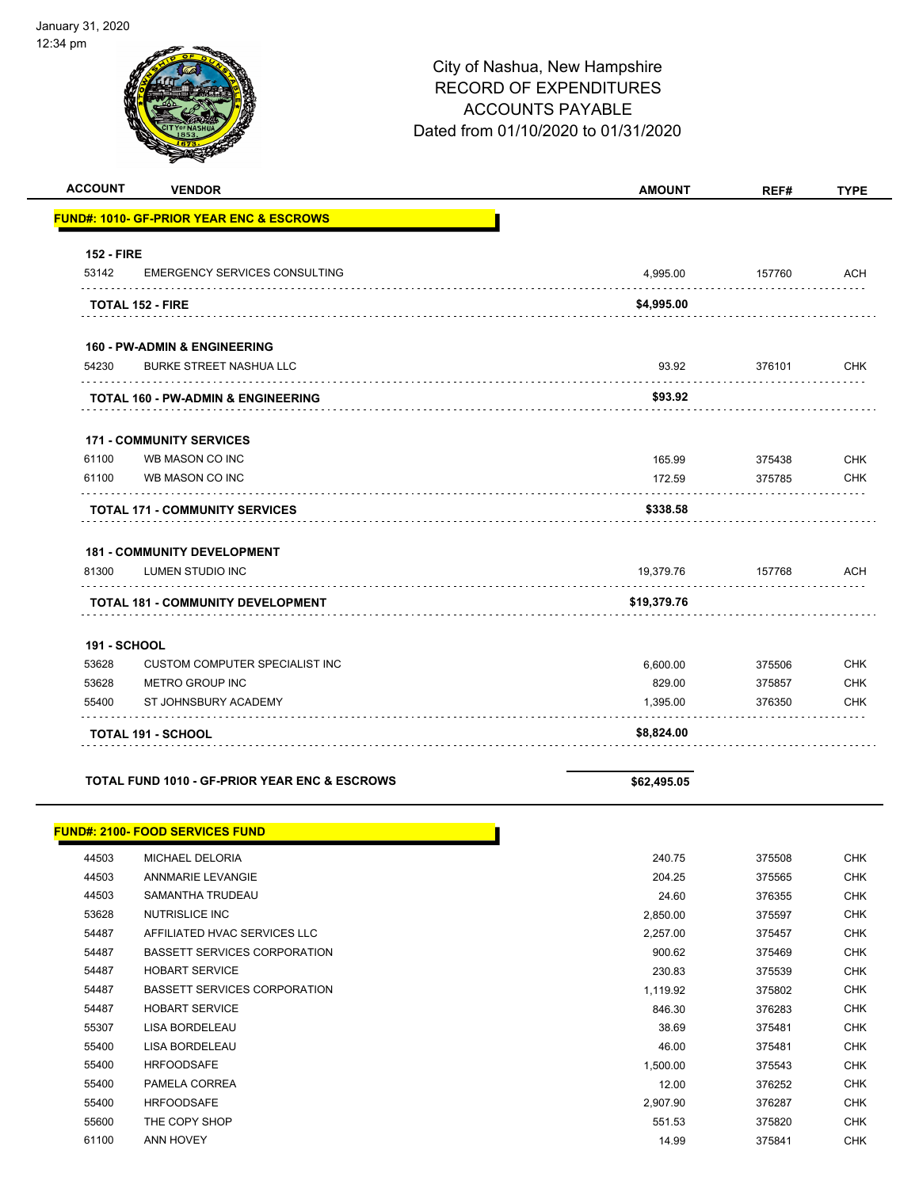# City of Nashua, New Hampshire
## RECORD OF EXPENDITURES
## ACCOUNTS PAYABLE
## Dated from 01/10/2020 to 01/31/2020

| ACCOUNT | VENDOR | AMOUNT | REF# | TYPE |
|---|---|---|---|---|
| **FUND#: 1010- GF-PRIOR YEAR ENC & ESCROWS** | | | | |
| **152 - FIRE** | | | | |
| 53142 | EMERGENCY SERVICES CONSULTING | 4,995.00 | 157760 | ACH |
| | **TOTAL 152 - FIRE** | **$4,995.00** | | |
| **160 - PW-ADMIN & ENGINEERING** | | | | |
| 54230 | BURKE STREET NASHUA LLC | 93.92 | 376101 | CHK |
| | **TOTAL 160 - PW-ADMIN & ENGINEERING** | **$93.92** | | |
| **171 - COMMUNITY SERVICES** | | | | |
| 61100 | WB MASON CO INC | 165.99 | 375438 | CHK |
| 61100 | WB MASON CO INC | 172.59 | 375785 | CHK |
| | **TOTAL 171 - COMMUNITY SERVICES** | **$338.58** | | |
| **181 - COMMUNITY DEVELOPMENT** | | | | |
| 81300 | LUMEN STUDIO INC | 19,379.76 | 157768 | ACH |
| | **TOTAL 181 - COMMUNITY DEVELOPMENT** | **$19,379.76** | | |
| **191 - SCHOOL** | | | | |
| 53628 | CUSTOM COMPUTER SPECIALIST INC | 6,600.00 | 375506 | CHK |
| 53628 | METRO GROUP INC | 829.00 | 375857 | CHK |
| 55400 | ST JOHNSBURY ACADEMY | 1,395.00 | 376350 | CHK |
| | **TOTAL 191 - SCHOOL** | **$8,824.00** | | |
| | **TOTAL FUND 1010 - GF-PRIOR YEAR ENC & ESCROWS** | **$62,495.05** | | |
| **FUND#: 2100- FOOD SERVICES FUND** | | | | |
| 44503 | MICHAEL DELORIA | 240.75 | 375508 | CHK |
| 44503 | ANNMARIE LEVANGIE | 204.25 | 375565 | CHK |
| 44503 | SAMANTHA TRUDEAU | 24.60 | 376355 | CHK |
| 53628 | NUTRISLICE INC | 2,850.00 | 375597 | CHK |
| 54487 | AFFILIATED HVAC SERVICES LLC | 2,257.00 | 375457 | CHK |
| 54487 | BASSETT SERVICES CORPORATION | 900.62 | 375469 | CHK |
| 54487 | HOBART SERVICE | 230.83 | 375539 | CHK |
| 54487 | BASSETT SERVICES CORPORATION | 1,119.92 | 375802 | CHK |
| 54487 | HOBART SERVICE | 846.30 | 376283 | CHK |
| 55307 | LISA BORDELEAU | 38.69 | 375481 | CHK |
| 55400 | LISA BORDELEAU | 46.00 | 375481 | CHK |
| 55400 | HRFOODSAFE | 1,500.00 | 375543 | CHK |
| 55400 | PAMELA CORREA | 12.00 | 376252 | CHK |
| 55400 | HRFOODSAFE | 2,907.90 | 376287 | CHK |
| 55600 | THE COPY SHOP | 551.53 | 375820 | CHK |
| 61100 | ANN HOVEY | 14.99 | 375841 | CHK |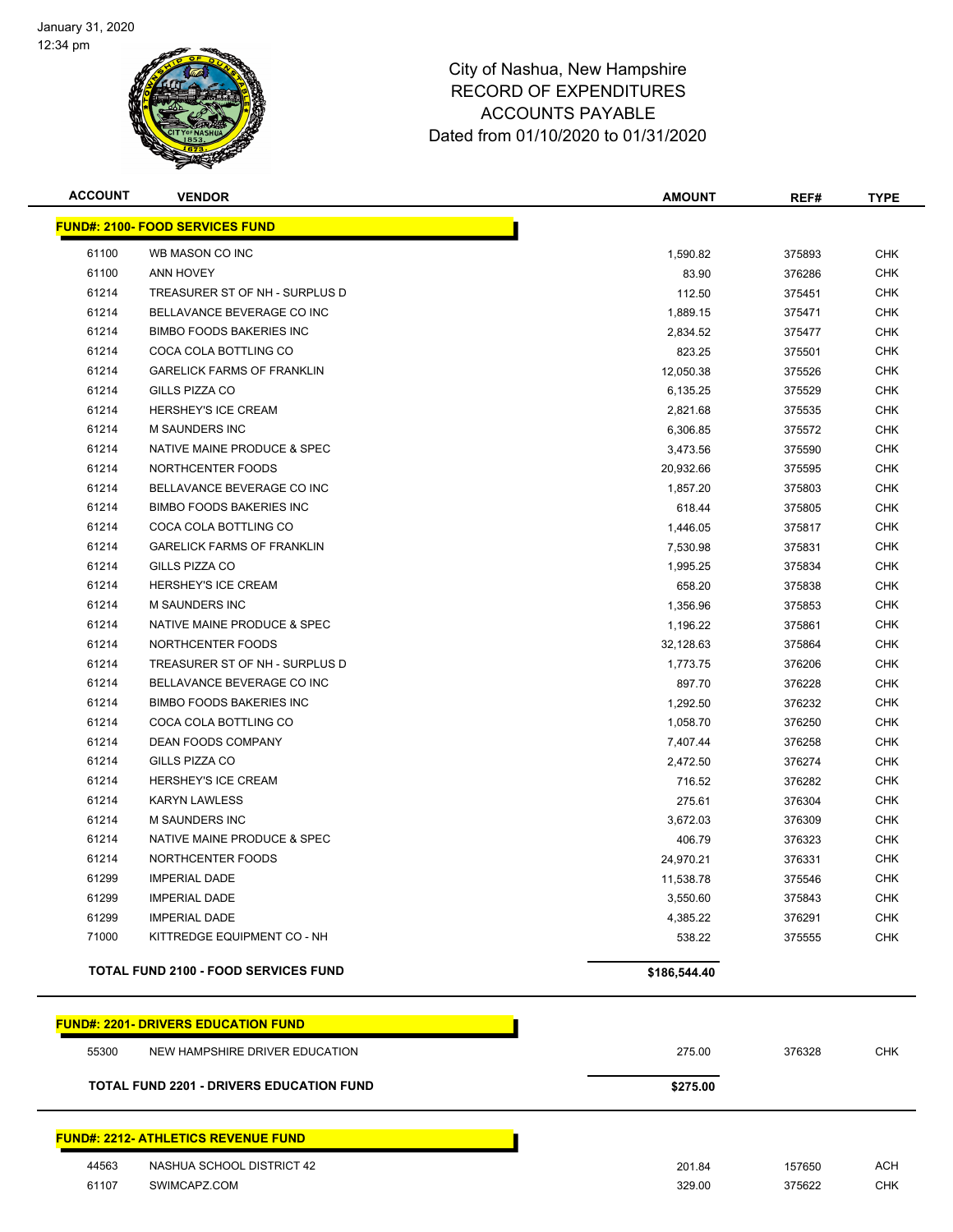# City of Nashua, New Hampshire
## RECORD OF EXPENDITURES
## ACCOUNTS PAYABLE
### Dated from 01/10/2020 to 01/31/2020

| ACCOUNT | VENDOR | AMOUNT | REF# | TYPE |
|---|---|---|---|---|
| **FUND#: 2100- FOOD SERVICES FUND** | | | | |
| 61100 | WB MASON CO INC | 1,590.82 | 375893 | CHK |
| 61100 | ANN HOVEY | 83.90 | 376286 | CHK |
| 61214 | TREASURER ST OF NH - SURPLUS D | 112.50 | 375451 | CHK |
| 61214 | BELLAVANCE BEVERAGE CO INC | 1,889.15 | 375471 | CHK |
| 61214 | BIMBO FOODS BAKERIES INC | 2,834.52 | 375477 | CHK |
| 61214 | COCA COLA BOTTLING CO | 823.25 | 375501 | CHK |
| 61214 | GARELICK FARMS OF FRANKLIN | 12,050.38 | 375526 | CHK |
| 61214 | GILLS PIZZA CO | 6,135.25 | 375529 | CHK |
| 61214 | HERSHEY'S ICE CREAM | 2,821.68 | 375535 | CHK |
| 61214 | M SAUNDERS INC | 6,306.85 | 375572 | CHK |
| 61214 | NATIVE MAINE PRODUCE & SPEC | 3,473.56 | 375590 | CHK |
| 61214 | NORTHCENTER FOODS | 20,932.66 | 375595 | CHK |
| 61214 | BELLAVANCE BEVERAGE CO INC | 1,857.20 | 375803 | CHK |
| 61214 | BIMBO FOODS BAKERIES INC | 618.44 | 375805 | CHK |
| 61214 | COCA COLA BOTTLING CO | 1,446.05 | 375817 | CHK |
| 61214 | GARELICK FARMS OF FRANKLIN | 7,530.98 | 375831 | CHK |
| 61214 | GILLS PIZZA CO | 1,995.25 | 375834 | CHK |
| 61214 | HERSHEY'S ICE CREAM | 658.20 | 375838 | CHK |
| 61214 | M SAUNDERS INC | 1,356.96 | 375853 | CHK |
| 61214 | NATIVE MAINE PRODUCE & SPEC | 1,196.22 | 375861 | CHK |
| 61214 | NORTHCENTER FOODS | 32,128.63 | 375864 | CHK |
| 61214 | TREASURER ST OF NH - SURPLUS D | 1,773.75 | 376206 | CHK |
| 61214 | BELLAVANCE BEVERAGE CO INC | 897.70 | 376228 | CHK |
| 61214 | BIMBO FOODS BAKERIES INC | 1,292.50 | 376232 | CHK |
| 61214 | COCA COLA BOTTLING CO | 1,058.70 | 376250 | CHK |
| 61214 | DEAN FOODS COMPANY | 7,407.44 | 376258 | CHK |
| 61214 | GILLS PIZZA CO | 2,472.50 | 376274 | CHK |
| 61214 | HERSHEY'S ICE CREAM | 716.52 | 376282 | CHK |
| 61214 | KARYN LAWLESS | 275.61 | 376304 | CHK |
| 61214 | M SAUNDERS INC | 3,672.03 | 376309 | CHK |
| 61214 | NATIVE MAINE PRODUCE & SPEC | 406.79 | 376323 | CHK |
| 61214 | NORTHCENTER FOODS | 24,970.21 | 376331 | CHK |
| 61299 | IMPERIAL DADE | 11,538.78 | 375546 | CHK |
| 61299 | IMPERIAL DADE | 3,550.60 | 375843 | CHK |
| 61299 | IMPERIAL DADE | 4,385.22 | 376291 | CHK |
| 71000 | KITTREDGE EQUIPMENT CO - NH | 538.22 | 375555 | CHK |
| **TOTAL FUND 2100 - FOOD SERVICES FUND** | | **$186,544.40** | | |

| ACCOUNT | VENDOR | AMOUNT | REF# | TYPE |
|---|---|---|---|---|
| **FUND#: 2201- DRIVERS EDUCATION FUND** | | | | |
| 55300 | NEW HAMPSHIRE DRIVER EDUCATION | 275.00 | 376328 | CHK |
| **TOTAL FUND 2201 - DRIVERS EDUCATION FUND** | | **$275.00** | | |

| ACCOUNT | VENDOR | AMOUNT | REF# | TYPE |
|---|---|---|---|---|
| **FUND#: 2212- ATHLETICS REVENUE FUND** | | | | |
| 44563 | NASHUA SCHOOL DISTRICT 42 | 201.84 | 157650 | ACH |
| 61107 | SWIMCAPZ.COM | 329.00 | 375622 | CHK |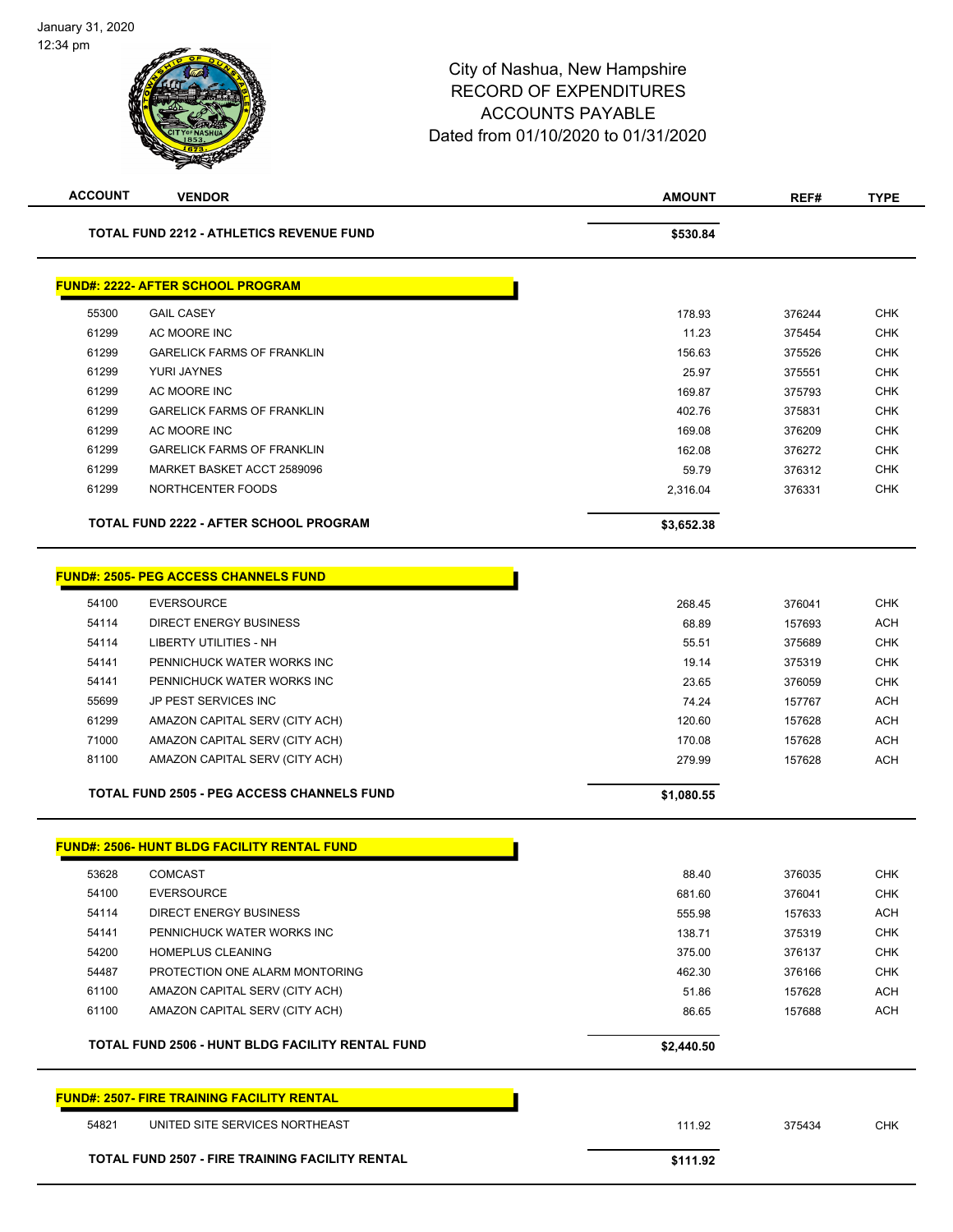City of Nashua, New Hampshire
RECORD OF EXPENDITURES
ACCOUNTS PAYABLE
Dated from 01/10/2020 to 01/31/2020

| ACCOUNT | VENDOR | AMOUNT | REF# | TYPE |
|---|---|---|---|---|
| | **TOTAL FUND 2212 - ATHLETICS REVENUE FUND** | **$530.84** | | |

**FUND#: 2222- AFTER SCHOOL PROGRAM**

| ACCOUNT | VENDOR | AMOUNT | REF# | TYPE |
|---|---|---|---|---|
| 55300 | GAIL CASEY | 178.93 | 376244 | CHK |
| 61299 | AC MOORE INC | 11.23 | 375454 | CHK |
| 61299 | GARELICK FARMS OF FRANKLIN | 156.63 | 375526 | CHK |
| 61299 | YURI JAYNES | 25.97 | 375551 | CHK |
| 61299 | AC MOORE INC | 169.87 | 375793 | CHK |
| 61299 | GARELICK FARMS OF FRANKLIN | 402.76 | 375831 | CHK |
| 61299 | AC MOORE INC | 169.08 | 376209 | CHK |
| 61299 | GARELICK FARMS OF FRANKLIN | 162.08 | 376272 | CHK |
| 61299 | MARKET BASKET ACCT 2589096 | 59.79 | 376312 | CHK |
| 61299 | NORTHCENTER FOODS | 2,316.04 | 376331 | CHK |
| | **TOTAL FUND 2222 - AFTER SCHOOL PROGRAM** | **$3,652.38** | | |

**FUND#: 2505- PEG ACCESS CHANNELS FUND**

| ACCOUNT | VENDOR | AMOUNT | REF# | TYPE |
|---|---|---|---|---|
| 54100 | EVERSOURCE | 268.45 | 376041 | CHK |
| 54114 | DIRECT ENERGY BUSINESS | 68.89 | 157693 | ACH |
| 54114 | LIBERTY UTILITIES - NH | 55.51 | 375689 | CHK |
| 54141 | PENNICHUCK WATER WORKS INC | 19.14 | 375319 | CHK |
| 54141 | PENNICHUCK WATER WORKS INC | 23.65 | 376059 | CHK |
| 55699 | JP PEST SERVICES INC | 74.24 | 157767 | ACH |
| 61299 | AMAZON CAPITAL SERV (CITY ACH) | 120.60 | 157628 | ACH |
| 71000 | AMAZON CAPITAL SERV (CITY ACH) | 170.08 | 157628 | ACH |
| 81100 | AMAZON CAPITAL SERV (CITY ACH) | 279.99 | 157628 | ACH |
| | **TOTAL FUND 2505 - PEG ACCESS CHANNELS FUND** | **$1,080.55** | | |

**FUND#: 2506- HUNT BLDG FACILITY RENTAL FUND**

| ACCOUNT | VENDOR | AMOUNT | REF# | TYPE |
|---|---|---|---|---|
| 53628 | COMCAST | 88.40 | 376035 | CHK |
| 54100 | EVERSOURCE | 681.60 | 376041 | CHK |
| 54114 | DIRECT ENERGY BUSINESS | 555.98 | 157633 | ACH |
| 54141 | PENNICHUCK WATER WORKS INC | 138.71 | 375319 | CHK |
| 54200 | HOMEPLUS CLEANING | 375.00 | 376137 | CHK |
| 54487 | PROTECTION ONE ALARM MONTORING | 462.30 | 376166 | CHK |
| 61100 | AMAZON CAPITAL SERV (CITY ACH) | 51.86 | 157628 | ACH |
| 61100 | AMAZON CAPITAL SERV (CITY ACH) | 86.65 | 157688 | ACH |
| | **TOTAL FUND 2506 - HUNT BLDG FACILITY RENTAL FUND** | **$2,440.50** | | |

**FUND#: 2507- FIRE TRAINING FACILITY RENTAL**

| ACCOUNT | VENDOR | AMOUNT | REF# | TYPE |
|---|---|---|---|---|
| 54821 | UNITED SITE SERVICES NORTHEAST | 111.92 | 375434 | CHK |
| | **TOTAL FUND 2507 - FIRE TRAINING FACILITY RENTAL** | **$111.92** | | |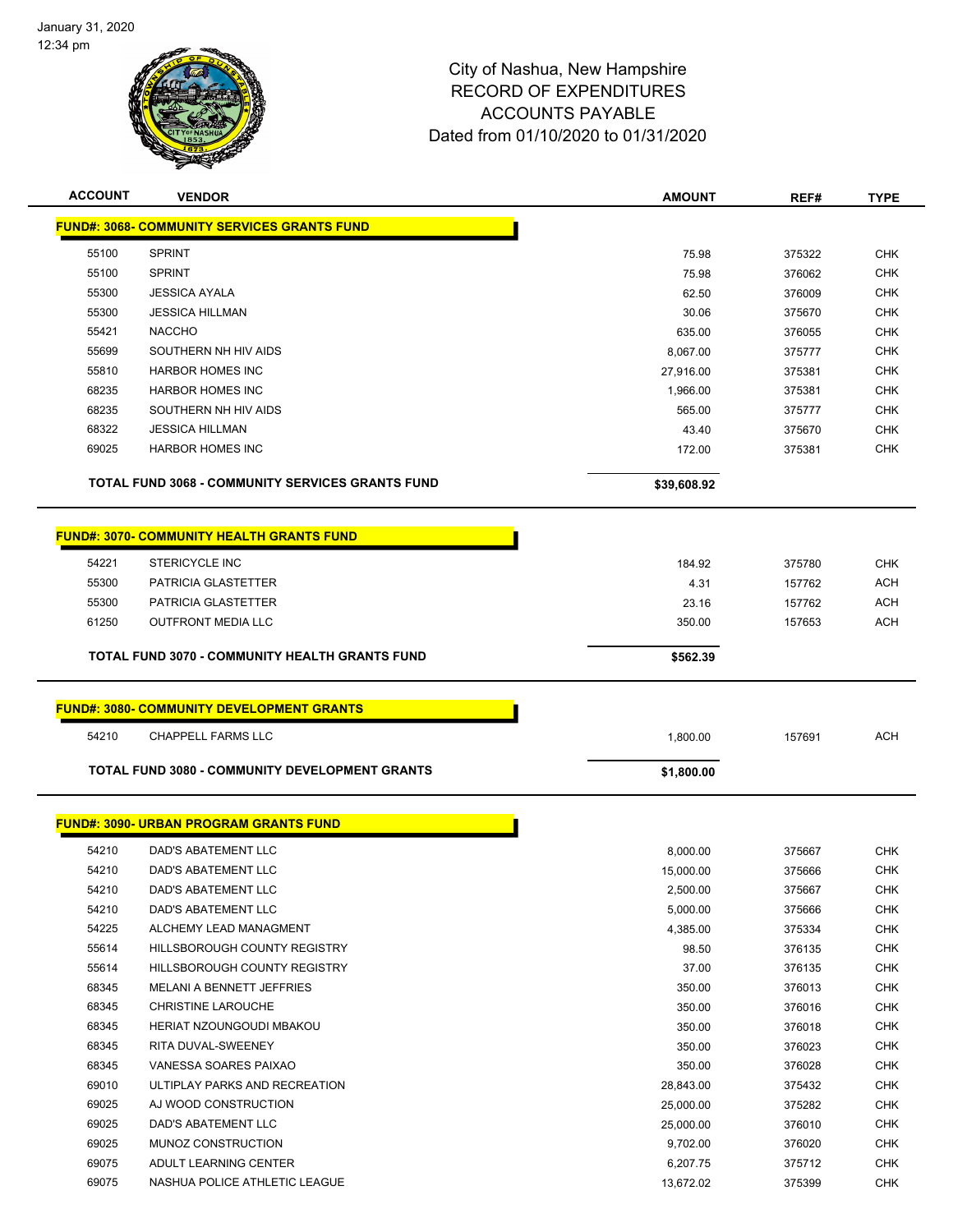# City of Nashua, New Hampshire
## RECORD OF EXPENDITURES
## ACCOUNTS PAYABLE
## Dated from 01/10/2020 to 01/31/2020

| ACCOUNT | VENDOR | AMOUNT | REF# | TYPE |
|---|---|---|---|---|
| **FUND#: 3068- COMMUNITY SERVICES GRANTS FUND** | | | | |
| 55100 | SPRINT | 75.98 | 375322 | CHK |
| 55100 | SPRINT | 75.98 | 376062 | CHK |
| 55300 | JESSICA AYALA | 62.50 | 376009 | CHK |
| 55300 | JESSICA HILLMAN | 30.06 | 375670 | CHK |
| 55421 | NACCHO | 635.00 | 376055 | CHK |
| 55699 | SOUTHERN NH HIV AIDS | 8,067.00 | 375777 | CHK |
| 55810 | HARBOR HOMES INC | 27,916.00 | 375381 | CHK |
| 68235 | HARBOR HOMES INC | 1,966.00 | 375381 | CHK |
| 68235 | SOUTHERN NH HIV AIDS | 565.00 | 375777 | CHK |
| 68322 | JESSICA HILLMAN | 43.40 | 375670 | CHK |
| 69025 | HARBOR HOMES INC | 172.00 | 375381 | CHK |
| **TOTAL FUND 3068 - COMMUNITY SERVICES GRANTS FUND** | | **$39,608.92** | | |
| **FUND#: 3070- COMMUNITY HEALTH GRANTS FUND** | | | | |
| 54221 | STERICYCLE INC | 184.92 | 375780 | CHK |
| 55300 | PATRICIA GLASTETTER | 4.31 | 157762 | ACH |
| 55300 | PATRICIA GLASTETTER | 23.16 | 157762 | ACH |
| 61250 | OUTFRONT MEDIA LLC | 350.00 | 157653 | ACH |
| **TOTAL FUND 3070 - COMMUNITY HEALTH GRANTS FUND** | | **$562.39** | | |
| **FUND#: 3080- COMMUNITY DEVELOPMENT GRANTS** | | | | |
| 54210 | CHAPPELL FARMS LLC | 1,800.00 | 157691 | ACH |
| **TOTAL FUND 3080 - COMMUNITY DEVELOPMENT GRANTS** | | **$1,800.00** | | |
| **FUND#: 3090- URBAN PROGRAM GRANTS FUND** | | | | |
| 54210 | DAD'S ABATEMENT LLC | 8,000.00 | 375667 | CHK |
| 54210 | DAD'S ABATEMENT LLC | 15,000.00 | 375666 | CHK |
| 54210 | DAD'S ABATEMENT LLC | 2,500.00 | 375667 | CHK |
| 54210 | DAD'S ABATEMENT LLC | 5,000.00 | 375666 | CHK |
| 54225 | ALCHEMY LEAD MANAGMENT | 4,385.00 | 375334 | CHK |
| 55614 | HILLSBOROUGH COUNTY REGISTRY | 98.50 | 376135 | CHK |
| 55614 | HILLSBOROUGH COUNTY REGISTRY | 37.00 | 376135 | CHK |
| 68345 | MELANI A BENNETT JEFFRIES | 350.00 | 376013 | CHK |
| 68345 | CHRISTINE LAROUCHE | 350.00 | 376016 | CHK |
| 68345 | HERIAT NZOUNGOUDI MBAKOU | 350.00 | 376018 | CHK |
| 68345 | RITA DUVAL-SWEENEY | 350.00 | 376023 | CHK |
| 68345 | VANESSA SOARES PAIXAO | 350.00 | 376028 | CHK |
| 69010 | ULTIPLAY PARKS AND RECREATION | 28,843.00 | 375432 | CHK |
| 69025 | AJ WOOD CONSTRUCTION | 25,000.00 | 375282 | CHK |
| 69025 | DAD'S ABATEMENT LLC | 25,000.00 | 376010 | CHK |
| 69025 | MUNOZ CONSTRUCTION | 9,702.00 | 376020 | CHK |
| 69075 | ADULT LEARNING CENTER | 6,207.75 | 375712 | CHK |
| 69075 | NASHUA POLICE ATHLETIC LEAGUE | 13,672.02 | 375399 | CHK |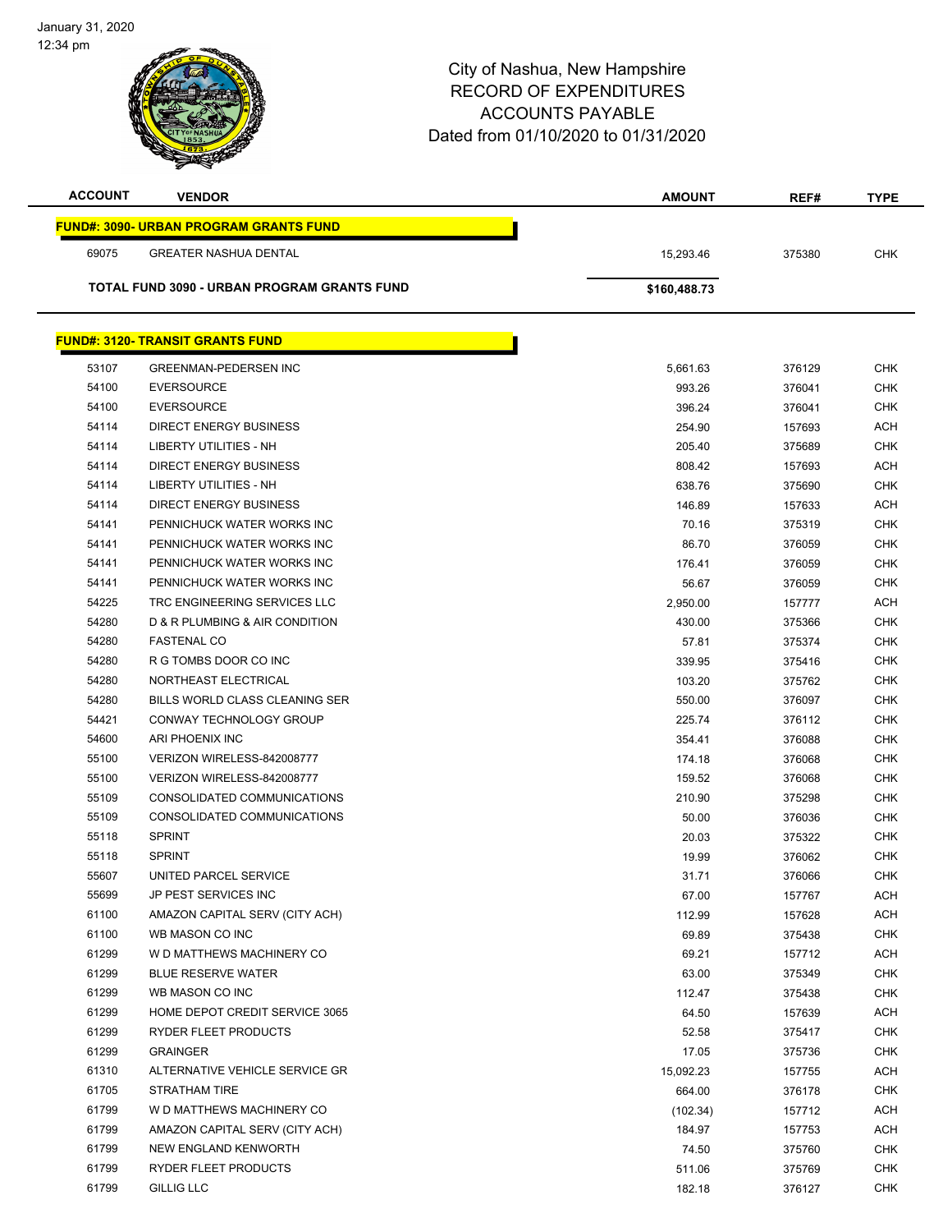January 31, 2020
12:34 pm

# City of Nashua, New Hampshire
# RECORD OF EXPENDITURES
# ACCOUNTS PAYABLE
# Dated from 01/10/2020 to 01/31/2020

| ACCOUNT | VENDOR | AMOUNT | REF# | TYPE |
|---|---|---|---|---|
| **FUND#: 3090- URBAN PROGRAM GRANTS FUND** | | | | |
| 69075 | GREATER NASHUA DENTAL | 15,293.46 | 375380 | CHK |
| **TOTAL FUND 3090 - URBAN PROGRAM GRANTS FUND** | | **$160,488.73** | | |
| **FUND#: 3120- TRANSIT GRANTS FUND** | | | | |
| 53107 | GREENMAN-PEDERSEN INC | 5,661.63 | 376129 | CHK |
| 54100 | EVERSOURCE | 993.26 | 376041 | CHK |
| 54100 | EVERSOURCE | 396.24 | 376041 | CHK |
| 54114 | DIRECT ENERGY BUSINESS | 254.90 | 157693 | ACH |
| 54114 | LIBERTY UTILITIES - NH | 205.40 | 375689 | CHK |
| 54114 | DIRECT ENERGY BUSINESS | 808.42 | 157693 | ACH |
| 54114 | LIBERTY UTILITIES - NH | 638.76 | 375690 | CHK |
| 54114 | DIRECT ENERGY BUSINESS | 146.89 | 157633 | ACH |
| 54141 | PENNICHUCK WATER WORKS INC | 70.16 | 375319 | CHK |
| 54141 | PENNICHUCK WATER WORKS INC | 86.70 | 376059 | CHK |
| 54141 | PENNICHUCK WATER WORKS INC | 176.41 | 376059 | CHK |
| 54141 | PENNICHUCK WATER WORKS INC | 56.67 | 376059 | CHK |
| 54225 | TRC ENGINEERING SERVICES LLC | 2,950.00 | 157777 | ACH |
| 54280 | D & R PLUMBING & AIR CONDITION | 430.00 | 375366 | CHK |
| 54280 | FASTENAL CO | 57.81 | 375374 | CHK |
| 54280 | R G TOMBS DOOR CO INC | 339.95 | 375416 | CHK |
| 54280 | NORTHEAST ELECTRICAL | 103.20 | 375762 | CHK |
| 54280 | BILLS WORLD CLASS CLEANING SER | 550.00 | 376097 | CHK |
| 54421 | CONWAY TECHNOLOGY GROUP | 225.74 | 376112 | CHK |
| 54600 | ARI PHOENIX INC | 354.41 | 376088 | CHK |
| 55100 | VERIZON WIRELESS-842008777 | 174.18 | 376068 | CHK |
| 55100 | VERIZON WIRELESS-842008777 | 159.52 | 376068 | CHK |
| 55109 | CONSOLIDATED COMMUNICATIONS | 210.90 | 375298 | CHK |
| 55109 | CONSOLIDATED COMMUNICATIONS | 50.00 | 376036 | CHK |
| 55118 | SPRINT | 20.03 | 375322 | CHK |
| 55118 | SPRINT | 19.99 | 376062 | CHK |
| 55607 | UNITED PARCEL SERVICE | 31.71 | 376066 | CHK |
| 55699 | JP PEST SERVICES INC | 67.00 | 157767 | ACH |
| 61100 | AMAZON CAPITAL SERV (CITY ACH) | 112.99 | 157628 | ACH |
| 61100 | WB MASON CO INC | 69.89 | 375438 | CHK |
| 61299 | W D MATTHEWS MACHINERY CO | 69.21 | 157712 | ACH |
| 61299 | BLUE RESERVE WATER | 63.00 | 375349 | CHK |
| 61299 | WB MASON CO INC | 112.47 | 375438 | CHK |
| 61299 | HOME DEPOT CREDIT SERVICE 3065 | 64.50 | 157639 | ACH |
| 61299 | RYDER FLEET PRODUCTS | 52.58 | 375417 | CHK |
| 61299 | GRAINGER | 17.05 | 375736 | CHK |
| 61310 | ALTERNATIVE VEHICLE SERVICE GR | 15,092.23 | 157755 | ACH |
| 61705 | STRATHAM TIRE | 664.00 | 376178 | CHK |
| 61799 | W D MATTHEWS MACHINERY CO | (102.34) | 157712 | ACH |
| 61799 | AMAZON CAPITAL SERV (CITY ACH) | 184.97 | 157753 | ACH |
| 61799 | NEW ENGLAND KENWORTH | 74.50 | 375760 | CHK |
| 61799 | RYDER FLEET PRODUCTS | 511.06 | 375769 | CHK |
| 61799 | GILLIG LLC | 182.18 | 376127 | CHK |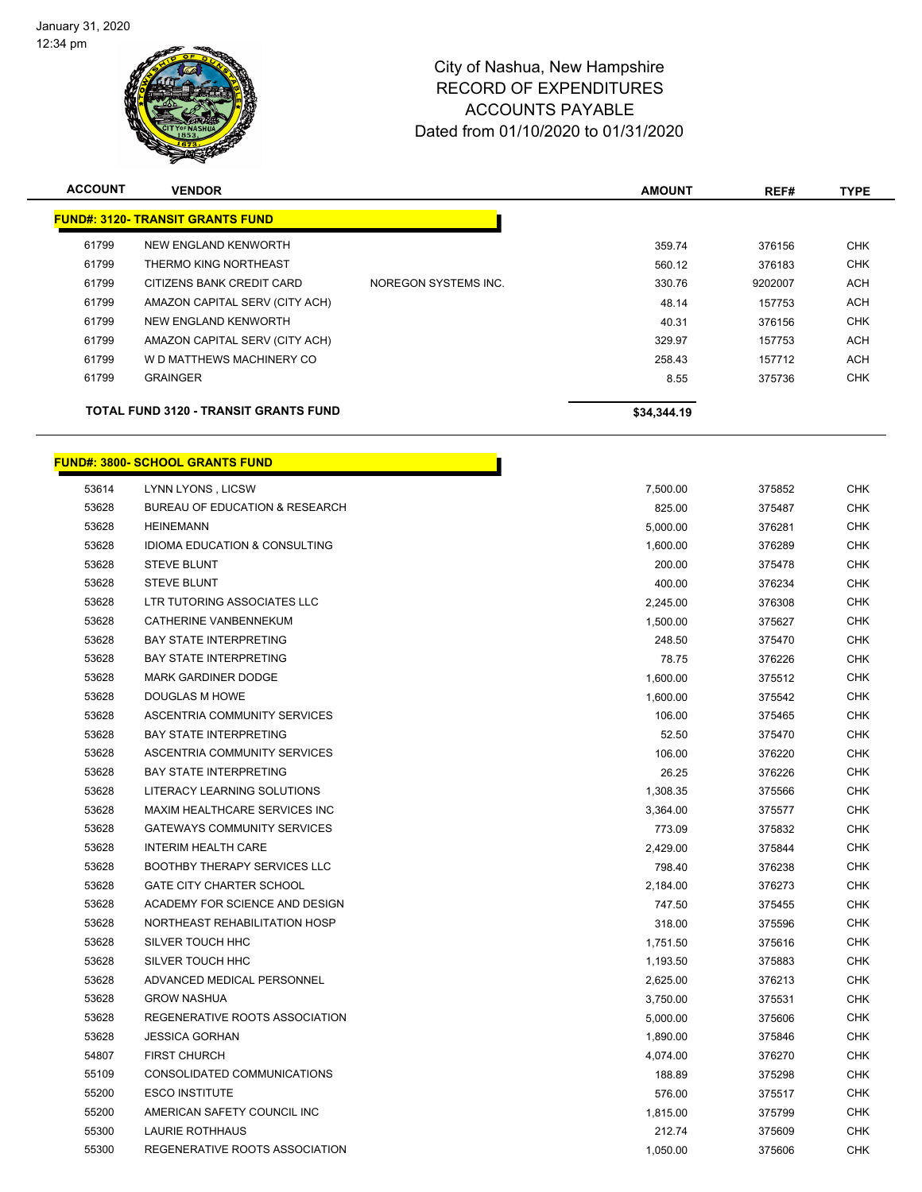# City of Nashua, New Hampshire
## RECORD OF EXPENDITURES
## ACCOUNTS PAYABLE
## Dated from 01/10/2020 to 01/31/2020

| ACCOUNT | VENDOR | | AMOUNT | REF# | TYPE |
|---|---|---|---|---|---|
| **FUND#: 3120- TRANSIT GRANTS FUND** | | | | | |
| 61799 | NEW ENGLAND KENWORTH | | 359.74 | 376156 | CHK |
| 61799 | THERMO KING NORTHEAST | | 560.12 | 376183 | CHK |
| 61799 | CITIZENS BANK CREDIT CARD | NOREGON SYSTEMS INC. | 330.76 | 9202007 | ACH |
| 61799 | AMAZON CAPITAL SERV (CITY ACH) | | 48.14 | 157753 | ACH |
| 61799 | NEW ENGLAND KENWORTH | | 40.31 | 376156 | CHK |
| 61799 | AMAZON CAPITAL SERV (CITY ACH) | | 329.97 | 157753 | ACH |
| 61799 | W D MATTHEWS MACHINERY CO | | 258.43 | 157712 | ACH |
| 61799 | GRAINGER | | 8.55 | 375736 | CHK |
| **TOTAL FUND 3120 - TRANSIT GRANTS FUND** | | | **$34,344.19** | | |

| ACCOUNT | VENDOR | AMOUNT | REF# | TYPE |
|---|---|---|---|---|
| **FUND#: 3800- SCHOOL GRANTS FUND** | | | | |
| 53614 | LYNN LYONS , LICSW | 7,500.00 | 375852 | CHK |
| 53628 | BUREAU OF EDUCATION & RESEARCH | 825.00 | 375487 | CHK |
| 53628 | HEINEMANN | 5,000.00 | 376281 | CHK |
| 53628 | IDIOMA EDUCATION & CONSULTING | 1,600.00 | 376289 | CHK |
| 53628 | STEVE BLUNT | 200.00 | 375478 | CHK |
| 53628 | STEVE BLUNT | 400.00 | 376234 | CHK |
| 53628 | LTR TUTORING ASSOCIATES LLC | 2,245.00 | 376308 | CHK |
| 53628 | CATHERINE VANBENNEKUM | 1,500.00 | 375627 | CHK |
| 53628 | BAY STATE INTERPRETING | 248.50 | 375470 | CHK |
| 53628 | BAY STATE INTERPRETING | 78.75 | 376226 | CHK |
| 53628 | MARK GARDINER DODGE | 1,600.00 | 375512 | CHK |
| 53628 | DOUGLAS M HOWE | 1,600.00 | 375542 | CHK |
| 53628 | ASCENTRIA COMMUNITY SERVICES | 106.00 | 375465 | CHK |
| 53628 | BAY STATE INTERPRETING | 52.50 | 375470 | CHK |
| 53628 | ASCENTRIA COMMUNITY SERVICES | 106.00 | 376220 | CHK |
| 53628 | BAY STATE INTERPRETING | 26.25 | 376226 | CHK |
| 53628 | LITERACY LEARNING SOLUTIONS | 1,308.35 | 375566 | CHK |
| 53628 | MAXIM HEALTHCARE SERVICES INC | 3,364.00 | 375577 | CHK |
| 53628 | GATEWAYS COMMUNITY SERVICES | 773.09 | 375832 | CHK |
| 53628 | INTERIM HEALTH CARE | 2,429.00 | 375844 | CHK |
| 53628 | BOOTHBY THERAPY SERVICES LLC | 798.40 | 376238 | CHK |
| 53628 | GATE CITY CHARTER SCHOOL | 2,184.00 | 376273 | CHK |
| 53628 | ACADEMY FOR SCIENCE AND DESIGN | 747.50 | 375455 | CHK |
| 53628 | NORTHEAST REHABILITATION HOSP | 318.00 | 375596 | CHK |
| 53628 | SILVER TOUCH HHC | 1,751.50 | 375616 | CHK |
| 53628 | SILVER TOUCH HHC | 1,193.50 | 375883 | CHK |
| 53628 | ADVANCED MEDICAL PERSONNEL | 2,625.00 | 376213 | CHK |
| 53628 | GROW NASHUA | 3,750.00 | 375531 | CHK |
| 53628 | REGENERATIVE ROOTS ASSOCIATION | 5,000.00 | 375606 | CHK |
| 53628 | JESSICA GORHAN | 1,890.00 | 375846 | CHK |
| 54807 | FIRST CHURCH | 4,074.00 | 376270 | CHK |
| 55109 | CONSOLIDATED COMMUNICATIONS | 188.89 | 375298 | CHK |
| 55200 | ESCO INSTITUTE | 576.00 | 375517 | CHK |
| 55200 | AMERICAN SAFETY COUNCIL INC | 1,815.00 | 375799 | CHK |
| 55300 | LAURIE ROTHHAUS | 212.74 | 375609 | CHK |
| 55300 | REGENERATIVE ROOTS ASSOCIATION | 1,050.00 | 375606 | CHK |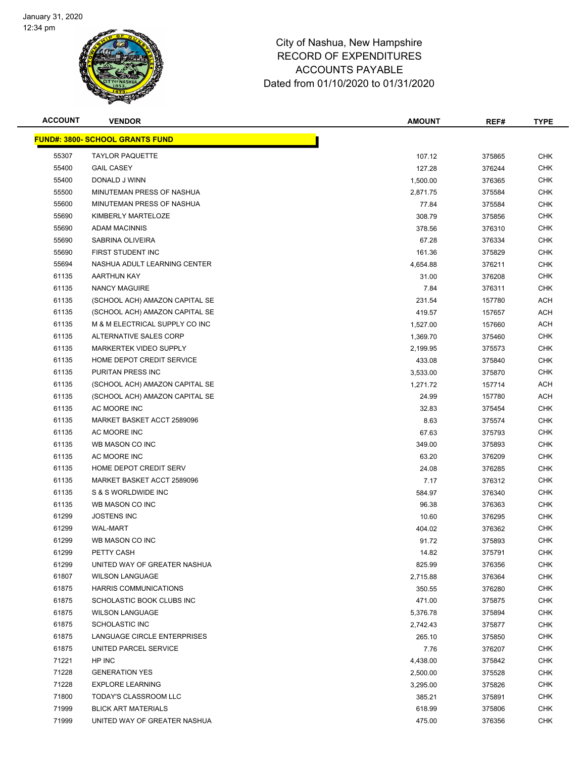# City of Nashua, New Hampshire
## RECORD OF EXPENDITURES
## ACCOUNTS PAYABLE
## Dated from 01/10/2020 to 01/31/2020

| ACCOUNT | VENDOR | AMOUNT | REF# | TYPE |
|---|---|---|---|---|
| **FUND#: 3800- SCHOOL GRANTS FUND** | | | | |
| 55307 | TAYLOR PAQUETTE | 107.12 | 375865 | CHK |
| 55400 | GAIL CASEY | 127.28 | 376244 | CHK |
| 55400 | DONALD J WINN | 1,500.00 | 376365 | CHK |
| 55500 | MINUTEMAN PRESS OF NASHUA | 2,871.75 | 375584 | CHK |
| 55600 | MINUTEMAN PRESS OF NASHUA | 77.84 | 375584 | CHK |
| 55690 | KIMBERLY MARTELOZE | 308.79 | 375856 | CHK |
| 55690 | ADAM MACINNIS | 378.56 | 376310 | CHK |
| 55690 | SABRINA OLIVEIRA | 67.28 | 376334 | CHK |
| 55690 | FIRST STUDENT INC | 161.36 | 375829 | CHK |
| 55694 | NASHUA ADULT LEARNING CENTER | 4,654.88 | 376211 | CHK |
| 61135 | AARTHUN KAY | 31.00 | 376208 | CHK |
| 61135 | NANCY MAGUIRE | 7.84 | 376311 | CHK |
| 61135 | (SCHOOL ACH) AMAZON CAPITAL SE | 231.54 | 157780 | ACH |
| 61135 | (SCHOOL ACH) AMAZON CAPITAL SE | 419.57 | 157657 | ACH |
| 61135 | M & M ELECTRICAL SUPPLY CO INC | 1,527.00 | 157660 | ACH |
| 61135 | ALTERNATIVE SALES CORP | 1,369.70 | 375460 | CHK |
| 61135 | MARKERTEK VIDEO SUPPLY | 2,199.95 | 375573 | CHK |
| 61135 | HOME DEPOT CREDIT SERVICE | 433.08 | 375840 | CHK |
| 61135 | PURITAN PRESS INC | 3,533.00 | 375870 | CHK |
| 61135 | (SCHOOL ACH) AMAZON CAPITAL SE | 1,271.72 | 157714 | ACH |
| 61135 | (SCHOOL ACH) AMAZON CAPITAL SE | 24.99 | 157780 | ACH |
| 61135 | AC MOORE INC | 32.83 | 375454 | CHK |
| 61135 | MARKET BASKET ACCT 2589096 | 8.63 | 375574 | CHK |
| 61135 | AC MOORE INC | 67.63 | 375793 | CHK |
| 61135 | WB MASON CO INC | 349.00 | 375893 | CHK |
| 61135 | AC MOORE INC | 63.20 | 376209 | CHK |
| 61135 | HOME DEPOT CREDIT SERV | 24.08 | 376285 | CHK |
| 61135 | MARKET BASKET ACCT 2589096 | 7.17 | 376312 | CHK |
| 61135 | S & S WORLDWIDE INC | 584.97 | 376340 | CHK |
| 61135 | WB MASON CO INC | 96.38 | 376363 | CHK |
| 61299 | JOSTENS INC | 10.60 | 376295 | CHK |
| 61299 | WAL-MART | 404.02 | 376362 | CHK |
| 61299 | WB MASON CO INC | 91.72 | 375893 | CHK |
| 61299 | PETTY CASH | 14.82 | 375791 | CHK |
| 61299 | UNITED WAY OF GREATER NASHUA | 825.99 | 376356 | CHK |
| 61807 | WILSON LANGUAGE | 2,715.88 | 376364 | CHK |
| 61875 | HARRIS COMMUNICATIONS | 350.55 | 376280 | CHK |
| 61875 | SCHOLASTIC BOOK CLUBS INC | 471.00 | 375875 | CHK |
| 61875 | WILSON LANGUAGE | 5,376.78 | 375894 | CHK |
| 61875 | SCHOLASTIC INC | 2,742.43 | 375877 | CHK |
| 61875 | LANGUAGE CIRCLE ENTERPRISES | 265.10 | 375850 | CHK |
| 61875 | UNITED PARCEL SERVICE | 7.76 | 376207 | CHK |
| 71221 | HP INC | 4,438.00 | 375842 | CHK |
| 71228 | GENERATION YES | 2,500.00 | 375528 | CHK |
| 71228 | EXPLORE LEARNING | 3,295.00 | 375826 | CHK |
| 71800 | TODAY'S CLASSROOM LLC | 385.21 | 375891 | CHK |
| 71999 | BLICK ART MATERIALS | 618.99 | 375806 | CHK |
| 71999 | UNITED WAY OF GREATER NASHUA | 475.00 | 376356 | CHK |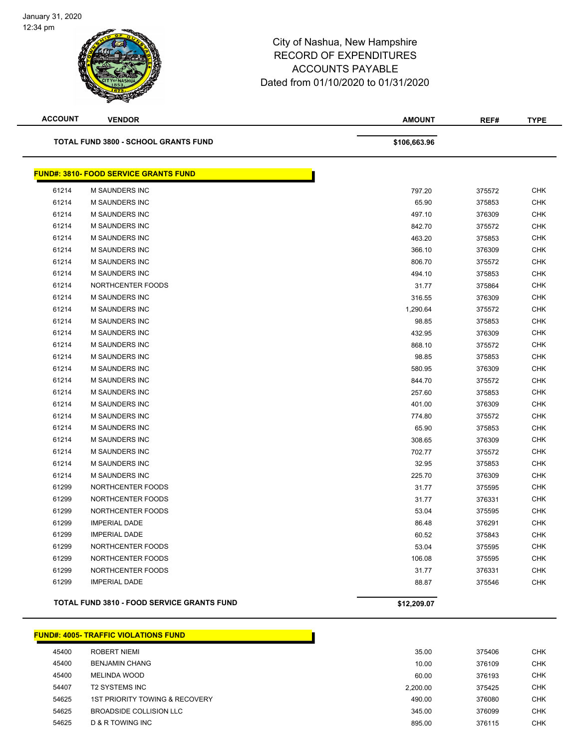# City of Nashua, New Hampshire
## RECORD OF EXPENDITURES
## ACCOUNTS PAYABLE
### Dated from 01/10/2020 to 01/31/2020

| ACCOUNT | VENDOR | AMOUNT | REF# | TYPE |
|---|---|---|---|---|
| | **TOTAL FUND 3800 - SCHOOL GRANTS FUND** | **$106,663.96** | | |

**FUND#: 3810- FOOD SERVICE GRANTS FUND**

| ACCOUNT | VENDOR | AMOUNT | REF# | TYPE |
|---|---|---|---|---|
| 61214 | M SAUNDERS INC | 797.20 | 375572 | CHK |
| 61214 | M SAUNDERS INC | 65.90 | 375853 | CHK |
| 61214 | M SAUNDERS INC | 497.10 | 376309 | CHK |
| 61214 | M SAUNDERS INC | 842.70 | 375572 | CHK |
| 61214 | M SAUNDERS INC | 463.20 | 375853 | CHK |
| 61214 | M SAUNDERS INC | 366.10 | 376309 | CHK |
| 61214 | M SAUNDERS INC | 806.70 | 375572 | CHK |
| 61214 | M SAUNDERS INC | 494.10 | 375853 | CHK |
| 61214 | NORTHCENTER FOODS | 31.77 | 375864 | CHK |
| 61214 | M SAUNDERS INC | 316.55 | 376309 | CHK |
| 61214 | M SAUNDERS INC | 1,290.64 | 375572 | CHK |
| 61214 | M SAUNDERS INC | 98.85 | 375853 | CHK |
| 61214 | M SAUNDERS INC | 432.95 | 376309 | CHK |
| 61214 | M SAUNDERS INC | 868.10 | 375572 | CHK |
| 61214 | M SAUNDERS INC | 98.85 | 375853 | CHK |
| 61214 | M SAUNDERS INC | 580.95 | 376309 | CHK |
| 61214 | M SAUNDERS INC | 844.70 | 375572 | CHK |
| 61214 | M SAUNDERS INC | 257.60 | 375853 | CHK |
| 61214 | M SAUNDERS INC | 401.00 | 376309 | CHK |
| 61214 | M SAUNDERS INC | 774.80 | 375572 | CHK |
| 61214 | M SAUNDERS INC | 65.90 | 375853 | CHK |
| 61214 | M SAUNDERS INC | 308.65 | 376309 | CHK |
| 61214 | M SAUNDERS INC | 702.77 | 375572 | CHK |
| 61214 | M SAUNDERS INC | 32.95 | 375853 | CHK |
| 61214 | M SAUNDERS INC | 225.70 | 376309 | CHK |
| 61299 | NORTHCENTER FOODS | 31.77 | 375595 | CHK |
| 61299 | NORTHCENTER FOODS | 31.77 | 376331 | CHK |
| 61299 | NORTHCENTER FOODS | 53.04 | 375595 | CHK |
| 61299 | IMPERIAL DADE | 86.48 | 376291 | CHK |
| 61299 | IMPERIAL DADE | 60.52 | 375843 | CHK |
| 61299 | NORTHCENTER FOODS | 53.04 | 375595 | CHK |
| 61299 | NORTHCENTER FOODS | 106.08 | 375595 | CHK |
| 61299 | NORTHCENTER FOODS | 31.77 | 376331 | CHK |
| 61299 | IMPERIAL DADE | 88.87 | 375546 | CHK |
| | **TOTAL FUND 3810 - FOOD SERVICE GRANTS FUND** | **$12,209.07** | | |

**FUND#: 4005- TRAFFIC VIOLATIONS FUND**

| ACCOUNT | VENDOR | AMOUNT | REF# | TYPE |
|---|---|---|---|---|
| 45400 | ROBERT NIEMI | 35.00 | 375406 | CHK |
| 45400 | BENJAMIN CHANG | 10.00 | 376109 | CHK |
| 45400 | MELINDA WOOD | 60.00 | 376193 | CHK |
| 54407 | T2 SYSTEMS INC | 2,200.00 | 375425 | CHK |
| 54625 | 1ST PRIORITY TOWING & RECOVERY | 490.00 | 376080 | CHK |
| 54625 | BROADSIDE COLLISION LLC | 345.00 | 376099 | CHK |
| 54625 | D & R TOWING INC | 895.00 | 376115 | CHK |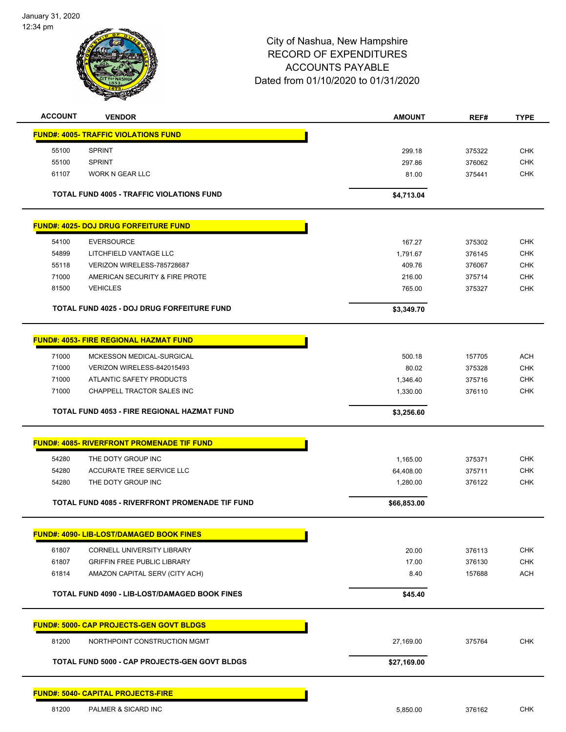City of Nashua, New Hampshire
RECORD OF EXPENDITURES
ACCOUNTS PAYABLE
Dated from 01/10/2020 to 01/31/2020

| ACCOUNT | VENDOR | AMOUNT | REF# | TYPE |
|---|---|---|---|---|
| **FUND#: 4005- TRAFFIC VIOLATIONS FUND** | | | | |
| 55100 | SPRINT | 299.18 | 375322 | CHK |
| 55100 | SPRINT | 297.86 | 376062 | CHK |
| 61107 | WORK N GEAR LLC | 81.00 | 375441 | CHK |
| **TOTAL FUND 4005 - TRAFFIC VIOLATIONS FUND** | | **$4,713.04** | | |
| **FUND#: 4025- DOJ DRUG FORFEITURE FUND** | | | | |
| 54100 | EVERSOURCE | 167.27 | 375302 | CHK |
| 54899 | LITCHFIELD VANTAGE LLC | 1,791.67 | 376145 | CHK |
| 55118 | VERIZON WIRELESS-785728687 | 409.76 | 376067 | CHK |
| 71000 | AMERICAN SECURITY & FIRE PROTE | 216.00 | 375714 | CHK |
| 81500 | VEHICLES | 765.00 | 375327 | CHK |
| **TOTAL FUND 4025 - DOJ DRUG FORFEITURE FUND** | | **$3,349.70** | | |
| **FUND#: 4053- FIRE REGIONAL HAZMAT FUND** | | | | |
| 71000 | MCKESSON MEDICAL-SURGICAL | 500.18 | 157705 | ACH |
| 71000 | VERIZON WIRELESS-842015493 | 80.02 | 375328 | CHK |
| 71000 | ATLANTIC SAFETY PRODUCTS | 1,346.40 | 375716 | CHK |
| 71000 | CHAPPELL TRACTOR SALES INC | 1,330.00 | 376110 | CHK |
| **TOTAL FUND 4053 - FIRE REGIONAL HAZMAT FUND** | | **$3,256.60** | | |
| **FUND#: 4085- RIVERFRONT PROMENADE TIF FUND** | | | | |
| 54280 | THE DOTY GROUP INC | 1,165.00 | 375371 | CHK |
| 54280 | ACCURATE TREE SERVICE LLC | 64,408.00 | 375711 | CHK |
| 54280 | THE DOTY GROUP INC | 1,280.00 | 376122 | CHK |
| **TOTAL FUND 4085 - RIVERFRONT PROMENADE TIF FUND** | | **$66,853.00** | | |
| **FUND#: 4090- LIB-LOST/DAMAGED BOOK FINES** | | | | |
| 61807 | CORNELL UNIVERSITY LIBRARY | 20.00 | 376113 | CHK |
| 61807 | GRIFFIN FREE PUBLIC LIBRARY | 17.00 | 376130 | CHK |
| 61814 | AMAZON CAPITAL SERV (CITY ACH) | 8.40 | 157688 | ACH |
| **TOTAL FUND 4090 - LIB-LOST/DAMAGED BOOK FINES** | | **$45.40** | | |
| **FUND#: 5000- CAP PROJECTS-GEN GOVT BLDGS** | | | | |
| 81200 | NORTHPOINT CONSTRUCTION MGMT | 27,169.00 | 375764 | CHK |
| **TOTAL FUND 5000 - CAP PROJECTS-GEN GOVT BLDGS** | | **$27,169.00** | | |
| **FUND#: 5040- CAPITAL PROJECTS-FIRE** | | | | |
| 81200 | PALMER & SICARD INC | 5,850.00 | 376162 | CHK |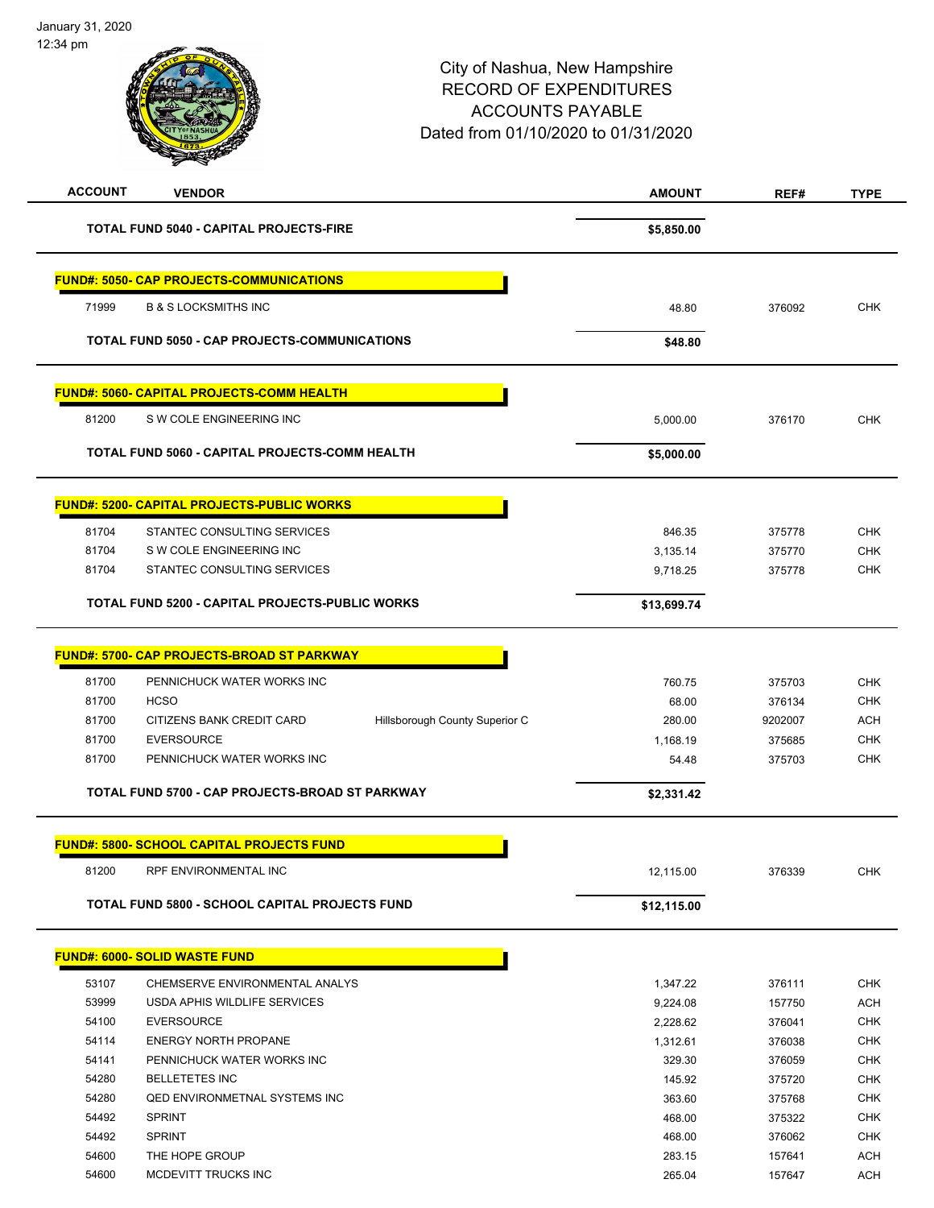City of Nashua, New Hampshire
RECORD OF EXPENDITURES
ACCOUNTS PAYABLE
Dated from 01/10/2020 to 01/31/2020

| ACCOUNT | VENDOR | | AMOUNT | REF# | TYPE |
|---|---|---|---|---|---|
| | **TOTAL FUND 5040 - CAPITAL PROJECTS-FIRE** | | **$5,850.00** | | |
| | **FUND#: 5050- CAP PROJECTS-COMMUNICATIONS** | | | | |
| 71999 | B & S LOCKSMITHS INC | | 48.80 | 376092 | CHK |
| | **TOTAL FUND 5050 - CAP PROJECTS-COMMUNICATIONS** | | **$48.80** | | |
| | **FUND#: 5060- CAPITAL PROJECTS-COMM HEALTH** | | | | |
| 81200 | S W COLE ENGINEERING INC | | 5,000.00 | 376170 | CHK |
| | **TOTAL FUND 5060 - CAPITAL PROJECTS-COMM HEALTH** | | **$5,000.00** | | |
| | **FUND#: 5200- CAPITAL PROJECTS-PUBLIC WORKS** | | | | |
| 81704 | STANTEC CONSULTING SERVICES | | 846.35 | 375778 | CHK |
| 81704 | S W COLE ENGINEERING INC | | 3,135.14 | 375770 | CHK |
| 81704 | STANTEC CONSULTING SERVICES | | 9,718.25 | 375778 | CHK |
| | **TOTAL FUND 5200 - CAPITAL PROJECTS-PUBLIC WORKS** | | **$13,699.74** | | |
| | **FUND#: 5700- CAP PROJECTS-BROAD ST PARKWAY** | | | | |
| 81700 | PENNICHUCK WATER WORKS INC | | 760.75 | 375703 | CHK |
| 81700 | HCSO | | 68.00 | 376134 | CHK |
| 81700 | CITIZENS BANK CREDIT CARD | Hillsborough County Superior C | 280.00 | 9202007 | ACH |
| 81700 | EVERSOURCE | | 1,168.19 | 375685 | CHK |
| 81700 | PENNICHUCK WATER WORKS INC | | 54.48 | 375703 | CHK |
| | **TOTAL FUND 5700 - CAP PROJECTS-BROAD ST PARKWAY** | | **$2,331.42** | | |
| | **FUND#: 5800- SCHOOL CAPITAL PROJECTS FUND** | | | | |
| 81200 | RPF ENVIRONMENTAL INC | | 12,115.00 | 376339 | CHK |
| | **TOTAL FUND 5800 - SCHOOL CAPITAL PROJECTS FUND** | | **$12,115.00** | | |
| | **FUND#: 6000- SOLID WASTE FUND** | | | | |
| 53107 | CHEMSERVE ENVIRONMENTAL ANALYS | | 1,347.22 | 376111 | CHK |
| 53999 | USDA APHIS WILDLIFE SERVICES | | 9,224.08 | 157750 | ACH |
| 54100 | EVERSOURCE | | 2,228.62 | 376041 | CHK |
| 54114 | ENERGY NORTH PROPANE | | 1,312.61 | 376038 | CHK |
| 54141 | PENNICHUCK WATER WORKS INC | | 329.30 | 376059 | CHK |
| 54280 | BELLETETES INC | | 145.92 | 375720 | CHK |
| 54280 | QED ENVIRONMETNAL SYSTEMS INC | | 363.60 | 375768 | CHK |
| 54492 | SPRINT | | 468.00 | 375322 | CHK |
| 54492 | SPRINT | | 468.00 | 376062 | CHK |
| 54600 | THE HOPE GROUP | | 283.15 | 157641 | ACH |
| 54600 | MCDEVITT TRUCKS INC | | 265.04 | 157647 | ACH |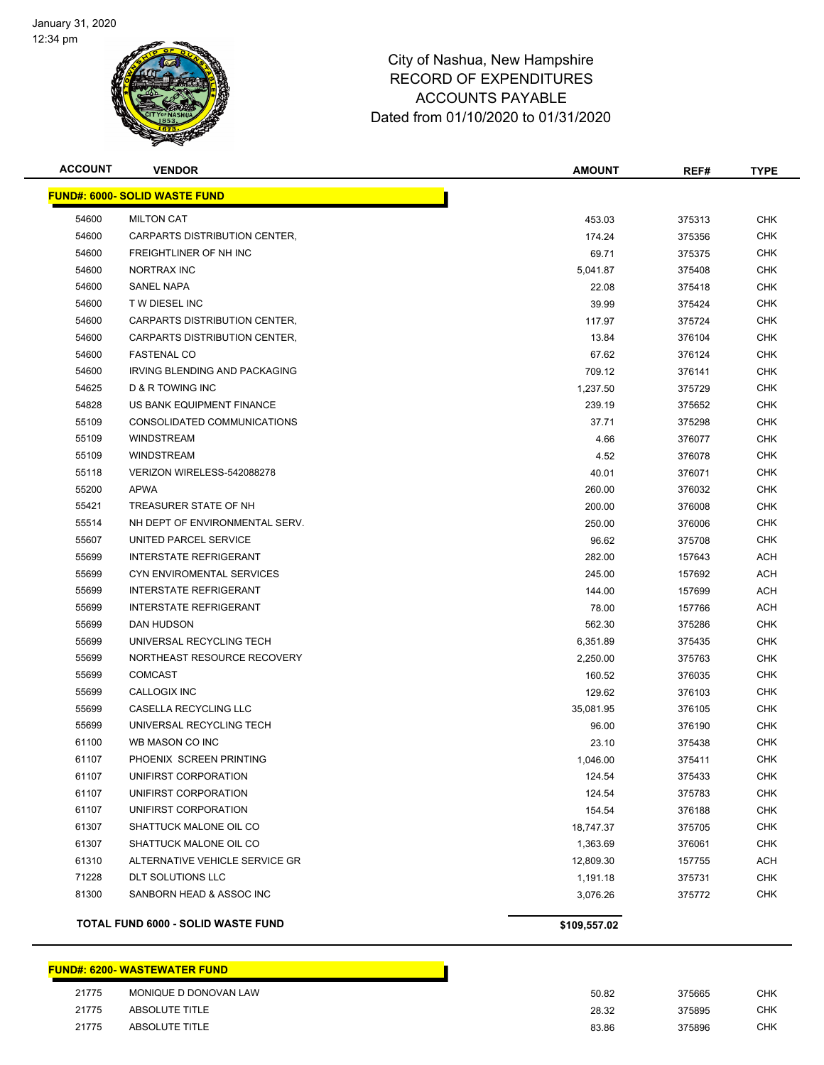January 31, 2020
12:34 pm

# City of Nashua, New Hampshire
## RECORD OF EXPENDITURES
## ACCOUNTS PAYABLE
## Dated from 01/10/2020 to 01/31/2020

| ACCOUNT | VENDOR | AMOUNT | REF# | TYPE |
|---|---|---|---|---|
| **FUND#: 6000- SOLID WASTE FUND** | | | | |
| 54600 | MILTON CAT | 453.03 | 375313 | CHK |
| 54600 | CARPARTS DISTRIBUTION CENTER, | 174.24 | 375356 | CHK |
| 54600 | FREIGHTLINER OF NH INC | 69.71 | 375375 | CHK |
| 54600 | NORTRAX INC | 5,041.87 | 375408 | CHK |
| 54600 | SANEL NAPA | 22.08 | 375418 | CHK |
| 54600 | T W DIESEL INC | 39.99 | 375424 | CHK |
| 54600 | CARPARTS DISTRIBUTION CENTER, | 117.97 | 375724 | CHK |
| 54600 | CARPARTS DISTRIBUTION CENTER, | 13.84 | 376104 | CHK |
| 54600 | FASTENAL CO | 67.62 | 376124 | CHK |
| 54600 | IRVING BLENDING AND PACKAGING | 709.12 | 376141 | CHK |
| 54625 | D & R TOWING INC | 1,237.50 | 375729 | CHK |
| 54828 | US BANK EQUIPMENT FINANCE | 239.19 | 375652 | CHK |
| 55109 | CONSOLIDATED COMMUNICATIONS | 37.71 | 375298 | CHK |
| 55109 | WINDSTREAM | 4.66 | 376077 | CHK |
| 55109 | WINDSTREAM | 4.52 | 376078 | CHK |
| 55118 | VERIZON WIRELESS-542088278 | 40.01 | 376071 | CHK |
| 55200 | APWA | 260.00 | 376032 | CHK |
| 55421 | TREASURER STATE OF NH | 200.00 | 376008 | CHK |
| 55514 | NH DEPT OF ENVIRONMENTAL SERV. | 250.00 | 376006 | CHK |
| 55607 | UNITED PARCEL SERVICE | 96.62 | 375708 | CHK |
| 55699 | INTERSTATE REFRIGERANT | 282.00 | 157643 | ACH |
| 55699 | CYN ENVIROMENTAL SERVICES | 245.00 | 157692 | ACH |
| 55699 | INTERSTATE REFRIGERANT | 144.00 | 157699 | ACH |
| 55699 | INTERSTATE REFRIGERANT | 78.00 | 157766 | ACH |
| 55699 | DAN HUDSON | 562.30 | 375286 | CHK |
| 55699 | UNIVERSAL RECYCLING TECH | 6,351.89 | 375435 | CHK |
| 55699 | NORTHEAST RESOURCE RECOVERY | 2,250.00 | 375763 | CHK |
| 55699 | COMCAST | 160.52 | 376035 | CHK |
| 55699 | CALLOGIX INC | 129.62 | 376103 | CHK |
| 55699 | CASELLA RECYCLING LLC | 35,081.95 | 376105 | CHK |
| 55699 | UNIVERSAL RECYCLING TECH | 96.00 | 376190 | CHK |
| 61100 | WB MASON CO INC | 23.10 | 375438 | CHK |
| 61107 | PHOENIX SCREEN PRINTING | 1,046.00 | 375411 | CHK |
| 61107 | UNIFIRST CORPORATION | 124.54 | 375433 | CHK |
| 61107 | UNIFIRST CORPORATION | 124.54 | 375783 | CHK |
| 61107 | UNIFIRST CORPORATION | 154.54 | 376188 | CHK |
| 61307 | SHATTUCK MALONE OIL CO | 18,747.37 | 375705 | CHK |
| 61307 | SHATTUCK MALONE OIL CO | 1,363.69 | 376061 | CHK |
| 61310 | ALTERNATIVE VEHICLE SERVICE GR | 12,809.30 | 157755 | ACH |
| 71228 | DLT SOLUTIONS LLC | 1,191.18 | 375731 | CHK |
| 81300 | SANBORN HEAD & ASSOC INC | 3,076.26 | 375772 | CHK |
| **TOTAL FUND 6000 - SOLID WASTE FUND** | | **$109,557.02** | | |

| ACCOUNT | VENDOR | AMOUNT | REF# | TYPE |
|---|---|---|---|---|
| **FUND#: 6200- WASTEWATER FUND** | | | | |
| 21775 | MONIQUE D DONOVAN LAW | 50.82 | 375665 | CHK |
| 21775 | ABSOLUTE TITLE | 28.32 | 375895 | CHK |
| 21775 | ABSOLUTE TITLE | 83.86 | 375896 | CHK |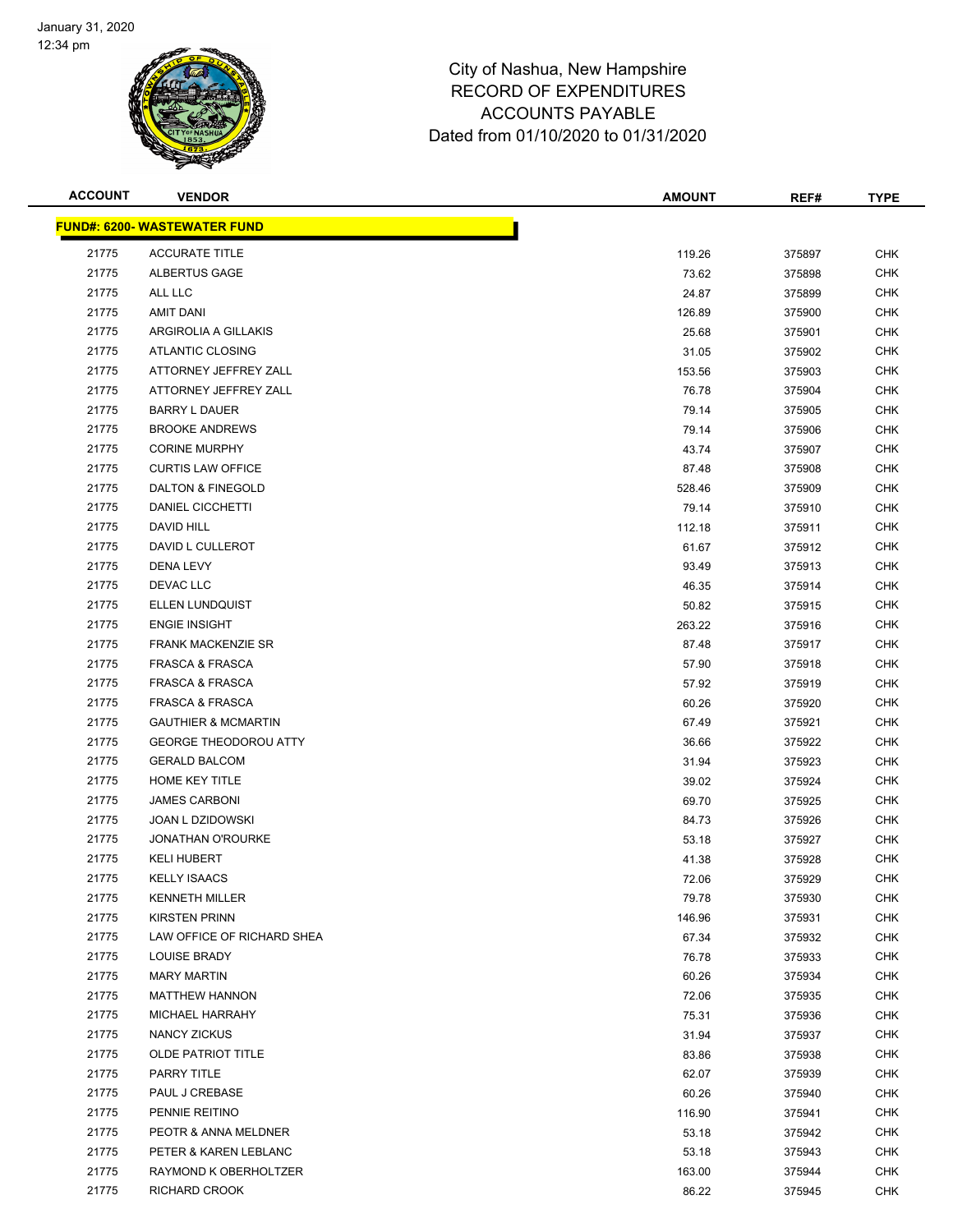January 31, 2020
12:34 pm

# City of Nashua, New Hampshire
## RECORD OF EXPENDITURES
## ACCOUNTS PAYABLE
## Dated from 01/10/2020 to 01/31/2020

| ACCOUNT | VENDOR | AMOUNT | REF# | TYPE |
|---|---|---|---|---|
| **FUND#: 6200- WASTEWATER FUND** | | | | |
| 21775 | ACCURATE TITLE | 119.26 | 375897 | CHK |
| 21775 | ALBERTUS GAGE | 73.62 | 375898 | CHK |
| 21775 | ALL LLC | 24.87 | 375899 | CHK |
| 21775 | AMIT DANI | 126.89 | 375900 | CHK |
| 21775 | ARGIROLIA A GILLAKIS | 25.68 | 375901 | CHK |
| 21775 | ATLANTIC CLOSING | 31.05 | 375902 | CHK |
| 21775 | ATTORNEY JEFFREY ZALL | 153.56 | 375903 | CHK |
| 21775 | ATTORNEY JEFFREY ZALL | 76.78 | 375904 | CHK |
| 21775 | BARRY L DAUER | 79.14 | 375905 | CHK |
| 21775 | BROOKE ANDREWS | 79.14 | 375906 | CHK |
| 21775 | CORINE MURPHY | 43.74 | 375907 | CHK |
| 21775 | CURTIS LAW OFFICE | 87.48 | 375908 | CHK |
| 21775 | DALTON & FINEGOLD | 528.46 | 375909 | CHK |
| 21775 | DANIEL CICCHETTI | 79.14 | 375910 | CHK |
| 21775 | DAVID HILL | 112.18 | 375911 | CHK |
| 21775 | DAVID L CULLEROT | 61.67 | 375912 | CHK |
| 21775 | DENA LEVY | 93.49 | 375913 | CHK |
| 21775 | DEVAC LLC | 46.35 | 375914 | CHK |
| 21775 | ELLEN LUNDQUIST | 50.82 | 375915 | CHK |
| 21775 | ENGIE INSIGHT | 263.22 | 375916 | CHK |
| 21775 | FRANK MACKENZIE SR | 87.48 | 375917 | CHK |
| 21775 | FRASCA & FRASCA | 57.90 | 375918 | CHK |
| 21775 | FRASCA & FRASCA | 57.92 | 375919 | CHK |
| 21775 | FRASCA & FRASCA | 60.26 | 375920 | CHK |
| 21775 | GAUTHIER & MCMARTIN | 67.49 | 375921 | CHK |
| 21775 | GEORGE THEODOROU ATTY | 36.66 | 375922 | CHK |
| 21775 | GERALD BALCOM | 31.94 | 375923 | CHK |
| 21775 | HOME KEY TITLE | 39.02 | 375924 | CHK |
| 21775 | JAMES CARBONI | 69.70 | 375925 | CHK |
| 21775 | JOAN L DZIDOWSKI | 84.73 | 375926 | CHK |
| 21775 | JONATHAN O'ROURKE | 53.18 | 375927 | CHK |
| 21775 | KELI HUBERT | 41.38 | 375928 | CHK |
| 21775 | KELLY ISAACS | 72.06 | 375929 | CHK |
| 21775 | KENNETH MILLER | 79.78 | 375930 | CHK |
| 21775 | KIRSTEN PRINN | 146.96 | 375931 | CHK |
| 21775 | LAW OFFICE OF RICHARD SHEA | 67.34 | 375932 | CHK |
| 21775 | LOUISE BRADY | 76.78 | 375933 | CHK |
| 21775 | MARY MARTIN | 60.26 | 375934 | CHK |
| 21775 | MATTHEW HANNON | 72.06 | 375935 | CHK |
| 21775 | MICHAEL HARRAHY | 75.31 | 375936 | CHK |
| 21775 | NANCY ZICKUS | 31.94 | 375937 | CHK |
| 21775 | OLDE PATRIOT TITLE | 83.86 | 375938 | CHK |
| 21775 | PARRY TITLE | 62.07 | 375939 | CHK |
| 21775 | PAUL J CREBASE | 60.26 | 375940 | CHK |
| 21775 | PENNIE REITINO | 116.90 | 375941 | CHK |
| 21775 | PEOTR & ANNA MELDNER | 53.18 | 375942 | CHK |
| 21775 | PETER & KAREN LEBLANC | 53.18 | 375943 | CHK |
| 21775 | RAYMOND K OBERHOLTZER | 163.00 | 375944 | CHK |
| 21775 | RICHARD CROOK | 86.22 | 375945 | CHK |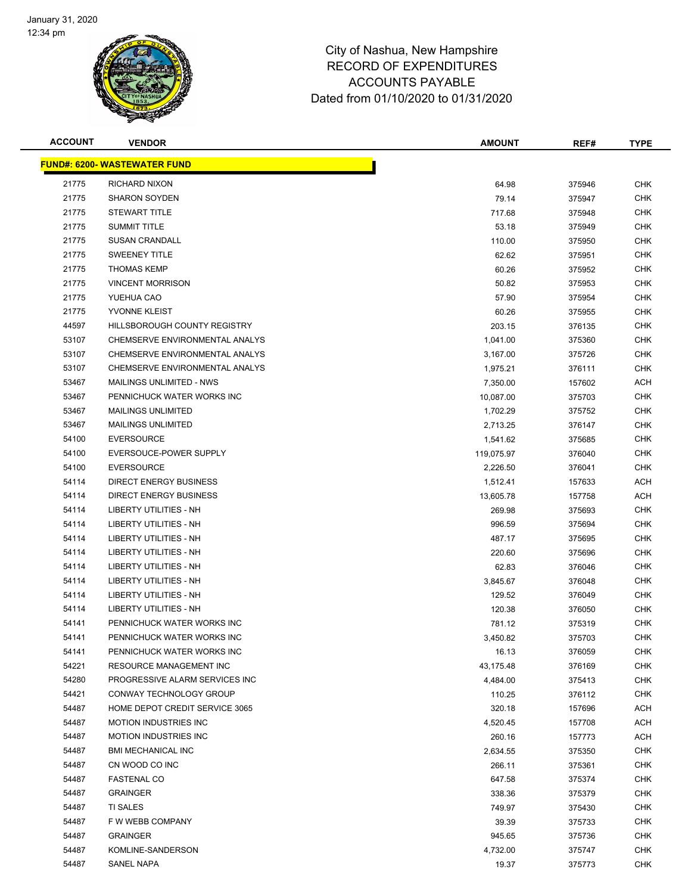City of Nashua, New Hampshire
RECORD OF EXPENDITURES
ACCOUNTS PAYABLE
Dated from 01/10/2020 to 01/31/2020

| ACCOUNT | VENDOR | AMOUNT | REF# | TYPE |
|---|---|---|---|---|
| **FUND#: 6200- WASTEWATER FUND** | | | | |
| 21775 | RICHARD NIXON | 64.98 | 375946 | CHK |
| 21775 | SHARON SOYDEN | 79.14 | 375947 | CHK |
| 21775 | STEWART TITLE | 717.68 | 375948 | CHK |
| 21775 | SUMMIT TITLE | 53.18 | 375949 | CHK |
| 21775 | SUSAN CRANDALL | 110.00 | 375950 | CHK |
| 21775 | SWEENEY TITLE | 62.62 | 375951 | CHK |
| 21775 | THOMAS KEMP | 60.26 | 375952 | CHK |
| 21775 | VINCENT MORRISON | 50.82 | 375953 | CHK |
| 21775 | YUEHUA CAO | 57.90 | 375954 | CHK |
| 21775 | YVONNE KLEIST | 60.26 | 375955 | CHK |
| 44597 | HILLSBOROUGH COUNTY REGISTRY | 203.15 | 376135 | CHK |
| 53107 | CHEMSERVE ENVIRONMENTAL ANALYS | 1,041.00 | 375360 | CHK |
| 53107 | CHEMSERVE ENVIRONMENTAL ANALYS | 3,167.00 | 375726 | CHK |
| 53107 | CHEMSERVE ENVIRONMENTAL ANALYS | 1,975.21 | 376111 | CHK |
| 53467 | MAILINGS UNLIMITED - NWS | 7,350.00 | 157602 | ACH |
| 53467 | PENNICHUCK WATER WORKS INC | 10,087.00 | 375703 | CHK |
| 53467 | MAILINGS UNLIMITED | 1,702.29 | 375752 | CHK |
| 53467 | MAILINGS UNLIMITED | 2,713.25 | 376147 | CHK |
| 54100 | EVERSOURCE | 1,541.62 | 375685 | CHK |
| 54100 | EVERSOUCE-POWER SUPPLY | 119,075.97 | 376040 | CHK |
| 54100 | EVERSOURCE | 2,226.50 | 376041 | CHK |
| 54114 | DIRECT ENERGY BUSINESS | 1,512.41 | 157633 | ACH |
| 54114 | DIRECT ENERGY BUSINESS | 13,605.78 | 157758 | ACH |
| 54114 | LIBERTY UTILITIES - NH | 269.98 | 375693 | CHK |
| 54114 | LIBERTY UTILITIES - NH | 996.59 | 375694 | CHK |
| 54114 | LIBERTY UTILITIES - NH | 487.17 | 375695 | CHK |
| 54114 | LIBERTY UTILITIES - NH | 220.60 | 375696 | CHK |
| 54114 | LIBERTY UTILITIES - NH | 62.83 | 376046 | CHK |
| 54114 | LIBERTY UTILITIES - NH | 3,845.67 | 376048 | CHK |
| 54114 | LIBERTY UTILITIES - NH | 129.52 | 376049 | CHK |
| 54114 | LIBERTY UTILITIES - NH | 120.38 | 376050 | CHK |
| 54141 | PENNICHUCK WATER WORKS INC | 781.12 | 375319 | CHK |
| 54141 | PENNICHUCK WATER WORKS INC | 3,450.82 | 375703 | CHK |
| 54141 | PENNICHUCK WATER WORKS INC | 16.13 | 376059 | CHK |
| 54221 | RESOURCE MANAGEMENT INC | 43,175.48 | 376169 | CHK |
| 54280 | PROGRESSIVE ALARM SERVICES INC | 4,484.00 | 375413 | CHK |
| 54421 | CONWAY TECHNOLOGY GROUP | 110.25 | 376112 | CHK |
| 54487 | HOME DEPOT CREDIT SERVICE 3065 | 320.18 | 157696 | ACH |
| 54487 | MOTION INDUSTRIES INC | 4,520.45 | 157708 | ACH |
| 54487 | MOTION INDUSTRIES INC | 260.16 | 157773 | ACH |
| 54487 | BMI MECHANICAL INC | 2,634.55 | 375350 | CHK |
| 54487 | CN WOOD CO INC | 266.11 | 375361 | CHK |
| 54487 | FASTENAL CO | 647.58 | 375374 | CHK |
| 54487 | GRAINGER | 338.36 | 375379 | CHK |
| 54487 | TI SALES | 749.97 | 375430 | CHK |
| 54487 | F W WEBB COMPANY | 39.39 | 375733 | CHK |
| 54487 | GRAINGER | 945.65 | 375736 | CHK |
| 54487 | KOMLINE-SANDERSON | 4,732.00 | 375747 | CHK |
| 54487 | SANEL NAPA | 19.37 | 375773 | CHK |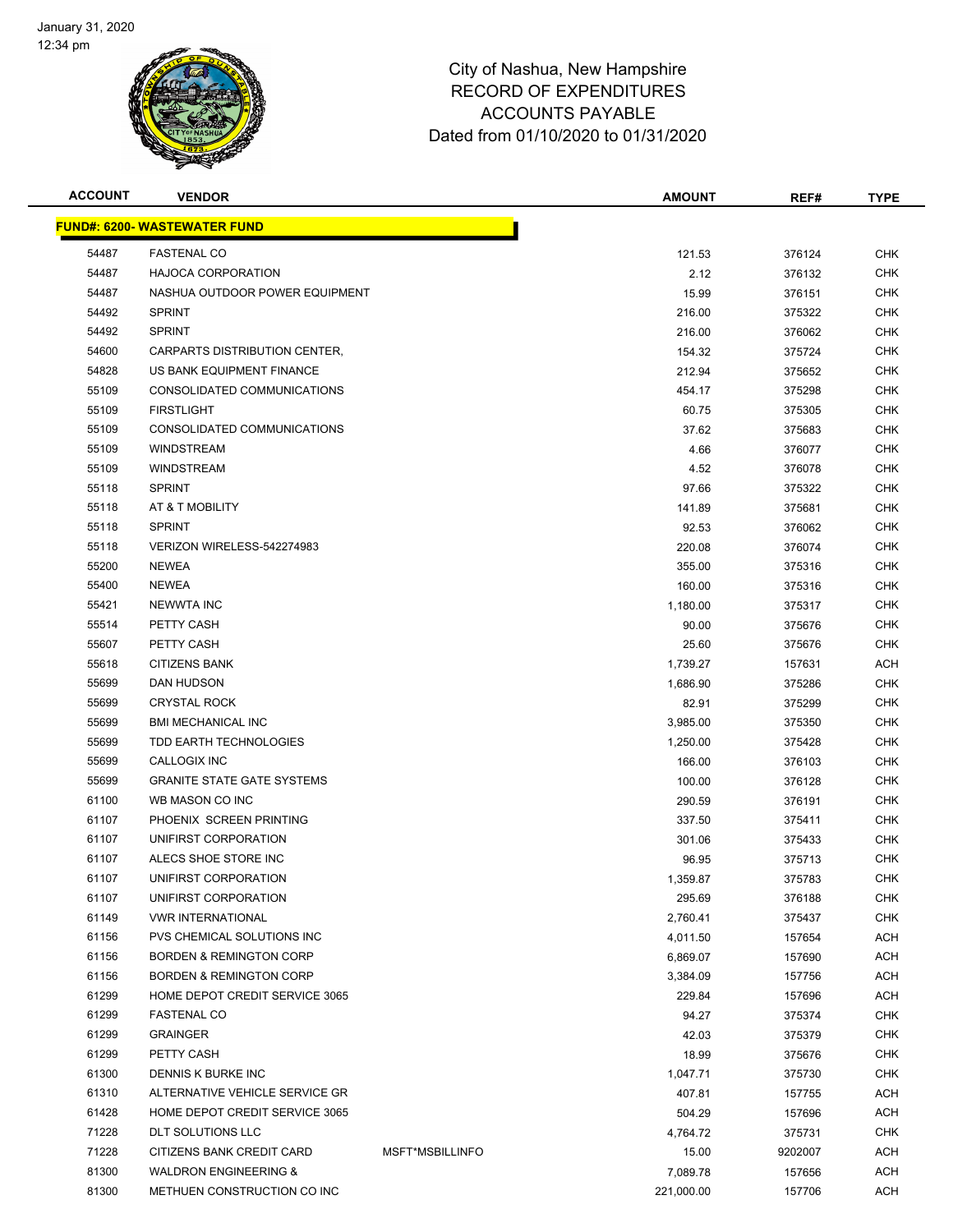# City of Nashua, New Hampshire
## RECORD OF EXPENDITURES
## ACCOUNTS PAYABLE
## Dated from 01/10/2020 to 01/31/2020

| ACCOUNT | VENDOR | | AMOUNT | REF# | TYPE |
|---|---|---|---|---|---|
| **FUND#: 6200- WASTEWATER FUND** | | | | | |
| 54487 | FASTENAL CO | | 121.53 | 376124 | CHK |
| 54487 | HAJOCA CORPORATION | | 2.12 | 376132 | CHK |
| 54487 | NASHUA OUTDOOR POWER EQUIPMENT | | 15.99 | 376151 | CHK |
| 54492 | SPRINT | | 216.00 | 375322 | CHK |
| 54492 | SPRINT | | 216.00 | 376062 | CHK |
| 54600 | CARPARTS DISTRIBUTION CENTER, | | 154.32 | 375724 | CHK |
| 54828 | US BANK EQUIPMENT FINANCE | | 212.94 | 375652 | CHK |
| 55109 | CONSOLIDATED COMMUNICATIONS | | 454.17 | 375298 | CHK |
| 55109 | FIRSTLIGHT | | 60.75 | 375305 | CHK |
| 55109 | CONSOLIDATED COMMUNICATIONS | | 37.62 | 375683 | CHK |
| 55109 | WINDSTREAM | | 4.66 | 376077 | CHK |
| 55109 | WINDSTREAM | | 4.52 | 376078 | CHK |
| 55118 | SPRINT | | 97.66 | 375322 | CHK |
| 55118 | AT & T MOBILITY | | 141.89 | 375681 | CHK |
| 55118 | SPRINT | | 92.53 | 376062 | CHK |
| 55118 | VERIZON WIRELESS-542274983 | | 220.08 | 376074 | CHK |
| 55200 | NEWEA | | 355.00 | 375316 | CHK |
| 55400 | NEWEA | | 160.00 | 375316 | CHK |
| 55421 | NEWWTA INC | | 1,180.00 | 375317 | CHK |
| 55514 | PETTY CASH | | 90.00 | 375676 | CHK |
| 55607 | PETTY CASH | | 25.60 | 375676 | CHK |
| 55618 | CITIZENS BANK | | 1,739.27 | 157631 | ACH |
| 55699 | DAN HUDSON | | 1,686.90 | 375286 | CHK |
| 55699 | CRYSTAL ROCK | | 82.91 | 375299 | CHK |
| 55699 | BMI MECHANICAL INC | | 3,985.00 | 375350 | CHK |
| 55699 | TDD EARTH TECHNOLOGIES | | 1,250.00 | 375428 | CHK |
| 55699 | CALLOGIX INC | | 166.00 | 376103 | CHK |
| 55699 | GRANITE STATE GATE SYSTEMS | | 100.00 | 376128 | CHK |
| 61100 | WB MASON CO INC | | 290.59 | 376191 | CHK |
| 61107 | PHOENIX SCREEN PRINTING | | 337.50 | 375411 | CHK |
| 61107 | UNIFIRST CORPORATION | | 301.06 | 375433 | CHK |
| 61107 | ALECS SHOE STORE INC | | 96.95 | 375713 | CHK |
| 61107 | UNIFIRST CORPORATION | | 1,359.87 | 375783 | CHK |
| 61107 | UNIFIRST CORPORATION | | 295.69 | 376188 | CHK |
| 61149 | VWR INTERNATIONAL | | 2,760.41 | 375437 | CHK |
| 61156 | PVS CHEMICAL SOLUTIONS INC | | 4,011.50 | 157654 | ACH |
| 61156 | BORDEN & REMINGTON CORP | | 6,869.07 | 157690 | ACH |
| 61156 | BORDEN & REMINGTON CORP | | 3,384.09 | 157756 | ACH |
| 61299 | HOME DEPOT CREDIT SERVICE 3065 | | 229.84 | 157696 | ACH |
| 61299 | FASTENAL CO | | 94.27 | 375374 | CHK |
| 61299 | GRAINGER | | 42.03 | 375379 | CHK |
| 61299 | PETTY CASH | | 18.99 | 375676 | CHK |
| 61300 | DENNIS K BURKE INC | | 1,047.71 | 375730 | CHK |
| 61310 | ALTERNATIVE VEHICLE SERVICE GR | | 407.81 | 157755 | ACH |
| 61428 | HOME DEPOT CREDIT SERVICE 3065 | | 504.29 | 157696 | ACH |
| 71228 | DLT SOLUTIONS LLC | | 4,764.72 | 375731 | CHK |
| 71228 | CITIZENS BANK CREDIT CARD | MSFT*MSBILLINFO | 15.00 | 9202007 | ACH |
| 81300 | WALDRON ENGINEERING & | | 7,089.78 | 157656 | ACH |
| 81300 | METHUEN CONSTRUCTION CO INC | | 221,000.00 | 157706 | ACH |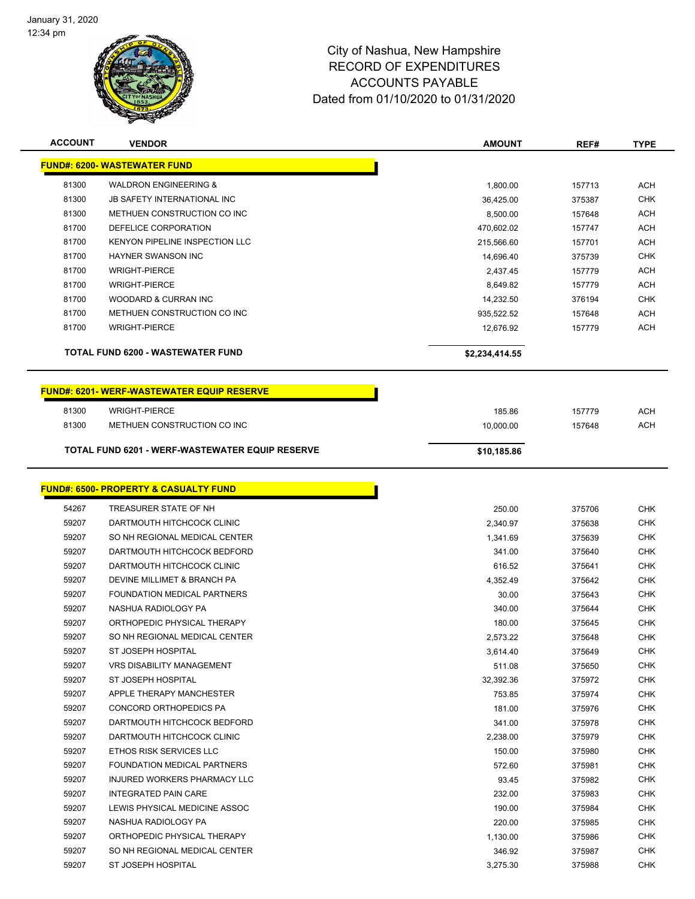City of Nashua, New Hampshire
RECORD OF EXPENDITURES
ACCOUNTS PAYABLE
Dated from 01/10/2020 to 01/31/2020

| ACCOUNT | VENDOR | AMOUNT | REF# | TYPE |
|---|---|---|---|---|
| **FUND#: 6200- WASTEWATER FUND** | | | | |
| 81300 | WALDRON ENGINEERING & | 1,800.00 | 157713 | ACH |
| 81300 | JB SAFETY INTERNATIONAL INC | 36,425.00 | 375387 | CHK |
| 81300 | METHUEN CONSTRUCTION CO INC | 8,500.00 | 157648 | ACH |
| 81700 | DEFELICE CORPORATION | 470,602.02 | 157747 | ACH |
| 81700 | KENYON PIPELINE INSPECTION LLC | 215,566.60 | 157701 | ACH |
| 81700 | HAYNER SWANSON INC | 14,696.40 | 375739 | CHK |
| 81700 | WRIGHT-PIERCE | 2,437.45 | 157779 | ACH |
| 81700 | WRIGHT-PIERCE | 8,649.82 | 157779 | ACH |
| 81700 | WOODARD & CURRAN INC | 14,232.50 | 376194 | CHK |
| 81700 | METHUEN CONSTRUCTION CO INC | 935,522.52 | 157648 | ACH |
| 81700 | WRIGHT-PIERCE | 12,676.92 | 157779 | ACH |
| **TOTAL FUND 6200 - WASTEWATER FUND** | | **$2,234,414.55** | | |
| **FUND#: 6201- WERF-WASTEWATER EQUIP RESERVE** | | | | |
| 81300 | WRIGHT-PIERCE | 185.86 | 157779 | ACH |
| 81300 | METHUEN CONSTRUCTION CO INC | 10,000.00 | 157648 | ACH |
| **TOTAL FUND 6201 - WERF-WASTEWATER EQUIP RESERVE** | | **$10,185.86** | | |
| **FUND#: 6500- PROPERTY & CASUALTY FUND** | | | | |
| 54267 | TREASURER STATE OF NH | 250.00 | 375706 | CHK |
| 59207 | DARTMOUTH HITCHCOCK CLINIC | 2,340.97 | 375638 | CHK |
| 59207 | SO NH REGIONAL MEDICAL CENTER | 1,341.69 | 375639 | CHK |
| 59207 | DARTMOUTH HITCHCOCK BEDFORD | 341.00 | 375640 | CHK |
| 59207 | DARTMOUTH HITCHCOCK CLINIC | 616.52 | 375641 | CHK |
| 59207 | DEVINE MILLIMET & BRANCH PA | 4,352.49 | 375642 | CHK |
| 59207 | FOUNDATION MEDICAL PARTNERS | 30.00 | 375643 | CHK |
| 59207 | NASHUA RADIOLOGY PA | 340.00 | 375644 | CHK |
| 59207 | ORTHOPEDIC PHYSICAL THERAPY | 180.00 | 375645 | CHK |
| 59207 | SO NH REGIONAL MEDICAL CENTER | 2,573.22 | 375648 | CHK |
| 59207 | ST JOSEPH HOSPITAL | 3,614.40 | 375649 | CHK |
| 59207 | VRS DISABILITY MANAGEMENT | 511.08 | 375650 | CHK |
| 59207 | ST JOSEPH HOSPITAL | 32,392.36 | 375972 | CHK |
| 59207 | APPLE THERAPY MANCHESTER | 753.85 | 375974 | CHK |
| 59207 | CONCORD ORTHOPEDICS PA | 181.00 | 375976 | CHK |
| 59207 | DARTMOUTH HITCHCOCK BEDFORD | 341.00 | 375978 | CHK |
| 59207 | DARTMOUTH HITCHCOCK CLINIC | 2,238.00 | 375979 | CHK |
| 59207 | ETHOS RISK SERVICES LLC | 150.00 | 375980 | CHK |
| 59207 | FOUNDATION MEDICAL PARTNERS | 572.60 | 375981 | CHK |
| 59207 | INJURED WORKERS PHARMACY LLC | 93.45 | 375982 | CHK |
| 59207 | INTEGRATED PAIN CARE | 232.00 | 375983 | CHK |
| 59207 | LEWIS PHYSICAL MEDICINE ASSOC | 190.00 | 375984 | CHK |
| 59207 | NASHUA RADIOLOGY PA | 220.00 | 375985 | CHK |
| 59207 | ORTHOPEDIC PHYSICAL THERAPY | 1,130.00 | 375986 | CHK |
| 59207 | SO NH REGIONAL MEDICAL CENTER | 346.92 | 375987 | CHK |
| 59207 | ST JOSEPH HOSPITAL | 3,275.30 | 375988 | CHK |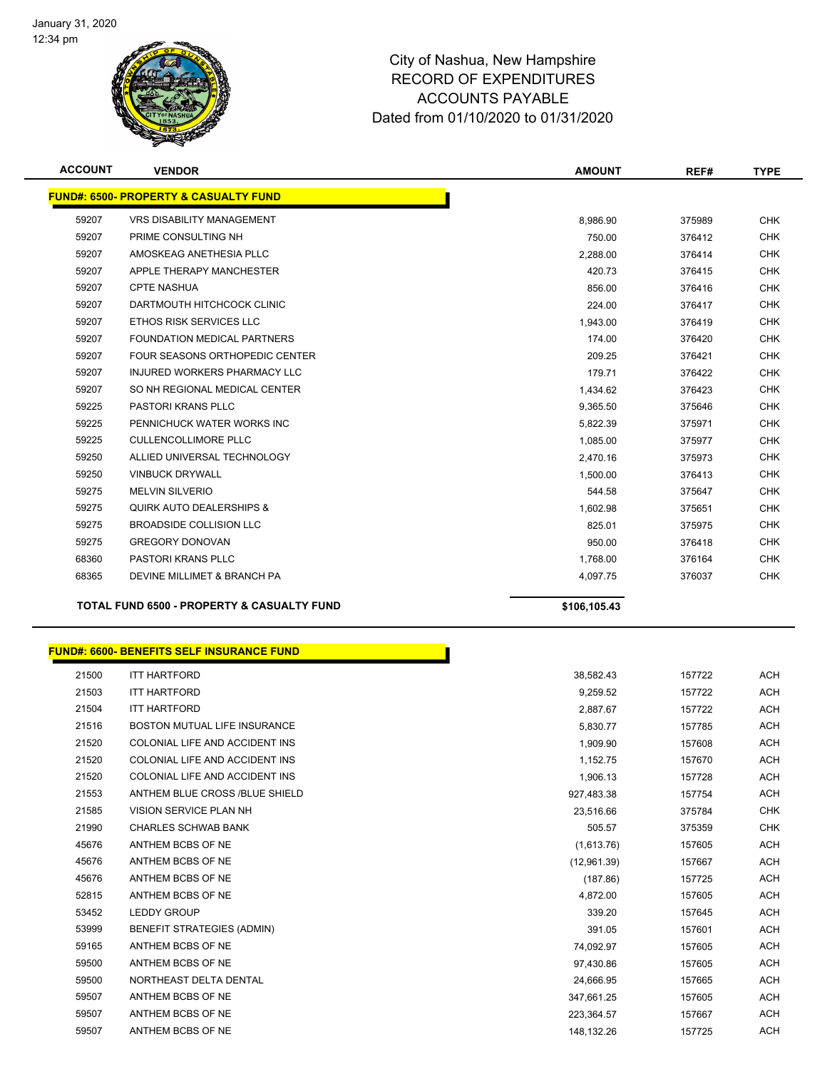# City of Nashua, New Hampshire
## RECORD OF EXPENDITURES
## ACCOUNTS PAYABLE
## Dated from 01/10/2020 to 01/31/2020

| ACCOUNT | VENDOR | AMOUNT | REF# | TYPE |
|---|---|---|---|---|
| **FUND#: 6500- PROPERTY & CASUALTY FUND** | | | | |
| 59207 | VRS DISABILITY MANAGEMENT | 8,986.90 | 375989 | CHK |
| 59207 | PRIME CONSULTING NH | 750.00 | 376412 | CHK |
| 59207 | AMOSKEAG ANETHESIA PLLC | 2,288.00 | 376414 | CHK |
| 59207 | APPLE THERAPY MANCHESTER | 420.73 | 376415 | CHK |
| 59207 | CPTE NASHUA | 856.00 | 376416 | CHK |
| 59207 | DARTMOUTH HITCHCOCK CLINIC | 224.00 | 376417 | CHK |
| 59207 | ETHOS RISK SERVICES LLC | 1,943.00 | 376419 | CHK |
| 59207 | FOUNDATION MEDICAL PARTNERS | 174.00 | 376420 | CHK |
| 59207 | FOUR SEASONS ORTHOPEDIC CENTER | 209.25 | 376421 | CHK |
| 59207 | INJURED WORKERS PHARMACY LLC | 179.71 | 376422 | CHK |
| 59207 | SO NH REGIONAL MEDICAL CENTER | 1,434.62 | 376423 | CHK |
| 59225 | PASTORI KRANS PLLC | 9,365.50 | 375646 | CHK |
| 59225 | PENNICHUCK WATER WORKS INC | 5,822.39 | 375971 | CHK |
| 59225 | CULLENCOLLIMORE PLLC | 1,085.00 | 375977 | CHK |
| 59250 | ALLIED UNIVERSAL TECHNOLOGY | 2,470.16 | 375973 | CHK |
| 59250 | VINBUCK DRYWALL | 1,500.00 | 376413 | CHK |
| 59275 | MELVIN SILVERIO | 544.58 | 375647 | CHK |
| 59275 | QUIRK AUTO DEALERSHIPS & | 1,602.98 | 375651 | CHK |
| 59275 | BROADSIDE COLLISION LLC | 825.01 | 375975 | CHK |
| 59275 | GREGORY DONOVAN | 950.00 | 376418 | CHK |
| 68360 | PASTORI KRANS PLLC | 1,768.00 | 376164 | CHK |
| 68365 | DEVINE MILLIMET & BRANCH PA | 4,097.75 | 376037 | CHK |
| **TOTAL FUND 6500 - PROPERTY & CASUALTY FUND** | | **$106,105.43** | | |

| ACCOUNT | VENDOR | AMOUNT | REF# | TYPE |
|---|---|---|---|---|
| **FUND#: 6600- BENEFITS SELF INSURANCE FUND** | | | | |
| 21500 | ITT HARTFORD | 38,582.43 | 157722 | ACH |
| 21503 | ITT HARTFORD | 9,259.52 | 157722 | ACH |
| 21504 | ITT HARTFORD | 2,887.67 | 157722 | ACH |
| 21516 | BOSTON MUTUAL LIFE INSURANCE | 5,830.77 | 157785 | ACH |
| 21520 | COLONIAL LIFE AND ACCIDENT INS | 1,909.90 | 157608 | ACH |
| 21520 | COLONIAL LIFE AND ACCIDENT INS | 1,152.75 | 157670 | ACH |
| 21520 | COLONIAL LIFE AND ACCIDENT INS | 1,906.13 | 157728 | ACH |
| 21553 | ANTHEM BLUE CROSS /BLUE SHIELD | 927,483.38 | 157754 | ACH |
| 21585 | VISION SERVICE PLAN NH | 23,516.66 | 375784 | CHK |
| 21990 | CHARLES SCHWAB BANK | 505.57 | 375359 | CHK |
| 45676 | ANTHEM BCBS OF NE | (1,613.76) | 157605 | ACH |
| 45676 | ANTHEM BCBS OF NE | (12,961.39) | 157667 | ACH |
| 45676 | ANTHEM BCBS OF NE | (187.86) | 157725 | ACH |
| 52815 | ANTHEM BCBS OF NE | 4,872.00 | 157605 | ACH |
| 53452 | LEDDY GROUP | 339.20 | 157645 | ACH |
| 53999 | BENEFIT STRATEGIES (ADMIN) | 391.05 | 157601 | ACH |
| 59165 | ANTHEM BCBS OF NE | 74,092.97 | 157605 | ACH |
| 59500 | ANTHEM BCBS OF NE | 97,430.86 | 157605 | ACH |
| 59500 | NORTHEAST DELTA DENTAL | 24,666.95 | 157665 | ACH |
| 59507 | ANTHEM BCBS OF NE | 347,661.25 | 157605 | ACH |
| 59507 | ANTHEM BCBS OF NE | 223,364.57 | 157667 | ACH |
| 59507 | ANTHEM BCBS OF NE | 148,132.26 | 157725 | ACH |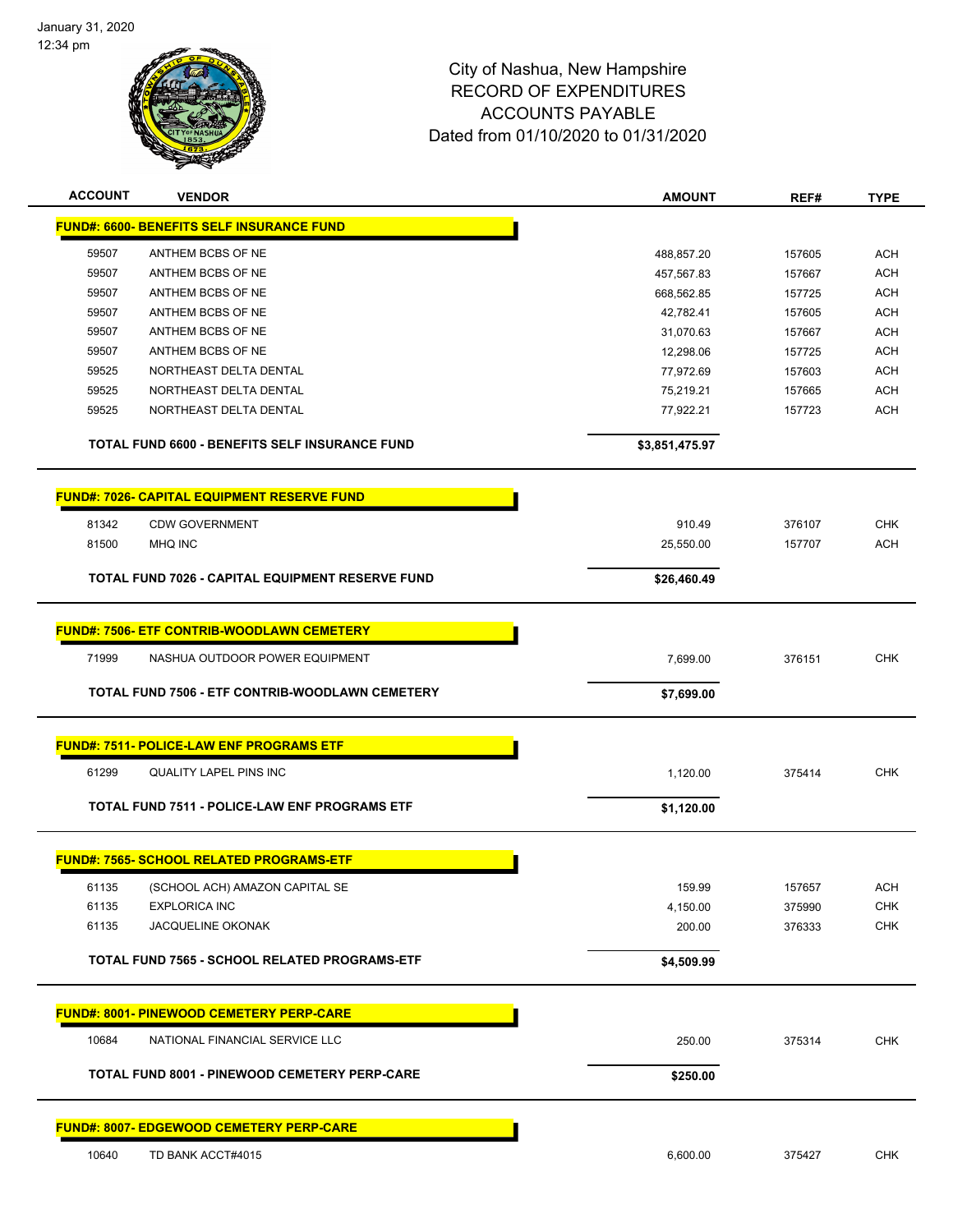January 31, 2020
12:34 pm

# City of Nashua, New Hampshire
## RECORD OF EXPENDITURES
## ACCOUNTS PAYABLE
## Dated from 01/10/2020 to 01/31/2020

| ACCOUNT | VENDOR | AMOUNT | REF# | TYPE |
|---|---|---|---|---|
| **FUND#: 6600- BENEFITS SELF INSURANCE FUND** | | | | |
| 59507 | ANTHEM BCBS OF NE | 488,857.20 | 157605 | ACH |
| 59507 | ANTHEM BCBS OF NE | 457,567.83 | 157667 | ACH |
| 59507 | ANTHEM BCBS OF NE | 668,562.85 | 157725 | ACH |
| 59507 | ANTHEM BCBS OF NE | 42,782.41 | 157605 | ACH |
| 59507 | ANTHEM BCBS OF NE | 31,070.63 | 157667 | ACH |
| 59507 | ANTHEM BCBS OF NE | 12,298.06 | 157725 | ACH |
| 59525 | NORTHEAST DELTA DENTAL | 77,972.69 | 157603 | ACH |
| 59525 | NORTHEAST DELTA DENTAL | 75,219.21 | 157665 | ACH |
| 59525 | NORTHEAST DELTA DENTAL | 77,922.21 | 157723 | ACH |
| | **TOTAL FUND 6600 - BENEFITS SELF INSURANCE FUND** | **$3,851,475.97** | | |
| **FUND#: 7026- CAPITAL EQUIPMENT RESERVE FUND** | | | | |
| 81342 | CDW GOVERNMENT | 910.49 | 376107 | CHK |
| 81500 | MHQ INC | 25,550.00 | 157707 | ACH |
| | **TOTAL FUND 7026 - CAPITAL EQUIPMENT RESERVE FUND** | **$26,460.49** | | |
| **FUND#: 7506- ETF CONTRIB-WOODLAWN CEMETERY** | | | | |
| 71999 | NASHUA OUTDOOR POWER EQUIPMENT | 7,699.00 | 376151 | CHK |
| | **TOTAL FUND 7506 - ETF CONTRIB-WOODLAWN CEMETERY** | **$7,699.00** | | |
| **FUND#: 7511- POLICE-LAW ENF PROGRAMS ETF** | | | | |
| 61299 | QUALITY LAPEL PINS INC | 1,120.00 | 375414 | CHK |
| | **TOTAL FUND 7511 - POLICE-LAW ENF PROGRAMS ETF** | **$1,120.00** | | |
| **FUND#: 7565- SCHOOL RELATED PROGRAMS-ETF** | | | | |
| 61135 | (SCHOOL ACH) AMAZON CAPITAL SE | 159.99 | 157657 | ACH |
| 61135 | EXPLORICA INC | 4,150.00 | 375990 | CHK |
| 61135 | JACQUELINE OKONAK | 200.00 | 376333 | CHK |
| | **TOTAL FUND 7565 - SCHOOL RELATED PROGRAMS-ETF** | **$4,509.99** | | |
| **FUND#: 8001- PINEWOOD CEMETERY PERP-CARE** | | | | |
| 10684 | NATIONAL FINANCIAL SERVICE LLC | 250.00 | 375314 | CHK |
| | **TOTAL FUND 8001 - PINEWOOD CEMETERY PERP-CARE** | **$250.00** | | |
| **FUND#: 8007- EDGEWOOD CEMETERY PERP-CARE** | | | | |
| 10640 | TD BANK ACCT#4015 | 6,600.00 | 375427 | CHK |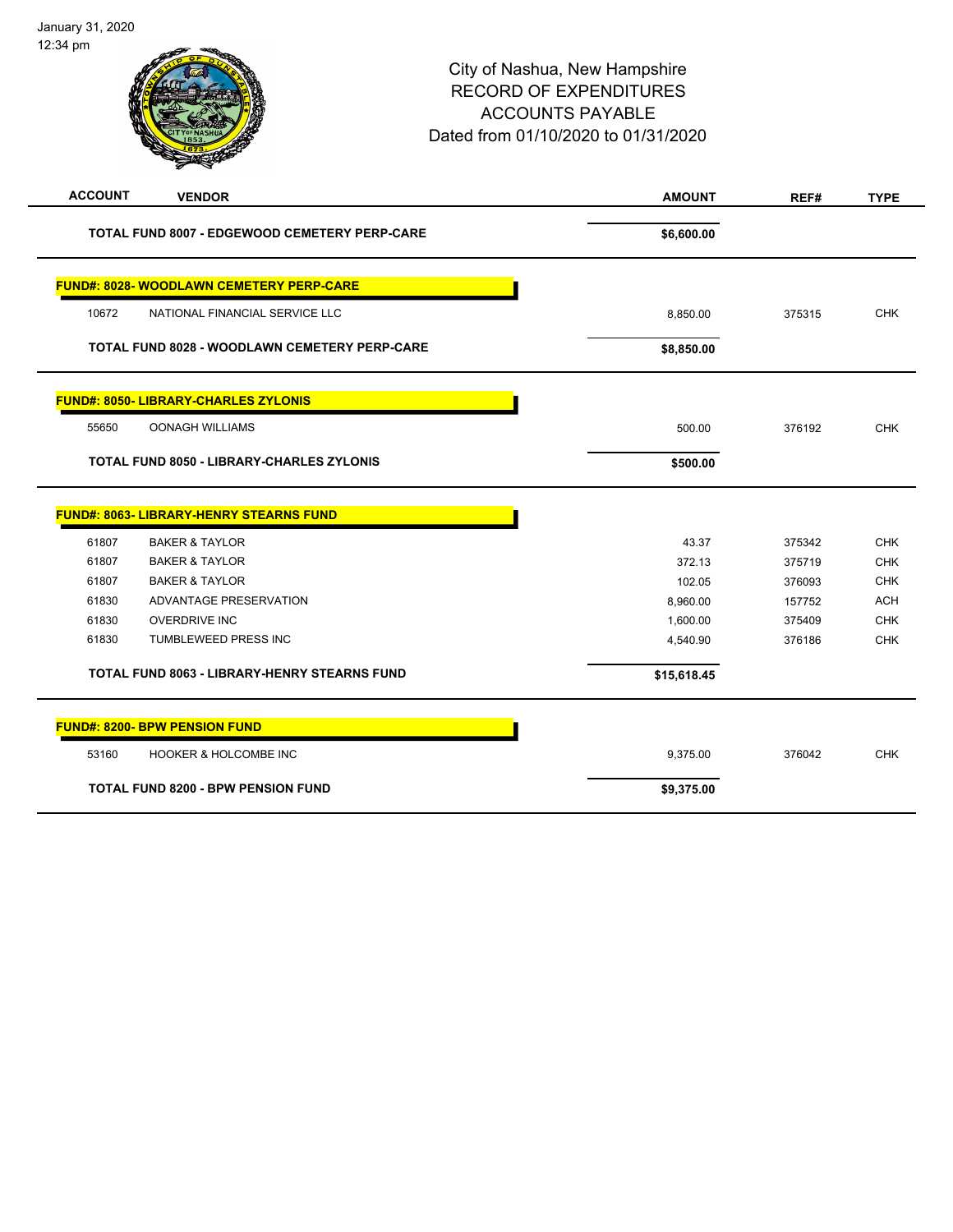January 31, 2020
12:34 pm

# City of Nashua, New Hampshire
## RECORD OF EXPENDITURES
## ACCOUNTS PAYABLE
## Dated from 01/10/2020 to 01/31/2020

| ACCOUNT | VENDOR | AMOUNT | REF# | TYPE |
|---|---|---|---|---|
| | **TOTAL FUND 8007 - EDGEWOOD CEMETERY PERP-CARE** | **$6,600.00** | | |
| | **FUND#: 8028- WOODLAWN CEMETERY PERP-CARE** | | | |
| 10672 | NATIONAL FINANCIAL SERVICE LLC | 8,850.00 | 375315 | CHK |
| | **TOTAL FUND 8028 - WOODLAWN CEMETERY PERP-CARE** | **$8,850.00** | | |
| | **FUND#: 8050- LIBRARY-CHARLES ZYLONIS** | | | |
| 55650 | OONAGH WILLIAMS | 500.00 | 376192 | CHK |
| | **TOTAL FUND 8050 - LIBRARY-CHARLES ZYLONIS** | **$500.00** | | |
| | **FUND#: 8063- LIBRARY-HENRY STEARNS FUND** | | | |
| 61807 | BAKER & TAYLOR | 43.37 | 375342 | CHK |
| 61807 | BAKER & TAYLOR | 372.13 | 375719 | CHK |
| 61807 | BAKER & TAYLOR | 102.05 | 376093 | CHK |
| 61830 | ADVANTAGE PRESERVATION | 8,960.00 | 157752 | ACH |
| 61830 | OVERDRIVE INC | 1,600.00 | 375409 | CHK |
| 61830 | TUMBLEWEED PRESS INC | 4,540.90 | 376186 | CHK |
| | **TOTAL FUND 8063 - LIBRARY-HENRY STEARNS FUND** | **$15,618.45** | | |
| | **FUND#: 8200- BPW PENSION FUND** | | | |
| 53160 | HOOKER & HOLCOMBE INC | 9,375.00 | 376042 | CHK |
| | **TOTAL FUND 8200 - BPW PENSION FUND** | **$9,375.00** | | |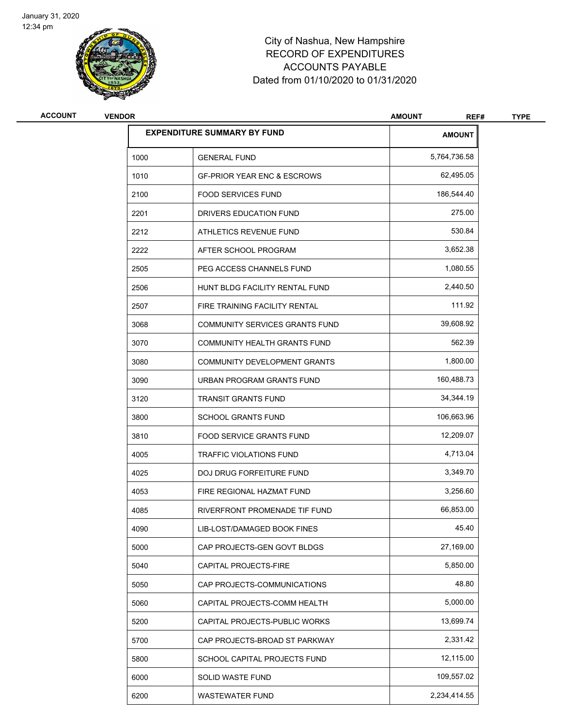City of Nashua, New Hampshire
RECORD OF EXPENDITURES
ACCOUNTS PAYABLE
Dated from 01/10/2020 to 01/31/2020

| ACCOUNT | VENDOR | AMOUNT | REF# | TYPE |
|---|---|---|---|---|

| EXPENDITURE SUMMARY BY FUND | | AMOUNT |
|---|---|---|
| 1000 | GENERAL FUND | 5,764,736.58 |
| 1010 | GF-PRIOR YEAR ENC & ESCROWS | 62,495.05 |
| 2100 | FOOD SERVICES FUND | 186,544.40 |
| 2201 | DRIVERS EDUCATION FUND | 275.00 |
| 2212 | ATHLETICS REVENUE FUND | 530.84 |
| 2222 | AFTER SCHOOL PROGRAM | 3,652.38 |
| 2505 | PEG ACCESS CHANNELS FUND | 1,080.55 |
| 2506 | HUNT BLDG FACILITY RENTAL FUND | 2,440.50 |
| 2507 | FIRE TRAINING FACILITY RENTAL | 111.92 |
| 3068 | COMMUNITY SERVICES GRANTS FUND | 39,608.92 |
| 3070 | COMMUNITY HEALTH GRANTS FUND | 562.39 |
| 3080 | COMMUNITY DEVELOPMENT GRANTS | 1,800.00 |
| 3090 | URBAN PROGRAM GRANTS FUND | 160,488.73 |
| 3120 | TRANSIT GRANTS FUND | 34,344.19 |
| 3800 | SCHOOL GRANTS FUND | 106,663.96 |
| 3810 | FOOD SERVICE GRANTS FUND | 12,209.07 |
| 4005 | TRAFFIC VIOLATIONS FUND | 4,713.04 |
| 4025 | DOJ DRUG FORFEITURE FUND | 3,349.70 |
| 4053 | FIRE REGIONAL HAZMAT FUND | 3,256.60 |
| 4085 | RIVERFRONT PROMENADE TIF FUND | 66,853.00 |
| 4090 | LIB-LOST/DAMAGED BOOK FINES | 45.40 |
| 5000 | CAP PROJECTS-GEN GOVT BLDGS | 27,169.00 |
| 5040 | CAPITAL PROJECTS-FIRE | 5,850.00 |
| 5050 | CAP PROJECTS-COMMUNICATIONS | 48.80 |
| 5060 | CAPITAL PROJECTS-COMM HEALTH | 5,000.00 |
| 5200 | CAPITAL PROJECTS-PUBLIC WORKS | 13,699.74 |
| 5700 | CAP PROJECTS-BROAD ST PARKWAY | 2,331.42 |
| 5800 | SCHOOL CAPITAL PROJECTS FUND | 12,115.00 |
| 6000 | SOLID WASTE FUND | 109,557.02 |
| 6200 | WASTEWATER FUND | 2,234,414.55 |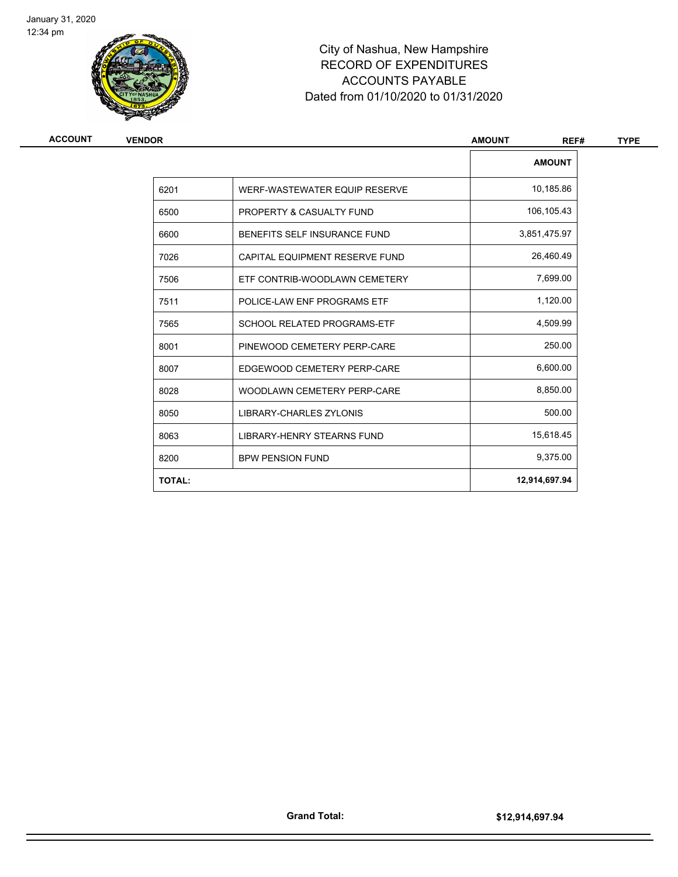January 31, 2020
12:34 pm

# City of Nashua, New Hampshire
## RECORD OF EXPENDITURES
## ACCOUNTS PAYABLE
## Dated from 01/10/2020 to 01/31/2020

| ACCOUNT | VENDOR | AMOUNT | REF# | TYPE |
|---|---|---|---|---|

| | | AMOUNT |
|---|---|---|
| 6201 | WERF-WASTEWATER EQUIP RESERVE | 10,185.86 |
| 6500 | PROPERTY & CASUALTY FUND | 106,105.43 |
| 6600 | BENEFITS SELF INSURANCE FUND | 3,851,475.97 |
| 7026 | CAPITAL EQUIPMENT RESERVE FUND | 26,460.49 |
| 7506 | ETF CONTRIB-WOODLAWN CEMETERY | 7,699.00 |
| 7511 | POLICE-LAW ENF PROGRAMS ETF | 1,120.00 |
| 7565 | SCHOOL RELATED PROGRAMS-ETF | 4,509.99 |
| 8001 | PINEWOOD CEMETERY PERP-CARE | 250.00 |
| 8007 | EDGEWOOD CEMETERY PERP-CARE | 6,600.00 |
| 8028 | WOODLAWN CEMETERY PERP-CARE | 8,850.00 |
| 8050 | LIBRARY-CHARLES ZYLONIS | 500.00 |
| 8063 | LIBRARY-HENRY STEARNS FUND | 15,618.45 |
| 8200 | BPW PENSION FUND | 9,375.00 |
| **TOTAL:** | | **12,914,697.94** |

**Grand Total:** **$12,914,697.94**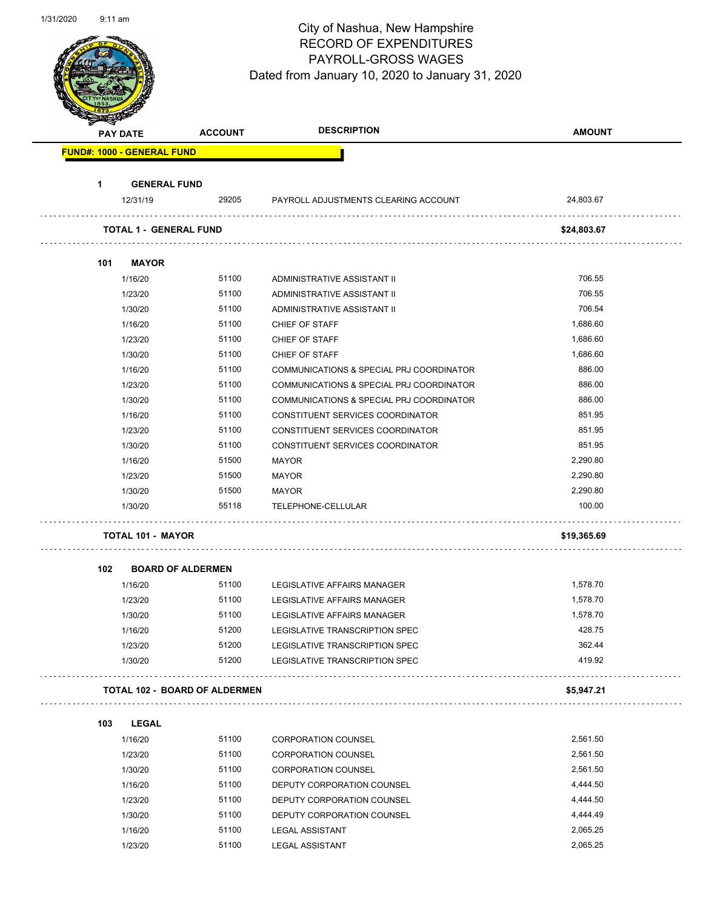City of Nashua, New Hampshire
RECORD OF EXPENDITURES
PAYROLL-GROSS WAGES
Dated from January 10, 2020 to January 31, 2020

| PAY DATE | ACCOUNT | DESCRIPTION | AMOUNT |
|---|---|---|---|
| **FUND#: 1000 - GENERAL FUND** | | | |
| **1 GENERAL FUND** | | | |
| 12/31/19 | 29205 | PAYROLL ADJUSTMENTS CLEARING ACCOUNT | 24,803.67 |
| **TOTAL 1 - GENERAL FUND** | | | **$24,803.67** |
| **101 MAYOR** | | | |
| 1/16/20 | 51100 | ADMINISTRATIVE ASSISTANT II | 706.55 |
| 1/23/20 | 51100 | ADMINISTRATIVE ASSISTANT II | 706.55 |
| 1/30/20 | 51100 | ADMINISTRATIVE ASSISTANT II | 706.54 |
| 1/16/20 | 51100 | CHIEF OF STAFF | 1,686.60 |
| 1/23/20 | 51100 | CHIEF OF STAFF | 1,686.60 |
| 1/30/20 | 51100 | CHIEF OF STAFF | 1,686.60 |
| 1/16/20 | 51100 | COMMUNICATIONS & SPECIAL PRJ COORDINATOR | 886.00 |
| 1/23/20 | 51100 | COMMUNICATIONS & SPECIAL PRJ COORDINATOR | 886.00 |
| 1/30/20 | 51100 | COMMUNICATIONS & SPECIAL PRJ COORDINATOR | 886.00 |
| 1/16/20 | 51100 | CONSTITUENT SERVICES COORDINATOR | 851.95 |
| 1/23/20 | 51100 | CONSTITUENT SERVICES COORDINATOR | 851.95 |
| 1/30/20 | 51100 | CONSTITUENT SERVICES COORDINATOR | 851.95 |
| 1/16/20 | 51500 | MAYOR | 2,290.80 |
| 1/23/20 | 51500 | MAYOR | 2,290.80 |
| 1/30/20 | 51500 | MAYOR | 2,290.80 |
| 1/30/20 | 55118 | TELEPHONE-CELLULAR | 100.00 |
| **TOTAL 101 - MAYOR** | | | **$19,365.69** |
| **102 BOARD OF ALDERMEN** | | | |
| 1/16/20 | 51100 | LEGISLATIVE AFFAIRS MANAGER | 1,578.70 |
| 1/23/20 | 51100 | LEGISLATIVE AFFAIRS MANAGER | 1,578.70 |
| 1/30/20 | 51100 | LEGISLATIVE AFFAIRS MANAGER | 1,578.70 |
| 1/16/20 | 51200 | LEGISLATIVE TRANSCRIPTION SPEC | 428.75 |
| 1/23/20 | 51200 | LEGISLATIVE TRANSCRIPTION SPEC | 362.44 |
| 1/30/20 | 51200 | LEGISLATIVE TRANSCRIPTION SPEC | 419.92 |
| **TOTAL 102 - BOARD OF ALDERMEN** | | | **$5,947.21** |
| **103 LEGAL** | | | |
| 1/16/20 | 51100 | CORPORATION COUNSEL | 2,561.50 |
| 1/23/20 | 51100 | CORPORATION COUNSEL | 2,561.50 |
| 1/30/20 | 51100 | CORPORATION COUNSEL | 2,561.50 |
| 1/16/20 | 51100 | DEPUTY CORPORATION COUNSEL | 4,444.50 |
| 1/23/20 | 51100 | DEPUTY CORPORATION COUNSEL | 4,444.50 |
| 1/30/20 | 51100 | DEPUTY CORPORATION COUNSEL | 4,444.49 |
| 1/16/20 | 51100 | LEGAL ASSISTANT | 2,065.25 |
| 1/23/20 | 51100 | LEGAL ASSISTANT | 2,065.25 |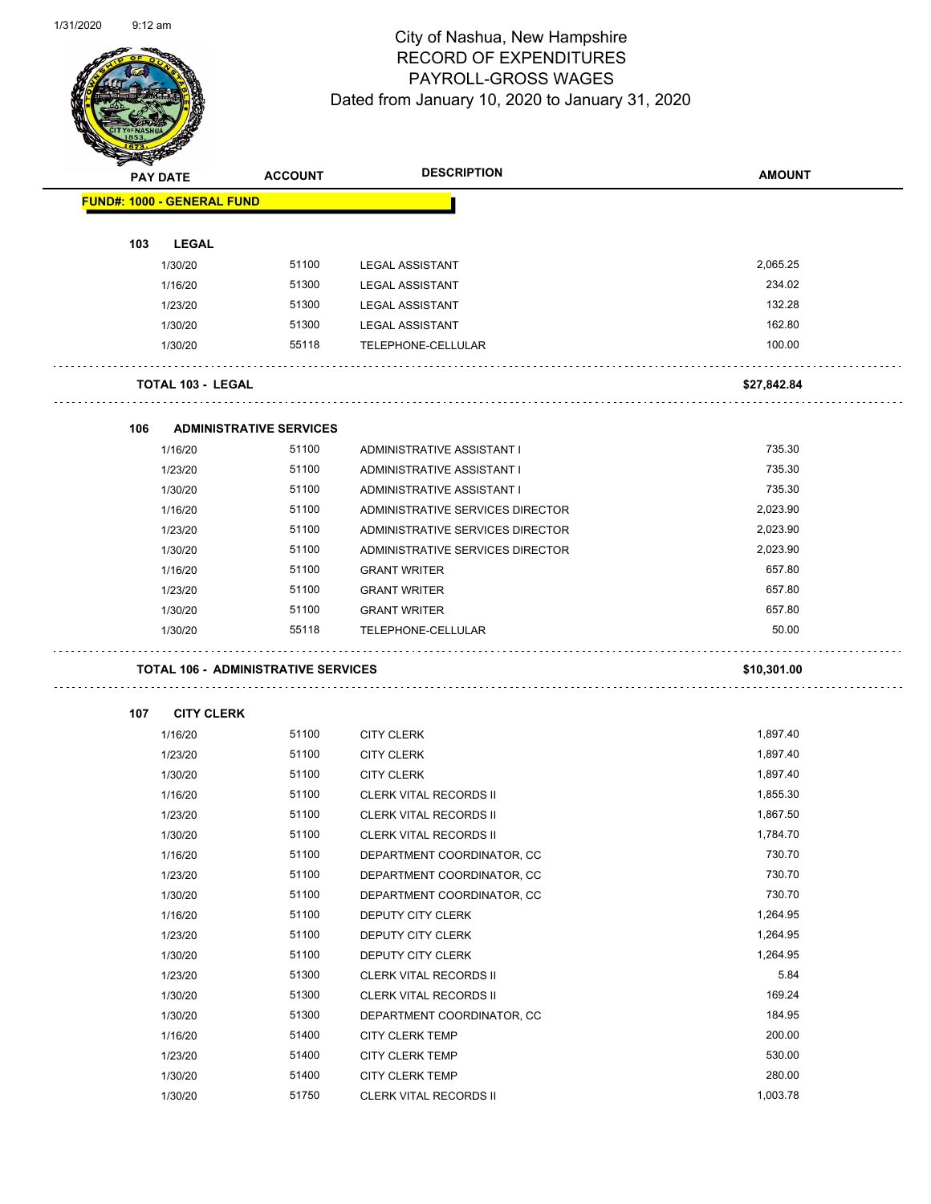City of Nashua, New Hampshire
RECORD OF EXPENDITURES
PAYROLL-GROSS WAGES
Dated from January 10, 2020 to January 31, 2020

| PAY DATE | ACCOUNT | DESCRIPTION | AMOUNT |
|---|---|---|---|
| **FUND#: 1000 - GENERAL FUND** | | | |
| **103 LEGAL** | | | |
| 1/30/20 | 51100 | LEGAL ASSISTANT | 2,065.25 |
| 1/16/20 | 51300 | LEGAL ASSISTANT | 234.02 |
| 1/23/20 | 51300 | LEGAL ASSISTANT | 132.28 |
| 1/30/20 | 51300 | LEGAL ASSISTANT | 162.80 |
| 1/30/20 | 55118 | TELEPHONE-CELLULAR | 100.00 |
| **TOTAL 103 - LEGAL** | | | **$27,842.84** |
| **106 ADMINISTRATIVE SERVICES** | | | |
| 1/16/20 | 51100 | ADMINISTRATIVE ASSISTANT I | 735.30 |
| 1/23/20 | 51100 | ADMINISTRATIVE ASSISTANT I | 735.30 |
| 1/30/20 | 51100 | ADMINISTRATIVE ASSISTANT I | 735.30 |
| 1/16/20 | 51100 | ADMINISTRATIVE SERVICES DIRECTOR | 2,023.90 |
| 1/23/20 | 51100 | ADMINISTRATIVE SERVICES DIRECTOR | 2,023.90 |
| 1/30/20 | 51100 | ADMINISTRATIVE SERVICES DIRECTOR | 2,023.90 |
| 1/16/20 | 51100 | GRANT WRITER | 657.80 |
| 1/23/20 | 51100 | GRANT WRITER | 657.80 |
| 1/30/20 | 51100 | GRANT WRITER | 657.80 |
| 1/30/20 | 55118 | TELEPHONE-CELLULAR | 50.00 |
| **TOTAL 106 - ADMINISTRATIVE SERVICES** | | | **$10,301.00** |
| **107 CITY CLERK** | | | |
| 1/16/20 | 51100 | CITY CLERK | 1,897.40 |
| 1/23/20 | 51100 | CITY CLERK | 1,897.40 |
| 1/30/20 | 51100 | CITY CLERK | 1,897.40 |
| 1/16/20 | 51100 | CLERK VITAL RECORDS II | 1,855.30 |
| 1/23/20 | 51100 | CLERK VITAL RECORDS II | 1,867.50 |
| 1/30/20 | 51100 | CLERK VITAL RECORDS II | 1,784.70 |
| 1/16/20 | 51100 | DEPARTMENT COORDINATOR, CC | 730.70 |
| 1/23/20 | 51100 | DEPARTMENT COORDINATOR, CC | 730.70 |
| 1/30/20 | 51100 | DEPARTMENT COORDINATOR, CC | 730.70 |
| 1/16/20 | 51100 | DEPUTY CITY CLERK | 1,264.95 |
| 1/23/20 | 51100 | DEPUTY CITY CLERK | 1,264.95 |
| 1/30/20 | 51100 | DEPUTY CITY CLERK | 1,264.95 |
| 1/23/20 | 51300 | CLERK VITAL RECORDS II | 5.84 |
| 1/30/20 | 51300 | CLERK VITAL RECORDS II | 169.24 |
| 1/30/20 | 51300 | DEPARTMENT COORDINATOR, CC | 184.95 |
| 1/16/20 | 51400 | CITY CLERK TEMP | 200.00 |
| 1/23/20 | 51400 | CITY CLERK TEMP | 530.00 |
| 1/30/20 | 51400 | CITY CLERK TEMP | 280.00 |
| 1/30/20 | 51750 | CLERK VITAL RECORDS II | 1,003.78 |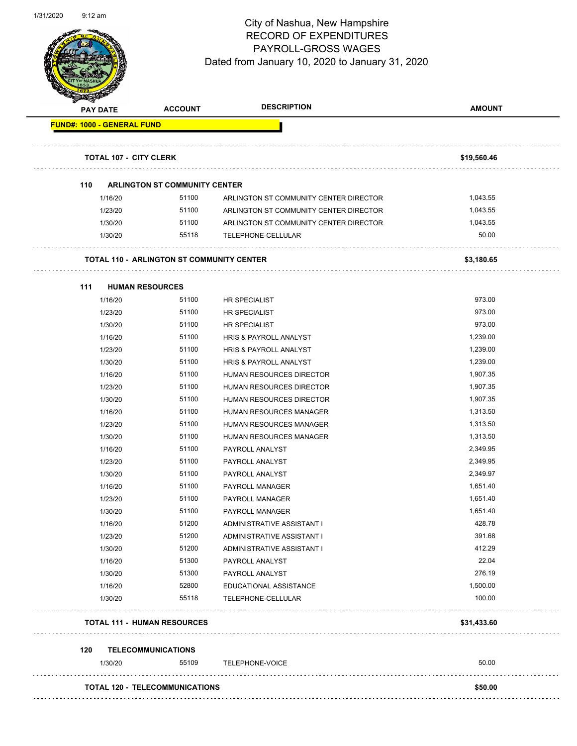# City of Nashua, New Hampshire
## RECORD OF EXPENDITURES
## PAYROLL-GROSS WAGES
### Dated from January 10, 2020 to January 31, 2020

| PAY DATE | ACCOUNT | DESCRIPTION | AMOUNT |
|---|---|---|---|
| **FUND#: 1000 - GENERAL FUND** | | | |
| **TOTAL 107 - CITY CLERK** | | | **$19,560.46** |
| **110 ARLINGTON ST COMMUNITY CENTER** | | | |
| 1/16/20 | 51100 | ARLINGTON ST COMMUNITY CENTER DIRECTOR | 1,043.55 |
| 1/23/20 | 51100 | ARLINGTON ST COMMUNITY CENTER DIRECTOR | 1,043.55 |
| 1/30/20 | 51100 | ARLINGTON ST COMMUNITY CENTER DIRECTOR | 1,043.55 |
| 1/30/20 | 55118 | TELEPHONE-CELLULAR | 50.00 |
| **TOTAL 110 - ARLINGTON ST COMMUNITY CENTER** | | | **$3,180.65** |
| **111 HUMAN RESOURCES** | | | |
| 1/16/20 | 51100 | HR SPECIALIST | 973.00 |
| 1/23/20 | 51100 | HR SPECIALIST | 973.00 |
| 1/30/20 | 51100 | HR SPECIALIST | 973.00 |
| 1/16/20 | 51100 | HRIS & PAYROLL ANALYST | 1,239.00 |
| 1/23/20 | 51100 | HRIS & PAYROLL ANALYST | 1,239.00 |
| 1/30/20 | 51100 | HRIS & PAYROLL ANALYST | 1,239.00 |
| 1/16/20 | 51100 | HUMAN RESOURCES DIRECTOR | 1,907.35 |
| 1/23/20 | 51100 | HUMAN RESOURCES DIRECTOR | 1,907.35 |
| 1/30/20 | 51100 | HUMAN RESOURCES DIRECTOR | 1,907.35 |
| 1/16/20 | 51100 | HUMAN RESOURCES MANAGER | 1,313.50 |
| 1/23/20 | 51100 | HUMAN RESOURCES MANAGER | 1,313.50 |
| 1/30/20 | 51100 | HUMAN RESOURCES MANAGER | 1,313.50 |
| 1/16/20 | 51100 | PAYROLL ANALYST | 2,349.95 |
| 1/23/20 | 51100 | PAYROLL ANALYST | 2,349.95 |
| 1/30/20 | 51100 | PAYROLL ANALYST | 2,349.97 |
| 1/16/20 | 51100 | PAYROLL MANAGER | 1,651.40 |
| 1/23/20 | 51100 | PAYROLL MANAGER | 1,651.40 |
| 1/30/20 | 51100 | PAYROLL MANAGER | 1,651.40 |
| 1/16/20 | 51200 | ADMINISTRATIVE ASSISTANT I | 428.78 |
| 1/23/20 | 51200 | ADMINISTRATIVE ASSISTANT I | 391.68 |
| 1/30/20 | 51200 | ADMINISTRATIVE ASSISTANT I | 412.29 |
| 1/16/20 | 51300 | PAYROLL ANALYST | 22.04 |
| 1/30/20 | 51300 | PAYROLL ANALYST | 276.19 |
| 1/16/20 | 52800 | EDUCATIONAL ASSISTANCE | 1,500.00 |
| 1/30/20 | 55118 | TELEPHONE-CELLULAR | 100.00 |
| **TOTAL 111 - HUMAN RESOURCES** | | | **$31,433.60** |
| **120 TELECOMMUNICATIONS** | | | |
| 1/30/20 | 55109 | TELEPHONE-VOICE | 50.00 |
| **TOTAL 120 - TELECOMMUNICATIONS** | | | **$50.00** |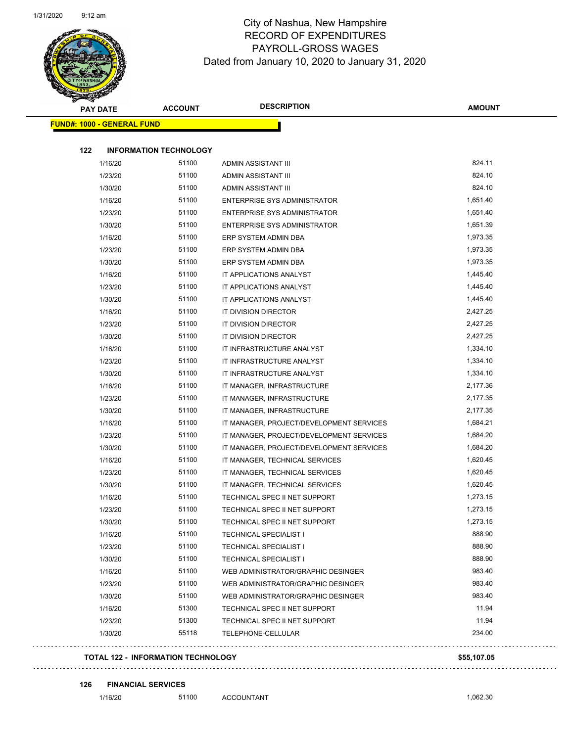# City of Nashua, New Hampshire
## RECORD OF EXPENDITURES
## PAYROLL-GROSS WAGES
### Dated from January 10, 2020 to January 31, 2020

**FUND#: 1000 - GENERAL FUND**

**122 INFORMATION TECHNOLOGY**

| PAY DATE | ACCOUNT | DESCRIPTION | AMOUNT |
|---|---|---|---|
| 1/16/20 | 51100 | ADMIN ASSISTANT III | 824.11 |
| 1/23/20 | 51100 | ADMIN ASSISTANT III | 824.10 |
| 1/30/20 | 51100 | ADMIN ASSISTANT III | 824.10 |
| 1/16/20 | 51100 | ENTERPRISE SYS ADMINISTRATOR | 1,651.40 |
| 1/23/20 | 51100 | ENTERPRISE SYS ADMINISTRATOR | 1,651.40 |
| 1/30/20 | 51100 | ENTERPRISE SYS ADMINISTRATOR | 1,651.39 |
| 1/16/20 | 51100 | ERP SYSTEM ADMIN DBA | 1,973.35 |
| 1/23/20 | 51100 | ERP SYSTEM ADMIN DBA | 1,973.35 |
| 1/30/20 | 51100 | ERP SYSTEM ADMIN DBA | 1,973.35 |
| 1/16/20 | 51100 | IT APPLICATIONS ANALYST | 1,445.40 |
| 1/23/20 | 51100 | IT APPLICATIONS ANALYST | 1,445.40 |
| 1/30/20 | 51100 | IT APPLICATIONS ANALYST | 1,445.40 |
| 1/16/20 | 51100 | IT DIVISION DIRECTOR | 2,427.25 |
| 1/23/20 | 51100 | IT DIVISION DIRECTOR | 2,427.25 |
| 1/30/20 | 51100 | IT DIVISION DIRECTOR | 2,427.25 |
| 1/16/20 | 51100 | IT INFRASTRUCTURE ANALYST | 1,334.10 |
| 1/23/20 | 51100 | IT INFRASTRUCTURE ANALYST | 1,334.10 |
| 1/30/20 | 51100 | IT INFRASTRUCTURE ANALYST | 1,334.10 |
| 1/16/20 | 51100 | IT MANAGER, INFRASTRUCTURE | 2,177.36 |
| 1/23/20 | 51100 | IT MANAGER, INFRASTRUCTURE | 2,177.35 |
| 1/30/20 | 51100 | IT MANAGER, INFRASTRUCTURE | 2,177.35 |
| 1/16/20 | 51100 | IT MANAGER, PROJECT/DEVELOPMENT SERVICES | 1,684.21 |
| 1/23/20 | 51100 | IT MANAGER, PROJECT/DEVELOPMENT SERVICES | 1,684.20 |
| 1/30/20 | 51100 | IT MANAGER, PROJECT/DEVELOPMENT SERVICES | 1,684.20 |
| 1/16/20 | 51100 | IT MANAGER, TECHNICAL SERVICES | 1,620.45 |
| 1/23/20 | 51100 | IT MANAGER, TECHNICAL SERVICES | 1,620.45 |
| 1/30/20 | 51100 | IT MANAGER, TECHNICAL SERVICES | 1,620.45 |
| 1/16/20 | 51100 | TECHNICAL SPEC II NET SUPPORT | 1,273.15 |
| 1/23/20 | 51100 | TECHNICAL SPEC II NET SUPPORT | 1,273.15 |
| 1/30/20 | 51100 | TECHNICAL SPEC II NET SUPPORT | 1,273.15 |
| 1/16/20 | 51100 | TECHNICAL SPECIALIST I | 888.90 |
| 1/23/20 | 51100 | TECHNICAL SPECIALIST I | 888.90 |
| 1/30/20 | 51100 | TECHNICAL SPECIALIST I | 888.90 |
| 1/16/20 | 51100 | WEB ADMINISTRATOR/GRAPHIC DESINGER | 983.40 |
| 1/23/20 | 51100 | WEB ADMINISTRATOR/GRAPHIC DESINGER | 983.40 |
| 1/30/20 | 51100 | WEB ADMINISTRATOR/GRAPHIC DESINGER | 983.40 |
| 1/16/20 | 51300 | TECHNICAL SPEC II NET SUPPORT | 11.94 |
| 1/23/20 | 51300 | TECHNICAL SPEC II NET SUPPORT | 11.94 |
| 1/30/20 | 55118 | TELEPHONE-CELLULAR | 234.00 |

**TOTAL 122 - INFORMATION TECHNOLOGY** **$55,107.05**

**126 FINANCIAL SERVICES**

| PAY DATE | ACCOUNT | DESCRIPTION | AMOUNT |
|---|---|---|---|
| 1/16/20 | 51100 | ACCOUNTANT | 1,062.30 |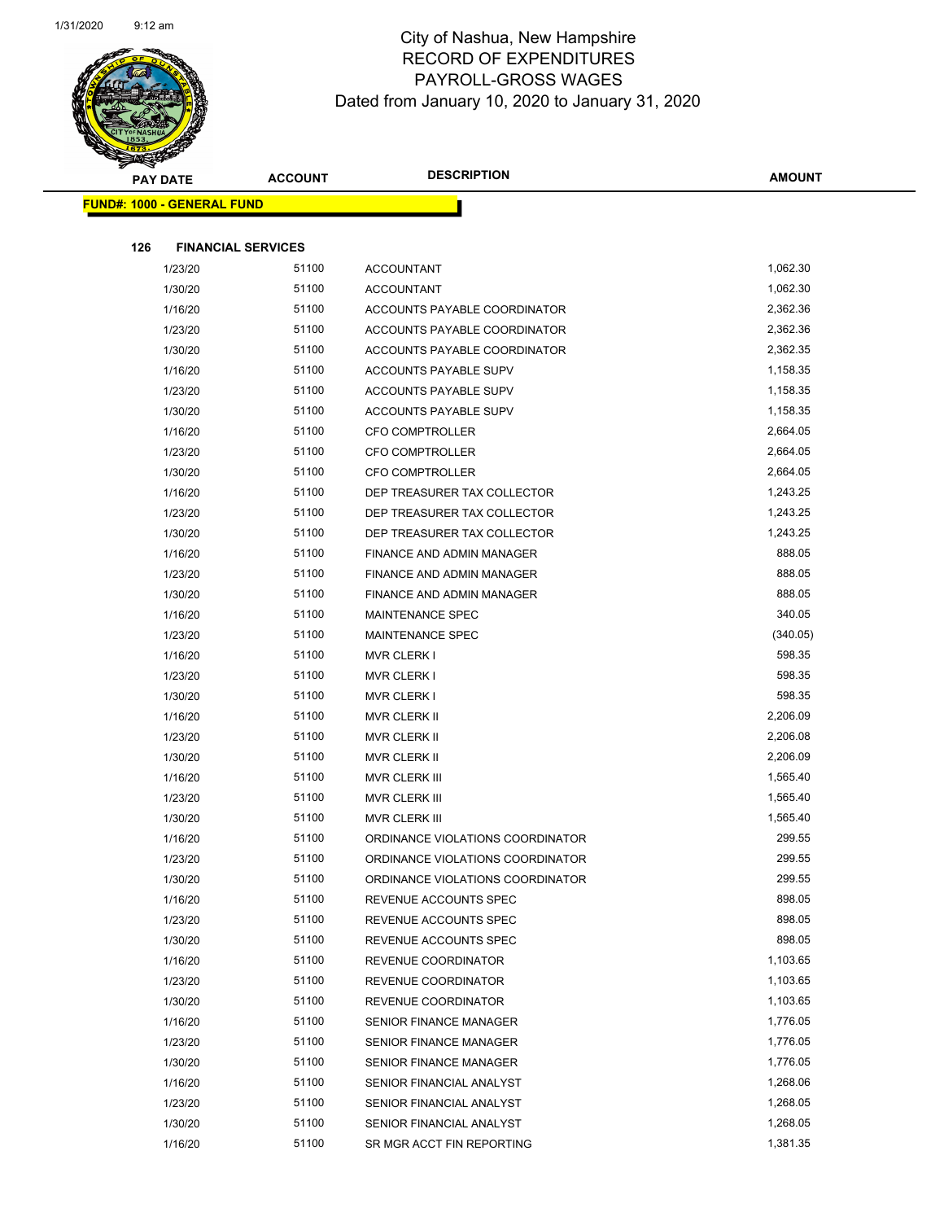# City of Nashua, New Hampshire
## RECORD OF EXPENDITURES
## PAYROLL-GROSS WAGES
### Dated from January 10, 2020 to January 31, 2020

**FUND#: 1000 - GENERAL FUND**

**126 FINANCIAL SERVICES**

| PAY DATE | ACCOUNT | DESCRIPTION | AMOUNT |
|---|---|---|---|
| 1/23/20 | 51100 | ACCOUNTANT | 1,062.30 |
| 1/30/20 | 51100 | ACCOUNTANT | 1,062.30 |
| 1/16/20 | 51100 | ACCOUNTS PAYABLE COORDINATOR | 2,362.36 |
| 1/23/20 | 51100 | ACCOUNTS PAYABLE COORDINATOR | 2,362.36 |
| 1/30/20 | 51100 | ACCOUNTS PAYABLE COORDINATOR | 2,362.35 |
| 1/16/20 | 51100 | ACCOUNTS PAYABLE SUPV | 1,158.35 |
| 1/23/20 | 51100 | ACCOUNTS PAYABLE SUPV | 1,158.35 |
| 1/30/20 | 51100 | ACCOUNTS PAYABLE SUPV | 1,158.35 |
| 1/16/20 | 51100 | CFO COMPTROLLER | 2,664.05 |
| 1/23/20 | 51100 | CFO COMPTROLLER | 2,664.05 |
| 1/30/20 | 51100 | CFO COMPTROLLER | 2,664.05 |
| 1/16/20 | 51100 | DEP TREASURER TAX COLLECTOR | 1,243.25 |
| 1/23/20 | 51100 | DEP TREASURER TAX COLLECTOR | 1,243.25 |
| 1/30/20 | 51100 | DEP TREASURER TAX COLLECTOR | 1,243.25 |
| 1/16/20 | 51100 | FINANCE AND ADMIN MANAGER | 888.05 |
| 1/23/20 | 51100 | FINANCE AND ADMIN MANAGER | 888.05 |
| 1/30/20 | 51100 | FINANCE AND ADMIN MANAGER | 888.05 |
| 1/16/20 | 51100 | MAINTENANCE SPEC | 340.05 |
| 1/23/20 | 51100 | MAINTENANCE SPEC | (340.05) |
| 1/16/20 | 51100 | MVR CLERK I | 598.35 |
| 1/23/20 | 51100 | MVR CLERK I | 598.35 |
| 1/30/20 | 51100 | MVR CLERK I | 598.35 |
| 1/16/20 | 51100 | MVR CLERK II | 2,206.09 |
| 1/23/20 | 51100 | MVR CLERK II | 2,206.08 |
| 1/30/20 | 51100 | MVR CLERK II | 2,206.09 |
| 1/16/20 | 51100 | MVR CLERK III | 1,565.40 |
| 1/23/20 | 51100 | MVR CLERK III | 1,565.40 |
| 1/30/20 | 51100 | MVR CLERK III | 1,565.40 |
| 1/16/20 | 51100 | ORDINANCE VIOLATIONS COORDINATOR | 299.55 |
| 1/23/20 | 51100 | ORDINANCE VIOLATIONS COORDINATOR | 299.55 |
| 1/30/20 | 51100 | ORDINANCE VIOLATIONS COORDINATOR | 299.55 |
| 1/16/20 | 51100 | REVENUE ACCOUNTS SPEC | 898.05 |
| 1/23/20 | 51100 | REVENUE ACCOUNTS SPEC | 898.05 |
| 1/30/20 | 51100 | REVENUE ACCOUNTS SPEC | 898.05 |
| 1/16/20 | 51100 | REVENUE COORDINATOR | 1,103.65 |
| 1/23/20 | 51100 | REVENUE COORDINATOR | 1,103.65 |
| 1/30/20 | 51100 | REVENUE COORDINATOR | 1,103.65 |
| 1/16/20 | 51100 | SENIOR FINANCE MANAGER | 1,776.05 |
| 1/23/20 | 51100 | SENIOR FINANCE MANAGER | 1,776.05 |
| 1/30/20 | 51100 | SENIOR FINANCE MANAGER | 1,776.05 |
| 1/16/20 | 51100 | SENIOR FINANCIAL ANALYST | 1,268.06 |
| 1/23/20 | 51100 | SENIOR FINANCIAL ANALYST | 1,268.05 |
| 1/30/20 | 51100 | SENIOR FINANCIAL ANALYST | 1,268.05 |
| 1/16/20 | 51100 | SR MGR ACCT FIN REPORTING | 1,381.35 |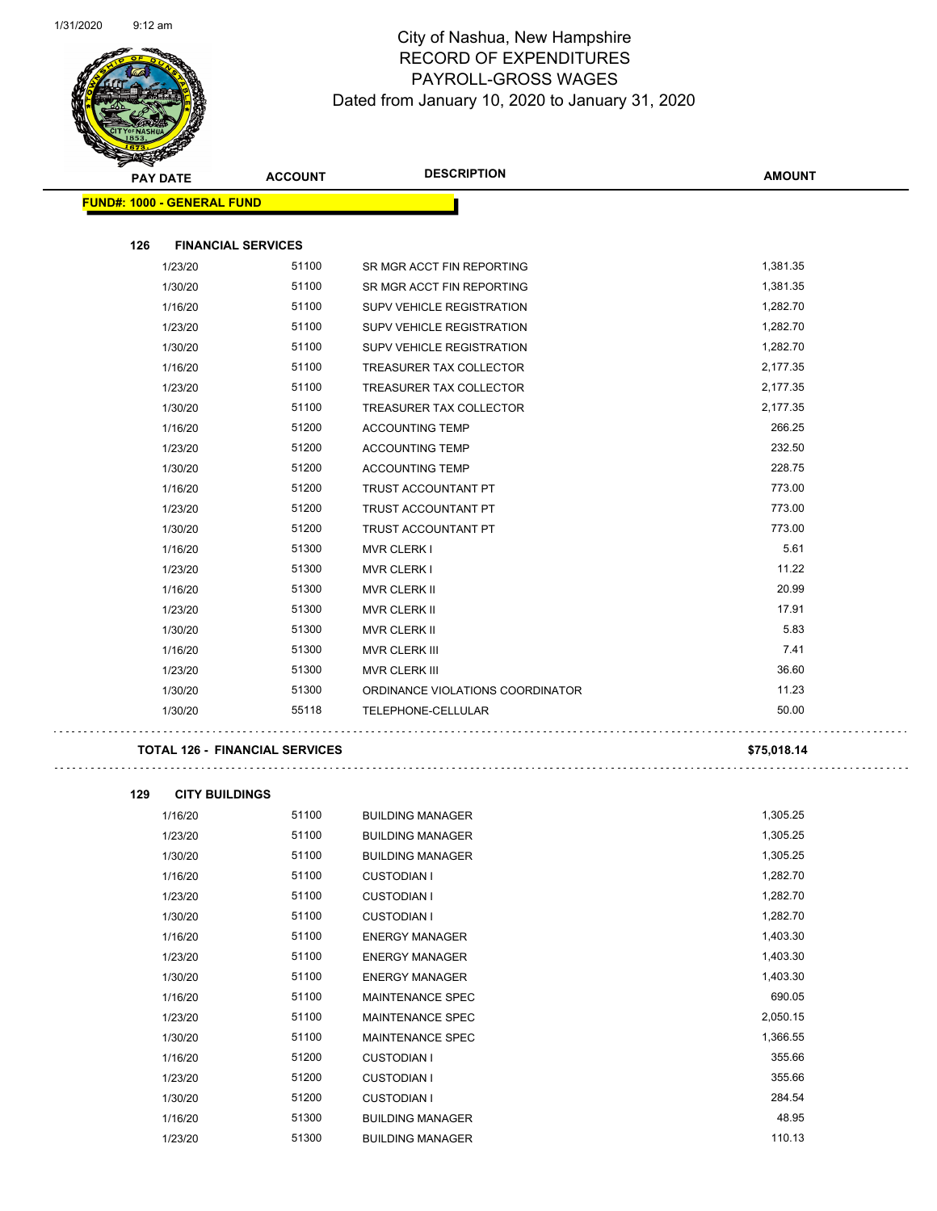# City of Nashua, New Hampshire
## RECORD OF EXPENDITURES
## PAYROLL-GROSS WAGES
### Dated from January 10, 2020 to January 31, 2020

| PAY DATE | ACCOUNT | DESCRIPTION | AMOUNT |
|---|---|---|---|
| **FUND#: 1000 - GENERAL FUND** | | | |
| **126 FINANCIAL SERVICES** | | | |
| 1/23/20 | 51100 | SR MGR ACCT FIN REPORTING | 1,381.35 |
| 1/30/20 | 51100 | SR MGR ACCT FIN REPORTING | 1,381.35 |
| 1/16/20 | 51100 | SUPV VEHICLE REGISTRATION | 1,282.70 |
| 1/23/20 | 51100 | SUPV VEHICLE REGISTRATION | 1,282.70 |
| 1/30/20 | 51100 | SUPV VEHICLE REGISTRATION | 1,282.70 |
| 1/16/20 | 51100 | TREASURER TAX COLLECTOR | 2,177.35 |
| 1/23/20 | 51100 | TREASURER TAX COLLECTOR | 2,177.35 |
| 1/30/20 | 51100 | TREASURER TAX COLLECTOR | 2,177.35 |
| 1/16/20 | 51200 | ACCOUNTING TEMP | 266.25 |
| 1/23/20 | 51200 | ACCOUNTING TEMP | 232.50 |
| 1/30/20 | 51200 | ACCOUNTING TEMP | 228.75 |
| 1/16/20 | 51200 | TRUST ACCOUNTANT PT | 773.00 |
| 1/23/20 | 51200 | TRUST ACCOUNTANT PT | 773.00 |
| 1/30/20 | 51200 | TRUST ACCOUNTANT PT | 773.00 |
| 1/16/20 | 51300 | MVR CLERK I | 5.61 |
| 1/23/20 | 51300 | MVR CLERK I | 11.22 |
| 1/16/20 | 51300 | MVR CLERK II | 20.99 |
| 1/23/20 | 51300 | MVR CLERK II | 17.91 |
| 1/30/20 | 51300 | MVR CLERK II | 5.83 |
| 1/16/20 | 51300 | MVR CLERK III | 7.41 |
| 1/23/20 | 51300 | MVR CLERK III | 36.60 |
| 1/30/20 | 51300 | ORDINANCE VIOLATIONS COORDINATOR | 11.23 |
| 1/30/20 | 55118 | TELEPHONE-CELLULAR | 50.00 |
| **TOTAL 126 - FINANCIAL SERVICES** | | | **$75,018.14** |
| **129 CITY BUILDINGS** | | | |
| 1/16/20 | 51100 | BUILDING MANAGER | 1,305.25 |
| 1/23/20 | 51100 | BUILDING MANAGER | 1,305.25 |
| 1/30/20 | 51100 | BUILDING MANAGER | 1,305.25 |
| 1/16/20 | 51100 | CUSTODIAN I | 1,282.70 |
| 1/23/20 | 51100 | CUSTODIAN I | 1,282.70 |
| 1/30/20 | 51100 | CUSTODIAN I | 1,282.70 |
| 1/16/20 | 51100 | ENERGY MANAGER | 1,403.30 |
| 1/23/20 | 51100 | ENERGY MANAGER | 1,403.30 |
| 1/30/20 | 51100 | ENERGY MANAGER | 1,403.30 |
| 1/16/20 | 51100 | MAINTENANCE SPEC | 690.05 |
| 1/23/20 | 51100 | MAINTENANCE SPEC | 2,050.15 |
| 1/30/20 | 51100 | MAINTENANCE SPEC | 1,366.55 |
| 1/16/20 | 51200 | CUSTODIAN I | 355.66 |
| 1/23/20 | 51200 | CUSTODIAN I | 355.66 |
| 1/30/20 | 51200 | CUSTODIAN I | 284.54 |
| 1/16/20 | 51300 | BUILDING MANAGER | 48.95 |
| 1/23/20 | 51300 | BUILDING MANAGER | 110.13 |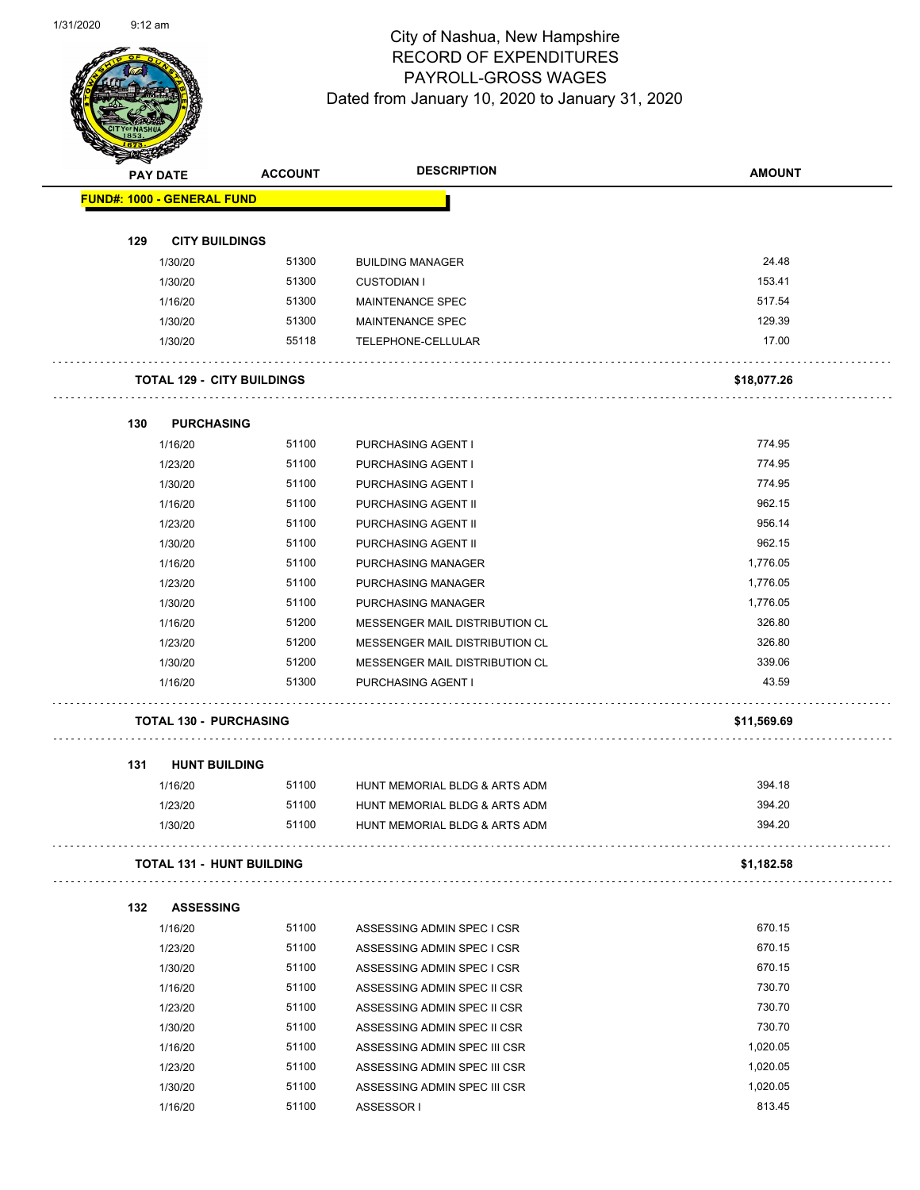# City of Nashua, New Hampshire
## RECORD OF EXPENDITURES
## PAYROLL-GROSS WAGES
## Dated from January 10, 2020 to January 31, 2020

| PAY DATE | ACCOUNT | DESCRIPTION | AMOUNT |
|---|---|---|---|
| **FUND#: 1000 - GENERAL FUND** | | | |
| **129 CITY BUILDINGS** | | | |
| 1/30/20 | 51300 | BUILDING MANAGER | 24.48 |
| 1/30/20 | 51300 | CUSTODIAN I | 153.41 |
| 1/16/20 | 51300 | MAINTENANCE SPEC | 517.54 |
| 1/30/20 | 51300 | MAINTENANCE SPEC | 129.39 |
| 1/30/20 | 55118 | TELEPHONE-CELLULAR | 17.00 |
| **TOTAL 129 - CITY BUILDINGS** | | | **$18,077.26** |
| **130 PURCHASING** | | | |
| 1/16/20 | 51100 | PURCHASING AGENT I | 774.95 |
| 1/23/20 | 51100 | PURCHASING AGENT I | 774.95 |
| 1/30/20 | 51100 | PURCHASING AGENT I | 774.95 |
| 1/16/20 | 51100 | PURCHASING AGENT II | 962.15 |
| 1/23/20 | 51100 | PURCHASING AGENT II | 956.14 |
| 1/30/20 | 51100 | PURCHASING AGENT II | 962.15 |
| 1/16/20 | 51100 | PURCHASING MANAGER | 1,776.05 |
| 1/23/20 | 51100 | PURCHASING MANAGER | 1,776.05 |
| 1/30/20 | 51100 | PURCHASING MANAGER | 1,776.05 |
| 1/16/20 | 51200 | MESSENGER MAIL DISTRIBUTION CL | 326.80 |
| 1/23/20 | 51200 | MESSENGER MAIL DISTRIBUTION CL | 326.80 |
| 1/30/20 | 51200 | MESSENGER MAIL DISTRIBUTION CL | 339.06 |
| 1/16/20 | 51300 | PURCHASING AGENT I | 43.59 |
| **TOTAL 130 - PURCHASING** | | | **$11,569.69** |
| **131 HUNT BUILDING** | | | |
| 1/16/20 | 51100 | HUNT MEMORIAL BLDG & ARTS ADM | 394.18 |
| 1/23/20 | 51100 | HUNT MEMORIAL BLDG & ARTS ADM | 394.20 |
| 1/30/20 | 51100 | HUNT MEMORIAL BLDG & ARTS ADM | 394.20 |
| **TOTAL 131 - HUNT BUILDING** | | | **$1,182.58** |
| **132 ASSESSING** | | | |
| 1/16/20 | 51100 | ASSESSING ADMIN SPEC I CSR | 670.15 |
| 1/23/20 | 51100 | ASSESSING ADMIN SPEC I CSR | 670.15 |
| 1/30/20 | 51100 | ASSESSING ADMIN SPEC I CSR | 670.15 |
| 1/16/20 | 51100 | ASSESSING ADMIN SPEC II CSR | 730.70 |
| 1/23/20 | 51100 | ASSESSING ADMIN SPEC II CSR | 730.70 |
| 1/30/20 | 51100 | ASSESSING ADMIN SPEC II CSR | 730.70 |
| 1/16/20 | 51100 | ASSESSING ADMIN SPEC III CSR | 1,020.05 |
| 1/23/20 | 51100 | ASSESSING ADMIN SPEC III CSR | 1,020.05 |
| 1/30/20 | 51100 | ASSESSING ADMIN SPEC III CSR | 1,020.05 |
| 1/16/20 | 51100 | ASSESSOR I | 813.45 |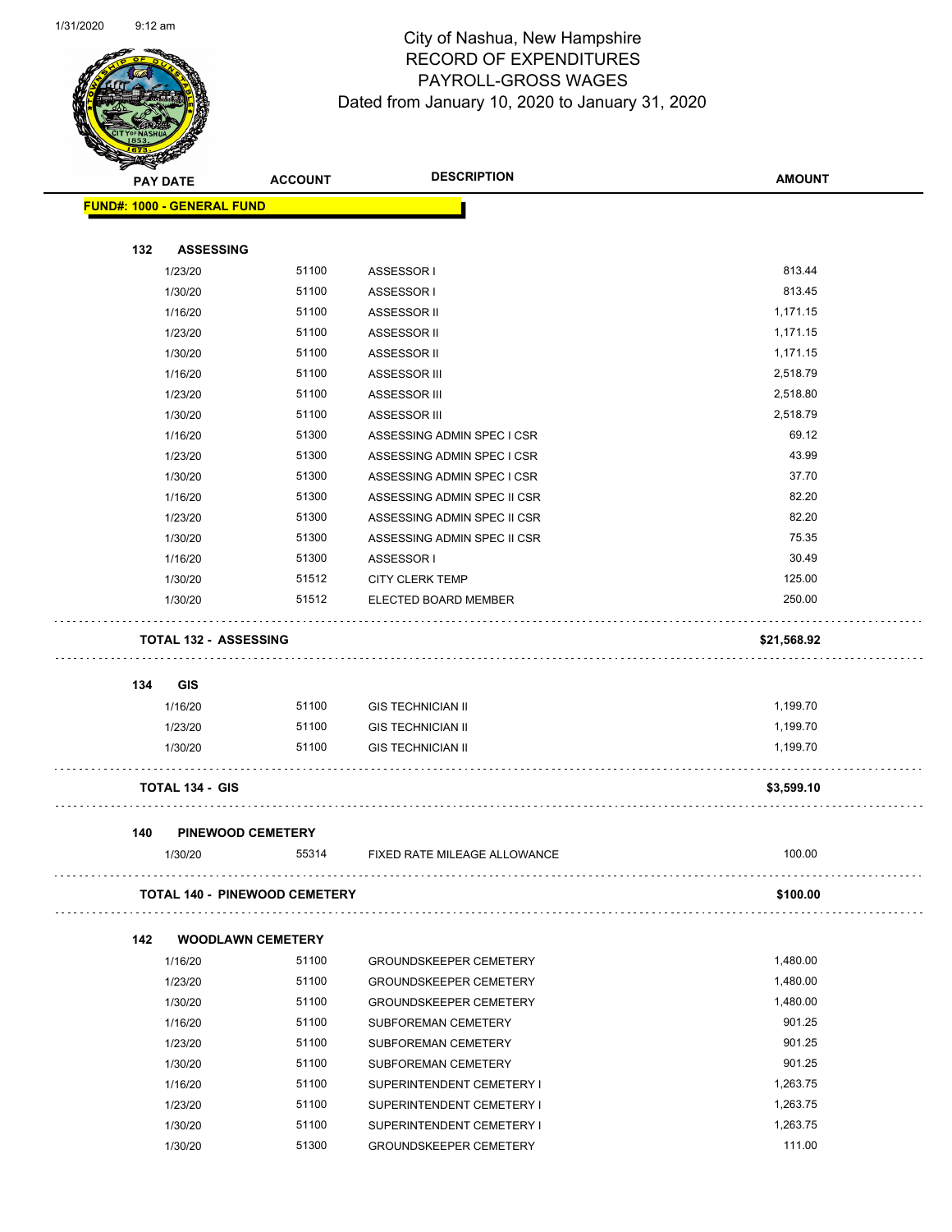# City of Nashua, New Hampshire
## RECORD OF EXPENDITURES
## PAYROLL-GROSS WAGES
## Dated from January 10, 2020 to January 31, 2020

**FUND#: 1000 - GENERAL FUND**

| PAY DATE | ACCOUNT | DESCRIPTION | AMOUNT |
|---|---|---|---|
| **132 ASSESSING** | | | |
| 1/23/20 | 51100 | ASSESSOR I | 813.44 |
| 1/30/20 | 51100 | ASSESSOR I | 813.45 |
| 1/16/20 | 51100 | ASSESSOR II | 1,171.15 |
| 1/23/20 | 51100 | ASSESSOR II | 1,171.15 |
| 1/30/20 | 51100 | ASSESSOR II | 1,171.15 |
| 1/16/20 | 51100 | ASSESSOR III | 2,518.79 |
| 1/23/20 | 51100 | ASSESSOR III | 2,518.80 |
| 1/30/20 | 51100 | ASSESSOR III | 2,518.79 |
| 1/16/20 | 51300 | ASSESSING ADMIN SPEC I CSR | 69.12 |
| 1/23/20 | 51300 | ASSESSING ADMIN SPEC I CSR | 43.99 |
| 1/30/20 | 51300 | ASSESSING ADMIN SPEC I CSR | 37.70 |
| 1/16/20 | 51300 | ASSESSING ADMIN SPEC II CSR | 82.20 |
| 1/23/20 | 51300 | ASSESSING ADMIN SPEC II CSR | 82.20 |
| 1/30/20 | 51300 | ASSESSING ADMIN SPEC II CSR | 75.35 |
| 1/16/20 | 51300 | ASSESSOR I | 30.49 |
| 1/30/20 | 51512 | CITY CLERK TEMP | 125.00 |
| 1/30/20 | 51512 | ELECTED BOARD MEMBER | 250.00 |
| **TOTAL 132 - ASSESSING** | | | **$21,568.92** |
| **134 GIS** | | | |
| 1/16/20 | 51100 | GIS TECHNICIAN II | 1,199.70 |
| 1/23/20 | 51100 | GIS TECHNICIAN II | 1,199.70 |
| 1/30/20 | 51100 | GIS TECHNICIAN II | 1,199.70 |
| **TOTAL 134 - GIS** | | | **$3,599.10** |
| **140 PINEWOOD CEMETERY** | | | |
| 1/30/20 | 55314 | FIXED RATE MILEAGE ALLOWANCE | 100.00 |
| **TOTAL 140 - PINEWOOD CEMETERY** | | | **$100.00** |
| **142 WOODLAWN CEMETERY** | | | |
| 1/16/20 | 51100 | GROUNDSKEEPER CEMETERY | 1,480.00 |
| 1/23/20 | 51100 | GROUNDSKEEPER CEMETERY | 1,480.00 |
| 1/30/20 | 51100 | GROUNDSKEEPER CEMETERY | 1,480.00 |
| 1/16/20 | 51100 | SUBFOREMAN CEMETERY | 901.25 |
| 1/23/20 | 51100 | SUBFOREMAN CEMETERY | 901.25 |
| 1/30/20 | 51100 | SUBFOREMAN CEMETERY | 901.25 |
| 1/16/20 | 51100 | SUPERINTENDENT CEMETERY I | 1,263.75 |
| 1/23/20 | 51100 | SUPERINTENDENT CEMETERY I | 1,263.75 |
| 1/30/20 | 51100 | SUPERINTENDENT CEMETERY I | 1,263.75 |
| 1/30/20 | 51300 | GROUNDSKEEPER CEMETERY | 111.00 |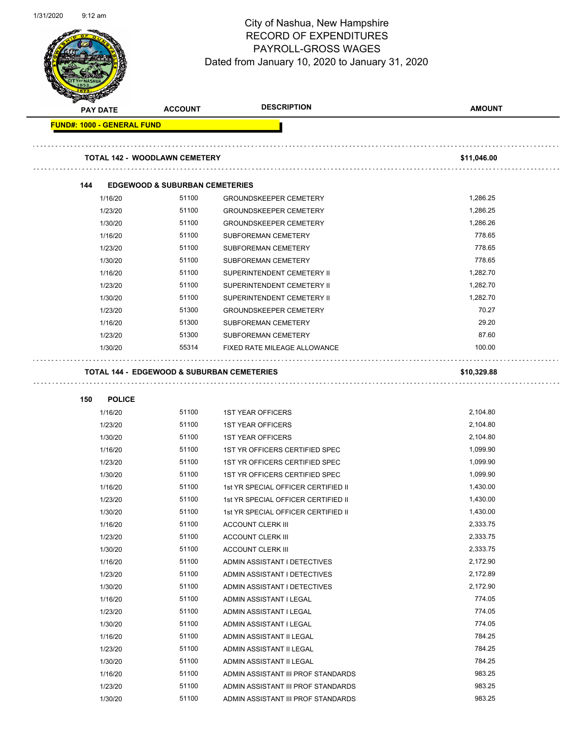# City of Nashua, New Hampshire
## RECORD OF EXPENDITURES
## PAYROLL-GROSS WAGES
Dated from January 10, 2020 to January 31, 2020

| PAY DATE | ACCOUNT | DESCRIPTION | AMOUNT |
|---|---|---|---|
| **FUND#: 1000 - GENERAL FUND** | | | |
| **TOTAL 142 - WOODLAWN CEMETERY** | | | **$11,046.00** |
| **144 EDGEWOOD & SUBURBAN CEMETERIES** | | | |
| 1/16/20 | 51100 | GROUNDSKEEPER CEMETERY | 1,286.25 |
| 1/23/20 | 51100 | GROUNDSKEEPER CEMETERY | 1,286.25 |
| 1/30/20 | 51100 | GROUNDSKEEPER CEMETERY | 1,286.26 |
| 1/16/20 | 51100 | SUBFOREMAN CEMETERY | 778.65 |
| 1/23/20 | 51100 | SUBFOREMAN CEMETERY | 778.65 |
| 1/30/20 | 51100 | SUBFOREMAN CEMETERY | 778.65 |
| 1/16/20 | 51100 | SUPERINTENDENT CEMETERY II | 1,282.70 |
| 1/23/20 | 51100 | SUPERINTENDENT CEMETERY II | 1,282.70 |
| 1/30/20 | 51100 | SUPERINTENDENT CEMETERY II | 1,282.70 |
| 1/23/20 | 51300 | GROUNDSKEEPER CEMETERY | 70.27 |
| 1/16/20 | 51300 | SUBFOREMAN CEMETERY | 29.20 |
| 1/23/20 | 51300 | SUBFOREMAN CEMETERY | 87.60 |
| 1/30/20 | 55314 | FIXED RATE MILEAGE ALLOWANCE | 100.00 |
| **TOTAL 144 - EDGEWOOD & SUBURBAN CEMETERIES** | | | **$10,329.88** |
| **150 POLICE** | | | |
| 1/16/20 | 51100 | 1ST YEAR OFFICERS | 2,104.80 |
| 1/23/20 | 51100 | 1ST YEAR OFFICERS | 2,104.80 |
| 1/30/20 | 51100 | 1ST YEAR OFFICERS | 2,104.80 |
| 1/16/20 | 51100 | 1ST YR OFFICERS CERTIFIED SPEC | 1,099.90 |
| 1/23/20 | 51100 | 1ST YR OFFICERS CERTIFIED SPEC | 1,099.90 |
| 1/30/20 | 51100 | 1ST YR OFFICERS CERTIFIED SPEC | 1,099.90 |
| 1/16/20 | 51100 | 1st YR SPECIAL OFFICER CERTIFIED II | 1,430.00 |
| 1/23/20 | 51100 | 1st YR SPECIAL OFFICER CERTIFIED II | 1,430.00 |
| 1/30/20 | 51100 | 1st YR SPECIAL OFFICER CERTIFIED II | 1,430.00 |
| 1/16/20 | 51100 | ACCOUNT CLERK III | 2,333.75 |
| 1/23/20 | 51100 | ACCOUNT CLERK III | 2,333.75 |
| 1/30/20 | 51100 | ACCOUNT CLERK III | 2,333.75 |
| 1/16/20 | 51100 | ADMIN ASSISTANT I DETECTIVES | 2,172.90 |
| 1/23/20 | 51100 | ADMIN ASSISTANT I DETECTIVES | 2,172.89 |
| 1/30/20 | 51100 | ADMIN ASSISTANT I DETECTIVES | 2,172.90 |
| 1/16/20 | 51100 | ADMIN ASSISTANT I LEGAL | 774.05 |
| 1/23/20 | 51100 | ADMIN ASSISTANT I LEGAL | 774.05 |
| 1/30/20 | 51100 | ADMIN ASSISTANT I LEGAL | 774.05 |
| 1/16/20 | 51100 | ADMIN ASSISTANT II LEGAL | 784.25 |
| 1/23/20 | 51100 | ADMIN ASSISTANT II LEGAL | 784.25 |
| 1/30/20 | 51100 | ADMIN ASSISTANT II LEGAL | 784.25 |
| 1/16/20 | 51100 | ADMIN ASSISTANT III PROF STANDARDS | 983.25 |
| 1/23/20 | 51100 | ADMIN ASSISTANT III PROF STANDARDS | 983.25 |
| 1/30/20 | 51100 | ADMIN ASSISTANT III PROF STANDARDS | 983.25 |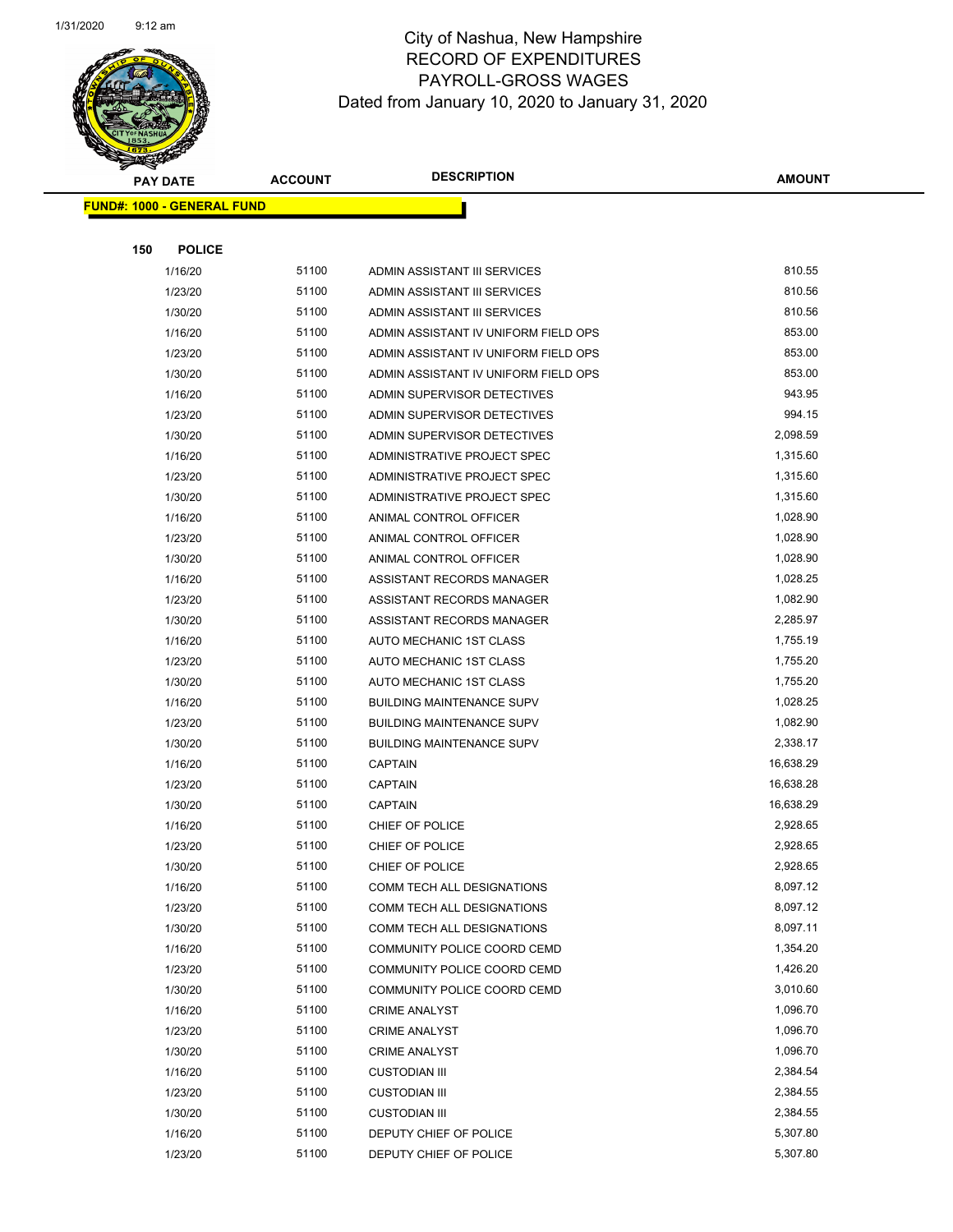# City of Nashua, New Hampshire
## RECORD OF EXPENDITURES
## PAYROLL-GROSS WAGES
## Dated from January 10, 2020 to January 31, 2020

**FUND#: 1000 - GENERAL FUND**

**150 POLICE**

| PAY DATE | ACCOUNT | DESCRIPTION | AMOUNT |
|---|---|---|---|
| 1/16/20 | 51100 | ADMIN ASSISTANT III SERVICES | 810.55 |
| 1/23/20 | 51100 | ADMIN ASSISTANT III SERVICES | 810.56 |
| 1/30/20 | 51100 | ADMIN ASSISTANT III SERVICES | 810.56 |
| 1/16/20 | 51100 | ADMIN ASSISTANT IV UNIFORM FIELD OPS | 853.00 |
| 1/23/20 | 51100 | ADMIN ASSISTANT IV UNIFORM FIELD OPS | 853.00 |
| 1/30/20 | 51100 | ADMIN ASSISTANT IV UNIFORM FIELD OPS | 853.00 |
| 1/16/20 | 51100 | ADMIN SUPERVISOR DETECTIVES | 943.95 |
| 1/23/20 | 51100 | ADMIN SUPERVISOR DETECTIVES | 994.15 |
| 1/30/20 | 51100 | ADMIN SUPERVISOR DETECTIVES | 2,098.59 |
| 1/16/20 | 51100 | ADMINISTRATIVE PROJECT SPEC | 1,315.60 |
| 1/23/20 | 51100 | ADMINISTRATIVE PROJECT SPEC | 1,315.60 |
| 1/30/20 | 51100 | ADMINISTRATIVE PROJECT SPEC | 1,315.60 |
| 1/16/20 | 51100 | ANIMAL CONTROL OFFICER | 1,028.90 |
| 1/23/20 | 51100 | ANIMAL CONTROL OFFICER | 1,028.90 |
| 1/30/20 | 51100 | ANIMAL CONTROL OFFICER | 1,028.90 |
| 1/16/20 | 51100 | ASSISTANT RECORDS MANAGER | 1,028.25 |
| 1/23/20 | 51100 | ASSISTANT RECORDS MANAGER | 1,082.90 |
| 1/30/20 | 51100 | ASSISTANT RECORDS MANAGER | 2,285.97 |
| 1/16/20 | 51100 | AUTO MECHANIC 1ST CLASS | 1,755.19 |
| 1/23/20 | 51100 | AUTO MECHANIC 1ST CLASS | 1,755.20 |
| 1/30/20 | 51100 | AUTO MECHANIC 1ST CLASS | 1,755.20 |
| 1/16/20 | 51100 | BUILDING MAINTENANCE SUPV | 1,028.25 |
| 1/23/20 | 51100 | BUILDING MAINTENANCE SUPV | 1,082.90 |
| 1/30/20 | 51100 | BUILDING MAINTENANCE SUPV | 2,338.17 |
| 1/16/20 | 51100 | CAPTAIN | 16,638.29 |
| 1/23/20 | 51100 | CAPTAIN | 16,638.28 |
| 1/30/20 | 51100 | CAPTAIN | 16,638.29 |
| 1/16/20 | 51100 | CHIEF OF POLICE | 2,928.65 |
| 1/23/20 | 51100 | CHIEF OF POLICE | 2,928.65 |
| 1/30/20 | 51100 | CHIEF OF POLICE | 2,928.65 |
| 1/16/20 | 51100 | COMM TECH ALL DESIGNATIONS | 8,097.12 |
| 1/23/20 | 51100 | COMM TECH ALL DESIGNATIONS | 8,097.12 |
| 1/30/20 | 51100 | COMM TECH ALL DESIGNATIONS | 8,097.11 |
| 1/16/20 | 51100 | COMMUNITY POLICE COORD CEMD | 1,354.20 |
| 1/23/20 | 51100 | COMMUNITY POLICE COORD CEMD | 1,426.20 |
| 1/30/20 | 51100 | COMMUNITY POLICE COORD CEMD | 3,010.60 |
| 1/16/20 | 51100 | CRIME ANALYST | 1,096.70 |
| 1/23/20 | 51100 | CRIME ANALYST | 1,096.70 |
| 1/30/20 | 51100 | CRIME ANALYST | 1,096.70 |
| 1/16/20 | 51100 | CUSTODIAN III | 2,384.54 |
| 1/23/20 | 51100 | CUSTODIAN III | 2,384.55 |
| 1/30/20 | 51100 | CUSTODIAN III | 2,384.55 |
| 1/16/20 | 51100 | DEPUTY CHIEF OF POLICE | 5,307.80 |
| 1/23/20 | 51100 | DEPUTY CHIEF OF POLICE | 5,307.80 |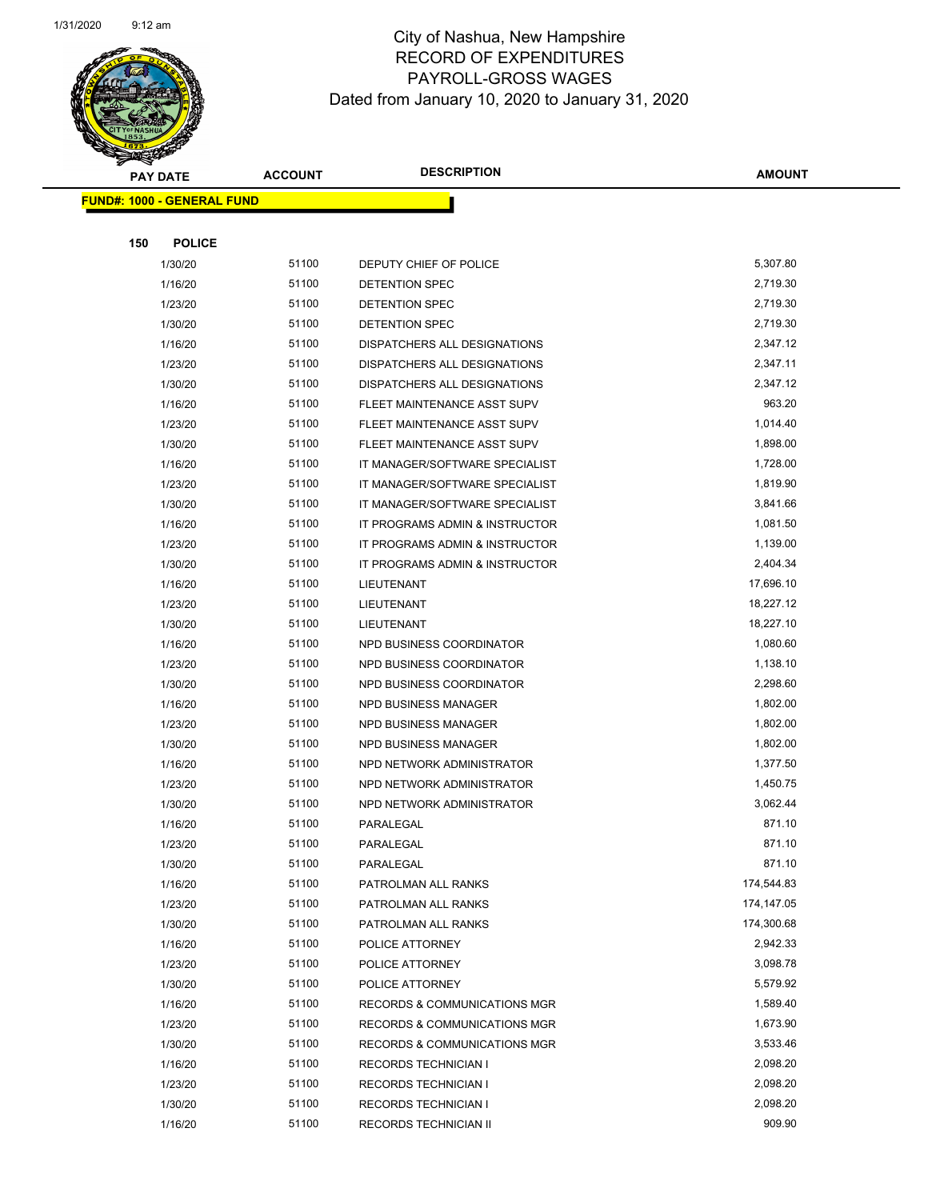# City of Nashua, New Hampshire
## RECORD OF EXPENDITURES
## PAYROLL-GROSS WAGES
## Dated from January 10, 2020 to January 31, 2020

| PAY DATE | ACCOUNT | DESCRIPTION | AMOUNT |
|---|---|---|---|

**FUND#: 1000 - GENERAL FUND**

**150 POLICE**

| PAY DATE | ACCOUNT | DESCRIPTION | AMOUNT |
|---|---|---|---|
| 1/30/20 | 51100 | DEPUTY CHIEF OF POLICE | 5,307.80 |
| 1/16/20 | 51100 | DETENTION SPEC | 2,719.30 |
| 1/23/20 | 51100 | DETENTION SPEC | 2,719.30 |
| 1/30/20 | 51100 | DETENTION SPEC | 2,719.30 |
| 1/16/20 | 51100 | DISPATCHERS ALL DESIGNATIONS | 2,347.12 |
| 1/23/20 | 51100 | DISPATCHERS ALL DESIGNATIONS | 2,347.11 |
| 1/30/20 | 51100 | DISPATCHERS ALL DESIGNATIONS | 2,347.12 |
| 1/16/20 | 51100 | FLEET MAINTENANCE ASST SUPV | 963.20 |
| 1/23/20 | 51100 | FLEET MAINTENANCE ASST SUPV | 1,014.40 |
| 1/30/20 | 51100 | FLEET MAINTENANCE ASST SUPV | 1,898.00 |
| 1/16/20 | 51100 | IT MANAGER/SOFTWARE SPECIALIST | 1,728.00 |
| 1/23/20 | 51100 | IT MANAGER/SOFTWARE SPECIALIST | 1,819.90 |
| 1/30/20 | 51100 | IT MANAGER/SOFTWARE SPECIALIST | 3,841.66 |
| 1/16/20 | 51100 | IT PROGRAMS ADMIN & INSTRUCTOR | 1,081.50 |
| 1/23/20 | 51100 | IT PROGRAMS ADMIN & INSTRUCTOR | 1,139.00 |
| 1/30/20 | 51100 | IT PROGRAMS ADMIN & INSTRUCTOR | 2,404.34 |
| 1/16/20 | 51100 | LIEUTENANT | 17,696.10 |
| 1/23/20 | 51100 | LIEUTENANT | 18,227.12 |
| 1/30/20 | 51100 | LIEUTENANT | 18,227.10 |
| 1/16/20 | 51100 | NPD BUSINESS COORDINATOR | 1,080.60 |
| 1/23/20 | 51100 | NPD BUSINESS COORDINATOR | 1,138.10 |
| 1/30/20 | 51100 | NPD BUSINESS COORDINATOR | 2,298.60 |
| 1/16/20 | 51100 | NPD BUSINESS MANAGER | 1,802.00 |
| 1/23/20 | 51100 | NPD BUSINESS MANAGER | 1,802.00 |
| 1/30/20 | 51100 | NPD BUSINESS MANAGER | 1,802.00 |
| 1/16/20 | 51100 | NPD NETWORK ADMINISTRATOR | 1,377.50 |
| 1/23/20 | 51100 | NPD NETWORK ADMINISTRATOR | 1,450.75 |
| 1/30/20 | 51100 | NPD NETWORK ADMINISTRATOR | 3,062.44 |
| 1/16/20 | 51100 | PARALEGAL | 871.10 |
| 1/23/20 | 51100 | PARALEGAL | 871.10 |
| 1/30/20 | 51100 | PARALEGAL | 871.10 |
| 1/16/20 | 51100 | PATROLMAN ALL RANKS | 174,544.83 |
| 1/23/20 | 51100 | PATROLMAN ALL RANKS | 174,147.05 |
| 1/30/20 | 51100 | PATROLMAN ALL RANKS | 174,300.68 |
| 1/16/20 | 51100 | POLICE ATTORNEY | 2,942.33 |
| 1/23/20 | 51100 | POLICE ATTORNEY | 3,098.78 |
| 1/30/20 | 51100 | POLICE ATTORNEY | 5,579.92 |
| 1/16/20 | 51100 | RECORDS & COMMUNICATIONS MGR | 1,589.40 |
| 1/23/20 | 51100 | RECORDS & COMMUNICATIONS MGR | 1,673.90 |
| 1/30/20 | 51100 | RECORDS & COMMUNICATIONS MGR | 3,533.46 |
| 1/16/20 | 51100 | RECORDS TECHNICIAN I | 2,098.20 |
| 1/23/20 | 51100 | RECORDS TECHNICIAN I | 2,098.20 |
| 1/30/20 | 51100 | RECORDS TECHNICIAN I | 2,098.20 |
| 1/16/20 | 51100 | RECORDS TECHNICIAN II | 909.90 |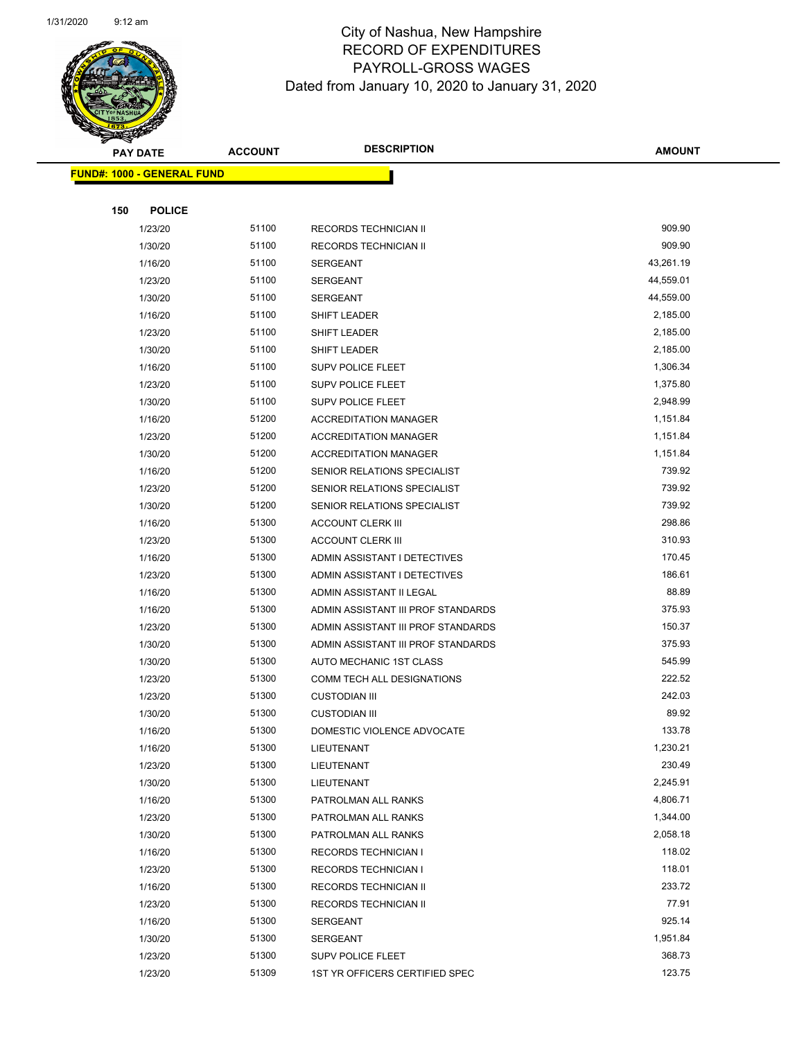# City of Nashua, New Hampshire
## RECORD OF EXPENDITURES
## PAYROLL-GROSS WAGES
### Dated from January 10, 2020 to January 31, 2020

| PAY DATE | ACCOUNT | DESCRIPTION | AMOUNT |
|---|---|---|---|
| **FUND#: 1000 - GENERAL FUND** | | | |
| **150 POLICE** | | | |
| 1/23/20 | 51100 | RECORDS TECHNICIAN II | 909.90 |
| 1/30/20 | 51100 | RECORDS TECHNICIAN II | 909.90 |
| 1/16/20 | 51100 | SERGEANT | 43,261.19 |
| 1/23/20 | 51100 | SERGEANT | 44,559.01 |
| 1/30/20 | 51100 | SERGEANT | 44,559.00 |
| 1/16/20 | 51100 | SHIFT LEADER | 2,185.00 |
| 1/23/20 | 51100 | SHIFT LEADER | 2,185.00 |
| 1/30/20 | 51100 | SHIFT LEADER | 2,185.00 |
| 1/16/20 | 51100 | SUPV POLICE FLEET | 1,306.34 |
| 1/23/20 | 51100 | SUPV POLICE FLEET | 1,375.80 |
| 1/30/20 | 51100 | SUPV POLICE FLEET | 2,948.99 |
| 1/16/20 | 51200 | ACCREDITATION MANAGER | 1,151.84 |
| 1/23/20 | 51200 | ACCREDITATION MANAGER | 1,151.84 |
| 1/30/20 | 51200 | ACCREDITATION MANAGER | 1,151.84 |
| 1/16/20 | 51200 | SENIOR RELATIONS SPECIALIST | 739.92 |
| 1/23/20 | 51200 | SENIOR RELATIONS SPECIALIST | 739.92 |
| 1/30/20 | 51200 | SENIOR RELATIONS SPECIALIST | 739.92 |
| 1/16/20 | 51300 | ACCOUNT CLERK III | 298.86 |
| 1/23/20 | 51300 | ACCOUNT CLERK III | 310.93 |
| 1/16/20 | 51300 | ADMIN ASSISTANT I DETECTIVES | 170.45 |
| 1/23/20 | 51300 | ADMIN ASSISTANT I DETECTIVES | 186.61 |
| 1/16/20 | 51300 | ADMIN ASSISTANT II LEGAL | 88.89 |
| 1/16/20 | 51300 | ADMIN ASSISTANT III PROF STANDARDS | 375.93 |
| 1/23/20 | 51300 | ADMIN ASSISTANT III PROF STANDARDS | 150.37 |
| 1/30/20 | 51300 | ADMIN ASSISTANT III PROF STANDARDS | 375.93 |
| 1/30/20 | 51300 | AUTO MECHANIC 1ST CLASS | 545.99 |
| 1/23/20 | 51300 | COMM TECH ALL DESIGNATIONS | 222.52 |
| 1/23/20 | 51300 | CUSTODIAN III | 242.03 |
| 1/30/20 | 51300 | CUSTODIAN III | 89.92 |
| 1/16/20 | 51300 | DOMESTIC VIOLENCE ADVOCATE | 133.78 |
| 1/16/20 | 51300 | LIEUTENANT | 1,230.21 |
| 1/23/20 | 51300 | LIEUTENANT | 230.49 |
| 1/30/20 | 51300 | LIEUTENANT | 2,245.91 |
| 1/16/20 | 51300 | PATROLMAN ALL RANKS | 4,806.71 |
| 1/23/20 | 51300 | PATROLMAN ALL RANKS | 1,344.00 |
| 1/30/20 | 51300 | PATROLMAN ALL RANKS | 2,058.18 |
| 1/16/20 | 51300 | RECORDS TECHNICIAN I | 118.02 |
| 1/23/20 | 51300 | RECORDS TECHNICIAN I | 118.01 |
| 1/16/20 | 51300 | RECORDS TECHNICIAN II | 233.72 |
| 1/23/20 | 51300 | RECORDS TECHNICIAN II | 77.91 |
| 1/16/20 | 51300 | SERGEANT | 925.14 |
| 1/30/20 | 51300 | SERGEANT | 1,951.84 |
| 1/23/20 | 51300 | SUPV POLICE FLEET | 368.73 |
| 1/23/20 | 51309 | 1ST YR OFFICERS CERTIFIED SPEC | 123.75 |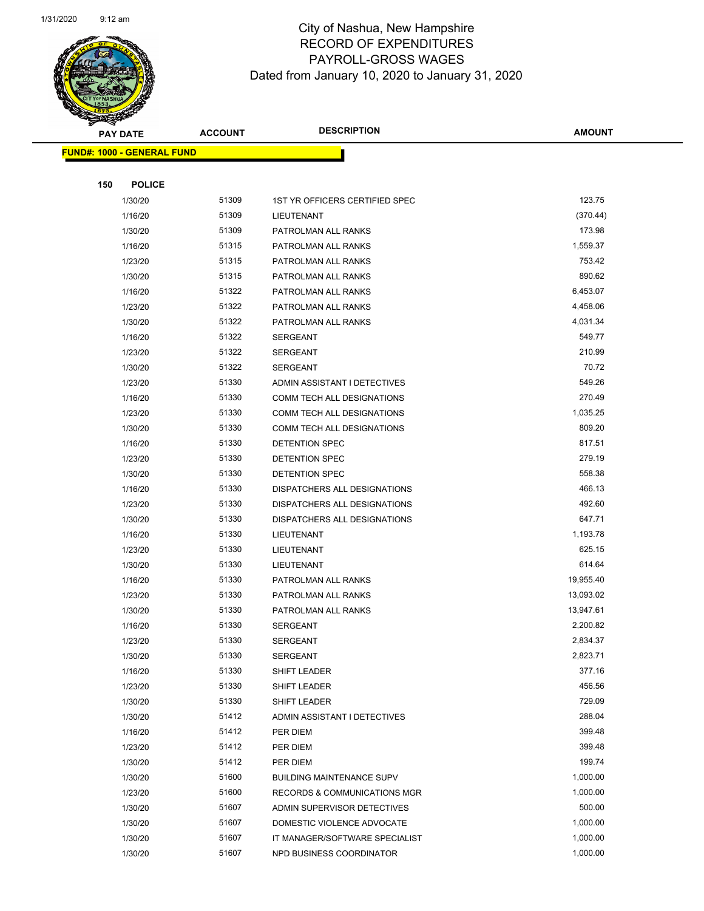# City of Nashua, New Hampshire
# RECORD OF EXPENDITURES
# PAYROLL-GROSS WAGES
# Dated from January 10, 2020 to January 31, 2020

**FUND#: 1000 - GENERAL FUND**

**150 POLICE**

| PAY DATE | ACCOUNT | DESCRIPTION | AMOUNT |
|---|---|---|---|
| 1/30/20 | 51309 | 1ST YR OFFICERS CERTIFIED SPEC | 123.75 |
| 1/16/20 | 51309 | LIEUTENANT | (370.44) |
| 1/30/20 | 51309 | PATROLMAN ALL RANKS | 173.98 |
| 1/16/20 | 51315 | PATROLMAN ALL RANKS | 1,559.37 |
| 1/23/20 | 51315 | PATROLMAN ALL RANKS | 753.42 |
| 1/30/20 | 51315 | PATROLMAN ALL RANKS | 890.62 |
| 1/16/20 | 51322 | PATROLMAN ALL RANKS | 6,453.07 |
| 1/23/20 | 51322 | PATROLMAN ALL RANKS | 4,458.06 |
| 1/30/20 | 51322 | PATROLMAN ALL RANKS | 4,031.34 |
| 1/16/20 | 51322 | SERGEANT | 549.77 |
| 1/23/20 | 51322 | SERGEANT | 210.99 |
| 1/30/20 | 51322 | SERGEANT | 70.72 |
| 1/23/20 | 51330 | ADMIN ASSISTANT I DETECTIVES | 549.26 |
| 1/16/20 | 51330 | COMM TECH ALL DESIGNATIONS | 270.49 |
| 1/23/20 | 51330 | COMM TECH ALL DESIGNATIONS | 1,035.25 |
| 1/30/20 | 51330 | COMM TECH ALL DESIGNATIONS | 809.20 |
| 1/16/20 | 51330 | DETENTION SPEC | 817.51 |
| 1/23/20 | 51330 | DETENTION SPEC | 279.19 |
| 1/30/20 | 51330 | DETENTION SPEC | 558.38 |
| 1/16/20 | 51330 | DISPATCHERS ALL DESIGNATIONS | 466.13 |
| 1/23/20 | 51330 | DISPATCHERS ALL DESIGNATIONS | 492.60 |
| 1/30/20 | 51330 | DISPATCHERS ALL DESIGNATIONS | 647.71 |
| 1/16/20 | 51330 | LIEUTENANT | 1,193.78 |
| 1/23/20 | 51330 | LIEUTENANT | 625.15 |
| 1/30/20 | 51330 | LIEUTENANT | 614.64 |
| 1/16/20 | 51330 | PATROLMAN ALL RANKS | 19,955.40 |
| 1/23/20 | 51330 | PATROLMAN ALL RANKS | 13,093.02 |
| 1/30/20 | 51330 | PATROLMAN ALL RANKS | 13,947.61 |
| 1/16/20 | 51330 | SERGEANT | 2,200.82 |
| 1/23/20 | 51330 | SERGEANT | 2,834.37 |
| 1/30/20 | 51330 | SERGEANT | 2,823.71 |
| 1/16/20 | 51330 | SHIFT LEADER | 377.16 |
| 1/23/20 | 51330 | SHIFT LEADER | 456.56 |
| 1/30/20 | 51330 | SHIFT LEADER | 729.09 |
| 1/30/20 | 51412 | ADMIN ASSISTANT I DETECTIVES | 288.04 |
| 1/16/20 | 51412 | PER DIEM | 399.48 |
| 1/23/20 | 51412 | PER DIEM | 399.48 |
| 1/30/20 | 51412 | PER DIEM | 199.74 |
| 1/30/20 | 51600 | BUILDING MAINTENANCE SUPV | 1,000.00 |
| 1/23/20 | 51600 | RECORDS & COMMUNICATIONS MGR | 1,000.00 |
| 1/30/20 | 51607 | ADMIN SUPERVISOR DETECTIVES | 500.00 |
| 1/30/20 | 51607 | DOMESTIC VIOLENCE ADVOCATE | 1,000.00 |
| 1/30/20 | 51607 | IT MANAGER/SOFTWARE SPECIALIST | 1,000.00 |
| 1/30/20 | 51607 | NPD BUSINESS COORDINATOR | 1,000.00 |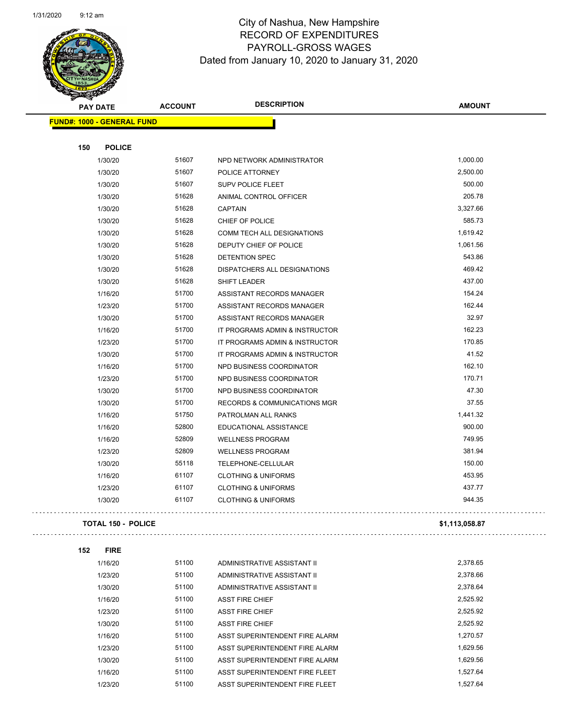# City of Nashua, New Hampshire
## RECORD OF EXPENDITURES
## PAYROLL-GROSS WAGES
## Dated from January 10, 2020 to January 31, 2020

| PAY DATE | ACCOUNT | DESCRIPTION | AMOUNT |
|---|---|---|---|
| **FUND#: 1000 - GENERAL FUND** | | | |
| **150 POLICE** | | | |
| 1/30/20 | 51607 | NPD NETWORK ADMINISTRATOR | 1,000.00 |
| 1/30/20 | 51607 | POLICE ATTORNEY | 2,500.00 |
| 1/30/20 | 51607 | SUPV POLICE FLEET | 500.00 |
| 1/30/20 | 51628 | ANIMAL CONTROL OFFICER | 205.78 |
| 1/30/20 | 51628 | CAPTAIN | 3,327.66 |
| 1/30/20 | 51628 | CHIEF OF POLICE | 585.73 |
| 1/30/20 | 51628 | COMM TECH ALL DESIGNATIONS | 1,619.42 |
| 1/30/20 | 51628 | DEPUTY CHIEF OF POLICE | 1,061.56 |
| 1/30/20 | 51628 | DETENTION SPEC | 543.86 |
| 1/30/20 | 51628 | DISPATCHERS ALL DESIGNATIONS | 469.42 |
| 1/30/20 | 51628 | SHIFT LEADER | 437.00 |
| 1/16/20 | 51700 | ASSISTANT RECORDS MANAGER | 154.24 |
| 1/23/20 | 51700 | ASSISTANT RECORDS MANAGER | 162.44 |
| 1/30/20 | 51700 | ASSISTANT RECORDS MANAGER | 32.97 |
| 1/16/20 | 51700 | IT PROGRAMS ADMIN & INSTRUCTOR | 162.23 |
| 1/23/20 | 51700 | IT PROGRAMS ADMIN & INSTRUCTOR | 170.85 |
| 1/30/20 | 51700 | IT PROGRAMS ADMIN & INSTRUCTOR | 41.52 |
| 1/16/20 | 51700 | NPD BUSINESS COORDINATOR | 162.10 |
| 1/23/20 | 51700 | NPD BUSINESS COORDINATOR | 170.71 |
| 1/30/20 | 51700 | NPD BUSINESS COORDINATOR | 47.30 |
| 1/30/20 | 51700 | RECORDS & COMMUNICATIONS MGR | 37.55 |
| 1/16/20 | 51750 | PATROLMAN ALL RANKS | 1,441.32 |
| 1/16/20 | 52800 | EDUCATIONAL ASSISTANCE | 900.00 |
| 1/16/20 | 52809 | WELLNESS PROGRAM | 749.95 |
| 1/23/20 | 52809 | WELLNESS PROGRAM | 381.94 |
| 1/30/20 | 55118 | TELEPHONE-CELLULAR | 150.00 |
| 1/16/20 | 61107 | CLOTHING & UNIFORMS | 453.95 |
| 1/23/20 | 61107 | CLOTHING & UNIFORMS | 437.77 |
| 1/30/20 | 61107 | CLOTHING & UNIFORMS | 944.35 |
| **TOTAL 150 - POLICE** | | | **$1,113,058.87** |
| **152 FIRE** | | | |
| 1/16/20 | 51100 | ADMINISTRATIVE ASSISTANT II | 2,378.65 |
| 1/23/20 | 51100 | ADMINISTRATIVE ASSISTANT II | 2,378.66 |
| 1/30/20 | 51100 | ADMINISTRATIVE ASSISTANT II | 2,378.64 |
| 1/16/20 | 51100 | ASST FIRE CHIEF | 2,525.92 |
| 1/23/20 | 51100 | ASST FIRE CHIEF | 2,525.92 |
| 1/30/20 | 51100 | ASST FIRE CHIEF | 2,525.92 |
| 1/16/20 | 51100 | ASST SUPERINTENDENT FIRE ALARM | 1,270.57 |
| 1/23/20 | 51100 | ASST SUPERINTENDENT FIRE ALARM | 1,629.56 |
| 1/30/20 | 51100 | ASST SUPERINTENDENT FIRE ALARM | 1,629.56 |
| 1/16/20 | 51100 | ASST SUPERINTENDENT FIRE FLEET | 1,527.64 |
| 1/23/20 | 51100 | ASST SUPERINTENDENT FIRE FLEET | 1,527.64 |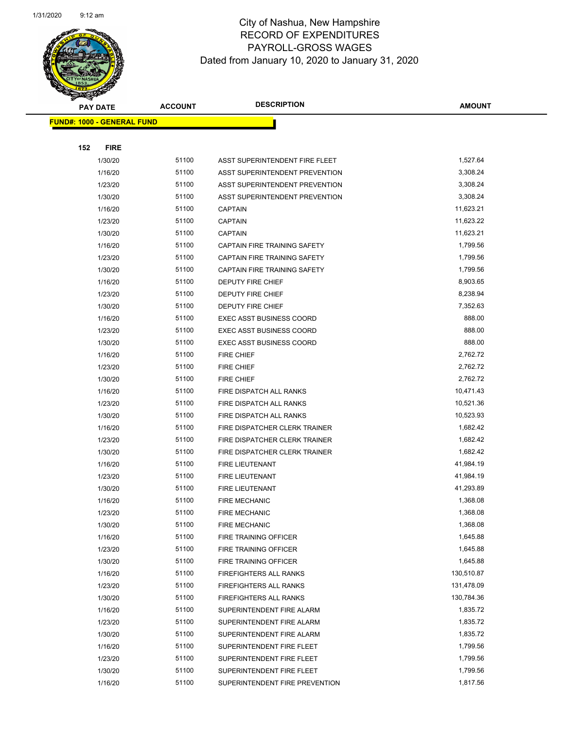# City of Nashua, New Hampshire
## RECORD OF EXPENDITURES
## PAYROLL-GROSS WAGES
### Dated from January 10, 2020 to January 31, 2020

| PAY DATE | ACCOUNT | DESCRIPTION | AMOUNT |
|---|---|---|---|

**FUND#: 1000 - GENERAL FUND**

**152 FIRE**

| PAY DATE | ACCOUNT | DESCRIPTION | AMOUNT |
|---|---|---|---|
| 1/30/20 | 51100 | ASST SUPERINTENDENT FIRE FLEET | 1,527.64 |
| 1/16/20 | 51100 | ASST SUPERINTENDENT PREVENTION | 3,308.24 |
| 1/23/20 | 51100 | ASST SUPERINTENDENT PREVENTION | 3,308.24 |
| 1/30/20 | 51100 | ASST SUPERINTENDENT PREVENTION | 3,308.24 |
| 1/16/20 | 51100 | CAPTAIN | 11,623.21 |
| 1/23/20 | 51100 | CAPTAIN | 11,623.22 |
| 1/30/20 | 51100 | CAPTAIN | 11,623.21 |
| 1/16/20 | 51100 | CAPTAIN FIRE TRAINING SAFETY | 1,799.56 |
| 1/23/20 | 51100 | CAPTAIN FIRE TRAINING SAFETY | 1,799.56 |
| 1/30/20 | 51100 | CAPTAIN FIRE TRAINING SAFETY | 1,799.56 |
| 1/16/20 | 51100 | DEPUTY FIRE CHIEF | 8,903.65 |
| 1/23/20 | 51100 | DEPUTY FIRE CHIEF | 8,238.94 |
| 1/30/20 | 51100 | DEPUTY FIRE CHIEF | 7,352.63 |
| 1/16/20 | 51100 | EXEC ASST BUSINESS COORD | 888.00 |
| 1/23/20 | 51100 | EXEC ASST BUSINESS COORD | 888.00 |
| 1/30/20 | 51100 | EXEC ASST BUSINESS COORD | 888.00 |
| 1/16/20 | 51100 | FIRE CHIEF | 2,762.72 |
| 1/23/20 | 51100 | FIRE CHIEF | 2,762.72 |
| 1/30/20 | 51100 | FIRE CHIEF | 2,762.72 |
| 1/16/20 | 51100 | FIRE DISPATCH ALL RANKS | 10,471.43 |
| 1/23/20 | 51100 | FIRE DISPATCH ALL RANKS | 10,521.36 |
| 1/30/20 | 51100 | FIRE DISPATCH ALL RANKS | 10,523.93 |
| 1/16/20 | 51100 | FIRE DISPATCHER CLERK TRAINER | 1,682.42 |
| 1/23/20 | 51100 | FIRE DISPATCHER CLERK TRAINER | 1,682.42 |
| 1/30/20 | 51100 | FIRE DISPATCHER CLERK TRAINER | 1,682.42 |
| 1/16/20 | 51100 | FIRE LIEUTENANT | 41,984.19 |
| 1/23/20 | 51100 | FIRE LIEUTENANT | 41,984.19 |
| 1/30/20 | 51100 | FIRE LIEUTENANT | 41,293.89 |
| 1/16/20 | 51100 | FIRE MECHANIC | 1,368.08 |
| 1/23/20 | 51100 | FIRE MECHANIC | 1,368.08 |
| 1/30/20 | 51100 | FIRE MECHANIC | 1,368.08 |
| 1/16/20 | 51100 | FIRE TRAINING OFFICER | 1,645.88 |
| 1/23/20 | 51100 | FIRE TRAINING OFFICER | 1,645.88 |
| 1/30/20 | 51100 | FIRE TRAINING OFFICER | 1,645.88 |
| 1/16/20 | 51100 | FIREFIGHTERS ALL RANKS | 130,510.87 |
| 1/23/20 | 51100 | FIREFIGHTERS ALL RANKS | 131,478.09 |
| 1/30/20 | 51100 | FIREFIGHTERS ALL RANKS | 130,784.36 |
| 1/16/20 | 51100 | SUPERINTENDENT FIRE ALARM | 1,835.72 |
| 1/23/20 | 51100 | SUPERINTENDENT FIRE ALARM | 1,835.72 |
| 1/30/20 | 51100 | SUPERINTENDENT FIRE ALARM | 1,835.72 |
| 1/16/20 | 51100 | SUPERINTENDENT FIRE FLEET | 1,799.56 |
| 1/23/20 | 51100 | SUPERINTENDENT FIRE FLEET | 1,799.56 |
| 1/30/20 | 51100 | SUPERINTENDENT FIRE FLEET | 1,799.56 |
| 1/16/20 | 51100 | SUPERINTENDENT FIRE PREVENTION | 1,817.56 |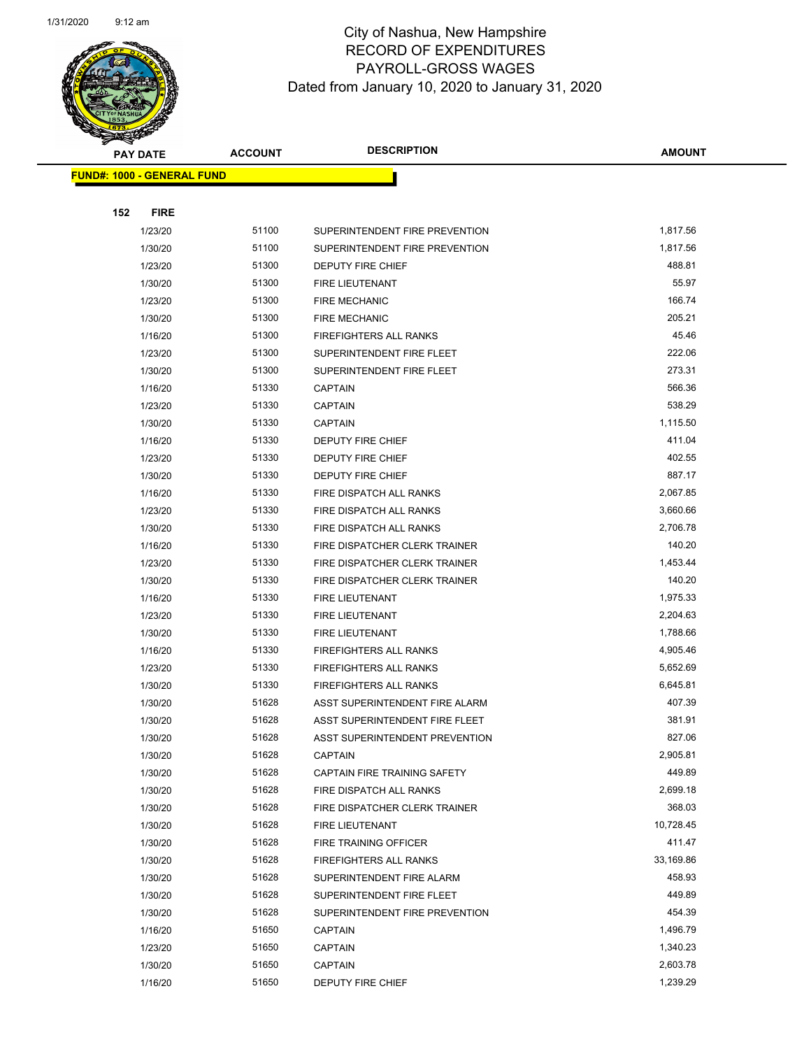# City of Nashua, New Hampshire
## RECORD OF EXPENDITURES
## PAYROLL-GROSS WAGES
## Dated from January 10, 2020 to January 31, 2020

| PAY DATE | ACCOUNT | DESCRIPTION | AMOUNT |
|---|---|---|---|

**FUND#: 1000 - GENERAL FUND**

**152 FIRE**

| PAY DATE | ACCOUNT | DESCRIPTION | AMOUNT |
|---|---|---|---|
| 1/23/20 | 51100 | SUPERINTENDENT FIRE PREVENTION | 1,817.56 |
| 1/30/20 | 51100 | SUPERINTENDENT FIRE PREVENTION | 1,817.56 |
| 1/23/20 | 51300 | DEPUTY FIRE CHIEF | 488.81 |
| 1/30/20 | 51300 | FIRE LIEUTENANT | 55.97 |
| 1/23/20 | 51300 | FIRE MECHANIC | 166.74 |
| 1/30/20 | 51300 | FIRE MECHANIC | 205.21 |
| 1/16/20 | 51300 | FIREFIGHTERS ALL RANKS | 45.46 |
| 1/23/20 | 51300 | SUPERINTENDENT FIRE FLEET | 222.06 |
| 1/30/20 | 51300 | SUPERINTENDENT FIRE FLEET | 273.31 |
| 1/16/20 | 51330 | CAPTAIN | 566.36 |
| 1/23/20 | 51330 | CAPTAIN | 538.29 |
| 1/30/20 | 51330 | CAPTAIN | 1,115.50 |
| 1/16/20 | 51330 | DEPUTY FIRE CHIEF | 411.04 |
| 1/23/20 | 51330 | DEPUTY FIRE CHIEF | 402.55 |
| 1/30/20 | 51330 | DEPUTY FIRE CHIEF | 887.17 |
| 1/16/20 | 51330 | FIRE DISPATCH ALL RANKS | 2,067.85 |
| 1/23/20 | 51330 | FIRE DISPATCH ALL RANKS | 3,660.66 |
| 1/30/20 | 51330 | FIRE DISPATCH ALL RANKS | 2,706.78 |
| 1/16/20 | 51330 | FIRE DISPATCHER CLERK TRAINER | 140.20 |
| 1/23/20 | 51330 | FIRE DISPATCHER CLERK TRAINER | 1,453.44 |
| 1/30/20 | 51330 | FIRE DISPATCHER CLERK TRAINER | 140.20 |
| 1/16/20 | 51330 | FIRE LIEUTENANT | 1,975.33 |
| 1/23/20 | 51330 | FIRE LIEUTENANT | 2,204.63 |
| 1/30/20 | 51330 | FIRE LIEUTENANT | 1,788.66 |
| 1/16/20 | 51330 | FIREFIGHTERS ALL RANKS | 4,905.46 |
| 1/23/20 | 51330 | FIREFIGHTERS ALL RANKS | 5,652.69 |
| 1/30/20 | 51330 | FIREFIGHTERS ALL RANKS | 6,645.81 |
| 1/30/20 | 51628 | ASST SUPERINTENDENT FIRE ALARM | 407.39 |
| 1/30/20 | 51628 | ASST SUPERINTENDENT FIRE FLEET | 381.91 |
| 1/30/20 | 51628 | ASST SUPERINTENDENT PREVENTION | 827.06 |
| 1/30/20 | 51628 | CAPTAIN | 2,905.81 |
| 1/30/20 | 51628 | CAPTAIN FIRE TRAINING SAFETY | 449.89 |
| 1/30/20 | 51628 | FIRE DISPATCH ALL RANKS | 2,699.18 |
| 1/30/20 | 51628 | FIRE DISPATCHER CLERK TRAINER | 368.03 |
| 1/30/20 | 51628 | FIRE LIEUTENANT | 10,728.45 |
| 1/30/20 | 51628 | FIRE TRAINING OFFICER | 411.47 |
| 1/30/20 | 51628 | FIREFIGHTERS ALL RANKS | 33,169.86 |
| 1/30/20 | 51628 | SUPERINTENDENT FIRE ALARM | 458.93 |
| 1/30/20 | 51628 | SUPERINTENDENT FIRE FLEET | 449.89 |
| 1/30/20 | 51628 | SUPERINTENDENT FIRE PREVENTION | 454.39 |
| 1/16/20 | 51650 | CAPTAIN | 1,496.79 |
| 1/23/20 | 51650 | CAPTAIN | 1,340.23 |
| 1/30/20 | 51650 | CAPTAIN | 2,603.78 |
| 1/16/20 | 51650 | DEPUTY FIRE CHIEF | 1,239.29 |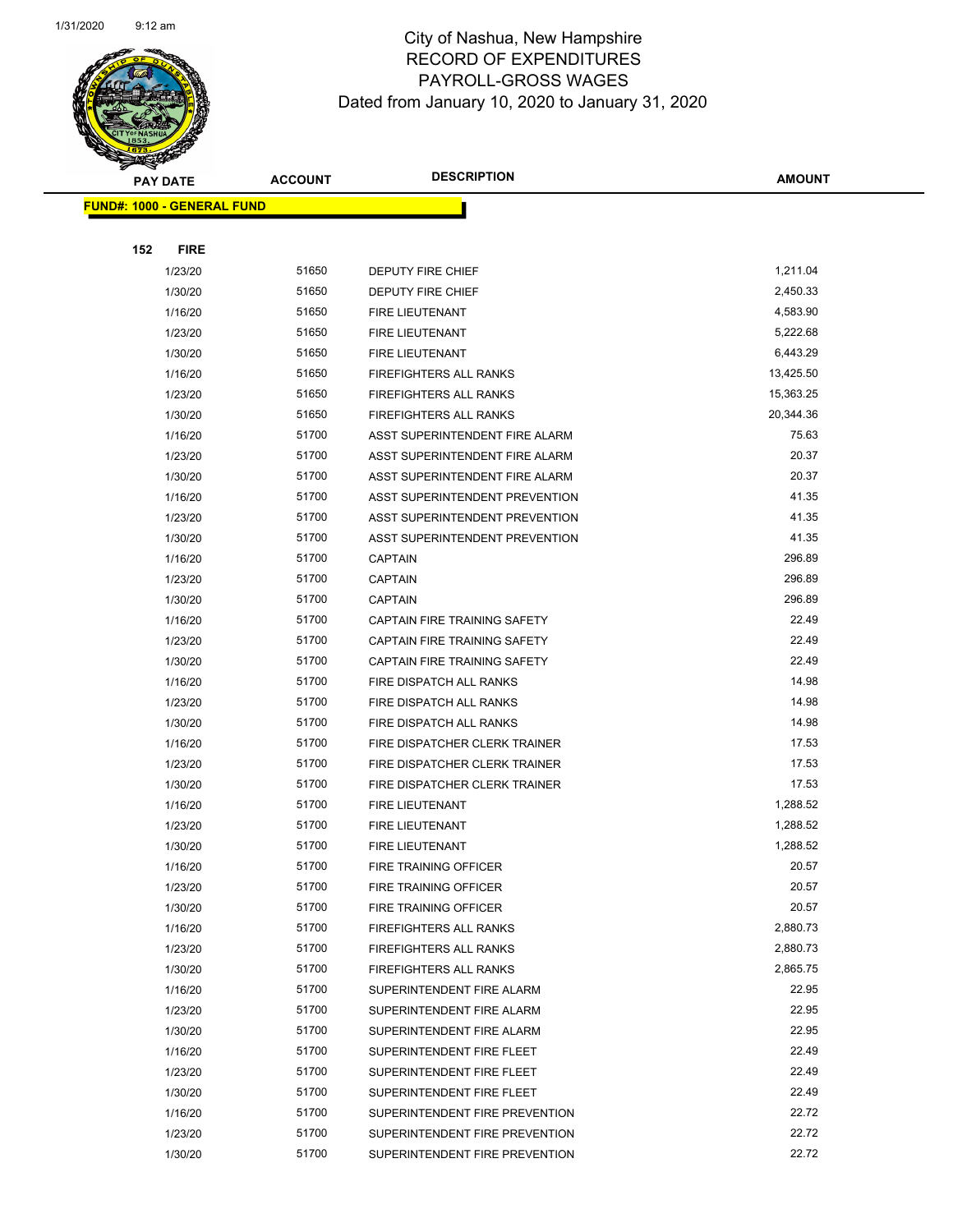# City of Nashua, New Hampshire
## RECORD OF EXPENDITURES
## PAYROLL-GROSS WAGES
## Dated from January 10, 2020 to January 31, 2020

| PAY DATE | ACCOUNT | DESCRIPTION | AMOUNT |
|---|---|---|---|
| **FUND#: 1000 - GENERAL FUND** | | | |
| **152 FIRE** | | | |
| 1/23/20 | 51650 | DEPUTY FIRE CHIEF | 1,211.04 |
| 1/30/20 | 51650 | DEPUTY FIRE CHIEF | 2,450.33 |
| 1/16/20 | 51650 | FIRE LIEUTENANT | 4,583.90 |
| 1/23/20 | 51650 | FIRE LIEUTENANT | 5,222.68 |
| 1/30/20 | 51650 | FIRE LIEUTENANT | 6,443.29 |
| 1/16/20 | 51650 | FIREFIGHTERS ALL RANKS | 13,425.50 |
| 1/23/20 | 51650 | FIREFIGHTERS ALL RANKS | 15,363.25 |
| 1/30/20 | 51650 | FIREFIGHTERS ALL RANKS | 20,344.36 |
| 1/16/20 | 51700 | ASST SUPERINTENDENT FIRE ALARM | 75.63 |
| 1/23/20 | 51700 | ASST SUPERINTENDENT FIRE ALARM | 20.37 |
| 1/30/20 | 51700 | ASST SUPERINTENDENT FIRE ALARM | 20.37 |
| 1/16/20 | 51700 | ASST SUPERINTENDENT PREVENTION | 41.35 |
| 1/23/20 | 51700 | ASST SUPERINTENDENT PREVENTION | 41.35 |
| 1/30/20 | 51700 | ASST SUPERINTENDENT PREVENTION | 41.35 |
| 1/16/20 | 51700 | CAPTAIN | 296.89 |
| 1/23/20 | 51700 | CAPTAIN | 296.89 |
| 1/30/20 | 51700 | CAPTAIN | 296.89 |
| 1/16/20 | 51700 | CAPTAIN FIRE TRAINING SAFETY | 22.49 |
| 1/23/20 | 51700 | CAPTAIN FIRE TRAINING SAFETY | 22.49 |
| 1/30/20 | 51700 | CAPTAIN FIRE TRAINING SAFETY | 22.49 |
| 1/16/20 | 51700 | FIRE DISPATCH ALL RANKS | 14.98 |
| 1/23/20 | 51700 | FIRE DISPATCH ALL RANKS | 14.98 |
| 1/30/20 | 51700 | FIRE DISPATCH ALL RANKS | 14.98 |
| 1/16/20 | 51700 | FIRE DISPATCHER CLERK TRAINER | 17.53 |
| 1/23/20 | 51700 | FIRE DISPATCHER CLERK TRAINER | 17.53 |
| 1/30/20 | 51700 | FIRE DISPATCHER CLERK TRAINER | 17.53 |
| 1/16/20 | 51700 | FIRE LIEUTENANT | 1,288.52 |
| 1/23/20 | 51700 | FIRE LIEUTENANT | 1,288.52 |
| 1/30/20 | 51700 | FIRE LIEUTENANT | 1,288.52 |
| 1/16/20 | 51700 | FIRE TRAINING OFFICER | 20.57 |
| 1/23/20 | 51700 | FIRE TRAINING OFFICER | 20.57 |
| 1/30/20 | 51700 | FIRE TRAINING OFFICER | 20.57 |
| 1/16/20 | 51700 | FIREFIGHTERS ALL RANKS | 2,880.73 |
| 1/23/20 | 51700 | FIREFIGHTERS ALL RANKS | 2,880.73 |
| 1/30/20 | 51700 | FIREFIGHTERS ALL RANKS | 2,865.75 |
| 1/16/20 | 51700 | SUPERINTENDENT FIRE ALARM | 22.95 |
| 1/23/20 | 51700 | SUPERINTENDENT FIRE ALARM | 22.95 |
| 1/30/20 | 51700 | SUPERINTENDENT FIRE ALARM | 22.95 |
| 1/16/20 | 51700 | SUPERINTENDENT FIRE FLEET | 22.49 |
| 1/23/20 | 51700 | SUPERINTENDENT FIRE FLEET | 22.49 |
| 1/30/20 | 51700 | SUPERINTENDENT FIRE FLEET | 22.49 |
| 1/16/20 | 51700 | SUPERINTENDENT FIRE PREVENTION | 22.72 |
| 1/23/20 | 51700 | SUPERINTENDENT FIRE PREVENTION | 22.72 |
| 1/30/20 | 51700 | SUPERINTENDENT FIRE PREVENTION | 22.72 |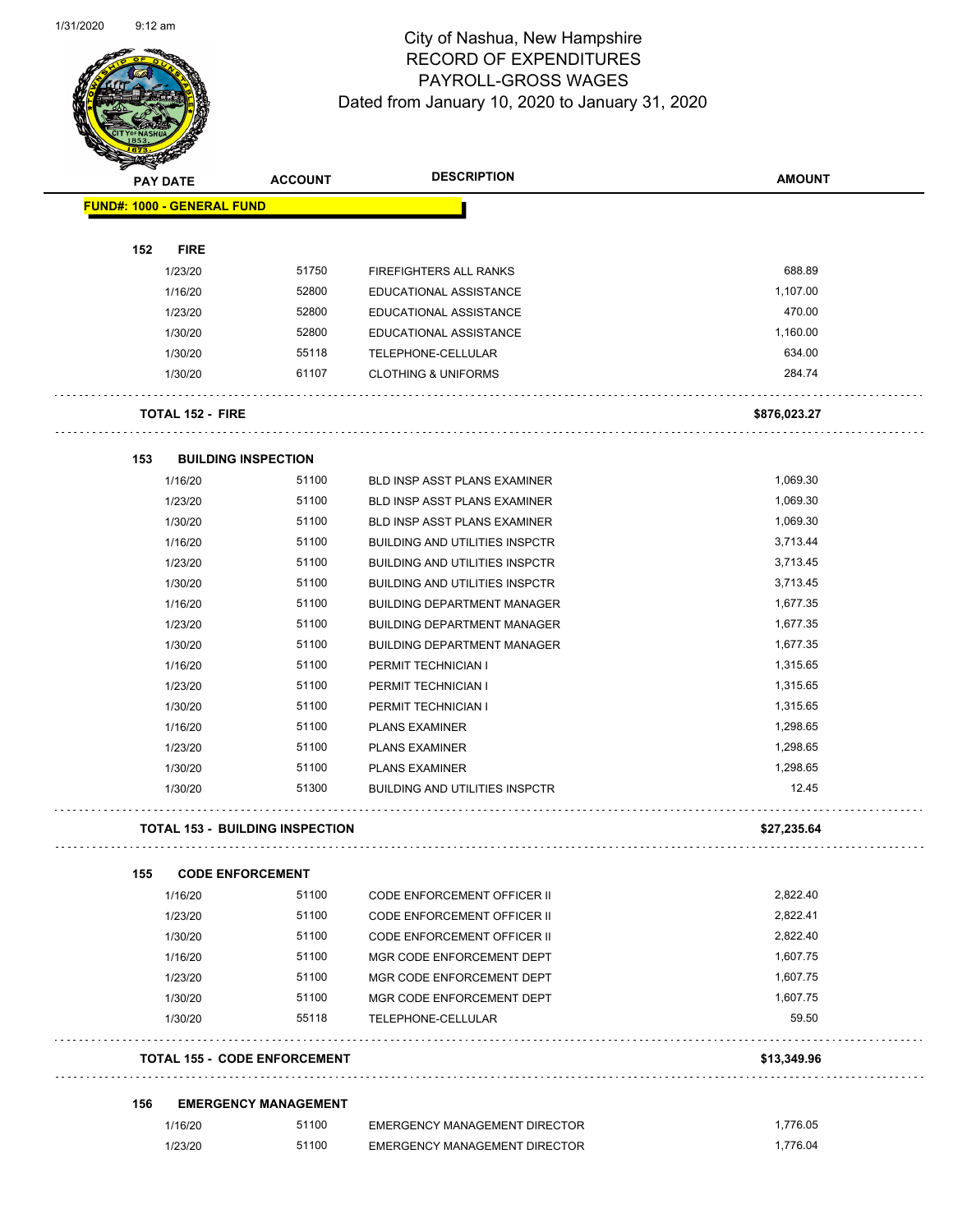# City of Nashua, New Hampshire
## RECORD OF EXPENDITURES
## PAYROLL-GROSS WAGES
## Dated from January 10, 2020 to January 31, 2020

| PAY DATE | ACCOUNT | DESCRIPTION | AMOUNT |
|---|---|---|---|
| **FUND#: 1000 - GENERAL FUND** | | | |
| **152 FIRE** | | | |
| 1/23/20 | 51750 | FIREFIGHTERS ALL RANKS | 688.89 |
| 1/16/20 | 52800 | EDUCATIONAL ASSISTANCE | 1,107.00 |
| 1/23/20 | 52800 | EDUCATIONAL ASSISTANCE | 470.00 |
| 1/30/20 | 52800 | EDUCATIONAL ASSISTANCE | 1,160.00 |
| 1/30/20 | 55118 | TELEPHONE-CELLULAR | 634.00 |
| 1/30/20 | 61107 | CLOTHING & UNIFORMS | 284.74 |
| **TOTAL 152 - FIRE** | | | **$876,023.27** |
| **153 BUILDING INSPECTION** | | | |
| 1/16/20 | 51100 | BLD INSP ASST PLANS EXAMINER | 1,069.30 |
| 1/23/20 | 51100 | BLD INSP ASST PLANS EXAMINER | 1,069.30 |
| 1/30/20 | 51100 | BLD INSP ASST PLANS EXAMINER | 1,069.30 |
| 1/16/20 | 51100 | BUILDING AND UTILITIES INSPCTR | 3,713.44 |
| 1/23/20 | 51100 | BUILDING AND UTILITIES INSPCTR | 3,713.45 |
| 1/30/20 | 51100 | BUILDING AND UTILITIES INSPCTR | 3,713.45 |
| 1/16/20 | 51100 | BUILDING DEPARTMENT MANAGER | 1,677.35 |
| 1/23/20 | 51100 | BUILDING DEPARTMENT MANAGER | 1,677.35 |
| 1/30/20 | 51100 | BUILDING DEPARTMENT MANAGER | 1,677.35 |
| 1/16/20 | 51100 | PERMIT TECHNICIAN I | 1,315.65 |
| 1/23/20 | 51100 | PERMIT TECHNICIAN I | 1,315.65 |
| 1/30/20 | 51100 | PERMIT TECHNICIAN I | 1,315.65 |
| 1/16/20 | 51100 | PLANS EXAMINER | 1,298.65 |
| 1/23/20 | 51100 | PLANS EXAMINER | 1,298.65 |
| 1/30/20 | 51100 | PLANS EXAMINER | 1,298.65 |
| 1/30/20 | 51300 | BUILDING AND UTILITIES INSPCTR | 12.45 |
| **TOTAL 153 - BUILDING INSPECTION** | | | **$27,235.64** |
| **155 CODE ENFORCEMENT** | | | |
| 1/16/20 | 51100 | CODE ENFORCEMENT OFFICER II | 2,822.40 |
| 1/23/20 | 51100 | CODE ENFORCEMENT OFFICER II | 2,822.41 |
| 1/30/20 | 51100 | CODE ENFORCEMENT OFFICER II | 2,822.40 |
| 1/16/20 | 51100 | MGR CODE ENFORCEMENT DEPT | 1,607.75 |
| 1/23/20 | 51100 | MGR CODE ENFORCEMENT DEPT | 1,607.75 |
| 1/30/20 | 51100 | MGR CODE ENFORCEMENT DEPT | 1,607.75 |
| 1/30/20 | 55118 | TELEPHONE-CELLULAR | 59.50 |
| **TOTAL 155 - CODE ENFORCEMENT** | | | **$13,349.96** |
| **156 EMERGENCY MANAGEMENT** | | | |
| 1/16/20 | 51100 | EMERGENCY MANAGEMENT DIRECTOR | 1,776.05 |
| 1/23/20 | 51100 | EMERGENCY MANAGEMENT DIRECTOR | 1,776.04 |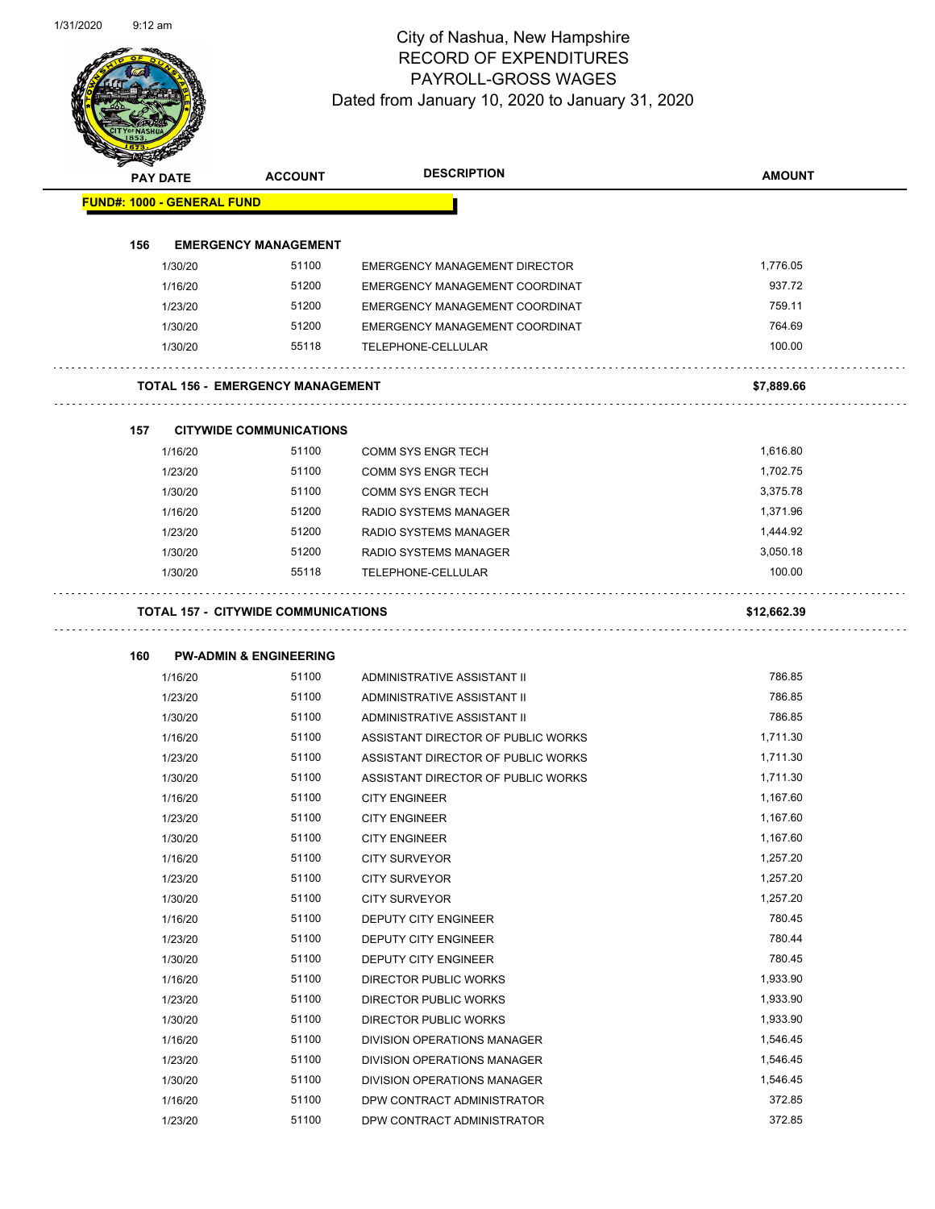# City of Nashua, New Hampshire
## RECORD OF EXPENDITURES
## PAYROLL-GROSS WAGES
### Dated from January 10, 2020 to January 31, 2020

| PAY DATE | ACCOUNT | DESCRIPTION | AMOUNT |
|---|---|---|---|
| **FUND#: 1000 - GENERAL FUND** | | | |
| **156 EMERGENCY MANAGEMENT** | | | |
| 1/30/20 | 51100 | EMERGENCY MANAGEMENT DIRECTOR | 1,776.05 |
| 1/16/20 | 51200 | EMERGENCY MANAGEMENT COORDINAT | 937.72 |
| 1/23/20 | 51200 | EMERGENCY MANAGEMENT COORDINAT | 759.11 |
| 1/30/20 | 51200 | EMERGENCY MANAGEMENT COORDINAT | 764.69 |
| 1/30/20 | 55118 | TELEPHONE-CELLULAR | 100.00 |
| **TOTAL 156 - EMERGENCY MANAGEMENT** | | | **$7,889.66** |
| **157 CITYWIDE COMMUNICATIONS** | | | |
| 1/16/20 | 51100 | COMM SYS ENGR TECH | 1,616.80 |
| 1/23/20 | 51100 | COMM SYS ENGR TECH | 1,702.75 |
| 1/30/20 | 51100 | COMM SYS ENGR TECH | 3,375.78 |
| 1/16/20 | 51200 | RADIO SYSTEMS MANAGER | 1,371.96 |
| 1/23/20 | 51200 | RADIO SYSTEMS MANAGER | 1,444.92 |
| 1/30/20 | 51200 | RADIO SYSTEMS MANAGER | 3,050.18 |
| 1/30/20 | 55118 | TELEPHONE-CELLULAR | 100.00 |
| **TOTAL 157 - CITYWIDE COMMUNICATIONS** | | | **$12,662.39** |
| **160 PW-ADMIN & ENGINEERING** | | | |
| 1/16/20 | 51100 | ADMINISTRATIVE ASSISTANT II | 786.85 |
| 1/23/20 | 51100 | ADMINISTRATIVE ASSISTANT II | 786.85 |
| 1/30/20 | 51100 | ADMINISTRATIVE ASSISTANT II | 786.85 |
| 1/16/20 | 51100 | ASSISTANT DIRECTOR OF PUBLIC WORKS | 1,711.30 |
| 1/23/20 | 51100 | ASSISTANT DIRECTOR OF PUBLIC WORKS | 1,711.30 |
| 1/30/20 | 51100 | ASSISTANT DIRECTOR OF PUBLIC WORKS | 1,711.30 |
| 1/16/20 | 51100 | CITY ENGINEER | 1,167.60 |
| 1/23/20 | 51100 | CITY ENGINEER | 1,167.60 |
| 1/30/20 | 51100 | CITY ENGINEER | 1,167.60 |
| 1/16/20 | 51100 | CITY SURVEYOR | 1,257.20 |
| 1/23/20 | 51100 | CITY SURVEYOR | 1,257.20 |
| 1/30/20 | 51100 | CITY SURVEYOR | 1,257.20 |
| 1/16/20 | 51100 | DEPUTY CITY ENGINEER | 780.45 |
| 1/23/20 | 51100 | DEPUTY CITY ENGINEER | 780.44 |
| 1/30/20 | 51100 | DEPUTY CITY ENGINEER | 780.45 |
| 1/16/20 | 51100 | DIRECTOR PUBLIC WORKS | 1,933.90 |
| 1/23/20 | 51100 | DIRECTOR PUBLIC WORKS | 1,933.90 |
| 1/30/20 | 51100 | DIRECTOR PUBLIC WORKS | 1,933.90 |
| 1/16/20 | 51100 | DIVISION OPERATIONS MANAGER | 1,546.45 |
| 1/23/20 | 51100 | DIVISION OPERATIONS MANAGER | 1,546.45 |
| 1/30/20 | 51100 | DIVISION OPERATIONS MANAGER | 1,546.45 |
| 1/16/20 | 51100 | DPW CONTRACT ADMINISTRATOR | 372.85 |
| 1/23/20 | 51100 | DPW CONTRACT ADMINISTRATOR | 372.85 |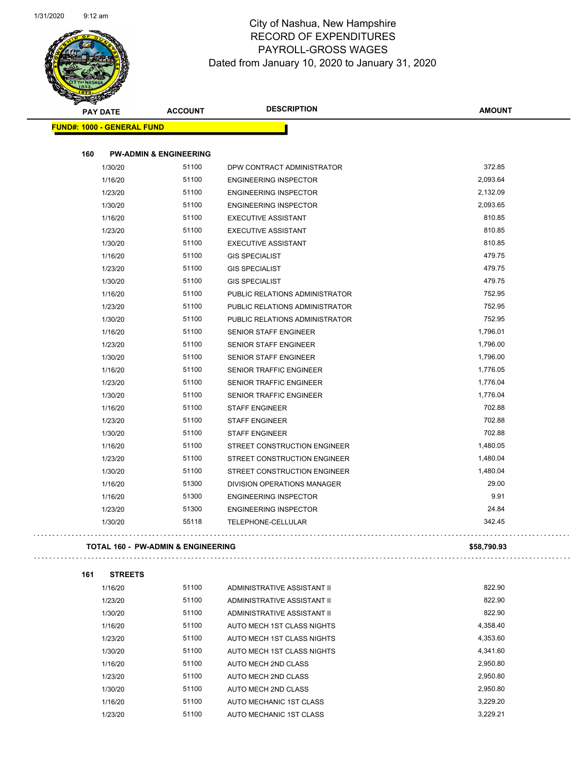# City of Nashua, New Hampshire
# RECORD OF EXPENDITURES
# PAYROLL-GROSS WAGES
## Dated from January 10, 2020 to January 31, 2020

| PAY DATE | ACCOUNT | DESCRIPTION | AMOUNT |
|---|---|---|---|
| **FUND#: 1000 - GENERAL FUND** | | | |
| **160 PW-ADMIN & ENGINEERING** | | | |
| 1/30/20 | 51100 | DPW CONTRACT ADMINISTRATOR | 372.85 |
| 1/16/20 | 51100 | ENGINEERING INSPECTOR | 2,093.64 |
| 1/23/20 | 51100 | ENGINEERING INSPECTOR | 2,132.09 |
| 1/30/20 | 51100 | ENGINEERING INSPECTOR | 2,093.65 |
| 1/16/20 | 51100 | EXECUTIVE ASSISTANT | 810.85 |
| 1/23/20 | 51100 | EXECUTIVE ASSISTANT | 810.85 |
| 1/30/20 | 51100 | EXECUTIVE ASSISTANT | 810.85 |
| 1/16/20 | 51100 | GIS SPECIALIST | 479.75 |
| 1/23/20 | 51100 | GIS SPECIALIST | 479.75 |
| 1/30/20 | 51100 | GIS SPECIALIST | 479.75 |
| 1/16/20 | 51100 | PUBLIC RELATIONS ADMINISTRATOR | 752.95 |
| 1/23/20 | 51100 | PUBLIC RELATIONS ADMINISTRATOR | 752.95 |
| 1/30/20 | 51100 | PUBLIC RELATIONS ADMINISTRATOR | 752.95 |
| 1/16/20 | 51100 | SENIOR STAFF ENGINEER | 1,796.01 |
| 1/23/20 | 51100 | SENIOR STAFF ENGINEER | 1,796.00 |
| 1/30/20 | 51100 | SENIOR STAFF ENGINEER | 1,796.00 |
| 1/16/20 | 51100 | SENIOR TRAFFIC ENGINEER | 1,776.05 |
| 1/23/20 | 51100 | SENIOR TRAFFIC ENGINEER | 1,776.04 |
| 1/30/20 | 51100 | SENIOR TRAFFIC ENGINEER | 1,776.04 |
| 1/16/20 | 51100 | STAFF ENGINEER | 702.88 |
| 1/23/20 | 51100 | STAFF ENGINEER | 702.88 |
| 1/30/20 | 51100 | STAFF ENGINEER | 702.88 |
| 1/16/20 | 51100 | STREET CONSTRUCTION ENGINEER | 1,480.05 |
| 1/23/20 | 51100 | STREET CONSTRUCTION ENGINEER | 1,480.04 |
| 1/30/20 | 51100 | STREET CONSTRUCTION ENGINEER | 1,480.04 |
| 1/16/20 | 51300 | DIVISION OPERATIONS MANAGER | 29.00 |
| 1/16/20 | 51300 | ENGINEERING INSPECTOR | 9.91 |
| 1/23/20 | 51300 | ENGINEERING INSPECTOR | 24.84 |
| 1/30/20 | 55118 | TELEPHONE-CELLULAR | 342.45 |
| **TOTAL 160 - PW-ADMIN & ENGINEERING** | | | **$58,790.93** |
| **161 STREETS** | | | |
| 1/16/20 | 51100 | ADMINISTRATIVE ASSISTANT II | 822.90 |
| 1/23/20 | 51100 | ADMINISTRATIVE ASSISTANT II | 822.90 |
| 1/30/20 | 51100 | ADMINISTRATIVE ASSISTANT II | 822.90 |
| 1/16/20 | 51100 | AUTO MECH 1ST CLASS NIGHTS | 4,358.40 |
| 1/23/20 | 51100 | AUTO MECH 1ST CLASS NIGHTS | 4,353.60 |
| 1/30/20 | 51100 | AUTO MECH 1ST CLASS NIGHTS | 4,341.60 |
| 1/16/20 | 51100 | AUTO MECH 2ND CLASS | 2,950.80 |
| 1/23/20 | 51100 | AUTO MECH 2ND CLASS | 2,950.80 |
| 1/30/20 | 51100 | AUTO MECH 2ND CLASS | 2,950.80 |
| 1/16/20 | 51100 | AUTO MECHANIC 1ST CLASS | 3,229.20 |
| 1/23/20 | 51100 | AUTO MECHANIC 1ST CLASS | 3,229.21 |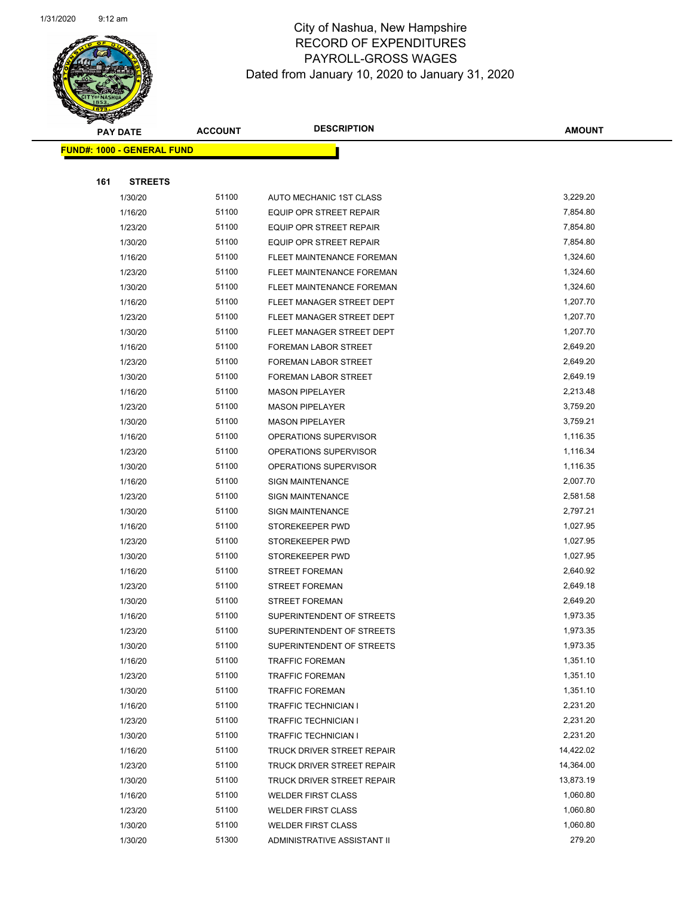# City of Nashua, New Hampshire
## RECORD OF EXPENDITURES
## PAYROLL-GROSS WAGES
### Dated from January 10, 2020 to January 31, 2020

| PAY DATE | ACCOUNT | DESCRIPTION | AMOUNT |
|---|---|---|---|
| **FUND#: 1000 - GENERAL FUND** | | | |
| **161 STREETS** | | | |
| 1/30/20 | 51100 | AUTO MECHANIC 1ST CLASS | 3,229.20 |
| 1/16/20 | 51100 | EQUIP OPR STREET REPAIR | 7,854.80 |
| 1/23/20 | 51100 | EQUIP OPR STREET REPAIR | 7,854.80 |
| 1/30/20 | 51100 | EQUIP OPR STREET REPAIR | 7,854.80 |
| 1/16/20 | 51100 | FLEET MAINTENANCE FOREMAN | 1,324.60 |
| 1/23/20 | 51100 | FLEET MAINTENANCE FOREMAN | 1,324.60 |
| 1/30/20 | 51100 | FLEET MAINTENANCE FOREMAN | 1,324.60 |
| 1/16/20 | 51100 | FLEET MANAGER STREET DEPT | 1,207.70 |
| 1/23/20 | 51100 | FLEET MANAGER STREET DEPT | 1,207.70 |
| 1/30/20 | 51100 | FLEET MANAGER STREET DEPT | 1,207.70 |
| 1/16/20 | 51100 | FOREMAN LABOR STREET | 2,649.20 |
| 1/23/20 | 51100 | FOREMAN LABOR STREET | 2,649.20 |
| 1/30/20 | 51100 | FOREMAN LABOR STREET | 2,649.19 |
| 1/16/20 | 51100 | MASON PIPELAYER | 2,213.48 |
| 1/23/20 | 51100 | MASON PIPELAYER | 3,759.20 |
| 1/30/20 | 51100 | MASON PIPELAYER | 3,759.21 |
| 1/16/20 | 51100 | OPERATIONS SUPERVISOR | 1,116.35 |
| 1/23/20 | 51100 | OPERATIONS SUPERVISOR | 1,116.34 |
| 1/30/20 | 51100 | OPERATIONS SUPERVISOR | 1,116.35 |
| 1/16/20 | 51100 | SIGN MAINTENANCE | 2,007.70 |
| 1/23/20 | 51100 | SIGN MAINTENANCE | 2,581.58 |
| 1/30/20 | 51100 | SIGN MAINTENANCE | 2,797.21 |
| 1/16/20 | 51100 | STOREKEEPER PWD | 1,027.95 |
| 1/23/20 | 51100 | STOREKEEPER PWD | 1,027.95 |
| 1/30/20 | 51100 | STOREKEEPER PWD | 1,027.95 |
| 1/16/20 | 51100 | STREET FOREMAN | 2,640.92 |
| 1/23/20 | 51100 | STREET FOREMAN | 2,649.18 |
| 1/30/20 | 51100 | STREET FOREMAN | 2,649.20 |
| 1/16/20 | 51100 | SUPERINTENDENT OF STREETS | 1,973.35 |
| 1/23/20 | 51100 | SUPERINTENDENT OF STREETS | 1,973.35 |
| 1/30/20 | 51100 | SUPERINTENDENT OF STREETS | 1,973.35 |
| 1/16/20 | 51100 | TRAFFIC FOREMAN | 1,351.10 |
| 1/23/20 | 51100 | TRAFFIC FOREMAN | 1,351.10 |
| 1/30/20 | 51100 | TRAFFIC FOREMAN | 1,351.10 |
| 1/16/20 | 51100 | TRAFFIC TECHNICIAN I | 2,231.20 |
| 1/23/20 | 51100 | TRAFFIC TECHNICIAN I | 2,231.20 |
| 1/30/20 | 51100 | TRAFFIC TECHNICIAN I | 2,231.20 |
| 1/16/20 | 51100 | TRUCK DRIVER STREET REPAIR | 14,422.02 |
| 1/23/20 | 51100 | TRUCK DRIVER STREET REPAIR | 14,364.00 |
| 1/30/20 | 51100 | TRUCK DRIVER STREET REPAIR | 13,873.19 |
| 1/16/20 | 51100 | WELDER FIRST CLASS | 1,060.80 |
| 1/23/20 | 51100 | WELDER FIRST CLASS | 1,060.80 |
| 1/30/20 | 51100 | WELDER FIRST CLASS | 1,060.80 |
| 1/30/20 | 51300 | ADMINISTRATIVE ASSISTANT II | 279.20 |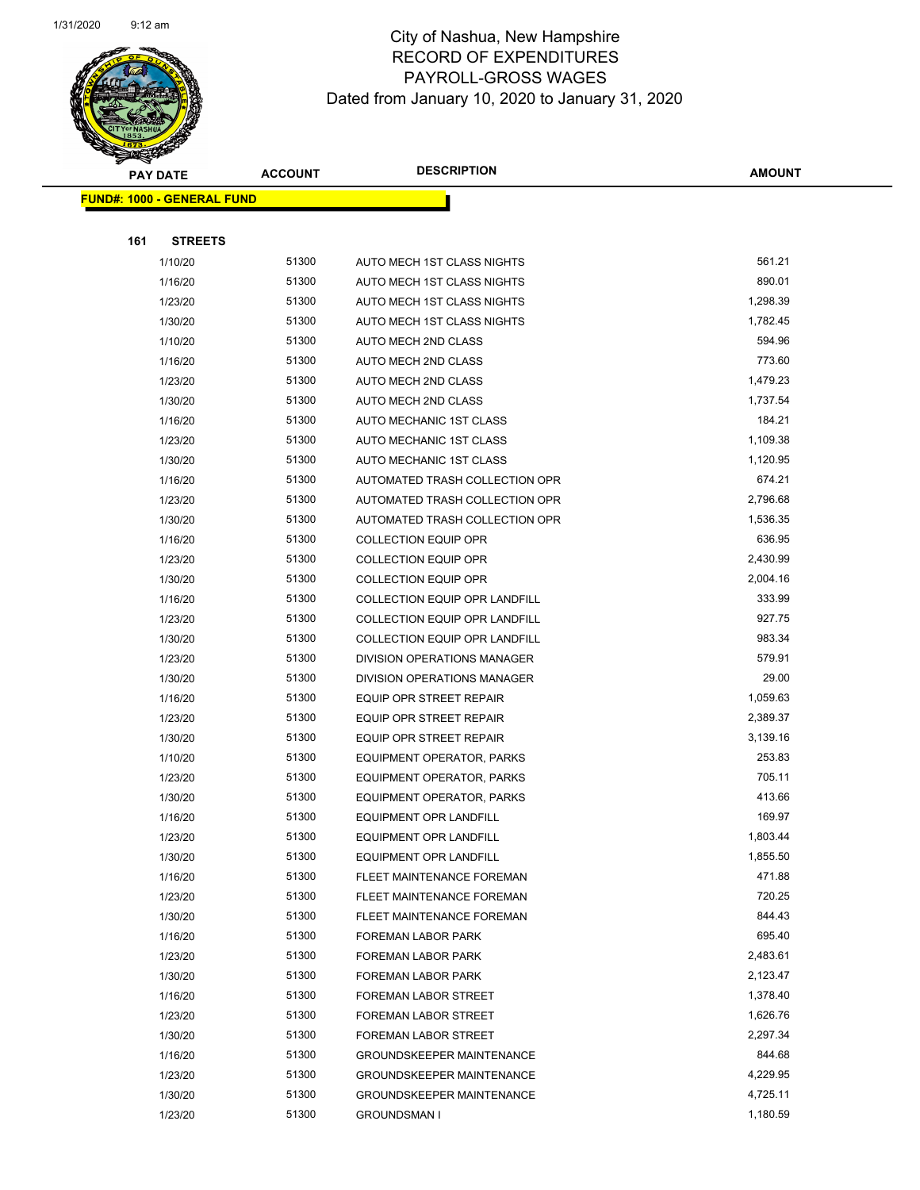# City of Nashua, New Hampshire
## RECORD OF EXPENDITURES
## PAYROLL-GROSS WAGES
## Dated from January 10, 2020 to January 31, 2020

**FUND#: 1000 - GENERAL FUND**

**161 STREETS**

| PAY DATE | ACCOUNT | DESCRIPTION | AMOUNT |
|---|---|---|---|
| 1/10/20 | 51300 | AUTO MECH 1ST CLASS NIGHTS | 561.21 |
| 1/16/20 | 51300 | AUTO MECH 1ST CLASS NIGHTS | 890.01 |
| 1/23/20 | 51300 | AUTO MECH 1ST CLASS NIGHTS | 1,298.39 |
| 1/30/20 | 51300 | AUTO MECH 1ST CLASS NIGHTS | 1,782.45 |
| 1/10/20 | 51300 | AUTO MECH 2ND CLASS | 594.96 |
| 1/16/20 | 51300 | AUTO MECH 2ND CLASS | 773.60 |
| 1/23/20 | 51300 | AUTO MECH 2ND CLASS | 1,479.23 |
| 1/30/20 | 51300 | AUTO MECH 2ND CLASS | 1,737.54 |
| 1/16/20 | 51300 | AUTO MECHANIC 1ST CLASS | 184.21 |
| 1/23/20 | 51300 | AUTO MECHANIC 1ST CLASS | 1,109.38 |
| 1/30/20 | 51300 | AUTO MECHANIC 1ST CLASS | 1,120.95 |
| 1/16/20 | 51300 | AUTOMATED TRASH COLLECTION OPR | 674.21 |
| 1/23/20 | 51300 | AUTOMATED TRASH COLLECTION OPR | 2,796.68 |
| 1/30/20 | 51300 | AUTOMATED TRASH COLLECTION OPR | 1,536.35 |
| 1/16/20 | 51300 | COLLECTION EQUIP OPR | 636.95 |
| 1/23/20 | 51300 | COLLECTION EQUIP OPR | 2,430.99 |
| 1/30/20 | 51300 | COLLECTION EQUIP OPR | 2,004.16 |
| 1/16/20 | 51300 | COLLECTION EQUIP OPR LANDFILL | 333.99 |
| 1/23/20 | 51300 | COLLECTION EQUIP OPR LANDFILL | 927.75 |
| 1/30/20 | 51300 | COLLECTION EQUIP OPR LANDFILL | 983.34 |
| 1/23/20 | 51300 | DIVISION OPERATIONS MANAGER | 579.91 |
| 1/30/20 | 51300 | DIVISION OPERATIONS MANAGER | 29.00 |
| 1/16/20 | 51300 | EQUIP OPR STREET REPAIR | 1,059.63 |
| 1/23/20 | 51300 | EQUIP OPR STREET REPAIR | 2,389.37 |
| 1/30/20 | 51300 | EQUIP OPR STREET REPAIR | 3,139.16 |
| 1/10/20 | 51300 | EQUIPMENT OPERATOR, PARKS | 253.83 |
| 1/23/20 | 51300 | EQUIPMENT OPERATOR, PARKS | 705.11 |
| 1/30/20 | 51300 | EQUIPMENT OPERATOR, PARKS | 413.66 |
| 1/16/20 | 51300 | EQUIPMENT OPR LANDFILL | 169.97 |
| 1/23/20 | 51300 | EQUIPMENT OPR LANDFILL | 1,803.44 |
| 1/30/20 | 51300 | EQUIPMENT OPR LANDFILL | 1,855.50 |
| 1/16/20 | 51300 | FLEET MAINTENANCE FOREMAN | 471.88 |
| 1/23/20 | 51300 | FLEET MAINTENANCE FOREMAN | 720.25 |
| 1/30/20 | 51300 | FLEET MAINTENANCE FOREMAN | 844.43 |
| 1/16/20 | 51300 | FOREMAN LABOR PARK | 695.40 |
| 1/23/20 | 51300 | FOREMAN LABOR PARK | 2,483.61 |
| 1/30/20 | 51300 | FOREMAN LABOR PARK | 2,123.47 |
| 1/16/20 | 51300 | FOREMAN LABOR STREET | 1,378.40 |
| 1/23/20 | 51300 | FOREMAN LABOR STREET | 1,626.76 |
| 1/30/20 | 51300 | FOREMAN LABOR STREET | 2,297.34 |
| 1/16/20 | 51300 | GROUNDSKEEPER MAINTENANCE | 844.68 |
| 1/23/20 | 51300 | GROUNDSKEEPER MAINTENANCE | 4,229.95 |
| 1/30/20 | 51300 | GROUNDSKEEPER MAINTENANCE | 4,725.11 |
| 1/23/20 | 51300 | GROUNDSMAN I | 1,180.59 |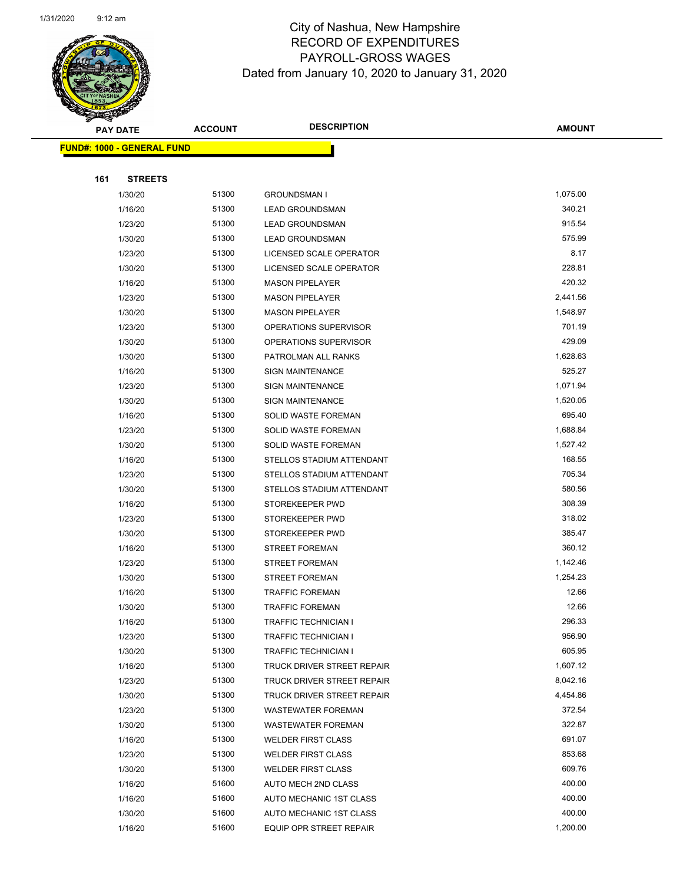# City of Nashua, New Hampshire
# RECORD OF EXPENDITURES
# PAYROLL-GROSS WAGES
# Dated from January 10, 2020 to January 31, 2020

**FUND#: 1000 - GENERAL FUND**

**161 STREETS**

| PAY DATE | ACCOUNT | DESCRIPTION | AMOUNT |
|---|---|---|---|
| 1/30/20 | 51300 | GROUNDSMAN I | 1,075.00 |
| 1/16/20 | 51300 | LEAD GROUNDSMAN | 340.21 |
| 1/23/20 | 51300 | LEAD GROUNDSMAN | 915.54 |
| 1/30/20 | 51300 | LEAD GROUNDSMAN | 575.99 |
| 1/23/20 | 51300 | LICENSED SCALE OPERATOR | 8.17 |
| 1/30/20 | 51300 | LICENSED SCALE OPERATOR | 228.81 |
| 1/16/20 | 51300 | MASON PIPELAYER | 420.32 |
| 1/23/20 | 51300 | MASON PIPELAYER | 2,441.56 |
| 1/30/20 | 51300 | MASON PIPELAYER | 1,548.97 |
| 1/23/20 | 51300 | OPERATIONS SUPERVISOR | 701.19 |
| 1/30/20 | 51300 | OPERATIONS SUPERVISOR | 429.09 |
| 1/30/20 | 51300 | PATROLMAN ALL RANKS | 1,628.63 |
| 1/16/20 | 51300 | SIGN MAINTENANCE | 525.27 |
| 1/23/20 | 51300 | SIGN MAINTENANCE | 1,071.94 |
| 1/30/20 | 51300 | SIGN MAINTENANCE | 1,520.05 |
| 1/16/20 | 51300 | SOLID WASTE FOREMAN | 695.40 |
| 1/23/20 | 51300 | SOLID WASTE FOREMAN | 1,688.84 |
| 1/30/20 | 51300 | SOLID WASTE FOREMAN | 1,527.42 |
| 1/16/20 | 51300 | STELLOS STADIUM ATTENDANT | 168.55 |
| 1/23/20 | 51300 | STELLOS STADIUM ATTENDANT | 705.34 |
| 1/30/20 | 51300 | STELLOS STADIUM ATTENDANT | 580.56 |
| 1/16/20 | 51300 | STOREKEEPER PWD | 308.39 |
| 1/23/20 | 51300 | STOREKEEPER PWD | 318.02 |
| 1/30/20 | 51300 | STOREKEEPER PWD | 385.47 |
| 1/16/20 | 51300 | STREET FOREMAN | 360.12 |
| 1/23/20 | 51300 | STREET FOREMAN | 1,142.46 |
| 1/30/20 | 51300 | STREET FOREMAN | 1,254.23 |
| 1/16/20 | 51300 | TRAFFIC FOREMAN | 12.66 |
| 1/30/20 | 51300 | TRAFFIC FOREMAN | 12.66 |
| 1/16/20 | 51300 | TRAFFIC TECHNICIAN I | 296.33 |
| 1/23/20 | 51300 | TRAFFIC TECHNICIAN I | 956.90 |
| 1/30/20 | 51300 | TRAFFIC TECHNICIAN I | 605.95 |
| 1/16/20 | 51300 | TRUCK DRIVER STREET REPAIR | 1,607.12 |
| 1/23/20 | 51300 | TRUCK DRIVER STREET REPAIR | 8,042.16 |
| 1/30/20 | 51300 | TRUCK DRIVER STREET REPAIR | 4,454.86 |
| 1/23/20 | 51300 | WASTEWATER FOREMAN | 372.54 |
| 1/30/20 | 51300 | WASTEWATER FOREMAN | 322.87 |
| 1/16/20 | 51300 | WELDER FIRST CLASS | 691.07 |
| 1/23/20 | 51300 | WELDER FIRST CLASS | 853.68 |
| 1/30/20 | 51300 | WELDER FIRST CLASS | 609.76 |
| 1/16/20 | 51600 | AUTO MECH 2ND CLASS | 400.00 |
| 1/16/20 | 51600 | AUTO MECHANIC 1ST CLASS | 400.00 |
| 1/30/20 | 51600 | AUTO MECHANIC 1ST CLASS | 400.00 |
| 1/16/20 | 51600 | EQUIP OPR STREET REPAIR | 1,200.00 |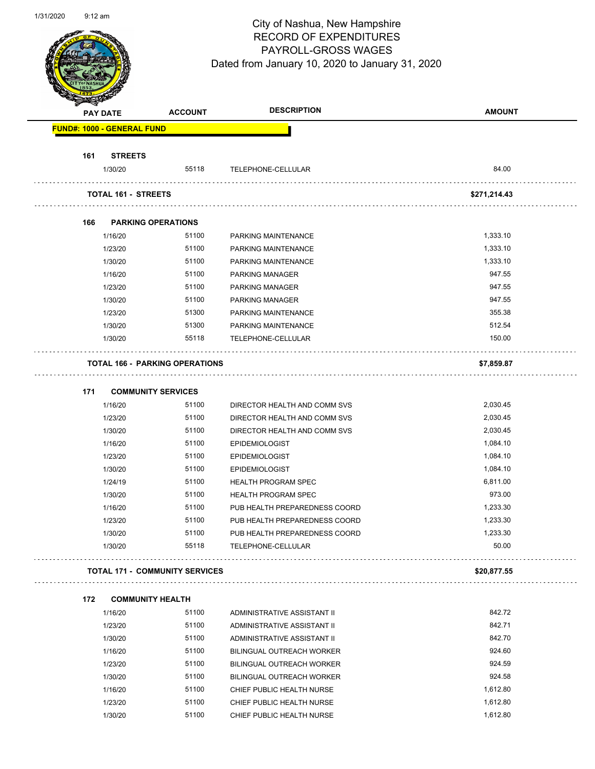City of Nashua, New Hampshire
RECORD OF EXPENDITURES
PAYROLL-GROSS WAGES
Dated from January 10, 2020 to January 31, 2020

| PAY DATE | ACCOUNT | DESCRIPTION | AMOUNT |
|---|---|---|---|
| **FUND#: 1000 - GENERAL FUND** | | | |
| **161 STREETS** | | | |
| 1/30/20 | 55118 | TELEPHONE-CELLULAR | 84.00 |
| **TOTAL 161 - STREETS** | | | **$271,214.43** |
| **166 PARKING OPERATIONS** | | | |
| 1/16/20 | 51100 | PARKING MAINTENANCE | 1,333.10 |
| 1/23/20 | 51100 | PARKING MAINTENANCE | 1,333.10 |
| 1/30/20 | 51100 | PARKING MAINTENANCE | 1,333.10 |
| 1/16/20 | 51100 | PARKING MANAGER | 947.55 |
| 1/23/20 | 51100 | PARKING MANAGER | 947.55 |
| 1/30/20 | 51100 | PARKING MANAGER | 947.55 |
| 1/23/20 | 51300 | PARKING MAINTENANCE | 355.38 |
| 1/30/20 | 51300 | PARKING MAINTENANCE | 512.54 |
| 1/30/20 | 55118 | TELEPHONE-CELLULAR | 150.00 |
| **TOTAL 166 - PARKING OPERATIONS** | | | **$7,859.87** |
| **171 COMMUNITY SERVICES** | | | |
| 1/16/20 | 51100 | DIRECTOR HEALTH AND COMM SVS | 2,030.45 |
| 1/23/20 | 51100 | DIRECTOR HEALTH AND COMM SVS | 2,030.45 |
| 1/30/20 | 51100 | DIRECTOR HEALTH AND COMM SVS | 2,030.45 |
| 1/16/20 | 51100 | EPIDEMIOLOGIST | 1,084.10 |
| 1/23/20 | 51100 | EPIDEMIOLOGIST | 1,084.10 |
| 1/30/20 | 51100 | EPIDEMIOLOGIST | 1,084.10 |
| 1/24/19 | 51100 | HEALTH PROGRAM SPEC | 6,811.00 |
| 1/30/20 | 51100 | HEALTH PROGRAM SPEC | 973.00 |
| 1/16/20 | 51100 | PUB HEALTH PREPAREDNESS COORD | 1,233.30 |
| 1/23/20 | 51100 | PUB HEALTH PREPAREDNESS COORD | 1,233.30 |
| 1/30/20 | 51100 | PUB HEALTH PREPAREDNESS COORD | 1,233.30 |
| 1/30/20 | 55118 | TELEPHONE-CELLULAR | 50.00 |
| **TOTAL 171 - COMMUNITY SERVICES** | | | **$20,877.55** |
| **172 COMMUNITY HEALTH** | | | |
| 1/16/20 | 51100 | ADMINISTRATIVE ASSISTANT II | 842.72 |
| 1/23/20 | 51100 | ADMINISTRATIVE ASSISTANT II | 842.71 |
| 1/30/20 | 51100 | ADMINISTRATIVE ASSISTANT II | 842.70 |
| 1/16/20 | 51100 | BILINGUAL OUTREACH WORKER | 924.60 |
| 1/23/20 | 51100 | BILINGUAL OUTREACH WORKER | 924.59 |
| 1/30/20 | 51100 | BILINGUAL OUTREACH WORKER | 924.58 |
| 1/16/20 | 51100 | CHIEF PUBLIC HEALTH NURSE | 1,612.80 |
| 1/23/20 | 51100 | CHIEF PUBLIC HEALTH NURSE | 1,612.80 |
| 1/30/20 | 51100 | CHIEF PUBLIC HEALTH NURSE | 1,612.80 |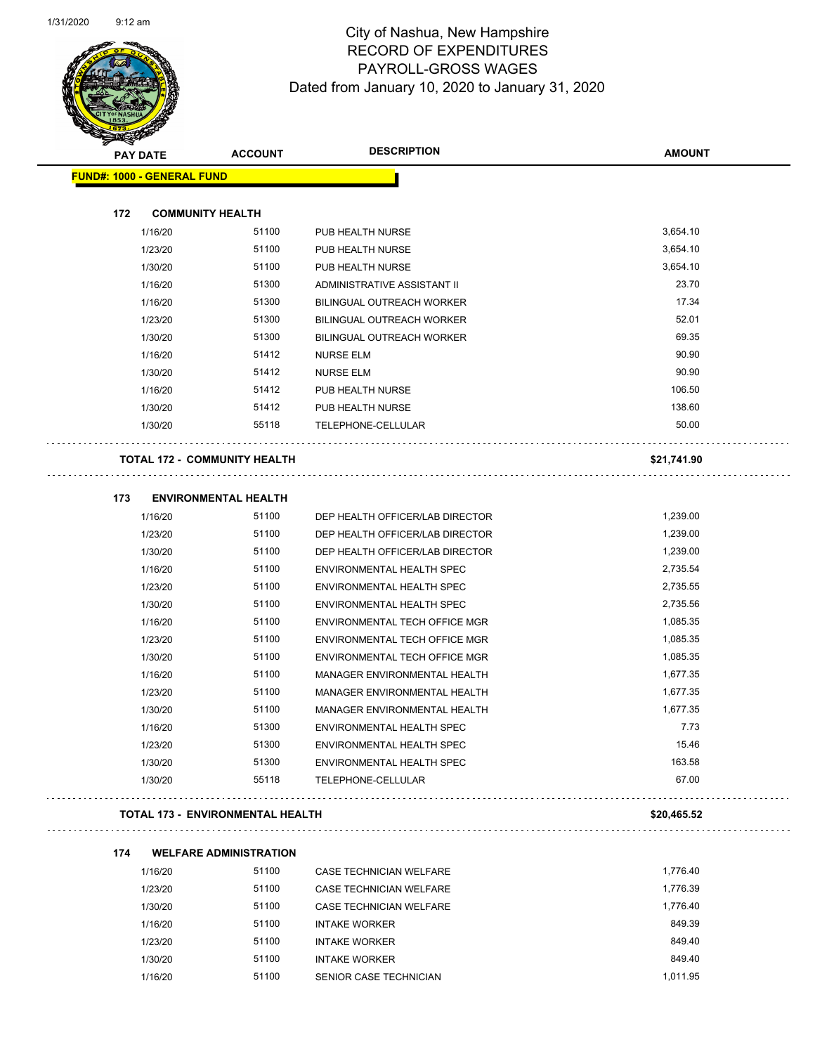# City of Nashua, New Hampshire
# RECORD OF EXPENDITURES
# PAYROLL-GROSS WAGES
# Dated from January 10, 2020 to January 31, 2020

| PAY DATE | ACCOUNT | DESCRIPTION | AMOUNT |
|---|---|---|---|

**FUND#: 1000 - GENERAL FUND**

**172 COMMUNITY HEALTH**

| PAY DATE | ACCOUNT | DESCRIPTION | AMOUNT |
|---|---|---|---|
| 1/16/20 | 51100 | PUB HEALTH NURSE | 3,654.10 |
| 1/23/20 | 51100 | PUB HEALTH NURSE | 3,654.10 |
| 1/30/20 | 51100 | PUB HEALTH NURSE | 3,654.10 |
| 1/16/20 | 51300 | ADMINISTRATIVE ASSISTANT II | 23.70 |
| 1/16/20 | 51300 | BILINGUAL OUTREACH WORKER | 17.34 |
| 1/23/20 | 51300 | BILINGUAL OUTREACH WORKER | 52.01 |
| 1/30/20 | 51300 | BILINGUAL OUTREACH WORKER | 69.35 |
| 1/16/20 | 51412 | NURSE ELM | 90.90 |
| 1/30/20 | 51412 | NURSE ELM | 90.90 |
| 1/16/20 | 51412 | PUB HEALTH NURSE | 106.50 |
| 1/30/20 | 51412 | PUB HEALTH NURSE | 138.60 |
| 1/30/20 | 55118 | TELEPHONE-CELLULAR | 50.00 |

**TOTAL 172 - COMMUNITY HEALTH** **$21,741.90**

**173 ENVIRONMENTAL HEALTH**

| PAY DATE | ACCOUNT | DESCRIPTION | AMOUNT |
|---|---|---|---|
| 1/16/20 | 51100 | DEP HEALTH OFFICER/LAB DIRECTOR | 1,239.00 |
| 1/23/20 | 51100 | DEP HEALTH OFFICER/LAB DIRECTOR | 1,239.00 |
| 1/30/20 | 51100 | DEP HEALTH OFFICER/LAB DIRECTOR | 1,239.00 |
| 1/16/20 | 51100 | ENVIRONMENTAL HEALTH SPEC | 2,735.54 |
| 1/23/20 | 51100 | ENVIRONMENTAL HEALTH SPEC | 2,735.55 |
| 1/30/20 | 51100 | ENVIRONMENTAL HEALTH SPEC | 2,735.56 |
| 1/16/20 | 51100 | ENVIRONMENTAL TECH OFFICE MGR | 1,085.35 |
| 1/23/20 | 51100 | ENVIRONMENTAL TECH OFFICE MGR | 1,085.35 |
| 1/30/20 | 51100 | ENVIRONMENTAL TECH OFFICE MGR | 1,085.35 |
| 1/16/20 | 51100 | MANAGER ENVIRONMENTAL HEALTH | 1,677.35 |
| 1/23/20 | 51100 | MANAGER ENVIRONMENTAL HEALTH | 1,677.35 |
| 1/30/20 | 51100 | MANAGER ENVIRONMENTAL HEALTH | 1,677.35 |
| 1/16/20 | 51300 | ENVIRONMENTAL HEALTH SPEC | 7.73 |
| 1/23/20 | 51300 | ENVIRONMENTAL HEALTH SPEC | 15.46 |
| 1/30/20 | 51300 | ENVIRONMENTAL HEALTH SPEC | 163.58 |
| 1/30/20 | 55118 | TELEPHONE-CELLULAR | 67.00 |

**TOTAL 173 - ENVIRONMENTAL HEALTH** **$20,465.52**

**174 WELFARE ADMINISTRATION**

| PAY DATE | ACCOUNT | DESCRIPTION | AMOUNT |
|---|---|---|---|
| 1/16/20 | 51100 | CASE TECHNICIAN WELFARE | 1,776.40 |
| 1/23/20 | 51100 | CASE TECHNICIAN WELFARE | 1,776.39 |
| 1/30/20 | 51100 | CASE TECHNICIAN WELFARE | 1,776.40 |
| 1/16/20 | 51100 | INTAKE WORKER | 849.39 |
| 1/23/20 | 51100 | INTAKE WORKER | 849.40 |
| 1/30/20 | 51100 | INTAKE WORKER | 849.40 |
| 1/16/20 | 51100 | SENIOR CASE TECHNICIAN | 1,011.95 |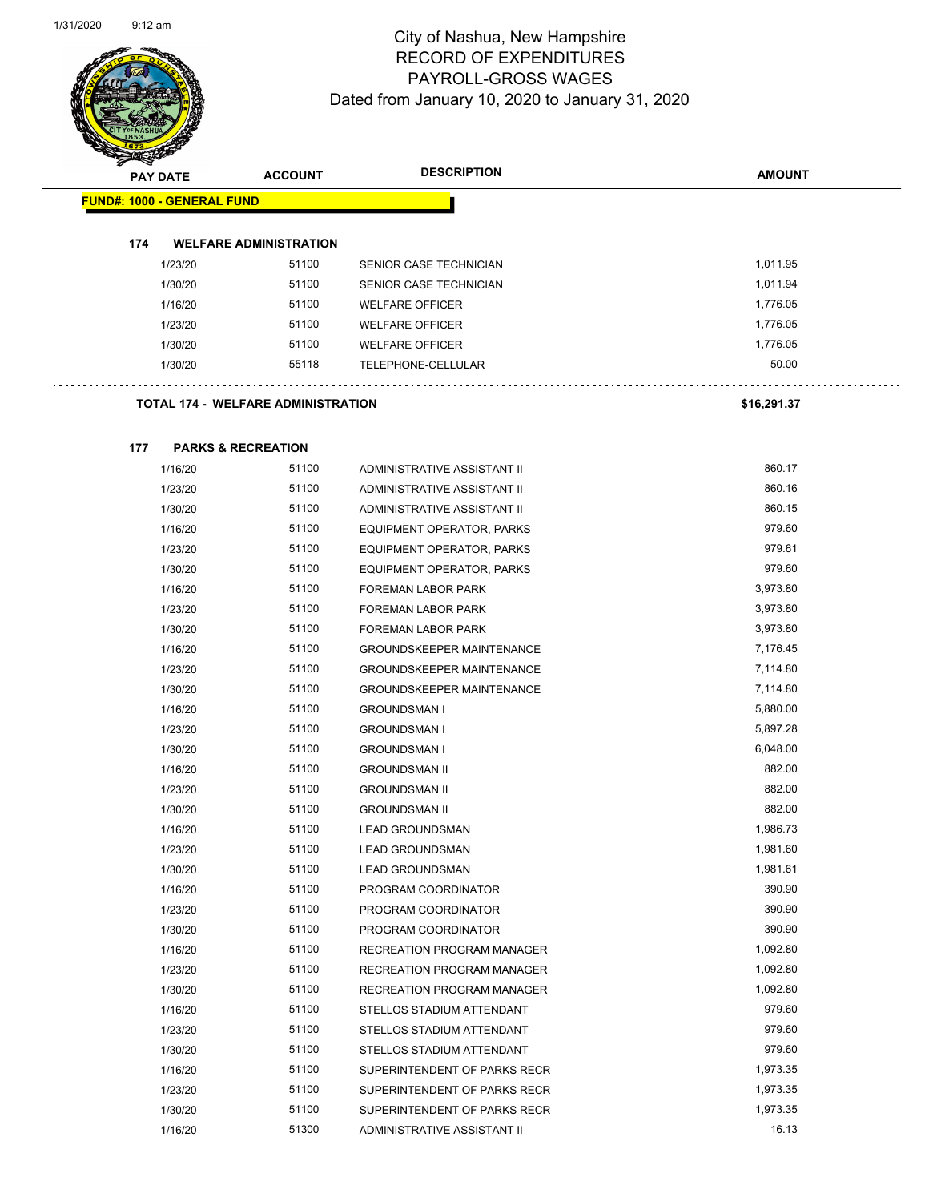# City of Nashua, New Hampshire
## RECORD OF EXPENDITURES
## PAYROLL-GROSS WAGES
### Dated from January 10, 2020 to January 31, 2020

| PAY DATE | ACCOUNT | DESCRIPTION | AMOUNT |
|---|---|---|---|
| **FUND#: 1000 - GENERAL FUND** | | | |
| **174 WELFARE ADMINISTRATION** | | | |
| 1/23/20 | 51100 | SENIOR CASE TECHNICIAN | 1,011.95 |
| 1/30/20 | 51100 | SENIOR CASE TECHNICIAN | 1,011.94 |
| 1/16/20 | 51100 | WELFARE OFFICER | 1,776.05 |
| 1/23/20 | 51100 | WELFARE OFFICER | 1,776.05 |
| 1/30/20 | 51100 | WELFARE OFFICER | 1,776.05 |
| 1/30/20 | 55118 | TELEPHONE-CELLULAR | 50.00 |
| **TOTAL 174 - WELFARE ADMINISTRATION** | | | **$16,291.37** |
| **177 PARKS & RECREATION** | | | |
| 1/16/20 | 51100 | ADMINISTRATIVE ASSISTANT II | 860.17 |
| 1/23/20 | 51100 | ADMINISTRATIVE ASSISTANT II | 860.16 |
| 1/30/20 | 51100 | ADMINISTRATIVE ASSISTANT II | 860.15 |
| 1/16/20 | 51100 | EQUIPMENT OPERATOR, PARKS | 979.60 |
| 1/23/20 | 51100 | EQUIPMENT OPERATOR, PARKS | 979.61 |
| 1/30/20 | 51100 | EQUIPMENT OPERATOR, PARKS | 979.60 |
| 1/16/20 | 51100 | FOREMAN LABOR PARK | 3,973.80 |
| 1/23/20 | 51100 | FOREMAN LABOR PARK | 3,973.80 |
| 1/30/20 | 51100 | FOREMAN LABOR PARK | 3,973.80 |
| 1/16/20 | 51100 | GROUNDSKEEPER MAINTENANCE | 7,176.45 |
| 1/23/20 | 51100 | GROUNDSKEEPER MAINTENANCE | 7,114.80 |
| 1/30/20 | 51100 | GROUNDSKEEPER MAINTENANCE | 7,114.80 |
| 1/16/20 | 51100 | GROUNDSMAN I | 5,880.00 |
| 1/23/20 | 51100 | GROUNDSMAN I | 5,897.28 |
| 1/30/20 | 51100 | GROUNDSMAN I | 6,048.00 |
| 1/16/20 | 51100 | GROUNDSMAN II | 882.00 |
| 1/23/20 | 51100 | GROUNDSMAN II | 882.00 |
| 1/30/20 | 51100 | GROUNDSMAN II | 882.00 |
| 1/16/20 | 51100 | LEAD GROUNDSMAN | 1,986.73 |
| 1/23/20 | 51100 | LEAD GROUNDSMAN | 1,981.60 |
| 1/30/20 | 51100 | LEAD GROUNDSMAN | 1,981.61 |
| 1/16/20 | 51100 | PROGRAM COORDINATOR | 390.90 |
| 1/23/20 | 51100 | PROGRAM COORDINATOR | 390.90 |
| 1/30/20 | 51100 | PROGRAM COORDINATOR | 390.90 |
| 1/16/20 | 51100 | RECREATION PROGRAM MANAGER | 1,092.80 |
| 1/23/20 | 51100 | RECREATION PROGRAM MANAGER | 1,092.80 |
| 1/30/20 | 51100 | RECREATION PROGRAM MANAGER | 1,092.80 |
| 1/16/20 | 51100 | STELLOS STADIUM ATTENDANT | 979.60 |
| 1/23/20 | 51100 | STELLOS STADIUM ATTENDANT | 979.60 |
| 1/30/20 | 51100 | STELLOS STADIUM ATTENDANT | 979.60 |
| 1/16/20 | 51100 | SUPERINTENDENT OF PARKS RECR | 1,973.35 |
| 1/23/20 | 51100 | SUPERINTENDENT OF PARKS RECR | 1,973.35 |
| 1/30/20 | 51100 | SUPERINTENDENT OF PARKS RECR | 1,973.35 |
| 1/16/20 | 51300 | ADMINISTRATIVE ASSISTANT II | 16.13 |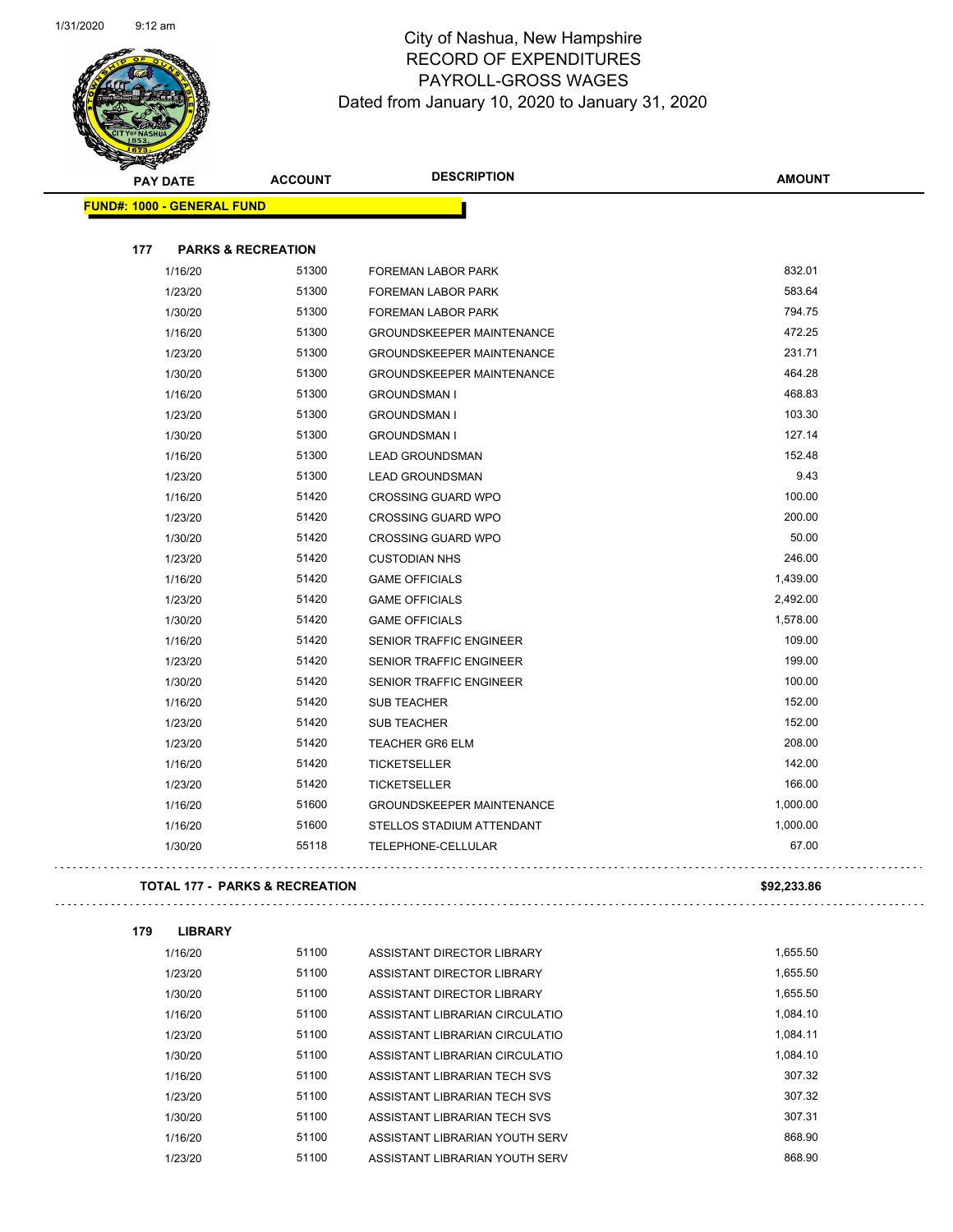# City of Nashua, New Hampshire
## RECORD OF EXPENDITURES
## PAYROLL-GROSS WAGES
## Dated from January 10, 2020 to January 31, 2020

| PAY DATE | ACCOUNT | DESCRIPTION | AMOUNT |
|---|---|---|---|

**FUND#: 1000 - GENERAL FUND**

**177 PARKS & RECREATION**

| PAY DATE | ACCOUNT | DESCRIPTION | AMOUNT |
|---|---|---|---|
| 1/16/20 | 51300 | FOREMAN LABOR PARK | 832.01 |
| 1/23/20 | 51300 | FOREMAN LABOR PARK | 583.64 |
| 1/30/20 | 51300 | FOREMAN LABOR PARK | 794.75 |
| 1/16/20 | 51300 | GROUNDSKEEPER MAINTENANCE | 472.25 |
| 1/23/20 | 51300 | GROUNDSKEEPER MAINTENANCE | 231.71 |
| 1/30/20 | 51300 | GROUNDSKEEPER MAINTENANCE | 464.28 |
| 1/16/20 | 51300 | GROUNDSMAN I | 468.83 |
| 1/23/20 | 51300 | GROUNDSMAN I | 103.30 |
| 1/30/20 | 51300 | GROUNDSMAN I | 127.14 |
| 1/16/20 | 51300 | LEAD GROUNDSMAN | 152.48 |
| 1/23/20 | 51300 | LEAD GROUNDSMAN | 9.43 |
| 1/16/20 | 51420 | CROSSING GUARD WPO | 100.00 |
| 1/23/20 | 51420 | CROSSING GUARD WPO | 200.00 |
| 1/30/20 | 51420 | CROSSING GUARD WPO | 50.00 |
| 1/23/20 | 51420 | CUSTODIAN NHS | 246.00 |
| 1/16/20 | 51420 | GAME OFFICIALS | 1,439.00 |
| 1/23/20 | 51420 | GAME OFFICIALS | 2,492.00 |
| 1/30/20 | 51420 | GAME OFFICIALS | 1,578.00 |
| 1/16/20 | 51420 | SENIOR TRAFFIC ENGINEER | 109.00 |
| 1/23/20 | 51420 | SENIOR TRAFFIC ENGINEER | 199.00 |
| 1/30/20 | 51420 | SENIOR TRAFFIC ENGINEER | 100.00 |
| 1/16/20 | 51420 | SUB TEACHER | 152.00 |
| 1/23/20 | 51420 | SUB TEACHER | 152.00 |
| 1/23/20 | 51420 | TEACHER GR6 ELM | 208.00 |
| 1/16/20 | 51420 | TICKETSELLER | 142.00 |
| 1/23/20 | 51420 | TICKETSELLER | 166.00 |
| 1/16/20 | 51600 | GROUNDSKEEPER MAINTENANCE | 1,000.00 |
| 1/16/20 | 51600 | STELLOS STADIUM ATTENDANT | 1,000.00 |
| 1/30/20 | 55118 | TELEPHONE-CELLULAR | 67.00 |

**TOTAL 177 - PARKS & RECREATION** **$92,233.86**

**179 LIBRARY**

| PAY DATE | ACCOUNT | DESCRIPTION | AMOUNT |
|---|---|---|---|
| 1/16/20 | 51100 | ASSISTANT DIRECTOR LIBRARY | 1,655.50 |
| 1/23/20 | 51100 | ASSISTANT DIRECTOR LIBRARY | 1,655.50 |
| 1/30/20 | 51100 | ASSISTANT DIRECTOR LIBRARY | 1,655.50 |
| 1/16/20 | 51100 | ASSISTANT LIBRARIAN CIRCULATIO | 1,084.10 |
| 1/23/20 | 51100 | ASSISTANT LIBRARIAN CIRCULATIO | 1,084.11 |
| 1/30/20 | 51100 | ASSISTANT LIBRARIAN CIRCULATIO | 1,084.10 |
| 1/16/20 | 51100 | ASSISTANT LIBRARIAN TECH SVS | 307.32 |
| 1/23/20 | 51100 | ASSISTANT LIBRARIAN TECH SVS | 307.32 |
| 1/30/20 | 51100 | ASSISTANT LIBRARIAN TECH SVS | 307.31 |
| 1/16/20 | 51100 | ASSISTANT LIBRARIAN YOUTH SERV | 868.90 |
| 1/23/20 | 51100 | ASSISTANT LIBRARIAN YOUTH SERV | 868.90 |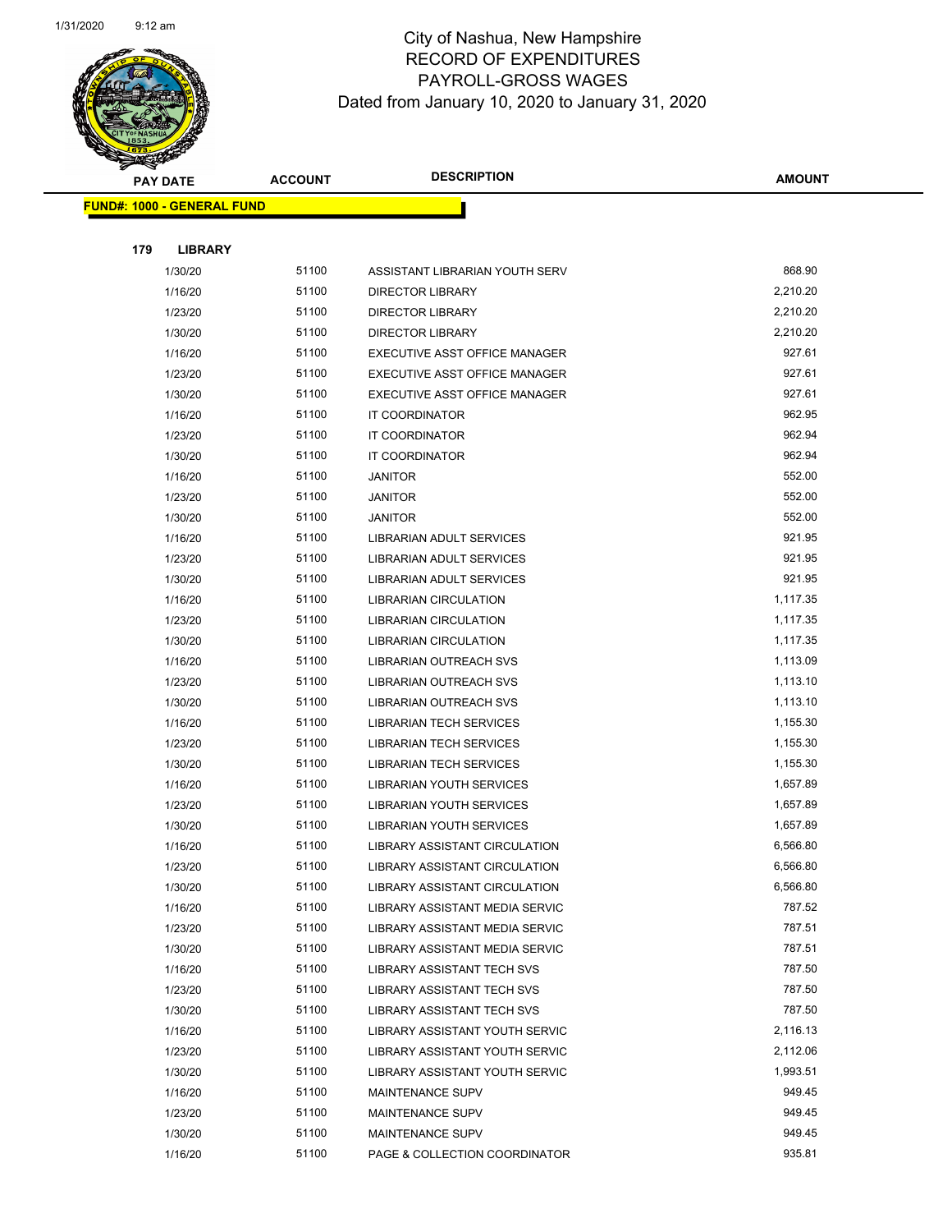# City of Nashua, New Hampshire
## RECORD OF EXPENDITURES
## PAYROLL-GROSS WAGES
### Dated from January 10, 2020 to January 31, 2020

| PAY DATE | ACCOUNT | DESCRIPTION | AMOUNT |
|---|---|---|---|

**FUND#: 1000 - GENERAL FUND**

**179 LIBRARY**

| PAY DATE | ACCOUNT | DESCRIPTION | AMOUNT |
|---|---|---|---|
| 1/30/20 | 51100 | ASSISTANT LIBRARIAN YOUTH SERV | 868.90 |
| 1/16/20 | 51100 | DIRECTOR LIBRARY | 2,210.20 |
| 1/23/20 | 51100 | DIRECTOR LIBRARY | 2,210.20 |
| 1/30/20 | 51100 | DIRECTOR LIBRARY | 2,210.20 |
| 1/16/20 | 51100 | EXECUTIVE ASST OFFICE MANAGER | 927.61 |
| 1/23/20 | 51100 | EXECUTIVE ASST OFFICE MANAGER | 927.61 |
| 1/30/20 | 51100 | EXECUTIVE ASST OFFICE MANAGER | 927.61 |
| 1/16/20 | 51100 | IT COORDINATOR | 962.95 |
| 1/23/20 | 51100 | IT COORDINATOR | 962.94 |
| 1/30/20 | 51100 | IT COORDINATOR | 962.94 |
| 1/16/20 | 51100 | JANITOR | 552.00 |
| 1/23/20 | 51100 | JANITOR | 552.00 |
| 1/30/20 | 51100 | JANITOR | 552.00 |
| 1/16/20 | 51100 | LIBRARIAN ADULT SERVICES | 921.95 |
| 1/23/20 | 51100 | LIBRARIAN ADULT SERVICES | 921.95 |
| 1/30/20 | 51100 | LIBRARIAN ADULT SERVICES | 921.95 |
| 1/16/20 | 51100 | LIBRARIAN CIRCULATION | 1,117.35 |
| 1/23/20 | 51100 | LIBRARIAN CIRCULATION | 1,117.35 |
| 1/30/20 | 51100 | LIBRARIAN CIRCULATION | 1,117.35 |
| 1/16/20 | 51100 | LIBRARIAN OUTREACH SVS | 1,113.09 |
| 1/23/20 | 51100 | LIBRARIAN OUTREACH SVS | 1,113.10 |
| 1/30/20 | 51100 | LIBRARIAN OUTREACH SVS | 1,113.10 |
| 1/16/20 | 51100 | LIBRARIAN TECH SERVICES | 1,155.30 |
| 1/23/20 | 51100 | LIBRARIAN TECH SERVICES | 1,155.30 |
| 1/30/20 | 51100 | LIBRARIAN TECH SERVICES | 1,155.30 |
| 1/16/20 | 51100 | LIBRARIAN YOUTH SERVICES | 1,657.89 |
| 1/23/20 | 51100 | LIBRARIAN YOUTH SERVICES | 1,657.89 |
| 1/30/20 | 51100 | LIBRARIAN YOUTH SERVICES | 1,657.89 |
| 1/16/20 | 51100 | LIBRARY ASSISTANT CIRCULATION | 6,566.80 |
| 1/23/20 | 51100 | LIBRARY ASSISTANT CIRCULATION | 6,566.80 |
| 1/30/20 | 51100 | LIBRARY ASSISTANT CIRCULATION | 6,566.80 |
| 1/16/20 | 51100 | LIBRARY ASSISTANT MEDIA SERVIC | 787.52 |
| 1/23/20 | 51100 | LIBRARY ASSISTANT MEDIA SERVIC | 787.51 |
| 1/30/20 | 51100 | LIBRARY ASSISTANT MEDIA SERVIC | 787.51 |
| 1/16/20 | 51100 | LIBRARY ASSISTANT TECH SVS | 787.50 |
| 1/23/20 | 51100 | LIBRARY ASSISTANT TECH SVS | 787.50 |
| 1/30/20 | 51100 | LIBRARY ASSISTANT TECH SVS | 787.50 |
| 1/16/20 | 51100 | LIBRARY ASSISTANT YOUTH SERVIC | 2,116.13 |
| 1/23/20 | 51100 | LIBRARY ASSISTANT YOUTH SERVIC | 2,112.06 |
| 1/30/20 | 51100 | LIBRARY ASSISTANT YOUTH SERVIC | 1,993.51 |
| 1/16/20 | 51100 | MAINTENANCE SUPV | 949.45 |
| 1/23/20 | 51100 | MAINTENANCE SUPV | 949.45 |
| 1/30/20 | 51100 | MAINTENANCE SUPV | 949.45 |
| 1/16/20 | 51100 | PAGE & COLLECTION COORDINATOR | 935.81 |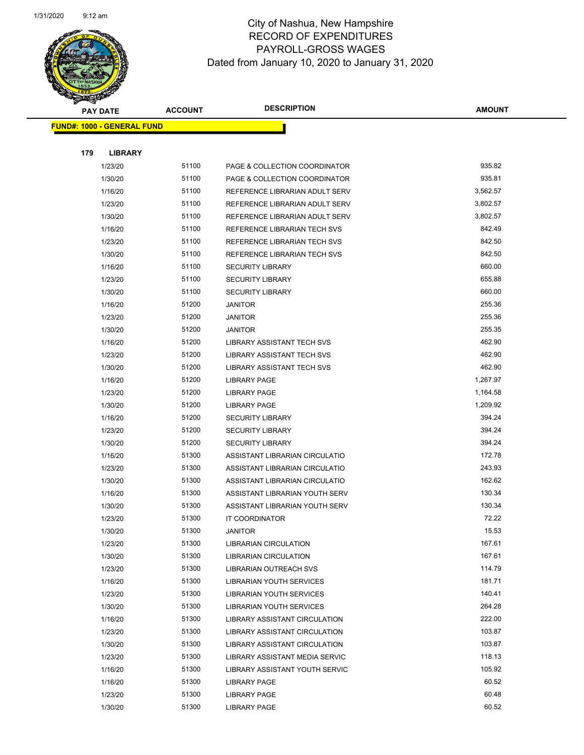# City of Nashua, New Hampshire
## RECORD OF EXPENDITURES
## PAYROLL-GROSS WAGES
## Dated from January 10, 2020 to January 31, 2020

| PAY DATE | ACCOUNT | DESCRIPTION | AMOUNT |
|---|---|---|---|

**FUND#: 1000 - GENERAL FUND**

**179 LIBRARY**

| PAY DATE | ACCOUNT | DESCRIPTION | AMOUNT |
|---|---|---|---|
| 1/23/20 | 51100 | PAGE & COLLECTION COORDINATOR | 935.82 |
| 1/30/20 | 51100 | PAGE & COLLECTION COORDINATOR | 935.81 |
| 1/16/20 | 51100 | REFERENCE LIBRARIAN ADULT SERV | 3,562.57 |
| 1/23/20 | 51100 | REFERENCE LIBRARIAN ADULT SERV | 3,802.57 |
| 1/30/20 | 51100 | REFERENCE LIBRARIAN ADULT SERV | 3,802.57 |
| 1/16/20 | 51100 | REFERENCE LIBRARIAN TECH SVS | 842.49 |
| 1/23/20 | 51100 | REFERENCE LIBRARIAN TECH SVS | 842.50 |
| 1/30/20 | 51100 | REFERENCE LIBRARIAN TECH SVS | 842.50 |
| 1/16/20 | 51100 | SECURITY LIBRARY | 660.00 |
| 1/23/20 | 51100 | SECURITY LIBRARY | 655.88 |
| 1/30/20 | 51100 | SECURITY LIBRARY | 660.00 |
| 1/16/20 | 51200 | JANITOR | 255.36 |
| 1/23/20 | 51200 | JANITOR | 255.36 |
| 1/30/20 | 51200 | JANITOR | 255.35 |
| 1/16/20 | 51200 | LIBRARY ASSISTANT TECH SVS | 462.90 |
| 1/23/20 | 51200 | LIBRARY ASSISTANT TECH SVS | 462.90 |
| 1/30/20 | 51200 | LIBRARY ASSISTANT TECH SVS | 462.90 |
| 1/16/20 | 51200 | LIBRARY PAGE | 1,267.97 |
| 1/23/20 | 51200 | LIBRARY PAGE | 1,164.58 |
| 1/30/20 | 51200 | LIBRARY PAGE | 1,209.92 |
| 1/16/20 | 51200 | SECURITY LIBRARY | 394.24 |
| 1/23/20 | 51200 | SECURITY LIBRARY | 394.24 |
| 1/30/20 | 51200 | SECURITY LIBRARY | 394.24 |
| 1/16/20 | 51300 | ASSISTANT LIBRARIAN CIRCULATIO | 172.78 |
| 1/23/20 | 51300 | ASSISTANT LIBRARIAN CIRCULATIO | 243.93 |
| 1/30/20 | 51300 | ASSISTANT LIBRARIAN CIRCULATIO | 162.62 |
| 1/16/20 | 51300 | ASSISTANT LIBRARIAN YOUTH SERV | 130.34 |
| 1/30/20 | 51300 | ASSISTANT LIBRARIAN YOUTH SERV | 130.34 |
| 1/23/20 | 51300 | IT COORDINATOR | 72.22 |
| 1/30/20 | 51300 | JANITOR | 15.53 |
| 1/23/20 | 51300 | LIBRARIAN CIRCULATION | 167.61 |
| 1/30/20 | 51300 | LIBRARIAN CIRCULATION | 167.61 |
| 1/23/20 | 51300 | LIBRARIAN OUTREACH SVS | 114.79 |
| 1/16/20 | 51300 | LIBRARIAN YOUTH SERVICES | 181.71 |
| 1/23/20 | 51300 | LIBRARIAN YOUTH SERVICES | 140.41 |
| 1/30/20 | 51300 | LIBRARIAN YOUTH SERVICES | 264.28 |
| 1/16/20 | 51300 | LIBRARY ASSISTANT CIRCULATION | 222.00 |
| 1/23/20 | 51300 | LIBRARY ASSISTANT CIRCULATION | 103.87 |
| 1/30/20 | 51300 | LIBRARY ASSISTANT CIRCULATION | 103.87 |
| 1/23/20 | 51300 | LIBRARY ASSISTANT MEDIA SERVIC | 118.13 |
| 1/16/20 | 51300 | LIBRARY ASSISTANT YOUTH SERVIC | 105.92 |
| 1/16/20 | 51300 | LIBRARY PAGE | 60.52 |
| 1/23/20 | 51300 | LIBRARY PAGE | 60.48 |
| 1/30/20 | 51300 | LIBRARY PAGE | 60.52 |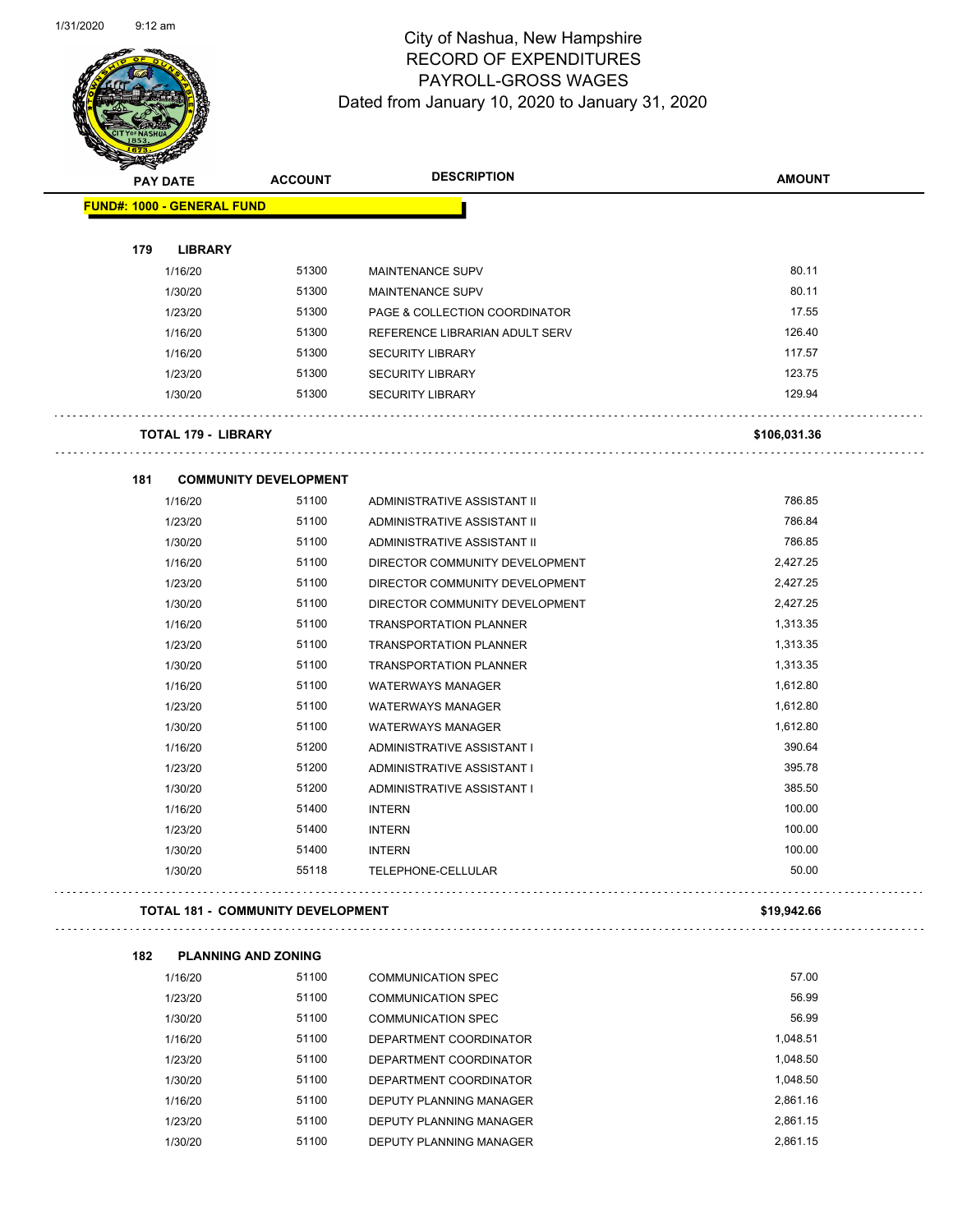City of Nashua, New Hampshire
RECORD OF EXPENDITURES
PAYROLL-GROSS WAGES
Dated from January 10, 2020 to January 31, 2020

| PAY DATE | ACCOUNT | DESCRIPTION | AMOUNT |
|---|---|---|---|
| **FUND#: 1000 - GENERAL FUND** | | | |
| **179 LIBRARY** | | | |
| 1/16/20 | 51300 | MAINTENANCE SUPV | 80.11 |
| 1/30/20 | 51300 | MAINTENANCE SUPV | 80.11 |
| 1/23/20 | 51300 | PAGE & COLLECTION COORDINATOR | 17.55 |
| 1/16/20 | 51300 | REFERENCE LIBRARIAN ADULT SERV | 126.40 |
| 1/16/20 | 51300 | SECURITY LIBRARY | 117.57 |
| 1/23/20 | 51300 | SECURITY LIBRARY | 123.75 |
| 1/30/20 | 51300 | SECURITY LIBRARY | 129.94 |
| **TOTAL 179 - LIBRARY** | | | **$106,031.36** |
| **181 COMMUNITY DEVELOPMENT** | | | |
| 1/16/20 | 51100 | ADMINISTRATIVE ASSISTANT II | 786.85 |
| 1/23/20 | 51100 | ADMINISTRATIVE ASSISTANT II | 786.84 |
| 1/30/20 | 51100 | ADMINISTRATIVE ASSISTANT II | 786.85 |
| 1/16/20 | 51100 | DIRECTOR COMMUNITY DEVELOPMENT | 2,427.25 |
| 1/23/20 | 51100 | DIRECTOR COMMUNITY DEVELOPMENT | 2,427.25 |
| 1/30/20 | 51100 | DIRECTOR COMMUNITY DEVELOPMENT | 2,427.25 |
| 1/16/20 | 51100 | TRANSPORTATION PLANNER | 1,313.35 |
| 1/23/20 | 51100 | TRANSPORTATION PLANNER | 1,313.35 |
| 1/30/20 | 51100 | TRANSPORTATION PLANNER | 1,313.35 |
| 1/16/20 | 51100 | WATERWAYS MANAGER | 1,612.80 |
| 1/23/20 | 51100 | WATERWAYS MANAGER | 1,612.80 |
| 1/30/20 | 51100 | WATERWAYS MANAGER | 1,612.80 |
| 1/16/20 | 51200 | ADMINISTRATIVE ASSISTANT I | 390.64 |
| 1/23/20 | 51200 | ADMINISTRATIVE ASSISTANT I | 395.78 |
| 1/30/20 | 51200 | ADMINISTRATIVE ASSISTANT I | 385.50 |
| 1/16/20 | 51400 | INTERN | 100.00 |
| 1/23/20 | 51400 | INTERN | 100.00 |
| 1/30/20 | 51400 | INTERN | 100.00 |
| 1/30/20 | 55118 | TELEPHONE-CELLULAR | 50.00 |
| **TOTAL 181 - COMMUNITY DEVELOPMENT** | | | **$19,942.66** |
| **182 PLANNING AND ZONING** | | | |
| 1/16/20 | 51100 | COMMUNICATION SPEC | 57.00 |
| 1/23/20 | 51100 | COMMUNICATION SPEC | 56.99 |
| 1/30/20 | 51100 | COMMUNICATION SPEC | 56.99 |
| 1/16/20 | 51100 | DEPARTMENT COORDINATOR | 1,048.51 |
| 1/23/20 | 51100 | DEPARTMENT COORDINATOR | 1,048.50 |
| 1/30/20 | 51100 | DEPARTMENT COORDINATOR | 1,048.50 |
| 1/16/20 | 51100 | DEPUTY PLANNING MANAGER | 2,861.16 |
| 1/23/20 | 51100 | DEPUTY PLANNING MANAGER | 2,861.15 |
| 1/30/20 | 51100 | DEPUTY PLANNING MANAGER | 2,861.15 |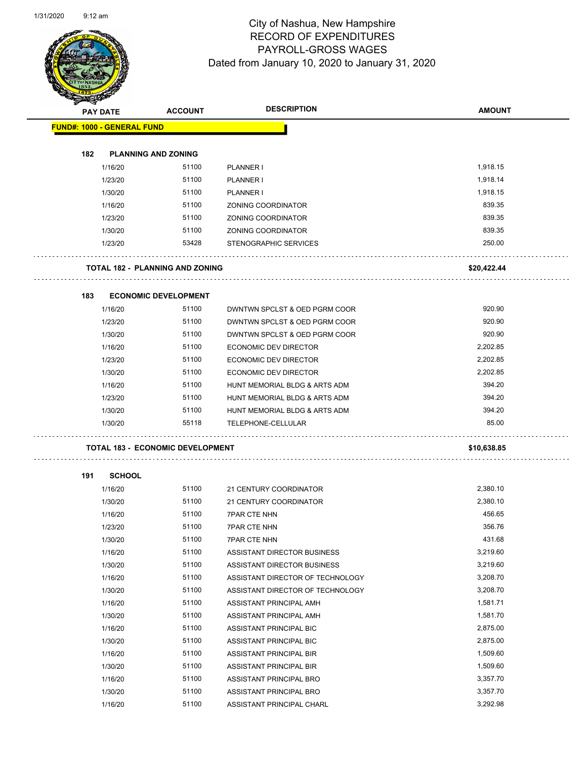City of Nashua, New Hampshire
RECORD OF EXPENDITURES
PAYROLL-GROSS WAGES
Dated from January 10, 2020 to January 31, 2020

| PAY DATE | ACCOUNT | DESCRIPTION | AMOUNT |
|---|---|---|---|
| **FUND#: 1000 - GENERAL FUND** | | | |
| **182 PLANNING AND ZONING** | | | |
| 1/16/20 | 51100 | PLANNER I | 1,918.15 |
| 1/23/20 | 51100 | PLANNER I | 1,918.14 |
| 1/30/20 | 51100 | PLANNER I | 1,918.15 |
| 1/16/20 | 51100 | ZONING COORDINATOR | 839.35 |
| 1/23/20 | 51100 | ZONING COORDINATOR | 839.35 |
| 1/30/20 | 51100 | ZONING COORDINATOR | 839.35 |
| 1/23/20 | 53428 | STENOGRAPHIC SERVICES | 250.00 |
| **TOTAL 182 - PLANNING AND ZONING** | | | **$20,422.44** |
| **183 ECONOMIC DEVELOPMENT** | | | |
| 1/16/20 | 51100 | DWNTWN SPCLST & OED PGRM COOR | 920.90 |
| 1/23/20 | 51100 | DWNTWN SPCLST & OED PGRM COOR | 920.90 |
| 1/30/20 | 51100 | DWNTWN SPCLST & OED PGRM COOR | 920.90 |
| 1/16/20 | 51100 | ECONOMIC DEV DIRECTOR | 2,202.85 |
| 1/23/20 | 51100 | ECONOMIC DEV DIRECTOR | 2,202.85 |
| 1/30/20 | 51100 | ECONOMIC DEV DIRECTOR | 2,202.85 |
| 1/16/20 | 51100 | HUNT MEMORIAL BLDG & ARTS ADM | 394.20 |
| 1/23/20 | 51100 | HUNT MEMORIAL BLDG & ARTS ADM | 394.20 |
| 1/30/20 | 51100 | HUNT MEMORIAL BLDG & ARTS ADM | 394.20 |
| 1/30/20 | 55118 | TELEPHONE-CELLULAR | 85.00 |
| **TOTAL 183 - ECONOMIC DEVELOPMENT** | | | **$10,638.85** |
| **191 SCHOOL** | | | |
| 1/16/20 | 51100 | 21 CENTURY COORDINATOR | 2,380.10 |
| 1/30/20 | 51100 | 21 CENTURY COORDINATOR | 2,380.10 |
| 1/16/20 | 51100 | 7PAR CTE NHN | 456.65 |
| 1/23/20 | 51100 | 7PAR CTE NHN | 356.76 |
| 1/30/20 | 51100 | 7PAR CTE NHN | 431.68 |
| 1/16/20 | 51100 | ASSISTANT DIRECTOR BUSINESS | 3,219.60 |
| 1/30/20 | 51100 | ASSISTANT DIRECTOR BUSINESS | 3,219.60 |
| 1/16/20 | 51100 | ASSISTANT DIRECTOR OF TECHNOLOGY | 3,208.70 |
| 1/30/20 | 51100 | ASSISTANT DIRECTOR OF TECHNOLOGY | 3,208.70 |
| 1/16/20 | 51100 | ASSISTANT PRINCIPAL AMH | 1,581.71 |
| 1/30/20 | 51100 | ASSISTANT PRINCIPAL AMH | 1,581.70 |
| 1/16/20 | 51100 | ASSISTANT PRINCIPAL BIC | 2,875.00 |
| 1/30/20 | 51100 | ASSISTANT PRINCIPAL BIC | 2,875.00 |
| 1/16/20 | 51100 | ASSISTANT PRINCIPAL BIR | 1,509.60 |
| 1/30/20 | 51100 | ASSISTANT PRINCIPAL BIR | 1,509.60 |
| 1/16/20 | 51100 | ASSISTANT PRINCIPAL BRO | 3,357.70 |
| 1/30/20 | 51100 | ASSISTANT PRINCIPAL BRO | 3,357.70 |
| 1/16/20 | 51100 | ASSISTANT PRINCIPAL CHARL | 3,292.98 |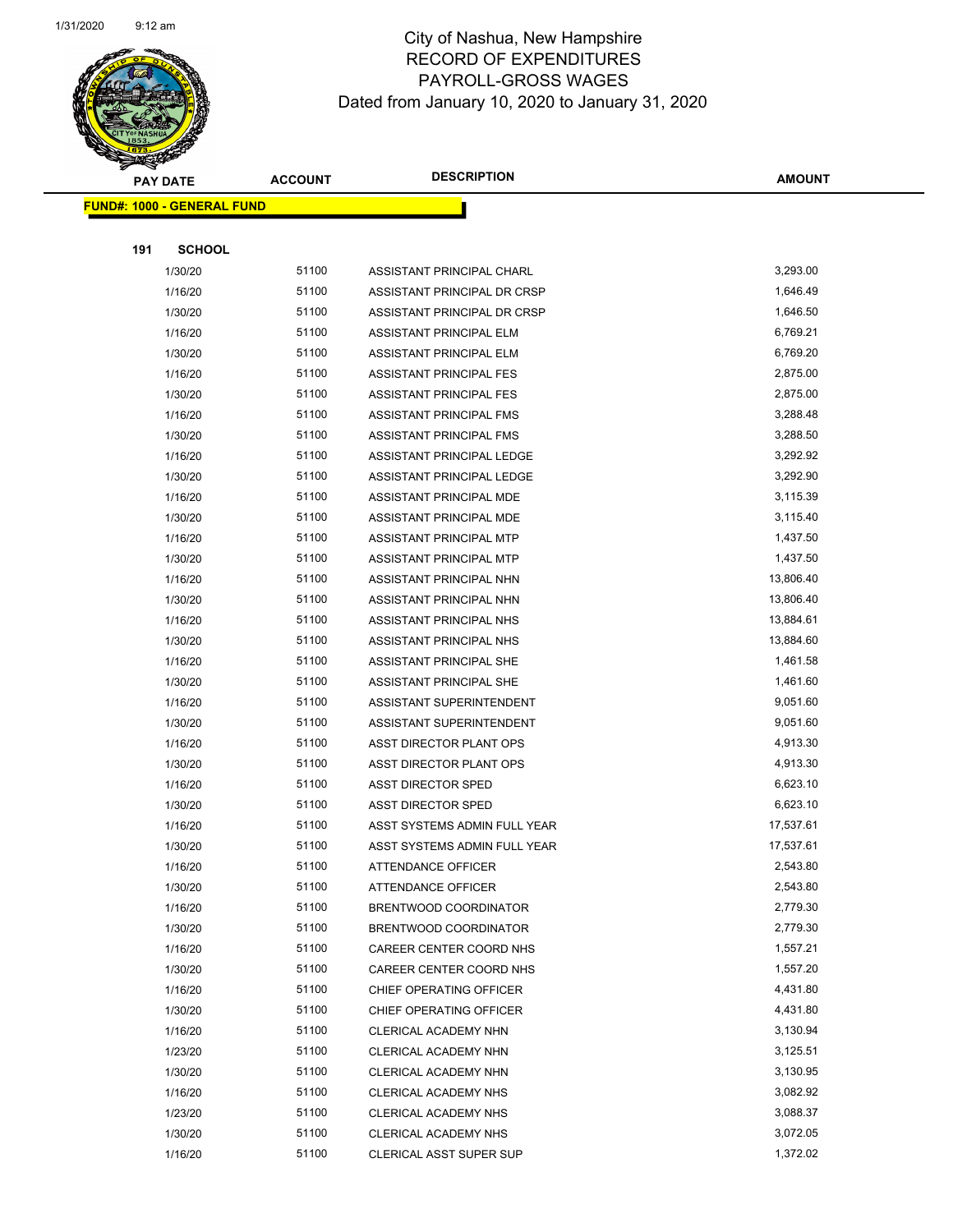City of Nashua, New Hampshire
RECORD OF EXPENDITURES
PAYROLL-GROSS WAGES
Dated from January 10, 2020 to January 31, 2020

| PAY DATE | ACCOUNT | DESCRIPTION | AMOUNT |
|---|---|---|---|
| **FUND#: 1000 - GENERAL FUND** | | | |
| **191 SCHOOL** | | | |
| 1/30/20 | 51100 | ASSISTANT PRINCIPAL CHARL | 3,293.00 |
| 1/16/20 | 51100 | ASSISTANT PRINCIPAL DR CRSP | 1,646.49 |
| 1/30/20 | 51100 | ASSISTANT PRINCIPAL DR CRSP | 1,646.50 |
| 1/16/20 | 51100 | ASSISTANT PRINCIPAL ELM | 6,769.21 |
| 1/30/20 | 51100 | ASSISTANT PRINCIPAL ELM | 6,769.20 |
| 1/16/20 | 51100 | ASSISTANT PRINCIPAL FES | 2,875.00 |
| 1/30/20 | 51100 | ASSISTANT PRINCIPAL FES | 2,875.00 |
| 1/16/20 | 51100 | ASSISTANT PRINCIPAL FMS | 3,288.48 |
| 1/30/20 | 51100 | ASSISTANT PRINCIPAL FMS | 3,288.50 |
| 1/16/20 | 51100 | ASSISTANT PRINCIPAL LEDGE | 3,292.92 |
| 1/30/20 | 51100 | ASSISTANT PRINCIPAL LEDGE | 3,292.90 |
| 1/16/20 | 51100 | ASSISTANT PRINCIPAL MDE | 3,115.39 |
| 1/30/20 | 51100 | ASSISTANT PRINCIPAL MDE | 3,115.40 |
| 1/16/20 | 51100 | ASSISTANT PRINCIPAL MTP | 1,437.50 |
| 1/30/20 | 51100 | ASSISTANT PRINCIPAL MTP | 1,437.50 |
| 1/16/20 | 51100 | ASSISTANT PRINCIPAL NHN | 13,806.40 |
| 1/30/20 | 51100 | ASSISTANT PRINCIPAL NHN | 13,806.40 |
| 1/16/20 | 51100 | ASSISTANT PRINCIPAL NHS | 13,884.61 |
| 1/30/20 | 51100 | ASSISTANT PRINCIPAL NHS | 13,884.60 |
| 1/16/20 | 51100 | ASSISTANT PRINCIPAL SHE | 1,461.58 |
| 1/30/20 | 51100 | ASSISTANT PRINCIPAL SHE | 1,461.60 |
| 1/16/20 | 51100 | ASSISTANT SUPERINTENDENT | 9,051.60 |
| 1/30/20 | 51100 | ASSISTANT SUPERINTENDENT | 9,051.60 |
| 1/16/20 | 51100 | ASST DIRECTOR PLANT OPS | 4,913.30 |
| 1/30/20 | 51100 | ASST DIRECTOR PLANT OPS | 4,913.30 |
| 1/16/20 | 51100 | ASST DIRECTOR SPED | 6,623.10 |
| 1/30/20 | 51100 | ASST DIRECTOR SPED | 6,623.10 |
| 1/16/20 | 51100 | ASST SYSTEMS ADMIN FULL YEAR | 17,537.61 |
| 1/30/20 | 51100 | ASST SYSTEMS ADMIN FULL YEAR | 17,537.61 |
| 1/16/20 | 51100 | ATTENDANCE OFFICER | 2,543.80 |
| 1/30/20 | 51100 | ATTENDANCE OFFICER | 2,543.80 |
| 1/16/20 | 51100 | BRENTWOOD COORDINATOR | 2,779.30 |
| 1/30/20 | 51100 | BRENTWOOD COORDINATOR | 2,779.30 |
| 1/16/20 | 51100 | CAREER CENTER COORD NHS | 1,557.21 |
| 1/30/20 | 51100 | CAREER CENTER COORD NHS | 1,557.20 |
| 1/16/20 | 51100 | CHIEF OPERATING OFFICER | 4,431.80 |
| 1/30/20 | 51100 | CHIEF OPERATING OFFICER | 4,431.80 |
| 1/16/20 | 51100 | CLERICAL ACADEMY NHN | 3,130.94 |
| 1/23/20 | 51100 | CLERICAL ACADEMY NHN | 3,125.51 |
| 1/30/20 | 51100 | CLERICAL ACADEMY NHN | 3,130.95 |
| 1/16/20 | 51100 | CLERICAL ACADEMY NHS | 3,082.92 |
| 1/23/20 | 51100 | CLERICAL ACADEMY NHS | 3,088.37 |
| 1/30/20 | 51100 | CLERICAL ACADEMY NHS | 3,072.05 |
| 1/16/20 | 51100 | CLERICAL ASST SUPER SUP | 1,372.02 |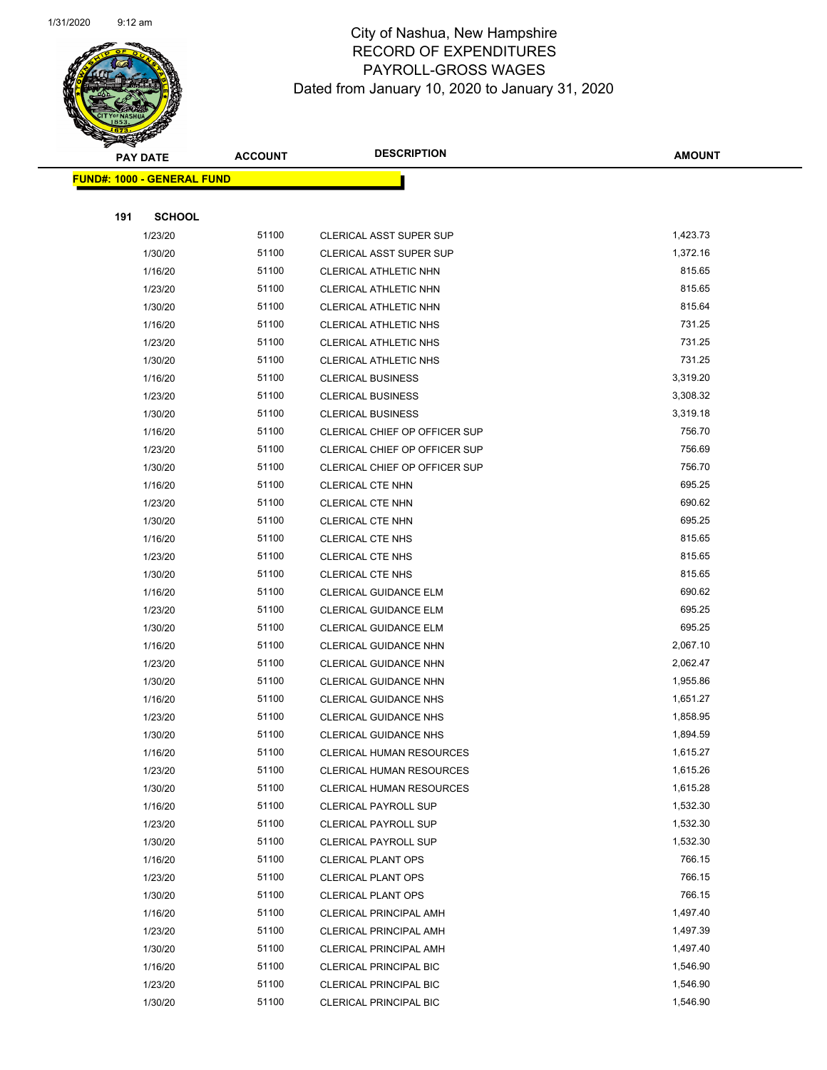# City of Nashua, New Hampshire
## RECORD OF EXPENDITURES
## PAYROLL-GROSS WAGES
## Dated from January 10, 2020 to January 31, 2020

| PAY DATE | ACCOUNT | DESCRIPTION | AMOUNT |
|---|---|---|---|

**FUND#: 1000 - GENERAL FUND**

**191 SCHOOL**

| PAY DATE | ACCOUNT | DESCRIPTION | AMOUNT |
|---|---|---|---|
| 1/23/20 | 51100 | CLERICAL ASST SUPER SUP | 1,423.73 |
| 1/30/20 | 51100 | CLERICAL ASST SUPER SUP | 1,372.16 |
| 1/16/20 | 51100 | CLERICAL ATHLETIC NHN | 815.65 |
| 1/23/20 | 51100 | CLERICAL ATHLETIC NHN | 815.65 |
| 1/30/20 | 51100 | CLERICAL ATHLETIC NHN | 815.64 |
| 1/16/20 | 51100 | CLERICAL ATHLETIC NHS | 731.25 |
| 1/23/20 | 51100 | CLERICAL ATHLETIC NHS | 731.25 |
| 1/30/20 | 51100 | CLERICAL ATHLETIC NHS | 731.25 |
| 1/16/20 | 51100 | CLERICAL BUSINESS | 3,319.20 |
| 1/23/20 | 51100 | CLERICAL BUSINESS | 3,308.32 |
| 1/30/20 | 51100 | CLERICAL BUSINESS | 3,319.18 |
| 1/16/20 | 51100 | CLERICAL CHIEF OP OFFICER SUP | 756.70 |
| 1/23/20 | 51100 | CLERICAL CHIEF OP OFFICER SUP | 756.69 |
| 1/30/20 | 51100 | CLERICAL CHIEF OP OFFICER SUP | 756.70 |
| 1/16/20 | 51100 | CLERICAL CTE NHN | 695.25 |
| 1/23/20 | 51100 | CLERICAL CTE NHN | 690.62 |
| 1/30/20 | 51100 | CLERICAL CTE NHN | 695.25 |
| 1/16/20 | 51100 | CLERICAL CTE NHS | 815.65 |
| 1/23/20 | 51100 | CLERICAL CTE NHS | 815.65 |
| 1/30/20 | 51100 | CLERICAL CTE NHS | 815.65 |
| 1/16/20 | 51100 | CLERICAL GUIDANCE ELM | 690.62 |
| 1/23/20 | 51100 | CLERICAL GUIDANCE ELM | 695.25 |
| 1/30/20 | 51100 | CLERICAL GUIDANCE ELM | 695.25 |
| 1/16/20 | 51100 | CLERICAL GUIDANCE NHN | 2,067.10 |
| 1/23/20 | 51100 | CLERICAL GUIDANCE NHN | 2,062.47 |
| 1/30/20 | 51100 | CLERICAL GUIDANCE NHN | 1,955.86 |
| 1/16/20 | 51100 | CLERICAL GUIDANCE NHS | 1,651.27 |
| 1/23/20 | 51100 | CLERICAL GUIDANCE NHS | 1,858.95 |
| 1/30/20 | 51100 | CLERICAL GUIDANCE NHS | 1,894.59 |
| 1/16/20 | 51100 | CLERICAL HUMAN RESOURCES | 1,615.27 |
| 1/23/20 | 51100 | CLERICAL HUMAN RESOURCES | 1,615.26 |
| 1/30/20 | 51100 | CLERICAL HUMAN RESOURCES | 1,615.28 |
| 1/16/20 | 51100 | CLERICAL PAYROLL SUP | 1,532.30 |
| 1/23/20 | 51100 | CLERICAL PAYROLL SUP | 1,532.30 |
| 1/30/20 | 51100 | CLERICAL PAYROLL SUP | 1,532.30 |
| 1/16/20 | 51100 | CLERICAL PLANT OPS | 766.15 |
| 1/23/20 | 51100 | CLERICAL PLANT OPS | 766.15 |
| 1/30/20 | 51100 | CLERICAL PLANT OPS | 766.15 |
| 1/16/20 | 51100 | CLERICAL PRINCIPAL AMH | 1,497.40 |
| 1/23/20 | 51100 | CLERICAL PRINCIPAL AMH | 1,497.39 |
| 1/30/20 | 51100 | CLERICAL PRINCIPAL AMH | 1,497.40 |
| 1/16/20 | 51100 | CLERICAL PRINCIPAL BIC | 1,546.90 |
| 1/23/20 | 51100 | CLERICAL PRINCIPAL BIC | 1,546.90 |
| 1/30/20 | 51100 | CLERICAL PRINCIPAL BIC | 1,546.90 |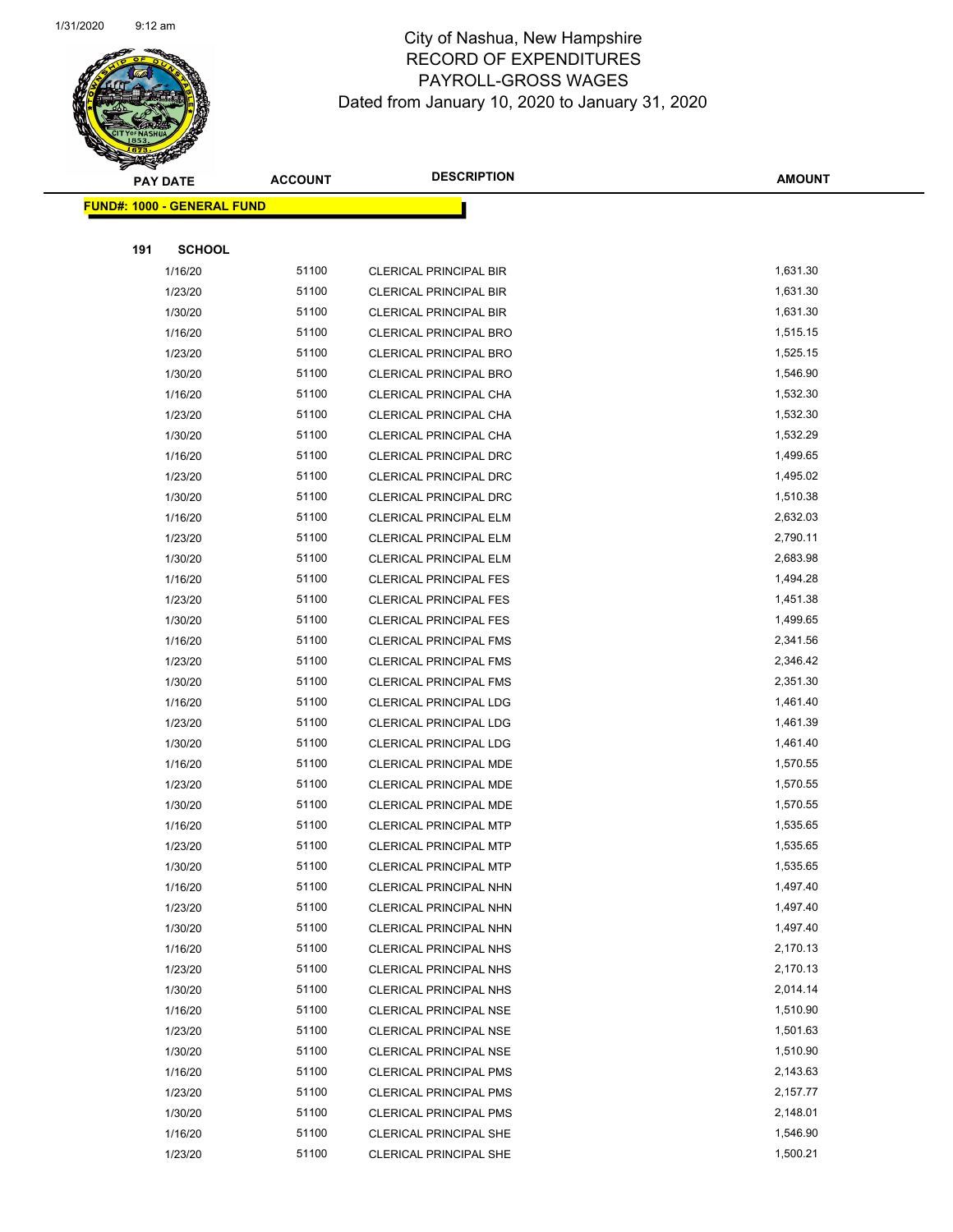# City of Nashua, New Hampshire
## RECORD OF EXPENDITURES
## PAYROLL-GROSS WAGES
### Dated from January 10, 2020 to January 31, 2020

| PAY DATE | ACCOUNT | DESCRIPTION | AMOUNT |
|---|---|---|---|
| **FUND#: 1000 - GENERAL FUND** | | | |
| **191 SCHOOL** | | | |
| 1/16/20 | 51100 | CLERICAL PRINCIPAL BIR | 1,631.30 |
| 1/23/20 | 51100 | CLERICAL PRINCIPAL BIR | 1,631.30 |
| 1/30/20 | 51100 | CLERICAL PRINCIPAL BIR | 1,631.30 |
| 1/16/20 | 51100 | CLERICAL PRINCIPAL BRO | 1,515.15 |
| 1/23/20 | 51100 | CLERICAL PRINCIPAL BRO | 1,525.15 |
| 1/30/20 | 51100 | CLERICAL PRINCIPAL BRO | 1,546.90 |
| 1/16/20 | 51100 | CLERICAL PRINCIPAL CHA | 1,532.30 |
| 1/23/20 | 51100 | CLERICAL PRINCIPAL CHA | 1,532.30 |
| 1/30/20 | 51100 | CLERICAL PRINCIPAL CHA | 1,532.29 |
| 1/16/20 | 51100 | CLERICAL PRINCIPAL DRC | 1,499.65 |
| 1/23/20 | 51100 | CLERICAL PRINCIPAL DRC | 1,495.02 |
| 1/30/20 | 51100 | CLERICAL PRINCIPAL DRC | 1,510.38 |
| 1/16/20 | 51100 | CLERICAL PRINCIPAL ELM | 2,632.03 |
| 1/23/20 | 51100 | CLERICAL PRINCIPAL ELM | 2,790.11 |
| 1/30/20 | 51100 | CLERICAL PRINCIPAL ELM | 2,683.98 |
| 1/16/20 | 51100 | CLERICAL PRINCIPAL FES | 1,494.28 |
| 1/23/20 | 51100 | CLERICAL PRINCIPAL FES | 1,451.38 |
| 1/30/20 | 51100 | CLERICAL PRINCIPAL FES | 1,499.65 |
| 1/16/20 | 51100 | CLERICAL PRINCIPAL FMS | 2,341.56 |
| 1/23/20 | 51100 | CLERICAL PRINCIPAL FMS | 2,346.42 |
| 1/30/20 | 51100 | CLERICAL PRINCIPAL FMS | 2,351.30 |
| 1/16/20 | 51100 | CLERICAL PRINCIPAL LDG | 1,461.40 |
| 1/23/20 | 51100 | CLERICAL PRINCIPAL LDG | 1,461.39 |
| 1/30/20 | 51100 | CLERICAL PRINCIPAL LDG | 1,461.40 |
| 1/16/20 | 51100 | CLERICAL PRINCIPAL MDE | 1,570.55 |
| 1/23/20 | 51100 | CLERICAL PRINCIPAL MDE | 1,570.55 |
| 1/30/20 | 51100 | CLERICAL PRINCIPAL MDE | 1,570.55 |
| 1/16/20 | 51100 | CLERICAL PRINCIPAL MTP | 1,535.65 |
| 1/23/20 | 51100 | CLERICAL PRINCIPAL MTP | 1,535.65 |
| 1/30/20 | 51100 | CLERICAL PRINCIPAL MTP | 1,535.65 |
| 1/16/20 | 51100 | CLERICAL PRINCIPAL NHN | 1,497.40 |
| 1/23/20 | 51100 | CLERICAL PRINCIPAL NHN | 1,497.40 |
| 1/30/20 | 51100 | CLERICAL PRINCIPAL NHN | 1,497.40 |
| 1/16/20 | 51100 | CLERICAL PRINCIPAL NHS | 2,170.13 |
| 1/23/20 | 51100 | CLERICAL PRINCIPAL NHS | 2,170.13 |
| 1/30/20 | 51100 | CLERICAL PRINCIPAL NHS | 2,014.14 |
| 1/16/20 | 51100 | CLERICAL PRINCIPAL NSE | 1,510.90 |
| 1/23/20 | 51100 | CLERICAL PRINCIPAL NSE | 1,501.63 |
| 1/30/20 | 51100 | CLERICAL PRINCIPAL NSE | 1,510.90 |
| 1/16/20 | 51100 | CLERICAL PRINCIPAL PMS | 2,143.63 |
| 1/23/20 | 51100 | CLERICAL PRINCIPAL PMS | 2,157.77 |
| 1/30/20 | 51100 | CLERICAL PRINCIPAL PMS | 2,148.01 |
| 1/16/20 | 51100 | CLERICAL PRINCIPAL SHE | 1,546.90 |
| 1/23/20 | 51100 | CLERICAL PRINCIPAL SHE | 1,500.21 |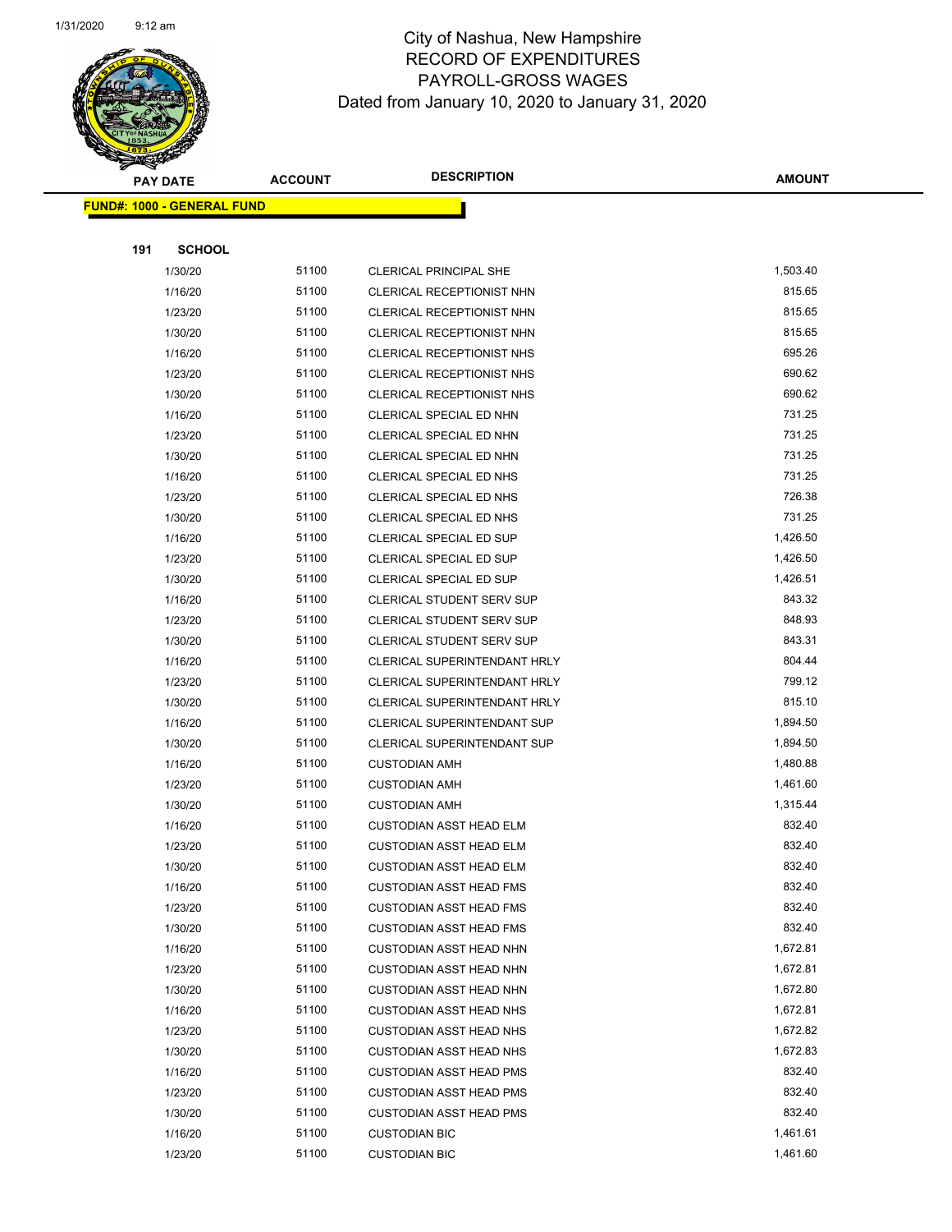# City of Nashua, New Hampshire
# RECORD OF EXPENDITURES
# PAYROLL-GROSS WAGES
## Dated from January 10, 2020 to January 31, 2020

| PAY DATE | ACCOUNT | DESCRIPTION | AMOUNT |
|---|---|---|---|
| **FUND#: 1000 - GENERAL FUND** | | | |
| **191 SCHOOL** | | | |
| 1/30/20 | 51100 | CLERICAL PRINCIPAL SHE | 1,503.40 |
| 1/16/20 | 51100 | CLERICAL RECEPTIONIST NHN | 815.65 |
| 1/23/20 | 51100 | CLERICAL RECEPTIONIST NHN | 815.65 |
| 1/30/20 | 51100 | CLERICAL RECEPTIONIST NHN | 815.65 |
| 1/16/20 | 51100 | CLERICAL RECEPTIONIST NHS | 695.26 |
| 1/23/20 | 51100 | CLERICAL RECEPTIONIST NHS | 690.62 |
| 1/30/20 | 51100 | CLERICAL RECEPTIONIST NHS | 690.62 |
| 1/16/20 | 51100 | CLERICAL SPECIAL ED NHN | 731.25 |
| 1/23/20 | 51100 | CLERICAL SPECIAL ED NHN | 731.25 |
| 1/30/20 | 51100 | CLERICAL SPECIAL ED NHN | 731.25 |
| 1/16/20 | 51100 | CLERICAL SPECIAL ED NHS | 731.25 |
| 1/23/20 | 51100 | CLERICAL SPECIAL ED NHS | 726.38 |
| 1/30/20 | 51100 | CLERICAL SPECIAL ED NHS | 731.25 |
| 1/16/20 | 51100 | CLERICAL SPECIAL ED SUP | 1,426.50 |
| 1/23/20 | 51100 | CLERICAL SPECIAL ED SUP | 1,426.50 |
| 1/30/20 | 51100 | CLERICAL SPECIAL ED SUP | 1,426.51 |
| 1/16/20 | 51100 | CLERICAL STUDENT SERV SUP | 843.32 |
| 1/23/20 | 51100 | CLERICAL STUDENT SERV SUP | 848.93 |
| 1/30/20 | 51100 | CLERICAL STUDENT SERV SUP | 843.31 |
| 1/16/20 | 51100 | CLERICAL SUPERINTENDANT HRLY | 804.44 |
| 1/23/20 | 51100 | CLERICAL SUPERINTENDANT HRLY | 799.12 |
| 1/30/20 | 51100 | CLERICAL SUPERINTENDANT HRLY | 815.10 |
| 1/16/20 | 51100 | CLERICAL SUPERINTENDANT SUP | 1,894.50 |
| 1/30/20 | 51100 | CLERICAL SUPERINTENDANT SUP | 1,894.50 |
| 1/16/20 | 51100 | CUSTODIAN AMH | 1,480.88 |
| 1/23/20 | 51100 | CUSTODIAN AMH | 1,461.60 |
| 1/30/20 | 51100 | CUSTODIAN AMH | 1,315.44 |
| 1/16/20 | 51100 | CUSTODIAN ASST HEAD ELM | 832.40 |
| 1/23/20 | 51100 | CUSTODIAN ASST HEAD ELM | 832.40 |
| 1/30/20 | 51100 | CUSTODIAN ASST HEAD ELM | 832.40 |
| 1/16/20 | 51100 | CUSTODIAN ASST HEAD FMS | 832.40 |
| 1/23/20 | 51100 | CUSTODIAN ASST HEAD FMS | 832.40 |
| 1/30/20 | 51100 | CUSTODIAN ASST HEAD FMS | 832.40 |
| 1/16/20 | 51100 | CUSTODIAN ASST HEAD NHN | 1,672.81 |
| 1/23/20 | 51100 | CUSTODIAN ASST HEAD NHN | 1,672.81 |
| 1/30/20 | 51100 | CUSTODIAN ASST HEAD NHN | 1,672.80 |
| 1/16/20 | 51100 | CUSTODIAN ASST HEAD NHS | 1,672.81 |
| 1/23/20 | 51100 | CUSTODIAN ASST HEAD NHS | 1,672.82 |
| 1/30/20 | 51100 | CUSTODIAN ASST HEAD NHS | 1,672.83 |
| 1/16/20 | 51100 | CUSTODIAN ASST HEAD PMS | 832.40 |
| 1/23/20 | 51100 | CUSTODIAN ASST HEAD PMS | 832.40 |
| 1/30/20 | 51100 | CUSTODIAN ASST HEAD PMS | 832.40 |
| 1/16/20 | 51100 | CUSTODIAN BIC | 1,461.61 |
| 1/23/20 | 51100 | CUSTODIAN BIC | 1,461.60 |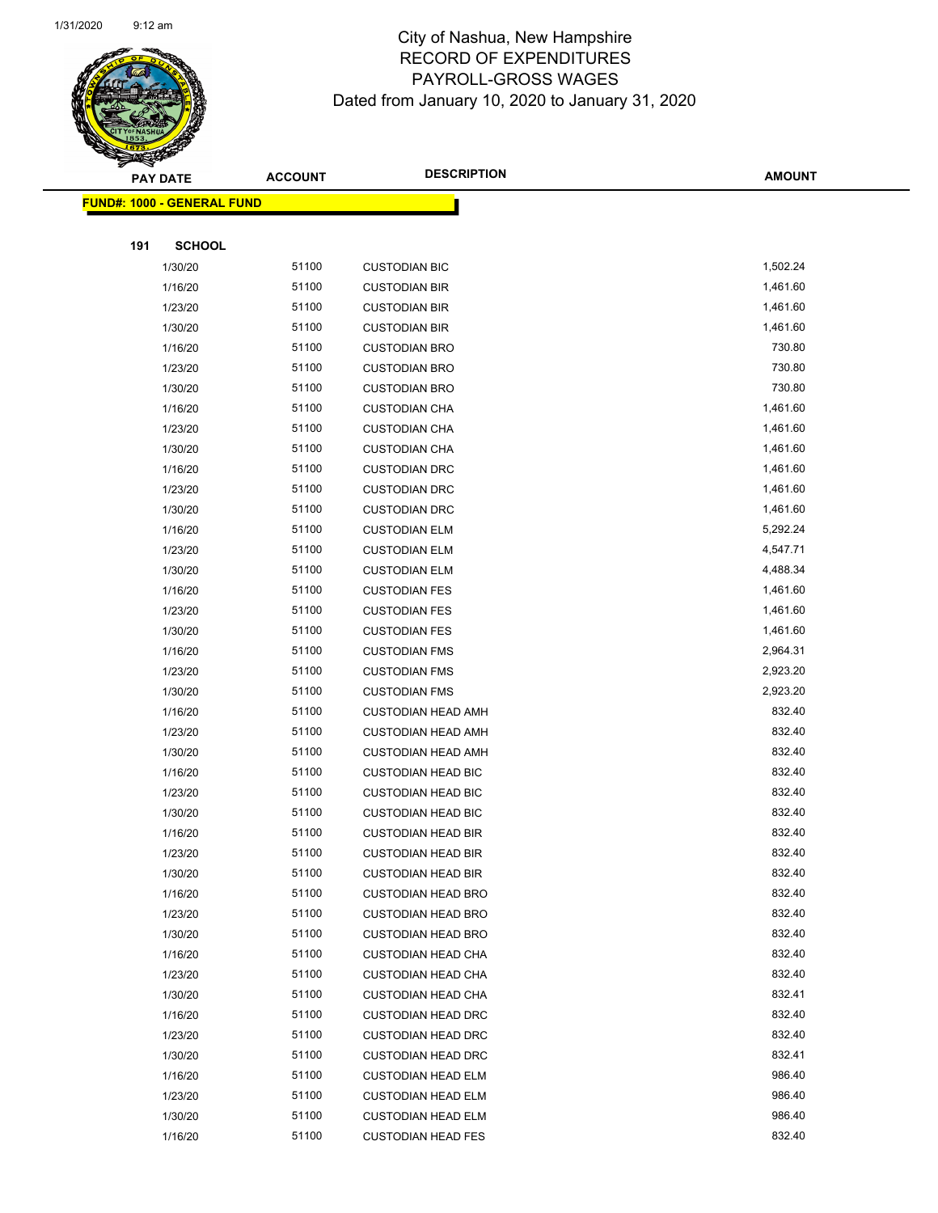# City of Nashua, New Hampshire
## RECORD OF EXPENDITURES
## PAYROLL-GROSS WAGES
### Dated from January 10, 2020 to January 31, 2020

| PAY DATE | ACCOUNT | DESCRIPTION | AMOUNT |
|---|---|---|---|
| **FUND#: 1000 - GENERAL FUND** | | | |
| **191 SCHOOL** | | | |
| 1/30/20 | 51100 | CUSTODIAN BIC | 1,502.24 |
| 1/16/20 | 51100 | CUSTODIAN BIR | 1,461.60 |
| 1/23/20 | 51100 | CUSTODIAN BIR | 1,461.60 |
| 1/30/20 | 51100 | CUSTODIAN BIR | 1,461.60 |
| 1/16/20 | 51100 | CUSTODIAN BRO | 730.80 |
| 1/23/20 | 51100 | CUSTODIAN BRO | 730.80 |
| 1/30/20 | 51100 | CUSTODIAN BRO | 730.80 |
| 1/16/20 | 51100 | CUSTODIAN CHA | 1,461.60 |
| 1/23/20 | 51100 | CUSTODIAN CHA | 1,461.60 |
| 1/30/20 | 51100 | CUSTODIAN CHA | 1,461.60 |
| 1/16/20 | 51100 | CUSTODIAN DRC | 1,461.60 |
| 1/23/20 | 51100 | CUSTODIAN DRC | 1,461.60 |
| 1/30/20 | 51100 | CUSTODIAN DRC | 1,461.60 |
| 1/16/20 | 51100 | CUSTODIAN ELM | 5,292.24 |
| 1/23/20 | 51100 | CUSTODIAN ELM | 4,547.71 |
| 1/30/20 | 51100 | CUSTODIAN ELM | 4,488.34 |
| 1/16/20 | 51100 | CUSTODIAN FES | 1,461.60 |
| 1/23/20 | 51100 | CUSTODIAN FES | 1,461.60 |
| 1/30/20 | 51100 | CUSTODIAN FES | 1,461.60 |
| 1/16/20 | 51100 | CUSTODIAN FMS | 2,964.31 |
| 1/23/20 | 51100 | CUSTODIAN FMS | 2,923.20 |
| 1/30/20 | 51100 | CUSTODIAN FMS | 2,923.20 |
| 1/16/20 | 51100 | CUSTODIAN HEAD AMH | 832.40 |
| 1/23/20 | 51100 | CUSTODIAN HEAD AMH | 832.40 |
| 1/30/20 | 51100 | CUSTODIAN HEAD AMH | 832.40 |
| 1/16/20 | 51100 | CUSTODIAN HEAD BIC | 832.40 |
| 1/23/20 | 51100 | CUSTODIAN HEAD BIC | 832.40 |
| 1/30/20 | 51100 | CUSTODIAN HEAD BIC | 832.40 |
| 1/16/20 | 51100 | CUSTODIAN HEAD BIR | 832.40 |
| 1/23/20 | 51100 | CUSTODIAN HEAD BIR | 832.40 |
| 1/30/20 | 51100 | CUSTODIAN HEAD BIR | 832.40 |
| 1/16/20 | 51100 | CUSTODIAN HEAD BRO | 832.40 |
| 1/23/20 | 51100 | CUSTODIAN HEAD BRO | 832.40 |
| 1/30/20 | 51100 | CUSTODIAN HEAD BRO | 832.40 |
| 1/16/20 | 51100 | CUSTODIAN HEAD CHA | 832.40 |
| 1/23/20 | 51100 | CUSTODIAN HEAD CHA | 832.40 |
| 1/30/20 | 51100 | CUSTODIAN HEAD CHA | 832.41 |
| 1/16/20 | 51100 | CUSTODIAN HEAD DRC | 832.40 |
| 1/23/20 | 51100 | CUSTODIAN HEAD DRC | 832.40 |
| 1/30/20 | 51100 | CUSTODIAN HEAD DRC | 832.41 |
| 1/16/20 | 51100 | CUSTODIAN HEAD ELM | 986.40 |
| 1/23/20 | 51100 | CUSTODIAN HEAD ELM | 986.40 |
| 1/30/20 | 51100 | CUSTODIAN HEAD ELM | 986.40 |
| 1/16/20 | 51100 | CUSTODIAN HEAD FES | 832.40 |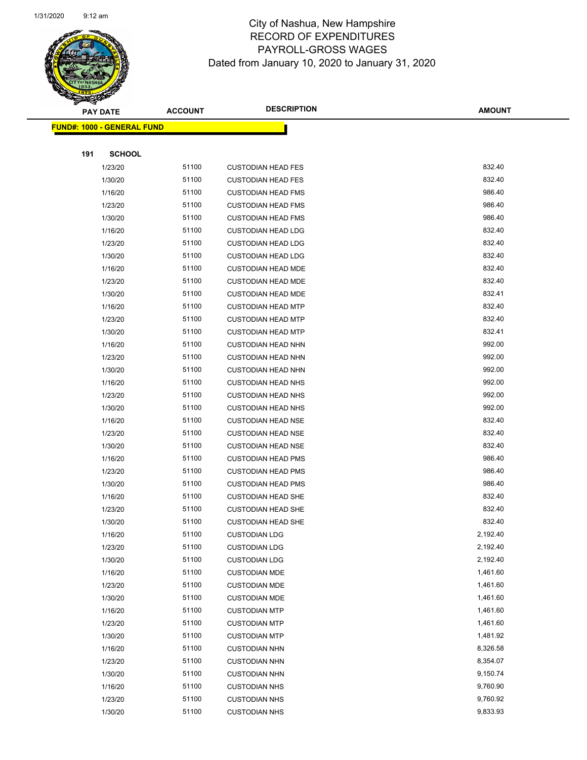# City of Nashua, New Hampshire
## RECORD OF EXPENDITURES
## PAYROLL-GROSS WAGES
### Dated from January 10, 2020 to January 31, 2020

| PAY DATE | ACCOUNT | DESCRIPTION | AMOUNT |
|---|---|---|---|
| **FUND#: 1000 - GENERAL FUND** | | | |
| **191 SCHOOL** | | | |
| 1/23/20 | 51100 | CUSTODIAN HEAD FES | 832.40 |
| 1/30/20 | 51100 | CUSTODIAN HEAD FES | 832.40 |
| 1/16/20 | 51100 | CUSTODIAN HEAD FMS | 986.40 |
| 1/23/20 | 51100 | CUSTODIAN HEAD FMS | 986.40 |
| 1/30/20 | 51100 | CUSTODIAN HEAD FMS | 986.40 |
| 1/16/20 | 51100 | CUSTODIAN HEAD LDG | 832.40 |
| 1/23/20 | 51100 | CUSTODIAN HEAD LDG | 832.40 |
| 1/30/20 | 51100 | CUSTODIAN HEAD LDG | 832.40 |
| 1/16/20 | 51100 | CUSTODIAN HEAD MDE | 832.40 |
| 1/23/20 | 51100 | CUSTODIAN HEAD MDE | 832.40 |
| 1/30/20 | 51100 | CUSTODIAN HEAD MDE | 832.41 |
| 1/16/20 | 51100 | CUSTODIAN HEAD MTP | 832.40 |
| 1/23/20 | 51100 | CUSTODIAN HEAD MTP | 832.40 |
| 1/30/20 | 51100 | CUSTODIAN HEAD MTP | 832.41 |
| 1/16/20 | 51100 | CUSTODIAN HEAD NHN | 992.00 |
| 1/23/20 | 51100 | CUSTODIAN HEAD NHN | 992.00 |
| 1/30/20 | 51100 | CUSTODIAN HEAD NHN | 992.00 |
| 1/16/20 | 51100 | CUSTODIAN HEAD NHS | 992.00 |
| 1/23/20 | 51100 | CUSTODIAN HEAD NHS | 992.00 |
| 1/30/20 | 51100 | CUSTODIAN HEAD NHS | 992.00 |
| 1/16/20 | 51100 | CUSTODIAN HEAD NSE | 832.40 |
| 1/23/20 | 51100 | CUSTODIAN HEAD NSE | 832.40 |
| 1/30/20 | 51100 | CUSTODIAN HEAD NSE | 832.40 |
| 1/16/20 | 51100 | CUSTODIAN HEAD PMS | 986.40 |
| 1/23/20 | 51100 | CUSTODIAN HEAD PMS | 986.40 |
| 1/30/20 | 51100 | CUSTODIAN HEAD PMS | 986.40 |
| 1/16/20 | 51100 | CUSTODIAN HEAD SHE | 832.40 |
| 1/23/20 | 51100 | CUSTODIAN HEAD SHE | 832.40 |
| 1/30/20 | 51100 | CUSTODIAN HEAD SHE | 832.40 |
| 1/16/20 | 51100 | CUSTODIAN LDG | 2,192.40 |
| 1/23/20 | 51100 | CUSTODIAN LDG | 2,192.40 |
| 1/30/20 | 51100 | CUSTODIAN LDG | 2,192.40 |
| 1/16/20 | 51100 | CUSTODIAN MDE | 1,461.60 |
| 1/23/20 | 51100 | CUSTODIAN MDE | 1,461.60 |
| 1/30/20 | 51100 | CUSTODIAN MDE | 1,461.60 |
| 1/16/20 | 51100 | CUSTODIAN MTP | 1,461.60 |
| 1/23/20 | 51100 | CUSTODIAN MTP | 1,461.60 |
| 1/30/20 | 51100 | CUSTODIAN MTP | 1,481.92 |
| 1/16/20 | 51100 | CUSTODIAN NHN | 8,326.58 |
| 1/23/20 | 51100 | CUSTODIAN NHN | 8,354.07 |
| 1/30/20 | 51100 | CUSTODIAN NHN | 9,150.74 |
| 1/16/20 | 51100 | CUSTODIAN NHS | 9,760.90 |
| 1/23/20 | 51100 | CUSTODIAN NHS | 9,760.92 |
| 1/30/20 | 51100 | CUSTODIAN NHS | 9,833.93 |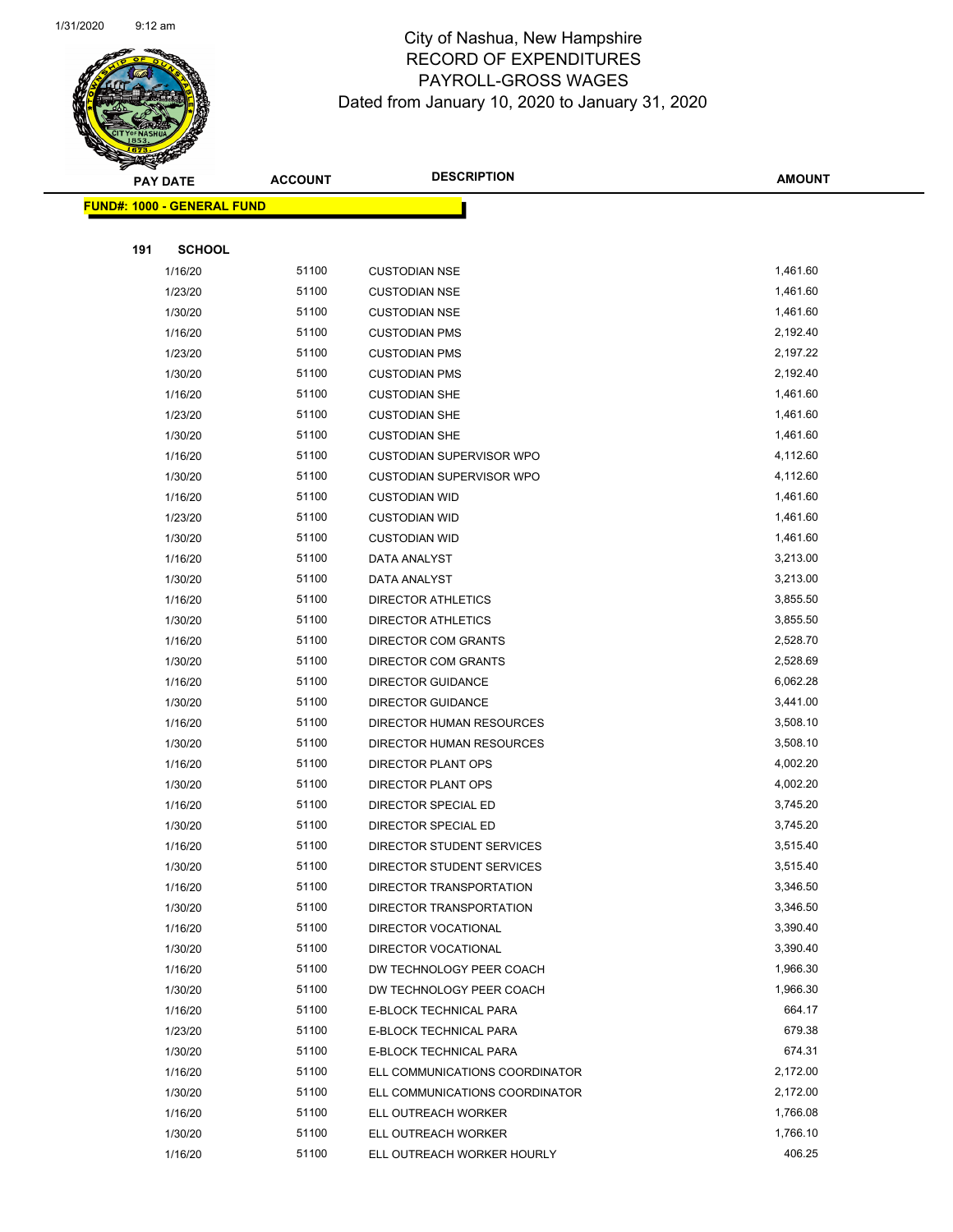# City of Nashua, New Hampshire
# RECORD OF EXPENDITURES
# PAYROLL-GROSS WAGES
# Dated from January 10, 2020 to January 31, 2020

| PAY DATE | ACCOUNT | DESCRIPTION | AMOUNT |
|---|---|---|---|

**FUND#: 1000 - GENERAL FUND**

**191 SCHOOL**

| PAY DATE | ACCOUNT | DESCRIPTION | AMOUNT |
|---|---|---|---|
| 1/16/20 | 51100 | CUSTODIAN NSE | 1,461.60 |
| 1/23/20 | 51100 | CUSTODIAN NSE | 1,461.60 |
| 1/30/20 | 51100 | CUSTODIAN NSE | 1,461.60 |
| 1/16/20 | 51100 | CUSTODIAN PMS | 2,192.40 |
| 1/23/20 | 51100 | CUSTODIAN PMS | 2,197.22 |
| 1/30/20 | 51100 | CUSTODIAN PMS | 2,192.40 |
| 1/16/20 | 51100 | CUSTODIAN SHE | 1,461.60 |
| 1/23/20 | 51100 | CUSTODIAN SHE | 1,461.60 |
| 1/30/20 | 51100 | CUSTODIAN SHE | 1,461.60 |
| 1/16/20 | 51100 | CUSTODIAN SUPERVISOR WPO | 4,112.60 |
| 1/30/20 | 51100 | CUSTODIAN SUPERVISOR WPO | 4,112.60 |
| 1/16/20 | 51100 | CUSTODIAN WID | 1,461.60 |
| 1/23/20 | 51100 | CUSTODIAN WID | 1,461.60 |
| 1/30/20 | 51100 | CUSTODIAN WID | 1,461.60 |
| 1/16/20 | 51100 | DATA ANALYST | 3,213.00 |
| 1/30/20 | 51100 | DATA ANALYST | 3,213.00 |
| 1/16/20 | 51100 | DIRECTOR ATHLETICS | 3,855.50 |
| 1/30/20 | 51100 | DIRECTOR ATHLETICS | 3,855.50 |
| 1/16/20 | 51100 | DIRECTOR COM GRANTS | 2,528.70 |
| 1/30/20 | 51100 | DIRECTOR COM GRANTS | 2,528.69 |
| 1/16/20 | 51100 | DIRECTOR GUIDANCE | 6,062.28 |
| 1/30/20 | 51100 | DIRECTOR GUIDANCE | 3,441.00 |
| 1/16/20 | 51100 | DIRECTOR HUMAN RESOURCES | 3,508.10 |
| 1/30/20 | 51100 | DIRECTOR HUMAN RESOURCES | 3,508.10 |
| 1/16/20 | 51100 | DIRECTOR PLANT OPS | 4,002.20 |
| 1/30/20 | 51100 | DIRECTOR PLANT OPS | 4,002.20 |
| 1/16/20 | 51100 | DIRECTOR SPECIAL ED | 3,745.20 |
| 1/30/20 | 51100 | DIRECTOR SPECIAL ED | 3,745.20 |
| 1/16/20 | 51100 | DIRECTOR STUDENT SERVICES | 3,515.40 |
| 1/30/20 | 51100 | DIRECTOR STUDENT SERVICES | 3,515.40 |
| 1/16/20 | 51100 | DIRECTOR TRANSPORTATION | 3,346.50 |
| 1/30/20 | 51100 | DIRECTOR TRANSPORTATION | 3,346.50 |
| 1/16/20 | 51100 | DIRECTOR VOCATIONAL | 3,390.40 |
| 1/30/20 | 51100 | DIRECTOR VOCATIONAL | 3,390.40 |
| 1/16/20 | 51100 | DW TECHNOLOGY PEER COACH | 1,966.30 |
| 1/30/20 | 51100 | DW TECHNOLOGY PEER COACH | 1,966.30 |
| 1/16/20 | 51100 | E-BLOCK TECHNICAL PARA | 664.17 |
| 1/23/20 | 51100 | E-BLOCK TECHNICAL PARA | 679.38 |
| 1/30/20 | 51100 | E-BLOCK TECHNICAL PARA | 674.31 |
| 1/16/20 | 51100 | ELL COMMUNICATIONS COORDINATOR | 2,172.00 |
| 1/30/20 | 51100 | ELL COMMUNICATIONS COORDINATOR | 2,172.00 |
| 1/16/20 | 51100 | ELL OUTREACH WORKER | 1,766.08 |
| 1/30/20 | 51100 | ELL OUTREACH WORKER | 1,766.10 |
| 1/16/20 | 51100 | ELL OUTREACH WORKER HOURLY | 406.25 |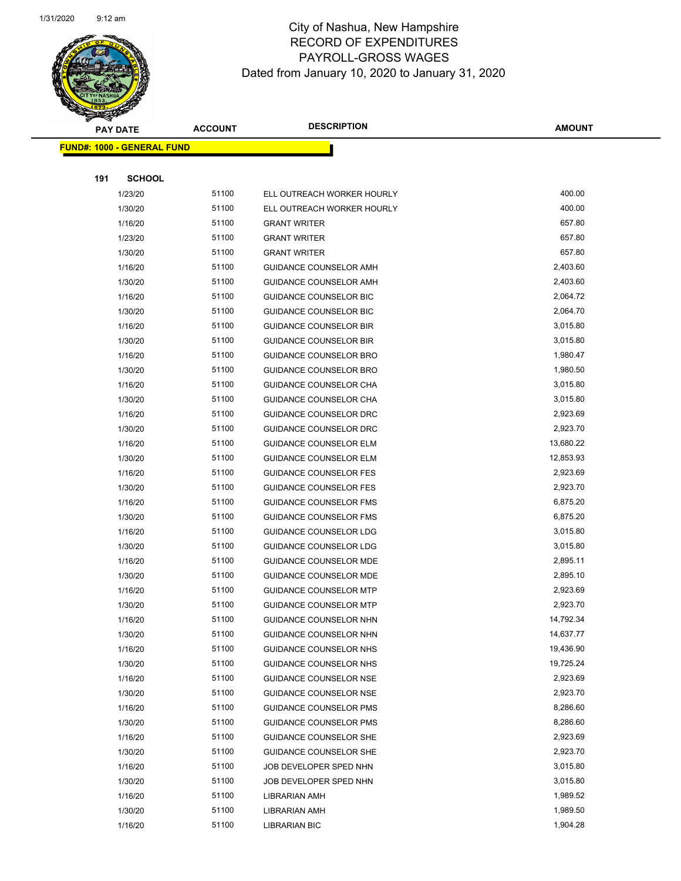# City of Nashua, New Hampshire
## RECORD OF EXPENDITURES
## PAYROLL-GROSS WAGES
## Dated from January 10, 2020 to January 31, 2020

| PAY DATE | ACCOUNT | DESCRIPTION | AMOUNT |
|---|---|---|---|
| **FUND#: 1000 - GENERAL FUND** | | | |
| **191 SCHOOL** | | | |
| 1/23/20 | 51100 | ELL OUTREACH WORKER HOURLY | 400.00 |
| 1/30/20 | 51100 | ELL OUTREACH WORKER HOURLY | 400.00 |
| 1/16/20 | 51100 | GRANT WRITER | 657.80 |
| 1/23/20 | 51100 | GRANT WRITER | 657.80 |
| 1/30/20 | 51100 | GRANT WRITER | 657.80 |
| 1/16/20 | 51100 | GUIDANCE COUNSELOR AMH | 2,403.60 |
| 1/30/20 | 51100 | GUIDANCE COUNSELOR AMH | 2,403.60 |
| 1/16/20 | 51100 | GUIDANCE COUNSELOR BIC | 2,064.72 |
| 1/30/20 | 51100 | GUIDANCE COUNSELOR BIC | 2,064.70 |
| 1/16/20 | 51100 | GUIDANCE COUNSELOR BIR | 3,015.80 |
| 1/30/20 | 51100 | GUIDANCE COUNSELOR BIR | 3,015.80 |
| 1/16/20 | 51100 | GUIDANCE COUNSELOR BRO | 1,980.47 |
| 1/30/20 | 51100 | GUIDANCE COUNSELOR BRO | 1,980.50 |
| 1/16/20 | 51100 | GUIDANCE COUNSELOR CHA | 3,015.80 |
| 1/30/20 | 51100 | GUIDANCE COUNSELOR CHA | 3,015.80 |
| 1/16/20 | 51100 | GUIDANCE COUNSELOR DRC | 2,923.69 |
| 1/30/20 | 51100 | GUIDANCE COUNSELOR DRC | 2,923.70 |
| 1/16/20 | 51100 | GUIDANCE COUNSELOR ELM | 13,680.22 |
| 1/30/20 | 51100 | GUIDANCE COUNSELOR ELM | 12,853.93 |
| 1/16/20 | 51100 | GUIDANCE COUNSELOR FES | 2,923.69 |
| 1/30/20 | 51100 | GUIDANCE COUNSELOR FES | 2,923.70 |
| 1/16/20 | 51100 | GUIDANCE COUNSELOR FMS | 6,875.20 |
| 1/30/20 | 51100 | GUIDANCE COUNSELOR FMS | 6,875.20 |
| 1/16/20 | 51100 | GUIDANCE COUNSELOR LDG | 3,015.80 |
| 1/30/20 | 51100 | GUIDANCE COUNSELOR LDG | 3,015.80 |
| 1/16/20 | 51100 | GUIDANCE COUNSELOR MDE | 2,895.11 |
| 1/30/20 | 51100 | GUIDANCE COUNSELOR MDE | 2,895.10 |
| 1/16/20 | 51100 | GUIDANCE COUNSELOR MTP | 2,923.69 |
| 1/30/20 | 51100 | GUIDANCE COUNSELOR MTP | 2,923.70 |
| 1/16/20 | 51100 | GUIDANCE COUNSELOR NHN | 14,792.34 |
| 1/30/20 | 51100 | GUIDANCE COUNSELOR NHN | 14,637.77 |
| 1/16/20 | 51100 | GUIDANCE COUNSELOR NHS | 19,436.90 |
| 1/30/20 | 51100 | GUIDANCE COUNSELOR NHS | 19,725.24 |
| 1/16/20 | 51100 | GUIDANCE COUNSELOR NSE | 2,923.69 |
| 1/30/20 | 51100 | GUIDANCE COUNSELOR NSE | 2,923.70 |
| 1/16/20 | 51100 | GUIDANCE COUNSELOR PMS | 8,286.60 |
| 1/30/20 | 51100 | GUIDANCE COUNSELOR PMS | 8,286.60 |
| 1/16/20 | 51100 | GUIDANCE COUNSELOR SHE | 2,923.69 |
| 1/30/20 | 51100 | GUIDANCE COUNSELOR SHE | 2,923.70 |
| 1/16/20 | 51100 | JOB DEVELOPER SPED NHN | 3,015.80 |
| 1/30/20 | 51100 | JOB DEVELOPER SPED NHN | 3,015.80 |
| 1/16/20 | 51100 | LIBRARIAN AMH | 1,989.52 |
| 1/30/20 | 51100 | LIBRARIAN AMH | 1,989.50 |
| 1/16/20 | 51100 | LIBRARIAN BIC | 1,904.28 |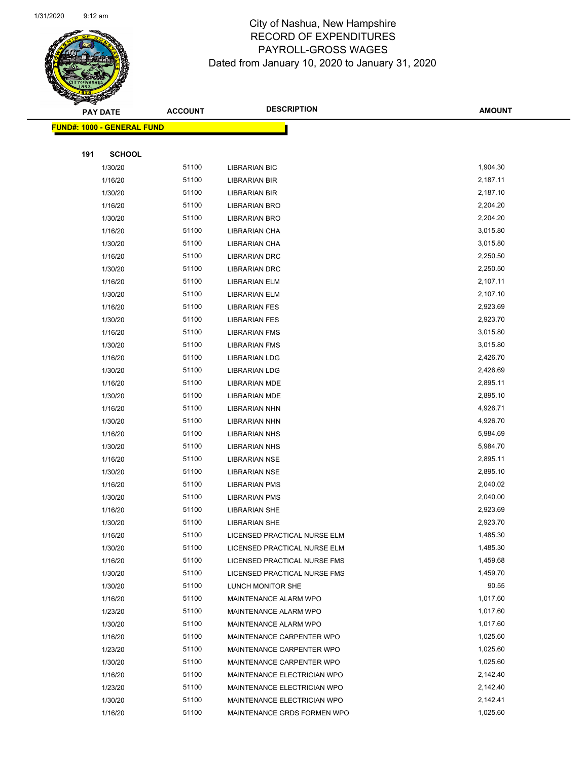# City of Nashua, New Hampshire
## RECORD OF EXPENDITURES
## PAYROLL-GROSS WAGES
### Dated from January 10, 2020 to January 31, 2020

| PAY DATE | ACCOUNT | DESCRIPTION | AMOUNT |
|---|---|---|---|
| **FUND#: 1000 - GENERAL FUND** | | | |
| **191 SCHOOL** | | | |
| 1/30/20 | 51100 | LIBRARIAN BIC | 1,904.30 |
| 1/16/20 | 51100 | LIBRARIAN BIR | 2,187.11 |
| 1/30/20 | 51100 | LIBRARIAN BIR | 2,187.10 |
| 1/16/20 | 51100 | LIBRARIAN BRO | 2,204.20 |
| 1/30/20 | 51100 | LIBRARIAN BRO | 2,204.20 |
| 1/16/20 | 51100 | LIBRARIAN CHA | 3,015.80 |
| 1/30/20 | 51100 | LIBRARIAN CHA | 3,015.80 |
| 1/16/20 | 51100 | LIBRARIAN DRC | 2,250.50 |
| 1/30/20 | 51100 | LIBRARIAN DRC | 2,250.50 |
| 1/16/20 | 51100 | LIBRARIAN ELM | 2,107.11 |
| 1/30/20 | 51100 | LIBRARIAN ELM | 2,107.10 |
| 1/16/20 | 51100 | LIBRARIAN FES | 2,923.69 |
| 1/30/20 | 51100 | LIBRARIAN FES | 2,923.70 |
| 1/16/20 | 51100 | LIBRARIAN FMS | 3,015.80 |
| 1/30/20 | 51100 | LIBRARIAN FMS | 3,015.80 |
| 1/16/20 | 51100 | LIBRARIAN LDG | 2,426.70 |
| 1/30/20 | 51100 | LIBRARIAN LDG | 2,426.69 |
| 1/16/20 | 51100 | LIBRARIAN MDE | 2,895.11 |
| 1/30/20 | 51100 | LIBRARIAN MDE | 2,895.10 |
| 1/16/20 | 51100 | LIBRARIAN NHN | 4,926.71 |
| 1/30/20 | 51100 | LIBRARIAN NHN | 4,926.70 |
| 1/16/20 | 51100 | LIBRARIAN NHS | 5,984.69 |
| 1/30/20 | 51100 | LIBRARIAN NHS | 5,984.70 |
| 1/16/20 | 51100 | LIBRARIAN NSE | 2,895.11 |
| 1/30/20 | 51100 | LIBRARIAN NSE | 2,895.10 |
| 1/16/20 | 51100 | LIBRARIAN PMS | 2,040.02 |
| 1/30/20 | 51100 | LIBRARIAN PMS | 2,040.00 |
| 1/16/20 | 51100 | LIBRARIAN SHE | 2,923.69 |
| 1/30/20 | 51100 | LIBRARIAN SHE | 2,923.70 |
| 1/16/20 | 51100 | LICENSED PRACTICAL NURSE ELM | 1,485.30 |
| 1/30/20 | 51100 | LICENSED PRACTICAL NURSE ELM | 1,485.30 |
| 1/16/20 | 51100 | LICENSED PRACTICAL NURSE FMS | 1,459.68 |
| 1/30/20 | 51100 | LICENSED PRACTICAL NURSE FMS | 1,459.70 |
| 1/30/20 | 51100 | LUNCH MONITOR SHE | 90.55 |
| 1/16/20 | 51100 | MAINTENANCE ALARM WPO | 1,017.60 |
| 1/23/20 | 51100 | MAINTENANCE ALARM WPO | 1,017.60 |
| 1/30/20 | 51100 | MAINTENANCE ALARM WPO | 1,017.60 |
| 1/16/20 | 51100 | MAINTENANCE CARPENTER WPO | 1,025.60 |
| 1/23/20 | 51100 | MAINTENANCE CARPENTER WPO | 1,025.60 |
| 1/30/20 | 51100 | MAINTENANCE CARPENTER WPO | 1,025.60 |
| 1/16/20 | 51100 | MAINTENANCE ELECTRICIAN WPO | 2,142.40 |
| 1/23/20 | 51100 | MAINTENANCE ELECTRICIAN WPO | 2,142.40 |
| 1/30/20 | 51100 | MAINTENANCE ELECTRICIAN WPO | 2,142.41 |
| 1/16/20 | 51100 | MAINTENANCE GRDS FORMEN WPO | 1,025.60 |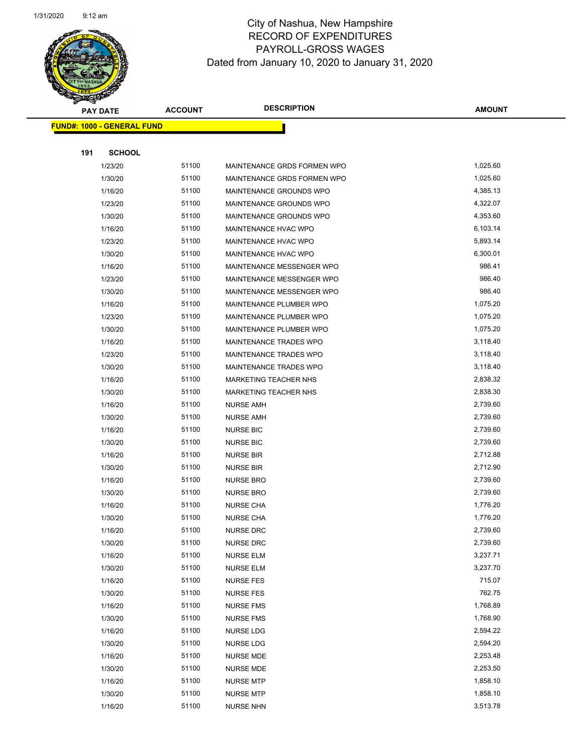# City of Nashua, New Hampshire
## RECORD OF EXPENDITURES
## PAYROLL-GROSS WAGES
### Dated from January 10, 2020 to January 31, 2020

| PAY DATE | ACCOUNT | DESCRIPTION | AMOUNT |
|---|---|---|---|
| **FUND#: 1000 - GENERAL FUND** | | | |
| **191 SCHOOL** | | | |
| 1/23/20 | 51100 | MAINTENANCE GRDS FORMEN WPO | 1,025.60 |
| 1/30/20 | 51100 | MAINTENANCE GRDS FORMEN WPO | 1,025.60 |
| 1/16/20 | 51100 | MAINTENANCE GROUNDS WPO | 4,385.13 |
| 1/23/20 | 51100 | MAINTENANCE GROUNDS WPO | 4,322.07 |
| 1/30/20 | 51100 | MAINTENANCE GROUNDS WPO | 4,353.60 |
| 1/16/20 | 51100 | MAINTENANCE HVAC WPO | 6,103.14 |
| 1/23/20 | 51100 | MAINTENANCE HVAC WPO | 5,893.14 |
| 1/30/20 | 51100 | MAINTENANCE HVAC WPO | 6,300.01 |
| 1/16/20 | 51100 | MAINTENANCE MESSENGER WPO | 986.41 |
| 1/23/20 | 51100 | MAINTENANCE MESSENGER WPO | 986.40 |
| 1/30/20 | 51100 | MAINTENANCE MESSENGER WPO | 986.40 |
| 1/16/20 | 51100 | MAINTENANCE PLUMBER WPO | 1,075.20 |
| 1/23/20 | 51100 | MAINTENANCE PLUMBER WPO | 1,075.20 |
| 1/30/20 | 51100 | MAINTENANCE PLUMBER WPO | 1,075.20 |
| 1/16/20 | 51100 | MAINTENANCE TRADES WPO | 3,118.40 |
| 1/23/20 | 51100 | MAINTENANCE TRADES WPO | 3,118.40 |
| 1/30/20 | 51100 | MAINTENANCE TRADES WPO | 3,118.40 |
| 1/16/20 | 51100 | MARKETING TEACHER NHS | 2,838.32 |
| 1/30/20 | 51100 | MARKETING TEACHER NHS | 2,838.30 |
| 1/16/20 | 51100 | NURSE AMH | 2,739.60 |
| 1/30/20 | 51100 | NURSE AMH | 2,739.60 |
| 1/16/20 | 51100 | NURSE BIC | 2,739.60 |
| 1/30/20 | 51100 | NURSE BIC | 2,739.60 |
| 1/16/20 | 51100 | NURSE BIR | 2,712.88 |
| 1/30/20 | 51100 | NURSE BIR | 2,712.90 |
| 1/16/20 | 51100 | NURSE BRO | 2,739.60 |
| 1/30/20 | 51100 | NURSE BRO | 2,739.60 |
| 1/16/20 | 51100 | NURSE CHA | 1,776.20 |
| 1/30/20 | 51100 | NURSE CHA | 1,776.20 |
| 1/16/20 | 51100 | NURSE DRC | 2,739.60 |
| 1/30/20 | 51100 | NURSE DRC | 2,739.60 |
| 1/16/20 | 51100 | NURSE ELM | 3,237.71 |
| 1/30/20 | 51100 | NURSE ELM | 3,237.70 |
| 1/16/20 | 51100 | NURSE FES | 715.07 |
| 1/30/20 | 51100 | NURSE FES | 762.75 |
| 1/16/20 | 51100 | NURSE FMS | 1,768.89 |
| 1/30/20 | 51100 | NURSE FMS | 1,768.90 |
| 1/16/20 | 51100 | NURSE LDG | 2,594.22 |
| 1/30/20 | 51100 | NURSE LDG | 2,594.20 |
| 1/16/20 | 51100 | NURSE MDE | 2,253.48 |
| 1/30/20 | 51100 | NURSE MDE | 2,253.50 |
| 1/16/20 | 51100 | NURSE MTP | 1,858.10 |
| 1/30/20 | 51100 | NURSE MTP | 1,858.10 |
| 1/16/20 | 51100 | NURSE NHN | 3,513.78 |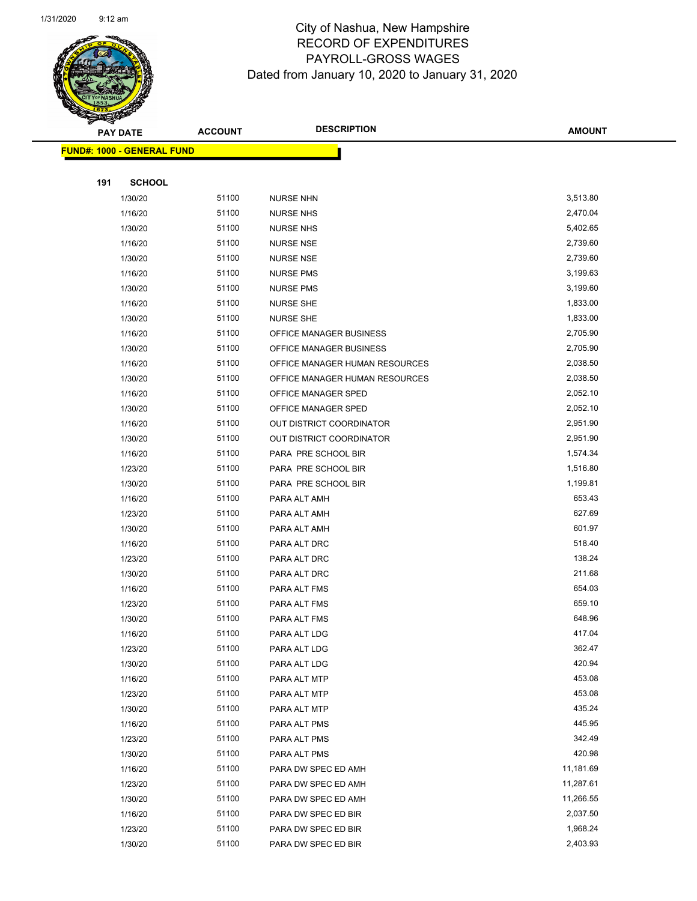# City of Nashua, New Hampshire
## RECORD OF EXPENDITURES
## PAYROLL-GROSS WAGES
## Dated from January 10, 2020 to January 31, 2020

| PAY DATE | ACCOUNT | DESCRIPTION | AMOUNT |
|---|---|---|---|

**FUND#: 1000 - GENERAL FUND**

**191 SCHOOL**

| PAY DATE | ACCOUNT | DESCRIPTION | AMOUNT |
|---|---|---|---|
| 1/30/20 | 51100 | NURSE NHN | 3,513.80 |
| 1/16/20 | 51100 | NURSE NHS | 2,470.04 |
| 1/30/20 | 51100 | NURSE NHS | 5,402.65 |
| 1/16/20 | 51100 | NURSE NSE | 2,739.60 |
| 1/30/20 | 51100 | NURSE NSE | 2,739.60 |
| 1/16/20 | 51100 | NURSE PMS | 3,199.63 |
| 1/30/20 | 51100 | NURSE PMS | 3,199.60 |
| 1/16/20 | 51100 | NURSE SHE | 1,833.00 |
| 1/30/20 | 51100 | NURSE SHE | 1,833.00 |
| 1/16/20 | 51100 | OFFICE MANAGER BUSINESS | 2,705.90 |
| 1/30/20 | 51100 | OFFICE MANAGER BUSINESS | 2,705.90 |
| 1/16/20 | 51100 | OFFICE MANAGER HUMAN RESOURCES | 2,038.50 |
| 1/30/20 | 51100 | OFFICE MANAGER HUMAN RESOURCES | 2,038.50 |
| 1/16/20 | 51100 | OFFICE MANAGER SPED | 2,052.10 |
| 1/30/20 | 51100 | OFFICE MANAGER SPED | 2,052.10 |
| 1/16/20 | 51100 | OUT DISTRICT COORDINATOR | 2,951.90 |
| 1/30/20 | 51100 | OUT DISTRICT COORDINATOR | 2,951.90 |
| 1/16/20 | 51100 | PARA PRE SCHOOL BIR | 1,574.34 |
| 1/23/20 | 51100 | PARA PRE SCHOOL BIR | 1,516.80 |
| 1/30/20 | 51100 | PARA PRE SCHOOL BIR | 1,199.81 |
| 1/16/20 | 51100 | PARA ALT AMH | 653.43 |
| 1/23/20 | 51100 | PARA ALT AMH | 627.69 |
| 1/30/20 | 51100 | PARA ALT AMH | 601.97 |
| 1/16/20 | 51100 | PARA ALT DRC | 518.40 |
| 1/23/20 | 51100 | PARA ALT DRC | 138.24 |
| 1/30/20 | 51100 | PARA ALT DRC | 211.68 |
| 1/16/20 | 51100 | PARA ALT FMS | 654.03 |
| 1/23/20 | 51100 | PARA ALT FMS | 659.10 |
| 1/30/20 | 51100 | PARA ALT FMS | 648.96 |
| 1/16/20 | 51100 | PARA ALT LDG | 417.04 |
| 1/23/20 | 51100 | PARA ALT LDG | 362.47 |
| 1/30/20 | 51100 | PARA ALT LDG | 420.94 |
| 1/16/20 | 51100 | PARA ALT MTP | 453.08 |
| 1/23/20 | 51100 | PARA ALT MTP | 453.08 |
| 1/30/20 | 51100 | PARA ALT MTP | 435.24 |
| 1/16/20 | 51100 | PARA ALT PMS | 445.95 |
| 1/23/20 | 51100 | PARA ALT PMS | 342.49 |
| 1/30/20 | 51100 | PARA ALT PMS | 420.98 |
| 1/16/20 | 51100 | PARA DW SPEC ED AMH | 11,181.69 |
| 1/23/20 | 51100 | PARA DW SPEC ED AMH | 11,287.61 |
| 1/30/20 | 51100 | PARA DW SPEC ED AMH | 11,266.55 |
| 1/16/20 | 51100 | PARA DW SPEC ED BIR | 2,037.50 |
| 1/23/20 | 51100 | PARA DW SPEC ED BIR | 1,968.24 |
| 1/30/20 | 51100 | PARA DW SPEC ED BIR | 2,403.93 |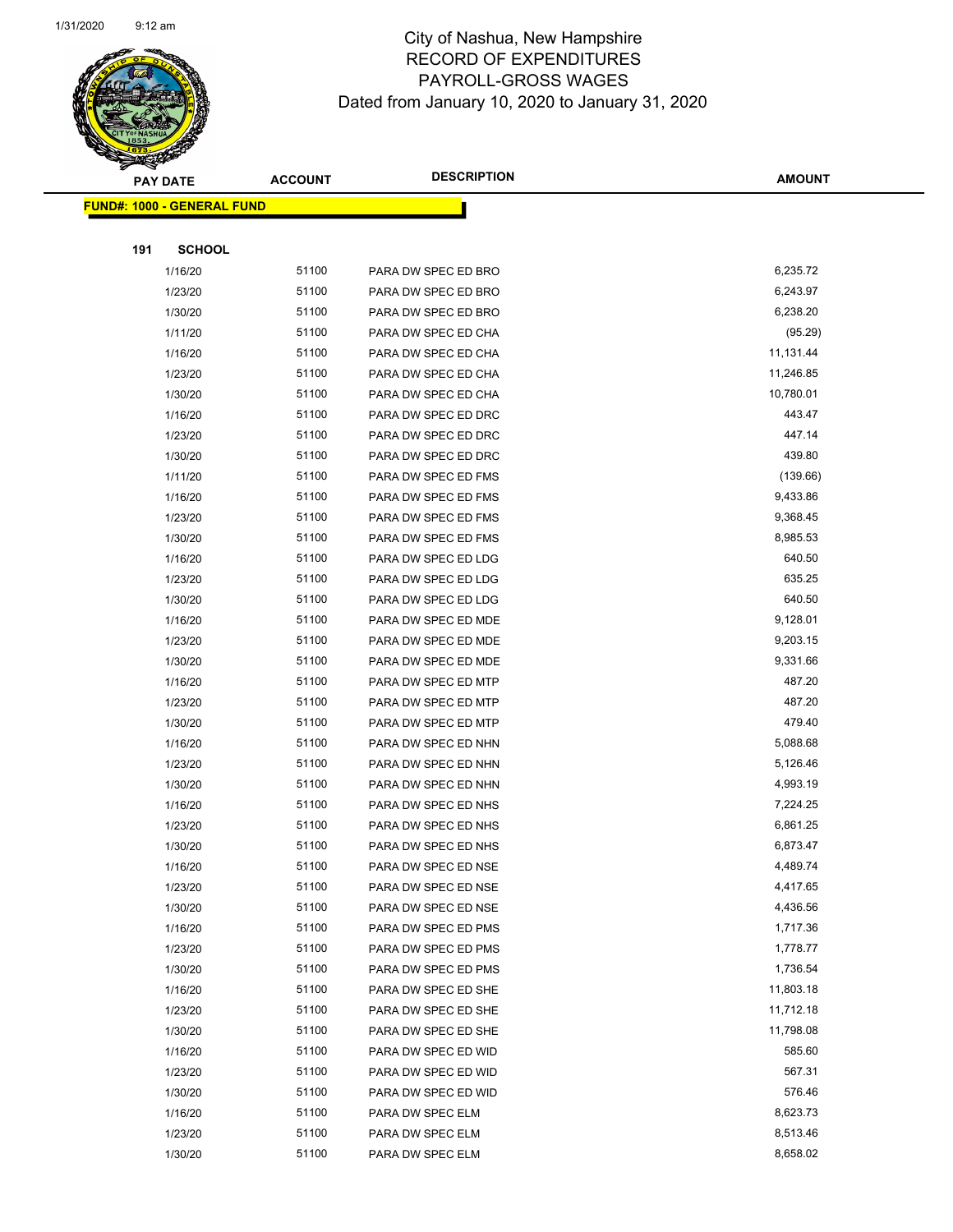# City of Nashua, New Hampshire
## RECORD OF EXPENDITURES
## PAYROLL-GROSS WAGES
### Dated from January 10, 2020 to January 31, 2020

| PAY DATE | ACCOUNT | DESCRIPTION | AMOUNT |
|---|---|---|---|

**FUND#: 1000 - GENERAL FUND**

**191 SCHOOL**

| PAY DATE | ACCOUNT | DESCRIPTION | AMOUNT |
|---|---|---|---|
| 1/16/20 | 51100 | PARA DW SPEC ED BRO | 6,235.72 |
| 1/23/20 | 51100 | PARA DW SPEC ED BRO | 6,243.97 |
| 1/30/20 | 51100 | PARA DW SPEC ED BRO | 6,238.20 |
| 1/11/20 | 51100 | PARA DW SPEC ED CHA | (95.29) |
| 1/16/20 | 51100 | PARA DW SPEC ED CHA | 11,131.44 |
| 1/23/20 | 51100 | PARA DW SPEC ED CHA | 11,246.85 |
| 1/30/20 | 51100 | PARA DW SPEC ED CHA | 10,780.01 |
| 1/16/20 | 51100 | PARA DW SPEC ED DRC | 443.47 |
| 1/23/20 | 51100 | PARA DW SPEC ED DRC | 447.14 |
| 1/30/20 | 51100 | PARA DW SPEC ED DRC | 439.80 |
| 1/11/20 | 51100 | PARA DW SPEC ED FMS | (139.66) |
| 1/16/20 | 51100 | PARA DW SPEC ED FMS | 9,433.86 |
| 1/23/20 | 51100 | PARA DW SPEC ED FMS | 9,368.45 |
| 1/30/20 | 51100 | PARA DW SPEC ED FMS | 8,985.53 |
| 1/16/20 | 51100 | PARA DW SPEC ED LDG | 640.50 |
| 1/23/20 | 51100 | PARA DW SPEC ED LDG | 635.25 |
| 1/30/20 | 51100 | PARA DW SPEC ED LDG | 640.50 |
| 1/16/20 | 51100 | PARA DW SPEC ED MDE | 9,128.01 |
| 1/23/20 | 51100 | PARA DW SPEC ED MDE | 9,203.15 |
| 1/30/20 | 51100 | PARA DW SPEC ED MDE | 9,331.66 |
| 1/16/20 | 51100 | PARA DW SPEC ED MTP | 487.20 |
| 1/23/20 | 51100 | PARA DW SPEC ED MTP | 487.20 |
| 1/30/20 | 51100 | PARA DW SPEC ED MTP | 479.40 |
| 1/16/20 | 51100 | PARA DW SPEC ED NHN | 5,088.68 |
| 1/23/20 | 51100 | PARA DW SPEC ED NHN | 5,126.46 |
| 1/30/20 | 51100 | PARA DW SPEC ED NHN | 4,993.19 |
| 1/16/20 | 51100 | PARA DW SPEC ED NHS | 7,224.25 |
| 1/23/20 | 51100 | PARA DW SPEC ED NHS | 6,861.25 |
| 1/30/20 | 51100 | PARA DW SPEC ED NHS | 6,873.47 |
| 1/16/20 | 51100 | PARA DW SPEC ED NSE | 4,489.74 |
| 1/23/20 | 51100 | PARA DW SPEC ED NSE | 4,417.65 |
| 1/30/20 | 51100 | PARA DW SPEC ED NSE | 4,436.56 |
| 1/16/20 | 51100 | PARA DW SPEC ED PMS | 1,717.36 |
| 1/23/20 | 51100 | PARA DW SPEC ED PMS | 1,778.77 |
| 1/30/20 | 51100 | PARA DW SPEC ED PMS | 1,736.54 |
| 1/16/20 | 51100 | PARA DW SPEC ED SHE | 11,803.18 |
| 1/23/20 | 51100 | PARA DW SPEC ED SHE | 11,712.18 |
| 1/30/20 | 51100 | PARA DW SPEC ED SHE | 11,798.08 |
| 1/16/20 | 51100 | PARA DW SPEC ED WID | 585.60 |
| 1/23/20 | 51100 | PARA DW SPEC ED WID | 567.31 |
| 1/30/20 | 51100 | PARA DW SPEC ED WID | 576.46 |
| 1/16/20 | 51100 | PARA DW SPEC ELM | 8,623.73 |
| 1/23/20 | 51100 | PARA DW SPEC ELM | 8,513.46 |
| 1/30/20 | 51100 | PARA DW SPEC ELM | 8,658.02 |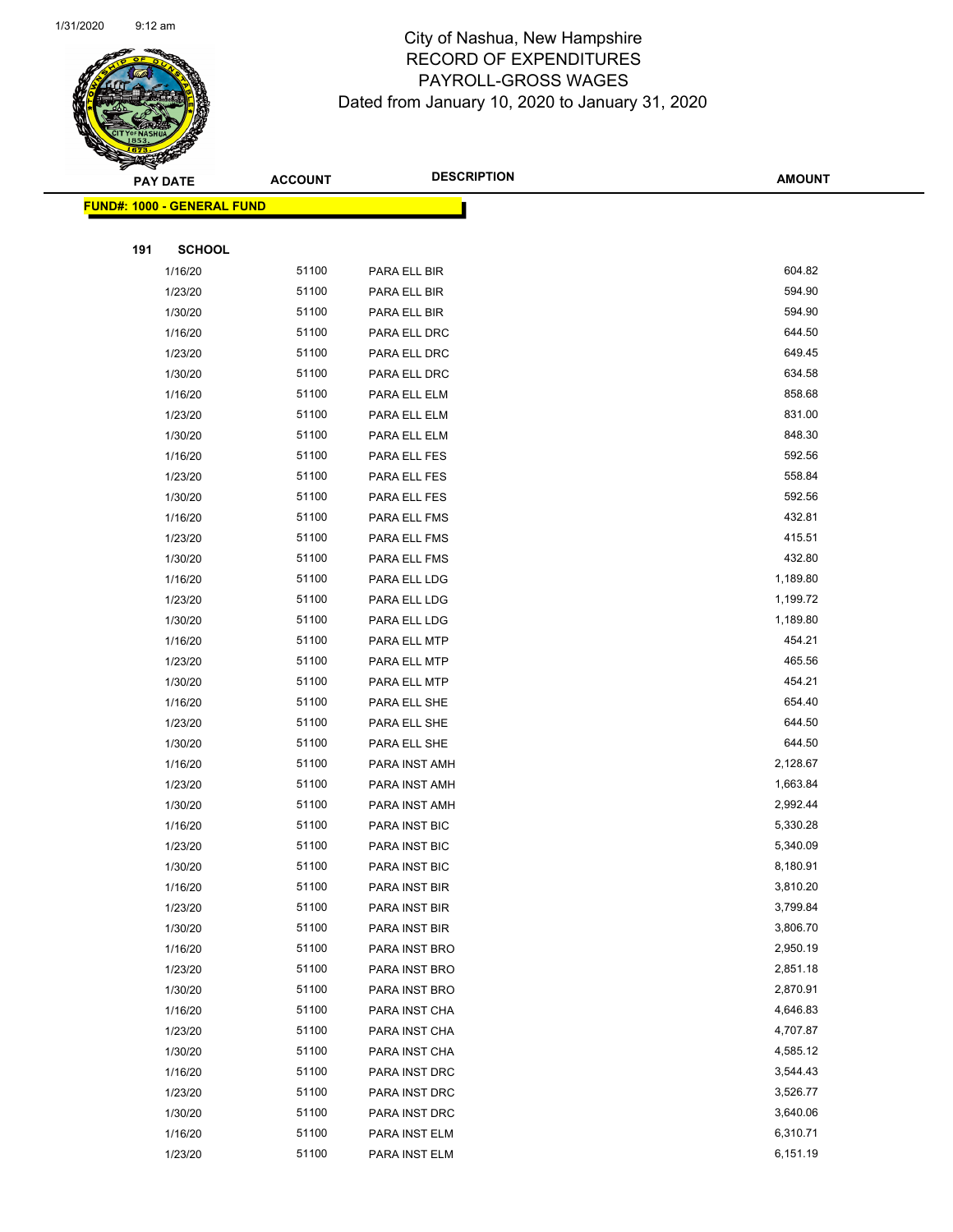# City of Nashua, New Hampshire
# RECORD OF EXPENDITURES
# PAYROLL-GROSS WAGES
# Dated from January 10, 2020 to January 31, 2020

| PAY DATE | ACCOUNT | DESCRIPTION | AMOUNT |
|---|---|---|---|

**FUND#: 1000 - GENERAL FUND**

**191 SCHOOL**

| PAY DATE | ACCOUNT | DESCRIPTION | AMOUNT |
|---|---|---|---|
| 1/16/20 | 51100 | PARA ELL BIR | 604.82 |
| 1/23/20 | 51100 | PARA ELL BIR | 594.90 |
| 1/30/20 | 51100 | PARA ELL BIR | 594.90 |
| 1/16/20 | 51100 | PARA ELL DRC | 644.50 |
| 1/23/20 | 51100 | PARA ELL DRC | 649.45 |
| 1/30/20 | 51100 | PARA ELL DRC | 634.58 |
| 1/16/20 | 51100 | PARA ELL ELM | 858.68 |
| 1/23/20 | 51100 | PARA ELL ELM | 831.00 |
| 1/30/20 | 51100 | PARA ELL ELM | 848.30 |
| 1/16/20 | 51100 | PARA ELL FES | 592.56 |
| 1/23/20 | 51100 | PARA ELL FES | 558.84 |
| 1/30/20 | 51100 | PARA ELL FES | 592.56 |
| 1/16/20 | 51100 | PARA ELL FMS | 432.81 |
| 1/23/20 | 51100 | PARA ELL FMS | 415.51 |
| 1/30/20 | 51100 | PARA ELL FMS | 432.80 |
| 1/16/20 | 51100 | PARA ELL LDG | 1,189.80 |
| 1/23/20 | 51100 | PARA ELL LDG | 1,199.72 |
| 1/30/20 | 51100 | PARA ELL LDG | 1,189.80 |
| 1/16/20 | 51100 | PARA ELL MTP | 454.21 |
| 1/23/20 | 51100 | PARA ELL MTP | 465.56 |
| 1/30/20 | 51100 | PARA ELL MTP | 454.21 |
| 1/16/20 | 51100 | PARA ELL SHE | 654.40 |
| 1/23/20 | 51100 | PARA ELL SHE | 644.50 |
| 1/30/20 | 51100 | PARA ELL SHE | 644.50 |
| 1/16/20 | 51100 | PARA INST AMH | 2,128.67 |
| 1/23/20 | 51100 | PARA INST AMH | 1,663.84 |
| 1/30/20 | 51100 | PARA INST AMH | 2,992.44 |
| 1/16/20 | 51100 | PARA INST BIC | 5,330.28 |
| 1/23/20 | 51100 | PARA INST BIC | 5,340.09 |
| 1/30/20 | 51100 | PARA INST BIC | 8,180.91 |
| 1/16/20 | 51100 | PARA INST BIR | 3,810.20 |
| 1/23/20 | 51100 | PARA INST BIR | 3,799.84 |
| 1/30/20 | 51100 | PARA INST BIR | 3,806.70 |
| 1/16/20 | 51100 | PARA INST BRO | 2,950.19 |
| 1/23/20 | 51100 | PARA INST BRO | 2,851.18 |
| 1/30/20 | 51100 | PARA INST BRO | 2,870.91 |
| 1/16/20 | 51100 | PARA INST CHA | 4,646.83 |
| 1/23/20 | 51100 | PARA INST CHA | 4,707.87 |
| 1/30/20 | 51100 | PARA INST CHA | 4,585.12 |
| 1/16/20 | 51100 | PARA INST DRC | 3,544.43 |
| 1/23/20 | 51100 | PARA INST DRC | 3,526.77 |
| 1/30/20 | 51100 | PARA INST DRC | 3,640.06 |
| 1/16/20 | 51100 | PARA INST ELM | 6,310.71 |
| 1/23/20 | 51100 | PARA INST ELM | 6,151.19 |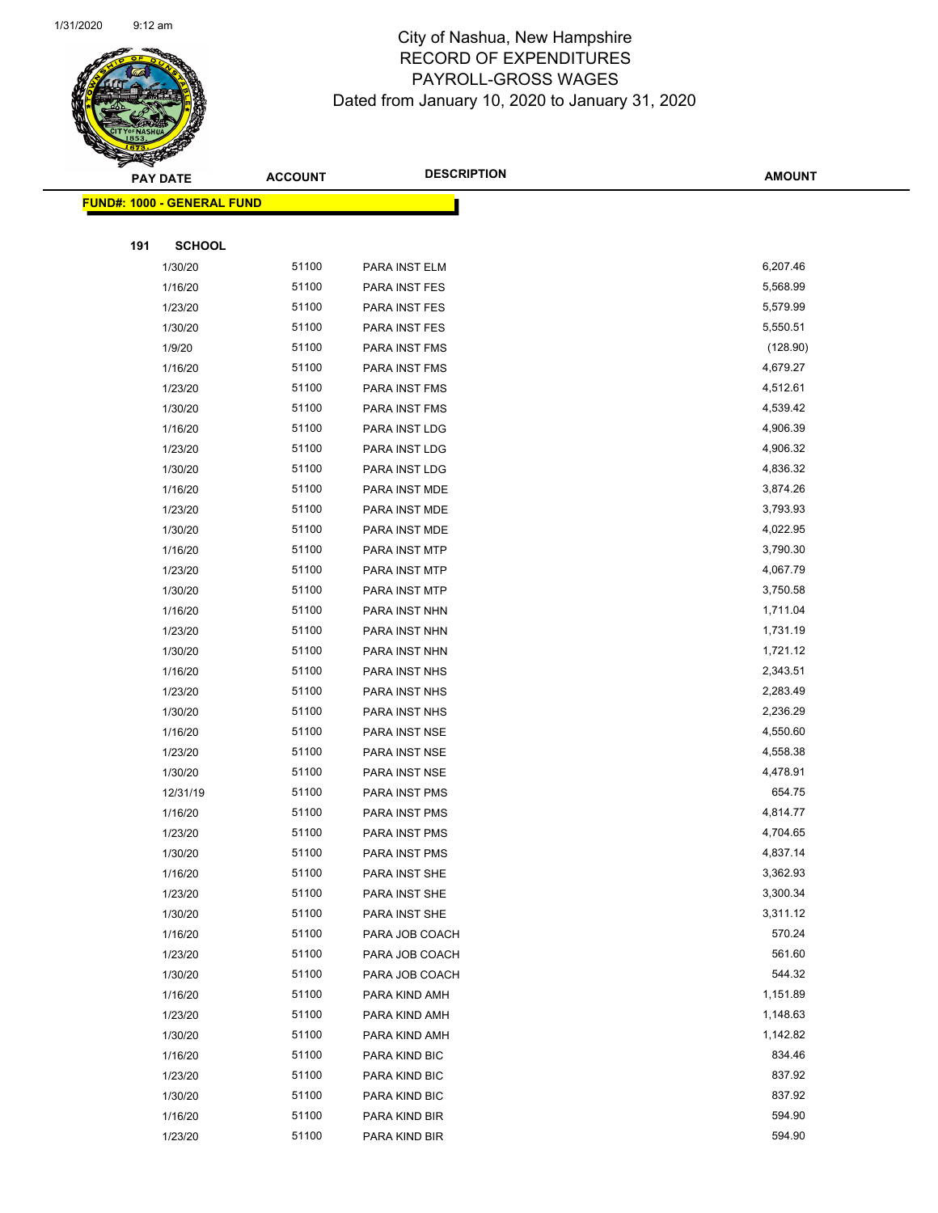# City of Nashua, New Hampshire
## RECORD OF EXPENDITURES
## PAYROLL-GROSS WAGES
### Dated from January 10, 2020 to January 31, 2020

| PAY DATE | ACCOUNT | DESCRIPTION | AMOUNT |
|---|---|---|---|
| **FUND#: 1000 - GENERAL FUND** | | | |
| **191 SCHOOL** | | | |
| 1/30/20 | 51100 | PARA INST ELM | 6,207.46 |
| 1/16/20 | 51100 | PARA INST FES | 5,568.99 |
| 1/23/20 | 51100 | PARA INST FES | 5,579.99 |
| 1/30/20 | 51100 | PARA INST FES | 5,550.51 |
| 1/9/20 | 51100 | PARA INST FMS | (128.90) |
| 1/16/20 | 51100 | PARA INST FMS | 4,679.27 |
| 1/23/20 | 51100 | PARA INST FMS | 4,512.61 |
| 1/30/20 | 51100 | PARA INST FMS | 4,539.42 |
| 1/16/20 | 51100 | PARA INST LDG | 4,906.39 |
| 1/23/20 | 51100 | PARA INST LDG | 4,906.32 |
| 1/30/20 | 51100 | PARA INST LDG | 4,836.32 |
| 1/16/20 | 51100 | PARA INST MDE | 3,874.26 |
| 1/23/20 | 51100 | PARA INST MDE | 3,793.93 |
| 1/30/20 | 51100 | PARA INST MDE | 4,022.95 |
| 1/16/20 | 51100 | PARA INST MTP | 3,790.30 |
| 1/23/20 | 51100 | PARA INST MTP | 4,067.79 |
| 1/30/20 | 51100 | PARA INST MTP | 3,750.58 |
| 1/16/20 | 51100 | PARA INST NHN | 1,711.04 |
| 1/23/20 | 51100 | PARA INST NHN | 1,731.19 |
| 1/30/20 | 51100 | PARA INST NHN | 1,721.12 |
| 1/16/20 | 51100 | PARA INST NHS | 2,343.51 |
| 1/23/20 | 51100 | PARA INST NHS | 2,283.49 |
| 1/30/20 | 51100 | PARA INST NHS | 2,236.29 |
| 1/16/20 | 51100 | PARA INST NSE | 4,550.60 |
| 1/23/20 | 51100 | PARA INST NSE | 4,558.38 |
| 1/30/20 | 51100 | PARA INST NSE | 4,478.91 |
| 12/31/19 | 51100 | PARA INST PMS | 654.75 |
| 1/16/20 | 51100 | PARA INST PMS | 4,814.77 |
| 1/23/20 | 51100 | PARA INST PMS | 4,704.65 |
| 1/30/20 | 51100 | PARA INST PMS | 4,837.14 |
| 1/16/20 | 51100 | PARA INST SHE | 3,362.93 |
| 1/23/20 | 51100 | PARA INST SHE | 3,300.34 |
| 1/30/20 | 51100 | PARA INST SHE | 3,311.12 |
| 1/16/20 | 51100 | PARA JOB COACH | 570.24 |
| 1/23/20 | 51100 | PARA JOB COACH | 561.60 |
| 1/30/20 | 51100 | PARA JOB COACH | 544.32 |
| 1/16/20 | 51100 | PARA KIND AMH | 1,151.89 |
| 1/23/20 | 51100 | PARA KIND AMH | 1,148.63 |
| 1/30/20 | 51100 | PARA KIND AMH | 1,142.82 |
| 1/16/20 | 51100 | PARA KIND BIC | 834.46 |
| 1/23/20 | 51100 | PARA KIND BIC | 837.92 |
| 1/30/20 | 51100 | PARA KIND BIC | 837.92 |
| 1/16/20 | 51100 | PARA KIND BIR | 594.90 |
| 1/23/20 | 51100 | PARA KIND BIR | 594.90 |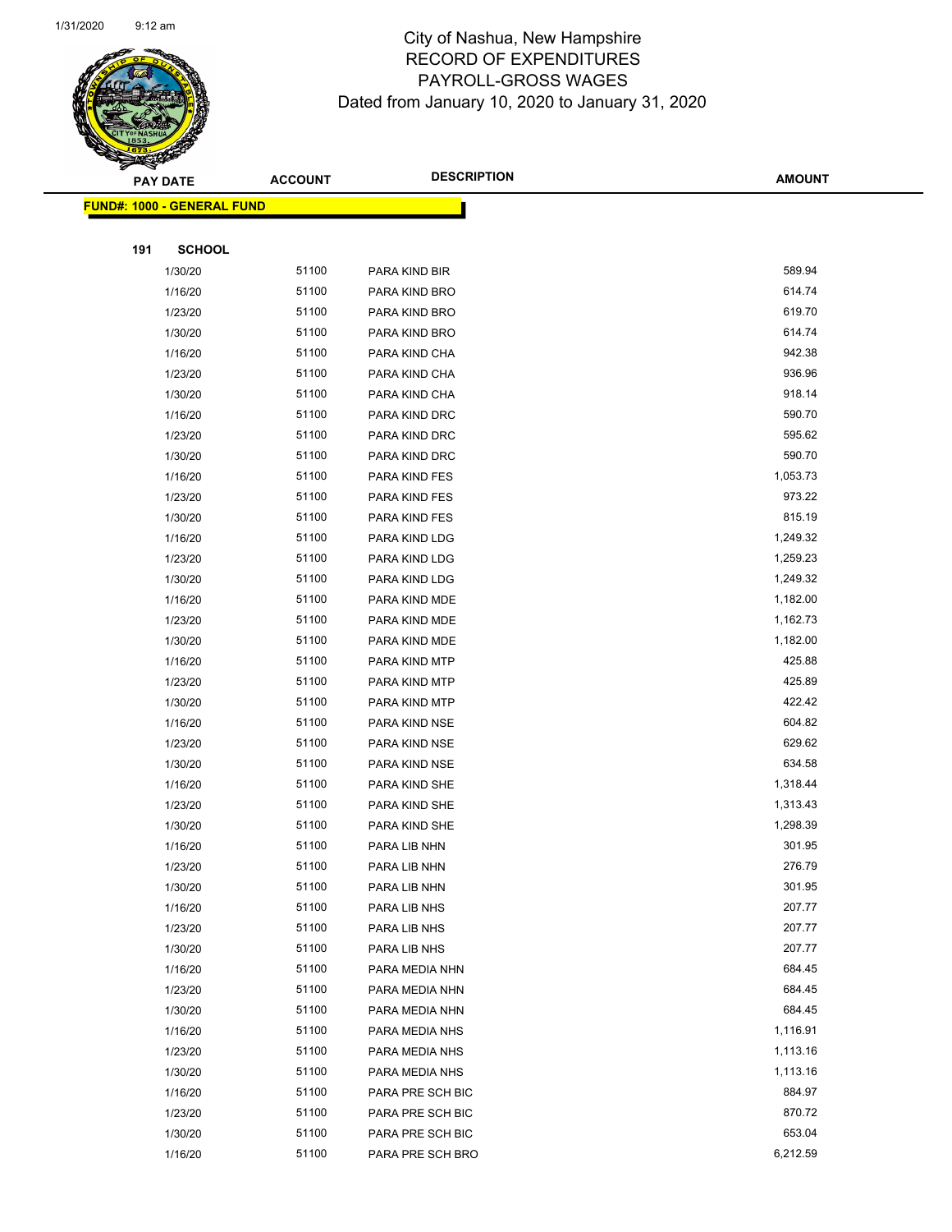# City of Nashua, New Hampshire
## RECORD OF EXPENDITURES
## PAYROLL-GROSS WAGES
## Dated from January 10, 2020 to January 31, 2020

| PAY DATE | ACCOUNT | DESCRIPTION | AMOUNT |
|---|---|---|---|

**FUND#: 1000 - GENERAL FUND**

**191 SCHOOL**

| PAY DATE | ACCOUNT | DESCRIPTION | AMOUNT |
|---|---|---|---|
| 1/30/20 | 51100 | PARA KIND BIR | 589.94 |
| 1/16/20 | 51100 | PARA KIND BRO | 614.74 |
| 1/23/20 | 51100 | PARA KIND BRO | 619.70 |
| 1/30/20 | 51100 | PARA KIND BRO | 614.74 |
| 1/16/20 | 51100 | PARA KIND CHA | 942.38 |
| 1/23/20 | 51100 | PARA KIND CHA | 936.96 |
| 1/30/20 | 51100 | PARA KIND CHA | 918.14 |
| 1/16/20 | 51100 | PARA KIND DRC | 590.70 |
| 1/23/20 | 51100 | PARA KIND DRC | 595.62 |
| 1/30/20 | 51100 | PARA KIND DRC | 590.70 |
| 1/16/20 | 51100 | PARA KIND FES | 1,053.73 |
| 1/23/20 | 51100 | PARA KIND FES | 973.22 |
| 1/30/20 | 51100 | PARA KIND FES | 815.19 |
| 1/16/20 | 51100 | PARA KIND LDG | 1,249.32 |
| 1/23/20 | 51100 | PARA KIND LDG | 1,259.23 |
| 1/30/20 | 51100 | PARA KIND LDG | 1,249.32 |
| 1/16/20 | 51100 | PARA KIND MDE | 1,182.00 |
| 1/23/20 | 51100 | PARA KIND MDE | 1,162.73 |
| 1/30/20 | 51100 | PARA KIND MDE | 1,182.00 |
| 1/16/20 | 51100 | PARA KIND MTP | 425.88 |
| 1/23/20 | 51100 | PARA KIND MTP | 425.89 |
| 1/30/20 | 51100 | PARA KIND MTP | 422.42 |
| 1/16/20 | 51100 | PARA KIND NSE | 604.82 |
| 1/23/20 | 51100 | PARA KIND NSE | 629.62 |
| 1/30/20 | 51100 | PARA KIND NSE | 634.58 |
| 1/16/20 | 51100 | PARA KIND SHE | 1,318.44 |
| 1/23/20 | 51100 | PARA KIND SHE | 1,313.43 |
| 1/30/20 | 51100 | PARA KIND SHE | 1,298.39 |
| 1/16/20 | 51100 | PARA LIB NHN | 301.95 |
| 1/23/20 | 51100 | PARA LIB NHN | 276.79 |
| 1/30/20 | 51100 | PARA LIB NHN | 301.95 |
| 1/16/20 | 51100 | PARA LIB NHS | 207.77 |
| 1/23/20 | 51100 | PARA LIB NHS | 207.77 |
| 1/30/20 | 51100 | PARA LIB NHS | 207.77 |
| 1/16/20 | 51100 | PARA MEDIA NHN | 684.45 |
| 1/23/20 | 51100 | PARA MEDIA NHN | 684.45 |
| 1/30/20 | 51100 | PARA MEDIA NHN | 684.45 |
| 1/16/20 | 51100 | PARA MEDIA NHS | 1,116.91 |
| 1/23/20 | 51100 | PARA MEDIA NHS | 1,113.16 |
| 1/30/20 | 51100 | PARA MEDIA NHS | 1,113.16 |
| 1/16/20 | 51100 | PARA PRE SCH BIC | 884.97 |
| 1/23/20 | 51100 | PARA PRE SCH BIC | 870.72 |
| 1/30/20 | 51100 | PARA PRE SCH BIC | 653.04 |
| 1/16/20 | 51100 | PARA PRE SCH BRO | 6,212.59 |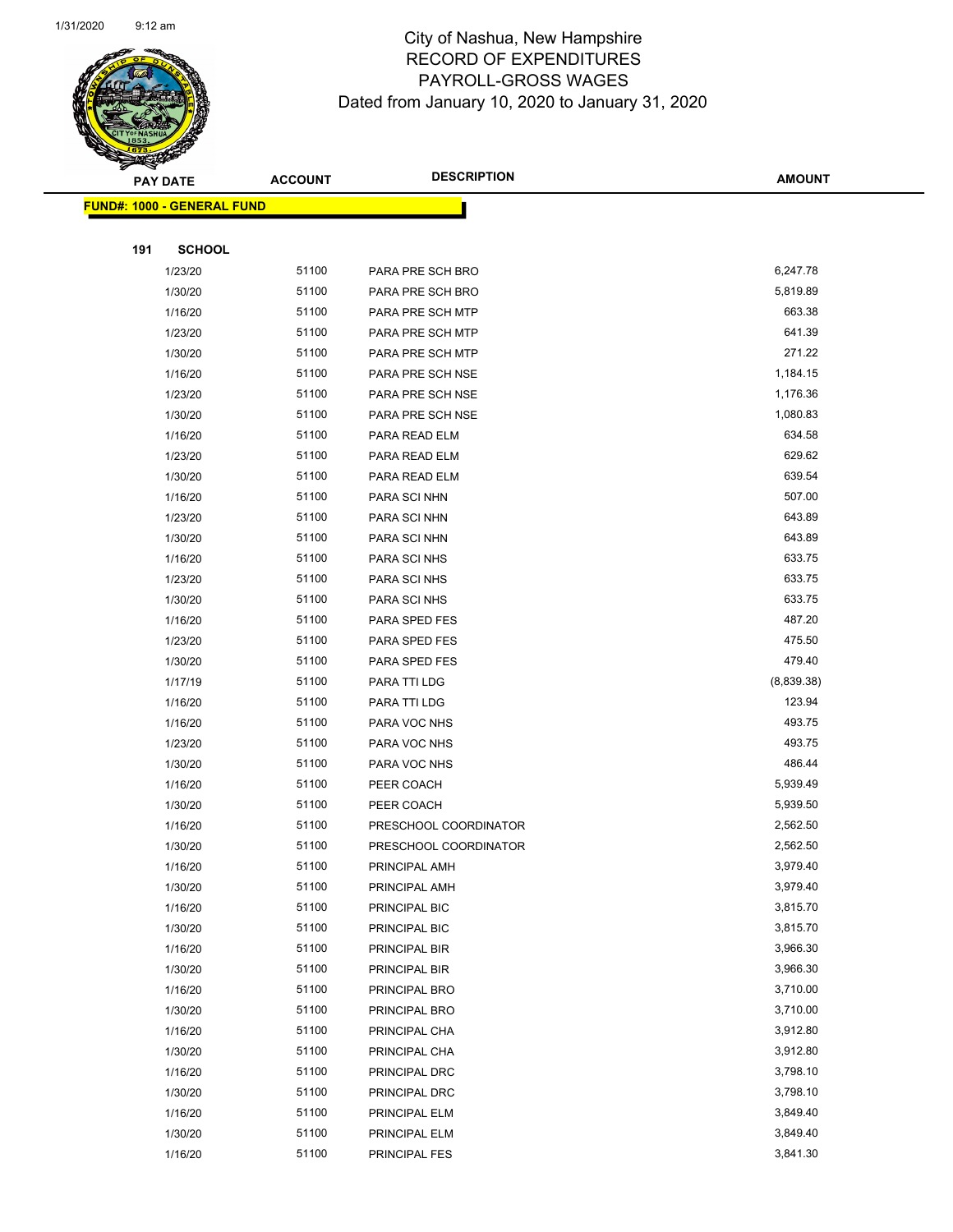# City of Nashua, New Hampshire
# RECORD OF EXPENDITURES
# PAYROLL-GROSS WAGES
# Dated from January 10, 2020 to January 31, 2020

| PAY DATE | ACCOUNT | DESCRIPTION | AMOUNT |
|---|---|---|---|

**FUND#: 1000 - GENERAL FUND**

**191 SCHOOL**

| PAY DATE | ACCOUNT | DESCRIPTION | AMOUNT |
|---|---|---|---|
| 1/23/20 | 51100 | PARA PRE SCH BRO | 6,247.78 |
| 1/30/20 | 51100 | PARA PRE SCH BRO | 5,819.89 |
| 1/16/20 | 51100 | PARA PRE SCH MTP | 663.38 |
| 1/23/20 | 51100 | PARA PRE SCH MTP | 641.39 |
| 1/30/20 | 51100 | PARA PRE SCH MTP | 271.22 |
| 1/16/20 | 51100 | PARA PRE SCH NSE | 1,184.15 |
| 1/23/20 | 51100 | PARA PRE SCH NSE | 1,176.36 |
| 1/30/20 | 51100 | PARA PRE SCH NSE | 1,080.83 |
| 1/16/20 | 51100 | PARA READ ELM | 634.58 |
| 1/23/20 | 51100 | PARA READ ELM | 629.62 |
| 1/30/20 | 51100 | PARA READ ELM | 639.54 |
| 1/16/20 | 51100 | PARA SCI NHN | 507.00 |
| 1/23/20 | 51100 | PARA SCI NHN | 643.89 |
| 1/30/20 | 51100 | PARA SCI NHN | 643.89 |
| 1/16/20 | 51100 | PARA SCI NHS | 633.75 |
| 1/23/20 | 51100 | PARA SCI NHS | 633.75 |
| 1/30/20 | 51100 | PARA SCI NHS | 633.75 |
| 1/16/20 | 51100 | PARA SPED FES | 487.20 |
| 1/23/20 | 51100 | PARA SPED FES | 475.50 |
| 1/30/20 | 51100 | PARA SPED FES | 479.40 |
| 1/17/19 | 51100 | PARA TTI LDG | (8,839.38) |
| 1/16/20 | 51100 | PARA TTI LDG | 123.94 |
| 1/16/20 | 51100 | PARA VOC NHS | 493.75 |
| 1/23/20 | 51100 | PARA VOC NHS | 493.75 |
| 1/30/20 | 51100 | PARA VOC NHS | 486.44 |
| 1/16/20 | 51100 | PEER COACH | 5,939.49 |
| 1/30/20 | 51100 | PEER COACH | 5,939.50 |
| 1/16/20 | 51100 | PRESCHOOL COORDINATOR | 2,562.50 |
| 1/30/20 | 51100 | PRESCHOOL COORDINATOR | 2,562.50 |
| 1/16/20 | 51100 | PRINCIPAL AMH | 3,979.40 |
| 1/30/20 | 51100 | PRINCIPAL AMH | 3,979.40 |
| 1/16/20 | 51100 | PRINCIPAL BIC | 3,815.70 |
| 1/30/20 | 51100 | PRINCIPAL BIC | 3,815.70 |
| 1/16/20 | 51100 | PRINCIPAL BIR | 3,966.30 |
| 1/30/20 | 51100 | PRINCIPAL BIR | 3,966.30 |
| 1/16/20 | 51100 | PRINCIPAL BRO | 3,710.00 |
| 1/30/20 | 51100 | PRINCIPAL BRO | 3,710.00 |
| 1/16/20 | 51100 | PRINCIPAL CHA | 3,912.80 |
| 1/30/20 | 51100 | PRINCIPAL CHA | 3,912.80 |
| 1/16/20 | 51100 | PRINCIPAL DRC | 3,798.10 |
| 1/30/20 | 51100 | PRINCIPAL DRC | 3,798.10 |
| 1/16/20 | 51100 | PRINCIPAL ELM | 3,849.40 |
| 1/30/20 | 51100 | PRINCIPAL ELM | 3,849.40 |
| 1/16/20 | 51100 | PRINCIPAL FES | 3,841.30 |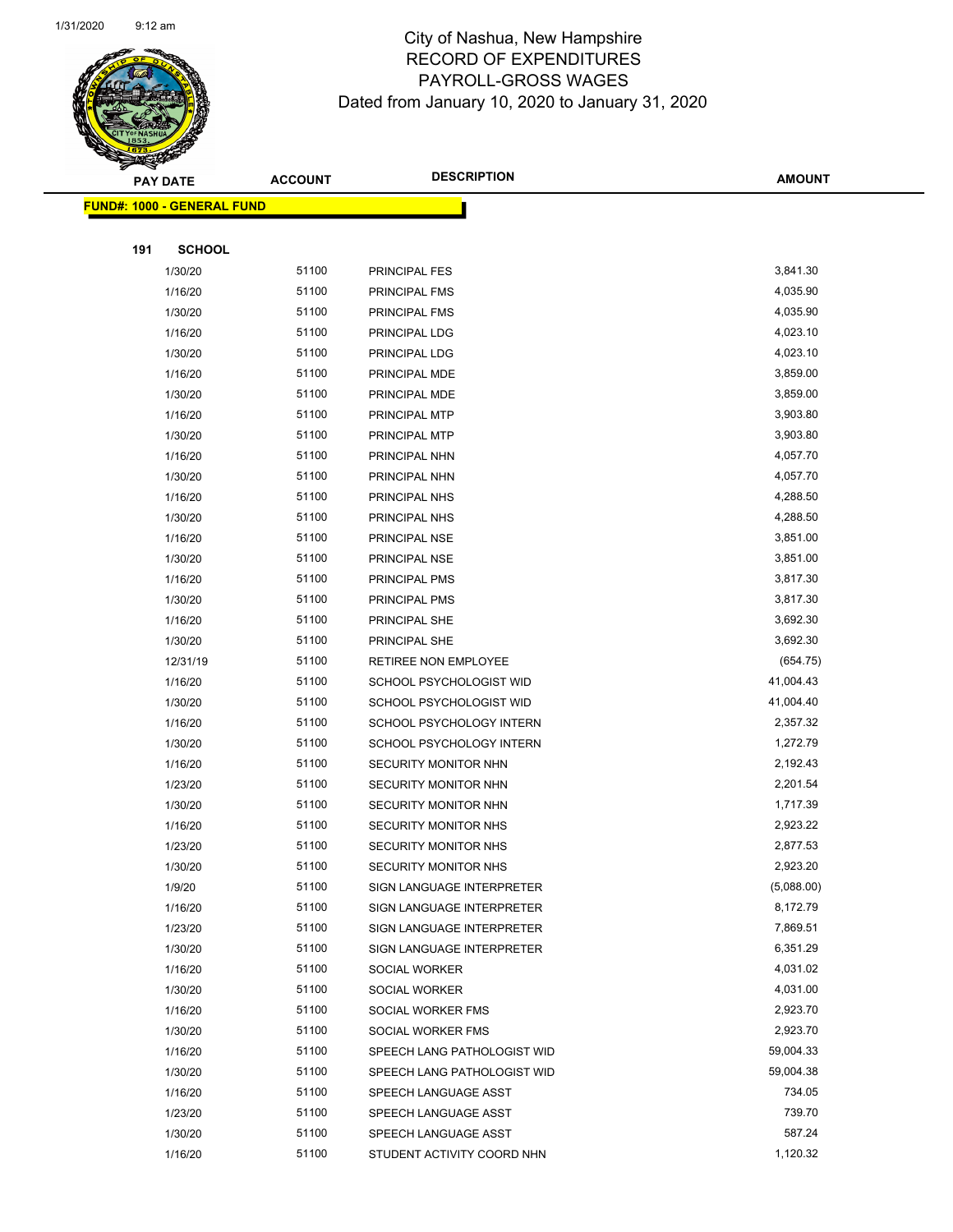City of Nashua, New Hampshire
RECORD OF EXPENDITURES
PAYROLL-GROSS WAGES
Dated from January 10, 2020 to January 31, 2020

| PAY DATE | ACCOUNT | DESCRIPTION | AMOUNT |
|---|---|---|---|
| **FUND#: 1000 - GENERAL FUND** | | | |
| **191 SCHOOL** | | | |
| 1/30/20 | 51100 | PRINCIPAL FES | 3,841.30 |
| 1/16/20 | 51100 | PRINCIPAL FMS | 4,035.90 |
| 1/30/20 | 51100 | PRINCIPAL FMS | 4,035.90 |
| 1/16/20 | 51100 | PRINCIPAL LDG | 4,023.10 |
| 1/30/20 | 51100 | PRINCIPAL LDG | 4,023.10 |
| 1/16/20 | 51100 | PRINCIPAL MDE | 3,859.00 |
| 1/30/20 | 51100 | PRINCIPAL MDE | 3,859.00 |
| 1/16/20 | 51100 | PRINCIPAL MTP | 3,903.80 |
| 1/30/20 | 51100 | PRINCIPAL MTP | 3,903.80 |
| 1/16/20 | 51100 | PRINCIPAL NHN | 4,057.70 |
| 1/30/20 | 51100 | PRINCIPAL NHN | 4,057.70 |
| 1/16/20 | 51100 | PRINCIPAL NHS | 4,288.50 |
| 1/30/20 | 51100 | PRINCIPAL NHS | 4,288.50 |
| 1/16/20 | 51100 | PRINCIPAL NSE | 3,851.00 |
| 1/30/20 | 51100 | PRINCIPAL NSE | 3,851.00 |
| 1/16/20 | 51100 | PRINCIPAL PMS | 3,817.30 |
| 1/30/20 | 51100 | PRINCIPAL PMS | 3,817.30 |
| 1/16/20 | 51100 | PRINCIPAL SHE | 3,692.30 |
| 1/30/20 | 51100 | PRINCIPAL SHE | 3,692.30 |
| 12/31/19 | 51100 | RETIREE NON EMPLOYEE | (654.75) |
| 1/16/20 | 51100 | SCHOOL PSYCHOLOGIST WID | 41,004.43 |
| 1/30/20 | 51100 | SCHOOL PSYCHOLOGIST WID | 41,004.40 |
| 1/16/20 | 51100 | SCHOOL PSYCHOLOGY INTERN | 2,357.32 |
| 1/30/20 | 51100 | SCHOOL PSYCHOLOGY INTERN | 1,272.79 |
| 1/16/20 | 51100 | SECURITY MONITOR NHN | 2,192.43 |
| 1/23/20 | 51100 | SECURITY MONITOR NHN | 2,201.54 |
| 1/30/20 | 51100 | SECURITY MONITOR NHN | 1,717.39 |
| 1/16/20 | 51100 | SECURITY MONITOR NHS | 2,923.22 |
| 1/23/20 | 51100 | SECURITY MONITOR NHS | 2,877.53 |
| 1/30/20 | 51100 | SECURITY MONITOR NHS | 2,923.20 |
| 1/9/20 | 51100 | SIGN LANGUAGE INTERPRETER | (5,088.00) |
| 1/16/20 | 51100 | SIGN LANGUAGE INTERPRETER | 8,172.79 |
| 1/23/20 | 51100 | SIGN LANGUAGE INTERPRETER | 7,869.51 |
| 1/30/20 | 51100 | SIGN LANGUAGE INTERPRETER | 6,351.29 |
| 1/16/20 | 51100 | SOCIAL WORKER | 4,031.02 |
| 1/30/20 | 51100 | SOCIAL WORKER | 4,031.00 |
| 1/16/20 | 51100 | SOCIAL WORKER FMS | 2,923.70 |
| 1/30/20 | 51100 | SOCIAL WORKER FMS | 2,923.70 |
| 1/16/20 | 51100 | SPEECH LANG PATHOLOGIST WID | 59,004.33 |
| 1/30/20 | 51100 | SPEECH LANG PATHOLOGIST WID | 59,004.38 |
| 1/16/20 | 51100 | SPEECH LANGUAGE ASST | 734.05 |
| 1/23/20 | 51100 | SPEECH LANGUAGE ASST | 739.70 |
| 1/30/20 | 51100 | SPEECH LANGUAGE ASST | 587.24 |
| 1/16/20 | 51100 | STUDENT ACTIVITY COORD NHN | 1,120.32 |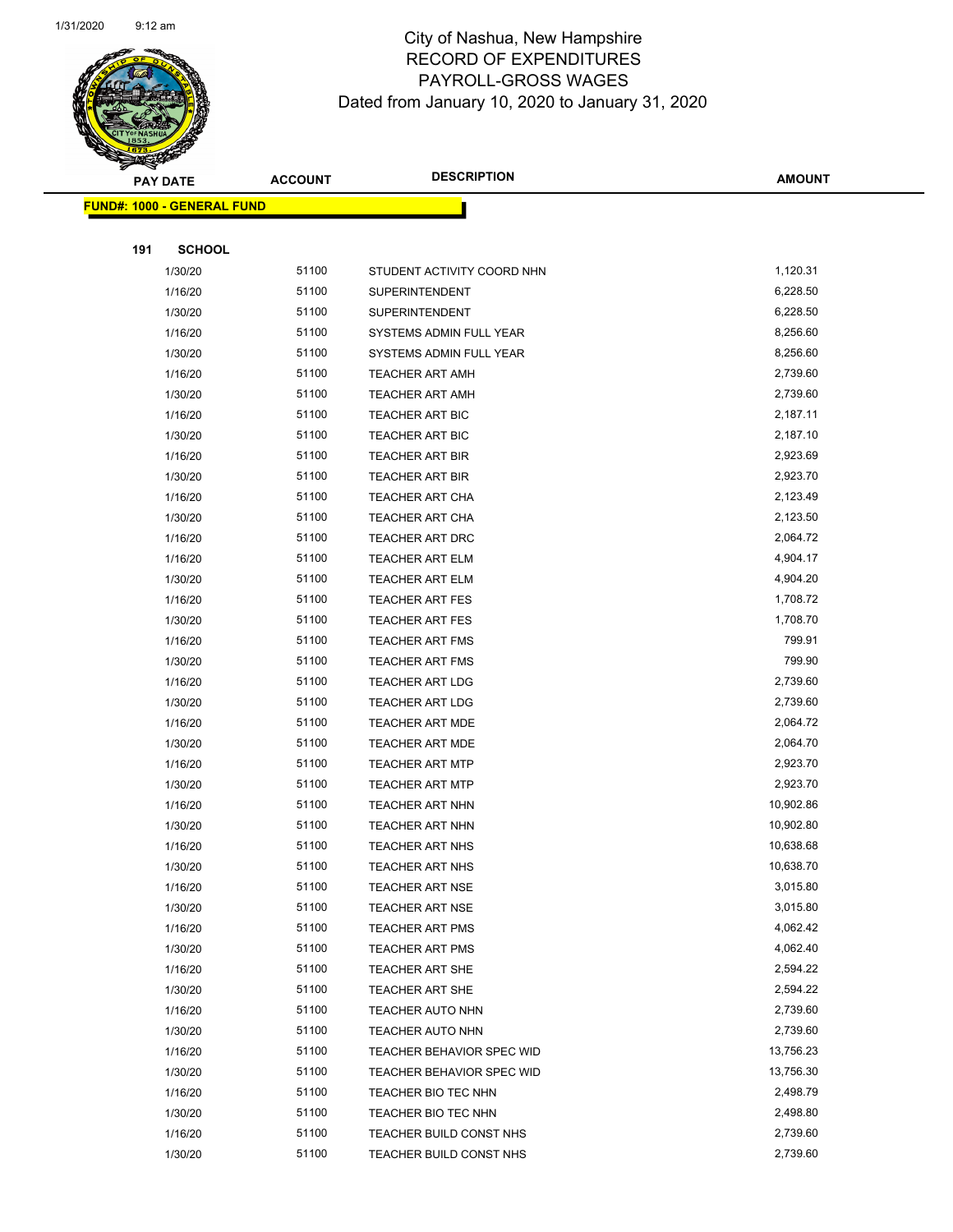# City of Nashua, New Hampshire
## RECORD OF EXPENDITURES
## PAYROLL-GROSS WAGES
### Dated from January 10, 2020 to January 31, 2020

| PAY DATE | ACCOUNT | DESCRIPTION | AMOUNT |
|---|---|---|---|

**FUND#: 1000 - GENERAL FUND**

**191 SCHOOL**

| PAY DATE | ACCOUNT | DESCRIPTION | AMOUNT |
|---|---|---|---|
| 1/30/20 | 51100 | STUDENT ACTIVITY COORD NHN | 1,120.31 |
| 1/16/20 | 51100 | SUPERINTENDENT | 6,228.50 |
| 1/30/20 | 51100 | SUPERINTENDENT | 6,228.50 |
| 1/16/20 | 51100 | SYSTEMS ADMIN FULL YEAR | 8,256.60 |
| 1/30/20 | 51100 | SYSTEMS ADMIN FULL YEAR | 8,256.60 |
| 1/16/20 | 51100 | TEACHER ART AMH | 2,739.60 |
| 1/30/20 | 51100 | TEACHER ART AMH | 2,739.60 |
| 1/16/20 | 51100 | TEACHER ART BIC | 2,187.11 |
| 1/30/20 | 51100 | TEACHER ART BIC | 2,187.10 |
| 1/16/20 | 51100 | TEACHER ART BIR | 2,923.69 |
| 1/30/20 | 51100 | TEACHER ART BIR | 2,923.70 |
| 1/16/20 | 51100 | TEACHER ART CHA | 2,123.49 |
| 1/30/20 | 51100 | TEACHER ART CHA | 2,123.50 |
| 1/16/20 | 51100 | TEACHER ART DRC | 2,064.72 |
| 1/16/20 | 51100 | TEACHER ART ELM | 4,904.17 |
| 1/30/20 | 51100 | TEACHER ART ELM | 4,904.20 |
| 1/16/20 | 51100 | TEACHER ART FES | 1,708.72 |
| 1/30/20 | 51100 | TEACHER ART FES | 1,708.70 |
| 1/16/20 | 51100 | TEACHER ART FMS | 799.91 |
| 1/30/20 | 51100 | TEACHER ART FMS | 799.90 |
| 1/16/20 | 51100 | TEACHER ART LDG | 2,739.60 |
| 1/30/20 | 51100 | TEACHER ART LDG | 2,739.60 |
| 1/16/20 | 51100 | TEACHER ART MDE | 2,064.72 |
| 1/30/20 | 51100 | TEACHER ART MDE | 2,064.70 |
| 1/16/20 | 51100 | TEACHER ART MTP | 2,923.70 |
| 1/30/20 | 51100 | TEACHER ART MTP | 2,923.70 |
| 1/16/20 | 51100 | TEACHER ART NHN | 10,902.86 |
| 1/30/20 | 51100 | TEACHER ART NHN | 10,902.80 |
| 1/16/20 | 51100 | TEACHER ART NHS | 10,638.68 |
| 1/30/20 | 51100 | TEACHER ART NHS | 10,638.70 |
| 1/16/20 | 51100 | TEACHER ART NSE | 3,015.80 |
| 1/30/20 | 51100 | TEACHER ART NSE | 3,015.80 |
| 1/16/20 | 51100 | TEACHER ART PMS | 4,062.42 |
| 1/30/20 | 51100 | TEACHER ART PMS | 4,062.40 |
| 1/16/20 | 51100 | TEACHER ART SHE | 2,594.22 |
| 1/30/20 | 51100 | TEACHER ART SHE | 2,594.22 |
| 1/16/20 | 51100 | TEACHER AUTO NHN | 2,739.60 |
| 1/30/20 | 51100 | TEACHER AUTO NHN | 2,739.60 |
| 1/16/20 | 51100 | TEACHER BEHAVIOR SPEC WID | 13,756.23 |
| 1/30/20 | 51100 | TEACHER BEHAVIOR SPEC WID | 13,756.30 |
| 1/16/20 | 51100 | TEACHER BIO TEC NHN | 2,498.79 |
| 1/30/20 | 51100 | TEACHER BIO TEC NHN | 2,498.80 |
| 1/16/20 | 51100 | TEACHER BUILD CONST NHS | 2,739.60 |
| 1/30/20 | 51100 | TEACHER BUILD CONST NHS | 2,739.60 |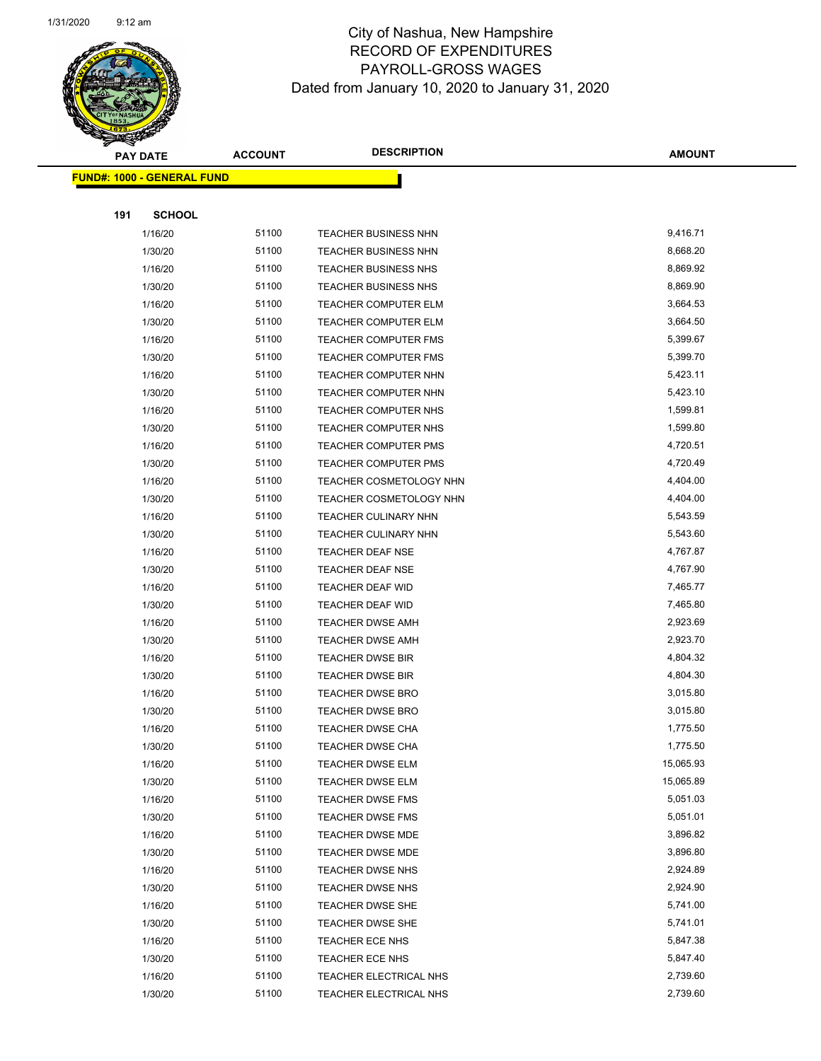# City of Nashua, New Hampshire
## RECORD OF EXPENDITURES
## PAYROLL-GROSS WAGES
## Dated from January 10, 2020 to January 31, 2020

**FUND#: 1000 - GENERAL FUND**

**191 SCHOOL**

| PAY DATE | ACCOUNT | DESCRIPTION | AMOUNT |
|---|---|---|---|
| 1/16/20 | 51100 | TEACHER BUSINESS NHN | 9,416.71 |
| 1/30/20 | 51100 | TEACHER BUSINESS NHN | 8,668.20 |
| 1/16/20 | 51100 | TEACHER BUSINESS NHS | 8,869.92 |
| 1/30/20 | 51100 | TEACHER BUSINESS NHS | 8,869.90 |
| 1/16/20 | 51100 | TEACHER COMPUTER ELM | 3,664.53 |
| 1/30/20 | 51100 | TEACHER COMPUTER ELM | 3,664.50 |
| 1/16/20 | 51100 | TEACHER COMPUTER FMS | 5,399.67 |
| 1/30/20 | 51100 | TEACHER COMPUTER FMS | 5,399.70 |
| 1/16/20 | 51100 | TEACHER COMPUTER NHN | 5,423.11 |
| 1/30/20 | 51100 | TEACHER COMPUTER NHN | 5,423.10 |
| 1/16/20 | 51100 | TEACHER COMPUTER NHS | 1,599.81 |
| 1/30/20 | 51100 | TEACHER COMPUTER NHS | 1,599.80 |
| 1/16/20 | 51100 | TEACHER COMPUTER PMS | 4,720.51 |
| 1/30/20 | 51100 | TEACHER COMPUTER PMS | 4,720.49 |
| 1/16/20 | 51100 | TEACHER COSMETOLOGY NHN | 4,404.00 |
| 1/30/20 | 51100 | TEACHER COSMETOLOGY NHN | 4,404.00 |
| 1/16/20 | 51100 | TEACHER CULINARY NHN | 5,543.59 |
| 1/30/20 | 51100 | TEACHER CULINARY NHN | 5,543.60 |
| 1/16/20 | 51100 | TEACHER DEAF NSE | 4,767.87 |
| 1/30/20 | 51100 | TEACHER DEAF NSE | 4,767.90 |
| 1/16/20 | 51100 | TEACHER DEAF WID | 7,465.77 |
| 1/30/20 | 51100 | TEACHER DEAF WID | 7,465.80 |
| 1/16/20 | 51100 | TEACHER DWSE AMH | 2,923.69 |
| 1/30/20 | 51100 | TEACHER DWSE AMH | 2,923.70 |
| 1/16/20 | 51100 | TEACHER DWSE BIR | 4,804.32 |
| 1/30/20 | 51100 | TEACHER DWSE BIR | 4,804.30 |
| 1/16/20 | 51100 | TEACHER DWSE BRO | 3,015.80 |
| 1/30/20 | 51100 | TEACHER DWSE BRO | 3,015.80 |
| 1/16/20 | 51100 | TEACHER DWSE CHA | 1,775.50 |
| 1/30/20 | 51100 | TEACHER DWSE CHA | 1,775.50 |
| 1/16/20 | 51100 | TEACHER DWSE ELM | 15,065.93 |
| 1/30/20 | 51100 | TEACHER DWSE ELM | 15,065.89 |
| 1/16/20 | 51100 | TEACHER DWSE FMS | 5,051.03 |
| 1/30/20 | 51100 | TEACHER DWSE FMS | 5,051.01 |
| 1/16/20 | 51100 | TEACHER DWSE MDE | 3,896.82 |
| 1/30/20 | 51100 | TEACHER DWSE MDE | 3,896.80 |
| 1/16/20 | 51100 | TEACHER DWSE NHS | 2,924.89 |
| 1/30/20 | 51100 | TEACHER DWSE NHS | 2,924.90 |
| 1/16/20 | 51100 | TEACHER DWSE SHE | 5,741.00 |
| 1/30/20 | 51100 | TEACHER DWSE SHE | 5,741.01 |
| 1/16/20 | 51100 | TEACHER ECE NHS | 5,847.38 |
| 1/30/20 | 51100 | TEACHER ECE NHS | 5,847.40 |
| 1/16/20 | 51100 | TEACHER ELECTRICAL NHS | 2,739.60 |
| 1/30/20 | 51100 | TEACHER ELECTRICAL NHS | 2,739.60 |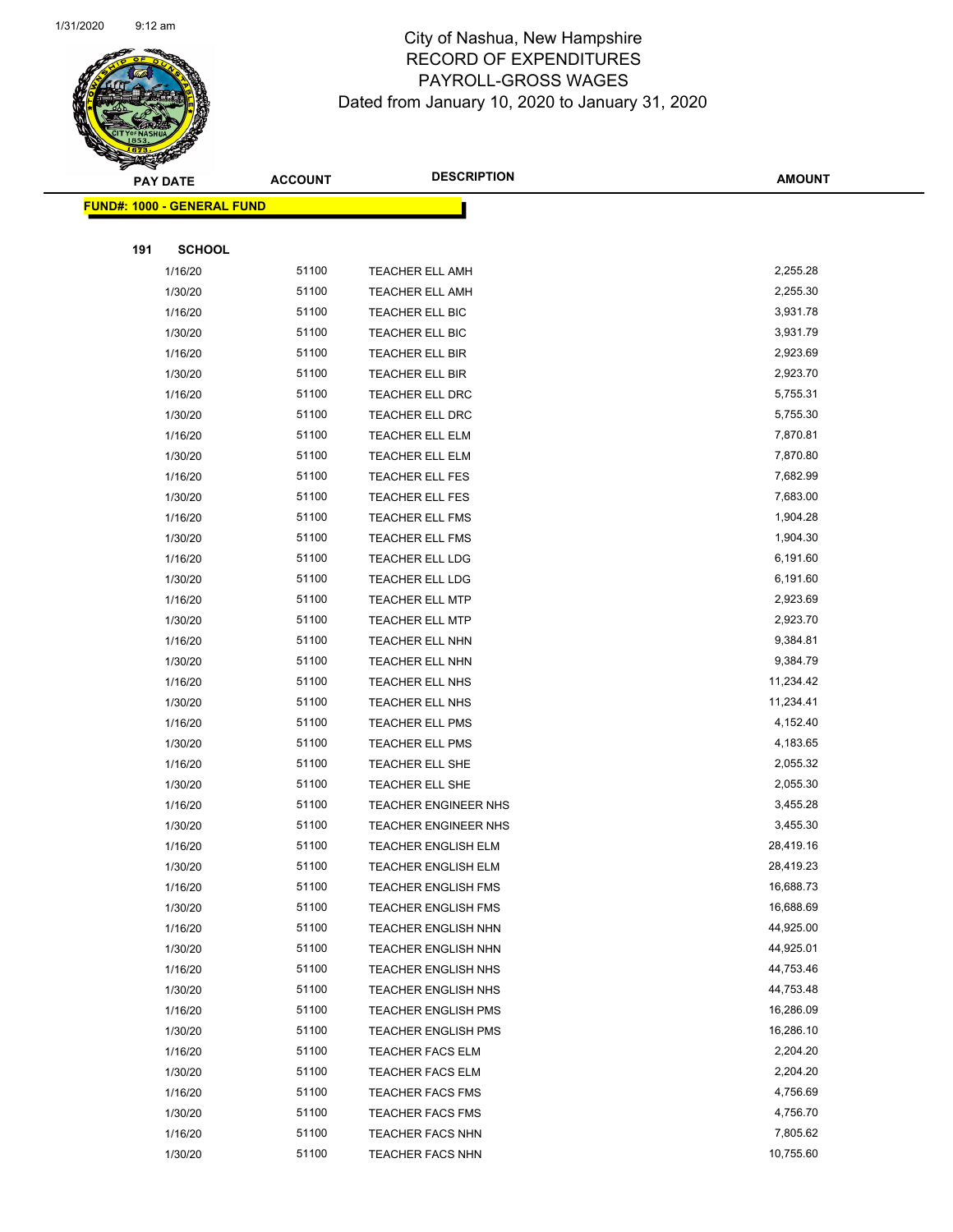# City of Nashua, New Hampshire
## RECORD OF EXPENDITURES
## PAYROLL-GROSS WAGES
### Dated from January 10, 2020 to January 31, 2020

| PAY DATE | ACCOUNT | DESCRIPTION | AMOUNT |
|---|---|---|---|
| **FUND#: 1000 - GENERAL FUND** | | | |
| **191 SCHOOL** | | | |
| 1/16/20 | 51100 | TEACHER ELL AMH | 2,255.28 |
| 1/30/20 | 51100 | TEACHER ELL AMH | 2,255.30 |
| 1/16/20 | 51100 | TEACHER ELL BIC | 3,931.78 |
| 1/30/20 | 51100 | TEACHER ELL BIC | 3,931.79 |
| 1/16/20 | 51100 | TEACHER ELL BIR | 2,923.69 |
| 1/30/20 | 51100 | TEACHER ELL BIR | 2,923.70 |
| 1/16/20 | 51100 | TEACHER ELL DRC | 5,755.31 |
| 1/30/20 | 51100 | TEACHER ELL DRC | 5,755.30 |
| 1/16/20 | 51100 | TEACHER ELL ELM | 7,870.81 |
| 1/30/20 | 51100 | TEACHER ELL ELM | 7,870.80 |
| 1/16/20 | 51100 | TEACHER ELL FES | 7,682.99 |
| 1/30/20 | 51100 | TEACHER ELL FES | 7,683.00 |
| 1/16/20 | 51100 | TEACHER ELL FMS | 1,904.28 |
| 1/30/20 | 51100 | TEACHER ELL FMS | 1,904.30 |
| 1/16/20 | 51100 | TEACHER ELL LDG | 6,191.60 |
| 1/30/20 | 51100 | TEACHER ELL LDG | 6,191.60 |
| 1/16/20 | 51100 | TEACHER ELL MTP | 2,923.69 |
| 1/30/20 | 51100 | TEACHER ELL MTP | 2,923.70 |
| 1/16/20 | 51100 | TEACHER ELL NHN | 9,384.81 |
| 1/30/20 | 51100 | TEACHER ELL NHN | 9,384.79 |
| 1/16/20 | 51100 | TEACHER ELL NHS | 11,234.42 |
| 1/30/20 | 51100 | TEACHER ELL NHS | 11,234.41 |
| 1/16/20 | 51100 | TEACHER ELL PMS | 4,152.40 |
| 1/30/20 | 51100 | TEACHER ELL PMS | 4,183.65 |
| 1/16/20 | 51100 | TEACHER ELL SHE | 2,055.32 |
| 1/30/20 | 51100 | TEACHER ELL SHE | 2,055.30 |
| 1/16/20 | 51100 | TEACHER ENGINEER NHS | 3,455.28 |
| 1/30/20 | 51100 | TEACHER ENGINEER NHS | 3,455.30 |
| 1/16/20 | 51100 | TEACHER ENGLISH ELM | 28,419.16 |
| 1/30/20 | 51100 | TEACHER ENGLISH ELM | 28,419.23 |
| 1/16/20 | 51100 | TEACHER ENGLISH FMS | 16,688.73 |
| 1/30/20 | 51100 | TEACHER ENGLISH FMS | 16,688.69 |
| 1/16/20 | 51100 | TEACHER ENGLISH NHN | 44,925.00 |
| 1/30/20 | 51100 | TEACHER ENGLISH NHN | 44,925.01 |
| 1/16/20 | 51100 | TEACHER ENGLISH NHS | 44,753.46 |
| 1/30/20 | 51100 | TEACHER ENGLISH NHS | 44,753.48 |
| 1/16/20 | 51100 | TEACHER ENGLISH PMS | 16,286.09 |
| 1/30/20 | 51100 | TEACHER ENGLISH PMS | 16,286.10 |
| 1/16/20 | 51100 | TEACHER FACS ELM | 2,204.20 |
| 1/30/20 | 51100 | TEACHER FACS ELM | 2,204.20 |
| 1/16/20 | 51100 | TEACHER FACS FMS | 4,756.69 |
| 1/30/20 | 51100 | TEACHER FACS FMS | 4,756.70 |
| 1/16/20 | 51100 | TEACHER FACS NHN | 7,805.62 |
| 1/30/20 | 51100 | TEACHER FACS NHN | 10,755.60 |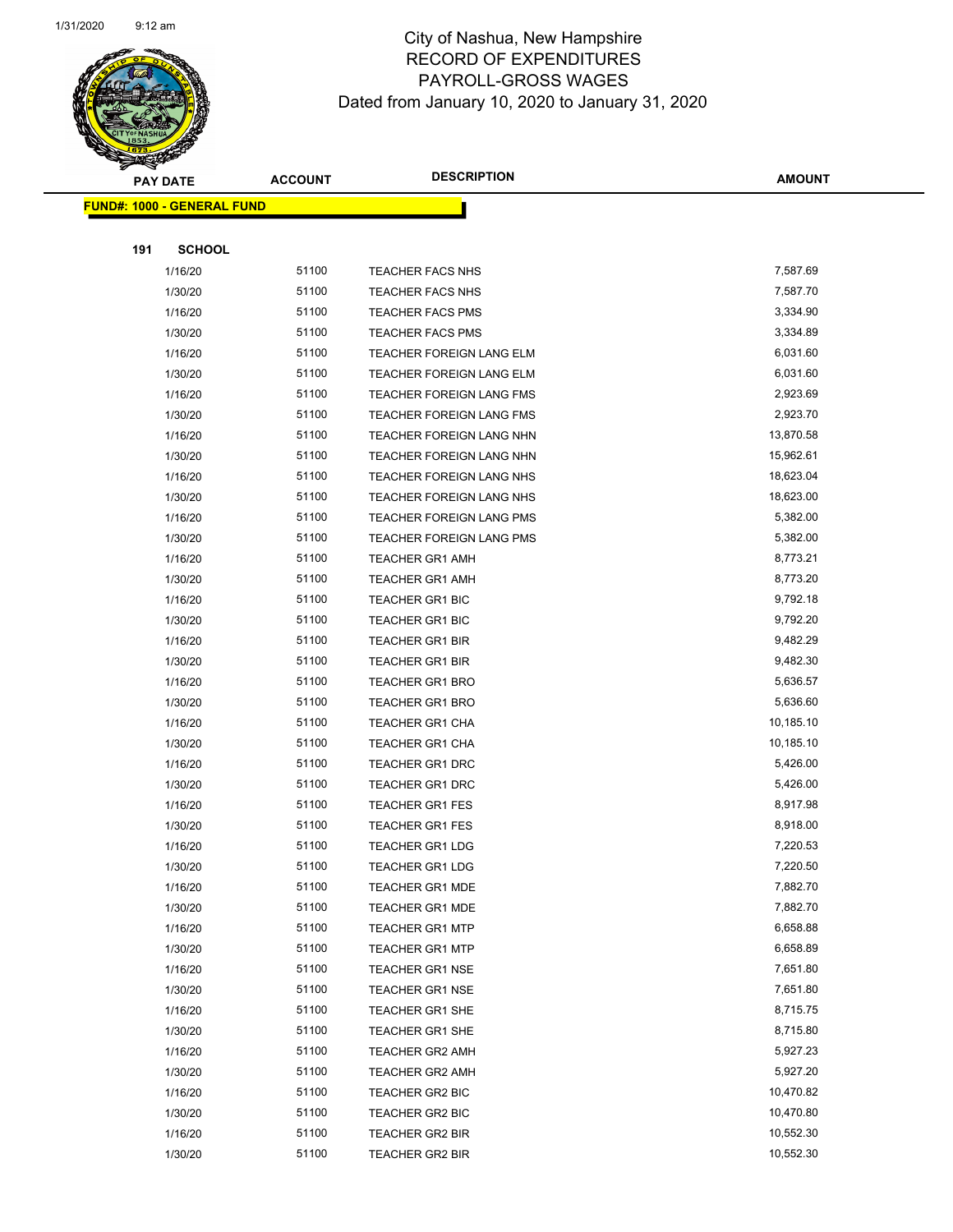# City of Nashua, New Hampshire
## RECORD OF EXPENDITURES
## PAYROLL-GROSS WAGES
### Dated from January 10, 2020 to January 31, 2020

**FUND#: 1000 - GENERAL FUND**

**191 SCHOOL**

| PAY DATE | ACCOUNT | DESCRIPTION | AMOUNT |
|---|---|---|---|
| 1/16/20 | 51100 | TEACHER FACS NHS | 7,587.69 |
| 1/30/20 | 51100 | TEACHER FACS NHS | 7,587.70 |
| 1/16/20 | 51100 | TEACHER FACS PMS | 3,334.90 |
| 1/30/20 | 51100 | TEACHER FACS PMS | 3,334.89 |
| 1/16/20 | 51100 | TEACHER FOREIGN LANG ELM | 6,031.60 |
| 1/30/20 | 51100 | TEACHER FOREIGN LANG ELM | 6,031.60 |
| 1/16/20 | 51100 | TEACHER FOREIGN LANG FMS | 2,923.69 |
| 1/30/20 | 51100 | TEACHER FOREIGN LANG FMS | 2,923.70 |
| 1/16/20 | 51100 | TEACHER FOREIGN LANG NHN | 13,870.58 |
| 1/30/20 | 51100 | TEACHER FOREIGN LANG NHN | 15,962.61 |
| 1/16/20 | 51100 | TEACHER FOREIGN LANG NHS | 18,623.04 |
| 1/30/20 | 51100 | TEACHER FOREIGN LANG NHS | 18,623.00 |
| 1/16/20 | 51100 | TEACHER FOREIGN LANG PMS | 5,382.00 |
| 1/30/20 | 51100 | TEACHER FOREIGN LANG PMS | 5,382.00 |
| 1/16/20 | 51100 | TEACHER GR1 AMH | 8,773.21 |
| 1/30/20 | 51100 | TEACHER GR1 AMH | 8,773.20 |
| 1/16/20 | 51100 | TEACHER GR1 BIC | 9,792.18 |
| 1/30/20 | 51100 | TEACHER GR1 BIC | 9,792.20 |
| 1/16/20 | 51100 | TEACHER GR1 BIR | 9,482.29 |
| 1/30/20 | 51100 | TEACHER GR1 BIR | 9,482.30 |
| 1/16/20 | 51100 | TEACHER GR1 BRO | 5,636.57 |
| 1/30/20 | 51100 | TEACHER GR1 BRO | 5,636.60 |
| 1/16/20 | 51100 | TEACHER GR1 CHA | 10,185.10 |
| 1/30/20 | 51100 | TEACHER GR1 CHA | 10,185.10 |
| 1/16/20 | 51100 | TEACHER GR1 DRC | 5,426.00 |
| 1/30/20 | 51100 | TEACHER GR1 DRC | 5,426.00 |
| 1/16/20 | 51100 | TEACHER GR1 FES | 8,917.98 |
| 1/30/20 | 51100 | TEACHER GR1 FES | 8,918.00 |
| 1/16/20 | 51100 | TEACHER GR1 LDG | 7,220.53 |
| 1/30/20 | 51100 | TEACHER GR1 LDG | 7,220.50 |
| 1/16/20 | 51100 | TEACHER GR1 MDE | 7,882.70 |
| 1/30/20 | 51100 | TEACHER GR1 MDE | 7,882.70 |
| 1/16/20 | 51100 | TEACHER GR1 MTP | 6,658.88 |
| 1/30/20 | 51100 | TEACHER GR1 MTP | 6,658.89 |
| 1/16/20 | 51100 | TEACHER GR1 NSE | 7,651.80 |
| 1/30/20 | 51100 | TEACHER GR1 NSE | 7,651.80 |
| 1/16/20 | 51100 | TEACHER GR1 SHE | 8,715.75 |
| 1/30/20 | 51100 | TEACHER GR1 SHE | 8,715.80 |
| 1/16/20 | 51100 | TEACHER GR2 AMH | 5,927.23 |
| 1/30/20 | 51100 | TEACHER GR2 AMH | 5,927.20 |
| 1/16/20 | 51100 | TEACHER GR2 BIC | 10,470.82 |
| 1/30/20 | 51100 | TEACHER GR2 BIC | 10,470.80 |
| 1/16/20 | 51100 | TEACHER GR2 BIR | 10,552.30 |
| 1/30/20 | 51100 | TEACHER GR2 BIR | 10,552.30 |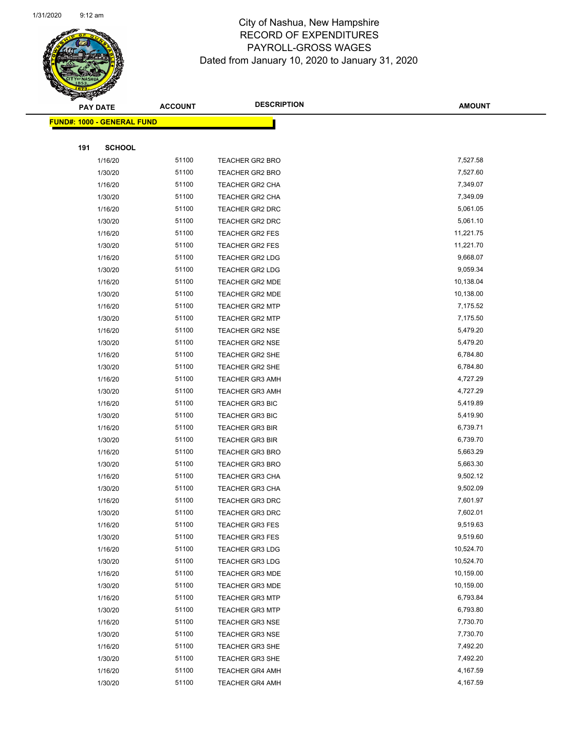# City of Nashua, New Hampshire
# RECORD OF EXPENDITURES
# PAYROLL-GROSS WAGES
# Dated from January 10, 2020 to January 31, 2020

| PAY DATE | ACCOUNT | DESCRIPTION | AMOUNT |
|---|---|---|---|
| **FUND#: 1000 - GENERAL FUND** | | | |
| **191 SCHOOL** | | | |
| 1/16/20 | 51100 | TEACHER GR2 BRO | 7,527.58 |
| 1/30/20 | 51100 | TEACHER GR2 BRO | 7,527.60 |
| 1/16/20 | 51100 | TEACHER GR2 CHA | 7,349.07 |
| 1/30/20 | 51100 | TEACHER GR2 CHA | 7,349.09 |
| 1/16/20 | 51100 | TEACHER GR2 DRC | 5,061.05 |
| 1/30/20 | 51100 | TEACHER GR2 DRC | 5,061.10 |
| 1/16/20 | 51100 | TEACHER GR2 FES | 11,221.75 |
| 1/30/20 | 51100 | TEACHER GR2 FES | 11,221.70 |
| 1/16/20 | 51100 | TEACHER GR2 LDG | 9,668.07 |
| 1/30/20 | 51100 | TEACHER GR2 LDG | 9,059.34 |
| 1/16/20 | 51100 | TEACHER GR2 MDE | 10,138.04 |
| 1/30/20 | 51100 | TEACHER GR2 MDE | 10,138.00 |
| 1/16/20 | 51100 | TEACHER GR2 MTP | 7,175.52 |
| 1/30/20 | 51100 | TEACHER GR2 MTP | 7,175.50 |
| 1/16/20 | 51100 | TEACHER GR2 NSE | 5,479.20 |
| 1/30/20 | 51100 | TEACHER GR2 NSE | 5,479.20 |
| 1/16/20 | 51100 | TEACHER GR2 SHE | 6,784.80 |
| 1/30/20 | 51100 | TEACHER GR2 SHE | 6,784.80 |
| 1/16/20 | 51100 | TEACHER GR3 AMH | 4,727.29 |
| 1/30/20 | 51100 | TEACHER GR3 AMH | 4,727.29 |
| 1/16/20 | 51100 | TEACHER GR3 BIC | 5,419.89 |
| 1/30/20 | 51100 | TEACHER GR3 BIC | 5,419.90 |
| 1/16/20 | 51100 | TEACHER GR3 BIR | 6,739.71 |
| 1/30/20 | 51100 | TEACHER GR3 BIR | 6,739.70 |
| 1/16/20 | 51100 | TEACHER GR3 BRO | 5,663.29 |
| 1/30/20 | 51100 | TEACHER GR3 BRO | 5,663.30 |
| 1/16/20 | 51100 | TEACHER GR3 CHA | 9,502.12 |
| 1/30/20 | 51100 | TEACHER GR3 CHA | 9,502.09 |
| 1/16/20 | 51100 | TEACHER GR3 DRC | 7,601.97 |
| 1/30/20 | 51100 | TEACHER GR3 DRC | 7,602.01 |
| 1/16/20 | 51100 | TEACHER GR3 FES | 9,519.63 |
| 1/30/20 | 51100 | TEACHER GR3 FES | 9,519.60 |
| 1/16/20 | 51100 | TEACHER GR3 LDG | 10,524.70 |
| 1/30/20 | 51100 | TEACHER GR3 LDG | 10,524.70 |
| 1/16/20 | 51100 | TEACHER GR3 MDE | 10,159.00 |
| 1/30/20 | 51100 | TEACHER GR3 MDE | 10,159.00 |
| 1/16/20 | 51100 | TEACHER GR3 MTP | 6,793.84 |
| 1/30/20 | 51100 | TEACHER GR3 MTP | 6,793.80 |
| 1/16/20 | 51100 | TEACHER GR3 NSE | 7,730.70 |
| 1/30/20 | 51100 | TEACHER GR3 NSE | 7,730.70 |
| 1/16/20 | 51100 | TEACHER GR3 SHE | 7,492.20 |
| 1/30/20 | 51100 | TEACHER GR3 SHE | 7,492.20 |
| 1/16/20 | 51100 | TEACHER GR4 AMH | 4,167.59 |
| 1/30/20 | 51100 | TEACHER GR4 AMH | 4,167.59 |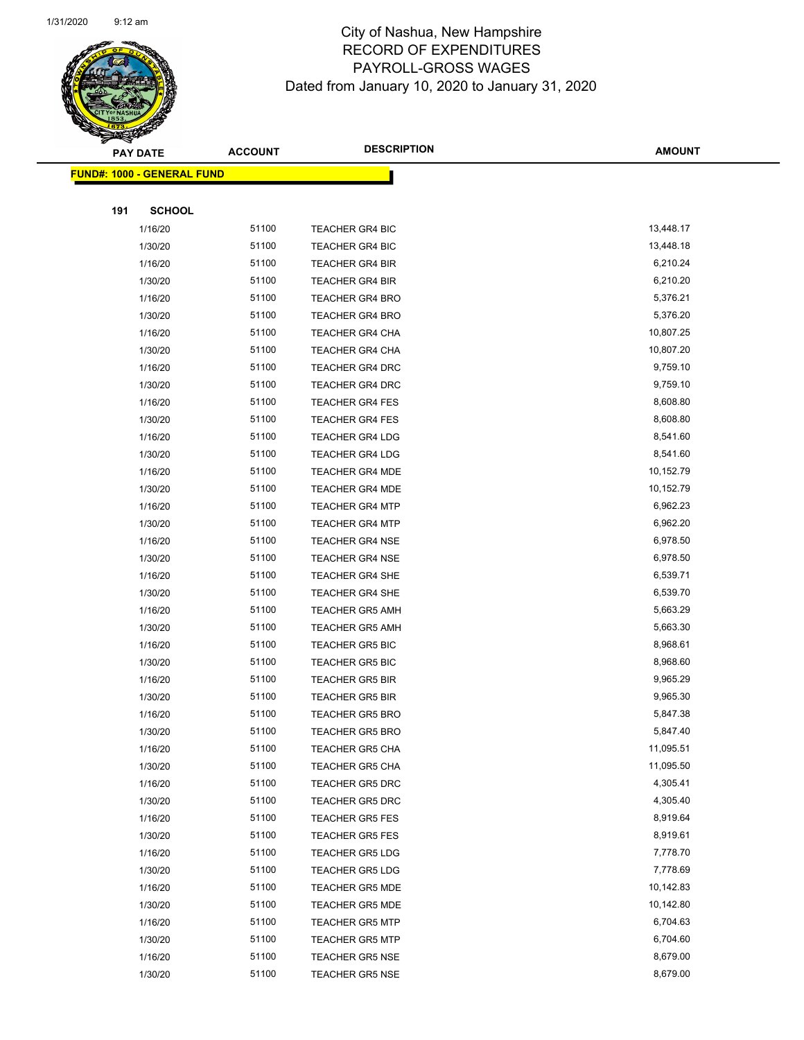# City of Nashua, New Hampshire
## RECORD OF EXPENDITURES
## PAYROLL-GROSS WAGES
## Dated from January 10, 2020 to January 31, 2020

**FUND#: 1000 - GENERAL FUND**

**191 SCHOOL**

| PAY DATE | ACCOUNT | DESCRIPTION | AMOUNT |
|---|---|---|---|
| 1/16/20 | 51100 | TEACHER GR4 BIC | 13,448.17 |
| 1/30/20 | 51100 | TEACHER GR4 BIC | 13,448.18 |
| 1/16/20 | 51100 | TEACHER GR4 BIR | 6,210.24 |
| 1/30/20 | 51100 | TEACHER GR4 BIR | 6,210.20 |
| 1/16/20 | 51100 | TEACHER GR4 BRO | 5,376.21 |
| 1/30/20 | 51100 | TEACHER GR4 BRO | 5,376.20 |
| 1/16/20 | 51100 | TEACHER GR4 CHA | 10,807.25 |
| 1/30/20 | 51100 | TEACHER GR4 CHA | 10,807.20 |
| 1/16/20 | 51100 | TEACHER GR4 DRC | 9,759.10 |
| 1/30/20 | 51100 | TEACHER GR4 DRC | 9,759.10 |
| 1/16/20 | 51100 | TEACHER GR4 FES | 8,608.80 |
| 1/30/20 | 51100 | TEACHER GR4 FES | 8,608.80 |
| 1/16/20 | 51100 | TEACHER GR4 LDG | 8,541.60 |
| 1/30/20 | 51100 | TEACHER GR4 LDG | 8,541.60 |
| 1/16/20 | 51100 | TEACHER GR4 MDE | 10,152.79 |
| 1/30/20 | 51100 | TEACHER GR4 MDE | 10,152.79 |
| 1/16/20 | 51100 | TEACHER GR4 MTP | 6,962.23 |
| 1/30/20 | 51100 | TEACHER GR4 MTP | 6,962.20 |
| 1/16/20 | 51100 | TEACHER GR4 NSE | 6,978.50 |
| 1/30/20 | 51100 | TEACHER GR4 NSE | 6,978.50 |
| 1/16/20 | 51100 | TEACHER GR4 SHE | 6,539.71 |
| 1/30/20 | 51100 | TEACHER GR4 SHE | 6,539.70 |
| 1/16/20 | 51100 | TEACHER GR5 AMH | 5,663.29 |
| 1/30/20 | 51100 | TEACHER GR5 AMH | 5,663.30 |
| 1/16/20 | 51100 | TEACHER GR5 BIC | 8,968.61 |
| 1/30/20 | 51100 | TEACHER GR5 BIC | 8,968.60 |
| 1/16/20 | 51100 | TEACHER GR5 BIR | 9,965.29 |
| 1/30/20 | 51100 | TEACHER GR5 BIR | 9,965.30 |
| 1/16/20 | 51100 | TEACHER GR5 BRO | 5,847.38 |
| 1/30/20 | 51100 | TEACHER GR5 BRO | 5,847.40 |
| 1/16/20 | 51100 | TEACHER GR5 CHA | 11,095.51 |
| 1/30/20 | 51100 | TEACHER GR5 CHA | 11,095.50 |
| 1/16/20 | 51100 | TEACHER GR5 DRC | 4,305.41 |
| 1/30/20 | 51100 | TEACHER GR5 DRC | 4,305.40 |
| 1/16/20 | 51100 | TEACHER GR5 FES | 8,919.64 |
| 1/30/20 | 51100 | TEACHER GR5 FES | 8,919.61 |
| 1/16/20 | 51100 | TEACHER GR5 LDG | 7,778.70 |
| 1/30/20 | 51100 | TEACHER GR5 LDG | 7,778.69 |
| 1/16/20 | 51100 | TEACHER GR5 MDE | 10,142.83 |
| 1/30/20 | 51100 | TEACHER GR5 MDE | 10,142.80 |
| 1/16/20 | 51100 | TEACHER GR5 MTP | 6,704.63 |
| 1/30/20 | 51100 | TEACHER GR5 MTP | 6,704.60 |
| 1/16/20 | 51100 | TEACHER GR5 NSE | 8,679.00 |
| 1/30/20 | 51100 | TEACHER GR5 NSE | 8,679.00 |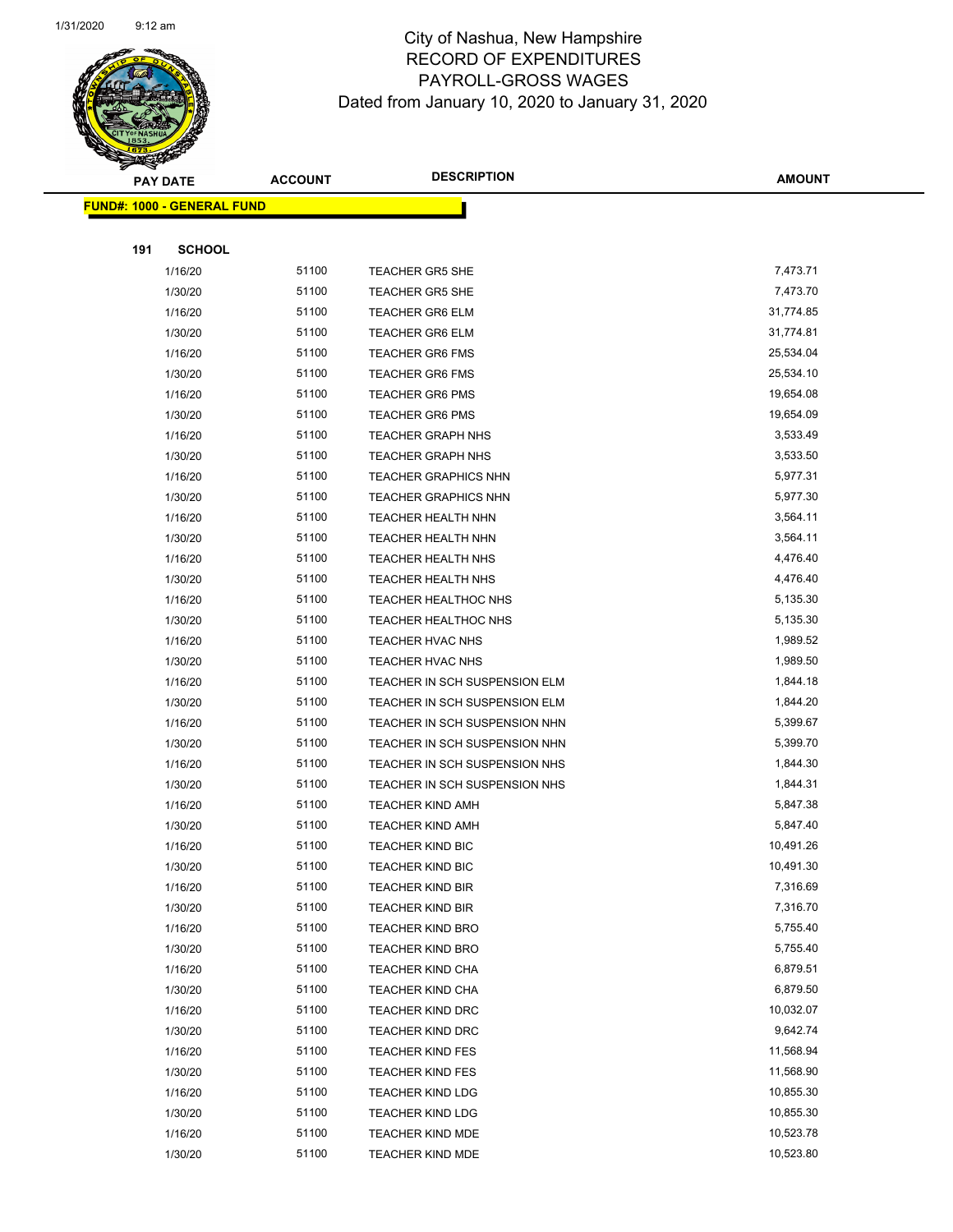# City of Nashua, New Hampshire
## RECORD OF EXPENDITURES
## PAYROLL-GROSS WAGES
## Dated from January 10, 2020 to January 31, 2020

| PAY DATE | ACCOUNT | DESCRIPTION | AMOUNT |
|---|---|---|---|
| **FUND#: 1000 - GENERAL FUND** | | | |
| **191 SCHOOL** | | | |
| 1/16/20 | 51100 | TEACHER GR5 SHE | 7,473.71 |
| 1/30/20 | 51100 | TEACHER GR5 SHE | 7,473.70 |
| 1/16/20 | 51100 | TEACHER GR6 ELM | 31,774.85 |
| 1/30/20 | 51100 | TEACHER GR6 ELM | 31,774.81 |
| 1/16/20 | 51100 | TEACHER GR6 FMS | 25,534.04 |
| 1/30/20 | 51100 | TEACHER GR6 FMS | 25,534.10 |
| 1/16/20 | 51100 | TEACHER GR6 PMS | 19,654.08 |
| 1/30/20 | 51100 | TEACHER GR6 PMS | 19,654.09 |
| 1/16/20 | 51100 | TEACHER GRAPH NHS | 3,533.49 |
| 1/30/20 | 51100 | TEACHER GRAPH NHS | 3,533.50 |
| 1/16/20 | 51100 | TEACHER GRAPHICS NHN | 5,977.31 |
| 1/30/20 | 51100 | TEACHER GRAPHICS NHN | 5,977.30 |
| 1/16/20 | 51100 | TEACHER HEALTH NHN | 3,564.11 |
| 1/30/20 | 51100 | TEACHER HEALTH NHN | 3,564.11 |
| 1/16/20 | 51100 | TEACHER HEALTH NHS | 4,476.40 |
| 1/30/20 | 51100 | TEACHER HEALTH NHS | 4,476.40 |
| 1/16/20 | 51100 | TEACHER HEALTHOC NHS | 5,135.30 |
| 1/30/20 | 51100 | TEACHER HEALTHOC NHS | 5,135.30 |
| 1/16/20 | 51100 | TEACHER HVAC NHS | 1,989.52 |
| 1/30/20 | 51100 | TEACHER HVAC NHS | 1,989.50 |
| 1/16/20 | 51100 | TEACHER IN SCH SUSPENSION ELM | 1,844.18 |
| 1/30/20 | 51100 | TEACHER IN SCH SUSPENSION ELM | 1,844.20 |
| 1/16/20 | 51100 | TEACHER IN SCH SUSPENSION NHN | 5,399.67 |
| 1/30/20 | 51100 | TEACHER IN SCH SUSPENSION NHN | 5,399.70 |
| 1/16/20 | 51100 | TEACHER IN SCH SUSPENSION NHS | 1,844.30 |
| 1/30/20 | 51100 | TEACHER IN SCH SUSPENSION NHS | 1,844.31 |
| 1/16/20 | 51100 | TEACHER KIND AMH | 5,847.38 |
| 1/30/20 | 51100 | TEACHER KIND AMH | 5,847.40 |
| 1/16/20 | 51100 | TEACHER KIND BIC | 10,491.26 |
| 1/30/20 | 51100 | TEACHER KIND BIC | 10,491.30 |
| 1/16/20 | 51100 | TEACHER KIND BIR | 7,316.69 |
| 1/30/20 | 51100 | TEACHER KIND BIR | 7,316.70 |
| 1/16/20 | 51100 | TEACHER KIND BRO | 5,755.40 |
| 1/30/20 | 51100 | TEACHER KIND BRO | 5,755.40 |
| 1/16/20 | 51100 | TEACHER KIND CHA | 6,879.51 |
| 1/30/20 | 51100 | TEACHER KIND CHA | 6,879.50 |
| 1/16/20 | 51100 | TEACHER KIND DRC | 10,032.07 |
| 1/30/20 | 51100 | TEACHER KIND DRC | 9,642.74 |
| 1/16/20 | 51100 | TEACHER KIND FES | 11,568.94 |
| 1/30/20 | 51100 | TEACHER KIND FES | 11,568.90 |
| 1/16/20 | 51100 | TEACHER KIND LDG | 10,855.30 |
| 1/30/20 | 51100 | TEACHER KIND LDG | 10,855.30 |
| 1/16/20 | 51100 | TEACHER KIND MDE | 10,523.78 |
| 1/30/20 | 51100 | TEACHER KIND MDE | 10,523.80 |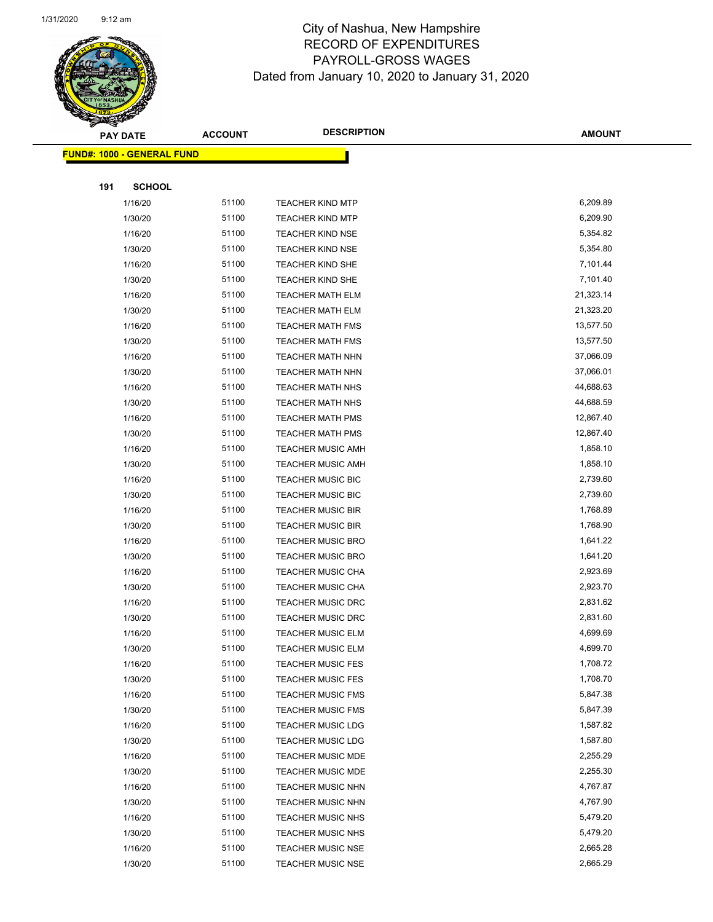# City of Nashua, New Hampshire
## RECORD OF EXPENDITURES
## PAYROLL-GROSS WAGES
### Dated from January 10, 2020 to January 31, 2020

| PAY DATE | ACCOUNT | DESCRIPTION | AMOUNT |
|---|---|---|---|
| **FUND#: 1000 - GENERAL FUND** | | | |
| **191 SCHOOL** | | | |
| 1/16/20 | 51100 | TEACHER KIND MTP | 6,209.89 |
| 1/30/20 | 51100 | TEACHER KIND MTP | 6,209.90 |
| 1/16/20 | 51100 | TEACHER KIND NSE | 5,354.82 |
| 1/30/20 | 51100 | TEACHER KIND NSE | 5,354.80 |
| 1/16/20 | 51100 | TEACHER KIND SHE | 7,101.44 |
| 1/30/20 | 51100 | TEACHER KIND SHE | 7,101.40 |
| 1/16/20 | 51100 | TEACHER MATH ELM | 21,323.14 |
| 1/30/20 | 51100 | TEACHER MATH ELM | 21,323.20 |
| 1/16/20 | 51100 | TEACHER MATH FMS | 13,577.50 |
| 1/30/20 | 51100 | TEACHER MATH FMS | 13,577.50 |
| 1/16/20 | 51100 | TEACHER MATH NHN | 37,066.09 |
| 1/30/20 | 51100 | TEACHER MATH NHN | 37,066.01 |
| 1/16/20 | 51100 | TEACHER MATH NHS | 44,688.63 |
| 1/30/20 | 51100 | TEACHER MATH NHS | 44,688.59 |
| 1/16/20 | 51100 | TEACHER MATH PMS | 12,867.40 |
| 1/30/20 | 51100 | TEACHER MATH PMS | 12,867.40 |
| 1/16/20 | 51100 | TEACHER MUSIC AMH | 1,858.10 |
| 1/30/20 | 51100 | TEACHER MUSIC AMH | 1,858.10 |
| 1/16/20 | 51100 | TEACHER MUSIC BIC | 2,739.60 |
| 1/30/20 | 51100 | TEACHER MUSIC BIC | 2,739.60 |
| 1/16/20 | 51100 | TEACHER MUSIC BIR | 1,768.89 |
| 1/30/20 | 51100 | TEACHER MUSIC BIR | 1,768.90 |
| 1/16/20 | 51100 | TEACHER MUSIC BRO | 1,641.22 |
| 1/30/20 | 51100 | TEACHER MUSIC BRO | 1,641.20 |
| 1/16/20 | 51100 | TEACHER MUSIC CHA | 2,923.69 |
| 1/30/20 | 51100 | TEACHER MUSIC CHA | 2,923.70 |
| 1/16/20 | 51100 | TEACHER MUSIC DRC | 2,831.62 |
| 1/30/20 | 51100 | TEACHER MUSIC DRC | 2,831.60 |
| 1/16/20 | 51100 | TEACHER MUSIC ELM | 4,699.69 |
| 1/30/20 | 51100 | TEACHER MUSIC ELM | 4,699.70 |
| 1/16/20 | 51100 | TEACHER MUSIC FES | 1,708.72 |
| 1/30/20 | 51100 | TEACHER MUSIC FES | 1,708.70 |
| 1/16/20 | 51100 | TEACHER MUSIC FMS | 5,847.38 |
| 1/30/20 | 51100 | TEACHER MUSIC FMS | 5,847.39 |
| 1/16/20 | 51100 | TEACHER MUSIC LDG | 1,587.82 |
| 1/30/20 | 51100 | TEACHER MUSIC LDG | 1,587.80 |
| 1/16/20 | 51100 | TEACHER MUSIC MDE | 2,255.29 |
| 1/30/20 | 51100 | TEACHER MUSIC MDE | 2,255.30 |
| 1/16/20 | 51100 | TEACHER MUSIC NHN | 4,767.87 |
| 1/30/20 | 51100 | TEACHER MUSIC NHN | 4,767.90 |
| 1/16/20 | 51100 | TEACHER MUSIC NHS | 5,479.20 |
| 1/30/20 | 51100 | TEACHER MUSIC NHS | 5,479.20 |
| 1/16/20 | 51100 | TEACHER MUSIC NSE | 2,665.28 |
| 1/30/20 | 51100 | TEACHER MUSIC NSE | 2,665.29 |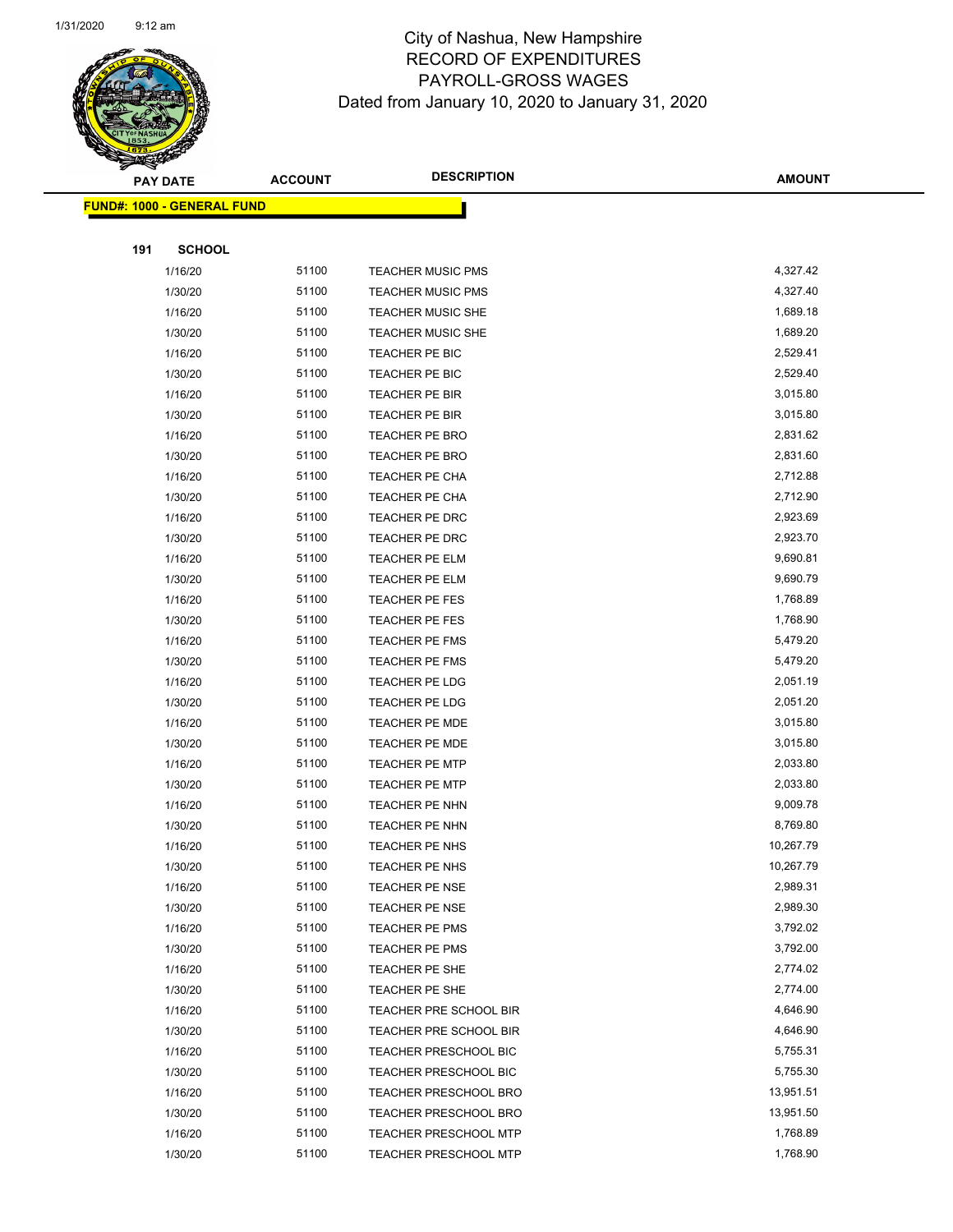# City of Nashua, New Hampshire
# RECORD OF EXPENDITURES
# PAYROLL-GROSS WAGES
## Dated from January 10, 2020 to January 31, 2020

| PAY DATE | ACCOUNT | DESCRIPTION | AMOUNT |
|---|---|---|---|
| **FUND#: 1000 - GENERAL FUND** | | | |
| **191 SCHOOL** | | | |
| 1/16/20 | 51100 | TEACHER MUSIC PMS | 4,327.42 |
| 1/30/20 | 51100 | TEACHER MUSIC PMS | 4,327.40 |
| 1/16/20 | 51100 | TEACHER MUSIC SHE | 1,689.18 |
| 1/30/20 | 51100 | TEACHER MUSIC SHE | 1,689.20 |
| 1/16/20 | 51100 | TEACHER PE BIC | 2,529.41 |
| 1/30/20 | 51100 | TEACHER PE BIC | 2,529.40 |
| 1/16/20 | 51100 | TEACHER PE BIR | 3,015.80 |
| 1/30/20 | 51100 | TEACHER PE BIR | 3,015.80 |
| 1/16/20 | 51100 | TEACHER PE BRO | 2,831.62 |
| 1/30/20 | 51100 | TEACHER PE BRO | 2,831.60 |
| 1/16/20 | 51100 | TEACHER PE CHA | 2,712.88 |
| 1/30/20 | 51100 | TEACHER PE CHA | 2,712.90 |
| 1/16/20 | 51100 | TEACHER PE DRC | 2,923.69 |
| 1/30/20 | 51100 | TEACHER PE DRC | 2,923.70 |
| 1/16/20 | 51100 | TEACHER PE ELM | 9,690.81 |
| 1/30/20 | 51100 | TEACHER PE ELM | 9,690.79 |
| 1/16/20 | 51100 | TEACHER PE FES | 1,768.89 |
| 1/30/20 | 51100 | TEACHER PE FES | 1,768.90 |
| 1/16/20 | 51100 | TEACHER PE FMS | 5,479.20 |
| 1/30/20 | 51100 | TEACHER PE FMS | 5,479.20 |
| 1/16/20 | 51100 | TEACHER PE LDG | 2,051.19 |
| 1/30/20 | 51100 | TEACHER PE LDG | 2,051.20 |
| 1/16/20 | 51100 | TEACHER PE MDE | 3,015.80 |
| 1/30/20 | 51100 | TEACHER PE MDE | 3,015.80 |
| 1/16/20 | 51100 | TEACHER PE MTP | 2,033.80 |
| 1/30/20 | 51100 | TEACHER PE MTP | 2,033.80 |
| 1/16/20 | 51100 | TEACHER PE NHN | 9,009.78 |
| 1/30/20 | 51100 | TEACHER PE NHN | 8,769.80 |
| 1/16/20 | 51100 | TEACHER PE NHS | 10,267.79 |
| 1/30/20 | 51100 | TEACHER PE NHS | 10,267.79 |
| 1/16/20 | 51100 | TEACHER PE NSE | 2,989.31 |
| 1/30/20 | 51100 | TEACHER PE NSE | 2,989.30 |
| 1/16/20 | 51100 | TEACHER PE PMS | 3,792.02 |
| 1/30/20 | 51100 | TEACHER PE PMS | 3,792.00 |
| 1/16/20 | 51100 | TEACHER PE SHE | 2,774.02 |
| 1/30/20 | 51100 | TEACHER PE SHE | 2,774.00 |
| 1/16/20 | 51100 | TEACHER PRE SCHOOL BIR | 4,646.90 |
| 1/30/20 | 51100 | TEACHER PRE SCHOOL BIR | 4,646.90 |
| 1/16/20 | 51100 | TEACHER PRESCHOOL BIC | 5,755.31 |
| 1/30/20 | 51100 | TEACHER PRESCHOOL BIC | 5,755.30 |
| 1/16/20 | 51100 | TEACHER PRESCHOOL BRO | 13,951.51 |
| 1/30/20 | 51100 | TEACHER PRESCHOOL BRO | 13,951.50 |
| 1/16/20 | 51100 | TEACHER PRESCHOOL MTP | 1,768.89 |
| 1/30/20 | 51100 | TEACHER PRESCHOOL MTP | 1,768.90 |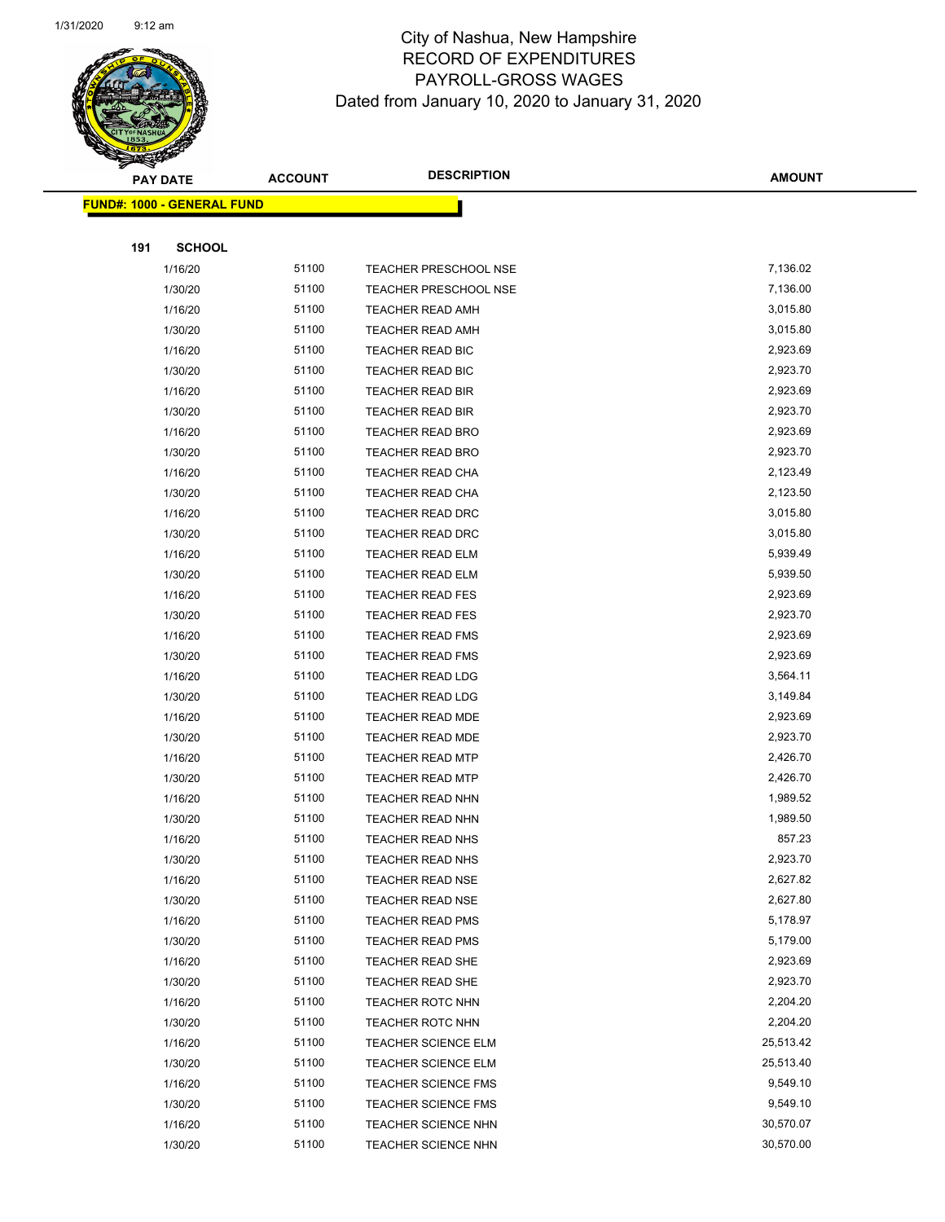City of Nashua, New Hampshire
RECORD OF EXPENDITURES
PAYROLL-GROSS WAGES
Dated from January 10, 2020 to January 31, 2020

| PAY DATE | ACCOUNT | DESCRIPTION | AMOUNT |
|---|---|---|---|
| **FUND#: 1000 - GENERAL FUND** | | | |
| **191 SCHOOL** | | | |
| 1/16/20 | 51100 | TEACHER PRESCHOOL NSE | 7,136.02 |
| 1/30/20 | 51100 | TEACHER PRESCHOOL NSE | 7,136.00 |
| 1/16/20 | 51100 | TEACHER READ AMH | 3,015.80 |
| 1/30/20 | 51100 | TEACHER READ AMH | 3,015.80 |
| 1/16/20 | 51100 | TEACHER READ BIC | 2,923.69 |
| 1/30/20 | 51100 | TEACHER READ BIC | 2,923.70 |
| 1/16/20 | 51100 | TEACHER READ BIR | 2,923.69 |
| 1/30/20 | 51100 | TEACHER READ BIR | 2,923.70 |
| 1/16/20 | 51100 | TEACHER READ BRO | 2,923.69 |
| 1/30/20 | 51100 | TEACHER READ BRO | 2,923.70 |
| 1/16/20 | 51100 | TEACHER READ CHA | 2,123.49 |
| 1/30/20 | 51100 | TEACHER READ CHA | 2,123.50 |
| 1/16/20 | 51100 | TEACHER READ DRC | 3,015.80 |
| 1/30/20 | 51100 | TEACHER READ DRC | 3,015.80 |
| 1/16/20 | 51100 | TEACHER READ ELM | 5,939.49 |
| 1/30/20 | 51100 | TEACHER READ ELM | 5,939.50 |
| 1/16/20 | 51100 | TEACHER READ FES | 2,923.69 |
| 1/30/20 | 51100 | TEACHER READ FES | 2,923.70 |
| 1/16/20 | 51100 | TEACHER READ FMS | 2,923.69 |
| 1/30/20 | 51100 | TEACHER READ FMS | 2,923.69 |
| 1/16/20 | 51100 | TEACHER READ LDG | 3,564.11 |
| 1/30/20 | 51100 | TEACHER READ LDG | 3,149.84 |
| 1/16/20 | 51100 | TEACHER READ MDE | 2,923.69 |
| 1/30/20 | 51100 | TEACHER READ MDE | 2,923.70 |
| 1/16/20 | 51100 | TEACHER READ MTP | 2,426.70 |
| 1/30/20 | 51100 | TEACHER READ MTP | 2,426.70 |
| 1/16/20 | 51100 | TEACHER READ NHN | 1,989.52 |
| 1/30/20 | 51100 | TEACHER READ NHN | 1,989.50 |
| 1/16/20 | 51100 | TEACHER READ NHS | 857.23 |
| 1/30/20 | 51100 | TEACHER READ NHS | 2,923.70 |
| 1/16/20 | 51100 | TEACHER READ NSE | 2,627.82 |
| 1/30/20 | 51100 | TEACHER READ NSE | 2,627.80 |
| 1/16/20 | 51100 | TEACHER READ PMS | 5,178.97 |
| 1/30/20 | 51100 | TEACHER READ PMS | 5,179.00 |
| 1/16/20 | 51100 | TEACHER READ SHE | 2,923.69 |
| 1/30/20 | 51100 | TEACHER READ SHE | 2,923.70 |
| 1/16/20 | 51100 | TEACHER ROTC NHN | 2,204.20 |
| 1/30/20 | 51100 | TEACHER ROTC NHN | 2,204.20 |
| 1/16/20 | 51100 | TEACHER SCIENCE ELM | 25,513.42 |
| 1/30/20 | 51100 | TEACHER SCIENCE ELM | 25,513.40 |
| 1/16/20 | 51100 | TEACHER SCIENCE FMS | 9,549.10 |
| 1/30/20 | 51100 | TEACHER SCIENCE FMS | 9,549.10 |
| 1/16/20 | 51100 | TEACHER SCIENCE NHN | 30,570.07 |
| 1/30/20 | 51100 | TEACHER SCIENCE NHN | 30,570.00 |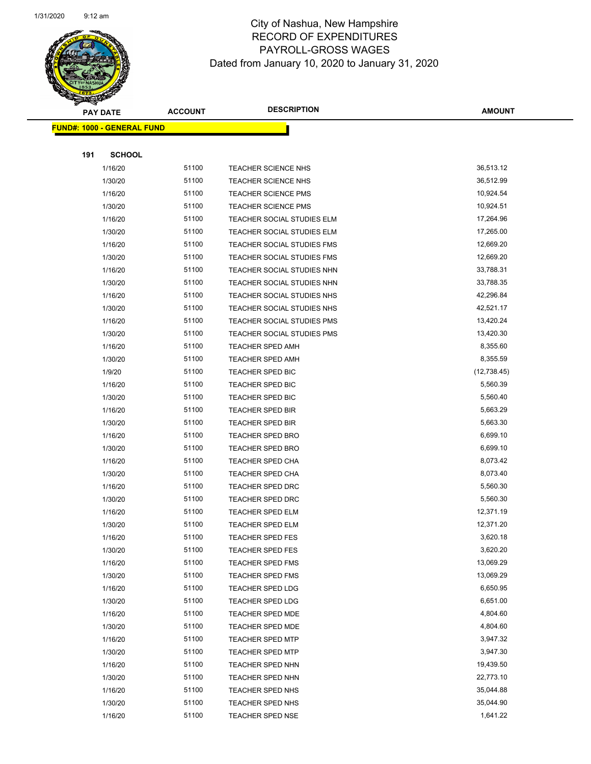# City of Nashua, New Hampshire
# RECORD OF EXPENDITURES
# PAYROLL-GROSS WAGES
# Dated from January 10, 2020 to January 31, 2020

| PAY DATE | ACCOUNT | DESCRIPTION | AMOUNT |
|---|---|---|---|

**FUND#: 1000 - GENERAL FUND**

**191 SCHOOL**

| PAY DATE | ACCOUNT | DESCRIPTION | AMOUNT |
|---|---|---|---|
| 1/16/20 | 51100 | TEACHER SCIENCE NHS | 36,513.12 |
| 1/30/20 | 51100 | TEACHER SCIENCE NHS | 36,512.99 |
| 1/16/20 | 51100 | TEACHER SCIENCE PMS | 10,924.54 |
| 1/30/20 | 51100 | TEACHER SCIENCE PMS | 10,924.51 |
| 1/16/20 | 51100 | TEACHER SOCIAL STUDIES ELM | 17,264.96 |
| 1/30/20 | 51100 | TEACHER SOCIAL STUDIES ELM | 17,265.00 |
| 1/16/20 | 51100 | TEACHER SOCIAL STUDIES FMS | 12,669.20 |
| 1/30/20 | 51100 | TEACHER SOCIAL STUDIES FMS | 12,669.20 |
| 1/16/20 | 51100 | TEACHER SOCIAL STUDIES NHN | 33,788.31 |
| 1/30/20 | 51100 | TEACHER SOCIAL STUDIES NHN | 33,788.35 |
| 1/16/20 | 51100 | TEACHER SOCIAL STUDIES NHS | 42,296.84 |
| 1/30/20 | 51100 | TEACHER SOCIAL STUDIES NHS | 42,521.17 |
| 1/16/20 | 51100 | TEACHER SOCIAL STUDIES PMS | 13,420.24 |
| 1/30/20 | 51100 | TEACHER SOCIAL STUDIES PMS | 13,420.30 |
| 1/16/20 | 51100 | TEACHER SPED AMH | 8,355.60 |
| 1/30/20 | 51100 | TEACHER SPED AMH | 8,355.59 |
| 1/9/20 | 51100 | TEACHER SPED BIC | (12,738.45) |
| 1/16/20 | 51100 | TEACHER SPED BIC | 5,560.39 |
| 1/30/20 | 51100 | TEACHER SPED BIC | 5,560.40 |
| 1/16/20 | 51100 | TEACHER SPED BIR | 5,663.29 |
| 1/30/20 | 51100 | TEACHER SPED BIR | 5,663.30 |
| 1/16/20 | 51100 | TEACHER SPED BRO | 6,699.10 |
| 1/30/20 | 51100 | TEACHER SPED BRO | 6,699.10 |
| 1/16/20 | 51100 | TEACHER SPED CHA | 8,073.42 |
| 1/30/20 | 51100 | TEACHER SPED CHA | 8,073.40 |
| 1/16/20 | 51100 | TEACHER SPED DRC | 5,560.30 |
| 1/30/20 | 51100 | TEACHER SPED DRC | 5,560.30 |
| 1/16/20 | 51100 | TEACHER SPED ELM | 12,371.19 |
| 1/30/20 | 51100 | TEACHER SPED ELM | 12,371.20 |
| 1/16/20 | 51100 | TEACHER SPED FES | 3,620.18 |
| 1/30/20 | 51100 | TEACHER SPED FES | 3,620.20 |
| 1/16/20 | 51100 | TEACHER SPED FMS | 13,069.29 |
| 1/30/20 | 51100 | TEACHER SPED FMS | 13,069.29 |
| 1/16/20 | 51100 | TEACHER SPED LDG | 6,650.95 |
| 1/30/20 | 51100 | TEACHER SPED LDG | 6,651.00 |
| 1/16/20 | 51100 | TEACHER SPED MDE | 4,804.60 |
| 1/30/20 | 51100 | TEACHER SPED MDE | 4,804.60 |
| 1/16/20 | 51100 | TEACHER SPED MTP | 3,947.32 |
| 1/30/20 | 51100 | TEACHER SPED MTP | 3,947.30 |
| 1/16/20 | 51100 | TEACHER SPED NHN | 19,439.50 |
| 1/30/20 | 51100 | TEACHER SPED NHN | 22,773.10 |
| 1/16/20 | 51100 | TEACHER SPED NHS | 35,044.88 |
| 1/30/20 | 51100 | TEACHER SPED NHS | 35,044.90 |
| 1/16/20 | 51100 | TEACHER SPED NSE | 1,641.22 |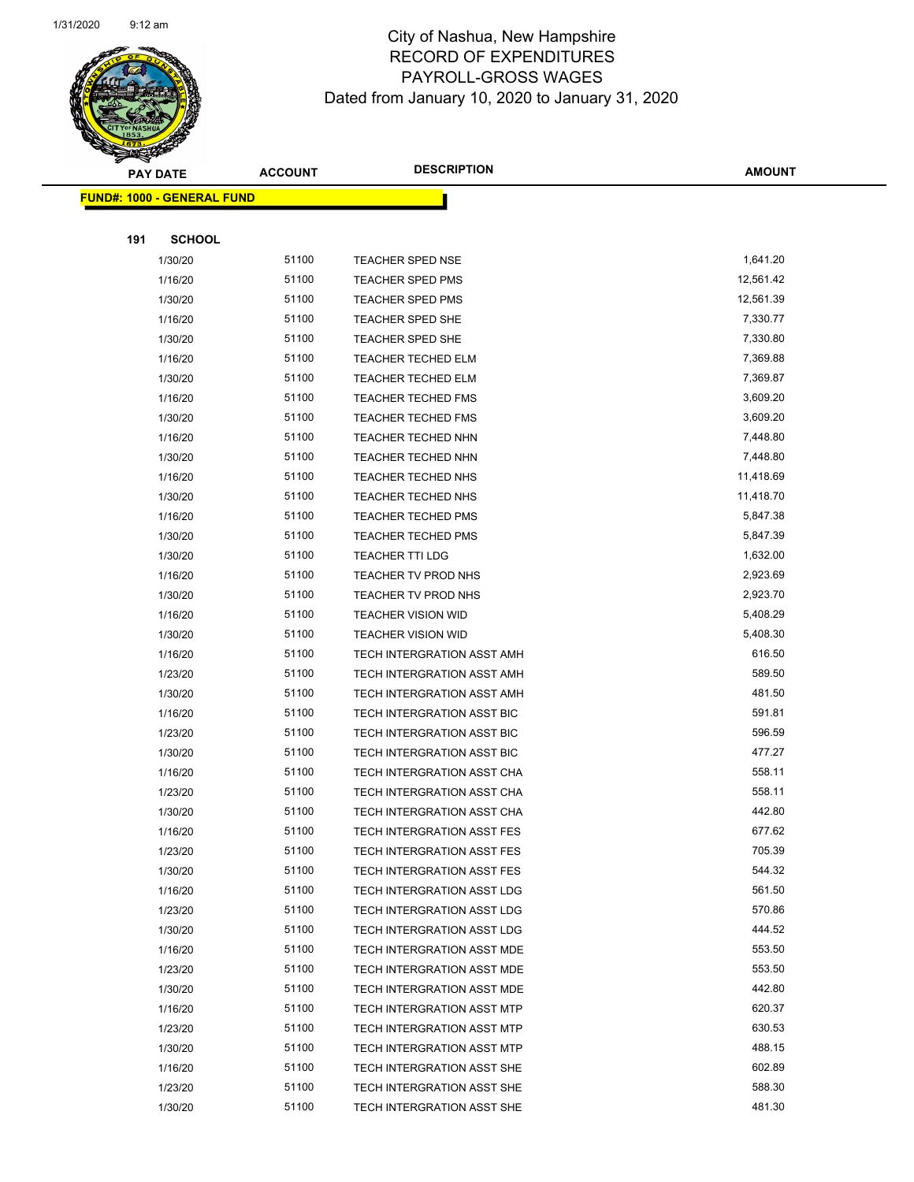City of Nashua, New Hampshire
RECORD OF EXPENDITURES
PAYROLL-GROSS WAGES
Dated from January 10, 2020 to January 31, 2020

| PAY DATE | ACCOUNT | DESCRIPTION | AMOUNT |
|---|---|---|---|

**FUND#: 1000 - GENERAL FUND**

**191 SCHOOL**

| PAY DATE | ACCOUNT | DESCRIPTION | AMOUNT |
|---|---|---|---|
| 1/30/20 | 51100 | TEACHER SPED NSE | 1,641.20 |
| 1/16/20 | 51100 | TEACHER SPED PMS | 12,561.42 |
| 1/30/20 | 51100 | TEACHER SPED PMS | 12,561.39 |
| 1/16/20 | 51100 | TEACHER SPED SHE | 7,330.77 |
| 1/30/20 | 51100 | TEACHER SPED SHE | 7,330.80 |
| 1/16/20 | 51100 | TEACHER TECHED ELM | 7,369.88 |
| 1/30/20 | 51100 | TEACHER TECHED ELM | 7,369.87 |
| 1/16/20 | 51100 | TEACHER TECHED FMS | 3,609.20 |
| 1/30/20 | 51100 | TEACHER TECHED FMS | 3,609.20 |
| 1/16/20 | 51100 | TEACHER TECHED NHN | 7,448.80 |
| 1/30/20 | 51100 | TEACHER TECHED NHN | 7,448.80 |
| 1/16/20 | 51100 | TEACHER TECHED NHS | 11,418.69 |
| 1/30/20 | 51100 | TEACHER TECHED NHS | 11,418.70 |
| 1/16/20 | 51100 | TEACHER TECHED PMS | 5,847.38 |
| 1/30/20 | 51100 | TEACHER TECHED PMS | 5,847.39 |
| 1/30/20 | 51100 | TEACHER TTI LDG | 1,632.00 |
| 1/16/20 | 51100 | TEACHER TV PROD NHS | 2,923.69 |
| 1/30/20 | 51100 | TEACHER TV PROD NHS | 2,923.70 |
| 1/16/20 | 51100 | TEACHER VISION WID | 5,408.29 |
| 1/30/20 | 51100 | TEACHER VISION WID | 5,408.30 |
| 1/16/20 | 51100 | TECH INTERGRATION ASST AMH | 616.50 |
| 1/23/20 | 51100 | TECH INTERGRATION ASST AMH | 589.50 |
| 1/30/20 | 51100 | TECH INTERGRATION ASST AMH | 481.50 |
| 1/16/20 | 51100 | TECH INTERGRATION ASST BIC | 591.81 |
| 1/23/20 | 51100 | TECH INTERGRATION ASST BIC | 596.59 |
| 1/30/20 | 51100 | TECH INTERGRATION ASST BIC | 477.27 |
| 1/16/20 | 51100 | TECH INTERGRATION ASST CHA | 558.11 |
| 1/23/20 | 51100 | TECH INTERGRATION ASST CHA | 558.11 |
| 1/30/20 | 51100 | TECH INTERGRATION ASST CHA | 442.80 |
| 1/16/20 | 51100 | TECH INTERGRATION ASST FES | 677.62 |
| 1/23/20 | 51100 | TECH INTERGRATION ASST FES | 705.39 |
| 1/30/20 | 51100 | TECH INTERGRATION ASST FES | 544.32 |
| 1/16/20 | 51100 | TECH INTERGRATION ASST LDG | 561.50 |
| 1/23/20 | 51100 | TECH INTERGRATION ASST LDG | 570.86 |
| 1/30/20 | 51100 | TECH INTERGRATION ASST LDG | 444.52 |
| 1/16/20 | 51100 | TECH INTERGRATION ASST MDE | 553.50 |
| 1/23/20 | 51100 | TECH INTERGRATION ASST MDE | 553.50 |
| 1/30/20 | 51100 | TECH INTERGRATION ASST MDE | 442.80 |
| 1/16/20 | 51100 | TECH INTERGRATION ASST MTP | 620.37 |
| 1/23/20 | 51100 | TECH INTERGRATION ASST MTP | 630.53 |
| 1/30/20 | 51100 | TECH INTERGRATION ASST MTP | 488.15 |
| 1/16/20 | 51100 | TECH INTERGRATION ASST SHE | 602.89 |
| 1/23/20 | 51100 | TECH INTERGRATION ASST SHE | 588.30 |
| 1/30/20 | 51100 | TECH INTERGRATION ASST SHE | 481.30 |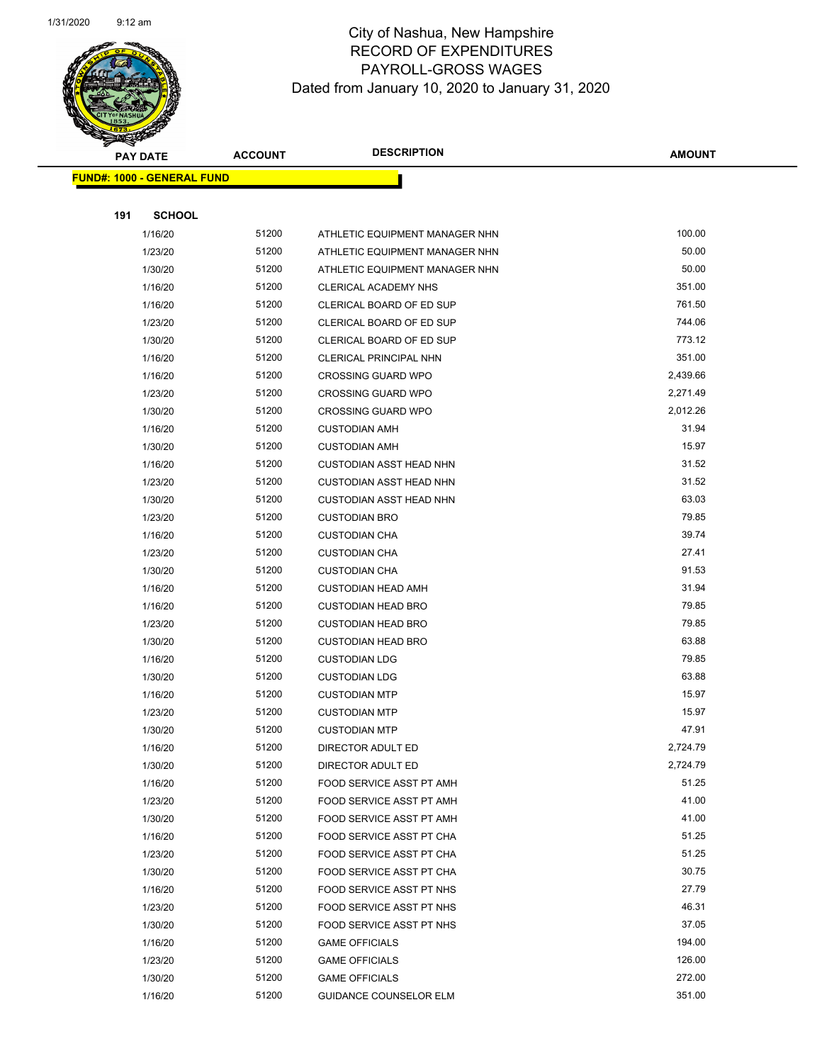# City of Nashua, New Hampshire
## RECORD OF EXPENDITURES
## PAYROLL-GROSS WAGES
### Dated from January 10, 2020 to January 31, 2020

**FUND#: 1000 - GENERAL FUND**

**191 SCHOOL**

| PAY DATE | ACCOUNT | DESCRIPTION | AMOUNT |
|---|---|---|---|
| 1/16/20 | 51200 | ATHLETIC EQUIPMENT MANAGER NHN | 100.00 |
| 1/23/20 | 51200 | ATHLETIC EQUIPMENT MANAGER NHN | 50.00 |
| 1/30/20 | 51200 | ATHLETIC EQUIPMENT MANAGER NHN | 50.00 |
| 1/16/20 | 51200 | CLERICAL ACADEMY NHS | 351.00 |
| 1/16/20 | 51200 | CLERICAL BOARD OF ED SUP | 761.50 |
| 1/23/20 | 51200 | CLERICAL BOARD OF ED SUP | 744.06 |
| 1/30/20 | 51200 | CLERICAL BOARD OF ED SUP | 773.12 |
| 1/16/20 | 51200 | CLERICAL PRINCIPAL NHN | 351.00 |
| 1/16/20 | 51200 | CROSSING GUARD WPO | 2,439.66 |
| 1/23/20 | 51200 | CROSSING GUARD WPO | 2,271.49 |
| 1/30/20 | 51200 | CROSSING GUARD WPO | 2,012.26 |
| 1/16/20 | 51200 | CUSTODIAN AMH | 31.94 |
| 1/30/20 | 51200 | CUSTODIAN AMH | 15.97 |
| 1/16/20 | 51200 | CUSTODIAN ASST HEAD NHN | 31.52 |
| 1/23/20 | 51200 | CUSTODIAN ASST HEAD NHN | 31.52 |
| 1/30/20 | 51200 | CUSTODIAN ASST HEAD NHN | 63.03 |
| 1/23/20 | 51200 | CUSTODIAN BRO | 79.85 |
| 1/16/20 | 51200 | CUSTODIAN CHA | 39.74 |
| 1/23/20 | 51200 | CUSTODIAN CHA | 27.41 |
| 1/30/20 | 51200 | CUSTODIAN CHA | 91.53 |
| 1/16/20 | 51200 | CUSTODIAN HEAD AMH | 31.94 |
| 1/16/20 | 51200 | CUSTODIAN HEAD BRO | 79.85 |
| 1/23/20 | 51200 | CUSTODIAN HEAD BRO | 79.85 |
| 1/30/20 | 51200 | CUSTODIAN HEAD BRO | 63.88 |
| 1/16/20 | 51200 | CUSTODIAN LDG | 79.85 |
| 1/30/20 | 51200 | CUSTODIAN LDG | 63.88 |
| 1/16/20 | 51200 | CUSTODIAN MTP | 15.97 |
| 1/23/20 | 51200 | CUSTODIAN MTP | 15.97 |
| 1/30/20 | 51200 | CUSTODIAN MTP | 47.91 |
| 1/16/20 | 51200 | DIRECTOR ADULT ED | 2,724.79 |
| 1/30/20 | 51200 | DIRECTOR ADULT ED | 2,724.79 |
| 1/16/20 | 51200 | FOOD SERVICE ASST PT AMH | 51.25 |
| 1/23/20 | 51200 | FOOD SERVICE ASST PT AMH | 41.00 |
| 1/30/20 | 51200 | FOOD SERVICE ASST PT AMH | 41.00 |
| 1/16/20 | 51200 | FOOD SERVICE ASST PT CHA | 51.25 |
| 1/23/20 | 51200 | FOOD SERVICE ASST PT CHA | 51.25 |
| 1/30/20 | 51200 | FOOD SERVICE ASST PT CHA | 30.75 |
| 1/16/20 | 51200 | FOOD SERVICE ASST PT NHS | 27.79 |
| 1/23/20 | 51200 | FOOD SERVICE ASST PT NHS | 46.31 |
| 1/30/20 | 51200 | FOOD SERVICE ASST PT NHS | 37.05 |
| 1/16/20 | 51200 | GAME OFFICIALS | 194.00 |
| 1/23/20 | 51200 | GAME OFFICIALS | 126.00 |
| 1/30/20 | 51200 | GAME OFFICIALS | 272.00 |
| 1/16/20 | 51200 | GUIDANCE COUNSELOR ELM | 351.00 |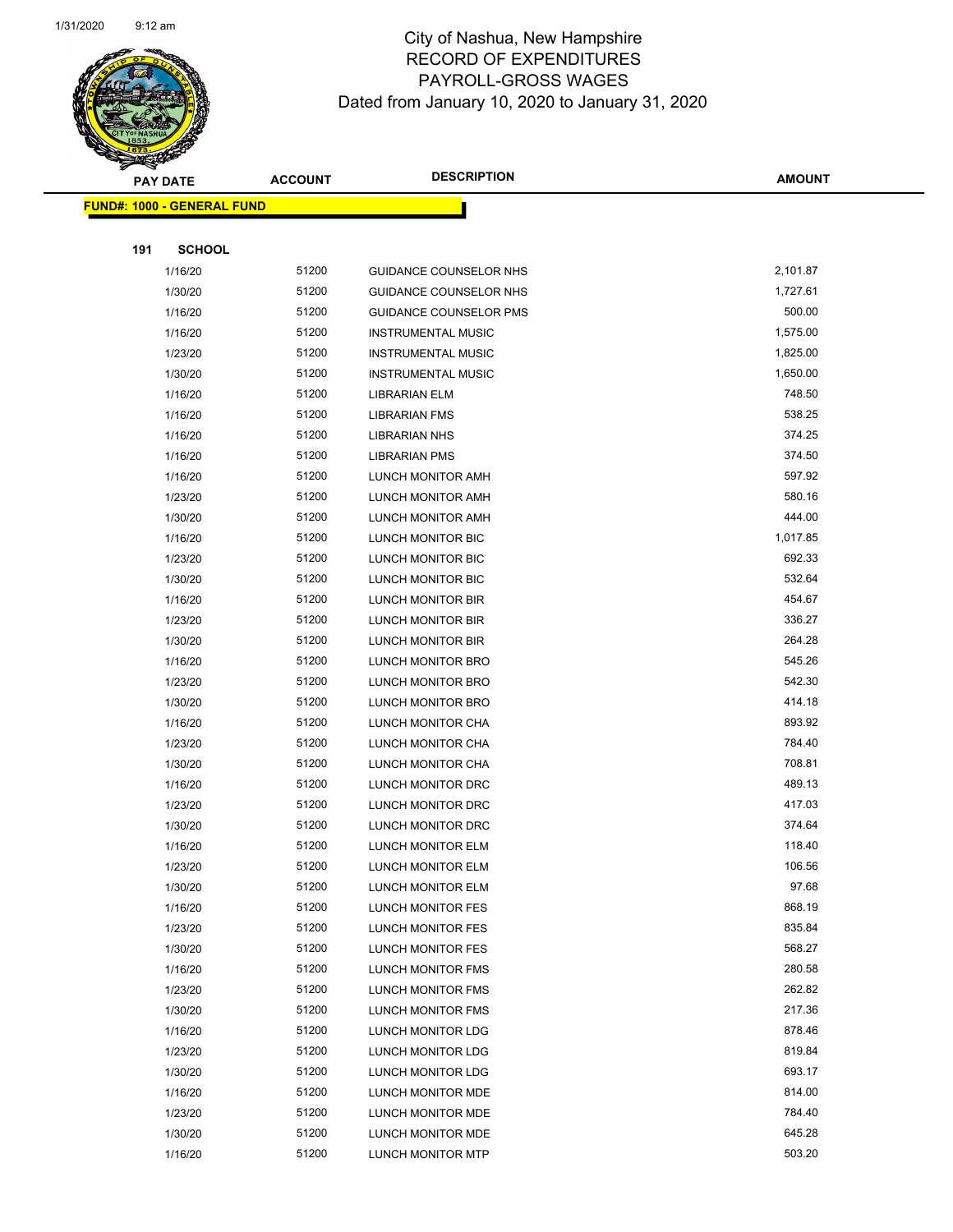City of Nashua, New Hampshire
RECORD OF EXPENDITURES
PAYROLL-GROSS WAGES
Dated from January 10, 2020 to January 31, 2020

| PAY DATE | ACCOUNT | DESCRIPTION | AMOUNT |
|---|---|---|---|

**FUND#: 1000 - GENERAL FUND**

**191 SCHOOL**

| PAY DATE | ACCOUNT | DESCRIPTION | AMOUNT |
|---|---|---|---|
| 1/16/20 | 51200 | GUIDANCE COUNSELOR NHS | 2,101.87 |
| 1/30/20 | 51200 | GUIDANCE COUNSELOR NHS | 1,727.61 |
| 1/16/20 | 51200 | GUIDANCE COUNSELOR PMS | 500.00 |
| 1/16/20 | 51200 | INSTRUMENTAL MUSIC | 1,575.00 |
| 1/23/20 | 51200 | INSTRUMENTAL MUSIC | 1,825.00 |
| 1/30/20 | 51200 | INSTRUMENTAL MUSIC | 1,650.00 |
| 1/16/20 | 51200 | LIBRARIAN ELM | 748.50 |
| 1/16/20 | 51200 | LIBRARIAN FMS | 538.25 |
| 1/16/20 | 51200 | LIBRARIAN NHS | 374.25 |
| 1/16/20 | 51200 | LIBRARIAN PMS | 374.50 |
| 1/16/20 | 51200 | LUNCH MONITOR AMH | 597.92 |
| 1/23/20 | 51200 | LUNCH MONITOR AMH | 580.16 |
| 1/30/20 | 51200 | LUNCH MONITOR AMH | 444.00 |
| 1/16/20 | 51200 | LUNCH MONITOR BIC | 1,017.85 |
| 1/23/20 | 51200 | LUNCH MONITOR BIC | 692.33 |
| 1/30/20 | 51200 | LUNCH MONITOR BIC | 532.64 |
| 1/16/20 | 51200 | LUNCH MONITOR BIR | 454.67 |
| 1/23/20 | 51200 | LUNCH MONITOR BIR | 336.27 |
| 1/30/20 | 51200 | LUNCH MONITOR BIR | 264.28 |
| 1/16/20 | 51200 | LUNCH MONITOR BRO | 545.26 |
| 1/23/20 | 51200 | LUNCH MONITOR BRO | 542.30 |
| 1/30/20 | 51200 | LUNCH MONITOR BRO | 414.18 |
| 1/16/20 | 51200 | LUNCH MONITOR CHA | 893.92 |
| 1/23/20 | 51200 | LUNCH MONITOR CHA | 784.40 |
| 1/30/20 | 51200 | LUNCH MONITOR CHA | 708.81 |
| 1/16/20 | 51200 | LUNCH MONITOR DRC | 489.13 |
| 1/23/20 | 51200 | LUNCH MONITOR DRC | 417.03 |
| 1/30/20 | 51200 | LUNCH MONITOR DRC | 374.64 |
| 1/16/20 | 51200 | LUNCH MONITOR ELM | 118.40 |
| 1/23/20 | 51200 | LUNCH MONITOR ELM | 106.56 |
| 1/30/20 | 51200 | LUNCH MONITOR ELM | 97.68 |
| 1/16/20 | 51200 | LUNCH MONITOR FES | 868.19 |
| 1/23/20 | 51200 | LUNCH MONITOR FES | 835.84 |
| 1/30/20 | 51200 | LUNCH MONITOR FES | 568.27 |
| 1/16/20 | 51200 | LUNCH MONITOR FMS | 280.58 |
| 1/23/20 | 51200 | LUNCH MONITOR FMS | 262.82 |
| 1/30/20 | 51200 | LUNCH MONITOR FMS | 217.36 |
| 1/16/20 | 51200 | LUNCH MONITOR LDG | 878.46 |
| 1/23/20 | 51200 | LUNCH MONITOR LDG | 819.84 |
| 1/30/20 | 51200 | LUNCH MONITOR LDG | 693.17 |
| 1/16/20 | 51200 | LUNCH MONITOR MDE | 814.00 |
| 1/23/20 | 51200 | LUNCH MONITOR MDE | 784.40 |
| 1/30/20 | 51200 | LUNCH MONITOR MDE | 645.28 |
| 1/16/20 | 51200 | LUNCH MONITOR MTP | 503.20 |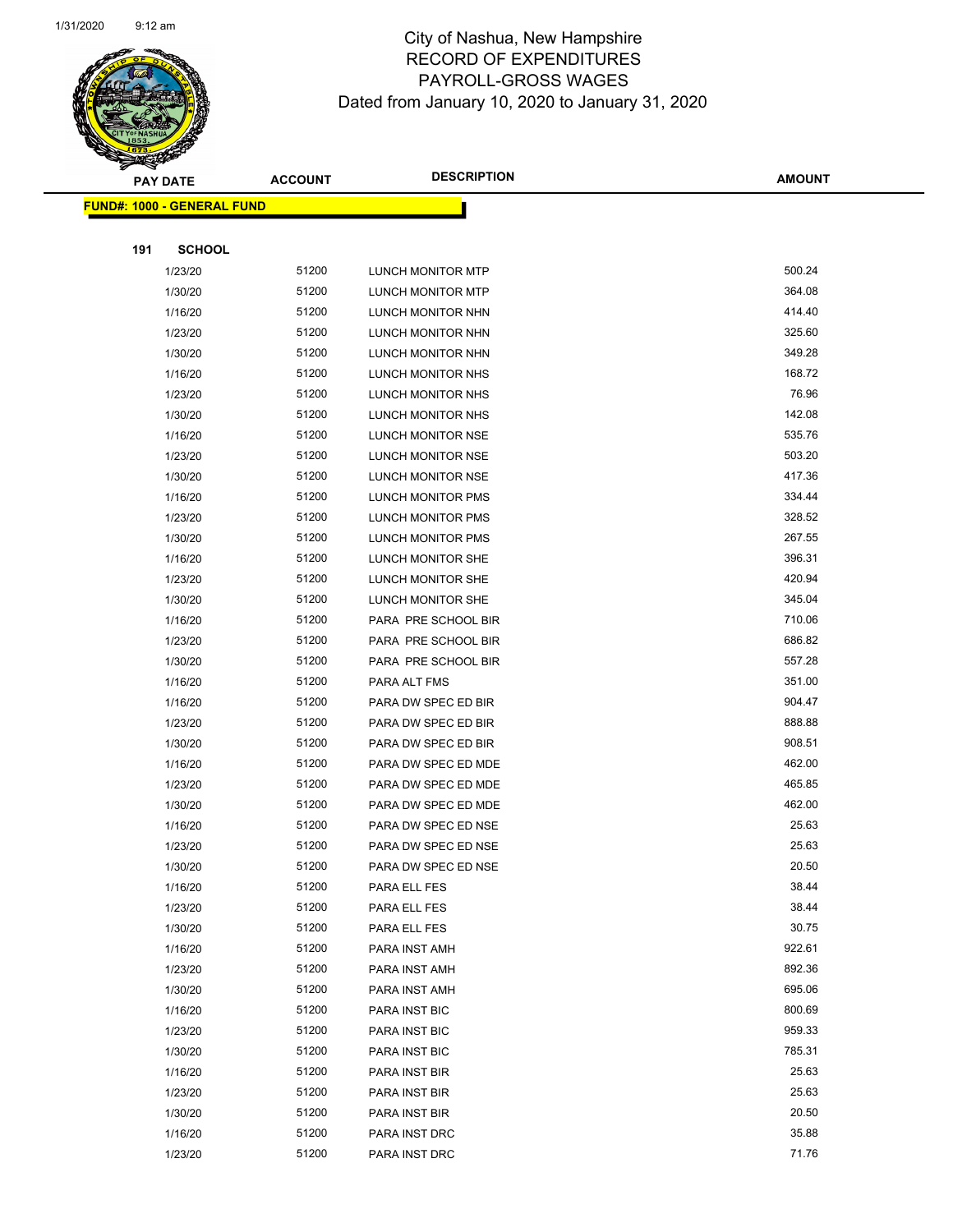City of Nashua, New Hampshire
RECORD OF EXPENDITURES
PAYROLL-GROSS WAGES
Dated from January 10, 2020 to January 31, 2020

**FUND#: 1000 - GENERAL FUND**

**191 SCHOOL**

| PAY DATE | ACCOUNT | DESCRIPTION | AMOUNT |
|---|---|---|---|
| 1/23/20 | 51200 | LUNCH MONITOR MTP | 500.24 |
| 1/30/20 | 51200 | LUNCH MONITOR MTP | 364.08 |
| 1/16/20 | 51200 | LUNCH MONITOR NHN | 414.40 |
| 1/23/20 | 51200 | LUNCH MONITOR NHN | 325.60 |
| 1/30/20 | 51200 | LUNCH MONITOR NHN | 349.28 |
| 1/16/20 | 51200 | LUNCH MONITOR NHS | 168.72 |
| 1/23/20 | 51200 | LUNCH MONITOR NHS | 76.96 |
| 1/30/20 | 51200 | LUNCH MONITOR NHS | 142.08 |
| 1/16/20 | 51200 | LUNCH MONITOR NSE | 535.76 |
| 1/23/20 | 51200 | LUNCH MONITOR NSE | 503.20 |
| 1/30/20 | 51200 | LUNCH MONITOR NSE | 417.36 |
| 1/16/20 | 51200 | LUNCH MONITOR PMS | 334.44 |
| 1/23/20 | 51200 | LUNCH MONITOR PMS | 328.52 |
| 1/30/20 | 51200 | LUNCH MONITOR PMS | 267.55 |
| 1/16/20 | 51200 | LUNCH MONITOR SHE | 396.31 |
| 1/23/20 | 51200 | LUNCH MONITOR SHE | 420.94 |
| 1/30/20 | 51200 | LUNCH MONITOR SHE | 345.04 |
| 1/16/20 | 51200 | PARA PRE SCHOOL BIR | 710.06 |
| 1/23/20 | 51200 | PARA PRE SCHOOL BIR | 686.82 |
| 1/30/20 | 51200 | PARA PRE SCHOOL BIR | 557.28 |
| 1/16/20 | 51200 | PARA ALT FMS | 351.00 |
| 1/16/20 | 51200 | PARA DW SPEC ED BIR | 904.47 |
| 1/23/20 | 51200 | PARA DW SPEC ED BIR | 888.88 |
| 1/30/20 | 51200 | PARA DW SPEC ED BIR | 908.51 |
| 1/16/20 | 51200 | PARA DW SPEC ED MDE | 462.00 |
| 1/23/20 | 51200 | PARA DW SPEC ED MDE | 465.85 |
| 1/30/20 | 51200 | PARA DW SPEC ED MDE | 462.00 |
| 1/16/20 | 51200 | PARA DW SPEC ED NSE | 25.63 |
| 1/23/20 | 51200 | PARA DW SPEC ED NSE | 25.63 |
| 1/30/20 | 51200 | PARA DW SPEC ED NSE | 20.50 |
| 1/16/20 | 51200 | PARA ELL FES | 38.44 |
| 1/23/20 | 51200 | PARA ELL FES | 38.44 |
| 1/30/20 | 51200 | PARA ELL FES | 30.75 |
| 1/16/20 | 51200 | PARA INST AMH | 922.61 |
| 1/23/20 | 51200 | PARA INST AMH | 892.36 |
| 1/30/20 | 51200 | PARA INST AMH | 695.06 |
| 1/16/20 | 51200 | PARA INST BIC | 800.69 |
| 1/23/20 | 51200 | PARA INST BIC | 959.33 |
| 1/30/20 | 51200 | PARA INST BIC | 785.31 |
| 1/16/20 | 51200 | PARA INST BIR | 25.63 |
| 1/23/20 | 51200 | PARA INST BIR | 25.63 |
| 1/30/20 | 51200 | PARA INST BIR | 20.50 |
| 1/16/20 | 51200 | PARA INST DRC | 35.88 |
| 1/23/20 | 51200 | PARA INST DRC | 71.76 |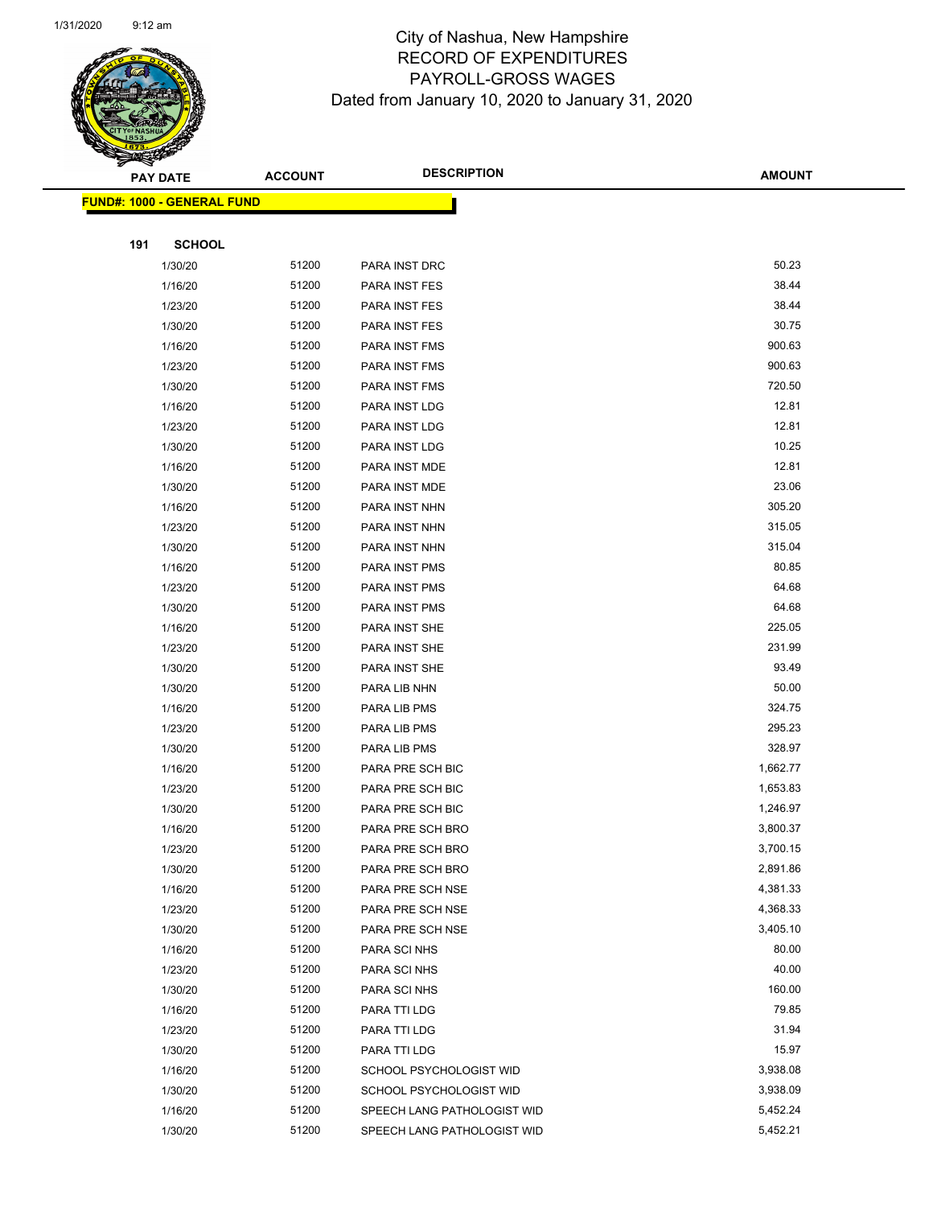# City of Nashua, New Hampshire
## RECORD OF EXPENDITURES
## PAYROLL-GROSS WAGES
### Dated from January 10, 2020 to January 31, 2020

**FUND#: 1000 - GENERAL FUND**

**191 SCHOOL**

| PAY DATE | ACCOUNT | DESCRIPTION | AMOUNT |
|---|---|---|---|
| 1/30/20 | 51200 | PARA INST DRC | 50.23 |
| 1/16/20 | 51200 | PARA INST FES | 38.44 |
| 1/23/20 | 51200 | PARA INST FES | 38.44 |
| 1/30/20 | 51200 | PARA INST FES | 30.75 |
| 1/16/20 | 51200 | PARA INST FMS | 900.63 |
| 1/23/20 | 51200 | PARA INST FMS | 900.63 |
| 1/30/20 | 51200 | PARA INST FMS | 720.50 |
| 1/16/20 | 51200 | PARA INST LDG | 12.81 |
| 1/23/20 | 51200 | PARA INST LDG | 12.81 |
| 1/30/20 | 51200 | PARA INST LDG | 10.25 |
| 1/16/20 | 51200 | PARA INST MDE | 12.81 |
| 1/30/20 | 51200 | PARA INST MDE | 23.06 |
| 1/16/20 | 51200 | PARA INST NHN | 305.20 |
| 1/23/20 | 51200 | PARA INST NHN | 315.05 |
| 1/30/20 | 51200 | PARA INST NHN | 315.04 |
| 1/16/20 | 51200 | PARA INST PMS | 80.85 |
| 1/23/20 | 51200 | PARA INST PMS | 64.68 |
| 1/30/20 | 51200 | PARA INST PMS | 64.68 |
| 1/16/20 | 51200 | PARA INST SHE | 225.05 |
| 1/23/20 | 51200 | PARA INST SHE | 231.99 |
| 1/30/20 | 51200 | PARA INST SHE | 93.49 |
| 1/30/20 | 51200 | PARA LIB NHN | 50.00 |
| 1/16/20 | 51200 | PARA LIB PMS | 324.75 |
| 1/23/20 | 51200 | PARA LIB PMS | 295.23 |
| 1/30/20 | 51200 | PARA LIB PMS | 328.97 |
| 1/16/20 | 51200 | PARA PRE SCH BIC | 1,662.77 |
| 1/23/20 | 51200 | PARA PRE SCH BIC | 1,653.83 |
| 1/30/20 | 51200 | PARA PRE SCH BIC | 1,246.97 |
| 1/16/20 | 51200 | PARA PRE SCH BRO | 3,800.37 |
| 1/23/20 | 51200 | PARA PRE SCH BRO | 3,700.15 |
| 1/30/20 | 51200 | PARA PRE SCH BRO | 2,891.86 |
| 1/16/20 | 51200 | PARA PRE SCH NSE | 4,381.33 |
| 1/23/20 | 51200 | PARA PRE SCH NSE | 4,368.33 |
| 1/30/20 | 51200 | PARA PRE SCH NSE | 3,405.10 |
| 1/16/20 | 51200 | PARA SCI NHS | 80.00 |
| 1/23/20 | 51200 | PARA SCI NHS | 40.00 |
| 1/30/20 | 51200 | PARA SCI NHS | 160.00 |
| 1/16/20 | 51200 | PARA TTI LDG | 79.85 |
| 1/23/20 | 51200 | PARA TTI LDG | 31.94 |
| 1/30/20 | 51200 | PARA TTI LDG | 15.97 |
| 1/16/20 | 51200 | SCHOOL PSYCHOLOGIST WID | 3,938.08 |
| 1/30/20 | 51200 | SCHOOL PSYCHOLOGIST WID | 3,938.09 |
| 1/16/20 | 51200 | SPEECH LANG PATHOLOGIST WID | 5,452.24 |
| 1/30/20 | 51200 | SPEECH LANG PATHOLOGIST WID | 5,452.21 |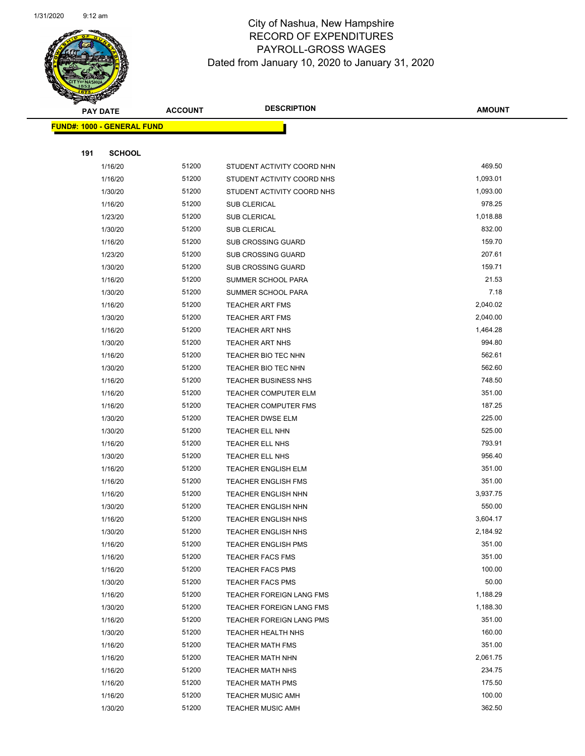# City of Nashua, New Hampshire
## RECORD OF EXPENDITURES
## PAYROLL-GROSS WAGES
### Dated from January 10, 2020 to January 31, 2020

| PAY DATE | ACCOUNT | DESCRIPTION | AMOUNT |
|---|---|---|---|
| **FUND#: 1000 - GENERAL FUND** | | | |
| **191 SCHOOL** | | | |
| 1/16/20 | 51200 | STUDENT ACTIVITY COORD NHN | 469.50 |
| 1/16/20 | 51200 | STUDENT ACTIVITY COORD NHS | 1,093.01 |
| 1/30/20 | 51200 | STUDENT ACTIVITY COORD NHS | 1,093.00 |
| 1/16/20 | 51200 | SUB CLERICAL | 978.25 |
| 1/23/20 | 51200 | SUB CLERICAL | 1,018.88 |
| 1/30/20 | 51200 | SUB CLERICAL | 832.00 |
| 1/16/20 | 51200 | SUB CROSSING GUARD | 159.70 |
| 1/23/20 | 51200 | SUB CROSSING GUARD | 207.61 |
| 1/30/20 | 51200 | SUB CROSSING GUARD | 159.71 |
| 1/16/20 | 51200 | SUMMER SCHOOL PARA | 21.53 |
| 1/30/20 | 51200 | SUMMER SCHOOL PARA | 7.18 |
| 1/16/20 | 51200 | TEACHER ART FMS | 2,040.02 |
| 1/30/20 | 51200 | TEACHER ART FMS | 2,040.00 |
| 1/16/20 | 51200 | TEACHER ART NHS | 1,464.28 |
| 1/30/20 | 51200 | TEACHER ART NHS | 994.80 |
| 1/16/20 | 51200 | TEACHER BIO TEC NHN | 562.61 |
| 1/30/20 | 51200 | TEACHER BIO TEC NHN | 562.60 |
| 1/16/20 | 51200 | TEACHER BUSINESS NHS | 748.50 |
| 1/16/20 | 51200 | TEACHER COMPUTER ELM | 351.00 |
| 1/16/20 | 51200 | TEACHER COMPUTER FMS | 187.25 |
| 1/30/20 | 51200 | TEACHER DWSE ELM | 225.00 |
| 1/30/20 | 51200 | TEACHER ELL NHN | 525.00 |
| 1/16/20 | 51200 | TEACHER ELL NHS | 793.91 |
| 1/30/20 | 51200 | TEACHER ELL NHS | 956.40 |
| 1/16/20 | 51200 | TEACHER ENGLISH ELM | 351.00 |
| 1/16/20 | 51200 | TEACHER ENGLISH FMS | 351.00 |
| 1/16/20 | 51200 | TEACHER ENGLISH NHN | 3,937.75 |
| 1/30/20 | 51200 | TEACHER ENGLISH NHN | 550.00 |
| 1/16/20 | 51200 | TEACHER ENGLISH NHS | 3,604.17 |
| 1/30/20 | 51200 | TEACHER ENGLISH NHS | 2,184.92 |
| 1/16/20 | 51200 | TEACHER ENGLISH PMS | 351.00 |
| 1/16/20 | 51200 | TEACHER FACS FMS | 351.00 |
| 1/16/20 | 51200 | TEACHER FACS PMS | 100.00 |
| 1/30/20 | 51200 | TEACHER FACS PMS | 50.00 |
| 1/16/20 | 51200 | TEACHER FOREIGN LANG FMS | 1,188.29 |
| 1/30/20 | 51200 | TEACHER FOREIGN LANG FMS | 1,188.30 |
| 1/16/20 | 51200 | TEACHER FOREIGN LANG PMS | 351.00 |
| 1/30/20 | 51200 | TEACHER HEALTH NHS | 160.00 |
| 1/16/20 | 51200 | TEACHER MATH FMS | 351.00 |
| 1/16/20 | 51200 | TEACHER MATH NHN | 2,061.75 |
| 1/16/20 | 51200 | TEACHER MATH NHS | 234.75 |
| 1/16/20 | 51200 | TEACHER MATH PMS | 175.50 |
| 1/16/20 | 51200 | TEACHER MUSIC AMH | 100.00 |
| 1/30/20 | 51200 | TEACHER MUSIC AMH | 362.50 |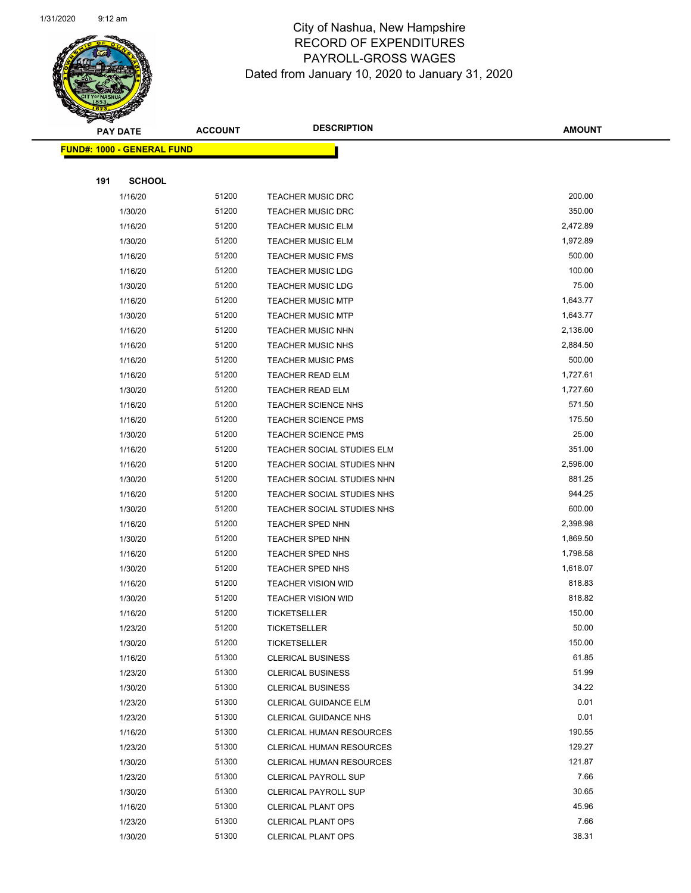# City of Nashua, New Hampshire
## RECORD OF EXPENDITURES
## PAYROLL-GROSS WAGES
### Dated from January 10, 2020 to January 31, 2020

| PAY DATE | ACCOUNT | DESCRIPTION | AMOUNT |
|---|---|---|---|
| **FUND#: 1000 - GENERAL FUND** | | | |
| **191 SCHOOL** | | | |
| 1/16/20 | 51200 | TEACHER MUSIC DRC | 200.00 |
| 1/30/20 | 51200 | TEACHER MUSIC DRC | 350.00 |
| 1/16/20 | 51200 | TEACHER MUSIC ELM | 2,472.89 |
| 1/30/20 | 51200 | TEACHER MUSIC ELM | 1,972.89 |
| 1/16/20 | 51200 | TEACHER MUSIC FMS | 500.00 |
| 1/16/20 | 51200 | TEACHER MUSIC LDG | 100.00 |
| 1/30/20 | 51200 | TEACHER MUSIC LDG | 75.00 |
| 1/16/20 | 51200 | TEACHER MUSIC MTP | 1,643.77 |
| 1/30/20 | 51200 | TEACHER MUSIC MTP | 1,643.77 |
| 1/16/20 | 51200 | TEACHER MUSIC NHN | 2,136.00 |
| 1/16/20 | 51200 | TEACHER MUSIC NHS | 2,884.50 |
| 1/16/20 | 51200 | TEACHER MUSIC PMS | 500.00 |
| 1/16/20 | 51200 | TEACHER READ ELM | 1,727.61 |
| 1/30/20 | 51200 | TEACHER READ ELM | 1,727.60 |
| 1/16/20 | 51200 | TEACHER SCIENCE NHS | 571.50 |
| 1/16/20 | 51200 | TEACHER SCIENCE PMS | 175.50 |
| 1/30/20 | 51200 | TEACHER SCIENCE PMS | 25.00 |
| 1/16/20 | 51200 | TEACHER SOCIAL STUDIES ELM | 351.00 |
| 1/16/20 | 51200 | TEACHER SOCIAL STUDIES NHN | 2,596.00 |
| 1/30/20 | 51200 | TEACHER SOCIAL STUDIES NHN | 881.25 |
| 1/16/20 | 51200 | TEACHER SOCIAL STUDIES NHS | 944.25 |
| 1/30/20 | 51200 | TEACHER SOCIAL STUDIES NHS | 600.00 |
| 1/16/20 | 51200 | TEACHER SPED NHN | 2,398.98 |
| 1/30/20 | 51200 | TEACHER SPED NHN | 1,869.50 |
| 1/16/20 | 51200 | TEACHER SPED NHS | 1,798.58 |
| 1/30/20 | 51200 | TEACHER SPED NHS | 1,618.07 |
| 1/16/20 | 51200 | TEACHER VISION WID | 818.83 |
| 1/30/20 | 51200 | TEACHER VISION WID | 818.82 |
| 1/16/20 | 51200 | TICKETSELLER | 150.00 |
| 1/23/20 | 51200 | TICKETSELLER | 50.00 |
| 1/30/20 | 51200 | TICKETSELLER | 150.00 |
| 1/16/20 | 51300 | CLERICAL BUSINESS | 61.85 |
| 1/23/20 | 51300 | CLERICAL BUSINESS | 51.99 |
| 1/30/20 | 51300 | CLERICAL BUSINESS | 34.22 |
| 1/23/20 | 51300 | CLERICAL GUIDANCE ELM | 0.01 |
| 1/23/20 | 51300 | CLERICAL GUIDANCE NHS | 0.01 |
| 1/16/20 | 51300 | CLERICAL HUMAN RESOURCES | 190.55 |
| 1/23/20 | 51300 | CLERICAL HUMAN RESOURCES | 129.27 |
| 1/30/20 | 51300 | CLERICAL HUMAN RESOURCES | 121.87 |
| 1/23/20 | 51300 | CLERICAL PAYROLL SUP | 7.66 |
| 1/30/20 | 51300 | CLERICAL PAYROLL SUP | 30.65 |
| 1/16/20 | 51300 | CLERICAL PLANT OPS | 45.96 |
| 1/23/20 | 51300 | CLERICAL PLANT OPS | 7.66 |
| 1/30/20 | 51300 | CLERICAL PLANT OPS | 38.31 |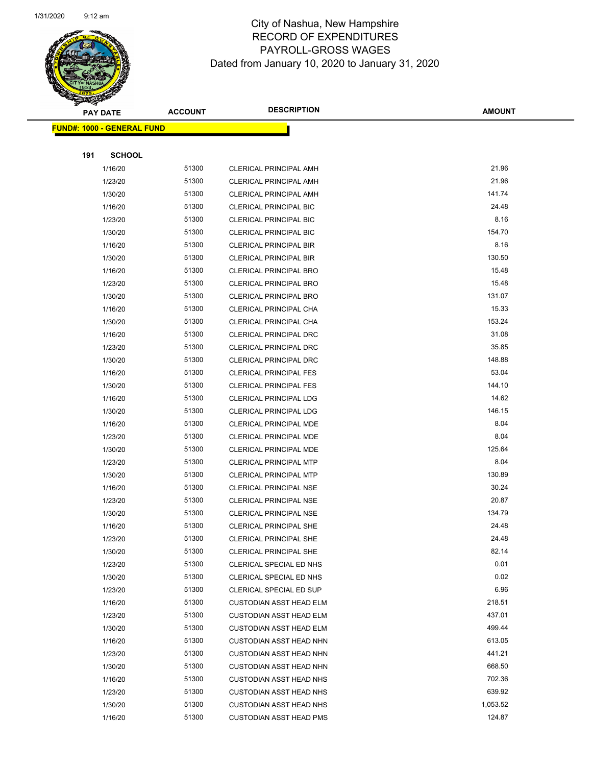# City of Nashua, New Hampshire
## RECORD OF EXPENDITURES
## PAYROLL-GROSS WAGES
## Dated from January 10, 2020 to January 31, 2020

| PAY DATE | ACCOUNT | DESCRIPTION | AMOUNT |
|---|---|---|---|
| **FUND#: 1000 - GENERAL FUND** | | | |
| **191 SCHOOL** | | | |
| 1/16/20 | 51300 | CLERICAL PRINCIPAL AMH | 21.96 |
| 1/23/20 | 51300 | CLERICAL PRINCIPAL AMH | 21.96 |
| 1/30/20 | 51300 | CLERICAL PRINCIPAL AMH | 141.74 |
| 1/16/20 | 51300 | CLERICAL PRINCIPAL BIC | 24.48 |
| 1/23/20 | 51300 | CLERICAL PRINCIPAL BIC | 8.16 |
| 1/30/20 | 51300 | CLERICAL PRINCIPAL BIC | 154.70 |
| 1/16/20 | 51300 | CLERICAL PRINCIPAL BIR | 8.16 |
| 1/30/20 | 51300 | CLERICAL PRINCIPAL BIR | 130.50 |
| 1/16/20 | 51300 | CLERICAL PRINCIPAL BRO | 15.48 |
| 1/23/20 | 51300 | CLERICAL PRINCIPAL BRO | 15.48 |
| 1/30/20 | 51300 | CLERICAL PRINCIPAL BRO | 131.07 |
| 1/16/20 | 51300 | CLERICAL PRINCIPAL CHA | 15.33 |
| 1/30/20 | 51300 | CLERICAL PRINCIPAL CHA | 153.24 |
| 1/16/20 | 51300 | CLERICAL PRINCIPAL DRC | 31.08 |
| 1/23/20 | 51300 | CLERICAL PRINCIPAL DRC | 35.85 |
| 1/30/20 | 51300 | CLERICAL PRINCIPAL DRC | 148.88 |
| 1/16/20 | 51300 | CLERICAL PRINCIPAL FES | 53.04 |
| 1/30/20 | 51300 | CLERICAL PRINCIPAL FES | 144.10 |
| 1/16/20 | 51300 | CLERICAL PRINCIPAL LDG | 14.62 |
| 1/30/20 | 51300 | CLERICAL PRINCIPAL LDG | 146.15 |
| 1/16/20 | 51300 | CLERICAL PRINCIPAL MDE | 8.04 |
| 1/23/20 | 51300 | CLERICAL PRINCIPAL MDE | 8.04 |
| 1/30/20 | 51300 | CLERICAL PRINCIPAL MDE | 125.64 |
| 1/23/20 | 51300 | CLERICAL PRINCIPAL MTP | 8.04 |
| 1/30/20 | 51300 | CLERICAL PRINCIPAL MTP | 130.89 |
| 1/16/20 | 51300 | CLERICAL PRINCIPAL NSE | 30.24 |
| 1/23/20 | 51300 | CLERICAL PRINCIPAL NSE | 20.87 |
| 1/30/20 | 51300 | CLERICAL PRINCIPAL NSE | 134.79 |
| 1/16/20 | 51300 | CLERICAL PRINCIPAL SHE | 24.48 |
| 1/23/20 | 51300 | CLERICAL PRINCIPAL SHE | 24.48 |
| 1/30/20 | 51300 | CLERICAL PRINCIPAL SHE | 82.14 |
| 1/23/20 | 51300 | CLERICAL SPECIAL ED NHS | 0.01 |
| 1/30/20 | 51300 | CLERICAL SPECIAL ED NHS | 0.02 |
| 1/23/20 | 51300 | CLERICAL SPECIAL ED SUP | 6.96 |
| 1/16/20 | 51300 | CUSTODIAN ASST HEAD ELM | 218.51 |
| 1/23/20 | 51300 | CUSTODIAN ASST HEAD ELM | 437.01 |
| 1/30/20 | 51300 | CUSTODIAN ASST HEAD ELM | 499.44 |
| 1/16/20 | 51300 | CUSTODIAN ASST HEAD NHN | 613.05 |
| 1/23/20 | 51300 | CUSTODIAN ASST HEAD NHN | 441.21 |
| 1/30/20 | 51300 | CUSTODIAN ASST HEAD NHN | 668.50 |
| 1/16/20 | 51300 | CUSTODIAN ASST HEAD NHS | 702.36 |
| 1/23/20 | 51300 | CUSTODIAN ASST HEAD NHS | 639.92 |
| 1/30/20 | 51300 | CUSTODIAN ASST HEAD NHS | 1,053.52 |
| 1/16/20 | 51300 | CUSTODIAN ASST HEAD PMS | 124.87 |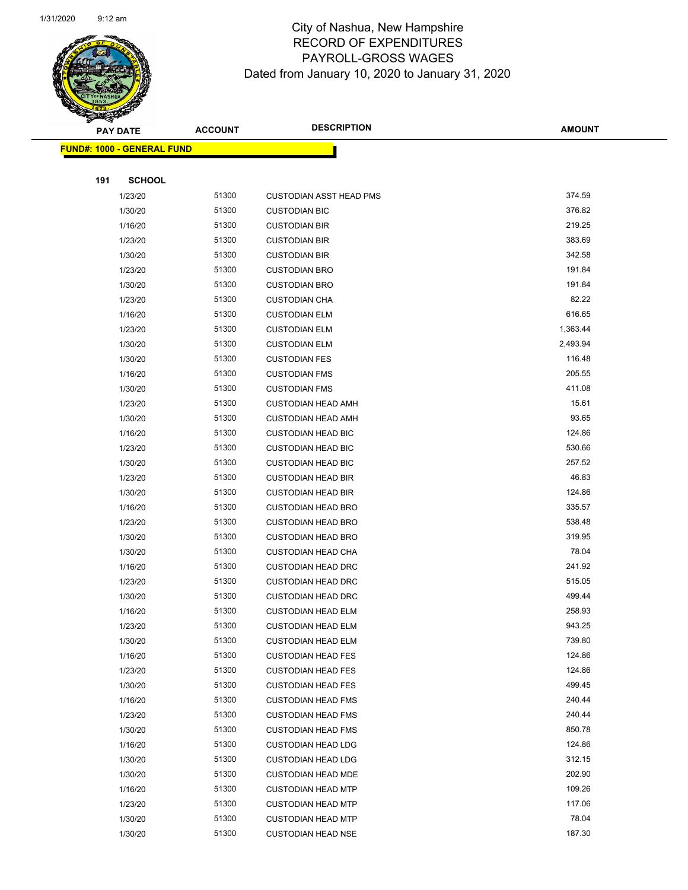# City of Nashua, New Hampshire
## RECORD OF EXPENDITURES
## PAYROLL-GROSS WAGES
### Dated from January 10, 2020 to January 31, 2020

**FUND#: 1000 - GENERAL FUND**

**191 SCHOOL**

| PAY DATE | ACCOUNT | DESCRIPTION | AMOUNT |
|---|---|---|---|
| 1/23/20 | 51300 | CUSTODIAN ASST HEAD PMS | 374.59 |
| 1/30/20 | 51300 | CUSTODIAN BIC | 376.82 |
| 1/16/20 | 51300 | CUSTODIAN BIR | 219.25 |
| 1/23/20 | 51300 | CUSTODIAN BIR | 383.69 |
| 1/30/20 | 51300 | CUSTODIAN BIR | 342.58 |
| 1/23/20 | 51300 | CUSTODIAN BRO | 191.84 |
| 1/30/20 | 51300 | CUSTODIAN BRO | 191.84 |
| 1/23/20 | 51300 | CUSTODIAN CHA | 82.22 |
| 1/16/20 | 51300 | CUSTODIAN ELM | 616.65 |
| 1/23/20 | 51300 | CUSTODIAN ELM | 1,363.44 |
| 1/30/20 | 51300 | CUSTODIAN ELM | 2,493.94 |
| 1/30/20 | 51300 | CUSTODIAN FES | 116.48 |
| 1/16/20 | 51300 | CUSTODIAN FMS | 205.55 |
| 1/30/20 | 51300 | CUSTODIAN FMS | 411.08 |
| 1/23/20 | 51300 | CUSTODIAN HEAD AMH | 15.61 |
| 1/30/20 | 51300 | CUSTODIAN HEAD AMH | 93.65 |
| 1/16/20 | 51300 | CUSTODIAN HEAD BIC | 124.86 |
| 1/23/20 | 51300 | CUSTODIAN HEAD BIC | 530.66 |
| 1/30/20 | 51300 | CUSTODIAN HEAD BIC | 257.52 |
| 1/23/20 | 51300 | CUSTODIAN HEAD BIR | 46.83 |
| 1/30/20 | 51300 | CUSTODIAN HEAD BIR | 124.86 |
| 1/16/20 | 51300 | CUSTODIAN HEAD BRO | 335.57 |
| 1/23/20 | 51300 | CUSTODIAN HEAD BRO | 538.48 |
| 1/30/20 | 51300 | CUSTODIAN HEAD BRO | 319.95 |
| 1/30/20 | 51300 | CUSTODIAN HEAD CHA | 78.04 |
| 1/16/20 | 51300 | CUSTODIAN HEAD DRC | 241.92 |
| 1/23/20 | 51300 | CUSTODIAN HEAD DRC | 515.05 |
| 1/30/20 | 51300 | CUSTODIAN HEAD DRC | 499.44 |
| 1/16/20 | 51300 | CUSTODIAN HEAD ELM | 258.93 |
| 1/23/20 | 51300 | CUSTODIAN HEAD ELM | 943.25 |
| 1/30/20 | 51300 | CUSTODIAN HEAD ELM | 739.80 |
| 1/16/20 | 51300 | CUSTODIAN HEAD FES | 124.86 |
| 1/23/20 | 51300 | CUSTODIAN HEAD FES | 124.86 |
| 1/30/20 | 51300 | CUSTODIAN HEAD FES | 499.45 |
| 1/16/20 | 51300 | CUSTODIAN HEAD FMS | 240.44 |
| 1/23/20 | 51300 | CUSTODIAN HEAD FMS | 240.44 |
| 1/30/20 | 51300 | CUSTODIAN HEAD FMS | 850.78 |
| 1/16/20 | 51300 | CUSTODIAN HEAD LDG | 124.86 |
| 1/30/20 | 51300 | CUSTODIAN HEAD LDG | 312.15 |
| 1/30/20 | 51300 | CUSTODIAN HEAD MDE | 202.90 |
| 1/16/20 | 51300 | CUSTODIAN HEAD MTP | 109.26 |
| 1/23/20 | 51300 | CUSTODIAN HEAD MTP | 117.06 |
| 1/30/20 | 51300 | CUSTODIAN HEAD MTP | 78.04 |
| 1/30/20 | 51300 | CUSTODIAN HEAD NSE | 187.30 |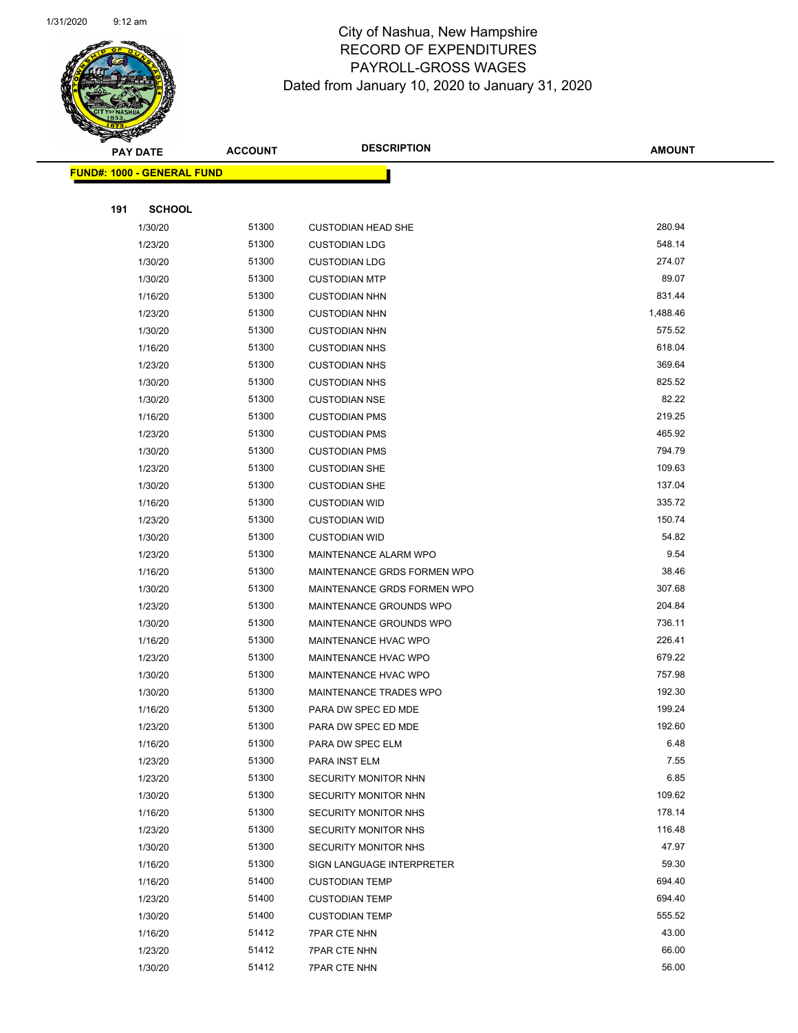# City of Nashua, New Hampshire
# RECORD OF EXPENDITURES
# PAYROLL-GROSS WAGES
# Dated from January 10, 2020 to January 31, 2020

| PAY DATE | ACCOUNT | DESCRIPTION | AMOUNT |
|---|---|---|---|
| **FUND#: 1000 - GENERAL FUND** | | | |
| **191 SCHOOL** | | | |
| 1/30/20 | 51300 | CUSTODIAN HEAD SHE | 280.94 |
| 1/23/20 | 51300 | CUSTODIAN LDG | 548.14 |
| 1/30/20 | 51300 | CUSTODIAN LDG | 274.07 |
| 1/30/20 | 51300 | CUSTODIAN MTP | 89.07 |
| 1/16/20 | 51300 | CUSTODIAN NHN | 831.44 |
| 1/23/20 | 51300 | CUSTODIAN NHN | 1,488.46 |
| 1/30/20 | 51300 | CUSTODIAN NHN | 575.52 |
| 1/16/20 | 51300 | CUSTODIAN NHS | 618.04 |
| 1/23/20 | 51300 | CUSTODIAN NHS | 369.64 |
| 1/30/20 | 51300 | CUSTODIAN NHS | 825.52 |
| 1/30/20 | 51300 | CUSTODIAN NSE | 82.22 |
| 1/16/20 | 51300 | CUSTODIAN PMS | 219.25 |
| 1/23/20 | 51300 | CUSTODIAN PMS | 465.92 |
| 1/30/20 | 51300 | CUSTODIAN PMS | 794.79 |
| 1/23/20 | 51300 | CUSTODIAN SHE | 109.63 |
| 1/30/20 | 51300 | CUSTODIAN SHE | 137.04 |
| 1/16/20 | 51300 | CUSTODIAN WID | 335.72 |
| 1/23/20 | 51300 | CUSTODIAN WID | 150.74 |
| 1/30/20 | 51300 | CUSTODIAN WID | 54.82 |
| 1/23/20 | 51300 | MAINTENANCE ALARM WPO | 9.54 |
| 1/16/20 | 51300 | MAINTENANCE GRDS FORMEN WPO | 38.46 |
| 1/30/20 | 51300 | MAINTENANCE GRDS FORMEN WPO | 307.68 |
| 1/23/20 | 51300 | MAINTENANCE GROUNDS WPO | 204.84 |
| 1/30/20 | 51300 | MAINTENANCE GROUNDS WPO | 736.11 |
| 1/16/20 | 51300 | MAINTENANCE HVAC WPO | 226.41 |
| 1/23/20 | 51300 | MAINTENANCE HVAC WPO | 679.22 |
| 1/30/20 | 51300 | MAINTENANCE HVAC WPO | 757.98 |
| 1/30/20 | 51300 | MAINTENANCE TRADES WPO | 192.30 |
| 1/16/20 | 51300 | PARA DW SPEC ED MDE | 199.24 |
| 1/23/20 | 51300 | PARA DW SPEC ED MDE | 192.60 |
| 1/16/20 | 51300 | PARA DW SPEC ELM | 6.48 |
| 1/23/20 | 51300 | PARA INST ELM | 7.55 |
| 1/23/20 | 51300 | SECURITY MONITOR NHN | 6.85 |
| 1/30/20 | 51300 | SECURITY MONITOR NHN | 109.62 |
| 1/16/20 | 51300 | SECURITY MONITOR NHS | 178.14 |
| 1/23/20 | 51300 | SECURITY MONITOR NHS | 116.48 |
| 1/30/20 | 51300 | SECURITY MONITOR NHS | 47.97 |
| 1/16/20 | 51300 | SIGN LANGUAGE INTERPRETER | 59.30 |
| 1/16/20 | 51400 | CUSTODIAN TEMP | 694.40 |
| 1/23/20 | 51400 | CUSTODIAN TEMP | 694.40 |
| 1/30/20 | 51400 | CUSTODIAN TEMP | 555.52 |
| 1/16/20 | 51412 | 7PAR CTE NHN | 43.00 |
| 1/23/20 | 51412 | 7PAR CTE NHN | 66.00 |
| 1/30/20 | 51412 | 7PAR CTE NHN | 56.00 |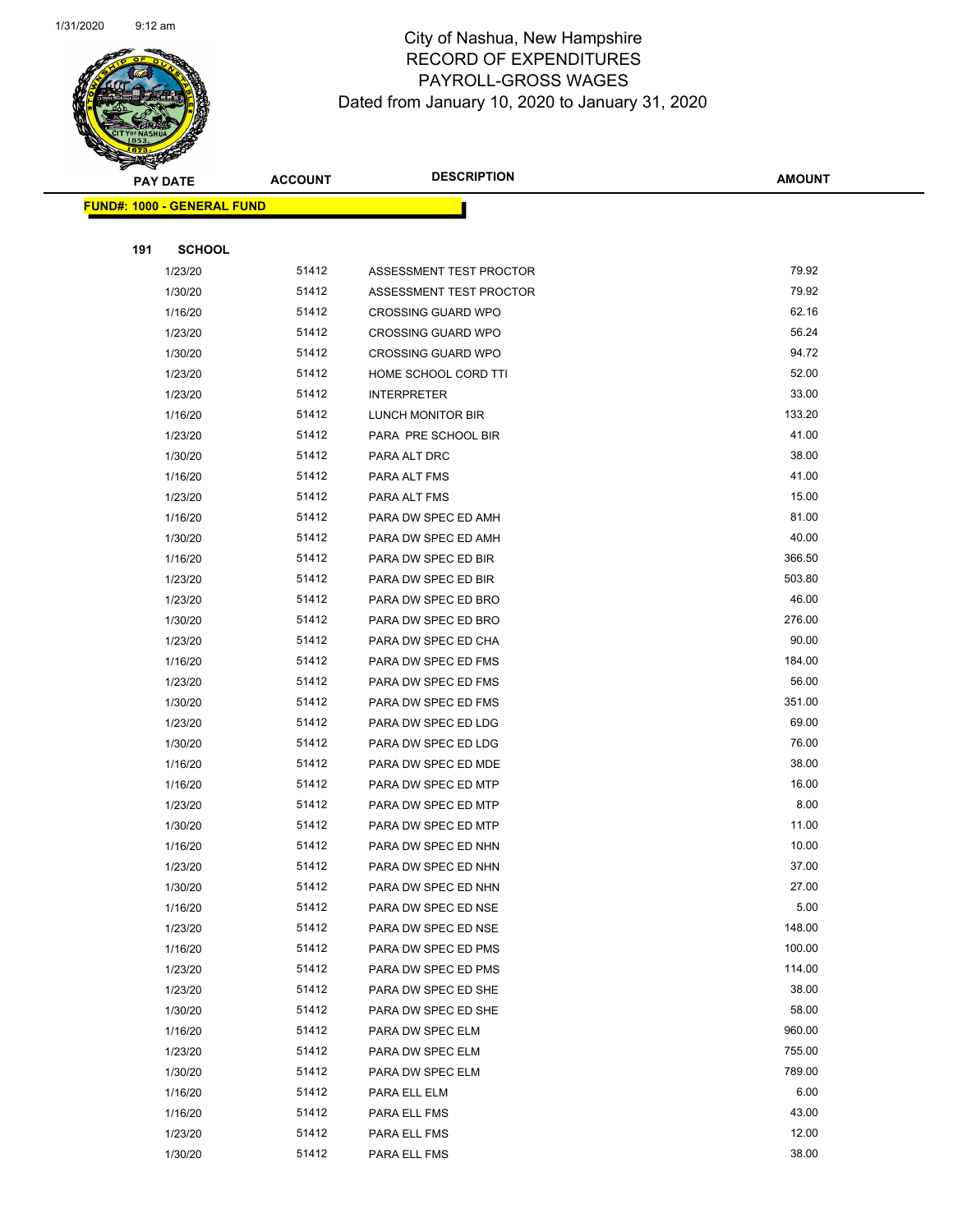City of Nashua, New Hampshire
RECORD OF EXPENDITURES
PAYROLL-GROSS WAGES
Dated from January 10, 2020 to January 31, 2020

**FUND#: 1000 - GENERAL FUND**

**191 SCHOOL**

| PAY DATE | ACCOUNT | DESCRIPTION | AMOUNT |
|---|---|---|---|
| 1/23/20 | 51412 | ASSESSMENT TEST PROCTOR | 79.92 |
| 1/30/20 | 51412 | ASSESSMENT TEST PROCTOR | 79.92 |
| 1/16/20 | 51412 | CROSSING GUARD WPO | 62.16 |
| 1/23/20 | 51412 | CROSSING GUARD WPO | 56.24 |
| 1/30/20 | 51412 | CROSSING GUARD WPO | 94.72 |
| 1/23/20 | 51412 | HOME SCHOOL CORD TTI | 52.00 |
| 1/23/20 | 51412 | INTERPRETER | 33.00 |
| 1/16/20 | 51412 | LUNCH MONITOR BIR | 133.20 |
| 1/23/20 | 51412 | PARA PRE SCHOOL BIR | 41.00 |
| 1/30/20 | 51412 | PARA ALT DRC | 38.00 |
| 1/16/20 | 51412 | PARA ALT FMS | 41.00 |
| 1/23/20 | 51412 | PARA ALT FMS | 15.00 |
| 1/16/20 | 51412 | PARA DW SPEC ED AMH | 81.00 |
| 1/30/20 | 51412 | PARA DW SPEC ED AMH | 40.00 |
| 1/16/20 | 51412 | PARA DW SPEC ED BIR | 366.50 |
| 1/23/20 | 51412 | PARA DW SPEC ED BIR | 503.80 |
| 1/23/20 | 51412 | PARA DW SPEC ED BRO | 46.00 |
| 1/30/20 | 51412 | PARA DW SPEC ED BRO | 276.00 |
| 1/23/20 | 51412 | PARA DW SPEC ED CHA | 90.00 |
| 1/16/20 | 51412 | PARA DW SPEC ED FMS | 184.00 |
| 1/23/20 | 51412 | PARA DW SPEC ED FMS | 56.00 |
| 1/30/20 | 51412 | PARA DW SPEC ED FMS | 351.00 |
| 1/23/20 | 51412 | PARA DW SPEC ED LDG | 69.00 |
| 1/30/20 | 51412 | PARA DW SPEC ED LDG | 76.00 |
| 1/16/20 | 51412 | PARA DW SPEC ED MDE | 38.00 |
| 1/16/20 | 51412 | PARA DW SPEC ED MTP | 16.00 |
| 1/23/20 | 51412 | PARA DW SPEC ED MTP | 8.00 |
| 1/30/20 | 51412 | PARA DW SPEC ED MTP | 11.00 |
| 1/16/20 | 51412 | PARA DW SPEC ED NHN | 10.00 |
| 1/23/20 | 51412 | PARA DW SPEC ED NHN | 37.00 |
| 1/30/20 | 51412 | PARA DW SPEC ED NHN | 27.00 |
| 1/16/20 | 51412 | PARA DW SPEC ED NSE | 5.00 |
| 1/23/20 | 51412 | PARA DW SPEC ED NSE | 148.00 |
| 1/16/20 | 51412 | PARA DW SPEC ED PMS | 100.00 |
| 1/23/20 | 51412 | PARA DW SPEC ED PMS | 114.00 |
| 1/23/20 | 51412 | PARA DW SPEC ED SHE | 38.00 |
| 1/30/20 | 51412 | PARA DW SPEC ED SHE | 58.00 |
| 1/16/20 | 51412 | PARA DW SPEC ELM | 960.00 |
| 1/23/20 | 51412 | PARA DW SPEC ELM | 755.00 |
| 1/30/20 | 51412 | PARA DW SPEC ELM | 789.00 |
| 1/16/20 | 51412 | PARA ELL ELM | 6.00 |
| 1/16/20 | 51412 | PARA ELL FMS | 43.00 |
| 1/23/20 | 51412 | PARA ELL FMS | 12.00 |
| 1/30/20 | 51412 | PARA ELL FMS | 38.00 |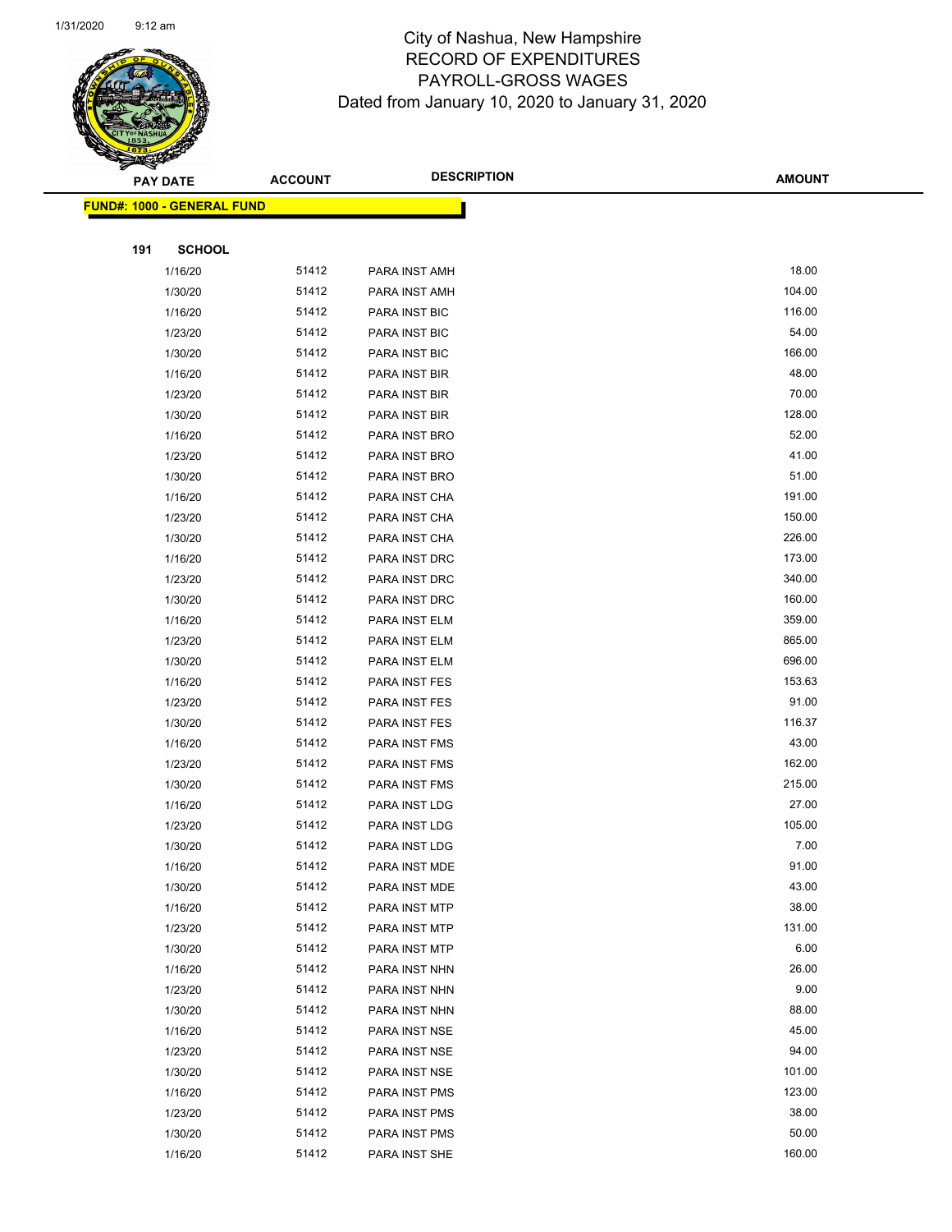City of Nashua, New Hampshire
RECORD OF EXPENDITURES
PAYROLL-GROSS WAGES
Dated from January 10, 2020 to January 31, 2020

| PAY DATE | ACCOUNT | DESCRIPTION | AMOUNT |
|---|---|---|---|
| **FUND#: 1000 - GENERAL FUND** | | | |
| **191 SCHOOL** | | | |
| 1/16/20 | 51412 | PARA INST AMH | 18.00 |
| 1/30/20 | 51412 | PARA INST AMH | 104.00 |
| 1/16/20 | 51412 | PARA INST BIC | 116.00 |
| 1/23/20 | 51412 | PARA INST BIC | 54.00 |
| 1/30/20 | 51412 | PARA INST BIC | 166.00 |
| 1/16/20 | 51412 | PARA INST BIR | 48.00 |
| 1/23/20 | 51412 | PARA INST BIR | 70.00 |
| 1/30/20 | 51412 | PARA INST BIR | 128.00 |
| 1/16/20 | 51412 | PARA INST BRO | 52.00 |
| 1/23/20 | 51412 | PARA INST BRO | 41.00 |
| 1/30/20 | 51412 | PARA INST BRO | 51.00 |
| 1/16/20 | 51412 | PARA INST CHA | 191.00 |
| 1/23/20 | 51412 | PARA INST CHA | 150.00 |
| 1/30/20 | 51412 | PARA INST CHA | 226.00 |
| 1/16/20 | 51412 | PARA INST DRC | 173.00 |
| 1/23/20 | 51412 | PARA INST DRC | 340.00 |
| 1/30/20 | 51412 | PARA INST DRC | 160.00 |
| 1/16/20 | 51412 | PARA INST ELM | 359.00 |
| 1/23/20 | 51412 | PARA INST ELM | 865.00 |
| 1/30/20 | 51412 | PARA INST ELM | 696.00 |
| 1/16/20 | 51412 | PARA INST FES | 153.63 |
| 1/23/20 | 51412 | PARA INST FES | 91.00 |
| 1/30/20 | 51412 | PARA INST FES | 116.37 |
| 1/16/20 | 51412 | PARA INST FMS | 43.00 |
| 1/23/20 | 51412 | PARA INST FMS | 162.00 |
| 1/30/20 | 51412 | PARA INST FMS | 215.00 |
| 1/16/20 | 51412 | PARA INST LDG | 27.00 |
| 1/23/20 | 51412 | PARA INST LDG | 105.00 |
| 1/30/20 | 51412 | PARA INST LDG | 7.00 |
| 1/16/20 | 51412 | PARA INST MDE | 91.00 |
| 1/30/20 | 51412 | PARA INST MDE | 43.00 |
| 1/16/20 | 51412 | PARA INST MTP | 38.00 |
| 1/23/20 | 51412 | PARA INST MTP | 131.00 |
| 1/30/20 | 51412 | PARA INST MTP | 6.00 |
| 1/16/20 | 51412 | PARA INST NHN | 26.00 |
| 1/23/20 | 51412 | PARA INST NHN | 9.00 |
| 1/30/20 | 51412 | PARA INST NHN | 88.00 |
| 1/16/20 | 51412 | PARA INST NSE | 45.00 |
| 1/23/20 | 51412 | PARA INST NSE | 94.00 |
| 1/30/20 | 51412 | PARA INST NSE | 101.00 |
| 1/16/20 | 51412 | PARA INST PMS | 123.00 |
| 1/23/20 | 51412 | PARA INST PMS | 38.00 |
| 1/30/20 | 51412 | PARA INST PMS | 50.00 |
| 1/16/20 | 51412 | PARA INST SHE | 160.00 |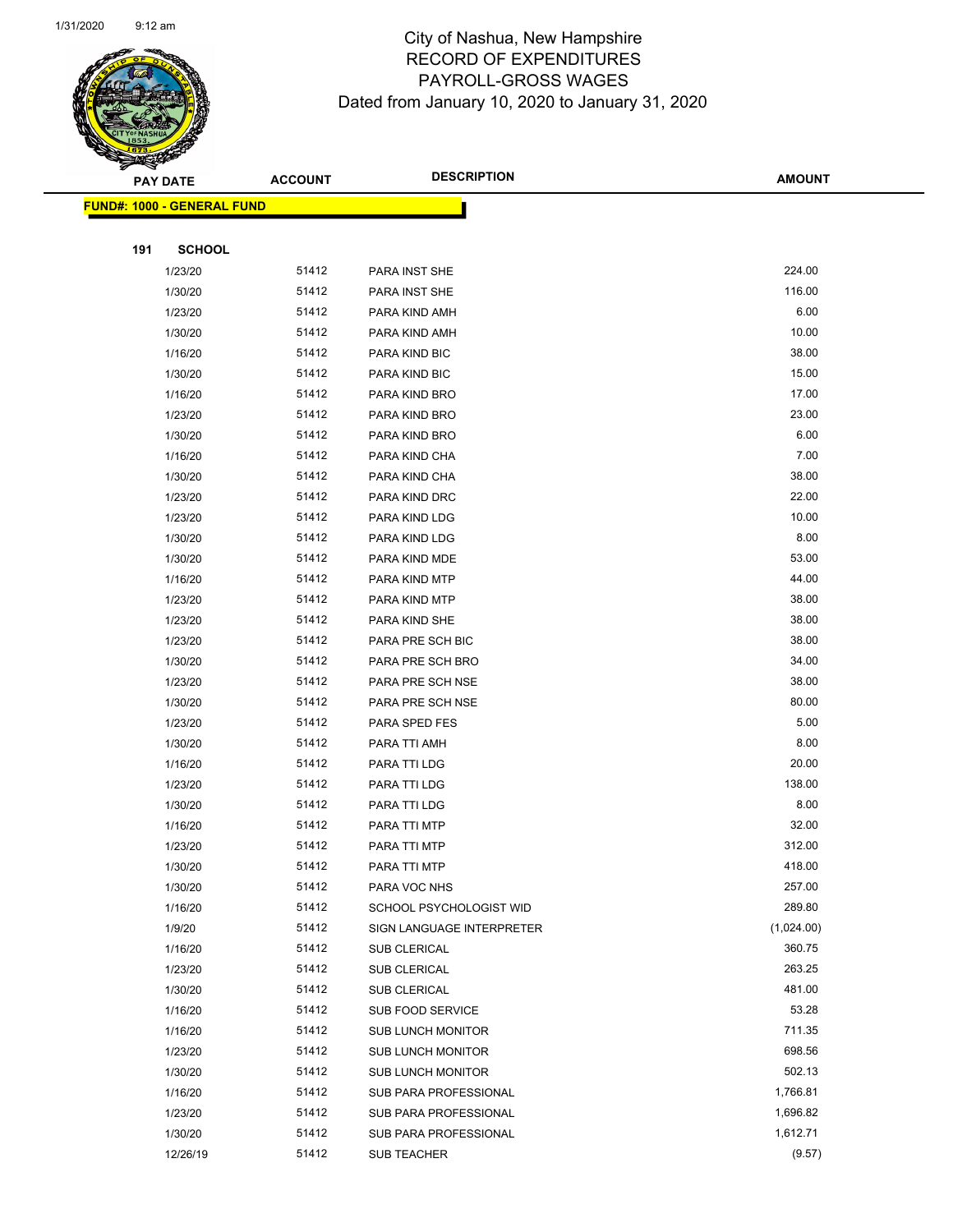City of Nashua, New Hampshire
RECORD OF EXPENDITURES
PAYROLL-GROSS WAGES
Dated from January 10, 2020 to January 31, 2020

| PAY DATE | ACCOUNT | DESCRIPTION | AMOUNT |
|---|---|---|---|

**FUND#: 1000 - GENERAL FUND**

**191 SCHOOL**

| PAY DATE | ACCOUNT | DESCRIPTION | AMOUNT |
|---|---|---|---|
| 1/23/20 | 51412 | PARA INST SHE | 224.00 |
| 1/30/20 | 51412 | PARA INST SHE | 116.00 |
| 1/23/20 | 51412 | PARA KIND AMH | 6.00 |
| 1/30/20 | 51412 | PARA KIND AMH | 10.00 |
| 1/16/20 | 51412 | PARA KIND BIC | 38.00 |
| 1/30/20 | 51412 | PARA KIND BIC | 15.00 |
| 1/16/20 | 51412 | PARA KIND BRO | 17.00 |
| 1/23/20 | 51412 | PARA KIND BRO | 23.00 |
| 1/30/20 | 51412 | PARA KIND BRO | 6.00 |
| 1/16/20 | 51412 | PARA KIND CHA | 7.00 |
| 1/30/20 | 51412 | PARA KIND CHA | 38.00 |
| 1/23/20 | 51412 | PARA KIND DRC | 22.00 |
| 1/23/20 | 51412 | PARA KIND LDG | 10.00 |
| 1/30/20 | 51412 | PARA KIND LDG | 8.00 |
| 1/30/20 | 51412 | PARA KIND MDE | 53.00 |
| 1/16/20 | 51412 | PARA KIND MTP | 44.00 |
| 1/23/20 | 51412 | PARA KIND MTP | 38.00 |
| 1/23/20 | 51412 | PARA KIND SHE | 38.00 |
| 1/23/20 | 51412 | PARA PRE SCH BIC | 38.00 |
| 1/30/20 | 51412 | PARA PRE SCH BRO | 34.00 |
| 1/23/20 | 51412 | PARA PRE SCH NSE | 38.00 |
| 1/30/20 | 51412 | PARA PRE SCH NSE | 80.00 |
| 1/23/20 | 51412 | PARA SPED FES | 5.00 |
| 1/30/20 | 51412 | PARA TTI AMH | 8.00 |
| 1/16/20 | 51412 | PARA TTI LDG | 20.00 |
| 1/23/20 | 51412 | PARA TTI LDG | 138.00 |
| 1/30/20 | 51412 | PARA TTI LDG | 8.00 |
| 1/16/20 | 51412 | PARA TTI MTP | 32.00 |
| 1/23/20 | 51412 | PARA TTI MTP | 312.00 |
| 1/30/20 | 51412 | PARA TTI MTP | 418.00 |
| 1/30/20 | 51412 | PARA VOC NHS | 257.00 |
| 1/16/20 | 51412 | SCHOOL PSYCHOLOGIST WID | 289.80 |
| 1/9/20 | 51412 | SIGN LANGUAGE INTERPRETER | (1,024.00) |
| 1/16/20 | 51412 | SUB CLERICAL | 360.75 |
| 1/23/20 | 51412 | SUB CLERICAL | 263.25 |
| 1/30/20 | 51412 | SUB CLERICAL | 481.00 |
| 1/16/20 | 51412 | SUB FOOD SERVICE | 53.28 |
| 1/16/20 | 51412 | SUB LUNCH MONITOR | 711.35 |
| 1/23/20 | 51412 | SUB LUNCH MONITOR | 698.56 |
| 1/30/20 | 51412 | SUB LUNCH MONITOR | 502.13 |
| 1/16/20 | 51412 | SUB PARA PROFESSIONAL | 1,766.81 |
| 1/23/20 | 51412 | SUB PARA PROFESSIONAL | 1,696.82 |
| 1/30/20 | 51412 | SUB PARA PROFESSIONAL | 1,612.71 |
| 12/26/19 | 51412 | SUB TEACHER | (9.57) |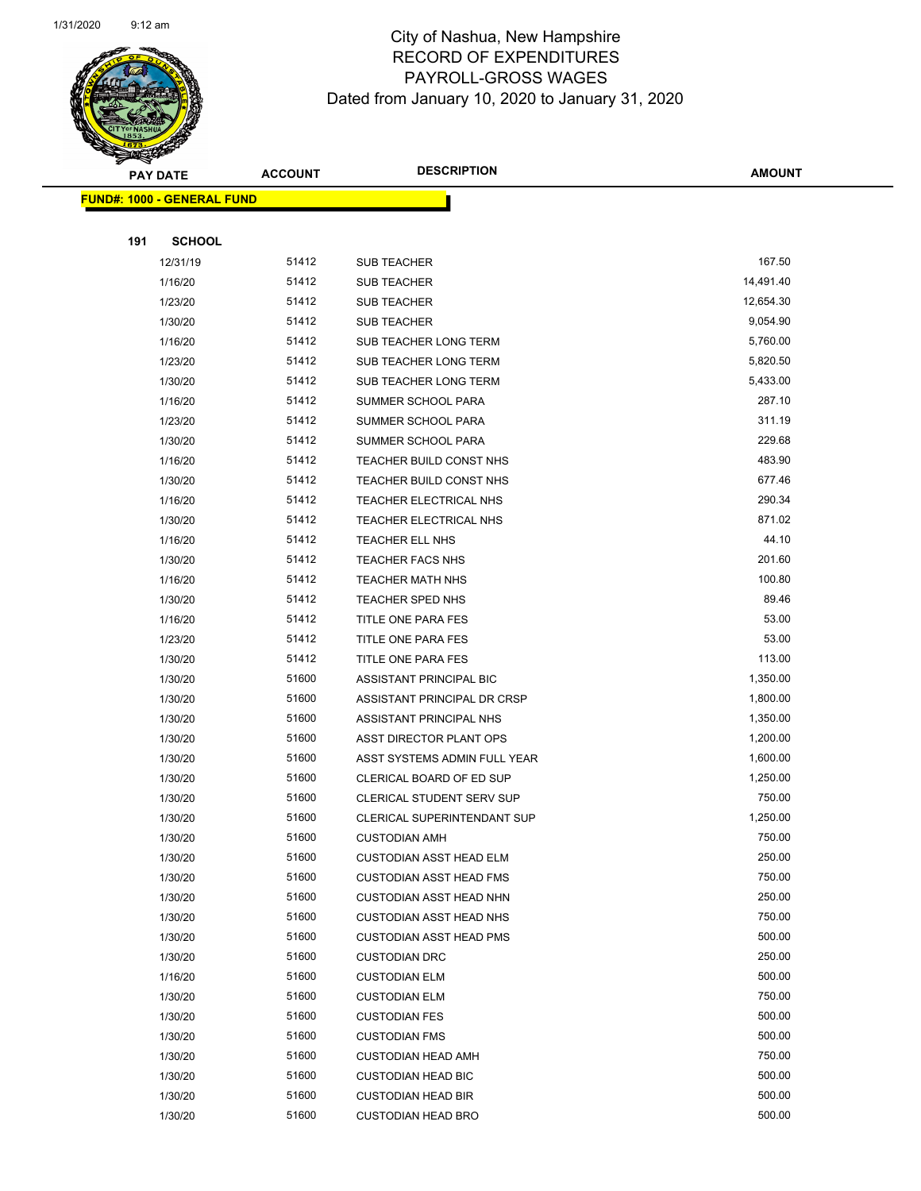City of Nashua, New Hampshire
RECORD OF EXPENDITURES
PAYROLL-GROSS WAGES
Dated from January 10, 2020 to January 31, 2020

| PAY DATE | ACCOUNT | DESCRIPTION | AMOUNT |
|---|---|---|---|
| **FUND#: 1000 - GENERAL FUND** | | | |
| **191 SCHOOL** | | | |
| 12/31/19 | 51412 | SUB TEACHER | 167.50 |
| 1/16/20 | 51412 | SUB TEACHER | 14,491.40 |
| 1/23/20 | 51412 | SUB TEACHER | 12,654.30 |
| 1/30/20 | 51412 | SUB TEACHER | 9,054.90 |
| 1/16/20 | 51412 | SUB TEACHER LONG TERM | 5,760.00 |
| 1/23/20 | 51412 | SUB TEACHER LONG TERM | 5,820.50 |
| 1/30/20 | 51412 | SUB TEACHER LONG TERM | 5,433.00 |
| 1/16/20 | 51412 | SUMMER SCHOOL PARA | 287.10 |
| 1/23/20 | 51412 | SUMMER SCHOOL PARA | 311.19 |
| 1/30/20 | 51412 | SUMMER SCHOOL PARA | 229.68 |
| 1/16/20 | 51412 | TEACHER BUILD CONST NHS | 483.90 |
| 1/30/20 | 51412 | TEACHER BUILD CONST NHS | 677.46 |
| 1/16/20 | 51412 | TEACHER ELECTRICAL NHS | 290.34 |
| 1/30/20 | 51412 | TEACHER ELECTRICAL NHS | 871.02 |
| 1/16/20 | 51412 | TEACHER ELL NHS | 44.10 |
| 1/30/20 | 51412 | TEACHER FACS NHS | 201.60 |
| 1/16/20 | 51412 | TEACHER MATH NHS | 100.80 |
| 1/30/20 | 51412 | TEACHER SPED NHS | 89.46 |
| 1/16/20 | 51412 | TITLE ONE PARA FES | 53.00 |
| 1/23/20 | 51412 | TITLE ONE PARA FES | 53.00 |
| 1/30/20 | 51412 | TITLE ONE PARA FES | 113.00 |
| 1/30/20 | 51600 | ASSISTANT PRINCIPAL BIC | 1,350.00 |
| 1/30/20 | 51600 | ASSISTANT PRINCIPAL DR CRSP | 1,800.00 |
| 1/30/20 | 51600 | ASSISTANT PRINCIPAL NHS | 1,350.00 |
| 1/30/20 | 51600 | ASST DIRECTOR PLANT OPS | 1,200.00 |
| 1/30/20 | 51600 | ASST SYSTEMS ADMIN FULL YEAR | 1,600.00 |
| 1/30/20 | 51600 | CLERICAL BOARD OF ED SUP | 1,250.00 |
| 1/30/20 | 51600 | CLERICAL STUDENT SERV SUP | 750.00 |
| 1/30/20 | 51600 | CLERICAL SUPERINTENDANT SUP | 1,250.00 |
| 1/30/20 | 51600 | CUSTODIAN AMH | 750.00 |
| 1/30/20 | 51600 | CUSTODIAN ASST HEAD ELM | 250.00 |
| 1/30/20 | 51600 | CUSTODIAN ASST HEAD FMS | 750.00 |
| 1/30/20 | 51600 | CUSTODIAN ASST HEAD NHN | 250.00 |
| 1/30/20 | 51600 | CUSTODIAN ASST HEAD NHS | 750.00 |
| 1/30/20 | 51600 | CUSTODIAN ASST HEAD PMS | 500.00 |
| 1/30/20 | 51600 | CUSTODIAN DRC | 250.00 |
| 1/16/20 | 51600 | CUSTODIAN ELM | 500.00 |
| 1/30/20 | 51600 | CUSTODIAN ELM | 750.00 |
| 1/30/20 | 51600 | CUSTODIAN FES | 500.00 |
| 1/30/20 | 51600 | CUSTODIAN FMS | 500.00 |
| 1/30/20 | 51600 | CUSTODIAN HEAD AMH | 750.00 |
| 1/30/20 | 51600 | CUSTODIAN HEAD BIC | 500.00 |
| 1/30/20 | 51600 | CUSTODIAN HEAD BIR | 500.00 |
| 1/30/20 | 51600 | CUSTODIAN HEAD BRO | 500.00 |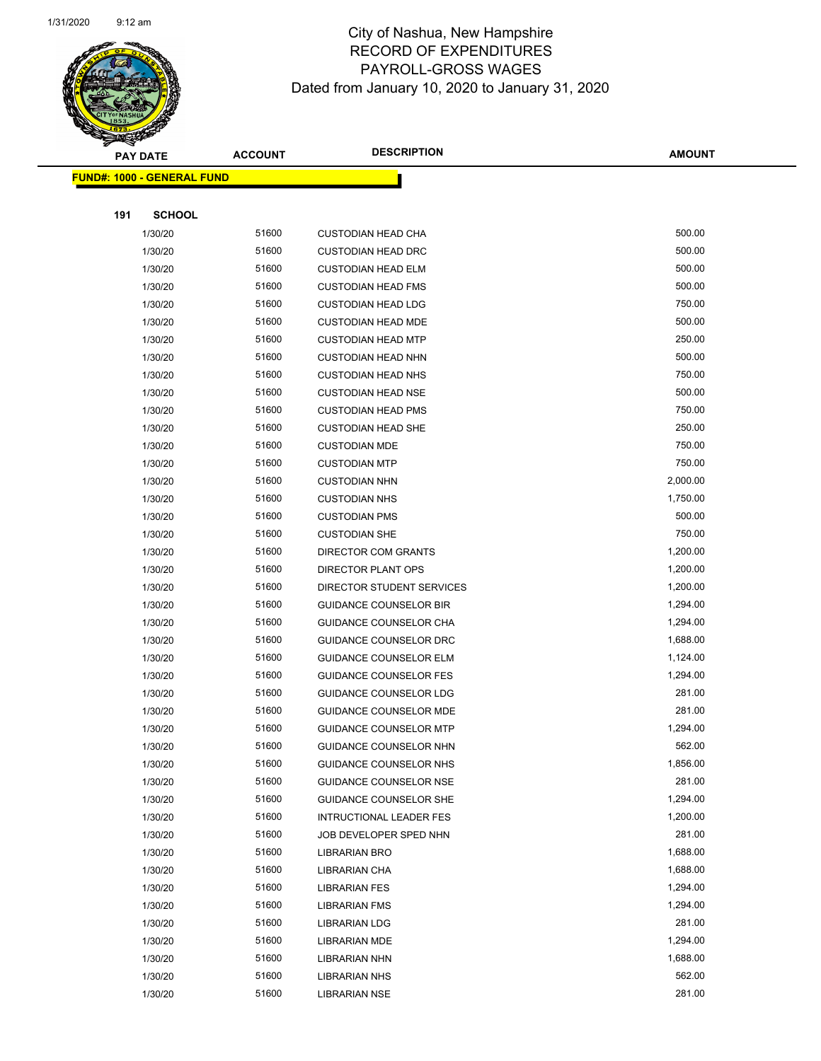# City of Nashua, New Hampshire
## RECORD OF EXPENDITURES
## PAYROLL-GROSS WAGES
## Dated from January 10, 2020 to January 31, 2020

| PAY DATE | ACCOUNT | DESCRIPTION | AMOUNT |
|---|---|---|---|
| **FUND#: 1000 - GENERAL FUND** | | | |
| **191 SCHOOL** | | | |
| 1/30/20 | 51600 | CUSTODIAN HEAD CHA | 500.00 |
| 1/30/20 | 51600 | CUSTODIAN HEAD DRC | 500.00 |
| 1/30/20 | 51600 | CUSTODIAN HEAD ELM | 500.00 |
| 1/30/20 | 51600 | CUSTODIAN HEAD FMS | 500.00 |
| 1/30/20 | 51600 | CUSTODIAN HEAD LDG | 750.00 |
| 1/30/20 | 51600 | CUSTODIAN HEAD MDE | 500.00 |
| 1/30/20 | 51600 | CUSTODIAN HEAD MTP | 250.00 |
| 1/30/20 | 51600 | CUSTODIAN HEAD NHN | 500.00 |
| 1/30/20 | 51600 | CUSTODIAN HEAD NHS | 750.00 |
| 1/30/20 | 51600 | CUSTODIAN HEAD NSE | 500.00 |
| 1/30/20 | 51600 | CUSTODIAN HEAD PMS | 750.00 |
| 1/30/20 | 51600 | CUSTODIAN HEAD SHE | 250.00 |
| 1/30/20 | 51600 | CUSTODIAN MDE | 750.00 |
| 1/30/20 | 51600 | CUSTODIAN MTP | 750.00 |
| 1/30/20 | 51600 | CUSTODIAN NHN | 2,000.00 |
| 1/30/20 | 51600 | CUSTODIAN NHS | 1,750.00 |
| 1/30/20 | 51600 | CUSTODIAN PMS | 500.00 |
| 1/30/20 | 51600 | CUSTODIAN SHE | 750.00 |
| 1/30/20 | 51600 | DIRECTOR COM GRANTS | 1,200.00 |
| 1/30/20 | 51600 | DIRECTOR PLANT OPS | 1,200.00 |
| 1/30/20 | 51600 | DIRECTOR STUDENT SERVICES | 1,200.00 |
| 1/30/20 | 51600 | GUIDANCE COUNSELOR BIR | 1,294.00 |
| 1/30/20 | 51600 | GUIDANCE COUNSELOR CHA | 1,294.00 |
| 1/30/20 | 51600 | GUIDANCE COUNSELOR DRC | 1,688.00 |
| 1/30/20 | 51600 | GUIDANCE COUNSELOR ELM | 1,124.00 |
| 1/30/20 | 51600 | GUIDANCE COUNSELOR FES | 1,294.00 |
| 1/30/20 | 51600 | GUIDANCE COUNSELOR LDG | 281.00 |
| 1/30/20 | 51600 | GUIDANCE COUNSELOR MDE | 281.00 |
| 1/30/20 | 51600 | GUIDANCE COUNSELOR MTP | 1,294.00 |
| 1/30/20 | 51600 | GUIDANCE COUNSELOR NHN | 562.00 |
| 1/30/20 | 51600 | GUIDANCE COUNSELOR NHS | 1,856.00 |
| 1/30/20 | 51600 | GUIDANCE COUNSELOR NSE | 281.00 |
| 1/30/20 | 51600 | GUIDANCE COUNSELOR SHE | 1,294.00 |
| 1/30/20 | 51600 | INTRUCTIONAL LEADER FES | 1,200.00 |
| 1/30/20 | 51600 | JOB DEVELOPER SPED NHN | 281.00 |
| 1/30/20 | 51600 | LIBRARIAN BRO | 1,688.00 |
| 1/30/20 | 51600 | LIBRARIAN CHA | 1,688.00 |
| 1/30/20 | 51600 | LIBRARIAN FES | 1,294.00 |
| 1/30/20 | 51600 | LIBRARIAN FMS | 1,294.00 |
| 1/30/20 | 51600 | LIBRARIAN LDG | 281.00 |
| 1/30/20 | 51600 | LIBRARIAN MDE | 1,294.00 |
| 1/30/20 | 51600 | LIBRARIAN NHN | 1,688.00 |
| 1/30/20 | 51600 | LIBRARIAN NHS | 562.00 |
| 1/30/20 | 51600 | LIBRARIAN NSE | 281.00 |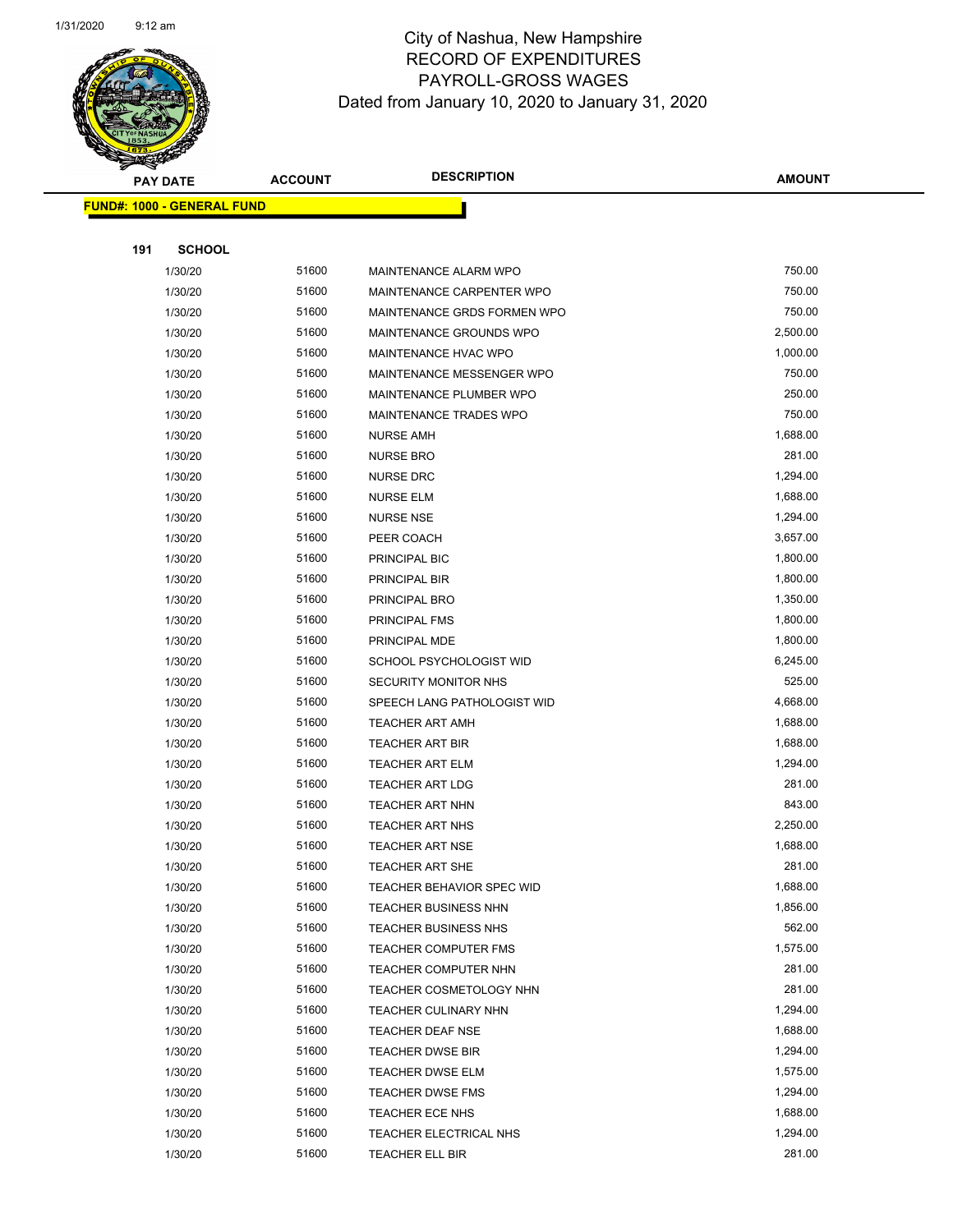# City of Nashua, New Hampshire
## RECORD OF EXPENDITURES
## PAYROLL-GROSS WAGES
### Dated from January 10, 2020 to January 31, 2020

| PAY DATE | ACCOUNT | DESCRIPTION | AMOUNT |
|---|---|---|---|
| **FUND#: 1000 - GENERAL FUND** | | | |
| **191 SCHOOL** | | | |
| 1/30/20 | 51600 | MAINTENANCE ALARM WPO | 750.00 |
| 1/30/20 | 51600 | MAINTENANCE CARPENTER WPO | 750.00 |
| 1/30/20 | 51600 | MAINTENANCE GRDS FORMEN WPO | 750.00 |
| 1/30/20 | 51600 | MAINTENANCE GROUNDS WPO | 2,500.00 |
| 1/30/20 | 51600 | MAINTENANCE HVAC WPO | 1,000.00 |
| 1/30/20 | 51600 | MAINTENANCE MESSENGER WPO | 750.00 |
| 1/30/20 | 51600 | MAINTENANCE PLUMBER WPO | 250.00 |
| 1/30/20 | 51600 | MAINTENANCE TRADES WPO | 750.00 |
| 1/30/20 | 51600 | NURSE AMH | 1,688.00 |
| 1/30/20 | 51600 | NURSE BRO | 281.00 |
| 1/30/20 | 51600 | NURSE DRC | 1,294.00 |
| 1/30/20 | 51600 | NURSE ELM | 1,688.00 |
| 1/30/20 | 51600 | NURSE NSE | 1,294.00 |
| 1/30/20 | 51600 | PEER COACH | 3,657.00 |
| 1/30/20 | 51600 | PRINCIPAL BIC | 1,800.00 |
| 1/30/20 | 51600 | PRINCIPAL BIR | 1,800.00 |
| 1/30/20 | 51600 | PRINCIPAL BRO | 1,350.00 |
| 1/30/20 | 51600 | PRINCIPAL FMS | 1,800.00 |
| 1/30/20 | 51600 | PRINCIPAL MDE | 1,800.00 |
| 1/30/20 | 51600 | SCHOOL PSYCHOLOGIST WID | 6,245.00 |
| 1/30/20 | 51600 | SECURITY MONITOR NHS | 525.00 |
| 1/30/20 | 51600 | SPEECH LANG PATHOLOGIST WID | 4,668.00 |
| 1/30/20 | 51600 | TEACHER ART AMH | 1,688.00 |
| 1/30/20 | 51600 | TEACHER ART BIR | 1,688.00 |
| 1/30/20 | 51600 | TEACHER ART ELM | 1,294.00 |
| 1/30/20 | 51600 | TEACHER ART LDG | 281.00 |
| 1/30/20 | 51600 | TEACHER ART NHN | 843.00 |
| 1/30/20 | 51600 | TEACHER ART NHS | 2,250.00 |
| 1/30/20 | 51600 | TEACHER ART NSE | 1,688.00 |
| 1/30/20 | 51600 | TEACHER ART SHE | 281.00 |
| 1/30/20 | 51600 | TEACHER BEHAVIOR SPEC WID | 1,688.00 |
| 1/30/20 | 51600 | TEACHER BUSINESS NHN | 1,856.00 |
| 1/30/20 | 51600 | TEACHER BUSINESS NHS | 562.00 |
| 1/30/20 | 51600 | TEACHER COMPUTER FMS | 1,575.00 |
| 1/30/20 | 51600 | TEACHER COMPUTER NHN | 281.00 |
| 1/30/20 | 51600 | TEACHER COSMETOLOGY NHN | 281.00 |
| 1/30/20 | 51600 | TEACHER CULINARY NHN | 1,294.00 |
| 1/30/20 | 51600 | TEACHER DEAF NSE | 1,688.00 |
| 1/30/20 | 51600 | TEACHER DWSE BIR | 1,294.00 |
| 1/30/20 | 51600 | TEACHER DWSE ELM | 1,575.00 |
| 1/30/20 | 51600 | TEACHER DWSE FMS | 1,294.00 |
| 1/30/20 | 51600 | TEACHER ECE NHS | 1,688.00 |
| 1/30/20 | 51600 | TEACHER ELECTRICAL NHS | 1,294.00 |
| 1/30/20 | 51600 | TEACHER ELL BIR | 281.00 |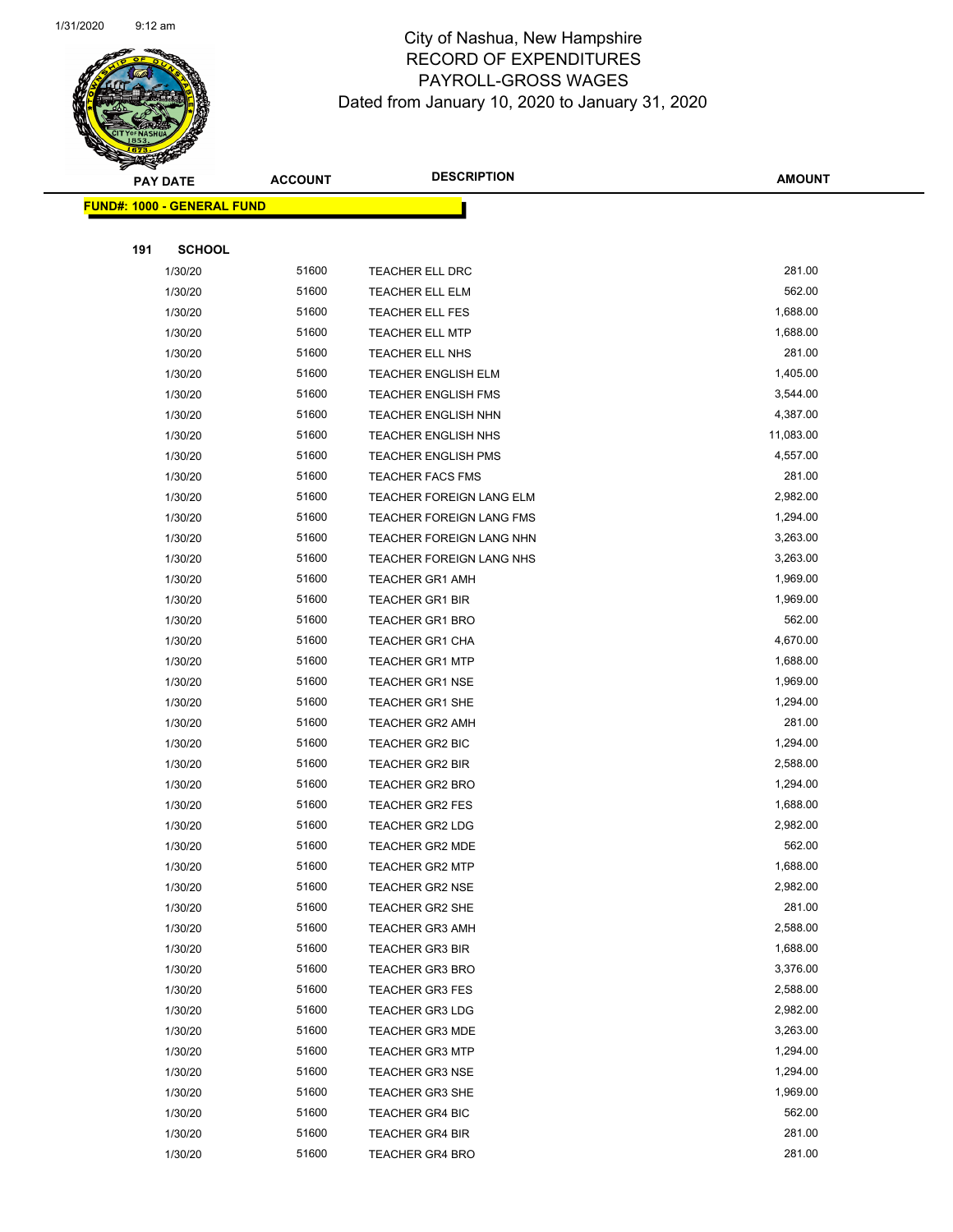# City of Nashua, New Hampshire
## RECORD OF EXPENDITURES
## PAYROLL-GROSS WAGES
## Dated from January 10, 2020 to January 31, 2020

| PAY DATE | ACCOUNT | DESCRIPTION | AMOUNT |
|---|---|---|---|
| **FUND#: 1000 - GENERAL FUND** | | | |
| **191 SCHOOL** | | | |
| 1/30/20 | 51600 | TEACHER ELL DRC | 281.00 |
| 1/30/20 | 51600 | TEACHER ELL ELM | 562.00 |
| 1/30/20 | 51600 | TEACHER ELL FES | 1,688.00 |
| 1/30/20 | 51600 | TEACHER ELL MTP | 1,688.00 |
| 1/30/20 | 51600 | TEACHER ELL NHS | 281.00 |
| 1/30/20 | 51600 | TEACHER ENGLISH ELM | 1,405.00 |
| 1/30/20 | 51600 | TEACHER ENGLISH FMS | 3,544.00 |
| 1/30/20 | 51600 | TEACHER ENGLISH NHN | 4,387.00 |
| 1/30/20 | 51600 | TEACHER ENGLISH NHS | 11,083.00 |
| 1/30/20 | 51600 | TEACHER ENGLISH PMS | 4,557.00 |
| 1/30/20 | 51600 | TEACHER FACS FMS | 281.00 |
| 1/30/20 | 51600 | TEACHER FOREIGN LANG ELM | 2,982.00 |
| 1/30/20 | 51600 | TEACHER FOREIGN LANG FMS | 1,294.00 |
| 1/30/20 | 51600 | TEACHER FOREIGN LANG NHN | 3,263.00 |
| 1/30/20 | 51600 | TEACHER FOREIGN LANG NHS | 3,263.00 |
| 1/30/20 | 51600 | TEACHER GR1 AMH | 1,969.00 |
| 1/30/20 | 51600 | TEACHER GR1 BIR | 1,969.00 |
| 1/30/20 | 51600 | TEACHER GR1 BRO | 562.00 |
| 1/30/20 | 51600 | TEACHER GR1 CHA | 4,670.00 |
| 1/30/20 | 51600 | TEACHER GR1 MTP | 1,688.00 |
| 1/30/20 | 51600 | TEACHER GR1 NSE | 1,969.00 |
| 1/30/20 | 51600 | TEACHER GR1 SHE | 1,294.00 |
| 1/30/20 | 51600 | TEACHER GR2 AMH | 281.00 |
| 1/30/20 | 51600 | TEACHER GR2 BIC | 1,294.00 |
| 1/30/20 | 51600 | TEACHER GR2 BIR | 2,588.00 |
| 1/30/20 | 51600 | TEACHER GR2 BRO | 1,294.00 |
| 1/30/20 | 51600 | TEACHER GR2 FES | 1,688.00 |
| 1/30/20 | 51600 | TEACHER GR2 LDG | 2,982.00 |
| 1/30/20 | 51600 | TEACHER GR2 MDE | 562.00 |
| 1/30/20 | 51600 | TEACHER GR2 MTP | 1,688.00 |
| 1/30/20 | 51600 | TEACHER GR2 NSE | 2,982.00 |
| 1/30/20 | 51600 | TEACHER GR2 SHE | 281.00 |
| 1/30/20 | 51600 | TEACHER GR3 AMH | 2,588.00 |
| 1/30/20 | 51600 | TEACHER GR3 BIR | 1,688.00 |
| 1/30/20 | 51600 | TEACHER GR3 BRO | 3,376.00 |
| 1/30/20 | 51600 | TEACHER GR3 FES | 2,588.00 |
| 1/30/20 | 51600 | TEACHER GR3 LDG | 2,982.00 |
| 1/30/20 | 51600 | TEACHER GR3 MDE | 3,263.00 |
| 1/30/20 | 51600 | TEACHER GR3 MTP | 1,294.00 |
| 1/30/20 | 51600 | TEACHER GR3 NSE | 1,294.00 |
| 1/30/20 | 51600 | TEACHER GR3 SHE | 1,969.00 |
| 1/30/20 | 51600 | TEACHER GR4 BIC | 562.00 |
| 1/30/20 | 51600 | TEACHER GR4 BIR | 281.00 |
| 1/30/20 | 51600 | TEACHER GR4 BRO | 281.00 |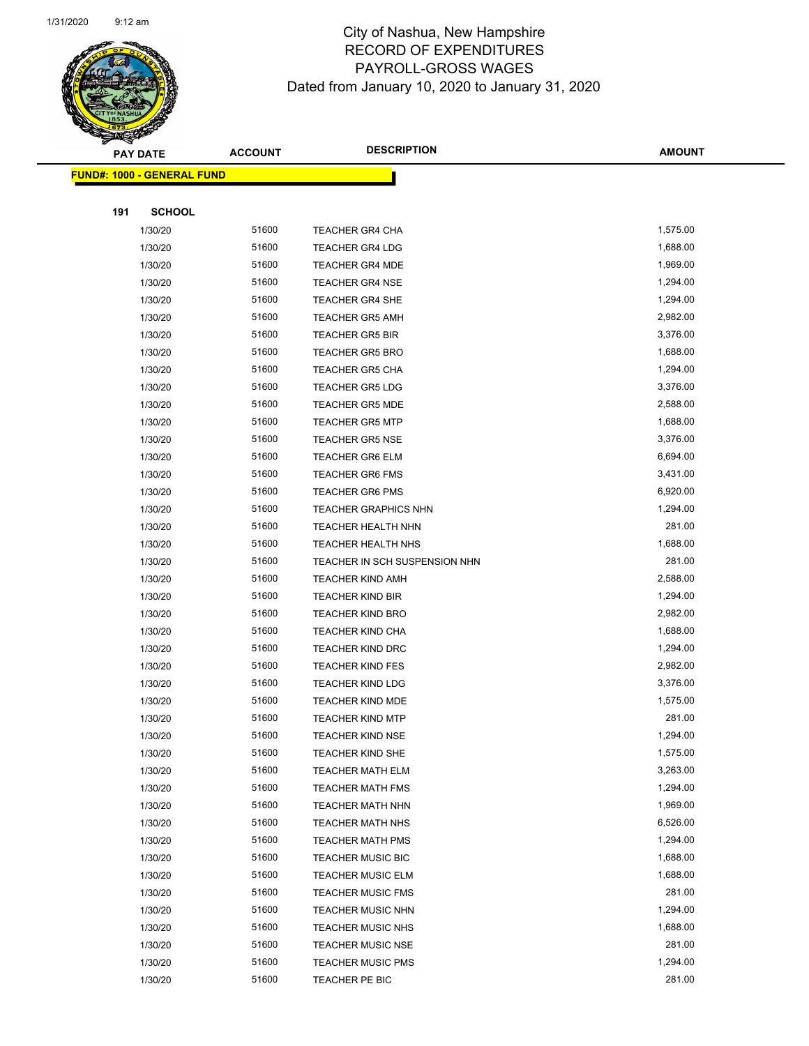# City of Nashua, New Hampshire
# RECORD OF EXPENDITURES
# PAYROLL-GROSS WAGES
# Dated from January 10, 2020 to January 31, 2020

| PAY DATE | ACCOUNT | DESCRIPTION | AMOUNT |
|---|---|---|---|

**FUND#: 1000 - GENERAL FUND**

**191 SCHOOL**

| PAY DATE | ACCOUNT | DESCRIPTION | AMOUNT |
|---|---|---|---|
| 1/30/20 | 51600 | TEACHER GR4 CHA | 1,575.00 |
| 1/30/20 | 51600 | TEACHER GR4 LDG | 1,688.00 |
| 1/30/20 | 51600 | TEACHER GR4 MDE | 1,969.00 |
| 1/30/20 | 51600 | TEACHER GR4 NSE | 1,294.00 |
| 1/30/20 | 51600 | TEACHER GR4 SHE | 1,294.00 |
| 1/30/20 | 51600 | TEACHER GR5 AMH | 2,982.00 |
| 1/30/20 | 51600 | TEACHER GR5 BIR | 3,376.00 |
| 1/30/20 | 51600 | TEACHER GR5 BRO | 1,688.00 |
| 1/30/20 | 51600 | TEACHER GR5 CHA | 1,294.00 |
| 1/30/20 | 51600 | TEACHER GR5 LDG | 3,376.00 |
| 1/30/20 | 51600 | TEACHER GR5 MDE | 2,588.00 |
| 1/30/20 | 51600 | TEACHER GR5 MTP | 1,688.00 |
| 1/30/20 | 51600 | TEACHER GR5 NSE | 3,376.00 |
| 1/30/20 | 51600 | TEACHER GR6 ELM | 6,694.00 |
| 1/30/20 | 51600 | TEACHER GR6 FMS | 3,431.00 |
| 1/30/20 | 51600 | TEACHER GR6 PMS | 6,920.00 |
| 1/30/20 | 51600 | TEACHER GRAPHICS NHN | 1,294.00 |
| 1/30/20 | 51600 | TEACHER HEALTH NHN | 281.00 |
| 1/30/20 | 51600 | TEACHER HEALTH NHS | 1,688.00 |
| 1/30/20 | 51600 | TEACHER IN SCH SUSPENSION NHN | 281.00 |
| 1/30/20 | 51600 | TEACHER KIND AMH | 2,588.00 |
| 1/30/20 | 51600 | TEACHER KIND BIR | 1,294.00 |
| 1/30/20 | 51600 | TEACHER KIND BRO | 2,982.00 |
| 1/30/20 | 51600 | TEACHER KIND CHA | 1,688.00 |
| 1/30/20 | 51600 | TEACHER KIND DRC | 1,294.00 |
| 1/30/20 | 51600 | TEACHER KIND FES | 2,982.00 |
| 1/30/20 | 51600 | TEACHER KIND LDG | 3,376.00 |
| 1/30/20 | 51600 | TEACHER KIND MDE | 1,575.00 |
| 1/30/20 | 51600 | TEACHER KIND MTP | 281.00 |
| 1/30/20 | 51600 | TEACHER KIND NSE | 1,294.00 |
| 1/30/20 | 51600 | TEACHER KIND SHE | 1,575.00 |
| 1/30/20 | 51600 | TEACHER MATH ELM | 3,263.00 |
| 1/30/20 | 51600 | TEACHER MATH FMS | 1,294.00 |
| 1/30/20 | 51600 | TEACHER MATH NHN | 1,969.00 |
| 1/30/20 | 51600 | TEACHER MATH NHS | 6,526.00 |
| 1/30/20 | 51600 | TEACHER MATH PMS | 1,294.00 |
| 1/30/20 | 51600 | TEACHER MUSIC BIC | 1,688.00 |
| 1/30/20 | 51600 | TEACHER MUSIC ELM | 1,688.00 |
| 1/30/20 | 51600 | TEACHER MUSIC FMS | 281.00 |
| 1/30/20 | 51600 | TEACHER MUSIC NHN | 1,294.00 |
| 1/30/20 | 51600 | TEACHER MUSIC NHS | 1,688.00 |
| 1/30/20 | 51600 | TEACHER MUSIC NSE | 281.00 |
| 1/30/20 | 51600 | TEACHER MUSIC PMS | 1,294.00 |
| 1/30/20 | 51600 | TEACHER PE BIC | 281.00 |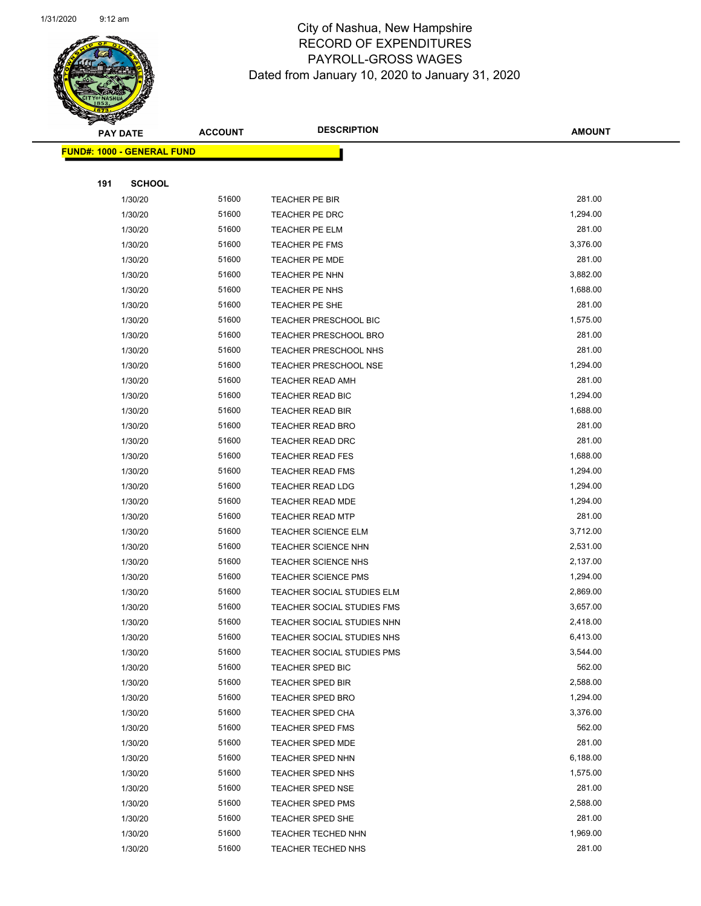# City of Nashua, New Hampshire
## RECORD OF EXPENDITURES
## PAYROLL-GROSS WAGES
### Dated from January 10, 2020 to January 31, 2020

**FUND#: 1000 - GENERAL FUND**

**191 SCHOOL**

| PAY DATE | ACCOUNT | DESCRIPTION | AMOUNT |
|---|---|---|---|
| 1/30/20 | 51600 | TEACHER PE BIR | 281.00 |
| 1/30/20 | 51600 | TEACHER PE DRC | 1,294.00 |
| 1/30/20 | 51600 | TEACHER PE ELM | 281.00 |
| 1/30/20 | 51600 | TEACHER PE FMS | 3,376.00 |
| 1/30/20 | 51600 | TEACHER PE MDE | 281.00 |
| 1/30/20 | 51600 | TEACHER PE NHN | 3,882.00 |
| 1/30/20 | 51600 | TEACHER PE NHS | 1,688.00 |
| 1/30/20 | 51600 | TEACHER PE SHE | 281.00 |
| 1/30/20 | 51600 | TEACHER PRESCHOOL BIC | 1,575.00 |
| 1/30/20 | 51600 | TEACHER PRESCHOOL BRO | 281.00 |
| 1/30/20 | 51600 | TEACHER PRESCHOOL NHS | 281.00 |
| 1/30/20 | 51600 | TEACHER PRESCHOOL NSE | 1,294.00 |
| 1/30/20 | 51600 | TEACHER READ AMH | 281.00 |
| 1/30/20 | 51600 | TEACHER READ BIC | 1,294.00 |
| 1/30/20 | 51600 | TEACHER READ BIR | 1,688.00 |
| 1/30/20 | 51600 | TEACHER READ BRO | 281.00 |
| 1/30/20 | 51600 | TEACHER READ DRC | 281.00 |
| 1/30/20 | 51600 | TEACHER READ FES | 1,688.00 |
| 1/30/20 | 51600 | TEACHER READ FMS | 1,294.00 |
| 1/30/20 | 51600 | TEACHER READ LDG | 1,294.00 |
| 1/30/20 | 51600 | TEACHER READ MDE | 1,294.00 |
| 1/30/20 | 51600 | TEACHER READ MTP | 281.00 |
| 1/30/20 | 51600 | TEACHER SCIENCE ELM | 3,712.00 |
| 1/30/20 | 51600 | TEACHER SCIENCE NHN | 2,531.00 |
| 1/30/20 | 51600 | TEACHER SCIENCE NHS | 2,137.00 |
| 1/30/20 | 51600 | TEACHER SCIENCE PMS | 1,294.00 |
| 1/30/20 | 51600 | TEACHER SOCIAL STUDIES ELM | 2,869.00 |
| 1/30/20 | 51600 | TEACHER SOCIAL STUDIES FMS | 3,657.00 |
| 1/30/20 | 51600 | TEACHER SOCIAL STUDIES NHN | 2,418.00 |
| 1/30/20 | 51600 | TEACHER SOCIAL STUDIES NHS | 6,413.00 |
| 1/30/20 | 51600 | TEACHER SOCIAL STUDIES PMS | 3,544.00 |
| 1/30/20 | 51600 | TEACHER SPED BIC | 562.00 |
| 1/30/20 | 51600 | TEACHER SPED BIR | 2,588.00 |
| 1/30/20 | 51600 | TEACHER SPED BRO | 1,294.00 |
| 1/30/20 | 51600 | TEACHER SPED CHA | 3,376.00 |
| 1/30/20 | 51600 | TEACHER SPED FMS | 562.00 |
| 1/30/20 | 51600 | TEACHER SPED MDE | 281.00 |
| 1/30/20 | 51600 | TEACHER SPED NHN | 6,188.00 |
| 1/30/20 | 51600 | TEACHER SPED NHS | 1,575.00 |
| 1/30/20 | 51600 | TEACHER SPED NSE | 281.00 |
| 1/30/20 | 51600 | TEACHER SPED PMS | 2,588.00 |
| 1/30/20 | 51600 | TEACHER SPED SHE | 281.00 |
| 1/30/20 | 51600 | TEACHER TECHED NHN | 1,969.00 |
| 1/30/20 | 51600 | TEACHER TECHED NHS | 281.00 |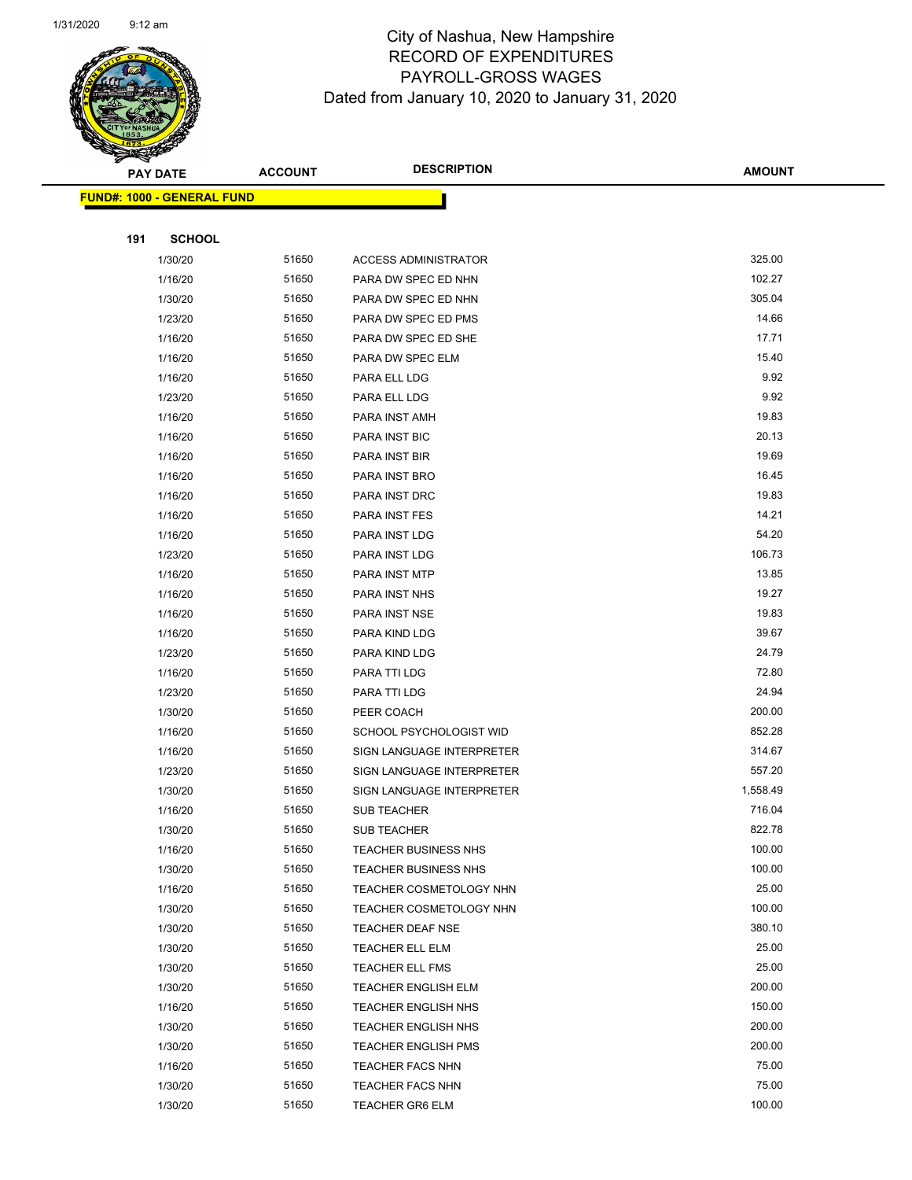# City of Nashua, New Hampshire
## RECORD OF EXPENDITURES
## PAYROLL-GROSS WAGES
## Dated from January 10, 2020 to January 31, 2020

| PAY DATE | ACCOUNT | DESCRIPTION | AMOUNT |
|---|---|---|---|

**FUND#: 1000 - GENERAL FUND**

**191 SCHOOL**

| PAY DATE | ACCOUNT | DESCRIPTION | AMOUNT |
|---|---|---|---|
| 1/30/20 | 51650 | ACCESS ADMINISTRATOR | 325.00 |
| 1/16/20 | 51650 | PARA DW SPEC ED NHN | 102.27 |
| 1/30/20 | 51650 | PARA DW SPEC ED NHN | 305.04 |
| 1/23/20 | 51650 | PARA DW SPEC ED PMS | 14.66 |
| 1/16/20 | 51650 | PARA DW SPEC ED SHE | 17.71 |
| 1/16/20 | 51650 | PARA DW SPEC ELM | 15.40 |
| 1/16/20 | 51650 | PARA ELL LDG | 9.92 |
| 1/23/20 | 51650 | PARA ELL LDG | 9.92 |
| 1/16/20 | 51650 | PARA INST AMH | 19.83 |
| 1/16/20 | 51650 | PARA INST BIC | 20.13 |
| 1/16/20 | 51650 | PARA INST BIR | 19.69 |
| 1/16/20 | 51650 | PARA INST BRO | 16.45 |
| 1/16/20 | 51650 | PARA INST DRC | 19.83 |
| 1/16/20 | 51650 | PARA INST FES | 14.21 |
| 1/16/20 | 51650 | PARA INST LDG | 54.20 |
| 1/23/20 | 51650 | PARA INST LDG | 106.73 |
| 1/16/20 | 51650 | PARA INST MTP | 13.85 |
| 1/16/20 | 51650 | PARA INST NHS | 19.27 |
| 1/16/20 | 51650 | PARA INST NSE | 19.83 |
| 1/16/20 | 51650 | PARA KIND LDG | 39.67 |
| 1/23/20 | 51650 | PARA KIND LDG | 24.79 |
| 1/16/20 | 51650 | PARA TTI LDG | 72.80 |
| 1/23/20 | 51650 | PARA TTI LDG | 24.94 |
| 1/30/20 | 51650 | PEER COACH | 200.00 |
| 1/16/20 | 51650 | SCHOOL PSYCHOLOGIST WID | 852.28 |
| 1/16/20 | 51650 | SIGN LANGUAGE INTERPRETER | 314.67 |
| 1/23/20 | 51650 | SIGN LANGUAGE INTERPRETER | 557.20 |
| 1/30/20 | 51650 | SIGN LANGUAGE INTERPRETER | 1,558.49 |
| 1/16/20 | 51650 | SUB TEACHER | 716.04 |
| 1/30/20 | 51650 | SUB TEACHER | 822.78 |
| 1/16/20 | 51650 | TEACHER BUSINESS NHS | 100.00 |
| 1/30/20 | 51650 | TEACHER BUSINESS NHS | 100.00 |
| 1/16/20 | 51650 | TEACHER COSMETOLOGY NHN | 25.00 |
| 1/30/20 | 51650 | TEACHER COSMETOLOGY NHN | 100.00 |
| 1/30/20 | 51650 | TEACHER DEAF NSE | 380.10 |
| 1/30/20 | 51650 | TEACHER ELL ELM | 25.00 |
| 1/30/20 | 51650 | TEACHER ELL FMS | 25.00 |
| 1/30/20 | 51650 | TEACHER ENGLISH ELM | 200.00 |
| 1/16/20 | 51650 | TEACHER ENGLISH NHS | 150.00 |
| 1/30/20 | 51650 | TEACHER ENGLISH NHS | 200.00 |
| 1/30/20 | 51650 | TEACHER ENGLISH PMS | 200.00 |
| 1/16/20 | 51650 | TEACHER FACS NHN | 75.00 |
| 1/30/20 | 51650 | TEACHER FACS NHN | 75.00 |
| 1/30/20 | 51650 | TEACHER GR6 ELM | 100.00 |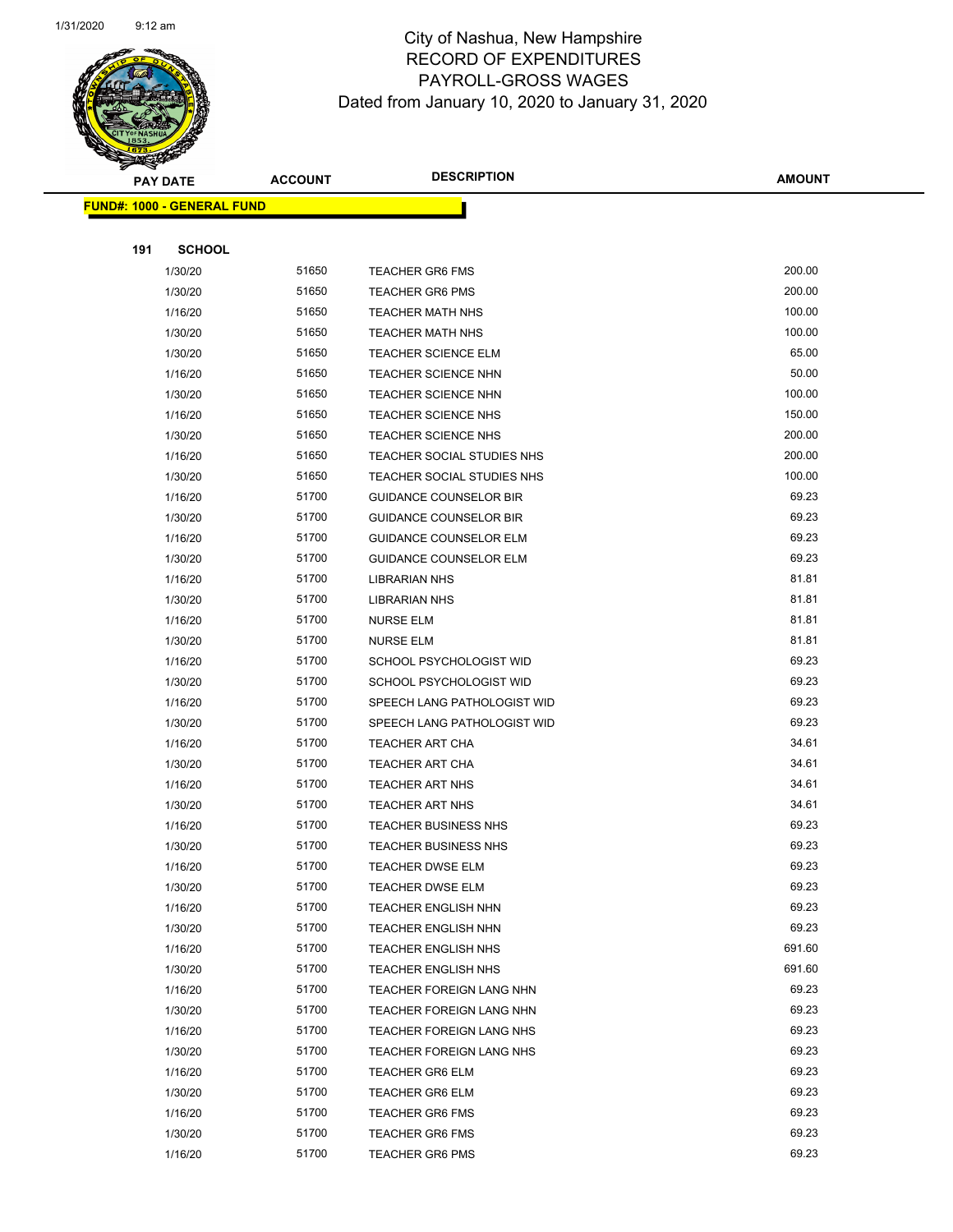# City of Nashua, New Hampshire
## RECORD OF EXPENDITURES
## PAYROLL-GROSS WAGES
### Dated from January 10, 2020 to January 31, 2020

**FUND#: 1000 - GENERAL FUND**

**191 SCHOOL**

| PAY DATE | ACCOUNT | DESCRIPTION | AMOUNT |
|---|---|---|---|
| 1/30/20 | 51650 | TEACHER GR6 FMS | 200.00 |
| 1/30/20 | 51650 | TEACHER GR6 PMS | 200.00 |
| 1/16/20 | 51650 | TEACHER MATH NHS | 100.00 |
| 1/30/20 | 51650 | TEACHER MATH NHS | 100.00 |
| 1/30/20 | 51650 | TEACHER SCIENCE ELM | 65.00 |
| 1/16/20 | 51650 | TEACHER SCIENCE NHN | 50.00 |
| 1/30/20 | 51650 | TEACHER SCIENCE NHN | 100.00 |
| 1/16/20 | 51650 | TEACHER SCIENCE NHS | 150.00 |
| 1/30/20 | 51650 | TEACHER SCIENCE NHS | 200.00 |
| 1/16/20 | 51650 | TEACHER SOCIAL STUDIES NHS | 200.00 |
| 1/30/20 | 51650 | TEACHER SOCIAL STUDIES NHS | 100.00 |
| 1/16/20 | 51700 | GUIDANCE COUNSELOR BIR | 69.23 |
| 1/30/20 | 51700 | GUIDANCE COUNSELOR BIR | 69.23 |
| 1/16/20 | 51700 | GUIDANCE COUNSELOR ELM | 69.23 |
| 1/30/20 | 51700 | GUIDANCE COUNSELOR ELM | 69.23 |
| 1/16/20 | 51700 | LIBRARIAN NHS | 81.81 |
| 1/30/20 | 51700 | LIBRARIAN NHS | 81.81 |
| 1/16/20 | 51700 | NURSE ELM | 81.81 |
| 1/30/20 | 51700 | NURSE ELM | 81.81 |
| 1/16/20 | 51700 | SCHOOL PSYCHOLOGIST WID | 69.23 |
| 1/30/20 | 51700 | SCHOOL PSYCHOLOGIST WID | 69.23 |
| 1/16/20 | 51700 | SPEECH LANG PATHOLOGIST WID | 69.23 |
| 1/30/20 | 51700 | SPEECH LANG PATHOLOGIST WID | 69.23 |
| 1/16/20 | 51700 | TEACHER ART CHA | 34.61 |
| 1/30/20 | 51700 | TEACHER ART CHA | 34.61 |
| 1/16/20 | 51700 | TEACHER ART NHS | 34.61 |
| 1/30/20 | 51700 | TEACHER ART NHS | 34.61 |
| 1/16/20 | 51700 | TEACHER BUSINESS NHS | 69.23 |
| 1/30/20 | 51700 | TEACHER BUSINESS NHS | 69.23 |
| 1/16/20 | 51700 | TEACHER DWSE ELM | 69.23 |
| 1/30/20 | 51700 | TEACHER DWSE ELM | 69.23 |
| 1/16/20 | 51700 | TEACHER ENGLISH NHN | 69.23 |
| 1/30/20 | 51700 | TEACHER ENGLISH NHN | 69.23 |
| 1/16/20 | 51700 | TEACHER ENGLISH NHS | 691.60 |
| 1/30/20 | 51700 | TEACHER ENGLISH NHS | 691.60 |
| 1/16/20 | 51700 | TEACHER FOREIGN LANG NHN | 69.23 |
| 1/30/20 | 51700 | TEACHER FOREIGN LANG NHN | 69.23 |
| 1/16/20 | 51700 | TEACHER FOREIGN LANG NHS | 69.23 |
| 1/30/20 | 51700 | TEACHER FOREIGN LANG NHS | 69.23 |
| 1/16/20 | 51700 | TEACHER GR6 ELM | 69.23 |
| 1/30/20 | 51700 | TEACHER GR6 ELM | 69.23 |
| 1/16/20 | 51700 | TEACHER GR6 FMS | 69.23 |
| 1/30/20 | 51700 | TEACHER GR6 FMS | 69.23 |
| 1/16/20 | 51700 | TEACHER GR6 PMS | 69.23 |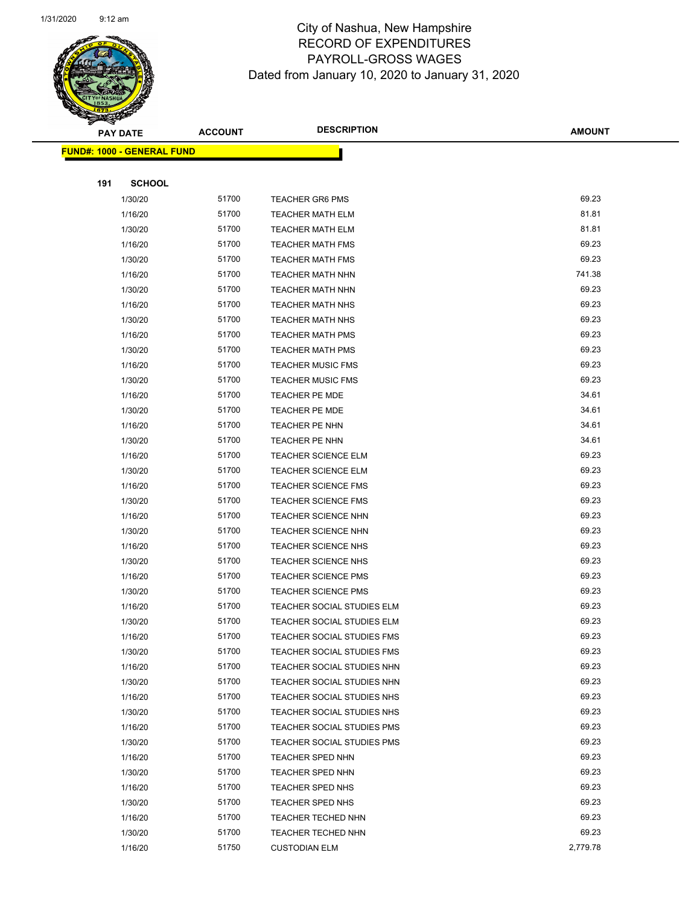# City of Nashua, New Hampshire
# RECORD OF EXPENDITURES
# PAYROLL-GROSS WAGES
# Dated from January 10, 2020 to January 31, 2020

**FUND#: 1000 - GENERAL FUND**

**191 SCHOOL**

| PAY DATE | ACCOUNT | DESCRIPTION | AMOUNT |
|---|---|---|---|
| 1/30/20 | 51700 | TEACHER GR6 PMS | 69.23 |
| 1/16/20 | 51700 | TEACHER MATH ELM | 81.81 |
| 1/30/20 | 51700 | TEACHER MATH ELM | 81.81 |
| 1/16/20 | 51700 | TEACHER MATH FMS | 69.23 |
| 1/30/20 | 51700 | TEACHER MATH FMS | 69.23 |
| 1/16/20 | 51700 | TEACHER MATH NHN | 741.38 |
| 1/30/20 | 51700 | TEACHER MATH NHN | 69.23 |
| 1/16/20 | 51700 | TEACHER MATH NHS | 69.23 |
| 1/30/20 | 51700 | TEACHER MATH NHS | 69.23 |
| 1/16/20 | 51700 | TEACHER MATH PMS | 69.23 |
| 1/30/20 | 51700 | TEACHER MATH PMS | 69.23 |
| 1/16/20 | 51700 | TEACHER MUSIC FMS | 69.23 |
| 1/30/20 | 51700 | TEACHER MUSIC FMS | 69.23 |
| 1/16/20 | 51700 | TEACHER PE MDE | 34.61 |
| 1/30/20 | 51700 | TEACHER PE MDE | 34.61 |
| 1/16/20 | 51700 | TEACHER PE NHN | 34.61 |
| 1/30/20 | 51700 | TEACHER PE NHN | 34.61 |
| 1/16/20 | 51700 | TEACHER SCIENCE ELM | 69.23 |
| 1/30/20 | 51700 | TEACHER SCIENCE ELM | 69.23 |
| 1/16/20 | 51700 | TEACHER SCIENCE FMS | 69.23 |
| 1/30/20 | 51700 | TEACHER SCIENCE FMS | 69.23 |
| 1/16/20 | 51700 | TEACHER SCIENCE NHN | 69.23 |
| 1/30/20 | 51700 | TEACHER SCIENCE NHN | 69.23 |
| 1/16/20 | 51700 | TEACHER SCIENCE NHS | 69.23 |
| 1/30/20 | 51700 | TEACHER SCIENCE NHS | 69.23 |
| 1/16/20 | 51700 | TEACHER SCIENCE PMS | 69.23 |
| 1/30/20 | 51700 | TEACHER SCIENCE PMS | 69.23 |
| 1/16/20 | 51700 | TEACHER SOCIAL STUDIES ELM | 69.23 |
| 1/30/20 | 51700 | TEACHER SOCIAL STUDIES ELM | 69.23 |
| 1/16/20 | 51700 | TEACHER SOCIAL STUDIES FMS | 69.23 |
| 1/30/20 | 51700 | TEACHER SOCIAL STUDIES FMS | 69.23 |
| 1/16/20 | 51700 | TEACHER SOCIAL STUDIES NHN | 69.23 |
| 1/30/20 | 51700 | TEACHER SOCIAL STUDIES NHN | 69.23 |
| 1/16/20 | 51700 | TEACHER SOCIAL STUDIES NHS | 69.23 |
| 1/30/20 | 51700 | TEACHER SOCIAL STUDIES NHS | 69.23 |
| 1/16/20 | 51700 | TEACHER SOCIAL STUDIES PMS | 69.23 |
| 1/30/20 | 51700 | TEACHER SOCIAL STUDIES PMS | 69.23 |
| 1/16/20 | 51700 | TEACHER SPED NHN | 69.23 |
| 1/30/20 | 51700 | TEACHER SPED NHN | 69.23 |
| 1/16/20 | 51700 | TEACHER SPED NHS | 69.23 |
| 1/30/20 | 51700 | TEACHER SPED NHS | 69.23 |
| 1/16/20 | 51700 | TEACHER TECHED NHN | 69.23 |
| 1/30/20 | 51700 | TEACHER TECHED NHN | 69.23 |
| 1/16/20 | 51750 | CUSTODIAN ELM | 2,779.78 |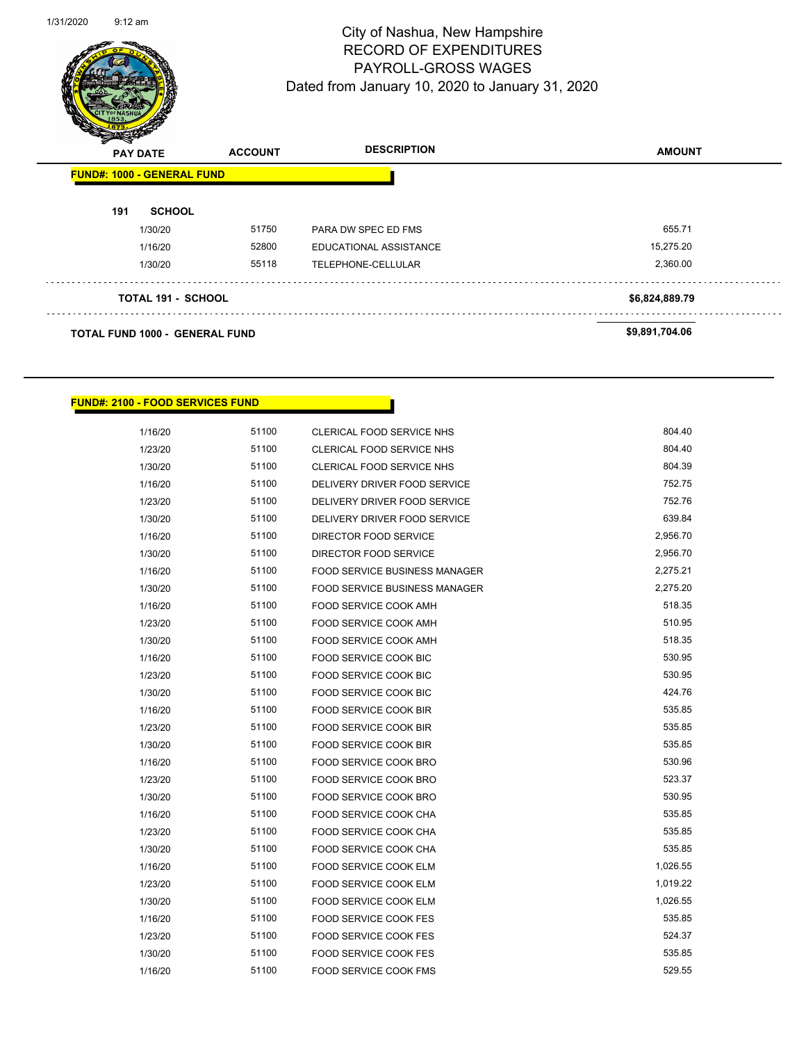# City of Nashua, New Hampshire
## RECORD OF EXPENDITURES
## PAYROLL-GROSS WAGES
Dated from January 10, 2020 to January 31, 2020

| PAY DATE | ACCOUNT | DESCRIPTION | AMOUNT |
|---|---|---|---|
| **FUND#: 1000 - GENERAL FUND** | | | |
| **191 SCHOOL** | | | |
| 1/30/20 | 51750 | PARA DW SPEC ED FMS | 655.71 |
| 1/16/20 | 52800 | EDUCATIONAL ASSISTANCE | 15,275.20 |
| 1/30/20 | 55118 | TELEPHONE-CELLULAR | 2,360.00 |
| **TOTAL 191 - SCHOOL** | | | **$6,824,889.79** |
| **TOTAL FUND 1000 - GENERAL FUND** | | | **$9,891,704.06** |

**FUND#: 2100 - FOOD SERVICES FUND**

| PAY DATE | ACCOUNT | DESCRIPTION | AMOUNT |
|---|---|---|---|
| 1/16/20 | 51100 | CLERICAL FOOD SERVICE NHS | 804.40 |
| 1/23/20 | 51100 | CLERICAL FOOD SERVICE NHS | 804.40 |
| 1/30/20 | 51100 | CLERICAL FOOD SERVICE NHS | 804.39 |
| 1/16/20 | 51100 | DELIVERY DRIVER FOOD SERVICE | 752.75 |
| 1/23/20 | 51100 | DELIVERY DRIVER FOOD SERVICE | 752.76 |
| 1/30/20 | 51100 | DELIVERY DRIVER FOOD SERVICE | 639.84 |
| 1/16/20 | 51100 | DIRECTOR FOOD SERVICE | 2,956.70 |
| 1/30/20 | 51100 | DIRECTOR FOOD SERVICE | 2,956.70 |
| 1/16/20 | 51100 | FOOD SERVICE BUSINESS MANAGER | 2,275.21 |
| 1/30/20 | 51100 | FOOD SERVICE BUSINESS MANAGER | 2,275.20 |
| 1/16/20 | 51100 | FOOD SERVICE COOK AMH | 518.35 |
| 1/23/20 | 51100 | FOOD SERVICE COOK AMH | 510.95 |
| 1/30/20 | 51100 | FOOD SERVICE COOK AMH | 518.35 |
| 1/16/20 | 51100 | FOOD SERVICE COOK BIC | 530.95 |
| 1/23/20 | 51100 | FOOD SERVICE COOK BIC | 530.95 |
| 1/30/20 | 51100 | FOOD SERVICE COOK BIC | 424.76 |
| 1/16/20 | 51100 | FOOD SERVICE COOK BIR | 535.85 |
| 1/23/20 | 51100 | FOOD SERVICE COOK BIR | 535.85 |
| 1/30/20 | 51100 | FOOD SERVICE COOK BIR | 535.85 |
| 1/16/20 | 51100 | FOOD SERVICE COOK BRO | 530.96 |
| 1/23/20 | 51100 | FOOD SERVICE COOK BRO | 523.37 |
| 1/30/20 | 51100 | FOOD SERVICE COOK BRO | 530.95 |
| 1/16/20 | 51100 | FOOD SERVICE COOK CHA | 535.85 |
| 1/23/20 | 51100 | FOOD SERVICE COOK CHA | 535.85 |
| 1/30/20 | 51100 | FOOD SERVICE COOK CHA | 535.85 |
| 1/16/20 | 51100 | FOOD SERVICE COOK ELM | 1,026.55 |
| 1/23/20 | 51100 | FOOD SERVICE COOK ELM | 1,019.22 |
| 1/30/20 | 51100 | FOOD SERVICE COOK ELM | 1,026.55 |
| 1/16/20 | 51100 | FOOD SERVICE COOK FES | 535.85 |
| 1/23/20 | 51100 | FOOD SERVICE COOK FES | 524.37 |
| 1/30/20 | 51100 | FOOD SERVICE COOK FES | 535.85 |
| 1/16/20 | 51100 | FOOD SERVICE COOK FMS | 529.55 |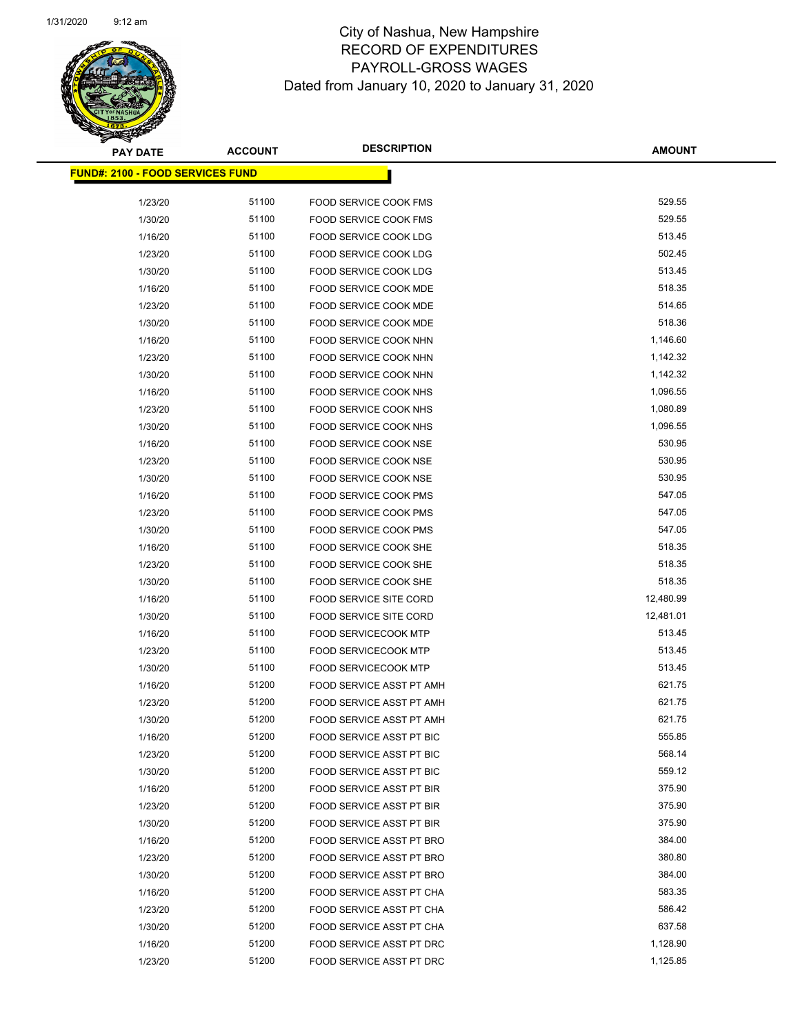City of Nashua, New Hampshire
RECORD OF EXPENDITURES
PAYROLL-GROSS WAGES
Dated from January 10, 2020 to January 31, 2020

| PAY DATE | ACCOUNT | DESCRIPTION | AMOUNT |
|---|---|---|---|
| **FUND#: 2100 - FOOD SERVICES FUND** | | | |
| 1/23/20 | 51100 | FOOD SERVICE COOK FMS | 529.55 |
| 1/30/20 | 51100 | FOOD SERVICE COOK FMS | 529.55 |
| 1/16/20 | 51100 | FOOD SERVICE COOK LDG | 513.45 |
| 1/23/20 | 51100 | FOOD SERVICE COOK LDG | 502.45 |
| 1/30/20 | 51100 | FOOD SERVICE COOK LDG | 513.45 |
| 1/16/20 | 51100 | FOOD SERVICE COOK MDE | 518.35 |
| 1/23/20 | 51100 | FOOD SERVICE COOK MDE | 514.65 |
| 1/30/20 | 51100 | FOOD SERVICE COOK MDE | 518.36 |
| 1/16/20 | 51100 | FOOD SERVICE COOK NHN | 1,146.60 |
| 1/23/20 | 51100 | FOOD SERVICE COOK NHN | 1,142.32 |
| 1/30/20 | 51100 | FOOD SERVICE COOK NHN | 1,142.32 |
| 1/16/20 | 51100 | FOOD SERVICE COOK NHS | 1,096.55 |
| 1/23/20 | 51100 | FOOD SERVICE COOK NHS | 1,080.89 |
| 1/30/20 | 51100 | FOOD SERVICE COOK NHS | 1,096.55 |
| 1/16/20 | 51100 | FOOD SERVICE COOK NSE | 530.95 |
| 1/23/20 | 51100 | FOOD SERVICE COOK NSE | 530.95 |
| 1/30/20 | 51100 | FOOD SERVICE COOK NSE | 530.95 |
| 1/16/20 | 51100 | FOOD SERVICE COOK PMS | 547.05 |
| 1/23/20 | 51100 | FOOD SERVICE COOK PMS | 547.05 |
| 1/30/20 | 51100 | FOOD SERVICE COOK PMS | 547.05 |
| 1/16/20 | 51100 | FOOD SERVICE COOK SHE | 518.35 |
| 1/23/20 | 51100 | FOOD SERVICE COOK SHE | 518.35 |
| 1/30/20 | 51100 | FOOD SERVICE COOK SHE | 518.35 |
| 1/16/20 | 51100 | FOOD SERVICE SITE CORD | 12,480.99 |
| 1/30/20 | 51100 | FOOD SERVICE SITE CORD | 12,481.01 |
| 1/16/20 | 51100 | FOOD SERVICECOOK MTP | 513.45 |
| 1/23/20 | 51100 | FOOD SERVICECOOK MTP | 513.45 |
| 1/30/20 | 51100 | FOOD SERVICECOOK MTP | 513.45 |
| 1/16/20 | 51200 | FOOD SERVICE ASST PT AMH | 621.75 |
| 1/23/20 | 51200 | FOOD SERVICE ASST PT AMH | 621.75 |
| 1/30/20 | 51200 | FOOD SERVICE ASST PT AMH | 621.75 |
| 1/16/20 | 51200 | FOOD SERVICE ASST PT BIC | 555.85 |
| 1/23/20 | 51200 | FOOD SERVICE ASST PT BIC | 568.14 |
| 1/30/20 | 51200 | FOOD SERVICE ASST PT BIC | 559.12 |
| 1/16/20 | 51200 | FOOD SERVICE ASST PT BIR | 375.90 |
| 1/23/20 | 51200 | FOOD SERVICE ASST PT BIR | 375.90 |
| 1/30/20 | 51200 | FOOD SERVICE ASST PT BIR | 375.90 |
| 1/16/20 | 51200 | FOOD SERVICE ASST PT BRO | 384.00 |
| 1/23/20 | 51200 | FOOD SERVICE ASST PT BRO | 380.80 |
| 1/30/20 | 51200 | FOOD SERVICE ASST PT BRO | 384.00 |
| 1/16/20 | 51200 | FOOD SERVICE ASST PT CHA | 583.35 |
| 1/23/20 | 51200 | FOOD SERVICE ASST PT CHA | 586.42 |
| 1/30/20 | 51200 | FOOD SERVICE ASST PT CHA | 637.58 |
| 1/16/20 | 51200 | FOOD SERVICE ASST PT DRC | 1,128.90 |
| 1/23/20 | 51200 | FOOD SERVICE ASST PT DRC | 1,125.85 |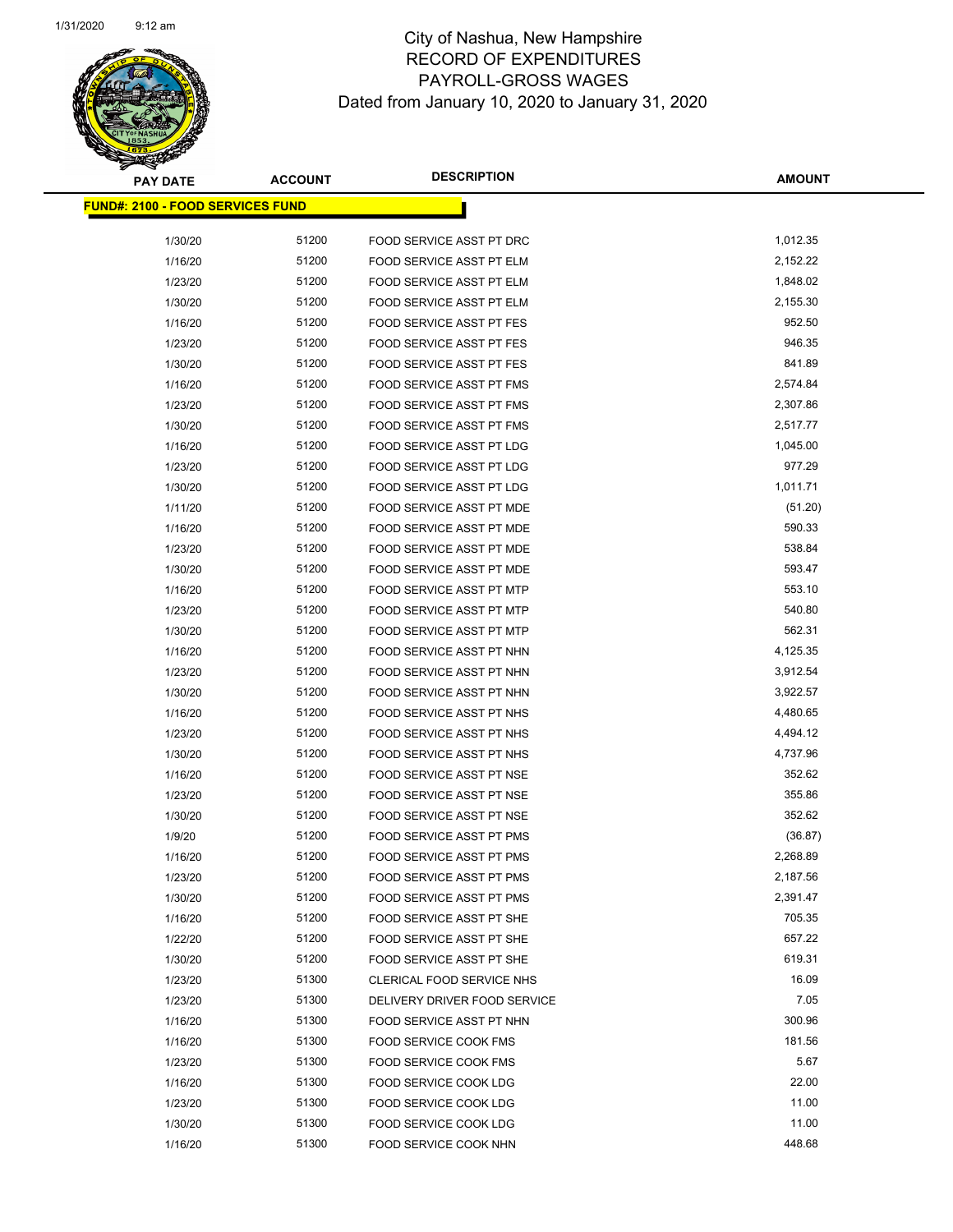# City of Nashua, New Hampshire
## RECORD OF EXPENDITURES
## PAYROLL-GROSS WAGES
## Dated from January 10, 2020 to January 31, 2020

**FUND#: 2100 - FOOD SERVICES FUND**

| PAY DATE | ACCOUNT | DESCRIPTION | AMOUNT |
|---|---|---|---|
| 1/30/20 | 51200 | FOOD SERVICE ASST PT DRC | 1,012.35 |
| 1/16/20 | 51200 | FOOD SERVICE ASST PT ELM | 2,152.22 |
| 1/23/20 | 51200 | FOOD SERVICE ASST PT ELM | 1,848.02 |
| 1/30/20 | 51200 | FOOD SERVICE ASST PT ELM | 2,155.30 |
| 1/16/20 | 51200 | FOOD SERVICE ASST PT FES | 952.50 |
| 1/23/20 | 51200 | FOOD SERVICE ASST PT FES | 946.35 |
| 1/30/20 | 51200 | FOOD SERVICE ASST PT FES | 841.89 |
| 1/16/20 | 51200 | FOOD SERVICE ASST PT FMS | 2,574.84 |
| 1/23/20 | 51200 | FOOD SERVICE ASST PT FMS | 2,307.86 |
| 1/30/20 | 51200 | FOOD SERVICE ASST PT FMS | 2,517.77 |
| 1/16/20 | 51200 | FOOD SERVICE ASST PT LDG | 1,045.00 |
| 1/23/20 | 51200 | FOOD SERVICE ASST PT LDG | 977.29 |
| 1/30/20 | 51200 | FOOD SERVICE ASST PT LDG | 1,011.71 |
| 1/11/20 | 51200 | FOOD SERVICE ASST PT MDE | (51.20) |
| 1/16/20 | 51200 | FOOD SERVICE ASST PT MDE | 590.33 |
| 1/23/20 | 51200 | FOOD SERVICE ASST PT MDE | 538.84 |
| 1/30/20 | 51200 | FOOD SERVICE ASST PT MDE | 593.47 |
| 1/16/20 | 51200 | FOOD SERVICE ASST PT MTP | 553.10 |
| 1/23/20 | 51200 | FOOD SERVICE ASST PT MTP | 540.80 |
| 1/30/20 | 51200 | FOOD SERVICE ASST PT MTP | 562.31 |
| 1/16/20 | 51200 | FOOD SERVICE ASST PT NHN | 4,125.35 |
| 1/23/20 | 51200 | FOOD SERVICE ASST PT NHN | 3,912.54 |
| 1/30/20 | 51200 | FOOD SERVICE ASST PT NHN | 3,922.57 |
| 1/16/20 | 51200 | FOOD SERVICE ASST PT NHS | 4,480.65 |
| 1/23/20 | 51200 | FOOD SERVICE ASST PT NHS | 4,494.12 |
| 1/30/20 | 51200 | FOOD SERVICE ASST PT NHS | 4,737.96 |
| 1/16/20 | 51200 | FOOD SERVICE ASST PT NSE | 352.62 |
| 1/23/20 | 51200 | FOOD SERVICE ASST PT NSE | 355.86 |
| 1/30/20 | 51200 | FOOD SERVICE ASST PT NSE | 352.62 |
| 1/9/20 | 51200 | FOOD SERVICE ASST PT PMS | (36.87) |
| 1/16/20 | 51200 | FOOD SERVICE ASST PT PMS | 2,268.89 |
| 1/23/20 | 51200 | FOOD SERVICE ASST PT PMS | 2,187.56 |
| 1/30/20 | 51200 | FOOD SERVICE ASST PT PMS | 2,391.47 |
| 1/16/20 | 51200 | FOOD SERVICE ASST PT SHE | 705.35 |
| 1/22/20 | 51200 | FOOD SERVICE ASST PT SHE | 657.22 |
| 1/30/20 | 51200 | FOOD SERVICE ASST PT SHE | 619.31 |
| 1/23/20 | 51300 | CLERICAL FOOD SERVICE NHS | 16.09 |
| 1/23/20 | 51300 | DELIVERY DRIVER FOOD SERVICE | 7.05 |
| 1/16/20 | 51300 | FOOD SERVICE ASST PT NHN | 300.96 |
| 1/16/20 | 51300 | FOOD SERVICE COOK FMS | 181.56 |
| 1/23/20 | 51300 | FOOD SERVICE COOK FMS | 5.67 |
| 1/16/20 | 51300 | FOOD SERVICE COOK LDG | 22.00 |
| 1/23/20 | 51300 | FOOD SERVICE COOK LDG | 11.00 |
| 1/30/20 | 51300 | FOOD SERVICE COOK LDG | 11.00 |
| 1/16/20 | 51300 | FOOD SERVICE COOK NHN | 448.68 |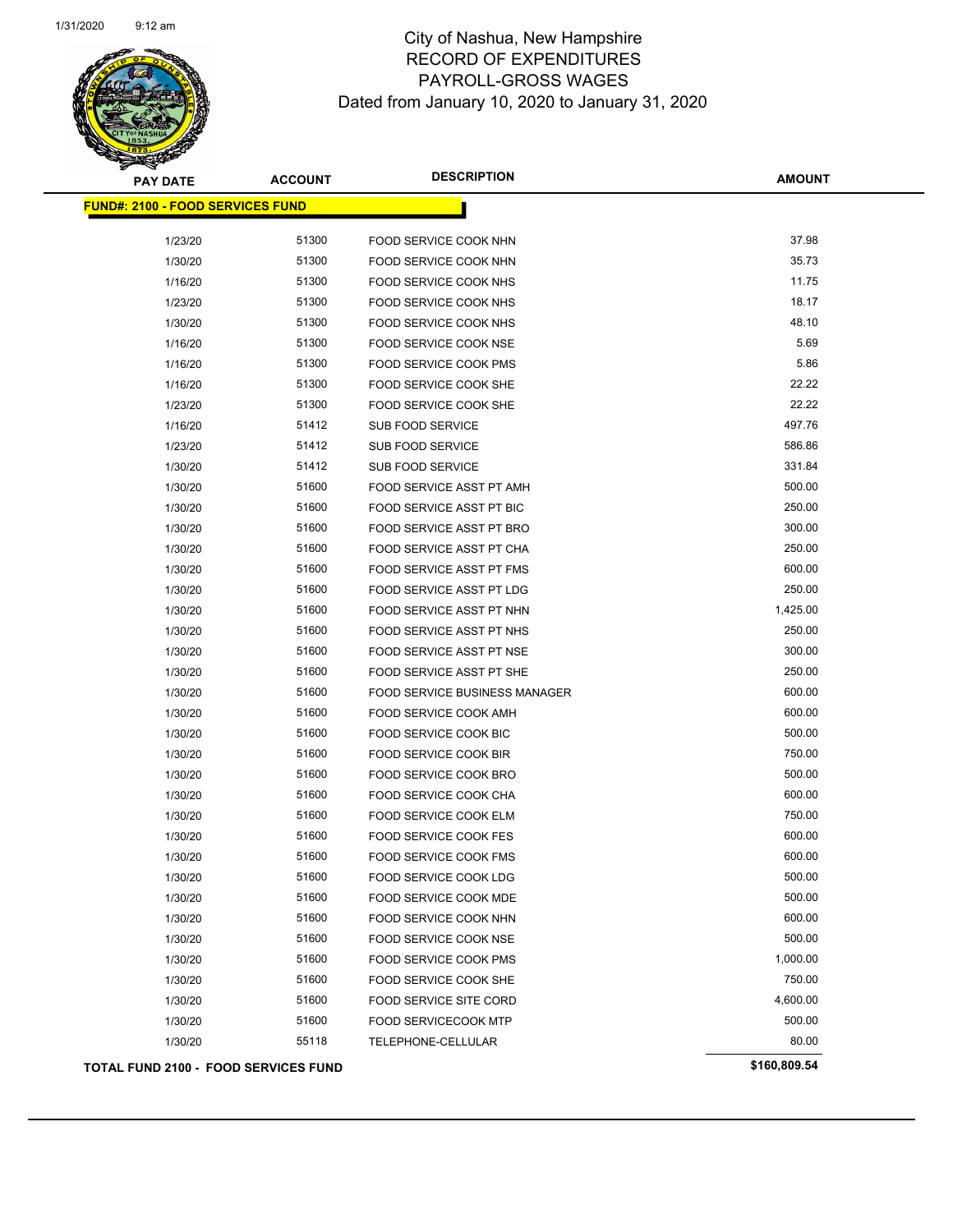# City of Nashua, New Hampshire
## RECORD OF EXPENDITURES
## PAYROLL-GROSS WAGES
## Dated from January 10, 2020 to January 31, 2020

| PAY DATE | ACCOUNT | DESCRIPTION | AMOUNT |
|---|---|---|---|
| **FUND#: 2100 - FOOD SERVICES FUND** | | | |
| 1/23/20 | 51300 | FOOD SERVICE COOK NHN | 37.98 |
| 1/30/20 | 51300 | FOOD SERVICE COOK NHN | 35.73 |
| 1/16/20 | 51300 | FOOD SERVICE COOK NHS | 11.75 |
| 1/23/20 | 51300 | FOOD SERVICE COOK NHS | 18.17 |
| 1/30/20 | 51300 | FOOD SERVICE COOK NHS | 48.10 |
| 1/16/20 | 51300 | FOOD SERVICE COOK NSE | 5.69 |
| 1/16/20 | 51300 | FOOD SERVICE COOK PMS | 5.86 |
| 1/16/20 | 51300 | FOOD SERVICE COOK SHE | 22.22 |
| 1/23/20 | 51300 | FOOD SERVICE COOK SHE | 22.22 |
| 1/16/20 | 51412 | SUB FOOD SERVICE | 497.76 |
| 1/23/20 | 51412 | SUB FOOD SERVICE | 586.86 |
| 1/30/20 | 51412 | SUB FOOD SERVICE | 331.84 |
| 1/30/20 | 51600 | FOOD SERVICE ASST PT AMH | 500.00 |
| 1/30/20 | 51600 | FOOD SERVICE ASST PT BIC | 250.00 |
| 1/30/20 | 51600 | FOOD SERVICE ASST PT BRO | 300.00 |
| 1/30/20 | 51600 | FOOD SERVICE ASST PT CHA | 250.00 |
| 1/30/20 | 51600 | FOOD SERVICE ASST PT FMS | 600.00 |
| 1/30/20 | 51600 | FOOD SERVICE ASST PT LDG | 250.00 |
| 1/30/20 | 51600 | FOOD SERVICE ASST PT NHN | 1,425.00 |
| 1/30/20 | 51600 | FOOD SERVICE ASST PT NHS | 250.00 |
| 1/30/20 | 51600 | FOOD SERVICE ASST PT NSE | 300.00 |
| 1/30/20 | 51600 | FOOD SERVICE ASST PT SHE | 250.00 |
| 1/30/20 | 51600 | FOOD SERVICE BUSINESS MANAGER | 600.00 |
| 1/30/20 | 51600 | FOOD SERVICE COOK AMH | 600.00 |
| 1/30/20 | 51600 | FOOD SERVICE COOK BIC | 500.00 |
| 1/30/20 | 51600 | FOOD SERVICE COOK BIR | 750.00 |
| 1/30/20 | 51600 | FOOD SERVICE COOK BRO | 500.00 |
| 1/30/20 | 51600 | FOOD SERVICE COOK CHA | 600.00 |
| 1/30/20 | 51600 | FOOD SERVICE COOK ELM | 750.00 |
| 1/30/20 | 51600 | FOOD SERVICE COOK FES | 600.00 |
| 1/30/20 | 51600 | FOOD SERVICE COOK FMS | 600.00 |
| 1/30/20 | 51600 | FOOD SERVICE COOK LDG | 500.00 |
| 1/30/20 | 51600 | FOOD SERVICE COOK MDE | 500.00 |
| 1/30/20 | 51600 | FOOD SERVICE COOK NHN | 600.00 |
| 1/30/20 | 51600 | FOOD SERVICE COOK NSE | 500.00 |
| 1/30/20 | 51600 | FOOD SERVICE COOK PMS | 1,000.00 |
| 1/30/20 | 51600 | FOOD SERVICE COOK SHE | 750.00 |
| 1/30/20 | 51600 | FOOD SERVICE SITE CORD | 4,600.00 |
| 1/30/20 | 51600 | FOOD SERVICECOOK MTP | 500.00 |
| 1/30/20 | 55118 | TELEPHONE-CELLULAR | 80.00 |
| **TOTAL FUND 2100 - FOOD SERVICES FUND** | | | **$160,809.54** |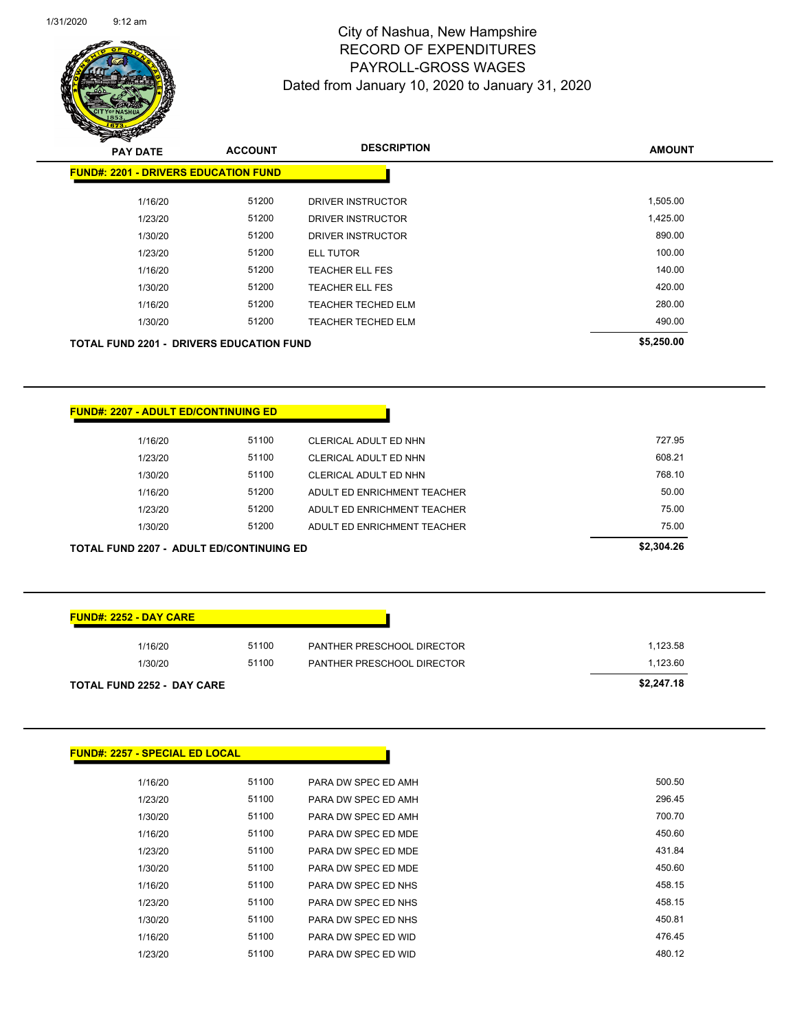# City of Nashua, New Hampshire
# RECORD OF EXPENDITURES
# PAYROLL-GROSS WAGES
# Dated from January 10, 2020 to January 31, 2020

| PAY DATE | ACCOUNT | DESCRIPTION | AMOUNT |
|---|---|---|---|
| **FUND#: 2201 - DRIVERS EDUCATION FUND** | | | |
| 1/16/20 | 51200 | DRIVER INSTRUCTOR | 1,505.00 |
| 1/23/20 | 51200 | DRIVER INSTRUCTOR | 1,425.00 |
| 1/30/20 | 51200 | DRIVER INSTRUCTOR | 890.00 |
| 1/23/20 | 51200 | ELL TUTOR | 100.00 |
| 1/16/20 | 51200 | TEACHER ELL FES | 140.00 |
| 1/30/20 | 51200 | TEACHER ELL FES | 420.00 |
| 1/16/20 | 51200 | TEACHER TECHED ELM | 280.00 |
| 1/30/20 | 51200 | TEACHER TECHED ELM | 490.00 |
| **TOTAL FUND 2201 - DRIVERS EDUCATION FUND** | | | **$5,250.00** |

| PAY DATE | ACCOUNT | DESCRIPTION | AMOUNT |
|---|---|---|---|
| **FUND#: 2207 - ADULT ED/CONTINUING ED** | | | |
| 1/16/20 | 51100 | CLERICAL ADULT ED NHN | 727.95 |
| 1/23/20 | 51100 | CLERICAL ADULT ED NHN | 608.21 |
| 1/30/20 | 51100 | CLERICAL ADULT ED NHN | 768.10 |
| 1/16/20 | 51200 | ADULT ED ENRICHMENT TEACHER | 50.00 |
| 1/23/20 | 51200 | ADULT ED ENRICHMENT TEACHER | 75.00 |
| 1/30/20 | 51200 | ADULT ED ENRICHMENT TEACHER | 75.00 |
| **TOTAL FUND 2207 - ADULT ED/CONTINUING ED** | | | **$2,304.26** |

| PAY DATE | ACCOUNT | DESCRIPTION | AMOUNT |
|---|---|---|---|
| **FUND#: 2252 - DAY CARE** | | | |
| 1/16/20 | 51100 | PANTHER PRESCHOOL DIRECTOR | 1,123.58 |
| 1/30/20 | 51100 | PANTHER PRESCHOOL DIRECTOR | 1,123.60 |
| **TOTAL FUND 2252 - DAY CARE** | | | **$2,247.18** |

| PAY DATE | ACCOUNT | DESCRIPTION | AMOUNT |
|---|---|---|---|
| **FUND#: 2257 - SPECIAL ED LOCAL** | | | |
| 1/16/20 | 51100 | PARA DW SPEC ED AMH | 500.50 |
| 1/23/20 | 51100 | PARA DW SPEC ED AMH | 296.45 |
| 1/30/20 | 51100 | PARA DW SPEC ED AMH | 700.70 |
| 1/16/20 | 51100 | PARA DW SPEC ED MDE | 450.60 |
| 1/23/20 | 51100 | PARA DW SPEC ED MDE | 431.84 |
| 1/30/20 | 51100 | PARA DW SPEC ED MDE | 450.60 |
| 1/16/20 | 51100 | PARA DW SPEC ED NHS | 458.15 |
| 1/23/20 | 51100 | PARA DW SPEC ED NHS | 458.15 |
| 1/30/20 | 51100 | PARA DW SPEC ED NHS | 450.81 |
| 1/16/20 | 51100 | PARA DW SPEC ED WID | 476.45 |
| 1/23/20 | 51100 | PARA DW SPEC ED WID | 480.12 |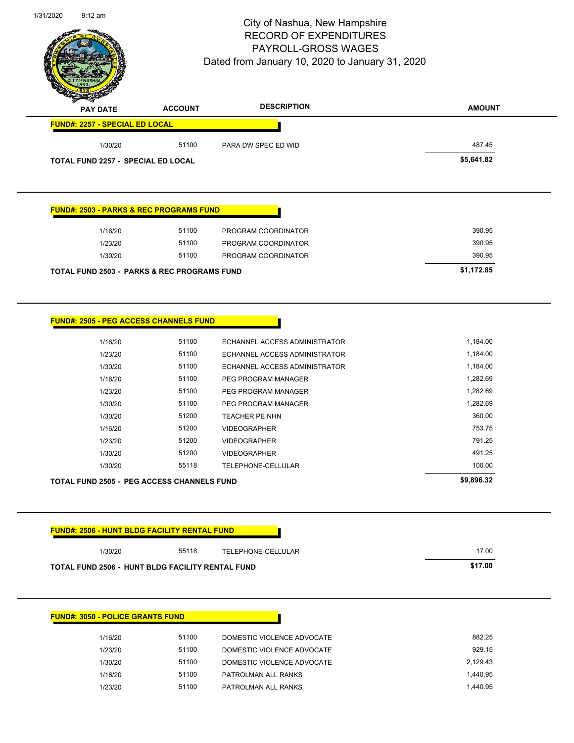1/31/2020 9:12 am

# City of Nashua, New Hampshire
## RECORD OF EXPENDITURES
## PAYROLL-GROSS WAGES
Dated from January 10, 2020 to January 31, 2020

| PAY DATE | ACCOUNT | DESCRIPTION | AMOUNT |
|---|---|---|---|
| **FUND#: 2257 - SPECIAL ED LOCAL** | | | |
| 1/30/20 | 51100 | PARA DW SPEC ED WID | 487.45 |
| **TOTAL FUND 2257 - SPECIAL ED LOCAL** | | | **$5,641.82** |
| **FUND#: 2503 - PARKS & REC PROGRAMS FUND** | | | |
| 1/16/20 | 51100 | PROGRAM COORDINATOR | 390.95 |
| 1/23/20 | 51100 | PROGRAM COORDINATOR | 390.95 |
| 1/30/20 | 51100 | PROGRAM COORDINATOR | 390.95 |
| **TOTAL FUND 2503 - PARKS & REC PROGRAMS FUND** | | | **$1,172.85** |
| **FUND#: 2505 - PEG ACCESS CHANNELS FUND** | | | |
| 1/16/20 | 51100 | ECHANNEL ACCESS ADMINISTRATOR | 1,184.00 |
| 1/23/20 | 51100 | ECHANNEL ACCESS ADMINISTRATOR | 1,184.00 |
| 1/30/20 | 51100 | ECHANNEL ACCESS ADMINISTRATOR | 1,184.00 |
| 1/16/20 | 51100 | PEG PROGRAM MANAGER | 1,282.69 |
| 1/23/20 | 51100 | PEG PROGRAM MANAGER | 1,282.69 |
| 1/30/20 | 51100 | PEG PROGRAM MANAGER | 1,282.69 |
| 1/30/20 | 51200 | TEACHER PE NHN | 360.00 |
| 1/16/20 | 51200 | VIDEOGRAPHER | 753.75 |
| 1/23/20 | 51200 | VIDEOGRAPHER | 791.25 |
| 1/30/20 | 51200 | VIDEOGRAPHER | 491.25 |
| 1/30/20 | 55118 | TELEPHONE-CELLULAR | 100.00 |
| **TOTAL FUND 2505 - PEG ACCESS CHANNELS FUND** | | | **$9,896.32** |
| **FUND#: 2506 - HUNT BLDG FACILITY RENTAL FUND** | | | |
| 1/30/20 | 55118 | TELEPHONE-CELLULAR | 17.00 |
| **TOTAL FUND 2506 - HUNT BLDG FACILITY RENTAL FUND** | | | **$17.00** |
| **FUND#: 3050 - POLICE GRANTS FUND** | | | |
| 1/16/20 | 51100 | DOMESTIC VIOLENCE ADVOCATE | 882.25 |
| 1/23/20 | 51100 | DOMESTIC VIOLENCE ADVOCATE | 929.15 |
| 1/30/20 | 51100 | DOMESTIC VIOLENCE ADVOCATE | 2,129.43 |
| 1/16/20 | 51100 | PATROLMAN ALL RANKS | 1,440.95 |
| 1/23/20 | 51100 | PATROLMAN ALL RANKS | 1,440.95 |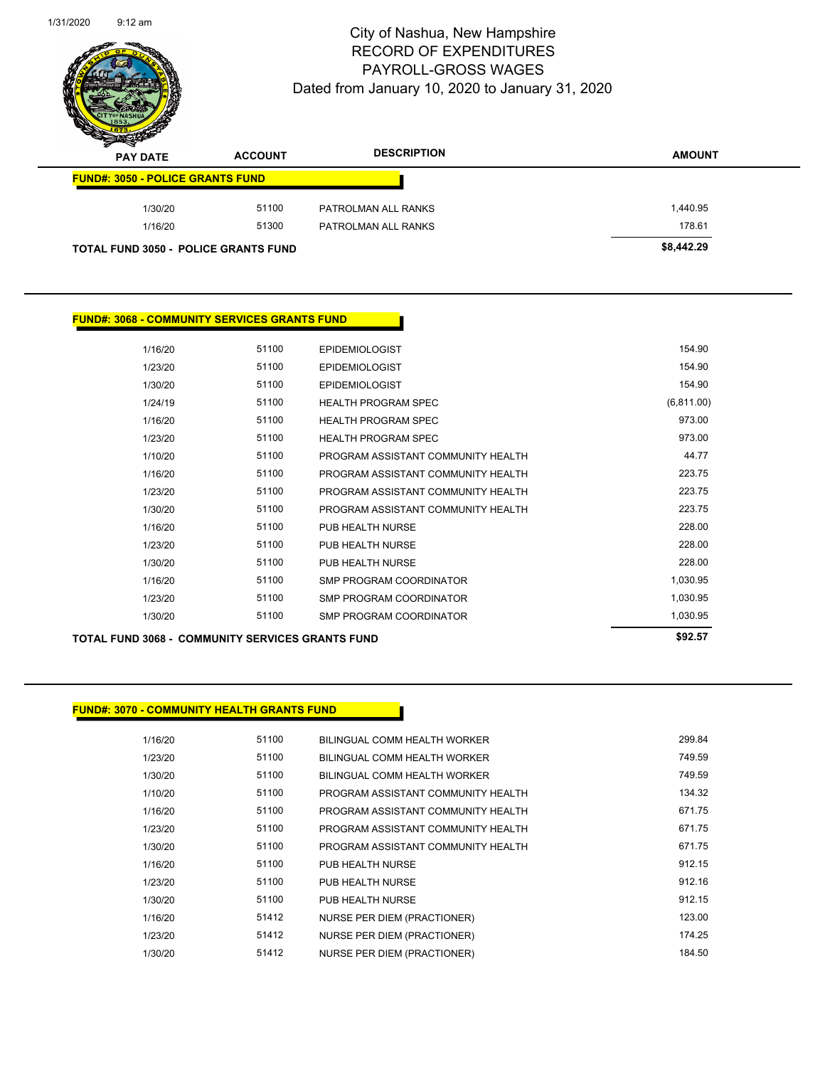# City of Nashua, New Hampshire
## RECORD OF EXPENDITURES
## PAYROLL-GROSS WAGES
### Dated from January 10, 2020 to January 31, 2020

| PAY DATE | ACCOUNT | DESCRIPTION | AMOUNT |
|---|---|---|---|
| **FUND#: 3050 - POLICE GRANTS FUND** | | | |
| 1/30/20 | 51100 | PATROLMAN ALL RANKS | 1,440.95 |
| 1/16/20 | 51300 | PATROLMAN ALL RANKS | 178.61 |
| **TOTAL FUND 3050 - POLICE GRANTS FUND** | | | **$8,442.29** |

**FUND#: 3068 - COMMUNITY SERVICES GRANTS FUND**

| PAY DATE | ACCOUNT | DESCRIPTION | AMOUNT |
|---|---|---|---|
| 1/16/20 | 51100 | EPIDEMIOLOGIST | 154.90 |
| 1/23/20 | 51100 | EPIDEMIOLOGIST | 154.90 |
| 1/30/20 | 51100 | EPIDEMIOLOGIST | 154.90 |
| 1/24/19 | 51100 | HEALTH PROGRAM SPEC | (6,811.00) |
| 1/16/20 | 51100 | HEALTH PROGRAM SPEC | 973.00 |
| 1/23/20 | 51100 | HEALTH PROGRAM SPEC | 973.00 |
| 1/10/20 | 51100 | PROGRAM ASSISTANT COMMUNITY HEALTH | 44.77 |
| 1/16/20 | 51100 | PROGRAM ASSISTANT COMMUNITY HEALTH | 223.75 |
| 1/23/20 | 51100 | PROGRAM ASSISTANT COMMUNITY HEALTH | 223.75 |
| 1/30/20 | 51100 | PROGRAM ASSISTANT COMMUNITY HEALTH | 223.75 |
| 1/16/20 | 51100 | PUB HEALTH NURSE | 228.00 |
| 1/23/20 | 51100 | PUB HEALTH NURSE | 228.00 |
| 1/30/20 | 51100 | PUB HEALTH NURSE | 228.00 |
| 1/16/20 | 51100 | SMP PROGRAM COORDINATOR | 1,030.95 |
| 1/23/20 | 51100 | SMP PROGRAM COORDINATOR | 1,030.95 |
| 1/30/20 | 51100 | SMP PROGRAM COORDINATOR | 1,030.95 |
| **TOTAL FUND 3068 - COMMUNITY SERVICES GRANTS FUND** | | | **$92.57** |

**FUND#: 3070 - COMMUNITY HEALTH GRANTS FUND**

| PAY DATE | ACCOUNT | DESCRIPTION | AMOUNT |
|---|---|---|---|
| 1/16/20 | 51100 | BILINGUAL COMM HEALTH WORKER | 299.84 |
| 1/23/20 | 51100 | BILINGUAL COMM HEALTH WORKER | 749.59 |
| 1/30/20 | 51100 | BILINGUAL COMM HEALTH WORKER | 749.59 |
| 1/10/20 | 51100 | PROGRAM ASSISTANT COMMUNITY HEALTH | 134.32 |
| 1/16/20 | 51100 | PROGRAM ASSISTANT COMMUNITY HEALTH | 671.75 |
| 1/23/20 | 51100 | PROGRAM ASSISTANT COMMUNITY HEALTH | 671.75 |
| 1/30/20 | 51100 | PROGRAM ASSISTANT COMMUNITY HEALTH | 671.75 |
| 1/16/20 | 51100 | PUB HEALTH NURSE | 912.15 |
| 1/23/20 | 51100 | PUB HEALTH NURSE | 912.16 |
| 1/30/20 | 51100 | PUB HEALTH NURSE | 912.15 |
| 1/16/20 | 51412 | NURSE PER DIEM (PRACTIONER) | 123.00 |
| 1/23/20 | 51412 | NURSE PER DIEM (PRACTIONER) | 174.25 |
| 1/30/20 | 51412 | NURSE PER DIEM (PRACTIONER) | 184.50 |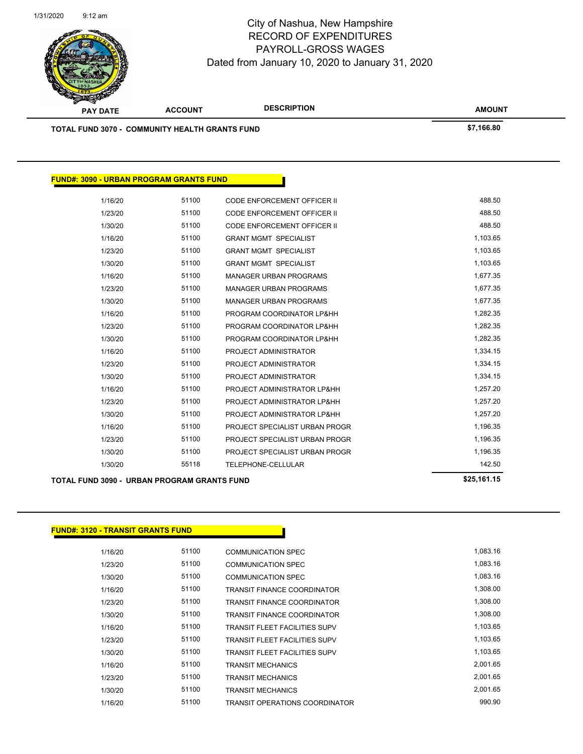| PAY DATE | ACCOUNT | DESCRIPTION | AMOUNT |
|---|---|---|---|
| **TOTAL FUND 3070 - COMMUNITY HEALTH GRANTS FUND** | | | **$7,166.80** |

**FUND#: 3090 - URBAN PROGRAM GRANTS FUND**

| PAY DATE | ACCOUNT | DESCRIPTION | AMOUNT |
|---|---|---|---|
| 1/16/20 | 51100 | CODE ENFORCEMENT OFFICER II | 488.50 |
| 1/23/20 | 51100 | CODE ENFORCEMENT OFFICER II | 488.50 |
| 1/30/20 | 51100 | CODE ENFORCEMENT OFFICER II | 488.50 |
| 1/16/20 | 51100 | GRANT MGMT SPECIALIST | 1,103.65 |
| 1/23/20 | 51100 | GRANT MGMT SPECIALIST | 1,103.65 |
| 1/30/20 | 51100 | GRANT MGMT SPECIALIST | 1,103.65 |
| 1/16/20 | 51100 | MANAGER URBAN PROGRAMS | 1,677.35 |
| 1/23/20 | 51100 | MANAGER URBAN PROGRAMS | 1,677.35 |
| 1/30/20 | 51100 | MANAGER URBAN PROGRAMS | 1,677.35 |
| 1/16/20 | 51100 | PROGRAM COORDINATOR LP&HH | 1,282.35 |
| 1/23/20 | 51100 | PROGRAM COORDINATOR LP&HH | 1,282.35 |
| 1/30/20 | 51100 | PROGRAM COORDINATOR LP&HH | 1,282.35 |
| 1/16/20 | 51100 | PROJECT ADMINISTRATOR | 1,334.15 |
| 1/23/20 | 51100 | PROJECT ADMINISTRATOR | 1,334.15 |
| 1/30/20 | 51100 | PROJECT ADMINISTRATOR | 1,334.15 |
| 1/16/20 | 51100 | PROJECT ADMINISTRATOR LP&HH | 1,257.20 |
| 1/23/20 | 51100 | PROJECT ADMINISTRATOR LP&HH | 1,257.20 |
| 1/30/20 | 51100 | PROJECT ADMINISTRATOR LP&HH | 1,257.20 |
| 1/16/20 | 51100 | PROJECT SPECIALIST URBAN PROGR | 1,196.35 |
| 1/23/20 | 51100 | PROJECT SPECIALIST URBAN PROGR | 1,196.35 |
| 1/30/20 | 51100 | PROJECT SPECIALIST URBAN PROGR | 1,196.35 |
| 1/30/20 | 55118 | TELEPHONE-CELLULAR | 142.50 |
| **TOTAL FUND 3090 - URBAN PROGRAM GRANTS FUND** | | | **$25,161.15** |

**FUND#: 3120 - TRANSIT GRANTS FUND**

| PAY DATE | ACCOUNT | DESCRIPTION | AMOUNT |
|---|---|---|---|
| 1/16/20 | 51100 | COMMUNICATION SPEC | 1,083.16 |
| 1/23/20 | 51100 | COMMUNICATION SPEC | 1,083.16 |
| 1/30/20 | 51100 | COMMUNICATION SPEC | 1,083.16 |
| 1/16/20 | 51100 | TRANSIT FINANCE COORDINATOR | 1,308.00 |
| 1/23/20 | 51100 | TRANSIT FINANCE COORDINATOR | 1,308.00 |
| 1/30/20 | 51100 | TRANSIT FINANCE COORDINATOR | 1,308.00 |
| 1/16/20 | 51100 | TRANSIT FLEET FACILITIES SUPV | 1,103.65 |
| 1/23/20 | 51100 | TRANSIT FLEET FACILITIES SUPV | 1,103.65 |
| 1/30/20 | 51100 | TRANSIT FLEET FACILITIES SUPV | 1,103.65 |
| 1/16/20 | 51100 | TRANSIT MECHANICS | 2,001.65 |
| 1/23/20 | 51100 | TRANSIT MECHANICS | 2,001.65 |
| 1/30/20 | 51100 | TRANSIT MECHANICS | 2,001.65 |
| 1/16/20 | 51100 | TRANSIT OPERATIONS COORDINATOR | 990.90 |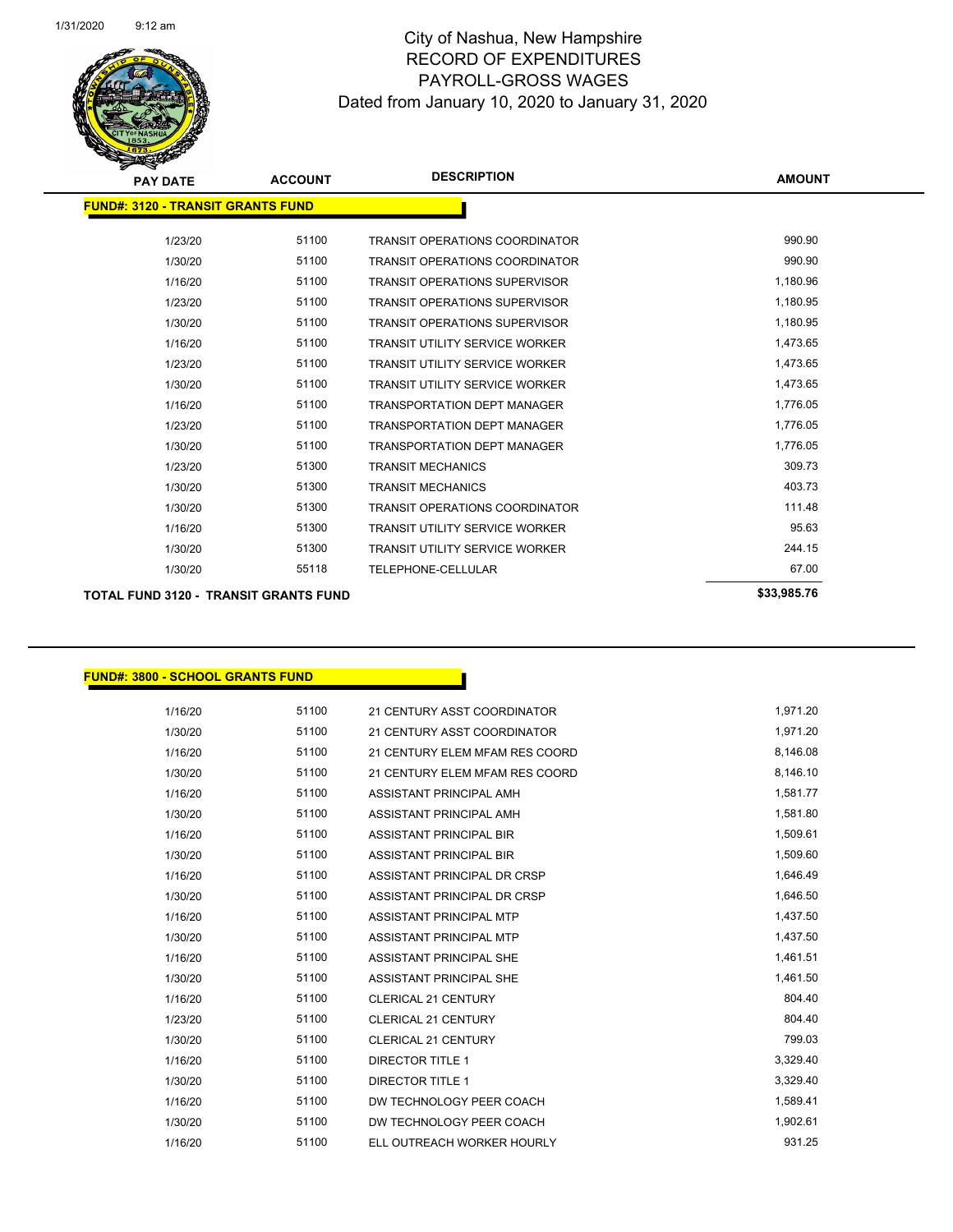# City of Nashua, New Hampshire
## RECORD OF EXPENDITURES
## PAYROLL-GROSS WAGES
### Dated from January 10, 2020 to January 31, 2020

| PAY DATE | ACCOUNT | DESCRIPTION | AMOUNT |
|---|---|---|---|
| **FUND#: 3120 - TRANSIT GRANTS FUND** | | | |
| 1/23/20 | 51100 | TRANSIT OPERATIONS COORDINATOR | 990.90 |
| 1/30/20 | 51100 | TRANSIT OPERATIONS COORDINATOR | 990.90 |
| 1/16/20 | 51100 | TRANSIT OPERATIONS SUPERVISOR | 1,180.96 |
| 1/23/20 | 51100 | TRANSIT OPERATIONS SUPERVISOR | 1,180.95 |
| 1/30/20 | 51100 | TRANSIT OPERATIONS SUPERVISOR | 1,180.95 |
| 1/16/20 | 51100 | TRANSIT UTILITY SERVICE WORKER | 1,473.65 |
| 1/23/20 | 51100 | TRANSIT UTILITY SERVICE WORKER | 1,473.65 |
| 1/30/20 | 51100 | TRANSIT UTILITY SERVICE WORKER | 1,473.65 |
| 1/16/20 | 51100 | TRANSPORTATION DEPT MANAGER | 1,776.05 |
| 1/23/20 | 51100 | TRANSPORTATION DEPT MANAGER | 1,776.05 |
| 1/30/20 | 51100 | TRANSPORTATION DEPT MANAGER | 1,776.05 |
| 1/23/20 | 51300 | TRANSIT MECHANICS | 309.73 |
| 1/30/20 | 51300 | TRANSIT MECHANICS | 403.73 |
| 1/30/20 | 51300 | TRANSIT OPERATIONS COORDINATOR | 111.48 |
| 1/16/20 | 51300 | TRANSIT UTILITY SERVICE WORKER | 95.63 |
| 1/30/20 | 51300 | TRANSIT UTILITY SERVICE WORKER | 244.15 |
| 1/30/20 | 55118 | TELEPHONE-CELLULAR | 67.00 |
| **TOTAL FUND 3120 - TRANSIT GRANTS FUND** | | | **$33,985.76** |

| PAY DATE | ACCOUNT | DESCRIPTION | AMOUNT |
|---|---|---|---|
| **FUND#: 3800 - SCHOOL GRANTS FUND** | | | |
| 1/16/20 | 51100 | 21 CENTURY ASST COORDINATOR | 1,971.20 |
| 1/30/20 | 51100 | 21 CENTURY ASST COORDINATOR | 1,971.20 |
| 1/16/20 | 51100 | 21 CENTURY ELEM MFAM RES COORD | 8,146.08 |
| 1/30/20 | 51100 | 21 CENTURY ELEM MFAM RES COORD | 8,146.10 |
| 1/16/20 | 51100 | ASSISTANT PRINCIPAL AMH | 1,581.77 |
| 1/30/20 | 51100 | ASSISTANT PRINCIPAL AMH | 1,581.80 |
| 1/16/20 | 51100 | ASSISTANT PRINCIPAL BIR | 1,509.61 |
| 1/30/20 | 51100 | ASSISTANT PRINCIPAL BIR | 1,509.60 |
| 1/16/20 | 51100 | ASSISTANT PRINCIPAL DR CRSP | 1,646.49 |
| 1/30/20 | 51100 | ASSISTANT PRINCIPAL DR CRSP | 1,646.50 |
| 1/16/20 | 51100 | ASSISTANT PRINCIPAL MTP | 1,437.50 |
| 1/30/20 | 51100 | ASSISTANT PRINCIPAL MTP | 1,437.50 |
| 1/16/20 | 51100 | ASSISTANT PRINCIPAL SHE | 1,461.51 |
| 1/30/20 | 51100 | ASSISTANT PRINCIPAL SHE | 1,461.50 |
| 1/16/20 | 51100 | CLERICAL 21 CENTURY | 804.40 |
| 1/23/20 | 51100 | CLERICAL 21 CENTURY | 804.40 |
| 1/30/20 | 51100 | CLERICAL 21 CENTURY | 799.03 |
| 1/16/20 | 51100 | DIRECTOR TITLE 1 | 3,329.40 |
| 1/30/20 | 51100 | DIRECTOR TITLE 1 | 3,329.40 |
| 1/16/20 | 51100 | DW TECHNOLOGY PEER COACH | 1,589.41 |
| 1/30/20 | 51100 | DW TECHNOLOGY PEER COACH | 1,902.61 |
| 1/16/20 | 51100 | ELL OUTREACH WORKER HOURLY | 931.25 |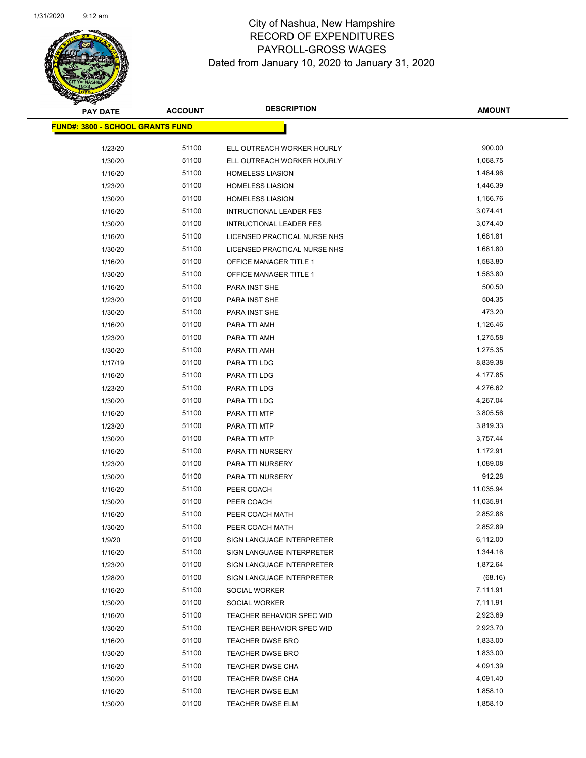City of Nashua, New Hampshire
RECORD OF EXPENDITURES
PAYROLL-GROSS WAGES
Dated from January 10, 2020 to January 31, 2020

| PAY DATE | ACCOUNT | DESCRIPTION | AMOUNT |
|---|---|---|---|
| **FUND#: 3800 - SCHOOL GRANTS FUND** | | | |
| 1/23/20 | 51100 | ELL OUTREACH WORKER HOURLY | 900.00 |
| 1/30/20 | 51100 | ELL OUTREACH WORKER HOURLY | 1,068.75 |
| 1/16/20 | 51100 | HOMELESS LIASION | 1,484.96 |
| 1/23/20 | 51100 | HOMELESS LIASION | 1,446.39 |
| 1/30/20 | 51100 | HOMELESS LIASION | 1,166.76 |
| 1/16/20 | 51100 | INTRUCTIONAL LEADER FES | 3,074.41 |
| 1/30/20 | 51100 | INTRUCTIONAL LEADER FES | 3,074.40 |
| 1/16/20 | 51100 | LICENSED PRACTICAL NURSE NHS | 1,681.81 |
| 1/30/20 | 51100 | LICENSED PRACTICAL NURSE NHS | 1,681.80 |
| 1/16/20 | 51100 | OFFICE MANAGER TITLE 1 | 1,583.80 |
| 1/30/20 | 51100 | OFFICE MANAGER TITLE 1 | 1,583.80 |
| 1/16/20 | 51100 | PARA INST SHE | 500.50 |
| 1/23/20 | 51100 | PARA INST SHE | 504.35 |
| 1/30/20 | 51100 | PARA INST SHE | 473.20 |
| 1/16/20 | 51100 | PARA TTI AMH | 1,126.46 |
| 1/23/20 | 51100 | PARA TTI AMH | 1,275.58 |
| 1/30/20 | 51100 | PARA TTI AMH | 1,275.35 |
| 1/17/19 | 51100 | PARA TTI LDG | 8,839.38 |
| 1/16/20 | 51100 | PARA TTI LDG | 4,177.85 |
| 1/23/20 | 51100 | PARA TTI LDG | 4,276.62 |
| 1/30/20 | 51100 | PARA TTI LDG | 4,267.04 |
| 1/16/20 | 51100 | PARA TTI MTP | 3,805.56 |
| 1/23/20 | 51100 | PARA TTI MTP | 3,819.33 |
| 1/30/20 | 51100 | PARA TTI MTP | 3,757.44 |
| 1/16/20 | 51100 | PARA TTI NURSERY | 1,172.91 |
| 1/23/20 | 51100 | PARA TTI NURSERY | 1,089.08 |
| 1/30/20 | 51100 | PARA TTI NURSERY | 912.28 |
| 1/16/20 | 51100 | PEER COACH | 11,035.94 |
| 1/30/20 | 51100 | PEER COACH | 11,035.91 |
| 1/16/20 | 51100 | PEER COACH MATH | 2,852.88 |
| 1/30/20 | 51100 | PEER COACH MATH | 2,852.89 |
| 1/9/20 | 51100 | SIGN LANGUAGE INTERPRETER | 6,112.00 |
| 1/16/20 | 51100 | SIGN LANGUAGE INTERPRETER | 1,344.16 |
| 1/23/20 | 51100 | SIGN LANGUAGE INTERPRETER | 1,872.64 |
| 1/28/20 | 51100 | SIGN LANGUAGE INTERPRETER | (68.16) |
| 1/16/20 | 51100 | SOCIAL WORKER | 7,111.91 |
| 1/30/20 | 51100 | SOCIAL WORKER | 7,111.91 |
| 1/16/20 | 51100 | TEACHER BEHAVIOR SPEC WID | 2,923.69 |
| 1/30/20 | 51100 | TEACHER BEHAVIOR SPEC WID | 2,923.70 |
| 1/16/20 | 51100 | TEACHER DWSE BRO | 1,833.00 |
| 1/30/20 | 51100 | TEACHER DWSE BRO | 1,833.00 |
| 1/16/20 | 51100 | TEACHER DWSE CHA | 4,091.39 |
| 1/30/20 | 51100 | TEACHER DWSE CHA | 4,091.40 |
| 1/16/20 | 51100 | TEACHER DWSE ELM | 1,858.10 |
| 1/30/20 | 51100 | TEACHER DWSE ELM | 1,858.10 |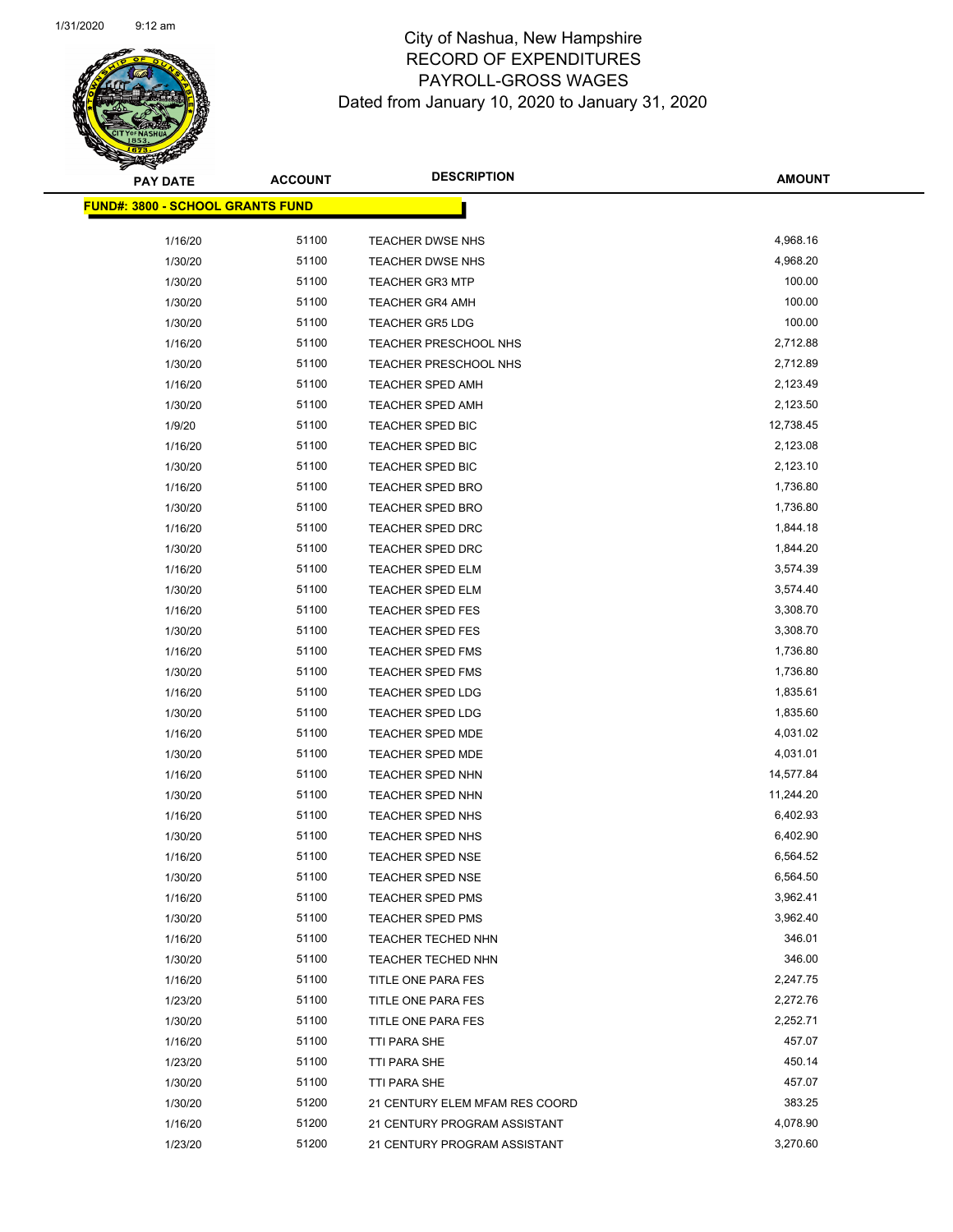# City of Nashua, New Hampshire
## RECORD OF EXPENDITURES
## PAYROLL-GROSS WAGES
### Dated from January 10, 2020 to January 31, 2020

| PAY DATE | ACCOUNT | DESCRIPTION | AMOUNT |
|---|---|---|---|
| **FUND#: 3800 - SCHOOL GRANTS FUND** | | | |
| 1/16/20 | 51100 | TEACHER DWSE NHS | 4,968.16 |
| 1/30/20 | 51100 | TEACHER DWSE NHS | 4,968.20 |
| 1/30/20 | 51100 | TEACHER GR3 MTP | 100.00 |
| 1/30/20 | 51100 | TEACHER GR4 AMH | 100.00 |
| 1/30/20 | 51100 | TEACHER GR5 LDG | 100.00 |
| 1/16/20 | 51100 | TEACHER PRESCHOOL NHS | 2,712.88 |
| 1/30/20 | 51100 | TEACHER PRESCHOOL NHS | 2,712.89 |
| 1/16/20 | 51100 | TEACHER SPED AMH | 2,123.49 |
| 1/30/20 | 51100 | TEACHER SPED AMH | 2,123.50 |
| 1/9/20 | 51100 | TEACHER SPED BIC | 12,738.45 |
| 1/16/20 | 51100 | TEACHER SPED BIC | 2,123.08 |
| 1/30/20 | 51100 | TEACHER SPED BIC | 2,123.10 |
| 1/16/20 | 51100 | TEACHER SPED BRO | 1,736.80 |
| 1/30/20 | 51100 | TEACHER SPED BRO | 1,736.80 |
| 1/16/20 | 51100 | TEACHER SPED DRC | 1,844.18 |
| 1/30/20 | 51100 | TEACHER SPED DRC | 1,844.20 |
| 1/16/20 | 51100 | TEACHER SPED ELM | 3,574.39 |
| 1/30/20 | 51100 | TEACHER SPED ELM | 3,574.40 |
| 1/16/20 | 51100 | TEACHER SPED FES | 3,308.70 |
| 1/30/20 | 51100 | TEACHER SPED FES | 3,308.70 |
| 1/16/20 | 51100 | TEACHER SPED FMS | 1,736.80 |
| 1/30/20 | 51100 | TEACHER SPED FMS | 1,736.80 |
| 1/16/20 | 51100 | TEACHER SPED LDG | 1,835.61 |
| 1/30/20 | 51100 | TEACHER SPED LDG | 1,835.60 |
| 1/16/20 | 51100 | TEACHER SPED MDE | 4,031.02 |
| 1/30/20 | 51100 | TEACHER SPED MDE | 4,031.01 |
| 1/16/20 | 51100 | TEACHER SPED NHN | 14,577.84 |
| 1/30/20 | 51100 | TEACHER SPED NHN | 11,244.20 |
| 1/16/20 | 51100 | TEACHER SPED NHS | 6,402.93 |
| 1/30/20 | 51100 | TEACHER SPED NHS | 6,402.90 |
| 1/16/20 | 51100 | TEACHER SPED NSE | 6,564.52 |
| 1/30/20 | 51100 | TEACHER SPED NSE | 6,564.50 |
| 1/16/20 | 51100 | TEACHER SPED PMS | 3,962.41 |
| 1/30/20 | 51100 | TEACHER SPED PMS | 3,962.40 |
| 1/16/20 | 51100 | TEACHER TECHED NHN | 346.01 |
| 1/30/20 | 51100 | TEACHER TECHED NHN | 346.00 |
| 1/16/20 | 51100 | TITLE ONE PARA FES | 2,247.75 |
| 1/23/20 | 51100 | TITLE ONE PARA FES | 2,272.76 |
| 1/30/20 | 51100 | TITLE ONE PARA FES | 2,252.71 |
| 1/16/20 | 51100 | TTI PARA SHE | 457.07 |
| 1/23/20 | 51100 | TTI PARA SHE | 450.14 |
| 1/30/20 | 51100 | TTI PARA SHE | 457.07 |
| 1/30/20 | 51200 | 21 CENTURY ELEM MFAM RES COORD | 383.25 |
| 1/16/20 | 51200 | 21 CENTURY PROGRAM ASSISTANT | 4,078.90 |
| 1/23/20 | 51200 | 21 CENTURY PROGRAM ASSISTANT | 3,270.60 |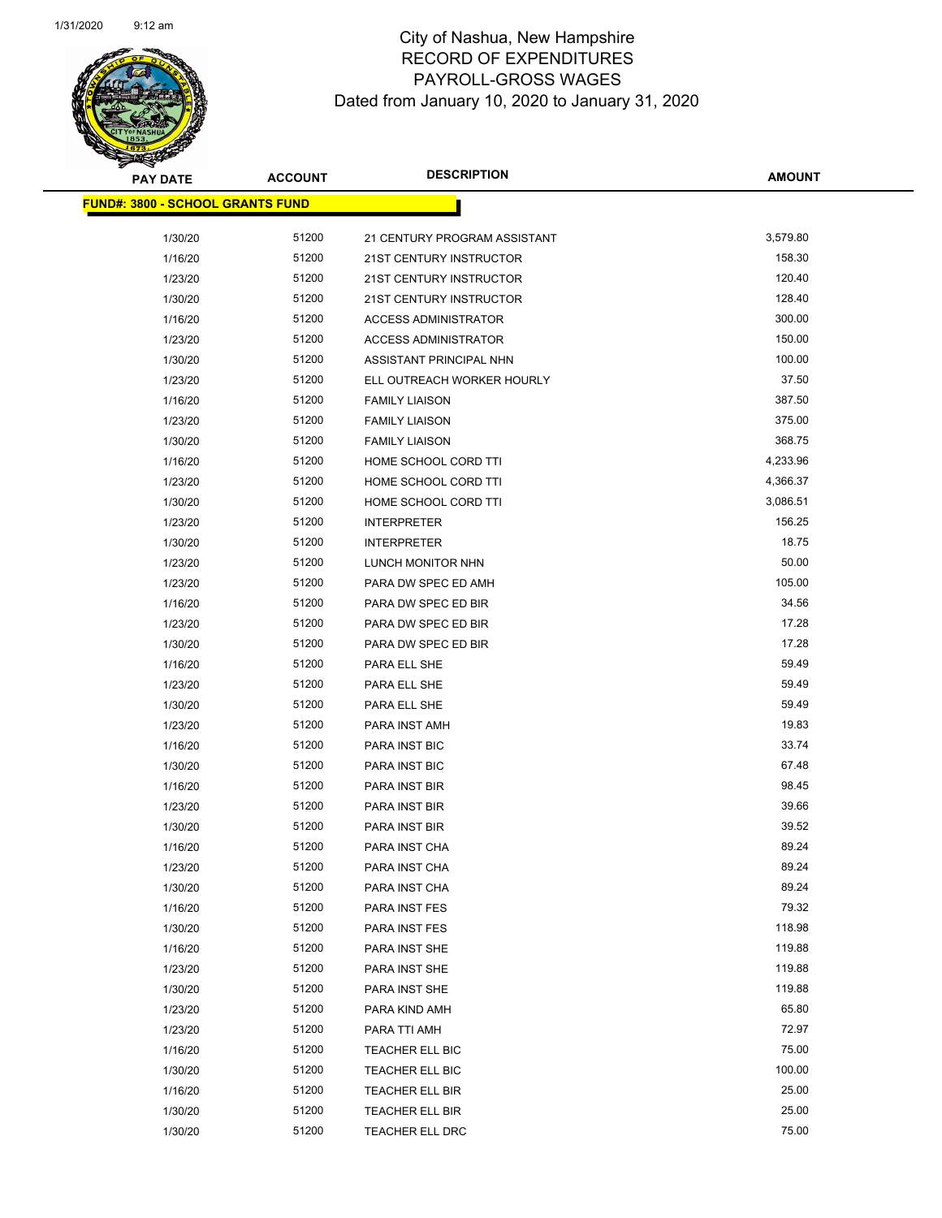# City of Nashua, New Hampshire
# RECORD OF EXPENDITURES
# PAYROLL-GROSS WAGES
## Dated from January 10, 2020 to January 31, 2020

| PAY DATE | ACCOUNT | DESCRIPTION | AMOUNT |
|---|---|---|---|
| **FUND#: 3800 - SCHOOL GRANTS FUND** | | | |
| 1/30/20 | 51200 | 21 CENTURY PROGRAM ASSISTANT | 3,579.80 |
| 1/16/20 | 51200 | 21ST CENTURY INSTRUCTOR | 158.30 |
| 1/23/20 | 51200 | 21ST CENTURY INSTRUCTOR | 120.40 |
| 1/30/20 | 51200 | 21ST CENTURY INSTRUCTOR | 128.40 |
| 1/16/20 | 51200 | ACCESS ADMINISTRATOR | 300.00 |
| 1/23/20 | 51200 | ACCESS ADMINISTRATOR | 150.00 |
| 1/30/20 | 51200 | ASSISTANT PRINCIPAL NHN | 100.00 |
| 1/23/20 | 51200 | ELL OUTREACH WORKER HOURLY | 37.50 |
| 1/16/20 | 51200 | FAMILY LIAISON | 387.50 |
| 1/23/20 | 51200 | FAMILY LIAISON | 375.00 |
| 1/30/20 | 51200 | FAMILY LIAISON | 368.75 |
| 1/16/20 | 51200 | HOME SCHOOL CORD TTI | 4,233.96 |
| 1/23/20 | 51200 | HOME SCHOOL CORD TTI | 4,366.37 |
| 1/30/20 | 51200 | HOME SCHOOL CORD TTI | 3,086.51 |
| 1/23/20 | 51200 | INTERPRETER | 156.25 |
| 1/30/20 | 51200 | INTERPRETER | 18.75 |
| 1/23/20 | 51200 | LUNCH MONITOR NHN | 50.00 |
| 1/23/20 | 51200 | PARA DW SPEC ED AMH | 105.00 |
| 1/16/20 | 51200 | PARA DW SPEC ED BIR | 34.56 |
| 1/23/20 | 51200 | PARA DW SPEC ED BIR | 17.28 |
| 1/30/20 | 51200 | PARA DW SPEC ED BIR | 17.28 |
| 1/16/20 | 51200 | PARA ELL SHE | 59.49 |
| 1/23/20 | 51200 | PARA ELL SHE | 59.49 |
| 1/30/20 | 51200 | PARA ELL SHE | 59.49 |
| 1/23/20 | 51200 | PARA INST AMH | 19.83 |
| 1/16/20 | 51200 | PARA INST BIC | 33.74 |
| 1/30/20 | 51200 | PARA INST BIC | 67.48 |
| 1/16/20 | 51200 | PARA INST BIR | 98.45 |
| 1/23/20 | 51200 | PARA INST BIR | 39.66 |
| 1/30/20 | 51200 | PARA INST BIR | 39.52 |
| 1/16/20 | 51200 | PARA INST CHA | 89.24 |
| 1/23/20 | 51200 | PARA INST CHA | 89.24 |
| 1/30/20 | 51200 | PARA INST CHA | 89.24 |
| 1/16/20 | 51200 | PARA INST FES | 79.32 |
| 1/30/20 | 51200 | PARA INST FES | 118.98 |
| 1/16/20 | 51200 | PARA INST SHE | 119.88 |
| 1/23/20 | 51200 | PARA INST SHE | 119.88 |
| 1/30/20 | 51200 | PARA INST SHE | 119.88 |
| 1/23/20 | 51200 | PARA KIND AMH | 65.80 |
| 1/23/20 | 51200 | PARA TTI AMH | 72.97 |
| 1/16/20 | 51200 | TEACHER ELL BIC | 75.00 |
| 1/30/20 | 51200 | TEACHER ELL BIC | 100.00 |
| 1/16/20 | 51200 | TEACHER ELL BIR | 25.00 |
| 1/30/20 | 51200 | TEACHER ELL BIR | 25.00 |
| 1/30/20 | 51200 | TEACHER ELL DRC | 75.00 |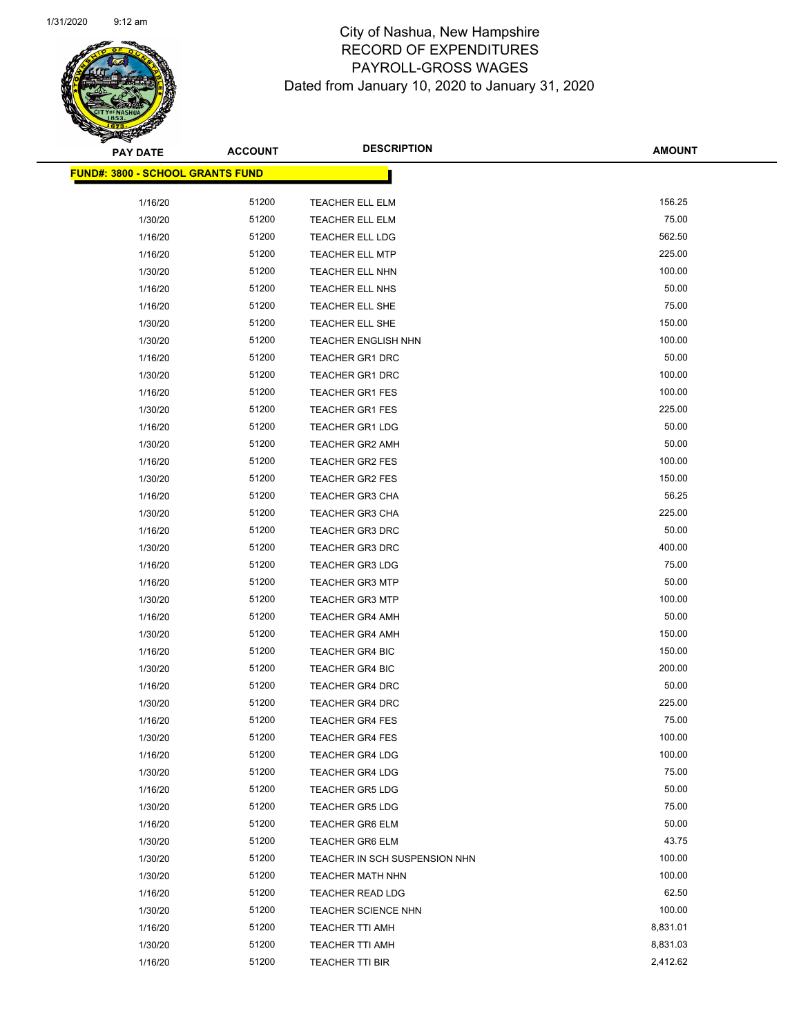# City of Nashua, New Hampshire
# RECORD OF EXPENDITURES
# PAYROLL-GROSS WAGES
# Dated from January 10, 2020 to January 31, 2020

| PAY DATE | ACCOUNT | DESCRIPTION | AMOUNT |
|---|---|---|---|
| **FUND#: 3800 - SCHOOL GRANTS FUND** | | | |
| 1/16/20 | 51200 | TEACHER ELL ELM | 156.25 |
| 1/30/20 | 51200 | TEACHER ELL ELM | 75.00 |
| 1/16/20 | 51200 | TEACHER ELL LDG | 562.50 |
| 1/16/20 | 51200 | TEACHER ELL MTP | 225.00 |
| 1/30/20 | 51200 | TEACHER ELL NHN | 100.00 |
| 1/16/20 | 51200 | TEACHER ELL NHS | 50.00 |
| 1/16/20 | 51200 | TEACHER ELL SHE | 75.00 |
| 1/30/20 | 51200 | TEACHER ELL SHE | 150.00 |
| 1/30/20 | 51200 | TEACHER ENGLISH NHN | 100.00 |
| 1/16/20 | 51200 | TEACHER GR1 DRC | 50.00 |
| 1/30/20 | 51200 | TEACHER GR1 DRC | 100.00 |
| 1/16/20 | 51200 | TEACHER GR1 FES | 100.00 |
| 1/30/20 | 51200 | TEACHER GR1 FES | 225.00 |
| 1/16/20 | 51200 | TEACHER GR1 LDG | 50.00 |
| 1/30/20 | 51200 | TEACHER GR2 AMH | 50.00 |
| 1/16/20 | 51200 | TEACHER GR2 FES | 100.00 |
| 1/30/20 | 51200 | TEACHER GR2 FES | 150.00 |
| 1/16/20 | 51200 | TEACHER GR3 CHA | 56.25 |
| 1/30/20 | 51200 | TEACHER GR3 CHA | 225.00 |
| 1/16/20 | 51200 | TEACHER GR3 DRC | 50.00 |
| 1/30/20 | 51200 | TEACHER GR3 DRC | 400.00 |
| 1/16/20 | 51200 | TEACHER GR3 LDG | 75.00 |
| 1/16/20 | 51200 | TEACHER GR3 MTP | 50.00 |
| 1/30/20 | 51200 | TEACHER GR3 MTP | 100.00 |
| 1/16/20 | 51200 | TEACHER GR4 AMH | 50.00 |
| 1/30/20 | 51200 | TEACHER GR4 AMH | 150.00 |
| 1/16/20 | 51200 | TEACHER GR4 BIC | 150.00 |
| 1/30/20 | 51200 | TEACHER GR4 BIC | 200.00 |
| 1/16/20 | 51200 | TEACHER GR4 DRC | 50.00 |
| 1/30/20 | 51200 | TEACHER GR4 DRC | 225.00 |
| 1/16/20 | 51200 | TEACHER GR4 FES | 75.00 |
| 1/30/20 | 51200 | TEACHER GR4 FES | 100.00 |
| 1/16/20 | 51200 | TEACHER GR4 LDG | 100.00 |
| 1/30/20 | 51200 | TEACHER GR4 LDG | 75.00 |
| 1/16/20 | 51200 | TEACHER GR5 LDG | 50.00 |
| 1/30/20 | 51200 | TEACHER GR5 LDG | 75.00 |
| 1/16/20 | 51200 | TEACHER GR6 ELM | 50.00 |
| 1/30/20 | 51200 | TEACHER GR6 ELM | 43.75 |
| 1/30/20 | 51200 | TEACHER IN SCH SUSPENSION NHN | 100.00 |
| 1/30/20 | 51200 | TEACHER MATH NHN | 100.00 |
| 1/16/20 | 51200 | TEACHER READ LDG | 62.50 |
| 1/30/20 | 51200 | TEACHER SCIENCE NHN | 100.00 |
| 1/16/20 | 51200 | TEACHER TTI AMH | 8,831.01 |
| 1/30/20 | 51200 | TEACHER TTI AMH | 8,831.03 |
| 1/16/20 | 51200 | TEACHER TTI BIR | 2,412.62 |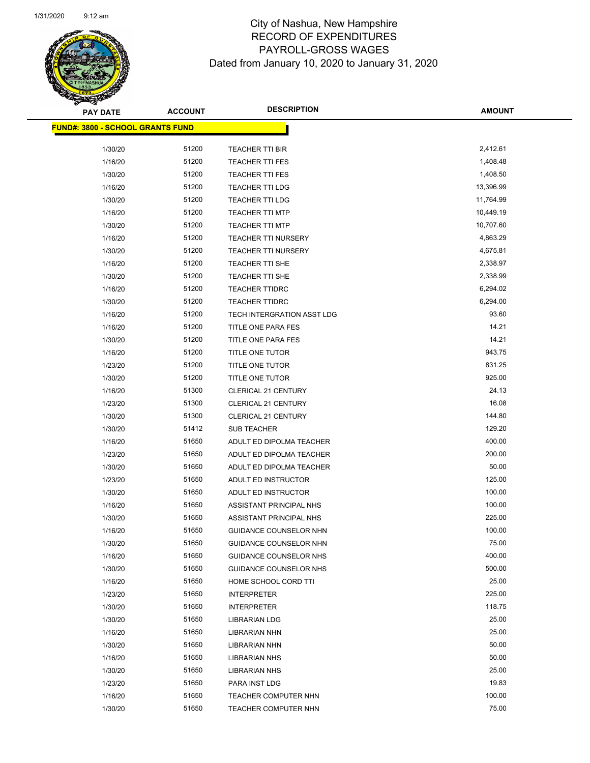# City of Nashua, New Hampshire
## RECORD OF EXPENDITURES
## PAYROLL-GROSS WAGES
### Dated from January 10, 2020 to January 31, 2020

| PAY DATE | ACCOUNT | DESCRIPTION | AMOUNT |
|---|---|---|---|
| **FUND#: 3800 - SCHOOL GRANTS FUND** | | | |
| 1/30/20 | 51200 | TEACHER TTI BIR | 2,412.61 |
| 1/16/20 | 51200 | TEACHER TTI FES | 1,408.48 |
| 1/30/20 | 51200 | TEACHER TTI FES | 1,408.50 |
| 1/16/20 | 51200 | TEACHER TTI LDG | 13,396.99 |
| 1/30/20 | 51200 | TEACHER TTI LDG | 11,764.99 |
| 1/16/20 | 51200 | TEACHER TTI MTP | 10,449.19 |
| 1/30/20 | 51200 | TEACHER TTI MTP | 10,707.60 |
| 1/16/20 | 51200 | TEACHER TTI NURSERY | 4,863.29 |
| 1/30/20 | 51200 | TEACHER TTI NURSERY | 4,675.81 |
| 1/16/20 | 51200 | TEACHER TTI SHE | 2,338.97 |
| 1/30/20 | 51200 | TEACHER TTI SHE | 2,338.99 |
| 1/16/20 | 51200 | TEACHER TTIDRC | 6,294.02 |
| 1/30/20 | 51200 | TEACHER TTIDRC | 6,294.00 |
| 1/16/20 | 51200 | TECH INTERGRATION ASST LDG | 93.60 |
| 1/16/20 | 51200 | TITLE ONE PARA FES | 14.21 |
| 1/30/20 | 51200 | TITLE ONE PARA FES | 14.21 |
| 1/16/20 | 51200 | TITLE ONE TUTOR | 943.75 |
| 1/23/20 | 51200 | TITLE ONE TUTOR | 831.25 |
| 1/30/20 | 51200 | TITLE ONE TUTOR | 925.00 |
| 1/16/20 | 51300 | CLERICAL 21 CENTURY | 24.13 |
| 1/23/20 | 51300 | CLERICAL 21 CENTURY | 16.08 |
| 1/30/20 | 51300 | CLERICAL 21 CENTURY | 144.80 |
| 1/30/20 | 51412 | SUB TEACHER | 129.20 |
| 1/16/20 | 51650 | ADULT ED DIPOLMA TEACHER | 400.00 |
| 1/23/20 | 51650 | ADULT ED DIPOLMA TEACHER | 200.00 |
| 1/30/20 | 51650 | ADULT ED DIPOLMA TEACHER | 50.00 |
| 1/23/20 | 51650 | ADULT ED INSTRUCTOR | 125.00 |
| 1/30/20 | 51650 | ADULT ED INSTRUCTOR | 100.00 |
| 1/16/20 | 51650 | ASSISTANT PRINCIPAL NHS | 100.00 |
| 1/30/20 | 51650 | ASSISTANT PRINCIPAL NHS | 225.00 |
| 1/16/20 | 51650 | GUIDANCE COUNSELOR NHN | 100.00 |
| 1/30/20 | 51650 | GUIDANCE COUNSELOR NHN | 75.00 |
| 1/16/20 | 51650 | GUIDANCE COUNSELOR NHS | 400.00 |
| 1/30/20 | 51650 | GUIDANCE COUNSELOR NHS | 500.00 |
| 1/16/20 | 51650 | HOME SCHOOL CORD TTI | 25.00 |
| 1/23/20 | 51650 | INTERPRETER | 225.00 |
| 1/30/20 | 51650 | INTERPRETER | 118.75 |
| 1/30/20 | 51650 | LIBRARIAN LDG | 25.00 |
| 1/16/20 | 51650 | LIBRARIAN NHN | 25.00 |
| 1/30/20 | 51650 | LIBRARIAN NHN | 50.00 |
| 1/16/20 | 51650 | LIBRARIAN NHS | 50.00 |
| 1/30/20 | 51650 | LIBRARIAN NHS | 25.00 |
| 1/23/20 | 51650 | PARA INST LDG | 19.83 |
| 1/16/20 | 51650 | TEACHER COMPUTER NHN | 100.00 |
| 1/30/20 | 51650 | TEACHER COMPUTER NHN | 75.00 |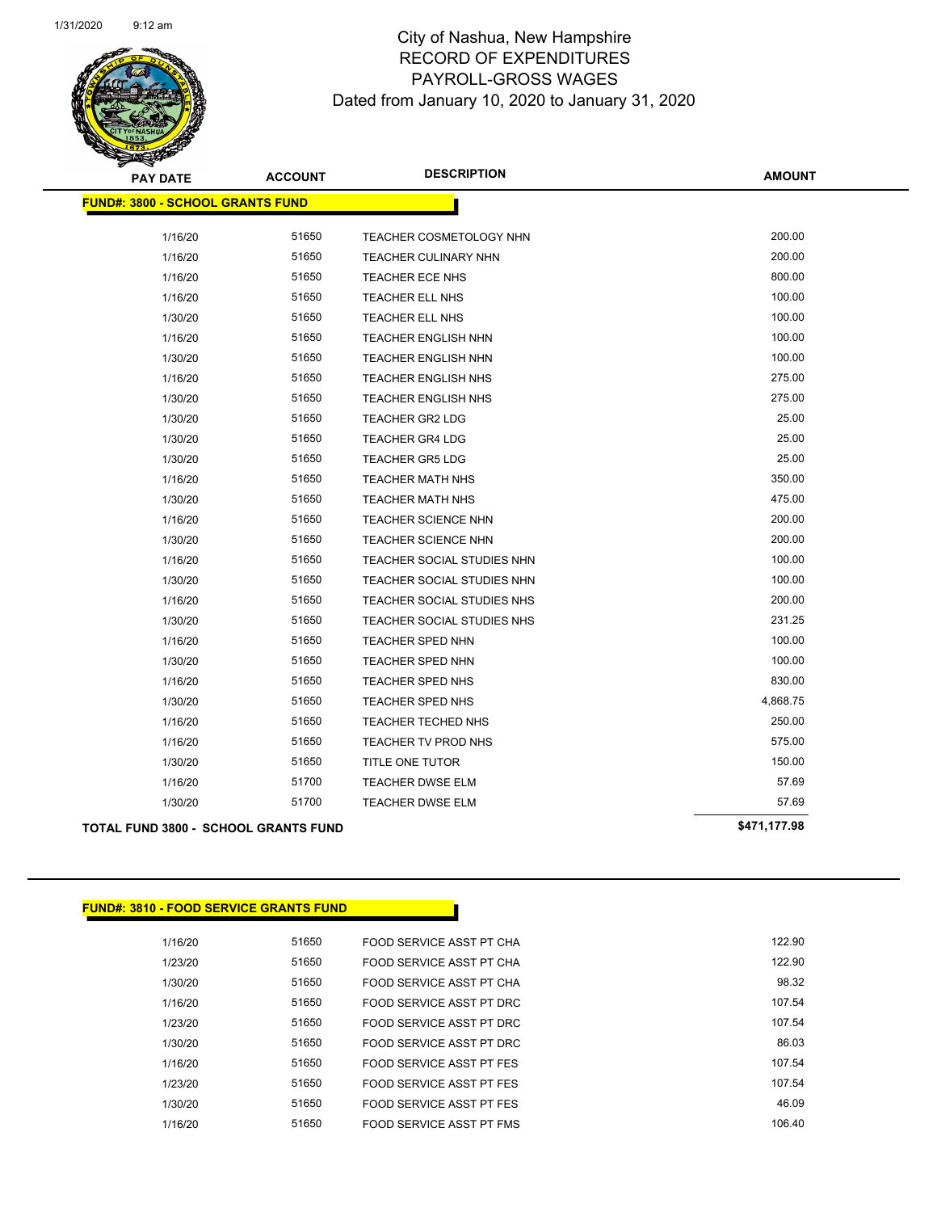# City of Nashua, New Hampshire
# RECORD OF EXPENDITURES
# PAYROLL-GROSS WAGES
## Dated from January 10, 2020 to January 31, 2020

| PAY DATE | ACCOUNT | DESCRIPTION | AMOUNT |
|---|---|---|---|
| **FUND#: 3800 - SCHOOL GRANTS FUND** | | | |
| 1/16/20 | 51650 | TEACHER COSMETOLOGY NHN | 200.00 |
| 1/16/20 | 51650 | TEACHER CULINARY NHN | 200.00 |
| 1/16/20 | 51650 | TEACHER ECE NHS | 800.00 |
| 1/16/20 | 51650 | TEACHER ELL NHS | 100.00 |
| 1/30/20 | 51650 | TEACHER ELL NHS | 100.00 |
| 1/16/20 | 51650 | TEACHER ENGLISH NHN | 100.00 |
| 1/30/20 | 51650 | TEACHER ENGLISH NHN | 100.00 |
| 1/16/20 | 51650 | TEACHER ENGLISH NHS | 275.00 |
| 1/30/20 | 51650 | TEACHER ENGLISH NHS | 275.00 |
| 1/30/20 | 51650 | TEACHER GR2 LDG | 25.00 |
| 1/30/20 | 51650 | TEACHER GR4 LDG | 25.00 |
| 1/30/20 | 51650 | TEACHER GR5 LDG | 25.00 |
| 1/16/20 | 51650 | TEACHER MATH NHS | 350.00 |
| 1/30/20 | 51650 | TEACHER MATH NHS | 475.00 |
| 1/16/20 | 51650 | TEACHER SCIENCE NHN | 200.00 |
| 1/30/20 | 51650 | TEACHER SCIENCE NHN | 200.00 |
| 1/16/20 | 51650 | TEACHER SOCIAL STUDIES NHN | 100.00 |
| 1/30/20 | 51650 | TEACHER SOCIAL STUDIES NHN | 100.00 |
| 1/16/20 | 51650 | TEACHER SOCIAL STUDIES NHS | 200.00 |
| 1/30/20 | 51650 | TEACHER SOCIAL STUDIES NHS | 231.25 |
| 1/16/20 | 51650 | TEACHER SPED NHN | 100.00 |
| 1/30/20 | 51650 | TEACHER SPED NHN | 100.00 |
| 1/16/20 | 51650 | TEACHER SPED NHS | 830.00 |
| 1/30/20 | 51650 | TEACHER SPED NHS | 4,868.75 |
| 1/16/20 | 51650 | TEACHER TECHED NHS | 250.00 |
| 1/16/20 | 51650 | TEACHER TV PROD NHS | 575.00 |
| 1/30/20 | 51650 | TITLE ONE TUTOR | 150.00 |
| 1/16/20 | 51700 | TEACHER DWSE ELM | 57.69 |
| 1/30/20 | 51700 | TEACHER DWSE ELM | 57.69 |
| **TOTAL FUND 3800 - SCHOOL GRANTS FUND** | | | **$471,177.98** |

| PAY DATE | ACCOUNT | DESCRIPTION | AMOUNT |
|---|---|---|---|
| **FUND#: 3810 - FOOD SERVICE GRANTS FUND** | | | |
| 1/16/20 | 51650 | FOOD SERVICE ASST PT CHA | 122.90 |
| 1/23/20 | 51650 | FOOD SERVICE ASST PT CHA | 122.90 |
| 1/30/20 | 51650 | FOOD SERVICE ASST PT CHA | 98.32 |
| 1/16/20 | 51650 | FOOD SERVICE ASST PT DRC | 107.54 |
| 1/23/20 | 51650 | FOOD SERVICE ASST PT DRC | 107.54 |
| 1/30/20 | 51650 | FOOD SERVICE ASST PT DRC | 86.03 |
| 1/16/20 | 51650 | FOOD SERVICE ASST PT FES | 107.54 |
| 1/23/20 | 51650 | FOOD SERVICE ASST PT FES | 107.54 |
| 1/30/20 | 51650 | FOOD SERVICE ASST PT FES | 46.09 |
| 1/16/20 | 51650 | FOOD SERVICE ASST PT FMS | 106.40 |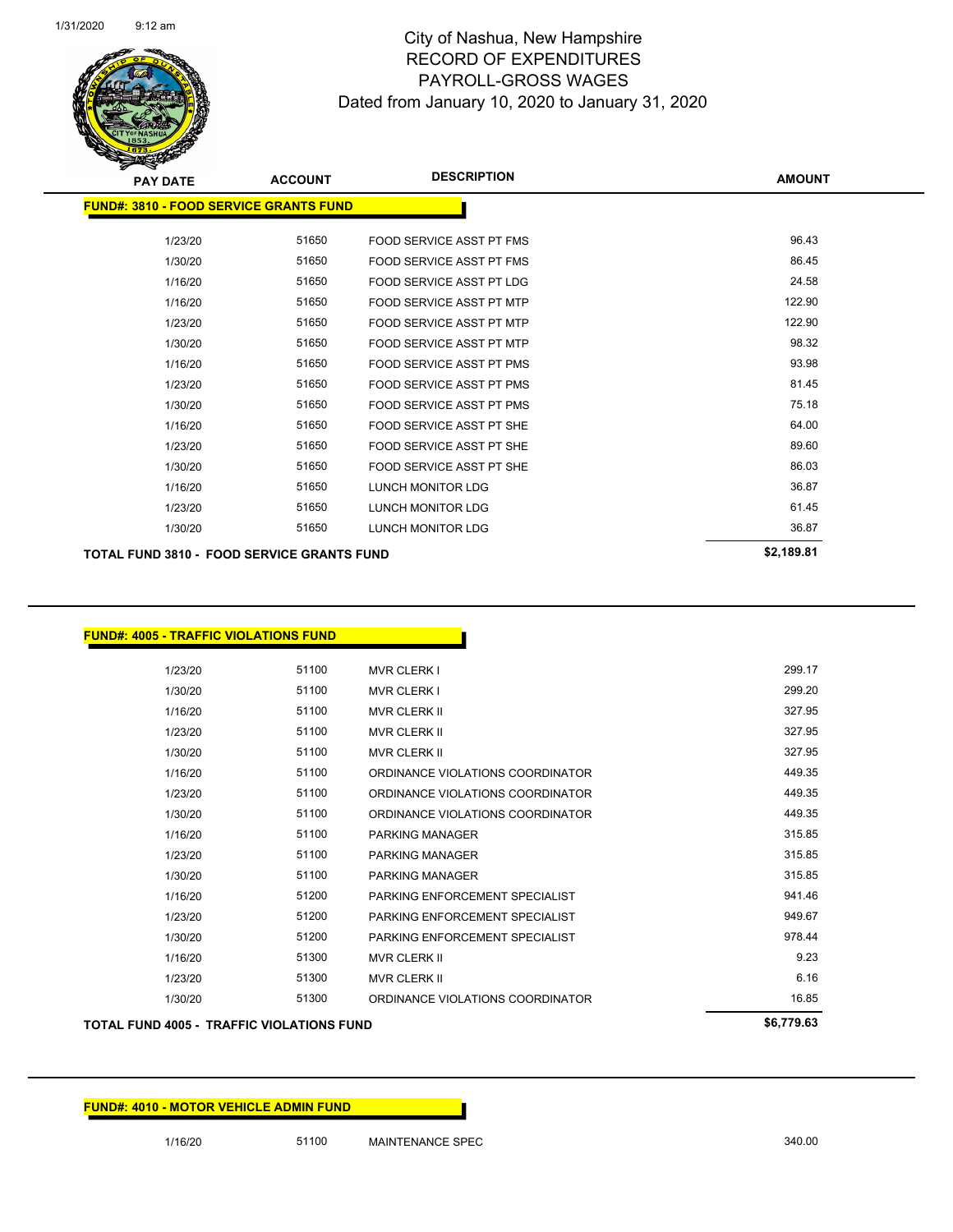# City of Nashua, New Hampshire
## RECORD OF EXPENDITURES
## PAYROLL-GROSS WAGES
## Dated from January 10, 2020 to January 31, 2020

| PAY DATE | ACCOUNT | DESCRIPTION | AMOUNT |
|---|---|---|---|
| **FUND#: 3810 - FOOD SERVICE GRANTS FUND** | | | |
| 1/23/20 | 51650 | FOOD SERVICE ASST PT FMS | 96.43 |
| 1/30/20 | 51650 | FOOD SERVICE ASST PT FMS | 86.45 |
| 1/16/20 | 51650 | FOOD SERVICE ASST PT LDG | 24.58 |
| 1/16/20 | 51650 | FOOD SERVICE ASST PT MTP | 122.90 |
| 1/23/20 | 51650 | FOOD SERVICE ASST PT MTP | 122.90 |
| 1/30/20 | 51650 | FOOD SERVICE ASST PT MTP | 98.32 |
| 1/16/20 | 51650 | FOOD SERVICE ASST PT PMS | 93.98 |
| 1/23/20 | 51650 | FOOD SERVICE ASST PT PMS | 81.45 |
| 1/30/20 | 51650 | FOOD SERVICE ASST PT PMS | 75.18 |
| 1/16/20 | 51650 | FOOD SERVICE ASST PT SHE | 64.00 |
| 1/23/20 | 51650 | FOOD SERVICE ASST PT SHE | 89.60 |
| 1/30/20 | 51650 | FOOD SERVICE ASST PT SHE | 86.03 |
| 1/16/20 | 51650 | LUNCH MONITOR LDG | 36.87 |
| 1/23/20 | 51650 | LUNCH MONITOR LDG | 61.45 |
| 1/30/20 | 51650 | LUNCH MONITOR LDG | 36.87 |
| **TOTAL FUND 3810 - FOOD SERVICE GRANTS FUND** | | | **$2,189.81** |

| PAY DATE | ACCOUNT | DESCRIPTION | AMOUNT |
|---|---|---|---|
| **FUND#: 4005 - TRAFFIC VIOLATIONS FUND** | | | |
| 1/23/20 | 51100 | MVR CLERK I | 299.17 |
| 1/30/20 | 51100 | MVR CLERK I | 299.20 |
| 1/16/20 | 51100 | MVR CLERK II | 327.95 |
| 1/23/20 | 51100 | MVR CLERK II | 327.95 |
| 1/30/20 | 51100 | MVR CLERK II | 327.95 |
| 1/16/20 | 51100 | ORDINANCE VIOLATIONS COORDINATOR | 449.35 |
| 1/23/20 | 51100 | ORDINANCE VIOLATIONS COORDINATOR | 449.35 |
| 1/30/20 | 51100 | ORDINANCE VIOLATIONS COORDINATOR | 449.35 |
| 1/16/20 | 51100 | PARKING MANAGER | 315.85 |
| 1/23/20 | 51100 | PARKING MANAGER | 315.85 |
| 1/30/20 | 51100 | PARKING MANAGER | 315.85 |
| 1/16/20 | 51200 | PARKING ENFORCEMENT SPECIALIST | 941.46 |
| 1/23/20 | 51200 | PARKING ENFORCEMENT SPECIALIST | 949.67 |
| 1/30/20 | 51200 | PARKING ENFORCEMENT SPECIALIST | 978.44 |
| 1/16/20 | 51300 | MVR CLERK II | 9.23 |
| 1/23/20 | 51300 | MVR CLERK II | 6.16 |
| 1/30/20 | 51300 | ORDINANCE VIOLATIONS COORDINATOR | 16.85 |
| **TOTAL FUND 4005 - TRAFFIC VIOLATIONS FUND** | | | **$6,779.63** |

| PAY DATE | ACCOUNT | DESCRIPTION | AMOUNT |
|---|---|---|---|
| **FUND#: 4010 - MOTOR VEHICLE ADMIN FUND** | | | |
| 1/16/20 | 51100 | MAINTENANCE SPEC | 340.00 |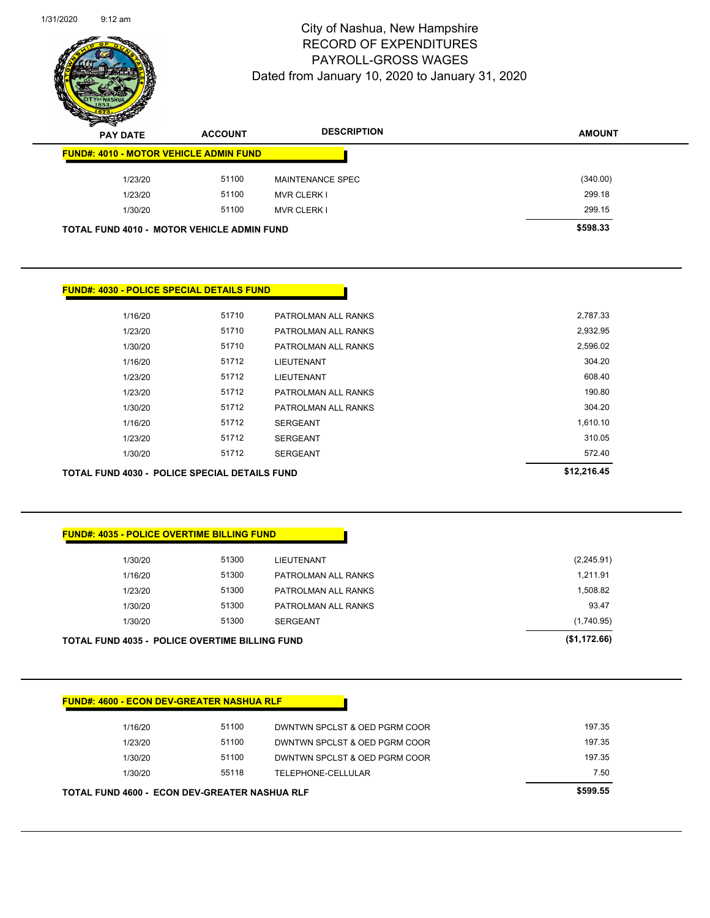# City of Nashua, New Hampshire
## RECORD OF EXPENDITURES
## PAYROLL-GROSS WAGES
### Dated from January 10, 2020 to January 31, 2020

**FUND#: 4010 - MOTOR VEHICLE ADMIN FUND**

| PAY DATE | ACCOUNT | DESCRIPTION | AMOUNT |
|---|---|---|---|
| 1/23/20 | 51100 | MAINTENANCE SPEC | (340.00) |
| 1/23/20 | 51100 | MVR CLERK I | 299.18 |
| 1/30/20 | 51100 | MVR CLERK I | 299.15 |
| **TOTAL FUND 4010 - MOTOR VEHICLE ADMIN FUND** | | | **$598.33** |

**FUND#: 4030 - POLICE SPECIAL DETAILS FUND**

| PAY DATE | ACCOUNT | DESCRIPTION | AMOUNT |
|---|---|---|---|
| 1/16/20 | 51710 | PATROLMAN ALL RANKS | 2,787.33 |
| 1/23/20 | 51710 | PATROLMAN ALL RANKS | 2,932.95 |
| 1/30/20 | 51710 | PATROLMAN ALL RANKS | 2,596.02 |
| 1/16/20 | 51712 | LIEUTENANT | 304.20 |
| 1/23/20 | 51712 | LIEUTENANT | 608.40 |
| 1/23/20 | 51712 | PATROLMAN ALL RANKS | 190.80 |
| 1/30/20 | 51712 | PATROLMAN ALL RANKS | 304.20 |
| 1/16/20 | 51712 | SERGEANT | 1,610.10 |
| 1/23/20 | 51712 | SERGEANT | 310.05 |
| 1/30/20 | 51712 | SERGEANT | 572.40 |
| **TOTAL FUND 4030 - POLICE SPECIAL DETAILS FUND** | | | **$12,216.45** |

**FUND#: 4035 - POLICE OVERTIME BILLING FUND**

| PAY DATE | ACCOUNT | DESCRIPTION | AMOUNT |
|---|---|---|---|
| 1/30/20 | 51300 | LIEUTENANT | (2,245.91) |
| 1/16/20 | 51300 | PATROLMAN ALL RANKS | 1,211.91 |
| 1/23/20 | 51300 | PATROLMAN ALL RANKS | 1,508.82 |
| 1/30/20 | 51300 | PATROLMAN ALL RANKS | 93.47 |
| 1/30/20 | 51300 | SERGEANT | (1,740.95) |
| **TOTAL FUND 4035 - POLICE OVERTIME BILLING FUND** | | | **($1,172.66)** |

**FUND#: 4600 - ECON DEV-GREATER NASHUA RLF**

| PAY DATE | ACCOUNT | DESCRIPTION | AMOUNT |
|---|---|---|---|
| 1/16/20 | 51100 | DWNTWN SPCLST & OED PGRM COOR | 197.35 |
| 1/23/20 | 51100 | DWNTWN SPCLST & OED PGRM COOR | 197.35 |
| 1/30/20 | 51100 | DWNTWN SPCLST & OED PGRM COOR | 197.35 |
| 1/30/20 | 55118 | TELEPHONE-CELLULAR | 7.50 |
| **TOTAL FUND 4600 - ECON DEV-GREATER NASHUA RLF** | | | **$599.55** |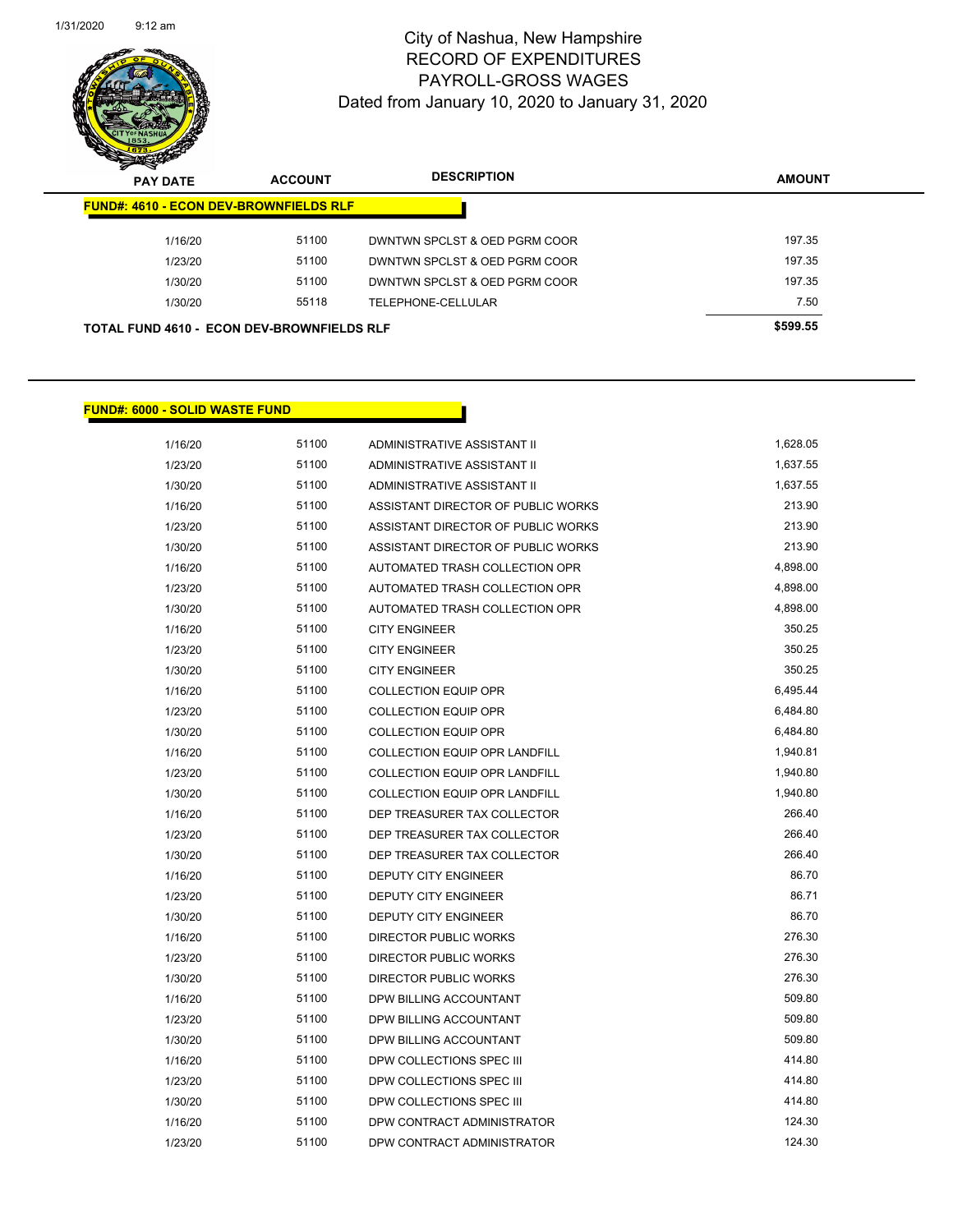# City of Nashua, New Hampshire
## RECORD OF EXPENDITURES
## PAYROLL-GROSS WAGES
## Dated from January 10, 2020 to January 31, 2020

| PAY DATE | ACCOUNT | DESCRIPTION | AMOUNT |
|---|---|---|---|
| **FUND#: 4610 - ECON DEV-BROWNFIELDS RLF** | | | |
| 1/16/20 | 51100 | DWNTWN SPCLST & OED PGRM COOR | 197.35 |
| 1/23/20 | 51100 | DWNTWN SPCLST & OED PGRM COOR | 197.35 |
| 1/30/20 | 51100 | DWNTWN SPCLST & OED PGRM COOR | 197.35 |
| 1/30/20 | 55118 | TELEPHONE-CELLULAR | 7.50 |
| **TOTAL FUND 4610 - ECON DEV-BROWNFIELDS RLF** | | | **$599.55** |

| PAY DATE | ACCOUNT | DESCRIPTION | AMOUNT |
|---|---|---|---|
| **FUND#: 6000 - SOLID WASTE FUND** | | | |
| 1/16/20 | 51100 | ADMINISTRATIVE ASSISTANT II | 1,628.05 |
| 1/23/20 | 51100 | ADMINISTRATIVE ASSISTANT II | 1,637.55 |
| 1/30/20 | 51100 | ADMINISTRATIVE ASSISTANT II | 1,637.55 |
| 1/16/20 | 51100 | ASSISTANT DIRECTOR OF PUBLIC WORKS | 213.90 |
| 1/23/20 | 51100 | ASSISTANT DIRECTOR OF PUBLIC WORKS | 213.90 |
| 1/30/20 | 51100 | ASSISTANT DIRECTOR OF PUBLIC WORKS | 213.90 |
| 1/16/20 | 51100 | AUTOMATED TRASH COLLECTION OPR | 4,898.00 |
| 1/23/20 | 51100 | AUTOMATED TRASH COLLECTION OPR | 4,898.00 |
| 1/30/20 | 51100 | AUTOMATED TRASH COLLECTION OPR | 4,898.00 |
| 1/16/20 | 51100 | CITY ENGINEER | 350.25 |
| 1/23/20 | 51100 | CITY ENGINEER | 350.25 |
| 1/30/20 | 51100 | CITY ENGINEER | 350.25 |
| 1/16/20 | 51100 | COLLECTION EQUIP OPR | 6,495.44 |
| 1/23/20 | 51100 | COLLECTION EQUIP OPR | 6,484.80 |
| 1/30/20 | 51100 | COLLECTION EQUIP OPR | 6,484.80 |
| 1/16/20 | 51100 | COLLECTION EQUIP OPR LANDFILL | 1,940.81 |
| 1/23/20 | 51100 | COLLECTION EQUIP OPR LANDFILL | 1,940.80 |
| 1/30/20 | 51100 | COLLECTION EQUIP OPR LANDFILL | 1,940.80 |
| 1/16/20 | 51100 | DEP TREASURER TAX COLLECTOR | 266.40 |
| 1/23/20 | 51100 | DEP TREASURER TAX COLLECTOR | 266.40 |
| 1/30/20 | 51100 | DEP TREASURER TAX COLLECTOR | 266.40 |
| 1/16/20 | 51100 | DEPUTY CITY ENGINEER | 86.70 |
| 1/23/20 | 51100 | DEPUTY CITY ENGINEER | 86.71 |
| 1/30/20 | 51100 | DEPUTY CITY ENGINEER | 86.70 |
| 1/16/20 | 51100 | DIRECTOR PUBLIC WORKS | 276.30 |
| 1/23/20 | 51100 | DIRECTOR PUBLIC WORKS | 276.30 |
| 1/30/20 | 51100 | DIRECTOR PUBLIC WORKS | 276.30 |
| 1/16/20 | 51100 | DPW BILLING ACCOUNTANT | 509.80 |
| 1/23/20 | 51100 | DPW BILLING ACCOUNTANT | 509.80 |
| 1/30/20 | 51100 | DPW BILLING ACCOUNTANT | 509.80 |
| 1/16/20 | 51100 | DPW COLLECTIONS SPEC III | 414.80 |
| 1/23/20 | 51100 | DPW COLLECTIONS SPEC III | 414.80 |
| 1/30/20 | 51100 | DPW COLLECTIONS SPEC III | 414.80 |
| 1/16/20 | 51100 | DPW CONTRACT ADMINISTRATOR | 124.30 |
| 1/23/20 | 51100 | DPW CONTRACT ADMINISTRATOR | 124.30 |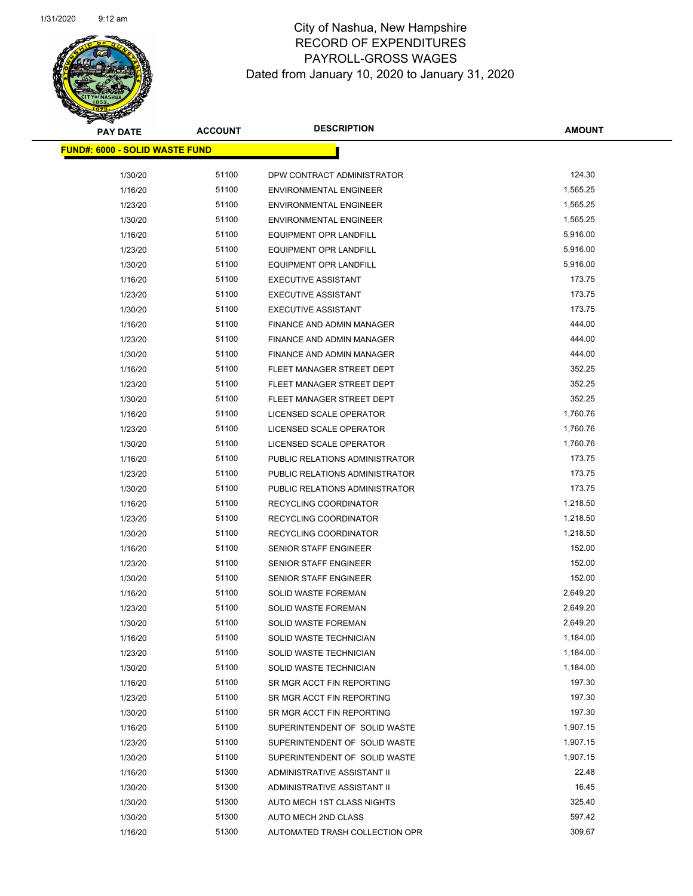# City of Nashua, New Hampshire
## RECORD OF EXPENDITURES
## PAYROLL-GROSS WAGES
## Dated from January 10, 2020 to January 31, 2020

| PAY DATE | ACCOUNT | DESCRIPTION | AMOUNT |
|---|---|---|---|
| **FUND#: 6000 - SOLID WASTE FUND** | | | |
| 1/30/20 | 51100 | DPW CONTRACT ADMINISTRATOR | 124.30 |
| 1/16/20 | 51100 | ENVIRONMENTAL ENGINEER | 1,565.25 |
| 1/23/20 | 51100 | ENVIRONMENTAL ENGINEER | 1,565.25 |
| 1/30/20 | 51100 | ENVIRONMENTAL ENGINEER | 1,565.25 |
| 1/16/20 | 51100 | EQUIPMENT OPR LANDFILL | 5,916.00 |
| 1/23/20 | 51100 | EQUIPMENT OPR LANDFILL | 5,916.00 |
| 1/30/20 | 51100 | EQUIPMENT OPR LANDFILL | 5,916.00 |
| 1/16/20 | 51100 | EXECUTIVE ASSISTANT | 173.75 |
| 1/23/20 | 51100 | EXECUTIVE ASSISTANT | 173.75 |
| 1/30/20 | 51100 | EXECUTIVE ASSISTANT | 173.75 |
| 1/16/20 | 51100 | FINANCE AND ADMIN MANAGER | 444.00 |
| 1/23/20 | 51100 | FINANCE AND ADMIN MANAGER | 444.00 |
| 1/30/20 | 51100 | FINANCE AND ADMIN MANAGER | 444.00 |
| 1/16/20 | 51100 | FLEET MANAGER STREET DEPT | 352.25 |
| 1/23/20 | 51100 | FLEET MANAGER STREET DEPT | 352.25 |
| 1/30/20 | 51100 | FLEET MANAGER STREET DEPT | 352.25 |
| 1/16/20 | 51100 | LICENSED SCALE OPERATOR | 1,760.76 |
| 1/23/20 | 51100 | LICENSED SCALE OPERATOR | 1,760.76 |
| 1/30/20 | 51100 | LICENSED SCALE OPERATOR | 1,760.76 |
| 1/16/20 | 51100 | PUBLIC RELATIONS ADMINISTRATOR | 173.75 |
| 1/23/20 | 51100 | PUBLIC RELATIONS ADMINISTRATOR | 173.75 |
| 1/30/20 | 51100 | PUBLIC RELATIONS ADMINISTRATOR | 173.75 |
| 1/16/20 | 51100 | RECYCLING COORDINATOR | 1,218.50 |
| 1/23/20 | 51100 | RECYCLING COORDINATOR | 1,218.50 |
| 1/30/20 | 51100 | RECYCLING COORDINATOR | 1,218.50 |
| 1/16/20 | 51100 | SENIOR STAFF ENGINEER | 152.00 |
| 1/23/20 | 51100 | SENIOR STAFF ENGINEER | 152.00 |
| 1/30/20 | 51100 | SENIOR STAFF ENGINEER | 152.00 |
| 1/16/20 | 51100 | SOLID WASTE FOREMAN | 2,649.20 |
| 1/23/20 | 51100 | SOLID WASTE FOREMAN | 2,649.20 |
| 1/30/20 | 51100 | SOLID WASTE FOREMAN | 2,649.20 |
| 1/16/20 | 51100 | SOLID WASTE TECHNICIAN | 1,184.00 |
| 1/23/20 | 51100 | SOLID WASTE TECHNICIAN | 1,184.00 |
| 1/30/20 | 51100 | SOLID WASTE TECHNICIAN | 1,184.00 |
| 1/16/20 | 51100 | SR MGR ACCT FIN REPORTING | 197.30 |
| 1/23/20 | 51100 | SR MGR ACCT FIN REPORTING | 197.30 |
| 1/30/20 | 51100 | SR MGR ACCT FIN REPORTING | 197.30 |
| 1/16/20 | 51100 | SUPERINTENDENT OF SOLID WASTE | 1,907.15 |
| 1/23/20 | 51100 | SUPERINTENDENT OF SOLID WASTE | 1,907.15 |
| 1/30/20 | 51100 | SUPERINTENDENT OF SOLID WASTE | 1,907.15 |
| 1/16/20 | 51300 | ADMINISTRATIVE ASSISTANT II | 22.48 |
| 1/30/20 | 51300 | ADMINISTRATIVE ASSISTANT II | 16.45 |
| 1/30/20 | 51300 | AUTO MECH 1ST CLASS NIGHTS | 325.40 |
| 1/30/20 | 51300 | AUTO MECH 2ND CLASS | 597.42 |
| 1/16/20 | 51300 | AUTOMATED TRASH COLLECTION OPR | 309.67 |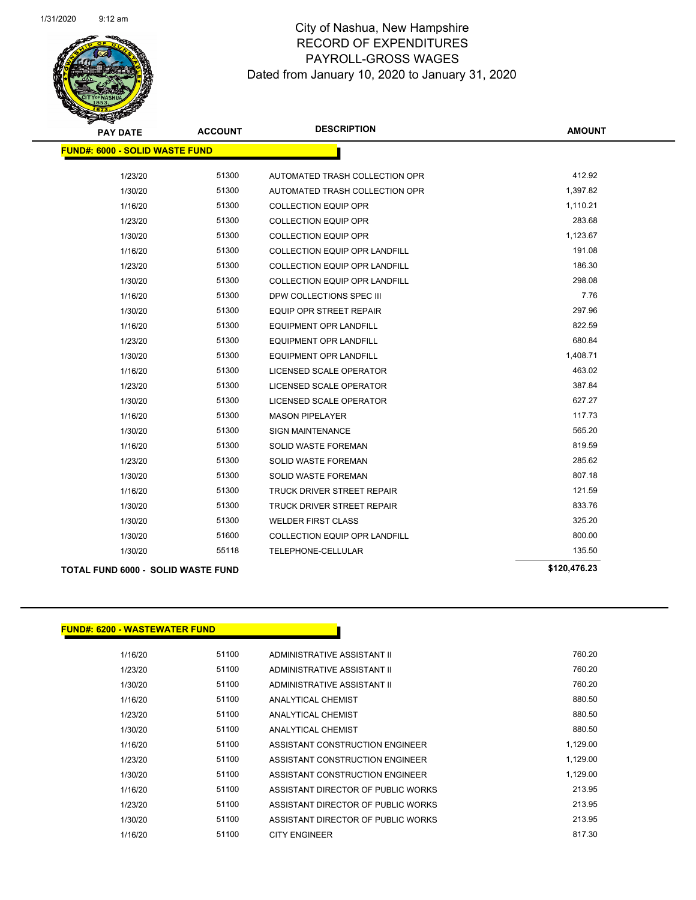# City of Nashua, New Hampshire
## RECORD OF EXPENDITURES
## PAYROLL-GROSS WAGES
### Dated from January 10, 2020 to January 31, 2020

| PAY DATE | ACCOUNT | DESCRIPTION | AMOUNT |
|---|---|---|---|
| **FUND#: 6000 - SOLID WASTE FUND** | | | |
| 1/23/20 | 51300 | AUTOMATED TRASH COLLECTION OPR | 412.92 |
| 1/30/20 | 51300 | AUTOMATED TRASH COLLECTION OPR | 1,397.82 |
| 1/16/20 | 51300 | COLLECTION EQUIP OPR | 1,110.21 |
| 1/23/20 | 51300 | COLLECTION EQUIP OPR | 283.68 |
| 1/30/20 | 51300 | COLLECTION EQUIP OPR | 1,123.67 |
| 1/16/20 | 51300 | COLLECTION EQUIP OPR LANDFILL | 191.08 |
| 1/23/20 | 51300 | COLLECTION EQUIP OPR LANDFILL | 186.30 |
| 1/30/20 | 51300 | COLLECTION EQUIP OPR LANDFILL | 298.08 |
| 1/16/20 | 51300 | DPW COLLECTIONS SPEC III | 7.76 |
| 1/30/20 | 51300 | EQUIP OPR STREET REPAIR | 297.96 |
| 1/16/20 | 51300 | EQUIPMENT OPR LANDFILL | 822.59 |
| 1/23/20 | 51300 | EQUIPMENT OPR LANDFILL | 680.84 |
| 1/30/20 | 51300 | EQUIPMENT OPR LANDFILL | 1,408.71 |
| 1/16/20 | 51300 | LICENSED SCALE OPERATOR | 463.02 |
| 1/23/20 | 51300 | LICENSED SCALE OPERATOR | 387.84 |
| 1/30/20 | 51300 | LICENSED SCALE OPERATOR | 627.27 |
| 1/16/20 | 51300 | MASON PIPELAYER | 117.73 |
| 1/30/20 | 51300 | SIGN MAINTENANCE | 565.20 |
| 1/16/20 | 51300 | SOLID WASTE FOREMAN | 819.59 |
| 1/23/20 | 51300 | SOLID WASTE FOREMAN | 285.62 |
| 1/30/20 | 51300 | SOLID WASTE FOREMAN | 807.18 |
| 1/16/20 | 51300 | TRUCK DRIVER STREET REPAIR | 121.59 |
| 1/30/20 | 51300 | TRUCK DRIVER STREET REPAIR | 833.76 |
| 1/30/20 | 51300 | WELDER FIRST CLASS | 325.20 |
| 1/30/20 | 51600 | COLLECTION EQUIP OPR LANDFILL | 800.00 |
| 1/30/20 | 55118 | TELEPHONE-CELLULAR | 135.50 |
| **TOTAL FUND 6000 - SOLID WASTE FUND** | | | **$120,476.23** |

| PAY DATE | ACCOUNT | DESCRIPTION | AMOUNT |
|---|---|---|---|
| **FUND#: 6200 - WASTEWATER FUND** | | | |
| 1/16/20 | 51100 | ADMINISTRATIVE ASSISTANT II | 760.20 |
| 1/23/20 | 51100 | ADMINISTRATIVE ASSISTANT II | 760.20 |
| 1/30/20 | 51100 | ADMINISTRATIVE ASSISTANT II | 760.20 |
| 1/16/20 | 51100 | ANALYTICAL CHEMIST | 880.50 |
| 1/23/20 | 51100 | ANALYTICAL CHEMIST | 880.50 |
| 1/30/20 | 51100 | ANALYTICAL CHEMIST | 880.50 |
| 1/16/20 | 51100 | ASSISTANT CONSTRUCTION ENGINEER | 1,129.00 |
| 1/23/20 | 51100 | ASSISTANT CONSTRUCTION ENGINEER | 1,129.00 |
| 1/30/20 | 51100 | ASSISTANT CONSTRUCTION ENGINEER | 1,129.00 |
| 1/16/20 | 51100 | ASSISTANT DIRECTOR OF PUBLIC WORKS | 213.95 |
| 1/23/20 | 51100 | ASSISTANT DIRECTOR OF PUBLIC WORKS | 213.95 |
| 1/30/20 | 51100 | ASSISTANT DIRECTOR OF PUBLIC WORKS | 213.95 |
| 1/16/20 | 51100 | CITY ENGINEER | 817.30 |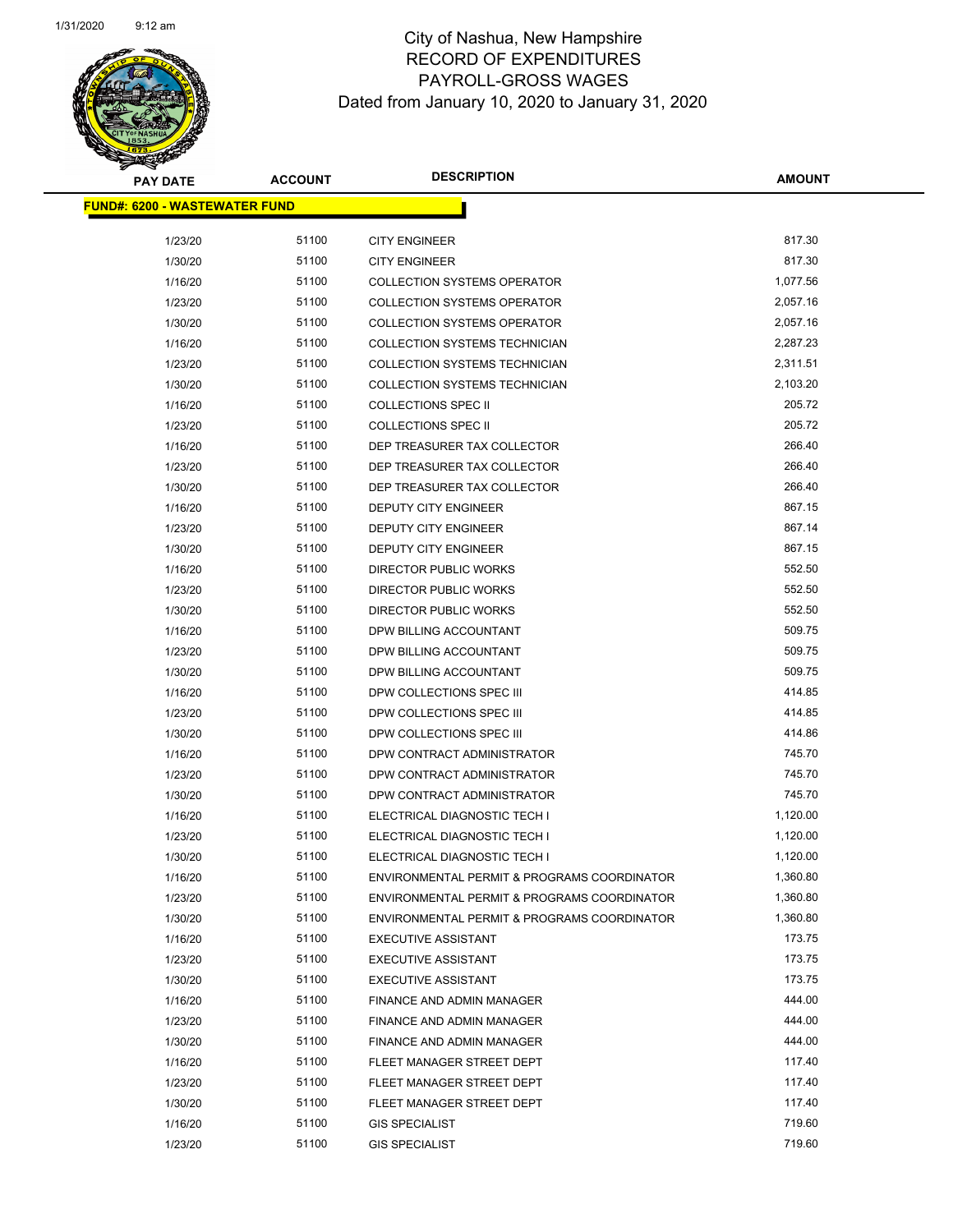# City of Nashua, New Hampshire
## RECORD OF EXPENDITURES
## PAYROLL-GROSS WAGES
## Dated from January 10, 2020 to January 31, 2020

**FUND#: 6200 - WASTEWATER FUND**

| PAY DATE | ACCOUNT | DESCRIPTION | AMOUNT |
|---|---|---|---|
| 1/23/20 | 51100 | CITY ENGINEER | 817.30 |
| 1/30/20 | 51100 | CITY ENGINEER | 817.30 |
| 1/16/20 | 51100 | COLLECTION SYSTEMS OPERATOR | 1,077.56 |
| 1/23/20 | 51100 | COLLECTION SYSTEMS OPERATOR | 2,057.16 |
| 1/30/20 | 51100 | COLLECTION SYSTEMS OPERATOR | 2,057.16 |
| 1/16/20 | 51100 | COLLECTION SYSTEMS TECHNICIAN | 2,287.23 |
| 1/23/20 | 51100 | COLLECTION SYSTEMS TECHNICIAN | 2,311.51 |
| 1/30/20 | 51100 | COLLECTION SYSTEMS TECHNICIAN | 2,103.20 |
| 1/16/20 | 51100 | COLLECTIONS SPEC II | 205.72 |
| 1/23/20 | 51100 | COLLECTIONS SPEC II | 205.72 |
| 1/16/20 | 51100 | DEP TREASURER TAX COLLECTOR | 266.40 |
| 1/23/20 | 51100 | DEP TREASURER TAX COLLECTOR | 266.40 |
| 1/30/20 | 51100 | DEP TREASURER TAX COLLECTOR | 266.40 |
| 1/16/20 | 51100 | DEPUTY CITY ENGINEER | 867.15 |
| 1/23/20 | 51100 | DEPUTY CITY ENGINEER | 867.14 |
| 1/30/20 | 51100 | DEPUTY CITY ENGINEER | 867.15 |
| 1/16/20 | 51100 | DIRECTOR PUBLIC WORKS | 552.50 |
| 1/23/20 | 51100 | DIRECTOR PUBLIC WORKS | 552.50 |
| 1/30/20 | 51100 | DIRECTOR PUBLIC WORKS | 552.50 |
| 1/16/20 | 51100 | DPW BILLING ACCOUNTANT | 509.75 |
| 1/23/20 | 51100 | DPW BILLING ACCOUNTANT | 509.75 |
| 1/30/20 | 51100 | DPW BILLING ACCOUNTANT | 509.75 |
| 1/16/20 | 51100 | DPW COLLECTIONS SPEC III | 414.85 |
| 1/23/20 | 51100 | DPW COLLECTIONS SPEC III | 414.85 |
| 1/30/20 | 51100 | DPW COLLECTIONS SPEC III | 414.86 |
| 1/16/20 | 51100 | DPW CONTRACT ADMINISTRATOR | 745.70 |
| 1/23/20 | 51100 | DPW CONTRACT ADMINISTRATOR | 745.70 |
| 1/30/20 | 51100 | DPW CONTRACT ADMINISTRATOR | 745.70 |
| 1/16/20 | 51100 | ELECTRICAL DIAGNOSTIC TECH I | 1,120.00 |
| 1/23/20 | 51100 | ELECTRICAL DIAGNOSTIC TECH I | 1,120.00 |
| 1/30/20 | 51100 | ELECTRICAL DIAGNOSTIC TECH I | 1,120.00 |
| 1/16/20 | 51100 | ENVIRONMENTAL PERMIT & PROGRAMS COORDINATOR | 1,360.80 |
| 1/23/20 | 51100 | ENVIRONMENTAL PERMIT & PROGRAMS COORDINATOR | 1,360.80 |
| 1/30/20 | 51100 | ENVIRONMENTAL PERMIT & PROGRAMS COORDINATOR | 1,360.80 |
| 1/16/20 | 51100 | EXECUTIVE ASSISTANT | 173.75 |
| 1/23/20 | 51100 | EXECUTIVE ASSISTANT | 173.75 |
| 1/30/20 | 51100 | EXECUTIVE ASSISTANT | 173.75 |
| 1/16/20 | 51100 | FINANCE AND ADMIN MANAGER | 444.00 |
| 1/23/20 | 51100 | FINANCE AND ADMIN MANAGER | 444.00 |
| 1/30/20 | 51100 | FINANCE AND ADMIN MANAGER | 444.00 |
| 1/16/20 | 51100 | FLEET MANAGER STREET DEPT | 117.40 |
| 1/23/20 | 51100 | FLEET MANAGER STREET DEPT | 117.40 |
| 1/30/20 | 51100 | FLEET MANAGER STREET DEPT | 117.40 |
| 1/16/20 | 51100 | GIS SPECIALIST | 719.60 |
| 1/23/20 | 51100 | GIS SPECIALIST | 719.60 |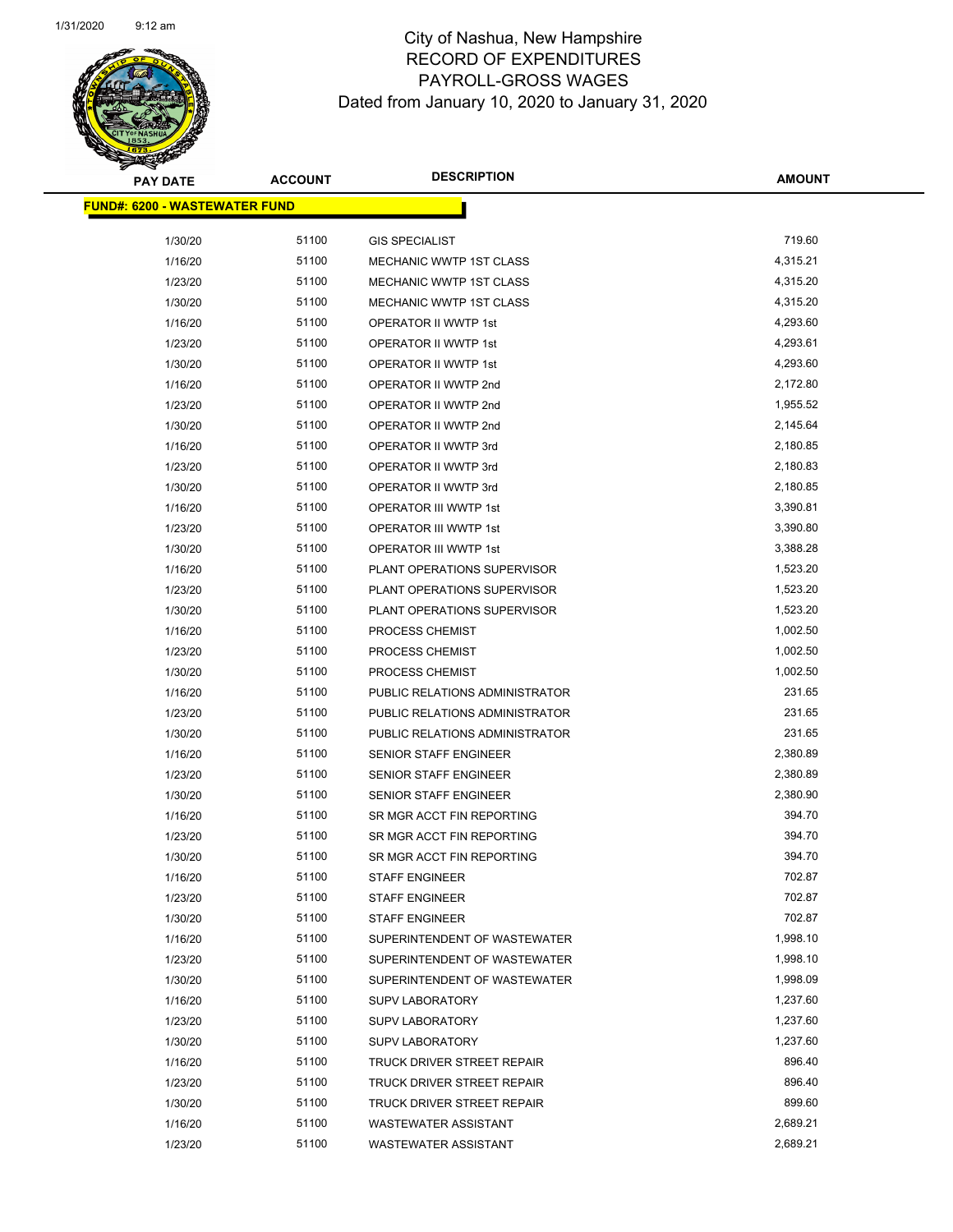# City of Nashua, New Hampshire
## RECORD OF EXPENDITURES
## PAYROLL-GROSS WAGES
## Dated from January 10, 2020 to January 31, 2020

| PAY DATE | ACCOUNT | DESCRIPTION | AMOUNT |
|---|---|---|---|
| **FUND#: 6200 - WASTEWATER FUND** | | | |
| 1/30/20 | 51100 | GIS SPECIALIST | 719.60 |
| 1/16/20 | 51100 | MECHANIC WWTP 1ST CLASS | 4,315.21 |
| 1/23/20 | 51100 | MECHANIC WWTP 1ST CLASS | 4,315.20 |
| 1/30/20 | 51100 | MECHANIC WWTP 1ST CLASS | 4,315.20 |
| 1/16/20 | 51100 | OPERATOR II WWTP 1st | 4,293.60 |
| 1/23/20 | 51100 | OPERATOR II WWTP 1st | 4,293.61 |
| 1/30/20 | 51100 | OPERATOR II WWTP 1st | 4,293.60 |
| 1/16/20 | 51100 | OPERATOR II WWTP 2nd | 2,172.80 |
| 1/23/20 | 51100 | OPERATOR II WWTP 2nd | 1,955.52 |
| 1/30/20 | 51100 | OPERATOR II WWTP 2nd | 2,145.64 |
| 1/16/20 | 51100 | OPERATOR II WWTP 3rd | 2,180.85 |
| 1/23/20 | 51100 | OPERATOR II WWTP 3rd | 2,180.83 |
| 1/30/20 | 51100 | OPERATOR II WWTP 3rd | 2,180.85 |
| 1/16/20 | 51100 | OPERATOR III WWTP 1st | 3,390.81 |
| 1/23/20 | 51100 | OPERATOR III WWTP 1st | 3,390.80 |
| 1/30/20 | 51100 | OPERATOR III WWTP 1st | 3,388.28 |
| 1/16/20 | 51100 | PLANT OPERATIONS SUPERVISOR | 1,523.20 |
| 1/23/20 | 51100 | PLANT OPERATIONS SUPERVISOR | 1,523.20 |
| 1/30/20 | 51100 | PLANT OPERATIONS SUPERVISOR | 1,523.20 |
| 1/16/20 | 51100 | PROCESS CHEMIST | 1,002.50 |
| 1/23/20 | 51100 | PROCESS CHEMIST | 1,002.50 |
| 1/30/20 | 51100 | PROCESS CHEMIST | 1,002.50 |
| 1/16/20 | 51100 | PUBLIC RELATIONS ADMINISTRATOR | 231.65 |
| 1/23/20 | 51100 | PUBLIC RELATIONS ADMINISTRATOR | 231.65 |
| 1/30/20 | 51100 | PUBLIC RELATIONS ADMINISTRATOR | 231.65 |
| 1/16/20 | 51100 | SENIOR STAFF ENGINEER | 2,380.89 |
| 1/23/20 | 51100 | SENIOR STAFF ENGINEER | 2,380.89 |
| 1/30/20 | 51100 | SENIOR STAFF ENGINEER | 2,380.90 |
| 1/16/20 | 51100 | SR MGR ACCT FIN REPORTING | 394.70 |
| 1/23/20 | 51100 | SR MGR ACCT FIN REPORTING | 394.70 |
| 1/30/20 | 51100 | SR MGR ACCT FIN REPORTING | 394.70 |
| 1/16/20 | 51100 | STAFF ENGINEER | 702.87 |
| 1/23/20 | 51100 | STAFF ENGINEER | 702.87 |
| 1/30/20 | 51100 | STAFF ENGINEER | 702.87 |
| 1/16/20 | 51100 | SUPERINTENDENT OF WASTEWATER | 1,998.10 |
| 1/23/20 | 51100 | SUPERINTENDENT OF WASTEWATER | 1,998.10 |
| 1/30/20 | 51100 | SUPERINTENDENT OF WASTEWATER | 1,998.09 |
| 1/16/20 | 51100 | SUPV LABORATORY | 1,237.60 |
| 1/23/20 | 51100 | SUPV LABORATORY | 1,237.60 |
| 1/30/20 | 51100 | SUPV LABORATORY | 1,237.60 |
| 1/16/20 | 51100 | TRUCK DRIVER STREET REPAIR | 896.40 |
| 1/23/20 | 51100 | TRUCK DRIVER STREET REPAIR | 896.40 |
| 1/30/20 | 51100 | TRUCK DRIVER STREET REPAIR | 899.60 |
| 1/16/20 | 51100 | WASTEWATER ASSISTANT | 2,689.21 |
| 1/23/20 | 51100 | WASTEWATER ASSISTANT | 2,689.21 |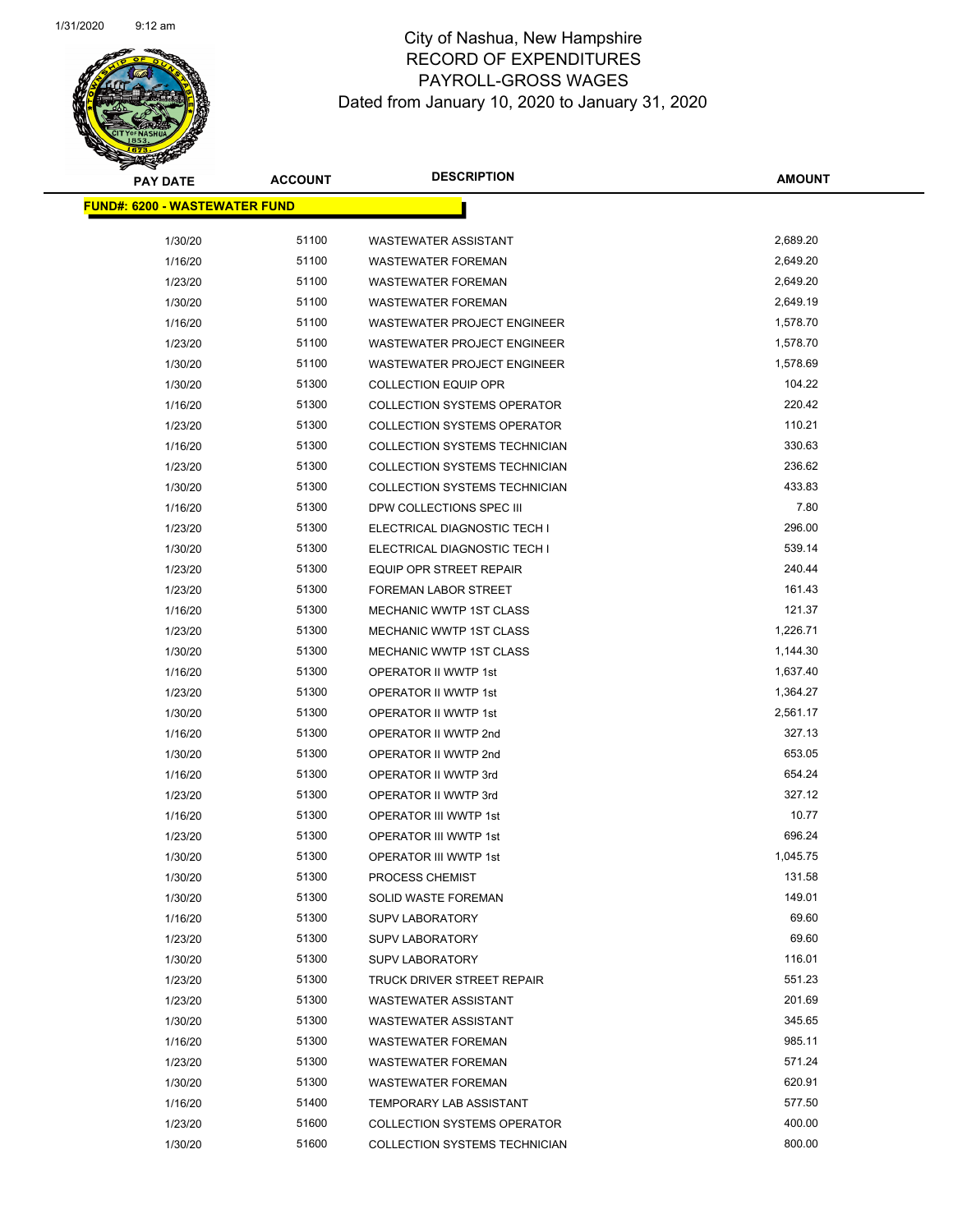# City of Nashua, New Hampshire
## RECORD OF EXPENDITURES
## PAYROLL-GROSS WAGES
## Dated from January 10, 2020 to January 31, 2020

**FUND#: 6200 - WASTEWATER FUND**

| PAY DATE | ACCOUNT | DESCRIPTION | AMOUNT |
|---|---|---|---|
| 1/30/20 | 51100 | WASTEWATER ASSISTANT | 2,689.20 |
| 1/16/20 | 51100 | WASTEWATER FOREMAN | 2,649.20 |
| 1/23/20 | 51100 | WASTEWATER FOREMAN | 2,649.20 |
| 1/30/20 | 51100 | WASTEWATER FOREMAN | 2,649.19 |
| 1/16/20 | 51100 | WASTEWATER PROJECT ENGINEER | 1,578.70 |
| 1/23/20 | 51100 | WASTEWATER PROJECT ENGINEER | 1,578.70 |
| 1/30/20 | 51100 | WASTEWATER PROJECT ENGINEER | 1,578.69 |
| 1/30/20 | 51300 | COLLECTION EQUIP OPR | 104.22 |
| 1/16/20 | 51300 | COLLECTION SYSTEMS OPERATOR | 220.42 |
| 1/23/20 | 51300 | COLLECTION SYSTEMS OPERATOR | 110.21 |
| 1/16/20 | 51300 | COLLECTION SYSTEMS TECHNICIAN | 330.63 |
| 1/23/20 | 51300 | COLLECTION SYSTEMS TECHNICIAN | 236.62 |
| 1/30/20 | 51300 | COLLECTION SYSTEMS TECHNICIAN | 433.83 |
| 1/16/20 | 51300 | DPW COLLECTIONS SPEC III | 7.80 |
| 1/23/20 | 51300 | ELECTRICAL DIAGNOSTIC TECH I | 296.00 |
| 1/30/20 | 51300 | ELECTRICAL DIAGNOSTIC TECH I | 539.14 |
| 1/23/20 | 51300 | EQUIP OPR STREET REPAIR | 240.44 |
| 1/23/20 | 51300 | FOREMAN LABOR STREET | 161.43 |
| 1/16/20 | 51300 | MECHANIC WWTP 1ST CLASS | 121.37 |
| 1/23/20 | 51300 | MECHANIC WWTP 1ST CLASS | 1,226.71 |
| 1/30/20 | 51300 | MECHANIC WWTP 1ST CLASS | 1,144.30 |
| 1/16/20 | 51300 | OPERATOR II WWTP 1st | 1,637.40 |
| 1/23/20 | 51300 | OPERATOR II WWTP 1st | 1,364.27 |
| 1/30/20 | 51300 | OPERATOR II WWTP 1st | 2,561.17 |
| 1/16/20 | 51300 | OPERATOR II WWTP 2nd | 327.13 |
| 1/30/20 | 51300 | OPERATOR II WWTP 2nd | 653.05 |
| 1/16/20 | 51300 | OPERATOR II WWTP 3rd | 654.24 |
| 1/23/20 | 51300 | OPERATOR II WWTP 3rd | 327.12 |
| 1/16/20 | 51300 | OPERATOR III WWTP 1st | 10.77 |
| 1/23/20 | 51300 | OPERATOR III WWTP 1st | 696.24 |
| 1/30/20 | 51300 | OPERATOR III WWTP 1st | 1,045.75 |
| 1/30/20 | 51300 | PROCESS CHEMIST | 131.58 |
| 1/30/20 | 51300 | SOLID WASTE FOREMAN | 149.01 |
| 1/16/20 | 51300 | SUPV LABORATORY | 69.60 |
| 1/23/20 | 51300 | SUPV LABORATORY | 69.60 |
| 1/30/20 | 51300 | SUPV LABORATORY | 116.01 |
| 1/23/20 | 51300 | TRUCK DRIVER STREET REPAIR | 551.23 |
| 1/23/20 | 51300 | WASTEWATER ASSISTANT | 201.69 |
| 1/30/20 | 51300 | WASTEWATER ASSISTANT | 345.65 |
| 1/16/20 | 51300 | WASTEWATER FOREMAN | 985.11 |
| 1/23/20 | 51300 | WASTEWATER FOREMAN | 571.24 |
| 1/30/20 | 51300 | WASTEWATER FOREMAN | 620.91 |
| 1/16/20 | 51400 | TEMPORARY LAB ASSISTANT | 577.50 |
| 1/23/20 | 51600 | COLLECTION SYSTEMS OPERATOR | 400.00 |
| 1/30/20 | 51600 | COLLECTION SYSTEMS TECHNICIAN | 800.00 |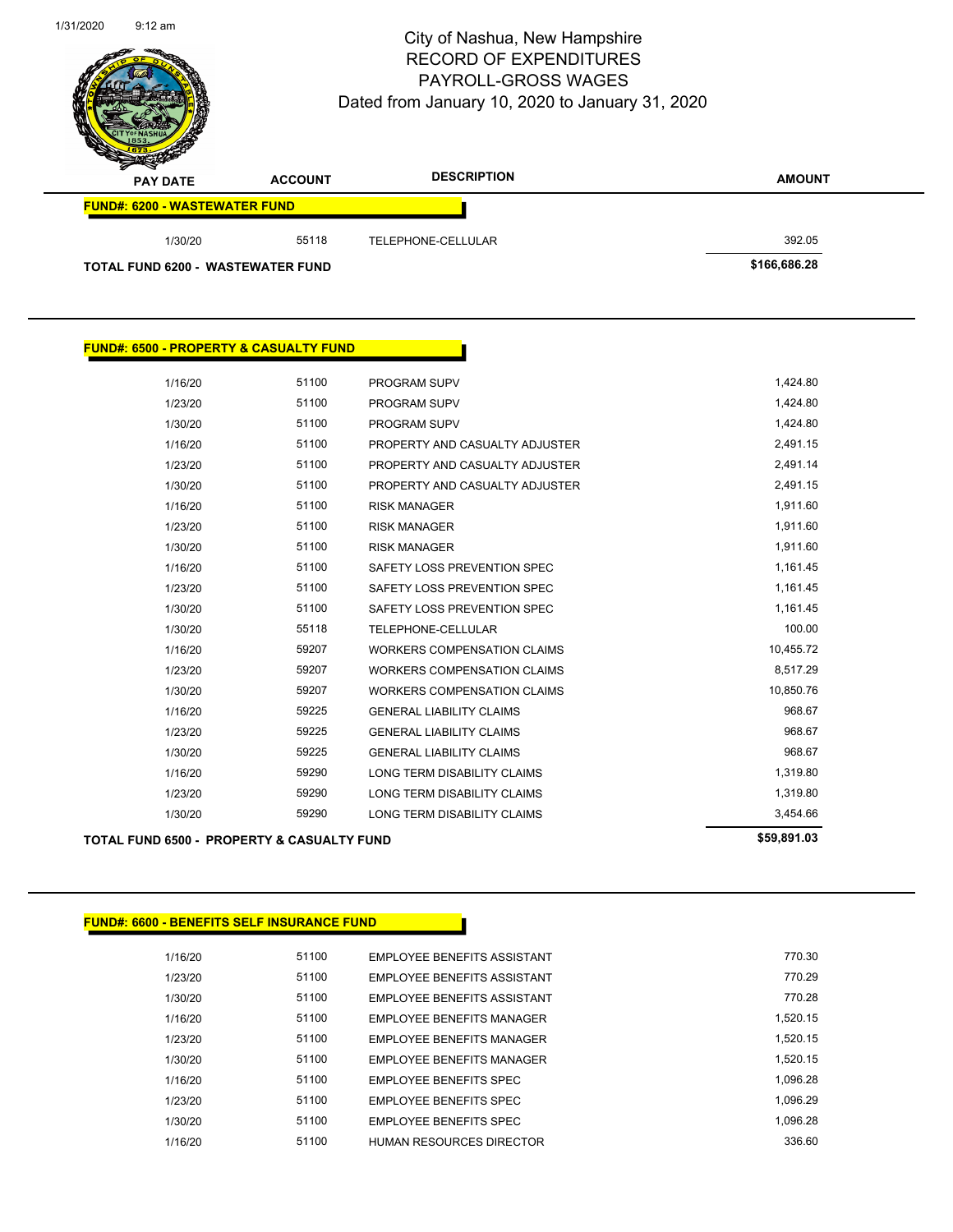# City of Nashua, New Hampshire
## RECORD OF EXPENDITURES
## PAYROLL-GROSS WAGES
Dated from January 10, 2020 to January 31, 2020

| PAY DATE | ACCOUNT | DESCRIPTION | AMOUNT |
|---|---|---|---|
| **FUND#: 6200 - WASTEWATER FUND** | | | |
| 1/30/20 | 55118 | TELEPHONE-CELLULAR | 392.05 |
| **TOTAL FUND 6200 - WASTEWATER FUND** | | | **$166,686.28** |

**FUND#: 6500 - PROPERTY & CASUALTY FUND**

| PAY DATE | ACCOUNT | DESCRIPTION | AMOUNT |
|---|---|---|---|
| 1/16/20 | 51100 | PROGRAM SUPV | 1,424.80 |
| 1/23/20 | 51100 | PROGRAM SUPV | 1,424.80 |
| 1/30/20 | 51100 | PROGRAM SUPV | 1,424.80 |
| 1/16/20 | 51100 | PROPERTY AND CASUALTY ADJUSTER | 2,491.15 |
| 1/23/20 | 51100 | PROPERTY AND CASUALTY ADJUSTER | 2,491.14 |
| 1/30/20 | 51100 | PROPERTY AND CASUALTY ADJUSTER | 2,491.15 |
| 1/16/20 | 51100 | RISK MANAGER | 1,911.60 |
| 1/23/20 | 51100 | RISK MANAGER | 1,911.60 |
| 1/30/20 | 51100 | RISK MANAGER | 1,911.60 |
| 1/16/20 | 51100 | SAFETY LOSS PREVENTION SPEC | 1,161.45 |
| 1/23/20 | 51100 | SAFETY LOSS PREVENTION SPEC | 1,161.45 |
| 1/30/20 | 51100 | SAFETY LOSS PREVENTION SPEC | 1,161.45 |
| 1/30/20 | 55118 | TELEPHONE-CELLULAR | 100.00 |
| 1/16/20 | 59207 | WORKERS COMPENSATION CLAIMS | 10,455.72 |
| 1/23/20 | 59207 | WORKERS COMPENSATION CLAIMS | 8,517.29 |
| 1/30/20 | 59207 | WORKERS COMPENSATION CLAIMS | 10,850.76 |
| 1/16/20 | 59225 | GENERAL LIABILITY CLAIMS | 968.67 |
| 1/23/20 | 59225 | GENERAL LIABILITY CLAIMS | 968.67 |
| 1/30/20 | 59225 | GENERAL LIABILITY CLAIMS | 968.67 |
| 1/16/20 | 59290 | LONG TERM DISABILITY CLAIMS | 1,319.80 |
| 1/23/20 | 59290 | LONG TERM DISABILITY CLAIMS | 1,319.80 |
| 1/30/20 | 59290 | LONG TERM DISABILITY CLAIMS | 3,454.66 |
| **TOTAL FUND 6500 - PROPERTY & CASUALTY FUND** | | | **$59,891.03** |

**FUND#: 6600 - BENEFITS SELF INSURANCE FUND**

| PAY DATE | ACCOUNT | DESCRIPTION | AMOUNT |
|---|---|---|---|
| 1/16/20 | 51100 | EMPLOYEE BENEFITS ASSISTANT | 770.30 |
| 1/23/20 | 51100 | EMPLOYEE BENEFITS ASSISTANT | 770.29 |
| 1/30/20 | 51100 | EMPLOYEE BENEFITS ASSISTANT | 770.28 |
| 1/16/20 | 51100 | EMPLOYEE BENEFITS MANAGER | 1,520.15 |
| 1/23/20 | 51100 | EMPLOYEE BENEFITS MANAGER | 1,520.15 |
| 1/30/20 | 51100 | EMPLOYEE BENEFITS MANAGER | 1,520.15 |
| 1/16/20 | 51100 | EMPLOYEE BENEFITS SPEC | 1,096.28 |
| 1/23/20 | 51100 | EMPLOYEE BENEFITS SPEC | 1,096.29 |
| 1/30/20 | 51100 | EMPLOYEE BENEFITS SPEC | 1,096.28 |
| 1/16/20 | 51100 | HUMAN RESOURCES DIRECTOR | 336.60 |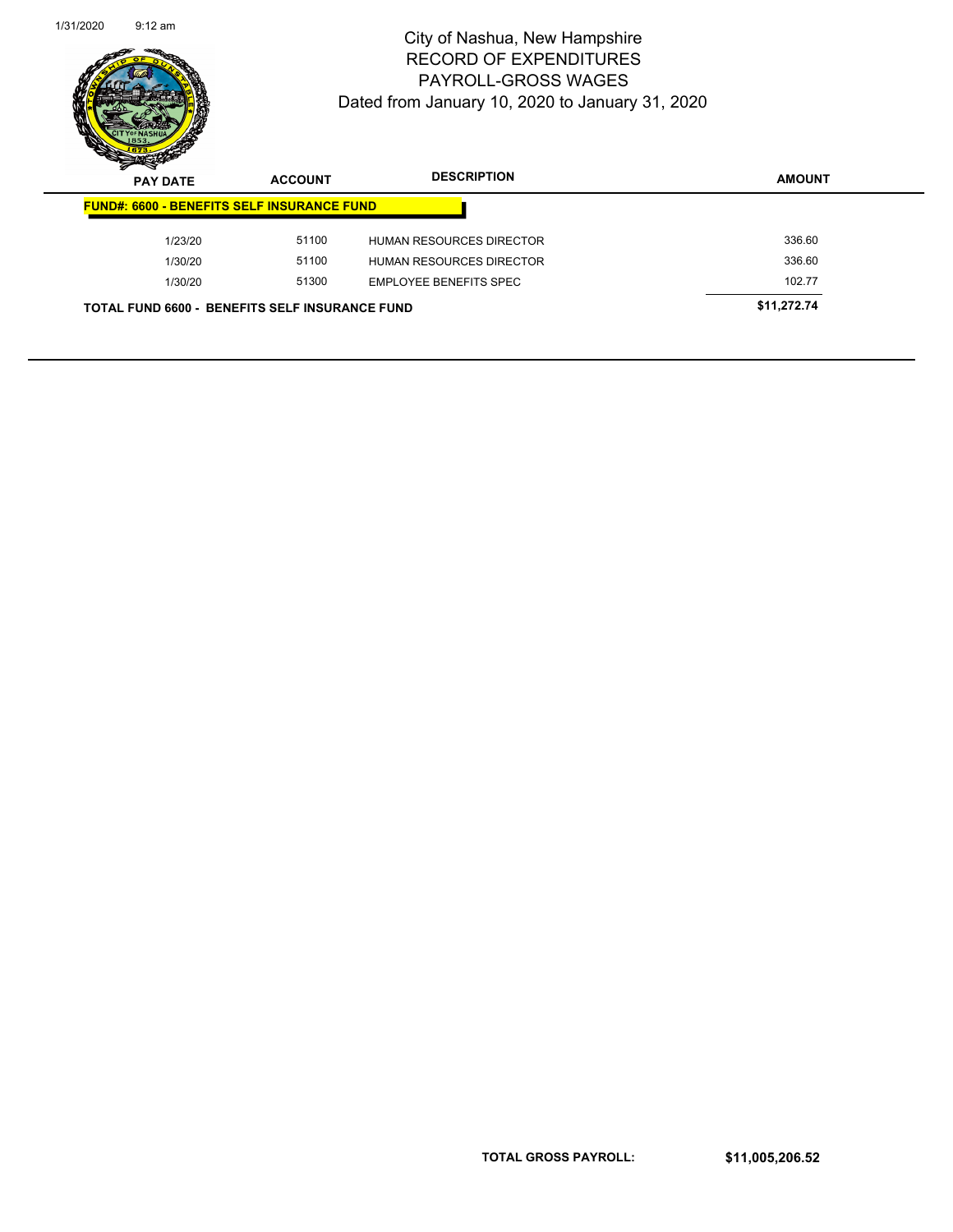# City of Nashua, New Hampshire
## RECORD OF EXPENDITURES
## PAYROLL-GROSS WAGES
### Dated from January 10, 2020 to January 31, 2020

| PAY DATE | ACCOUNT | DESCRIPTION | AMOUNT |
|---|---|---|---|
| **FUND#: 6600 - BENEFITS SELF INSURANCE FUND** | | | |
| 1/23/20 | 51100 | HUMAN RESOURCES DIRECTOR | 336.60 |
| 1/30/20 | 51100 | HUMAN RESOURCES DIRECTOR | 336.60 |
| 1/30/20 | 51300 | EMPLOYEE BENEFITS SPEC | 102.77 |
| **TOTAL FUND 6600 - BENEFITS SELF INSURANCE FUND** | | | **$11,272.74** |

**TOTAL GROSS PAYROLL:** **$11,005,206.52**